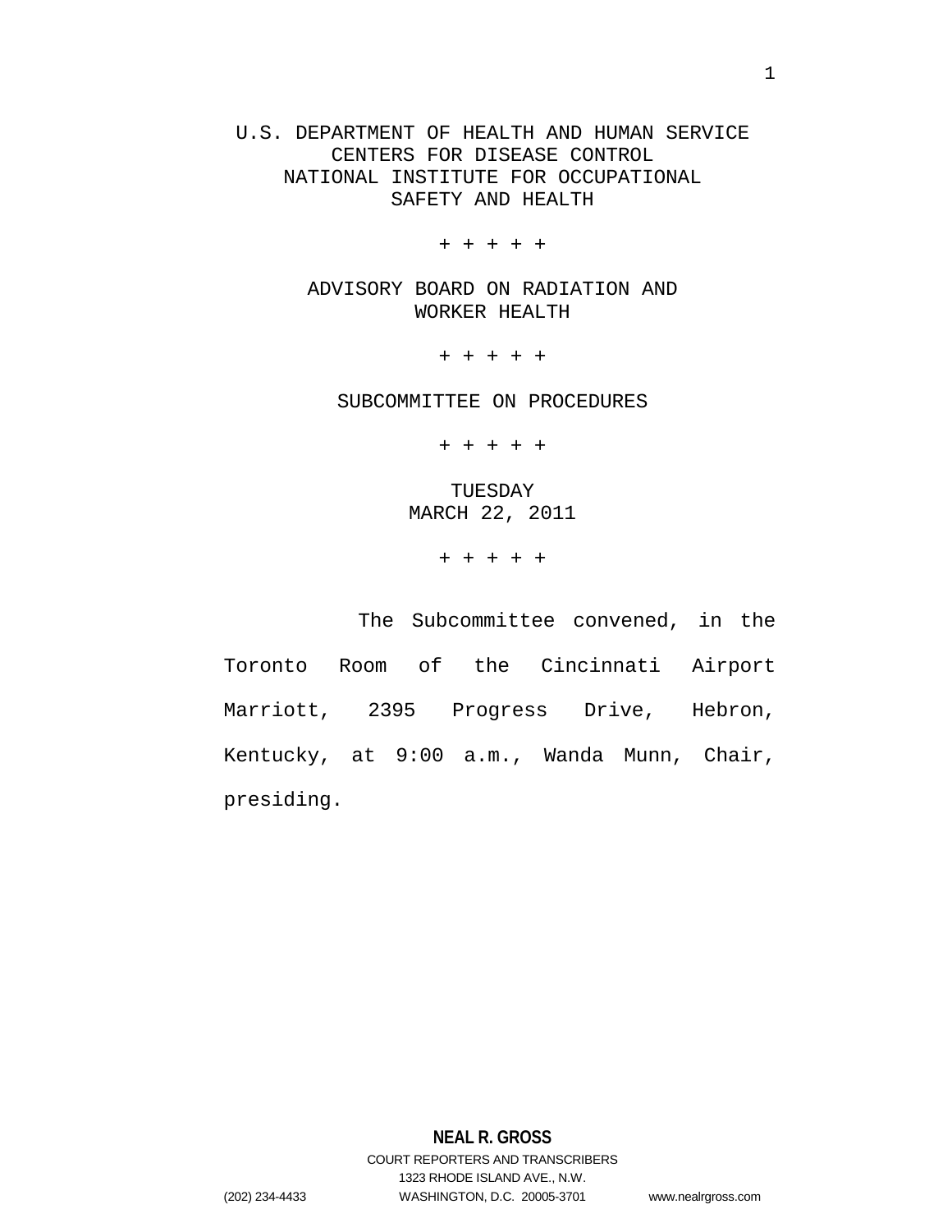U.S. DEPARTMENT OF HEALTH AND HUMAN SERVICE
CENTERS FOR DISEASE CONTROL
NATIONAL INSTITUTE FOR OCCUPATIONAL
SAFETY AND HEALTH

+ + + + +

ADVISORY BOARD ON RADIATION AND
WORKER HEALTH

+ + + + +

SUBCOMMITTEE ON PROCEDURES

+ + + + +

TUESDAY
MARCH 22, 2011

+ + + + +

The Subcommittee convened, in the Toronto Room of the Cincinnati Airport Marriott, 2395 Progress Drive, Hebron, Kentucky, at 9:00 a.m., Wanda Munn, Chair, presiding.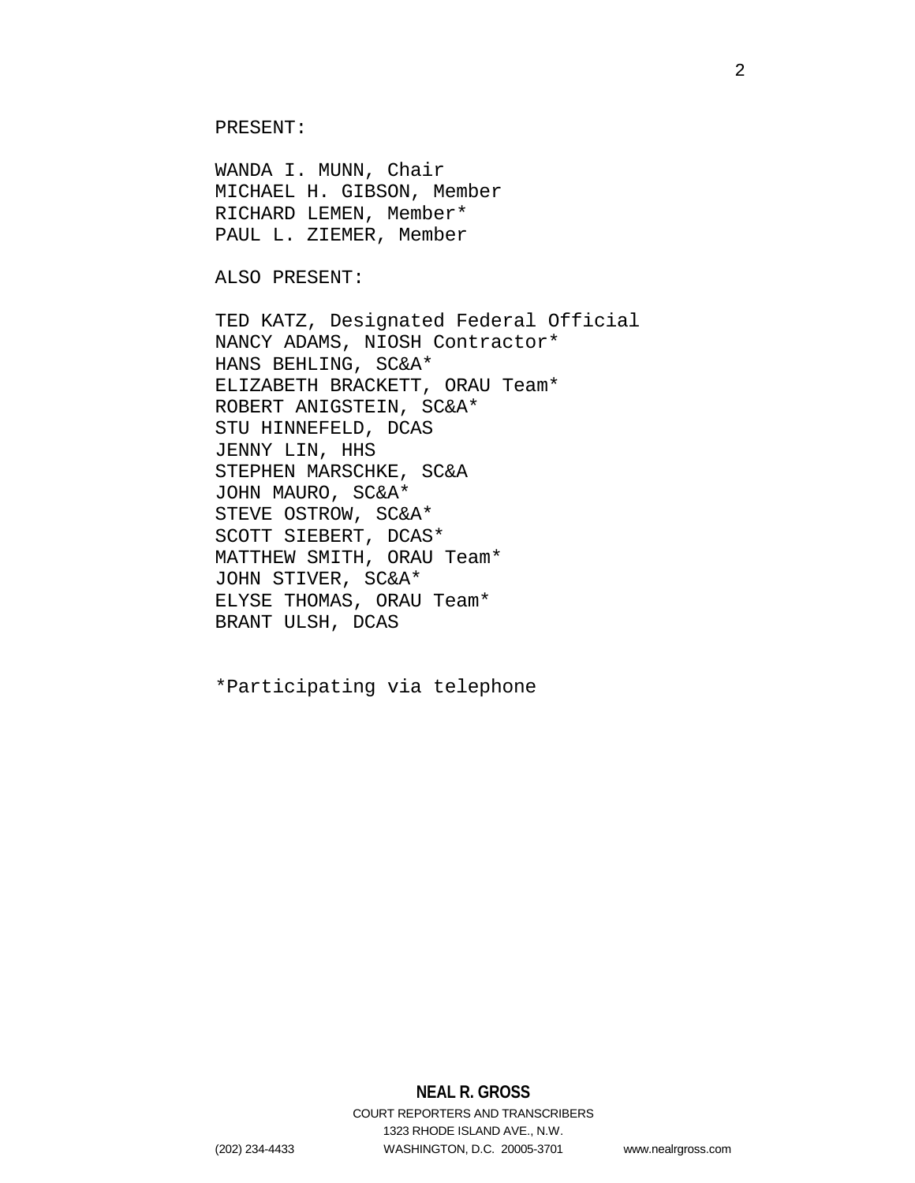PRESENT:

WANDA I. MUNN, Chair
MICHAEL H. GIBSON, Member
RICHARD LEMEN, Member*
PAUL L. ZIEMER, Member

ALSO PRESENT:

TED KATZ, Designated Federal Official
NANCY ADAMS, NIOSH Contractor*
HANS BEHLING, SC&A*
ELIZABETH BRACKETT, ORAU Team*
ROBERT ANIGSTEIN, SC&A*
STU HINNEFELD, DCAS
JENNY LIN, HHS
STEPHEN MARSCHKE, SC&A
JOHN MAURO, SC&A*
STEVE OSTROW, SC&A*
SCOTT SIEBERT, DCAS*
MATTHEW SMITH, ORAU Team*
JOHN STIVER, SC&A*
ELYSE THOMAS, ORAU Team*
BRANT ULSH, DCAS

*Participating via telephone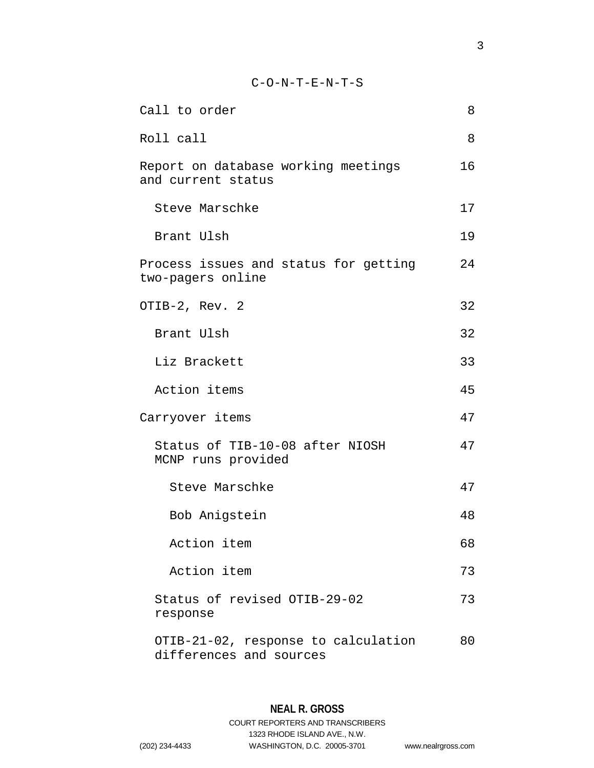C-O-N-T-E-N-T-S

| | |
|---|---|
| Call to order | 8 |
| Roll call | 8 |
| Report on database working meetings and current status | 16 |
| Steve Marschke | 17 |
| Brant Ulsh | 19 |
| Process issues and status for getting two-pagers online | 24 |
| OTIB-2, Rev. 2 | 32 |
| Brant Ulsh | 32 |
| Liz Brackett | 33 |
| Action items | 45 |
| Carryover items | 47 |
| Status of TIB-10-08 after NIOSH MCNP runs provided | 47 |
| Steve Marschke | 47 |
| Bob Anigstein | 48 |
| Action item | 68 |
| Action item | 73 |
| Status of revised OTIB-29-02 response | 73 |
| OTIB-21-02, response to calculation differences and sources | 80 |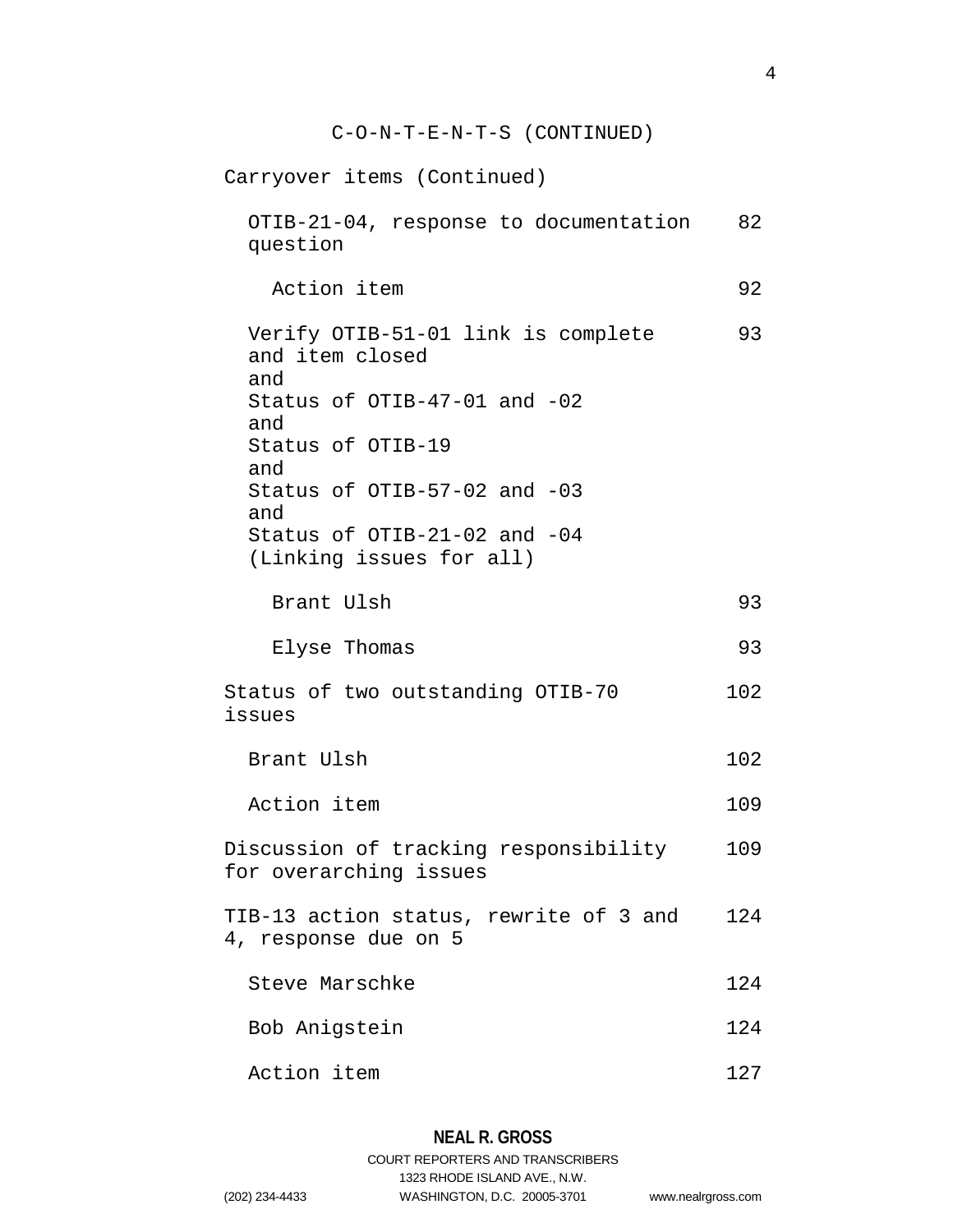C-O-N-T-E-N-T-S (CONTINUED)

| | |
|---|---|
| Carryover items (Continued) | |
| OTIB-21-04, response to documentation question | 82 |
| Action item | 92 |
| Verify OTIB-51-01 link is complete and item closed<br>and<br>Status of OTIB-47-01 and -02<br>and<br>Status of OTIB-19<br>and<br>Status of OTIB-57-02 and -03<br>and<br>Status of OTIB-21-02 and -04<br>(Linking issues for all) | 93 |
| Brant Ulsh | 93 |
| Elyse Thomas | 93 |
| Status of two outstanding OTIB-70 issues | 102 |
| Brant Ulsh | 102 |
| Action item | 109 |
| Discussion of tracking responsibility for overarching issues | 109 |
| TIB-13 action status, rewrite of 3 and 4, response due on 5 | 124 |
| Steve Marschke | 124 |
| Bob Anigstein | 124 |
| Action item | 127 |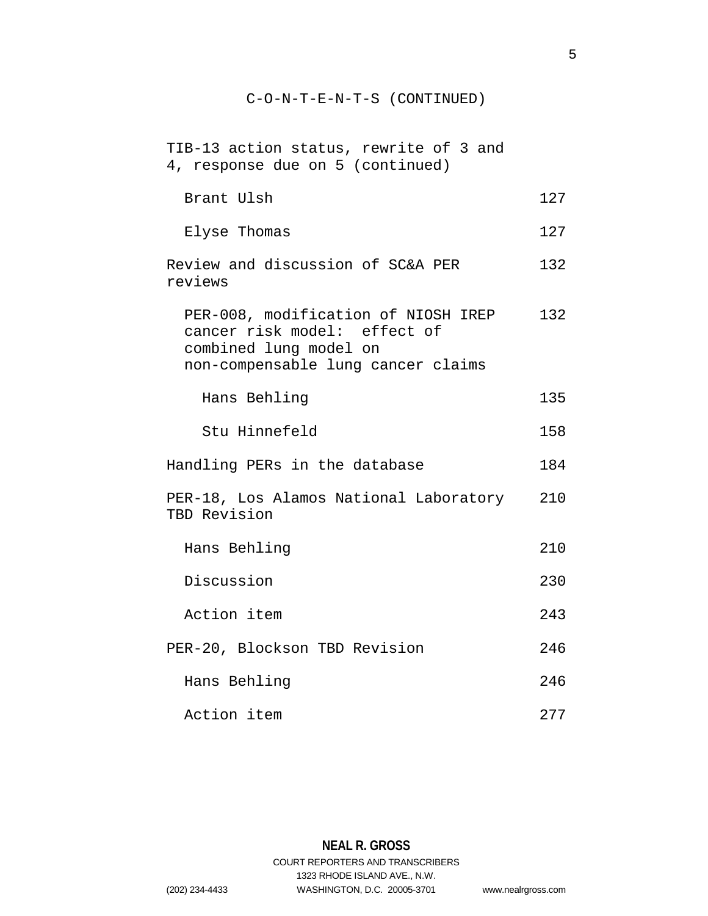C-O-N-T-E-N-T-S (CONTINUED)

| | |
|---|---|
| TIB-13 action status, rewrite of 3 and 4, response due on 5 (continued) | |
| Brant Ulsh | 127 |
| Elyse Thomas | 127 |
| Review and discussion of SC&A PER reviews | 132 |
| PER-008, modification of NIOSH IREP cancer risk model: effect of combined lung model on non-compensable lung cancer claims | 132 |
| Hans Behling | 135 |
| Stu Hinnefeld | 158 |
| Handling PERs in the database | 184 |
| PER-18, Los Alamos National Laboratory TBD Revision | 210 |
| Hans Behling | 210 |
| Discussion | 230 |
| Action item | 243 |
| PER-20, Blockson TBD Revision | 246 |
| Hans Behling | 246 |
| Action item | 277 |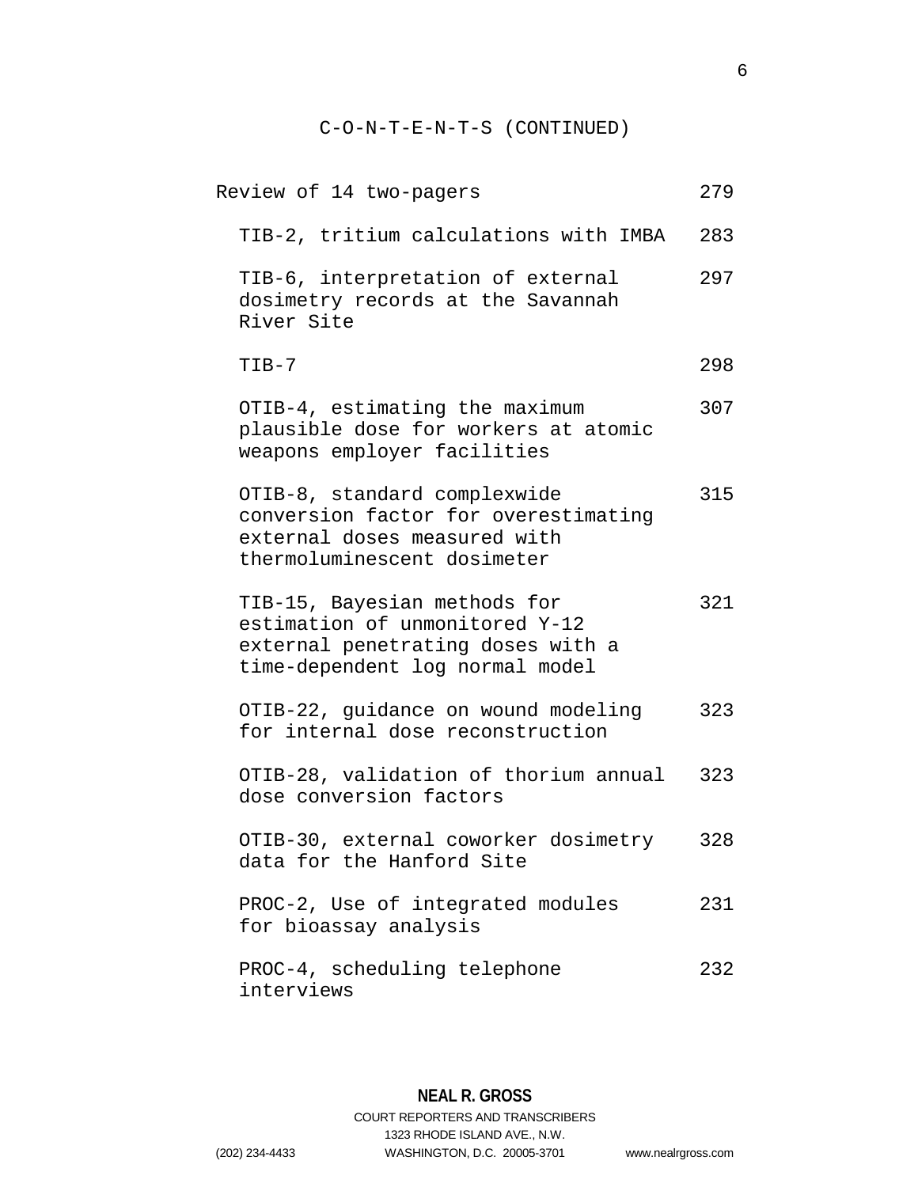C-O-N-T-E-N-T-S (CONTINUED)

| | |
|---|---|
| Review of 14 two-pagers | 279 |
| TIB-2, tritium calculations with IMBA | 283 |
| TIB-6, interpretation of external dosimetry records at the Savannah River Site | 297 |
| TIB-7 | 298 |
| OTIB-4, estimating the maximum plausible dose for workers at atomic weapons employer facilities | 307 |
| OTIB-8, standard complexwide conversion factor for overestimating external doses measured with thermoluminescent dosimeter | 315 |
| TIB-15, Bayesian methods for estimation of unmonitored Y-12 external penetrating doses with a time-dependent log normal model | 321 |
| OTIB-22, guidance on wound modeling for internal dose reconstruction | 323 |
| OTIB-28, validation of thorium annual dose conversion factors | 323 |
| OTIB-30, external coworker dosimetry data for the Hanford Site | 328 |
| PROC-2, Use of integrated modules for bioassay analysis | 231 |
| PROC-4, scheduling telephone interviews | 232 |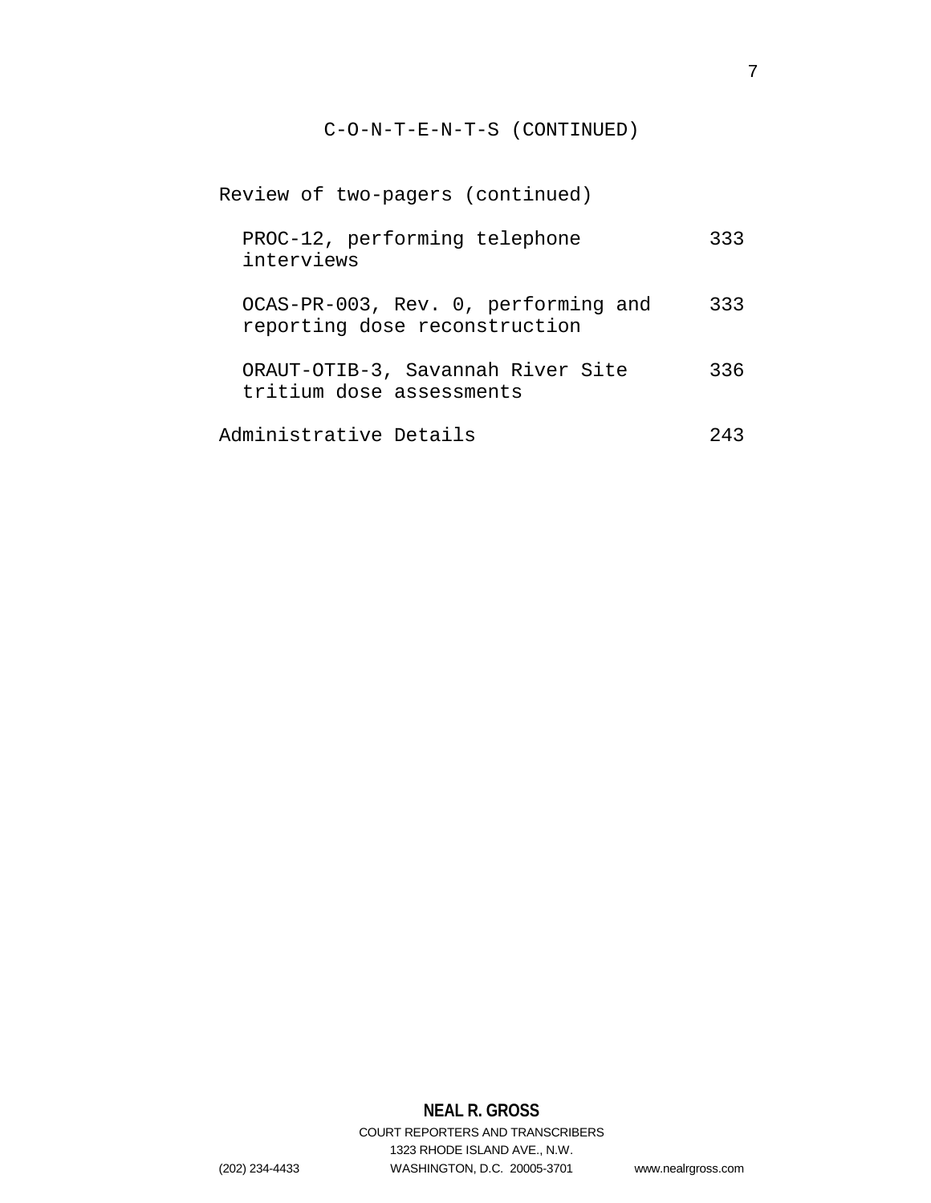C-O-N-T-E-N-T-S (CONTINUED)

| | |
|---|---|
| Review of two-pagers (continued) | |
| PROC-12, performing telephone interviews | 333 |
| OCAS-PR-003, Rev. 0, performing and reporting dose reconstruction | 333 |
| ORAUT-OTIB-3, Savannah River Site tritium dose assessments | 336 |
| Administrative Details | 243 |

**NEAL R. GROSS**
COURT REPORTERS AND TRANSCRIBERS
1323 RHODE ISLAND AVE., N.W.
(202) 234-4433 WASHINGTON, D.C. 20005-3701 www.nealrgross.com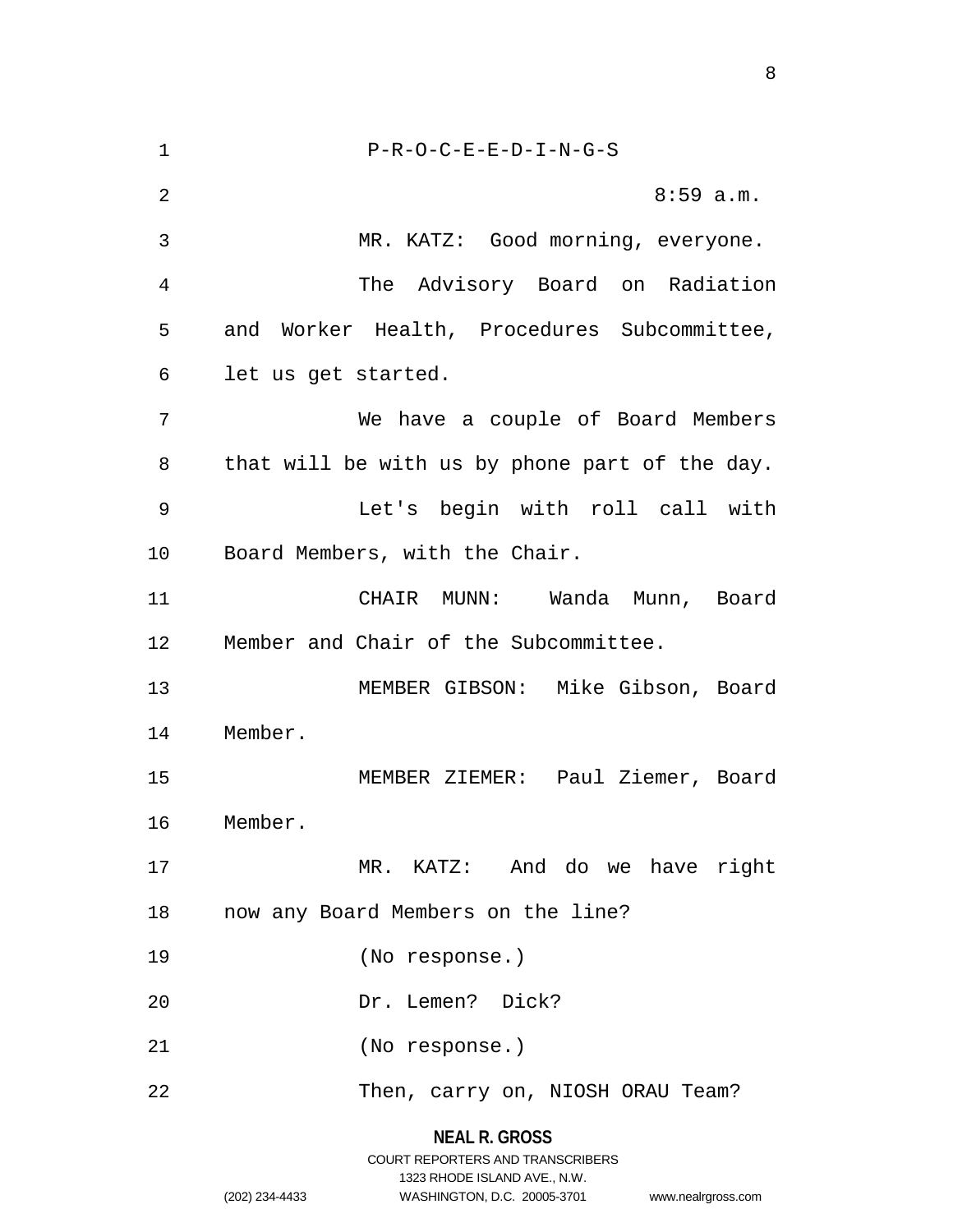P-R-O-C-E-E-D-I-N-G-S

8:59 a.m.

MR. KATZ: Good morning, everyone.

The Advisory Board on Radiation and Worker Health, Procedures Subcommittee, let us get started.

We have a couple of Board Members that will be with us by phone part of the day.

Let's begin with roll call with Board Members, with the Chair.

CHAIR MUNN: Wanda Munn, Board Member and Chair of the Subcommittee.

MEMBER GIBSON: Mike Gibson, Board Member.

MEMBER ZIEMER: Paul Ziemer, Board Member.

MR. KATZ: And do we have right now any Board Members on the line?

(No response.)

Dr. Lemen? Dick?

(No response.)

Then, carry on, NIOSH ORAU Team?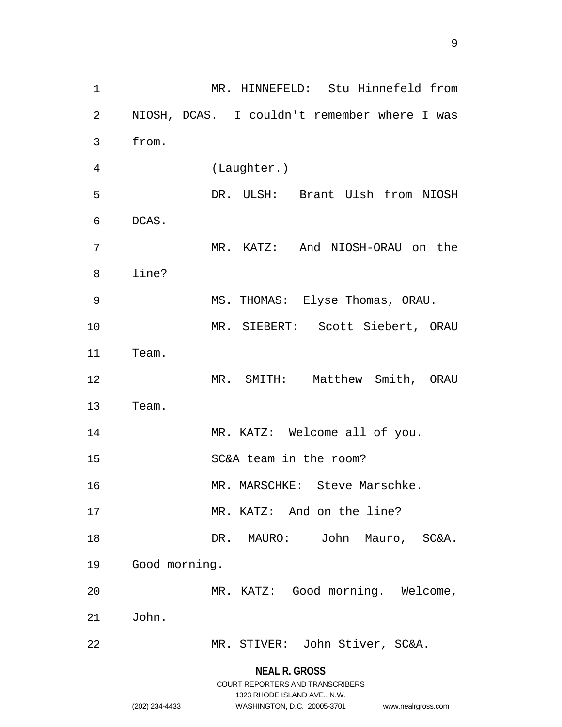MR. HINNEFELD: Stu Hinnefeld from NIOSH, DCAS. I couldn't remember where I was from.

(Laughter.)

DR. ULSH: Brant Ulsh from NIOSH DCAS.

MR. KATZ: And NIOSH-ORAU on the line?

MS. THOMAS: Elyse Thomas, ORAU.

MR. SIEBERT: Scott Siebert, ORAU Team.

MR. SMITH: Matthew Smith, ORAU Team.

MR. KATZ: Welcome all of you.

SC&A team in the room?

MR. MARSCHKE: Steve Marschke.

MR. KATZ: And on the line?

DR. MAURO: John Mauro, SC&A. Good morning.

MR. KATZ: Good morning. Welcome, John.

MR. STIVER: John Stiver, SC&A.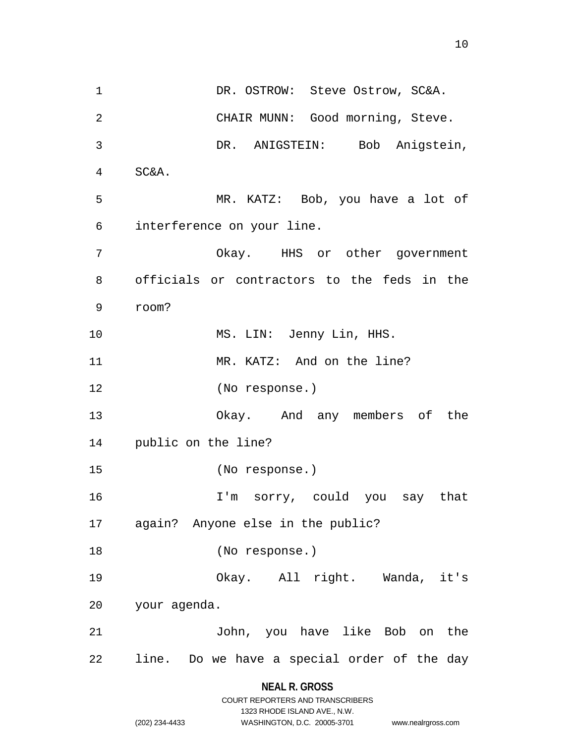DR. OSTROW: Steve Ostrow, SC&A.

CHAIR MUNN: Good morning, Steve.

DR. ANIGSTEIN: Bob Anigstein, SC&A.

MR. KATZ: Bob, you have a lot of interference on your line.

Okay. HHS or other government officials or contractors to the feds in the room?

MS. LIN: Jenny Lin, HHS.

MR. KATZ: And on the line?

(No response.)

Okay. And any members of the public on the line?

(No response.)

I'm sorry, could you say that again? Anyone else in the public?

(No response.)

Okay. All right. Wanda, it's your agenda.

John, you have like Bob on the line. Do we have a special order of the day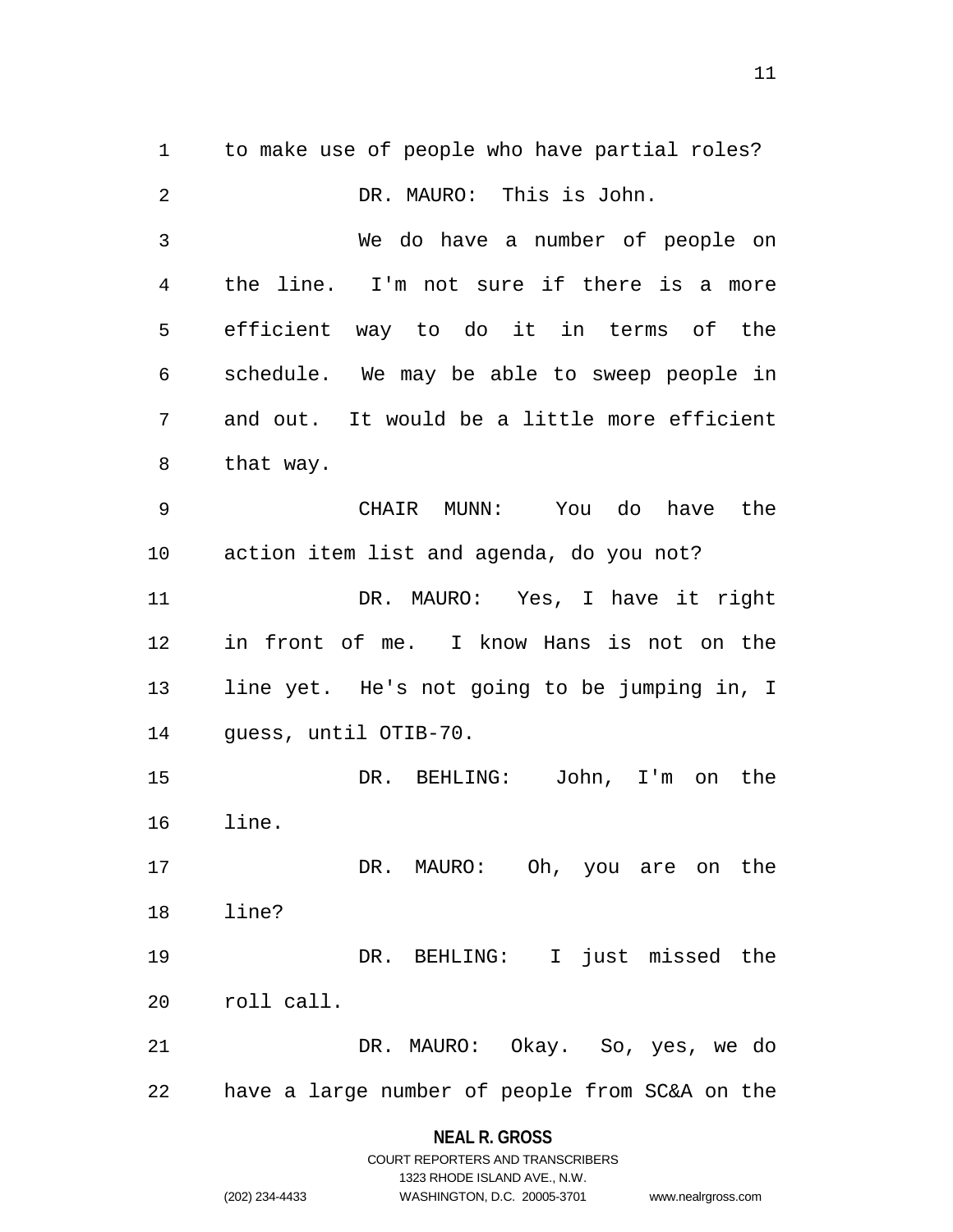to make use of people who have partial roles?

DR. MAURO: This is John.

We do have a number of people on the line. I'm not sure if there is a more efficient way to do it in terms of the schedule. We may be able to sweep people in and out. It would be a little more efficient that way.

CHAIR MUNN: You do have the action item list and agenda, do you not?

DR. MAURO: Yes, I have it right in front of me. I know Hans is not on the line yet. He's not going to be jumping in, I guess, until OTIB-70.

DR. BEHLING: John, I'm on the line.

DR. MAURO: Oh, you are on the line?

DR. BEHLING: I just missed the roll call.

DR. MAURO: Okay. So, yes, we do have a large number of people from SC&A on the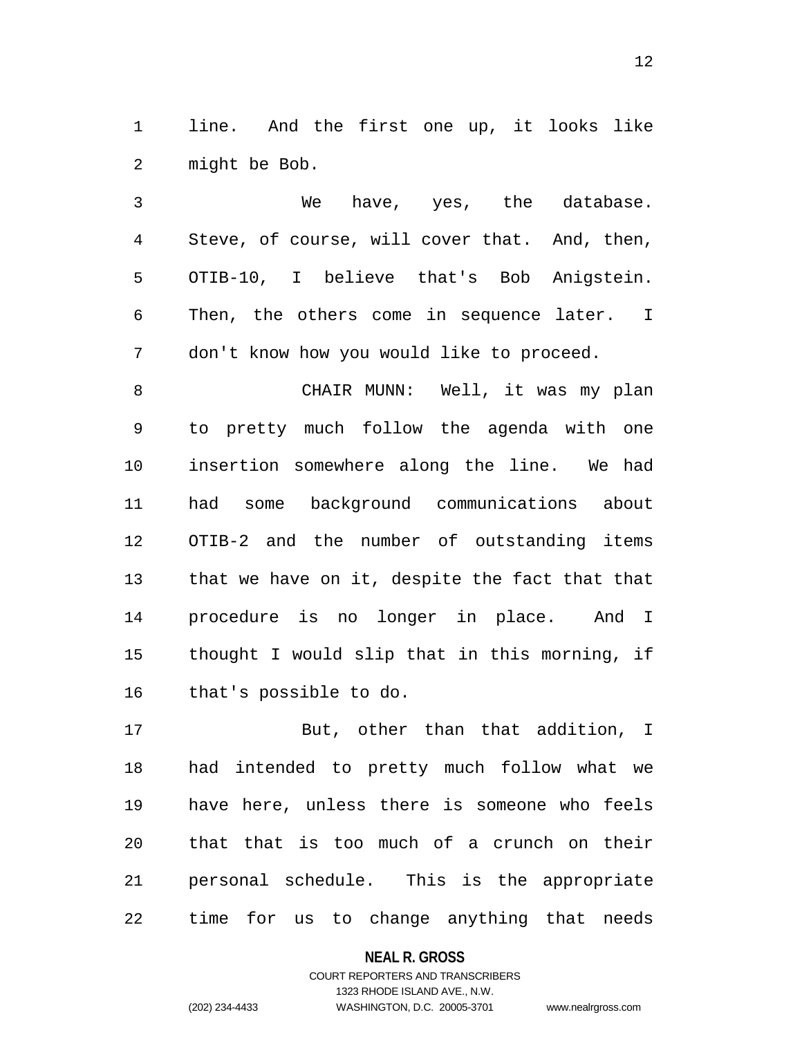line. And the first one up, it looks like might be Bob.

We have, yes, the database. Steve, of course, will cover that. And, then, OTIB-10, I believe that's Bob Anigstein. Then, the others come in sequence later. I don't know how you would like to proceed.

CHAIR MUNN: Well, it was my plan to pretty much follow the agenda with one insertion somewhere along the line. We had had some background communications about OTIB-2 and the number of outstanding items that we have on it, despite the fact that that procedure is no longer in place. And I thought I would slip that in this morning, if that's possible to do.

But, other than that addition, I had intended to pretty much follow what we have here, unless there is someone who feels that that is too much of a crunch on their personal schedule. This is the appropriate time for us to change anything that needs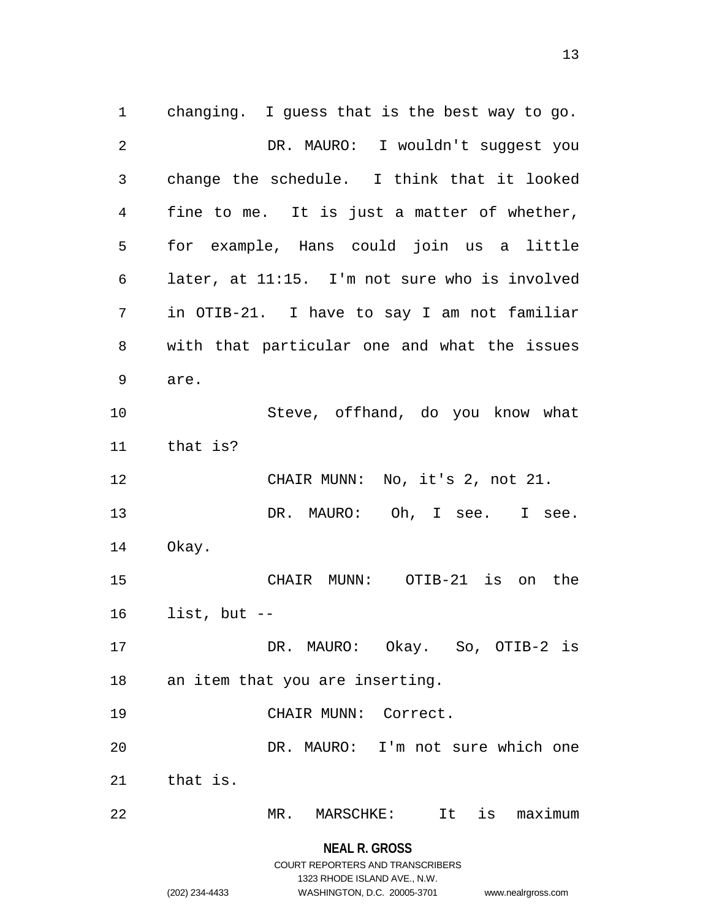changing. I guess that is the best way to go.

DR. MAURO: I wouldn't suggest you change the schedule. I think that it looked fine to me. It is just a matter of whether, for example, Hans could join us a little later, at 11:15. I'm not sure who is involved in OTIB-21. I have to say I am not familiar with that particular one and what the issues are.

Steve, offhand, do you know what that is?

CHAIR MUNN: No, it's 2, not 21.

DR. MAURO: Oh, I see. I see. Okay.

CHAIR MUNN: OTIB-21 is on the list, but --

DR. MAURO: Okay. So, OTIB-2 is an item that you are inserting.

CHAIR MUNN: Correct.

DR. MAURO: I'm not sure which one that is.

MR. MARSCHKE: It is maximum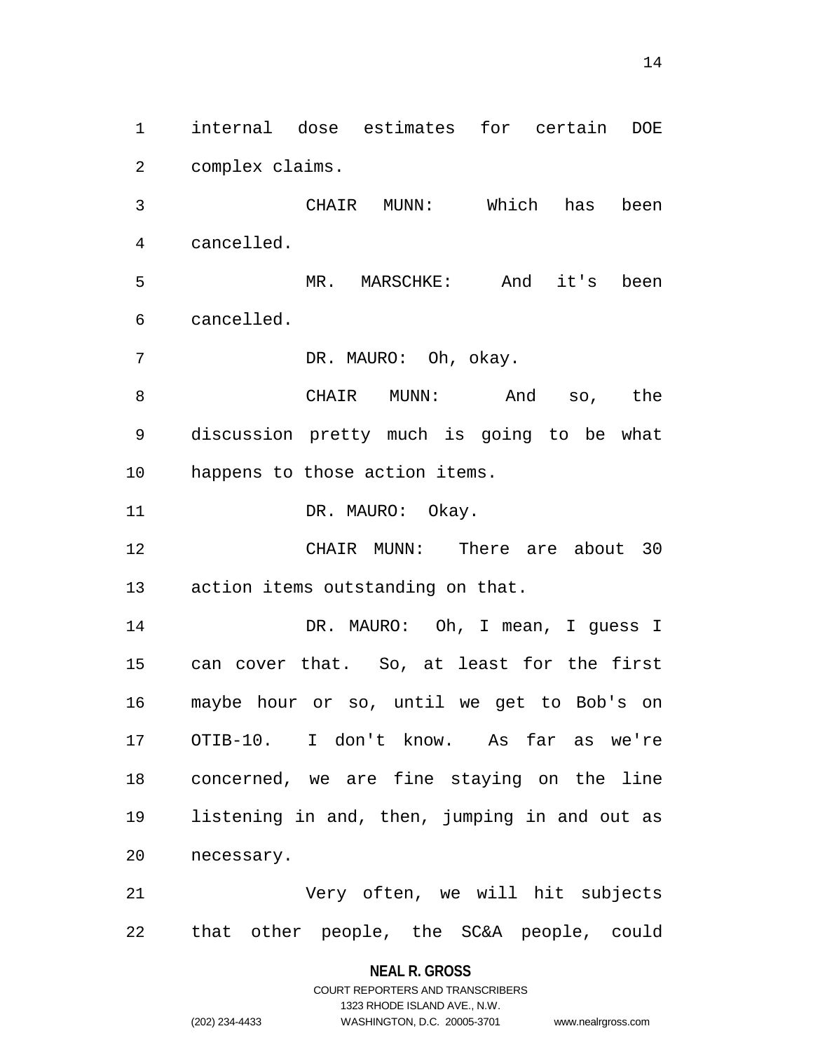internal dose estimates for certain DOE complex claims.

CHAIR MUNN: Which has been cancelled.

MR. MARSCHKE: And it's been cancelled.

DR. MAURO: Oh, okay.

CHAIR MUNN: And so, the discussion pretty much is going to be what happens to those action items.

DR. MAURO: Okay.

CHAIR MUNN: There are about 30 action items outstanding on that.

DR. MAURO: Oh, I mean, I guess I can cover that. So, at least for the first maybe hour or so, until we get to Bob's on OTIB-10. I don't know. As far as we're concerned, we are fine staying on the line listening in and, then, jumping in and out as necessary.

Very often, we will hit subjects that other people, the SC&A people, could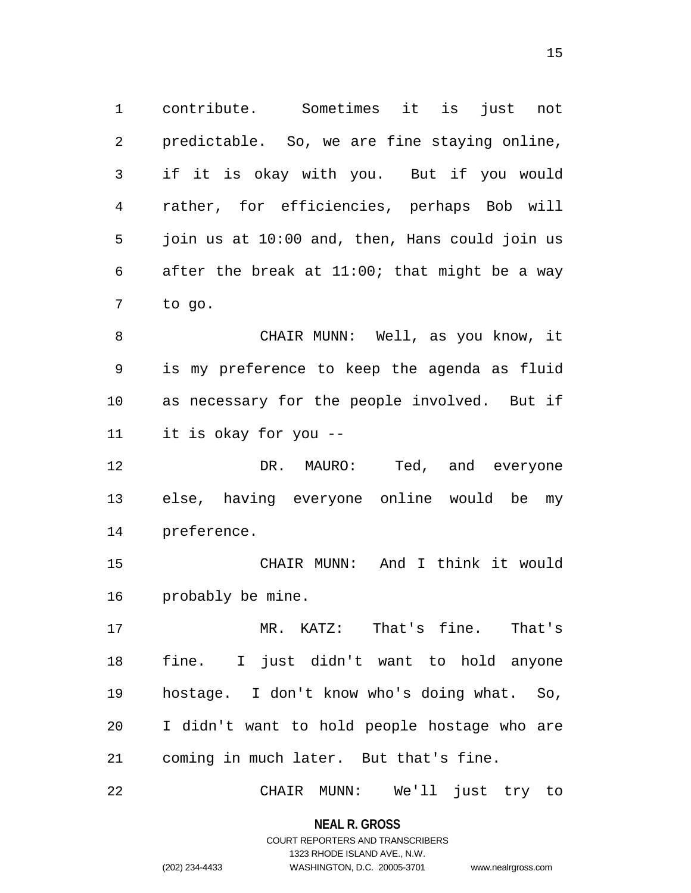contribute. Sometimes it is just not predictable. So, we are fine staying online, if it is okay with you. But if you would rather, for efficiencies, perhaps Bob will join us at 10:00 and, then, Hans could join us after the break at 11:00; that might be a way to go.

CHAIR MUNN: Well, as you know, it is my preference to keep the agenda as fluid as necessary for the people involved. But if it is okay for you --

DR. MAURO: Ted, and everyone else, having everyone online would be my preference.

CHAIR MUNN: And I think it would probably be mine.

MR. KATZ: That's fine. That's fine. I just didn't want to hold anyone hostage. I don't know who's doing what. So, I didn't want to hold people hostage who are coming in much later. But that's fine.

CHAIR MUNN: We'll just try to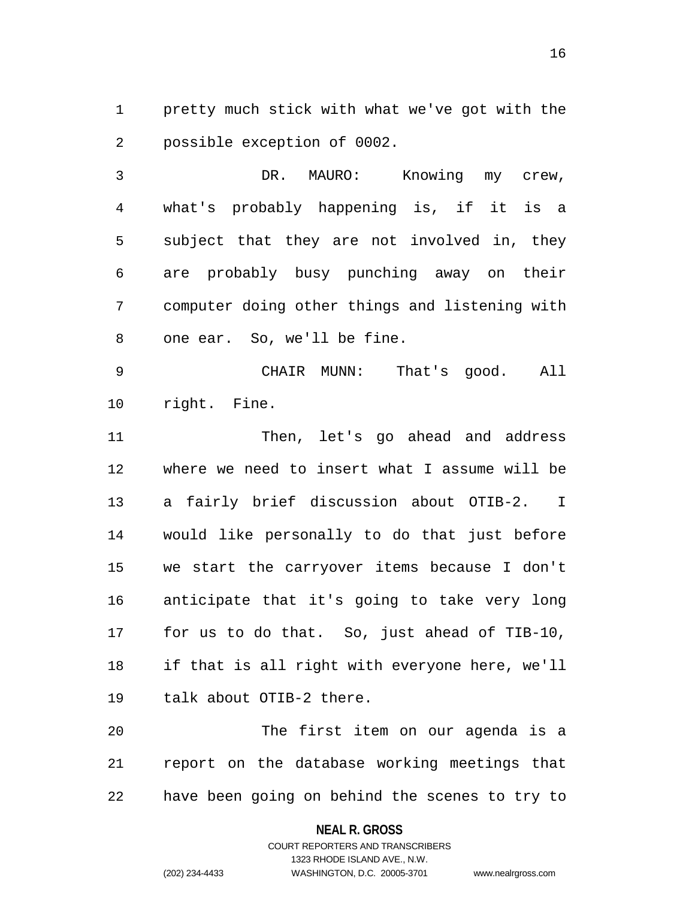pretty much stick with what we've got with the possible exception of 0002.

DR. MAURO: Knowing my crew, what's probably happening is, if it is a subject that they are not involved in, they are probably busy punching away on their computer doing other things and listening with one ear. So, we'll be fine.

CHAIR MUNN: That's good. All right. Fine.

Then, let's go ahead and address where we need to insert what I assume will be a fairly brief discussion about OTIB-2. I would like personally to do that just before we start the carryover items because I don't anticipate that it's going to take very long for us to do that. So, just ahead of TIB-10, if that is all right with everyone here, we'll talk about OTIB-2 there.

The first item on our agenda is a report on the database working meetings that have been going on behind the scenes to try to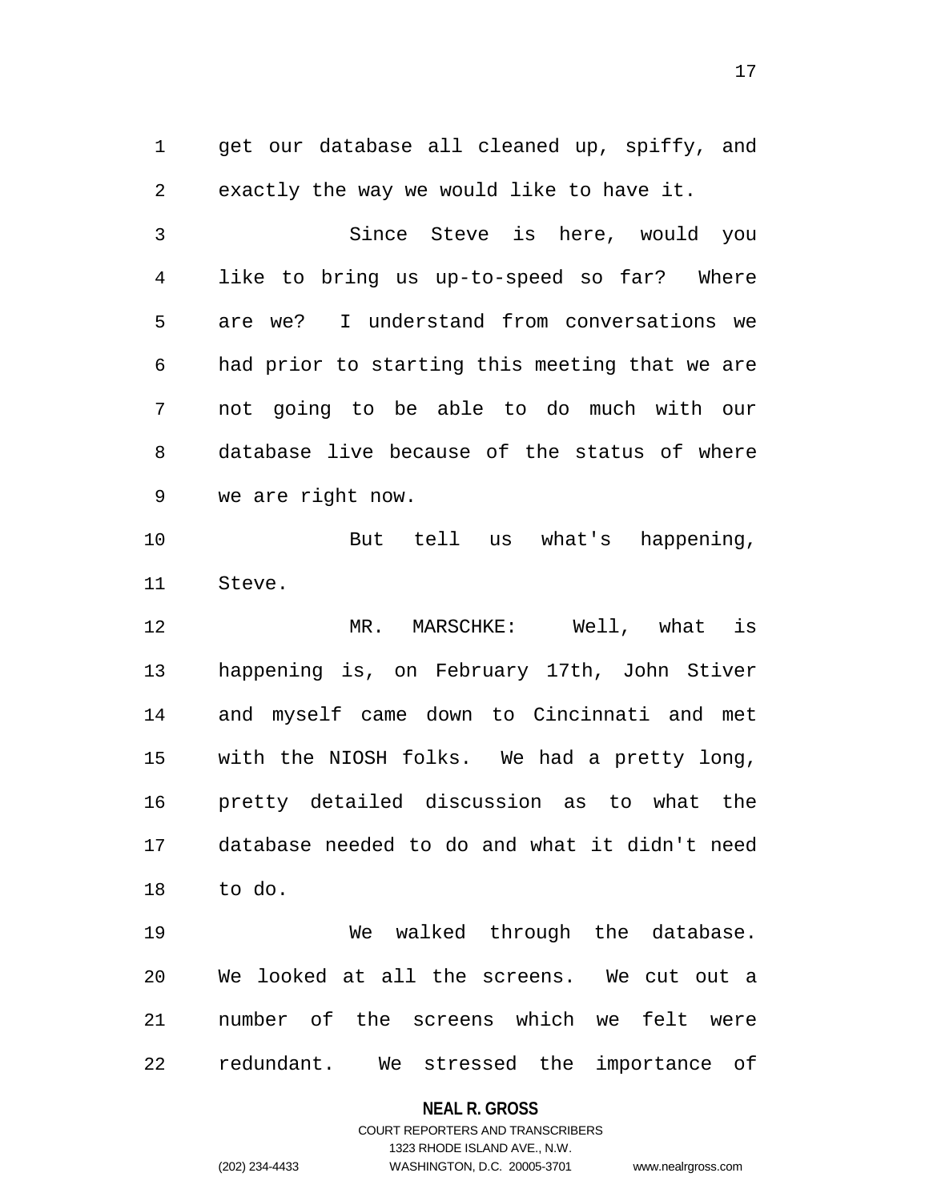get our database all cleaned up, spiffy, and exactly the way we would like to have it.

Since Steve is here, would you like to bring us up-to-speed so far? Where are we? I understand from conversations we had prior to starting this meeting that we are not going to be able to do much with our database live because of the status of where we are right now.

But tell us what's happening, Steve.

MR. MARSCHKE: Well, what is happening is, on February 17th, John Stiver and myself came down to Cincinnati and met with the NIOSH folks. We had a pretty long, pretty detailed discussion as to what the database needed to do and what it didn't need to do.

We walked through the database. We looked at all the screens. We cut out a number of the screens which we felt were redundant. We stressed the importance of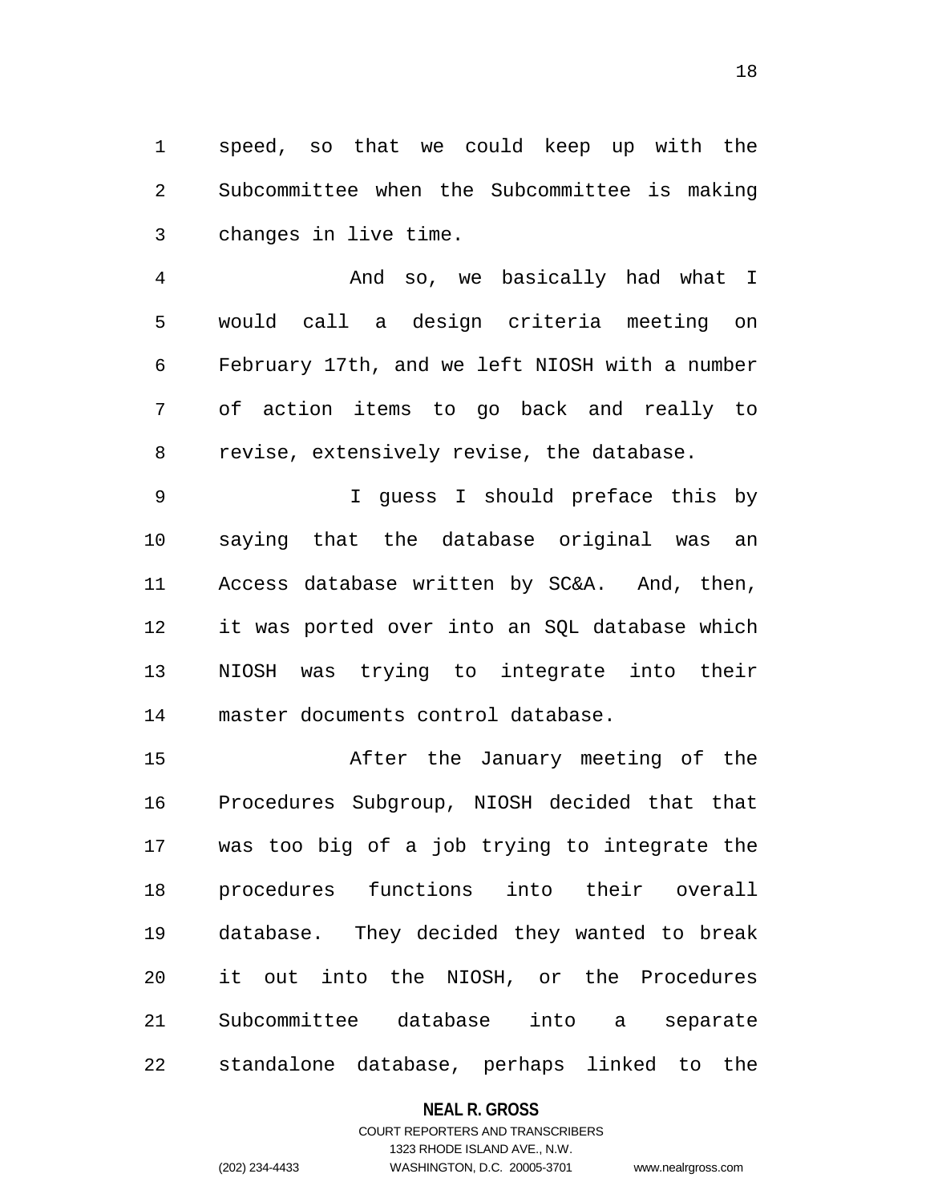speed, so that we could keep up with the Subcommittee when the Subcommittee is making changes in live time.

And so, we basically had what I would call a design criteria meeting on February 17th, and we left NIOSH with a number of action items to go back and really to revise, extensively revise, the database.

I guess I should preface this by saying that the database original was an Access database written by SC&A. And, then, it was ported over into an SQL database which NIOSH was trying to integrate into their master documents control database.

After the January meeting of the Procedures Subgroup, NIOSH decided that that was too big of a job trying to integrate the procedures functions into their overall database. They decided they wanted to break it out into the NIOSH, or the Procedures Subcommittee database into a separate standalone database, perhaps linked to the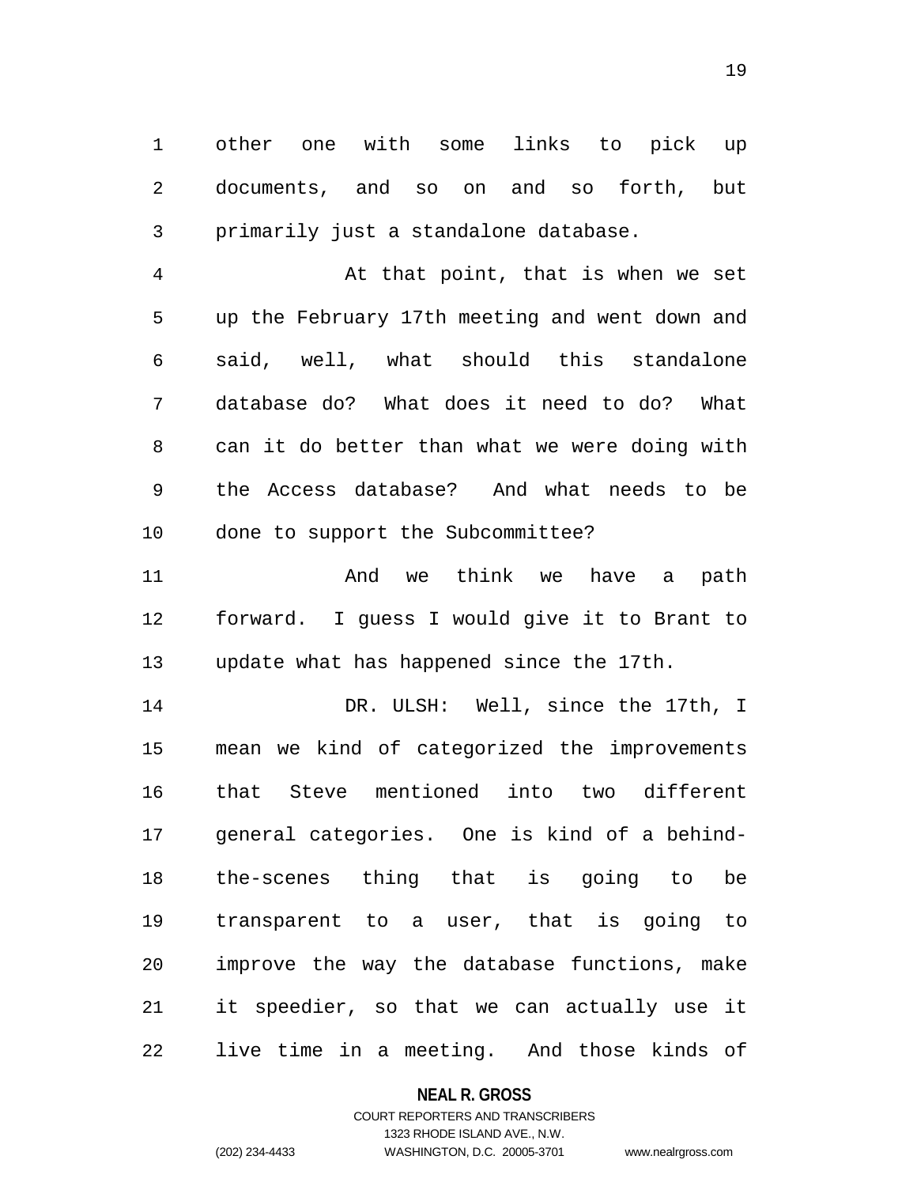other one with some links to pick up documents, and so on and so forth, but primarily just a standalone database.

At that point, that is when we set up the February 17th meeting and went down and said, well, what should this standalone database do? What does it need to do? What can it do better than what we were doing with the Access database? And what needs to be done to support the Subcommittee?

And we think we have a path forward. I guess I would give it to Brant to update what has happened since the 17th.

DR. ULSH: Well, since the 17th, I mean we kind of categorized the improvements that Steve mentioned into two different general categories. One is kind of a behind-the-scenes thing that is going to be transparent to a user, that is going to improve the way the database functions, make it speedier, so that we can actually use it live time in a meeting. And those kinds of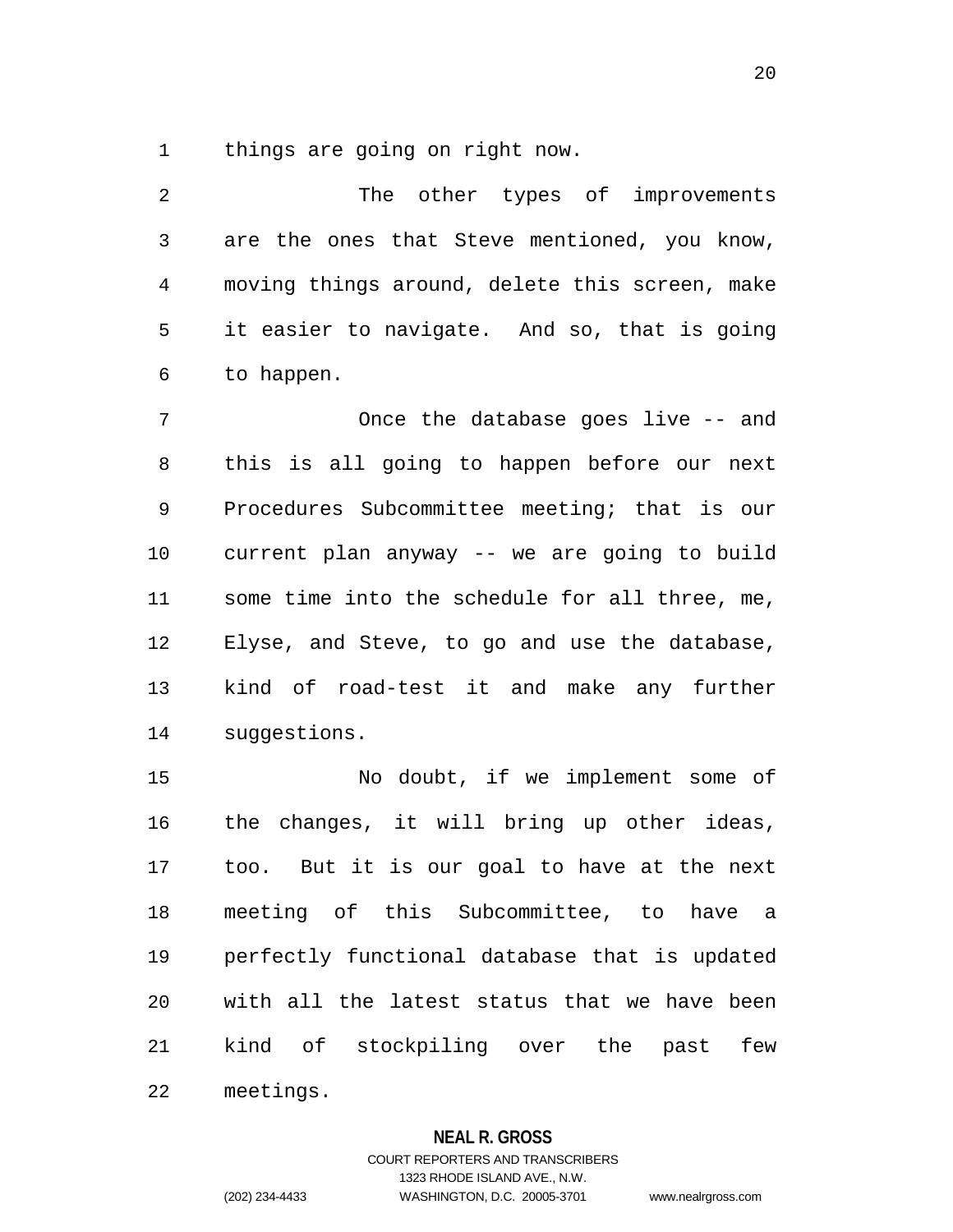things are going on right now.

The other types of improvements are the ones that Steve mentioned, you know, moving things around, delete this screen, make it easier to navigate. And so, that is going to happen.

Once the database goes live -- and this is all going to happen before our next Procedures Subcommittee meeting; that is our current plan anyway -- we are going to build some time into the schedule for all three, me, Elyse, and Steve, to go and use the database, kind of road-test it and make any further suggestions.

No doubt, if we implement some of the changes, it will bring up other ideas, too. But it is our goal to have at the next meeting of this Subcommittee, to have a perfectly functional database that is updated with all the latest status that we have been kind of stockpiling over the past few meetings.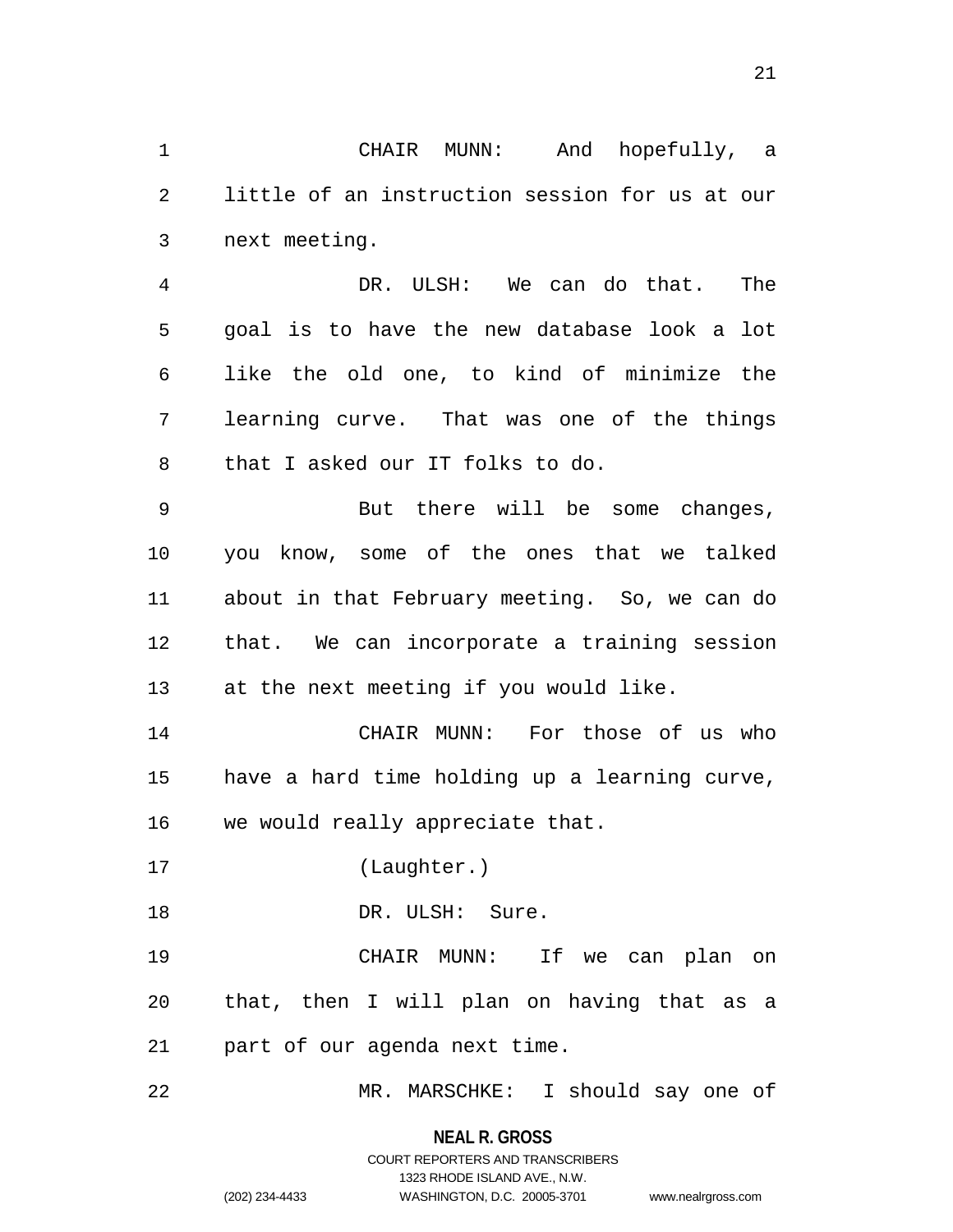CHAIR MUNN: And hopefully, a little of an instruction session for us at our next meeting.

DR. ULSH: We can do that. The goal is to have the new database look a lot like the old one, to kind of minimize the learning curve. That was one of the things that I asked our IT folks to do.

But there will be some changes, you know, some of the ones that we talked about in that February meeting. So, we can do that. We can incorporate a training session at the next meeting if you would like.

CHAIR MUNN: For those of us who have a hard time holding up a learning curve, we would really appreciate that.

(Laughter.)

DR. ULSH: Sure.

CHAIR MUNN: If we can plan on that, then I will plan on having that as a part of our agenda next time.

MR. MARSCHKE: I should say one of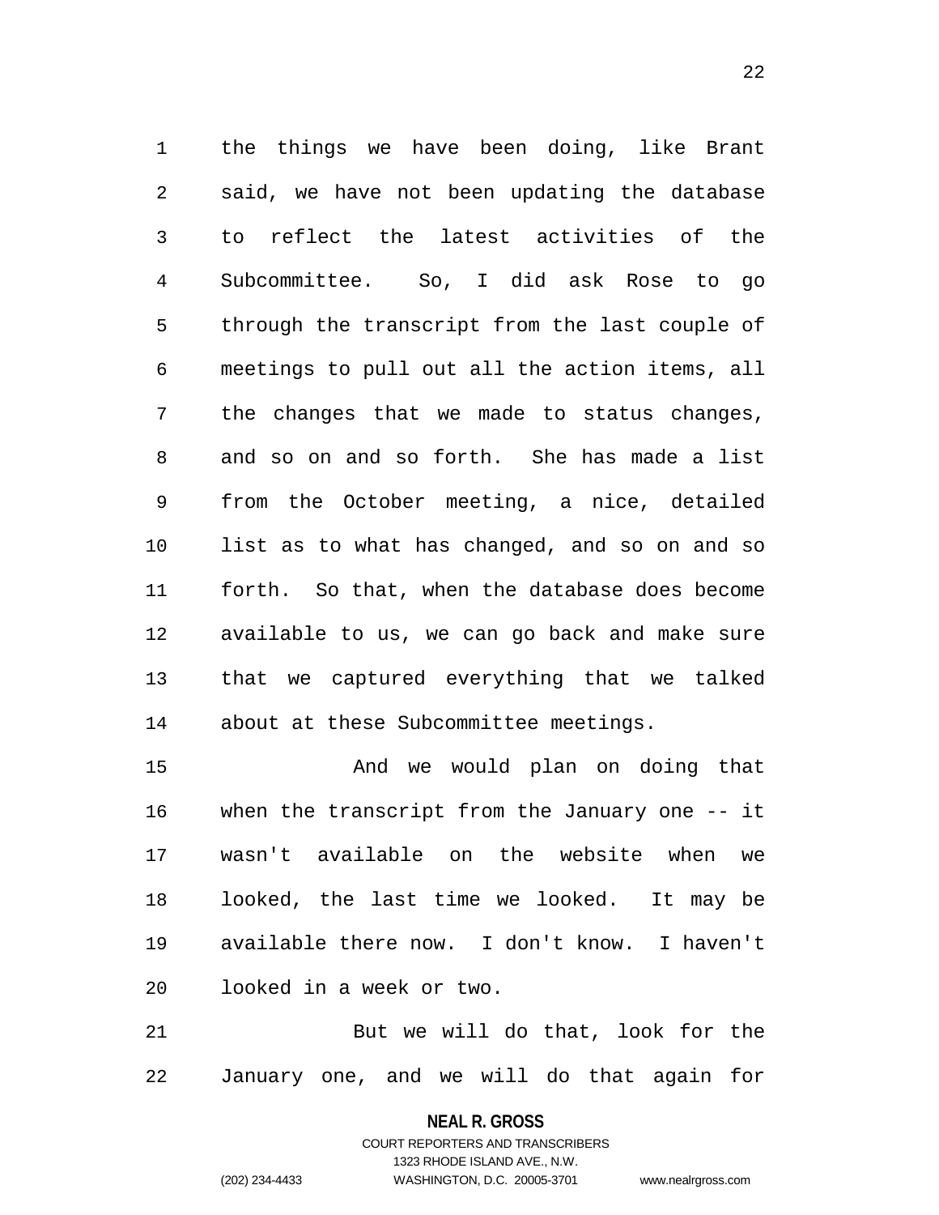the things we have been doing, like Brant said, we have not been updating the database to reflect the latest activities of the Subcommittee. So, I did ask Rose to go through the transcript from the last couple of meetings to pull out all the action items, all the changes that we made to status changes, and so on and so forth. She has made a list from the October meeting, a nice, detailed list as to what has changed, and so on and so forth. So that, when the database does become available to us, we can go back and make sure that we captured everything that we talked about at these Subcommittee meetings.

And we would plan on doing that when the transcript from the January one -- it wasn't available on the website when we looked, the last time we looked. It may be available there now. I don't know. I haven't looked in a week or two.

But we will do that, look for the January one, and we will do that again for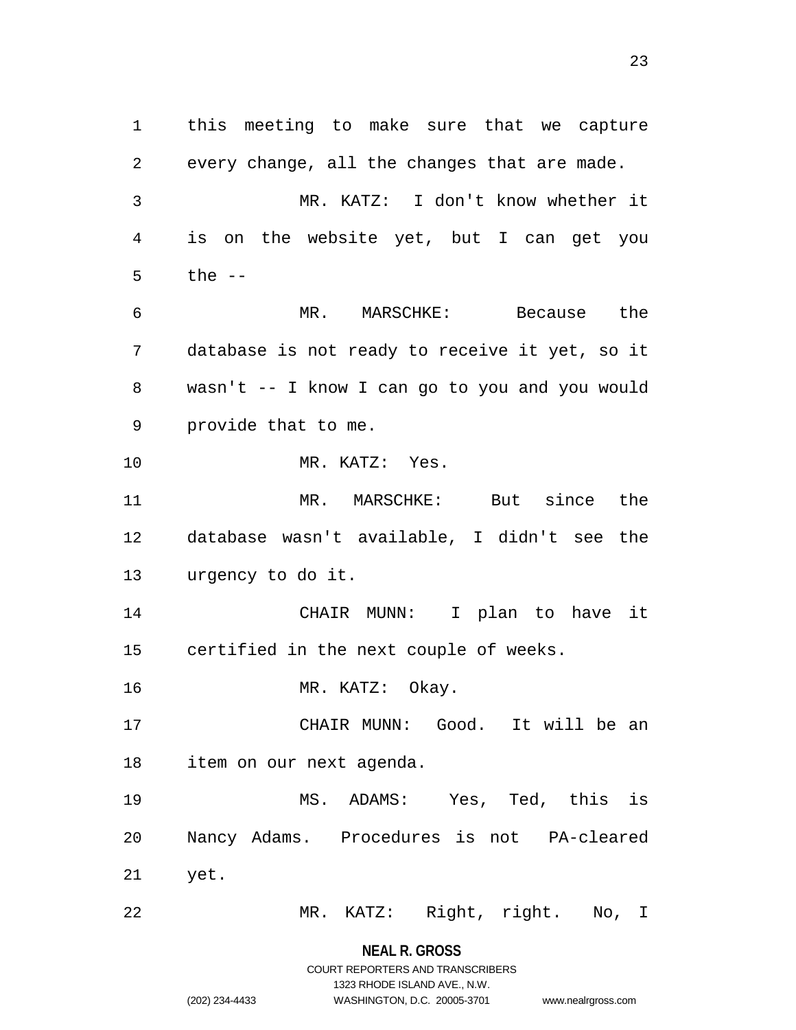this meeting to make sure that we capture every change, all the changes that are made.

MR. KATZ: I don't know whether it is on the website yet, but I can get you the --

MR. MARSCHKE: Because the database is not ready to receive it yet, so it wasn't -- I know I can go to you and you would provide that to me.

MR. KATZ: Yes.

MR. MARSCHKE: But since the database wasn't available, I didn't see the urgency to do it.

CHAIR MUNN: I plan to have it certified in the next couple of weeks.

MR. KATZ: Okay.

CHAIR MUNN: Good. It will be an item on our next agenda.

MS. ADAMS: Yes, Ted, this is Nancy Adams. Procedures is not PA-cleared yet.

MR. KATZ: Right, right. No, I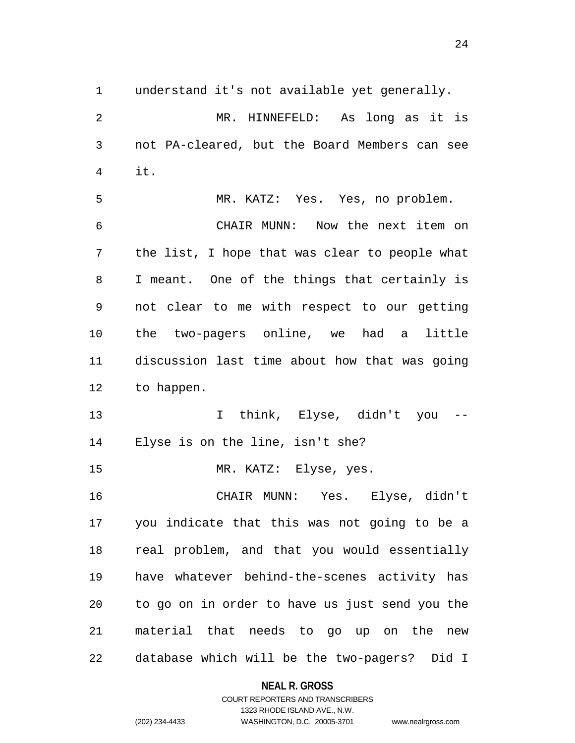understand it's not available yet generally.

MR. HINNEFELD: As long as it is not PA-cleared, but the Board Members can see it.

MR. KATZ: Yes. Yes, no problem.

CHAIR MUNN: Now the next item on the list, I hope that was clear to people what I meant. One of the things that certainly is not clear to me with respect to our getting the two-pagers online, we had a little discussion last time about how that was going to happen.

I think, Elyse, didn't you -- Elyse is on the line, isn't she?

MR. KATZ: Elyse, yes.

CHAIR MUNN: Yes. Elyse, didn't you indicate that this was not going to be a real problem, and that you would essentially have whatever behind-the-scenes activity has to go on in order to have us just send you the material that needs to go up on the new database which will be the two-pagers? Did I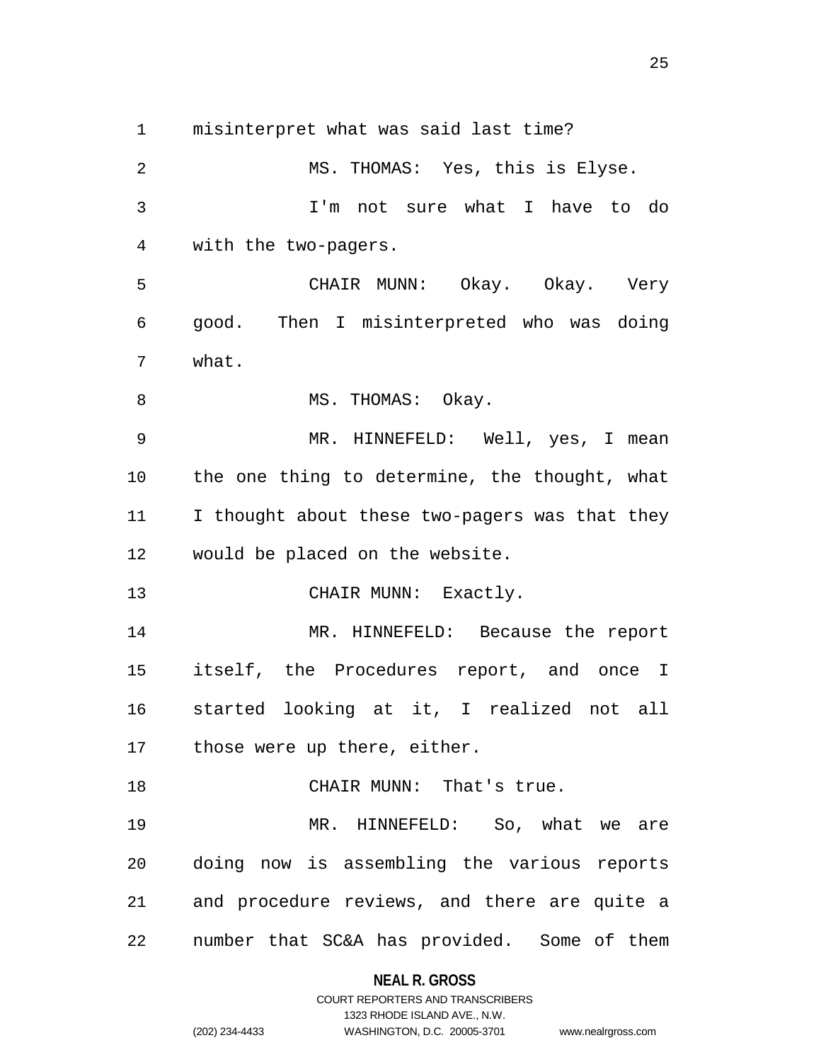misinterpret what was said last time?

MS. THOMAS: Yes, this is Elyse.

I'm not sure what I have to do with the two-pagers.

CHAIR MUNN: Okay. Okay. Very good. Then I misinterpreted who was doing what.

MS. THOMAS: Okay.

MR. HINNEFELD: Well, yes, I mean the one thing to determine, the thought, what I thought about these two-pagers was that they would be placed on the website.

CHAIR MUNN: Exactly.

MR. HINNEFELD: Because the report itself, the Procedures report, and once I started looking at it, I realized not all those were up there, either.

CHAIR MUNN: That's true.

MR. HINNEFELD: So, what we are doing now is assembling the various reports and procedure reviews, and there are quite a number that SC&A has provided. Some of them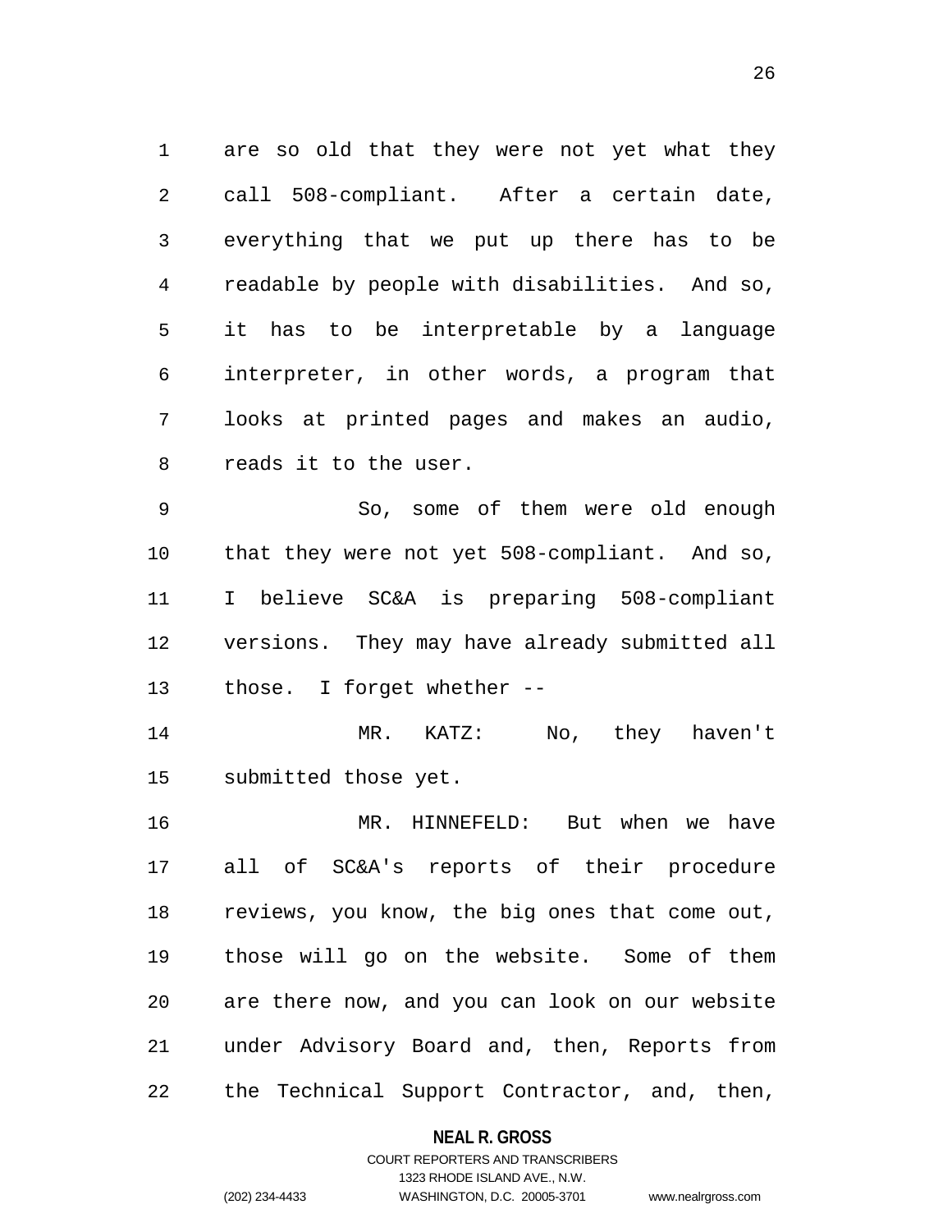are so old that they were not yet what they call 508-compliant. After a certain date, everything that we put up there has to be readable by people with disabilities. And so, it has to be interpretable by a language interpreter, in other words, a program that looks at printed pages and makes an audio, reads it to the user.

So, some of them were old enough that they were not yet 508-compliant. And so, I believe SC&A is preparing 508-compliant versions. They may have already submitted all those. I forget whether --

MR. KATZ: No, they haven't submitted those yet.

MR. HINNEFELD: But when we have all of SC&A's reports of their procedure reviews, you know, the big ones that come out, those will go on the website. Some of them are there now, and you can look on our website under Advisory Board and, then, Reports from the Technical Support Contractor, and, then,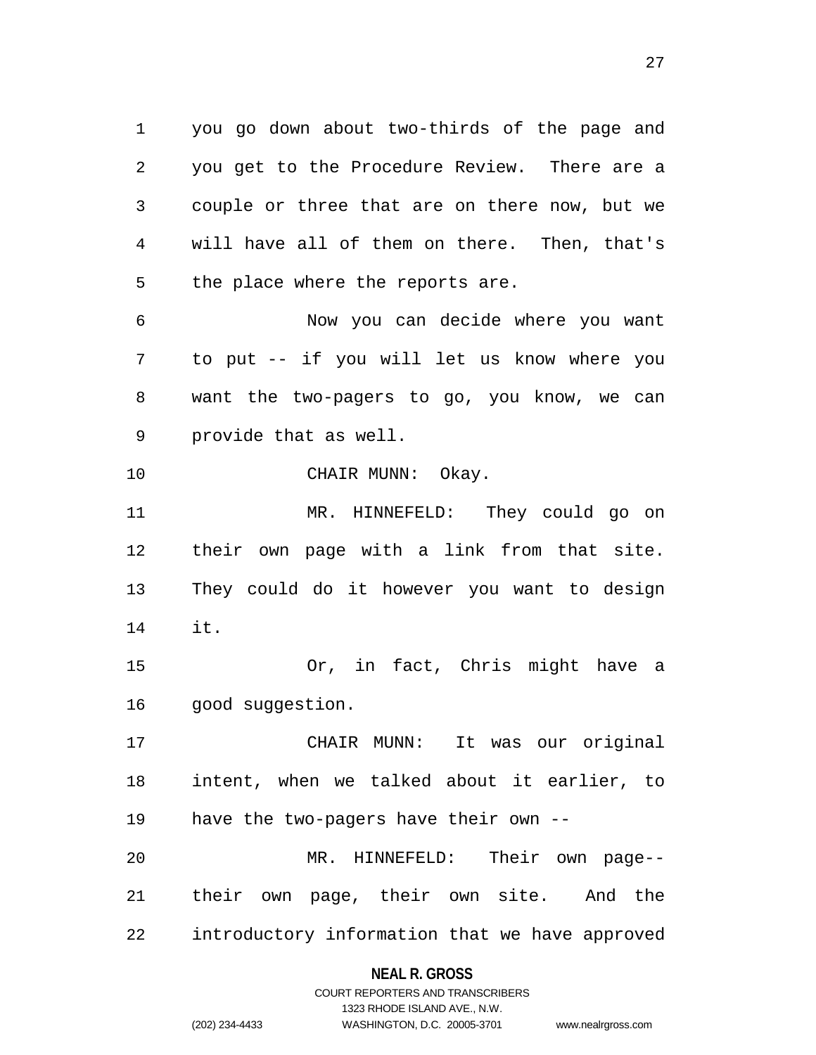you go down about two-thirds of the page and you get to the Procedure Review. There are a couple or three that are on there now, but we will have all of them on there. Then, that's the place where the reports are.

Now you can decide where you want to put -- if you will let us know where you want the two-pagers to go, you know, we can provide that as well.

CHAIR MUNN: Okay.

MR. HINNEFELD: They could go on their own page with a link from that site. They could do it however you want to design it.

Or, in fact, Chris might have a good suggestion.

CHAIR MUNN: It was our original intent, when we talked about it earlier, to have the two-pagers have their own --

MR. HINNEFELD: Their own page-- their own page, their own site. And the introductory information that we have approved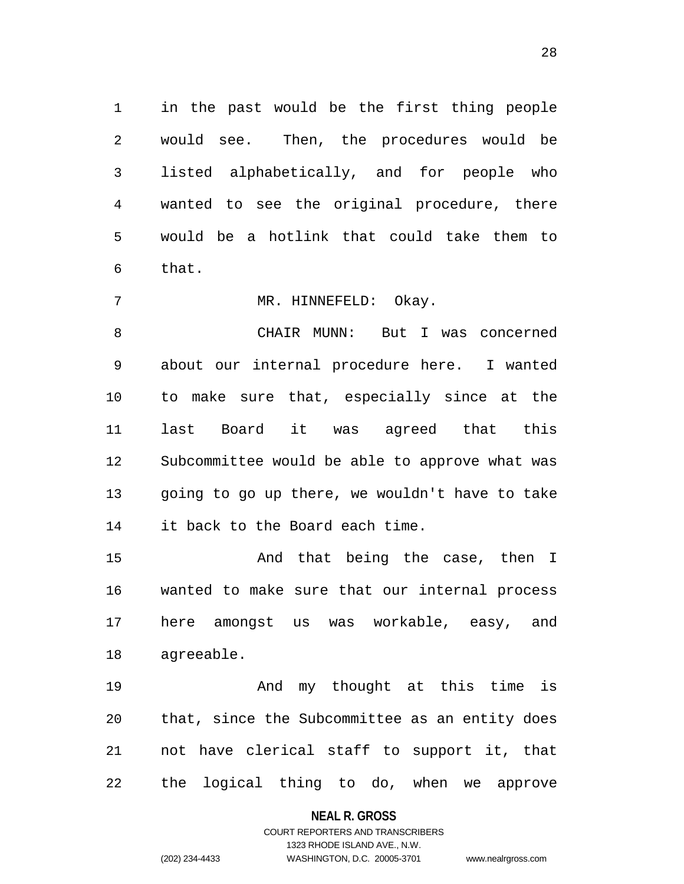in the past would be the first thing people would see. Then, the procedures would be listed alphabetically, and for people who wanted to see the original procedure, there would be a hotlink that could take them to that.

MR. HINNEFELD: Okay.

CHAIR MUNN: But I was concerned about our internal procedure here. I wanted to make sure that, especially since at the last Board it was agreed that this Subcommittee would be able to approve what was going to go up there, we wouldn't have to take it back to the Board each time.

And that being the case, then I wanted to make sure that our internal process here amongst us was workable, easy, and agreeable.

And my thought at this time is that, since the Subcommittee as an entity does not have clerical staff to support it, that the logical thing to do, when we approve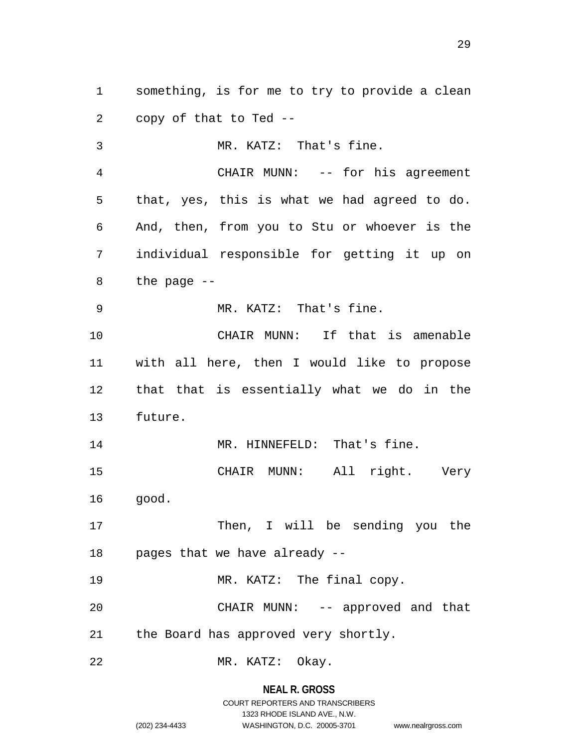something, is for me to try to provide a clean copy of that to Ted --

MR. KATZ: That's fine.

CHAIR MUNN: -- for his agreement that, yes, this is what we had agreed to do. And, then, from you to Stu or whoever is the individual responsible for getting it up on the page --

MR. KATZ: That's fine.

CHAIR MUNN: If that is amenable with all here, then I would like to propose that that is essentially what we do in the future.

MR. HINNEFELD: That's fine.

CHAIR MUNN: All right. Very good.

Then, I will be sending you the pages that we have already --

MR. KATZ: The final copy.

CHAIR MUNN: -- approved and that the Board has approved very shortly.

MR. KATZ: Okay.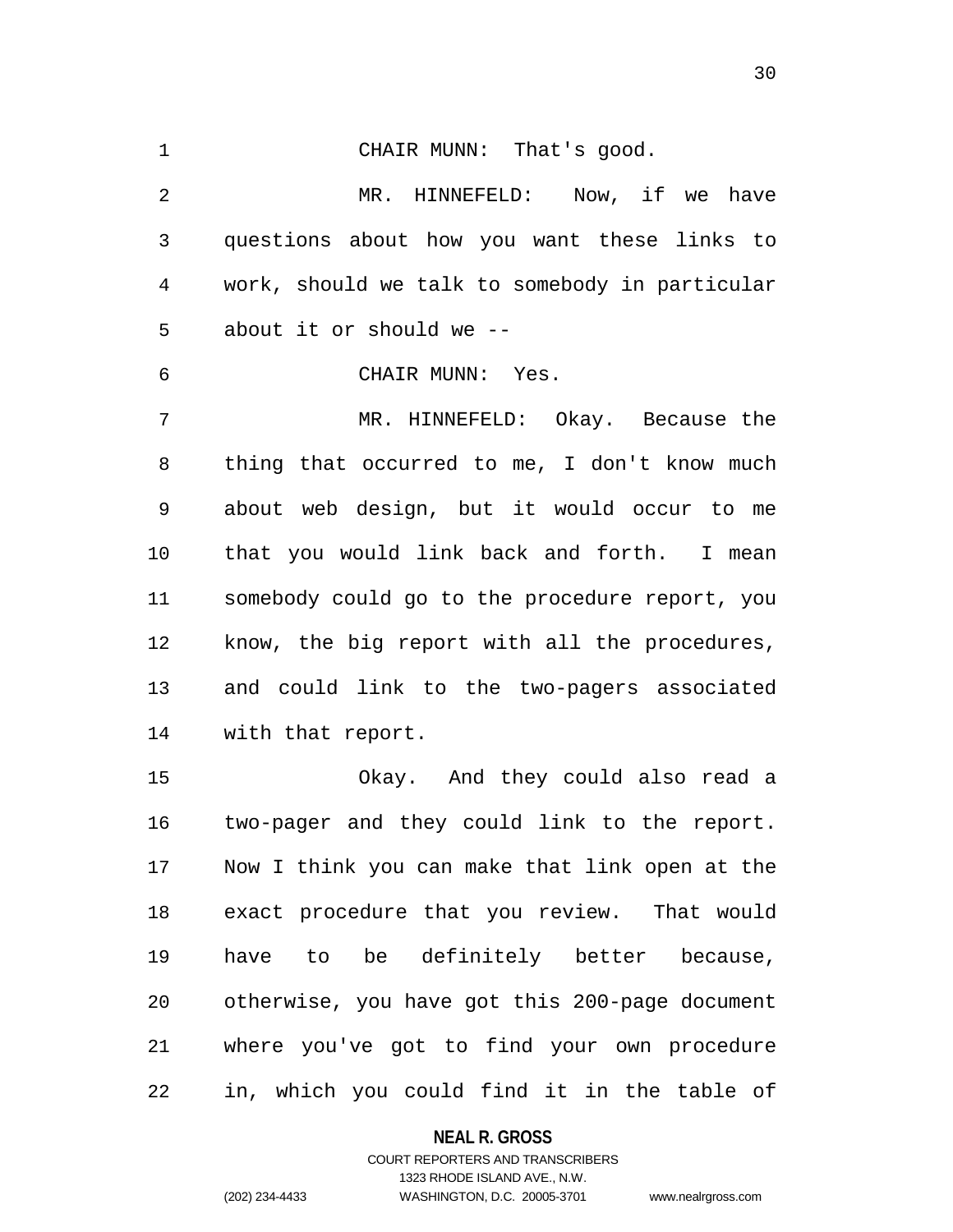CHAIR MUNN: That's good.

MR. HINNEFELD: Now, if we have questions about how you want these links to work, should we talk to somebody in particular about it or should we --

CHAIR MUNN: Yes.

MR. HINNEFELD: Okay. Because the thing that occurred to me, I don't know much about web design, but it would occur to me that you would link back and forth. I mean somebody could go to the procedure report, you know, the big report with all the procedures, and could link to the two-pagers associated with that report.

Okay. And they could also read a two-pager and they could link to the report. Now I think you can make that link open at the exact procedure that you review. That would have to be definitely better because, otherwise, you have got this 200-page document where you've got to find your own procedure in, which you could find it in the table of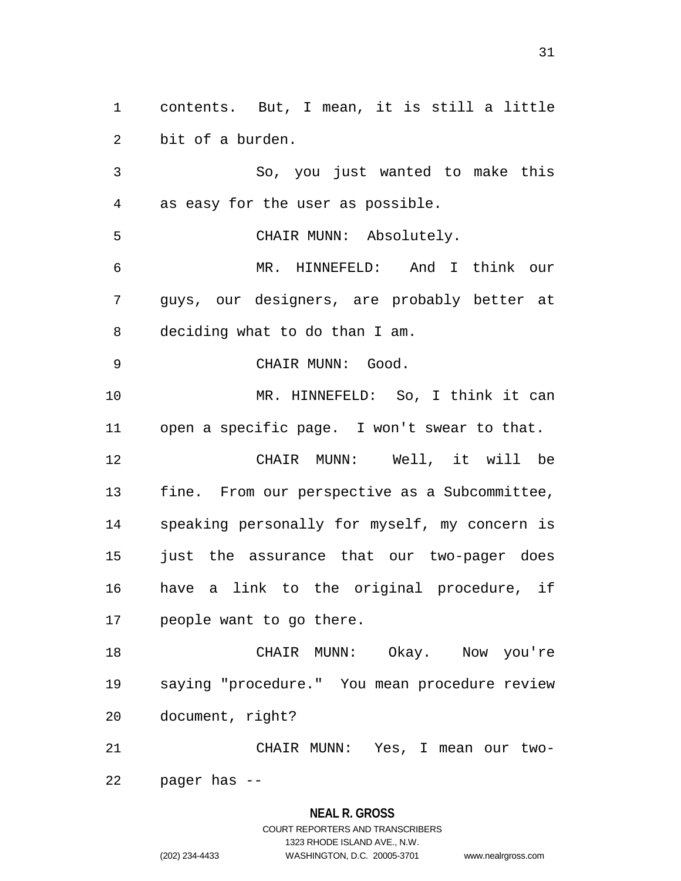contents. But, I mean, it is still a little bit of a burden.

So, you just wanted to make this as easy for the user as possible.

CHAIR MUNN: Absolutely.

MR. HINNEFELD: And I think our guys, our designers, are probably better at deciding what to do than I am.

CHAIR MUNN: Good.

MR. HINNEFELD: So, I think it can open a specific page. I won't swear to that.

CHAIR MUNN: Well, it will be fine. From our perspective as a Subcommittee, speaking personally for myself, my concern is just the assurance that our two-pager does have a link to the original procedure, if people want to go there.

CHAIR MUNN: Okay. Now you're saying "procedure." You mean procedure review document, right?

CHAIR MUNN: Yes, I mean our two-pager has --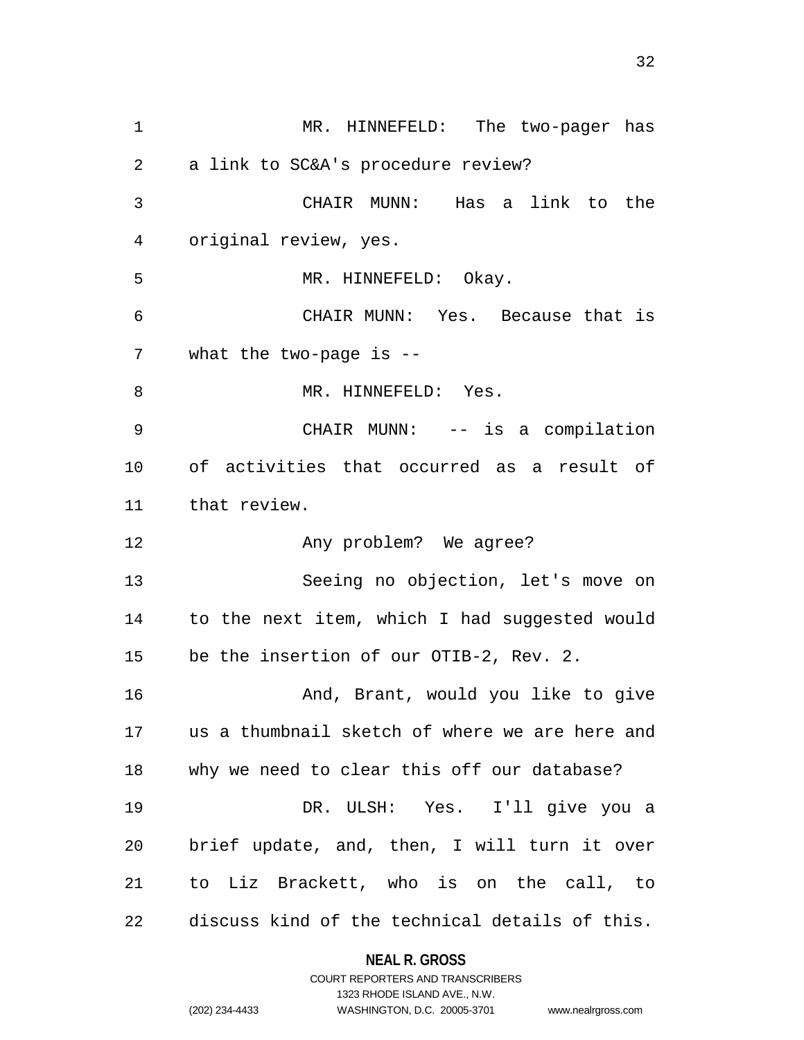MR. HINNEFELD: The two-pager has a link to SC&A's procedure review?

CHAIR MUNN: Has a link to the original review, yes.

MR. HINNEFELD: Okay.

CHAIR MUNN: Yes. Because that is what the two-page is --

MR. HINNEFELD: Yes.

CHAIR MUNN: -- is a compilation of activities that occurred as a result of that review.

Any problem? We agree?

Seeing no objection, let's move on to the next item, which I had suggested would be the insertion of our OTIB-2, Rev. 2.

And, Brant, would you like to give us a thumbnail sketch of where we are here and why we need to clear this off our database?

DR. ULSH: Yes. I'll give you a brief update, and, then, I will turn it over to Liz Brackett, who is on the call, to discuss kind of the technical details of this.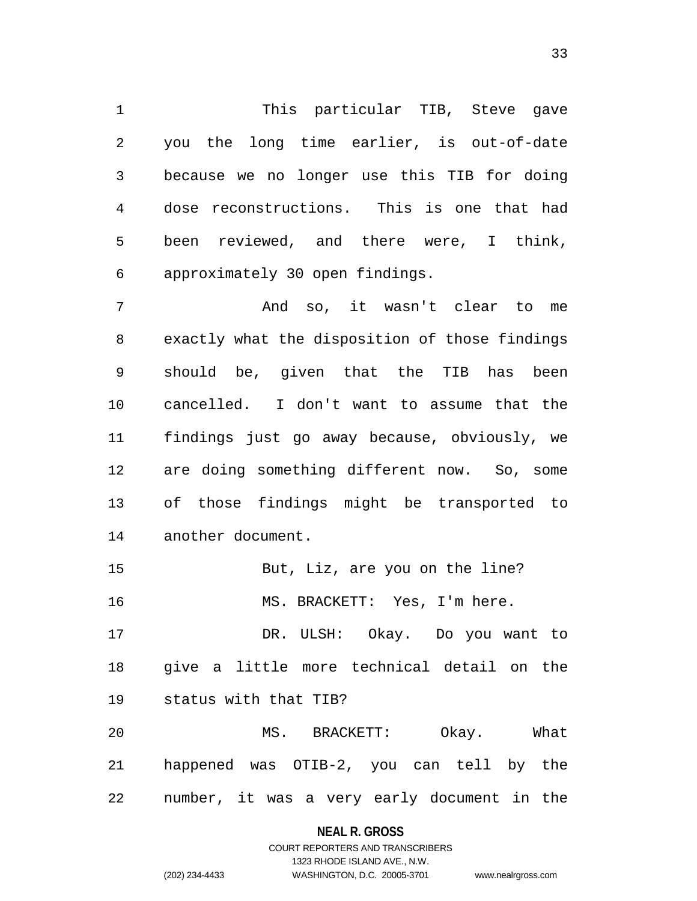This particular TIB, Steve gave you the long time earlier, is out-of-date because we no longer use this TIB for doing dose reconstructions. This is one that had been reviewed, and there were, I think, approximately 30 open findings.

And so, it wasn't clear to me exactly what the disposition of those findings should be, given that the TIB has been cancelled. I don't want to assume that the findings just go away because, obviously, we are doing something different now. So, some of those findings might be transported to another document.

But, Liz, are you on the line?

MS. BRACKETT: Yes, I'm here.

DR. ULSH: Okay. Do you want to give a little more technical detail on the status with that TIB?

MS. BRACKETT: Okay. What happened was OTIB-2, you can tell by the number, it was a very early document in the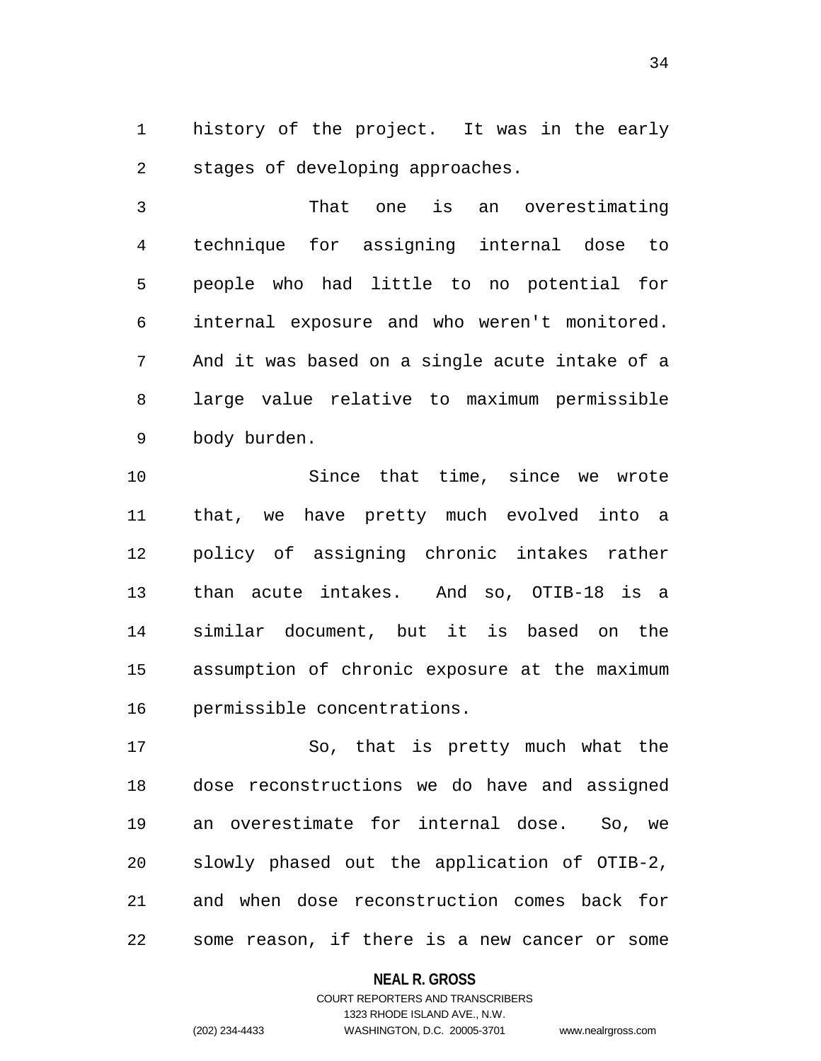history of the project. It was in the early stages of developing approaches.

That one is an overestimating technique for assigning internal dose to people who had little to no potential for internal exposure and who weren't monitored. And it was based on a single acute intake of a large value relative to maximum permissible body burden.

Since that time, since we wrote that, we have pretty much evolved into a policy of assigning chronic intakes rather than acute intakes. And so, OTIB-18 is a similar document, but it is based on the assumption of chronic exposure at the maximum permissible concentrations.

So, that is pretty much what the dose reconstructions we do have and assigned an overestimate for internal dose. So, we slowly phased out the application of OTIB-2, and when dose reconstruction comes back for some reason, if there is a new cancer or some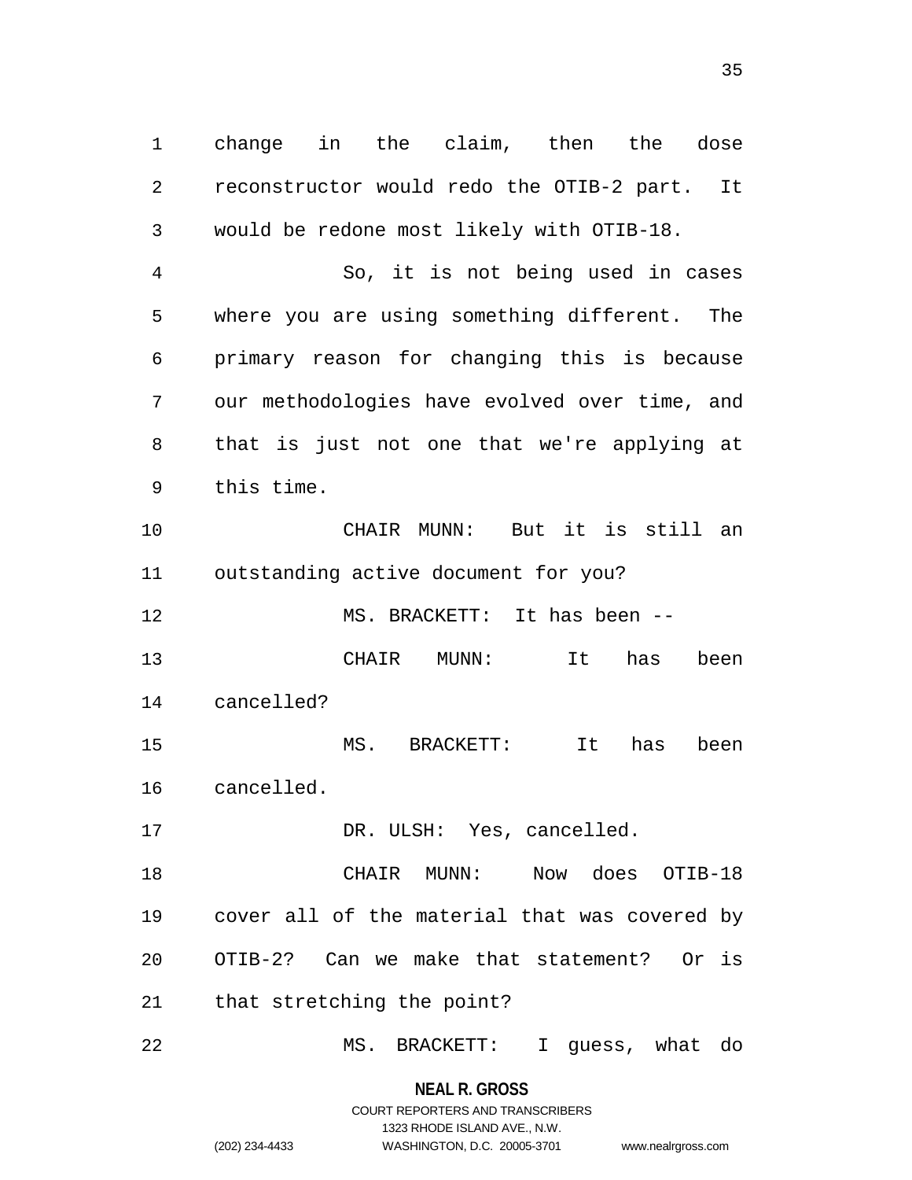change in the claim, then the dose reconstructor would redo the OTIB-2 part. It would be redone most likely with OTIB-18.

So, it is not being used in cases where you are using something different. The primary reason for changing this is because our methodologies have evolved over time, and that is just not one that we're applying at this time.

CHAIR MUNN: But it is still an outstanding active document for you?

MS. BRACKETT: It has been --

CHAIR MUNN: It has been cancelled?

MS. BRACKETT: It has been cancelled.

DR. ULSH: Yes, cancelled.

CHAIR MUNN: Now does OTIB-18 cover all of the material that was covered by OTIB-2? Can we make that statement? Or is that stretching the point?

MS. BRACKETT: I guess, what do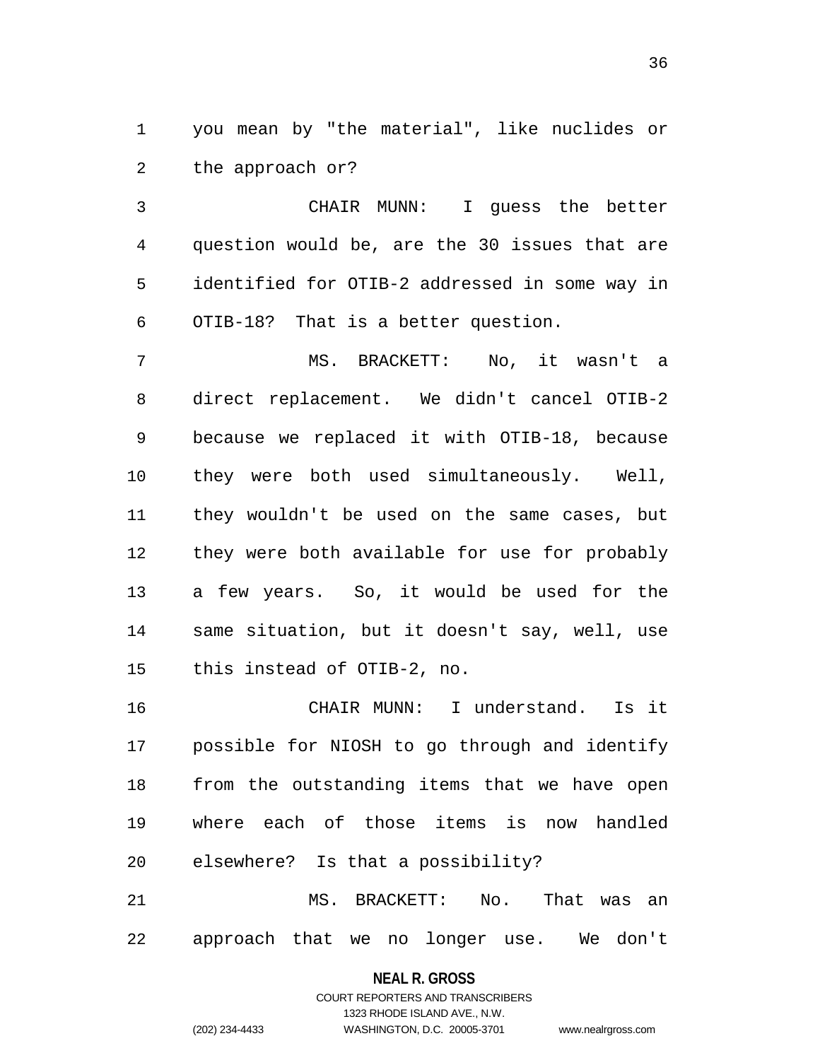you mean by "the material", like nuclides or the approach or?

CHAIR MUNN: I guess the better question would be, are the 30 issues that are identified for OTIB-2 addressed in some way in OTIB-18? That is a better question.

MS. BRACKETT: No, it wasn't a direct replacement. We didn't cancel OTIB-2 because we replaced it with OTIB-18, because they were both used simultaneously. Well, they wouldn't be used on the same cases, but they were both available for use for probably a few years. So, it would be used for the same situation, but it doesn't say, well, use this instead of OTIB-2, no.

CHAIR MUNN: I understand. Is it possible for NIOSH to go through and identify from the outstanding items that we have open where each of those items is now handled elsewhere? Is that a possibility?

MS. BRACKETT: No. That was an approach that we no longer use. We don't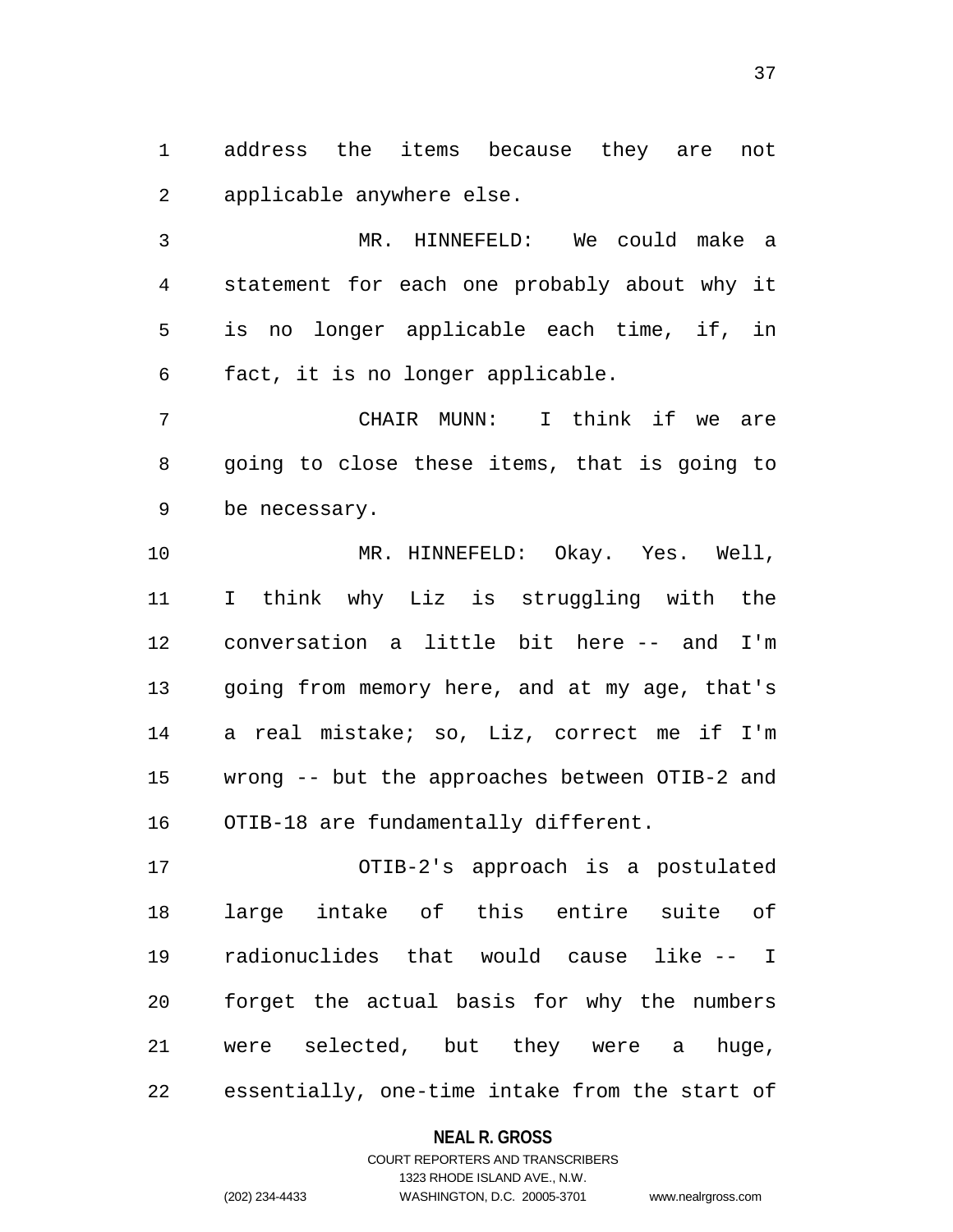address the items because they are not applicable anywhere else.

MR. HINNEFELD: We could make a statement for each one probably about why it is no longer applicable each time, if, in fact, it is no longer applicable.

CHAIR MUNN: I think if we are going to close these items, that is going to be necessary.

MR. HINNEFELD: Okay. Yes. Well, I think why Liz is struggling with the conversation a little bit here -- and I'm going from memory here, and at my age, that's a real mistake; so, Liz, correct me if I'm wrong -- but the approaches between OTIB-2 and OTIB-18 are fundamentally different.

OTIB-2's approach is a postulated large intake of this entire suite of radionuclides that would cause like -- I forget the actual basis for why the numbers were selected, but they were a huge, essentially, one-time intake from the start of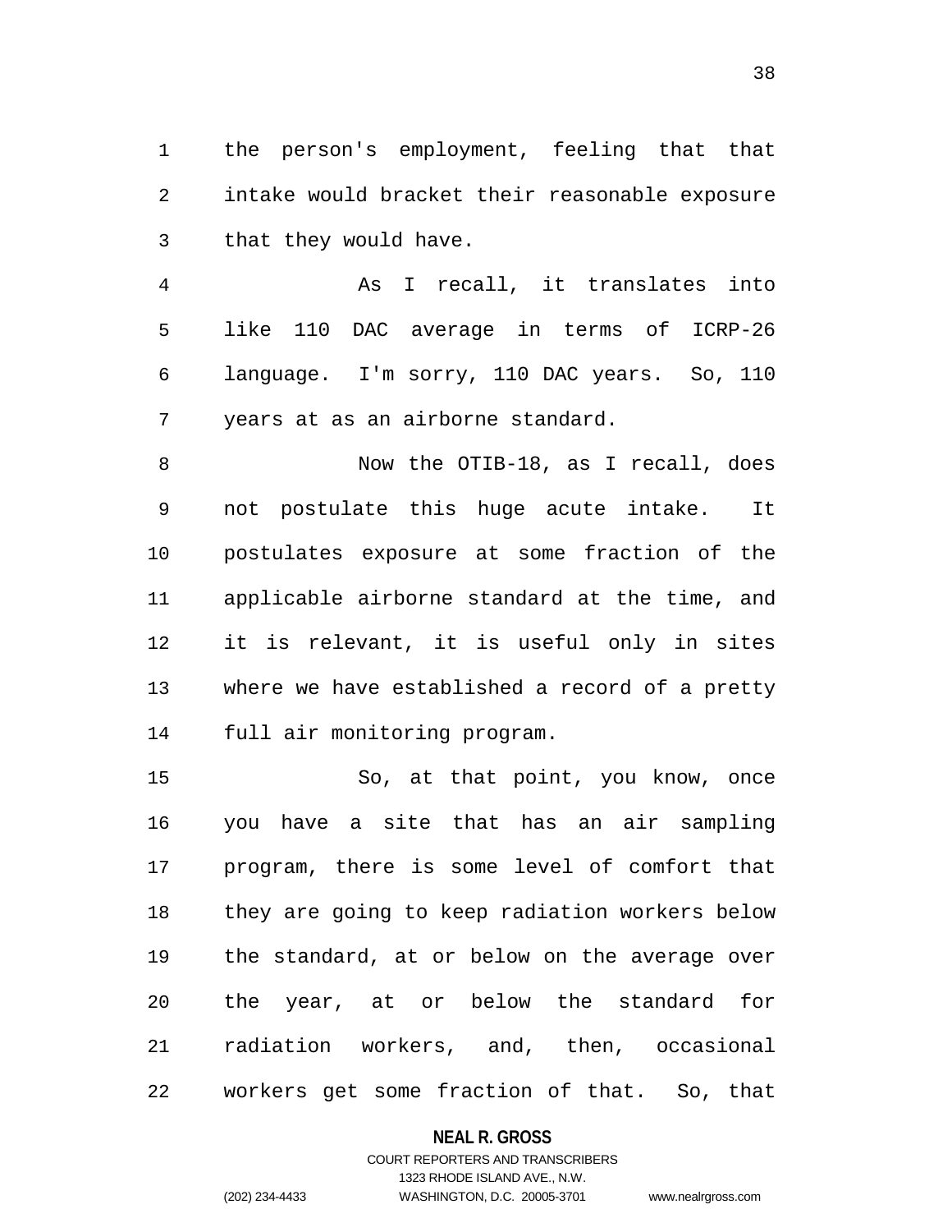the person's employment, feeling that that intake would bracket their reasonable exposure that they would have.

As I recall, it translates into like 110 DAC average in terms of ICRP-26 language. I'm sorry, 110 DAC years. So, 110 years at as an airborne standard.

Now the OTIB-18, as I recall, does not postulate this huge acute intake. It postulates exposure at some fraction of the applicable airborne standard at the time, and it is relevant, it is useful only in sites where we have established a record of a pretty full air monitoring program.

So, at that point, you know, once you have a site that has an air sampling program, there is some level of comfort that they are going to keep radiation workers below the standard, at or below on the average over the year, at or below the standard for radiation workers, and, then, occasional workers get some fraction of that. So, that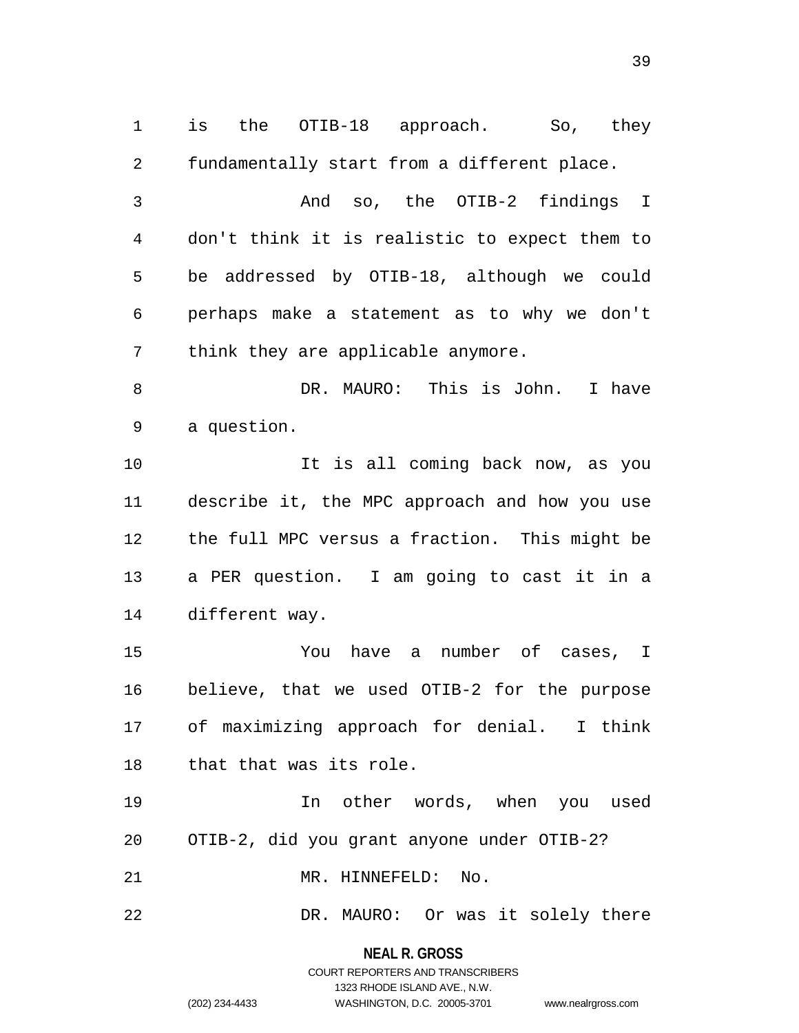is the OTIB-18 approach. So, they fundamentally start from a different place.

And so, the OTIB-2 findings I don't think it is realistic to expect them to be addressed by OTIB-18, although we could perhaps make a statement as to why we don't think they are applicable anymore.

DR. MAURO: This is John. I have a question.

It is all coming back now, as you describe it, the MPC approach and how you use the full MPC versus a fraction. This might be a PER question. I am going to cast it in a different way.

You have a number of cases, I believe, that we used OTIB-2 for the purpose of maximizing approach for denial. I think that that was its role.

In other words, when you used OTIB-2, did you grant anyone under OTIB-2?

MR. HINNEFELD: No.

DR. MAURO: Or was it solely there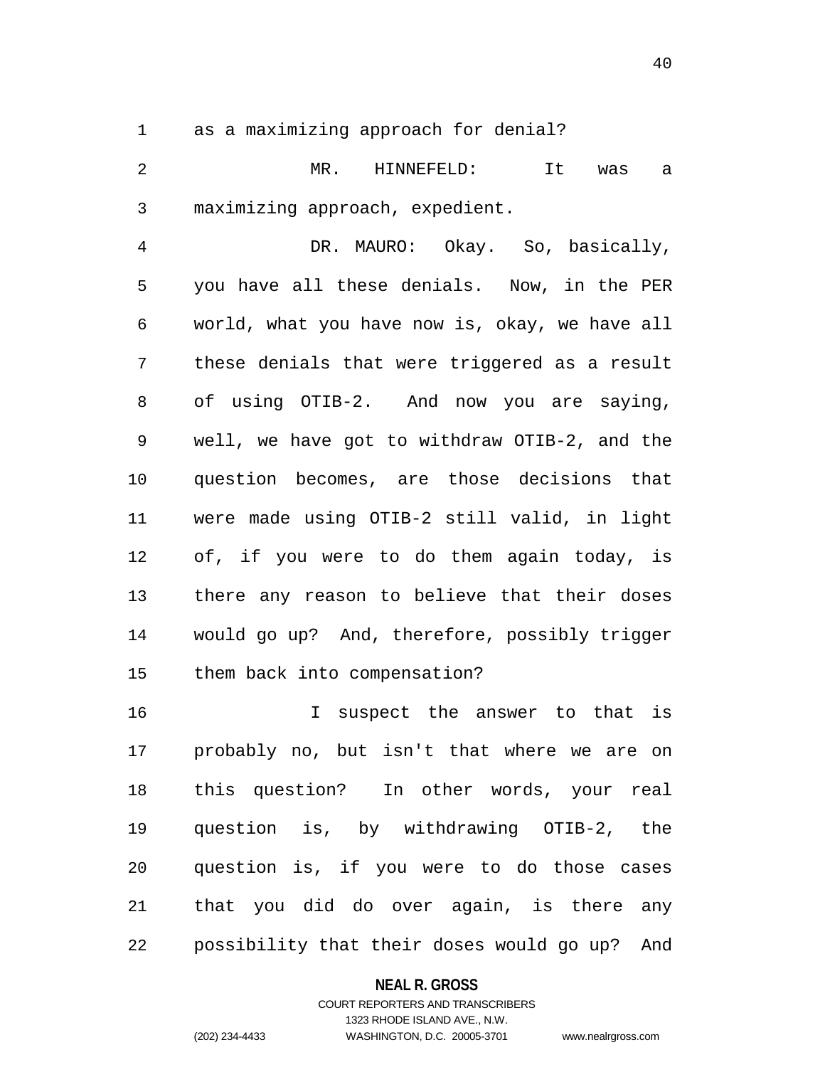as a maximizing approach for denial?

MR. HINNEFELD: It was a maximizing approach, expedient.

DR. MAURO: Okay. So, basically, you have all these denials. Now, in the PER world, what you have now is, okay, we have all these denials that were triggered as a result of using OTIB-2. And now you are saying, well, we have got to withdraw OTIB-2, and the question becomes, are those decisions that were made using OTIB-2 still valid, in light of, if you were to do them again today, is there any reason to believe that their doses would go up? And, therefore, possibly trigger them back into compensation?

I suspect the answer to that is probably no, but isn't that where we are on this question? In other words, your real question is, by withdrawing OTIB-2, the question is, if you were to do those cases that you did do over again, is there any possibility that their doses would go up? And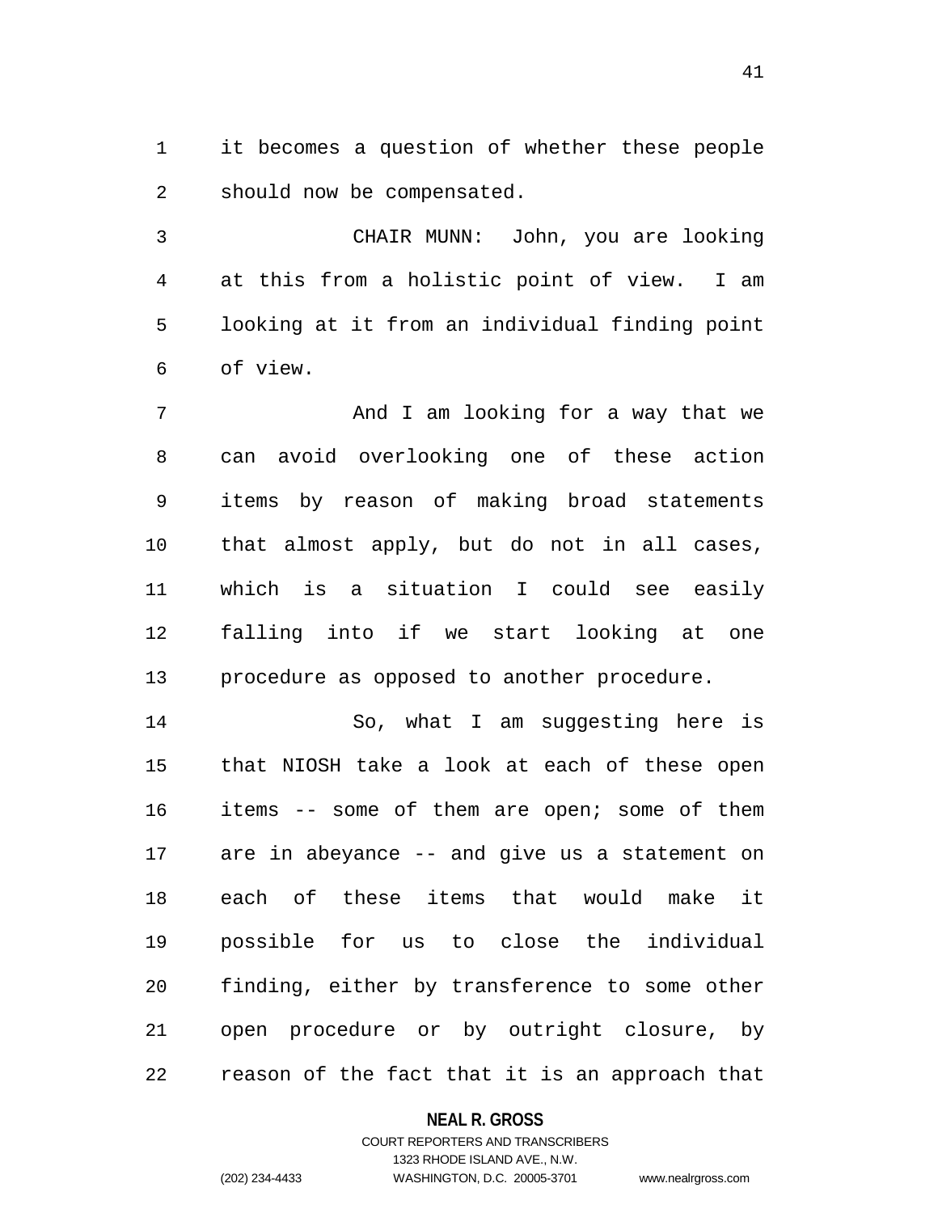it becomes a question of whether these people should now be compensated.

CHAIR MUNN: John, you are looking at this from a holistic point of view. I am looking at it from an individual finding point of view.

And I am looking for a way that we can avoid overlooking one of these action items by reason of making broad statements that almost apply, but do not in all cases, which is a situation I could see easily falling into if we start looking at one procedure as opposed to another procedure.

So, what I am suggesting here is that NIOSH take a look at each of these open items -- some of them are open; some of them are in abeyance -- and give us a statement on each of these items that would make it possible for us to close the individual finding, either by transference to some other open procedure or by outright closure, by reason of the fact that it is an approach that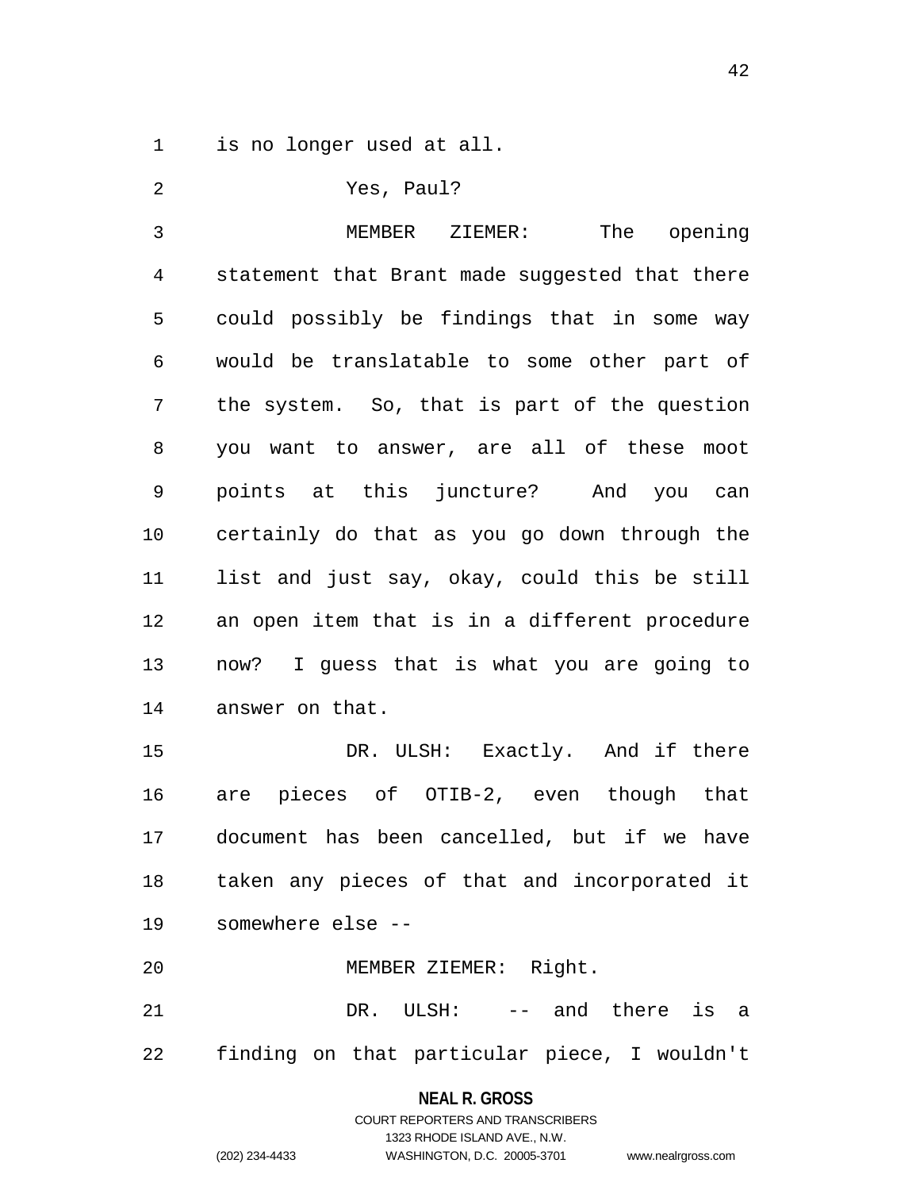is no longer used at all.

Yes, Paul?

MEMBER ZIEMER: The opening statement that Brant made suggested that there could possibly be findings that in some way would be translatable to some other part of the system. So, that is part of the question you want to answer, are all of these moot points at this juncture? And you can certainly do that as you go down through the list and just say, okay, could this be still an open item that is in a different procedure now? I guess that is what you are going to answer on that.

DR. ULSH: Exactly. And if there are pieces of OTIB-2, even though that document has been cancelled, but if we have taken any pieces of that and incorporated it somewhere else --

MEMBER ZIEMER: Right.

DR. ULSH: -- and there is a finding on that particular piece, I wouldn't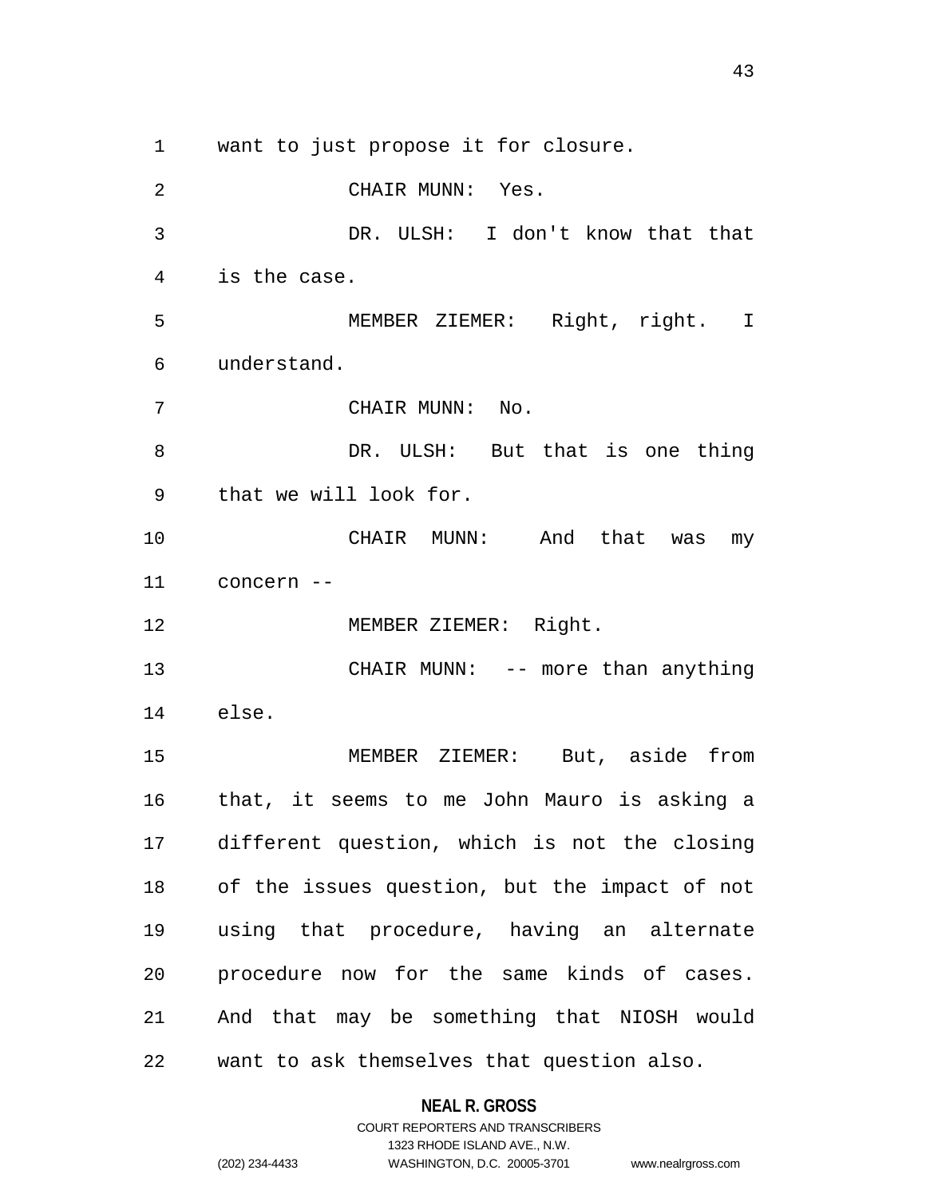want to just propose it for closure.

CHAIR MUNN: Yes.

DR. ULSH: I don't know that that is the case.

MEMBER ZIEMER: Right, right. I understand.

CHAIR MUNN: No.

DR. ULSH: But that is one thing that we will look for.

CHAIR MUNN: And that was my concern --

MEMBER ZIEMER: Right.

CHAIR MUNN: -- more than anything else.

MEMBER ZIEMER: But, aside from that, it seems to me John Mauro is asking a different question, which is not the closing of the issues question, but the impact of not using that procedure, having an alternate procedure now for the same kinds of cases. And that may be something that NIOSH would want to ask themselves that question also.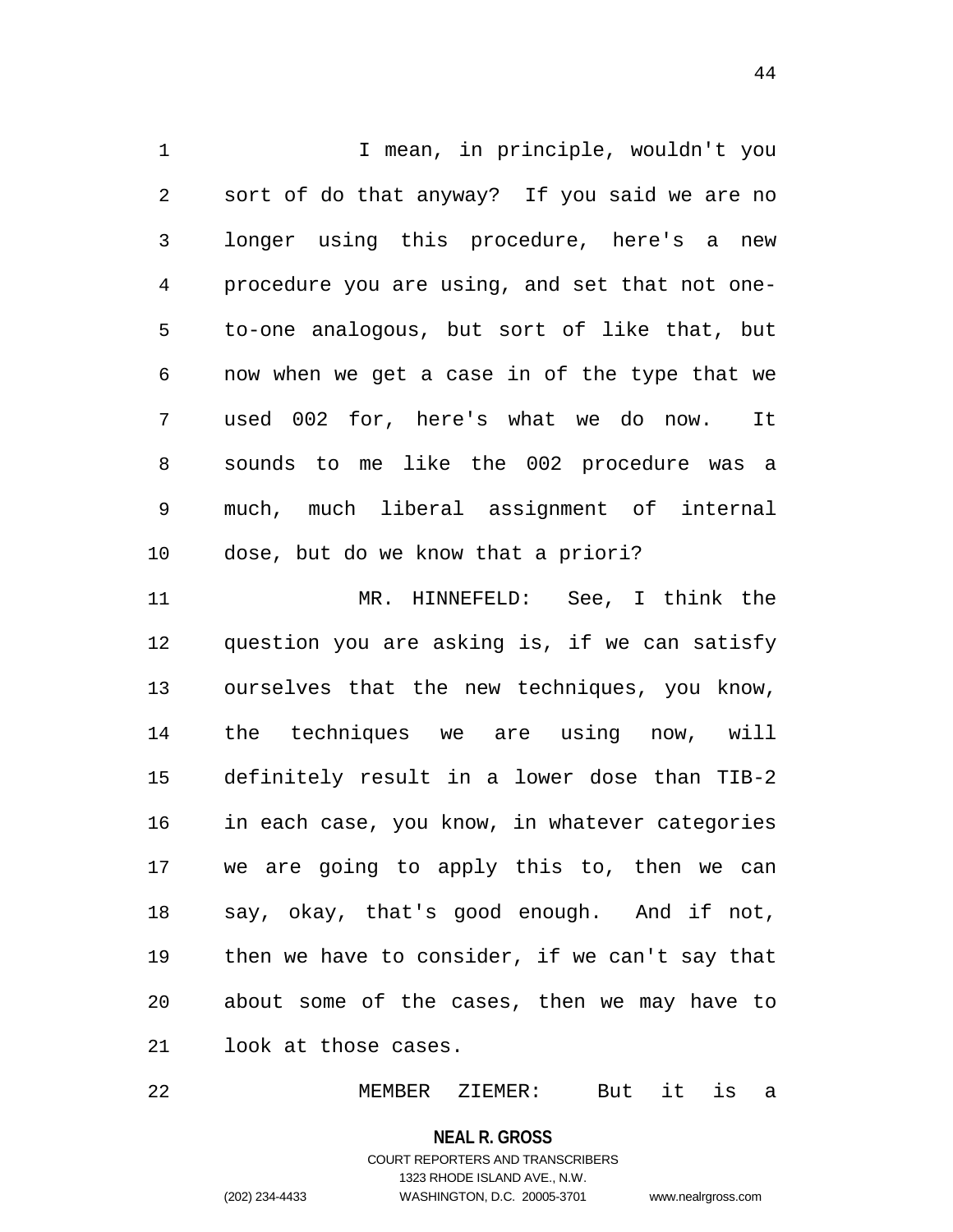I mean, in principle, wouldn't you sort of do that anyway? If you said we are no longer using this procedure, here's a new procedure you are using, and set that not one-to-one analogous, but sort of like that, but now when we get a case in of the type that we used 002 for, here's what we do now. It sounds to me like the 002 procedure was a much, much liberal assignment of internal dose, but do we know that a priori?

MR. HINNEFELD: See, I think the question you are asking is, if we can satisfy ourselves that the new techniques, you know, the techniques we are using now, will definitely result in a lower dose than TIB-2 in each case, you know, in whatever categories we are going to apply this to, then we can say, okay, that's good enough. And if not, then we have to consider, if we can't say that about some of the cases, then we may have to look at those cases.

MEMBER ZIEMER: But it is a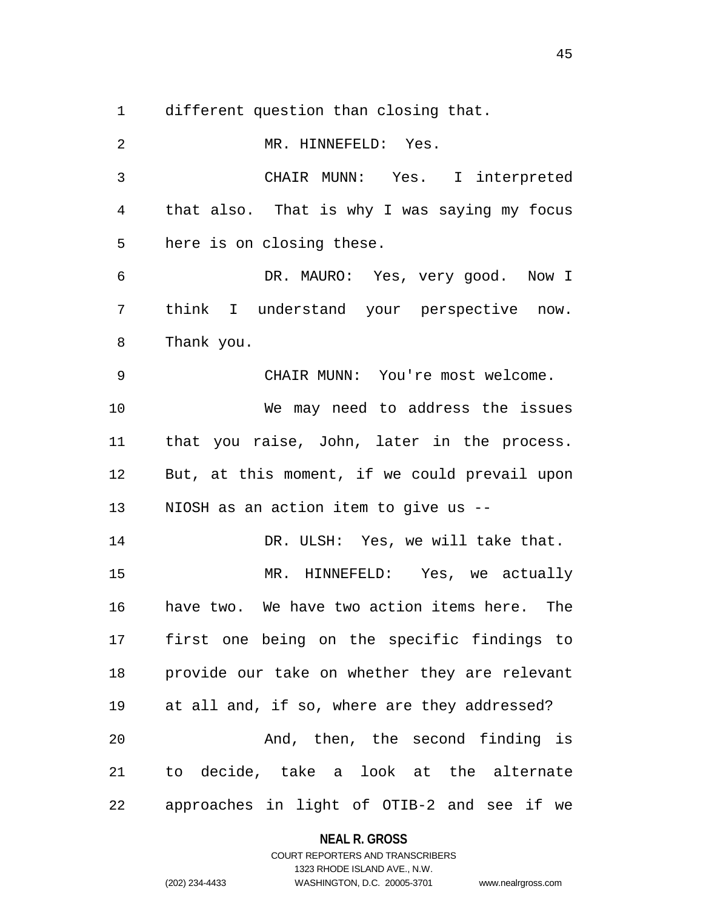different question than closing that.

MR. HINNEFELD: Yes.

CHAIR MUNN: Yes. I interpreted that also. That is why I was saying my focus here is on closing these.

DR. MAURO: Yes, very good. Now I think I understand your perspective now. Thank you.

CHAIR MUNN: You're most welcome.

We may need to address the issues that you raise, John, later in the process. But, at this moment, if we could prevail upon NIOSH as an action item to give us --

DR. ULSH: Yes, we will take that.

MR. HINNEFELD: Yes, we actually have two. We have two action items here. The first one being on the specific findings to provide our take on whether they are relevant at all and, if so, where are they addressed?

And, then, the second finding is to decide, take a look at the alternate approaches in light of OTIB-2 and see if we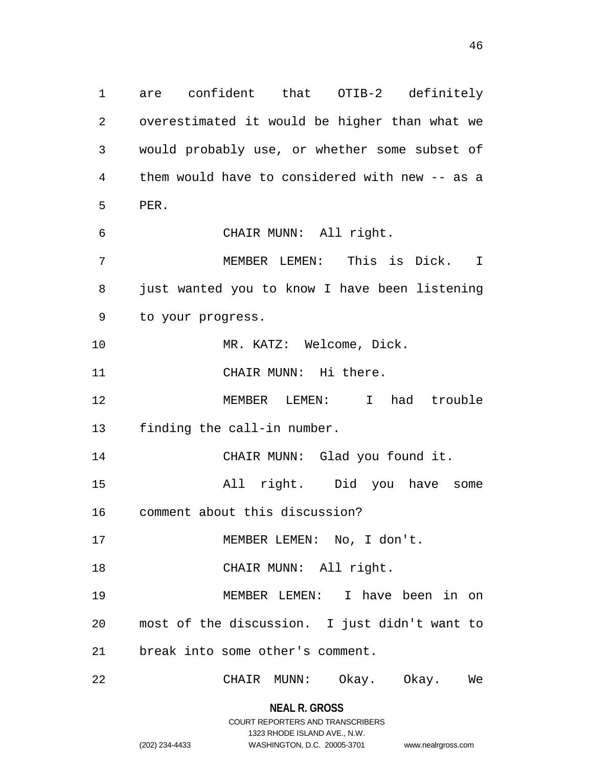are confident that OTIB-2 definitely overestimated it would be higher than what we would probably use, or whether some subset of them would have to considered with new -- as a PER.

CHAIR MUNN: All right.

MEMBER LEMEN: This is Dick. I just wanted you to know I have been listening to your progress.

MR. KATZ: Welcome, Dick.

CHAIR MUNN: Hi there.

MEMBER LEMEN: I had trouble finding the call-in number.

CHAIR MUNN: Glad you found it.

All right. Did you have some comment about this discussion?

MEMBER LEMEN: No, I don't.

CHAIR MUNN: All right.

MEMBER LEMEN: I have been in on most of the discussion. I just didn't want to break into some other's comment.

CHAIR MUNN: Okay. Okay. We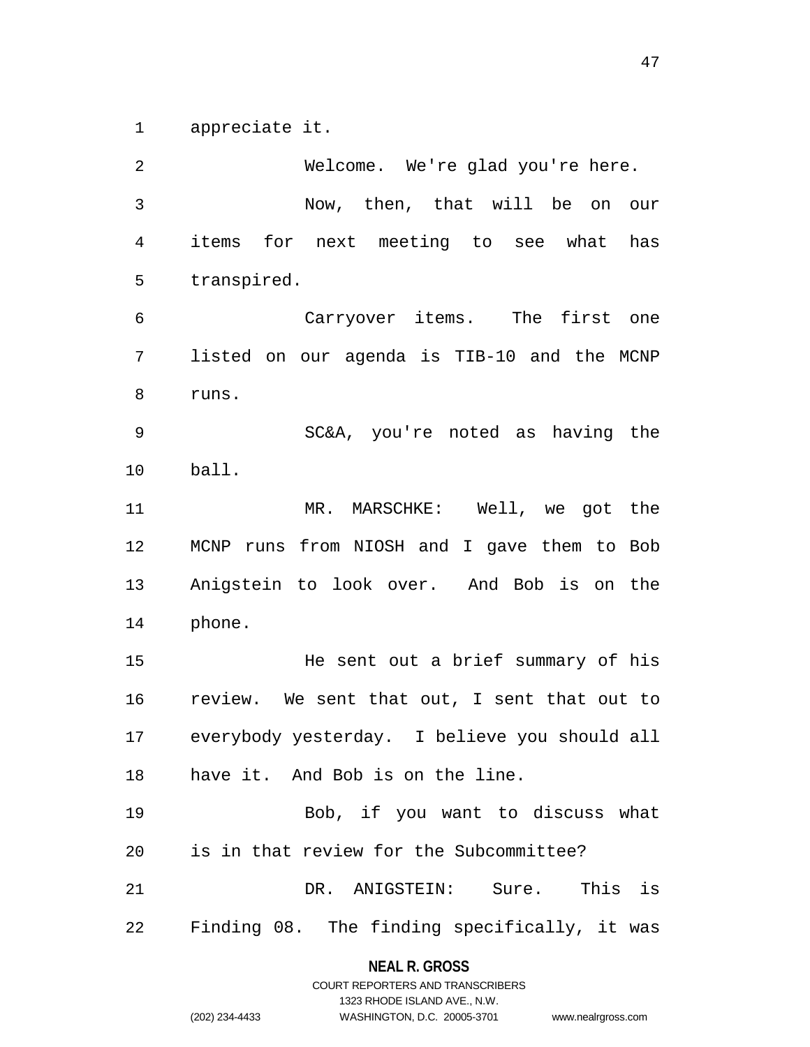appreciate it.

Welcome. We're glad you're here.

Now, then, that will be on our items for next meeting to see what has transpired.

Carryover items. The first one listed on our agenda is TIB-10 and the MCNP runs.

SC&A, you're noted as having the ball.

MR. MARSCHKE: Well, we got the MCNP runs from NIOSH and I gave them to Bob Anigstein to look over. And Bob is on the phone.

He sent out a brief summary of his review. We sent that out, I sent that out to everybody yesterday. I believe you should all have it. And Bob is on the line.

Bob, if you want to discuss what is in that review for the Subcommittee?

DR. ANIGSTEIN: Sure. This is Finding 08. The finding specifically, it was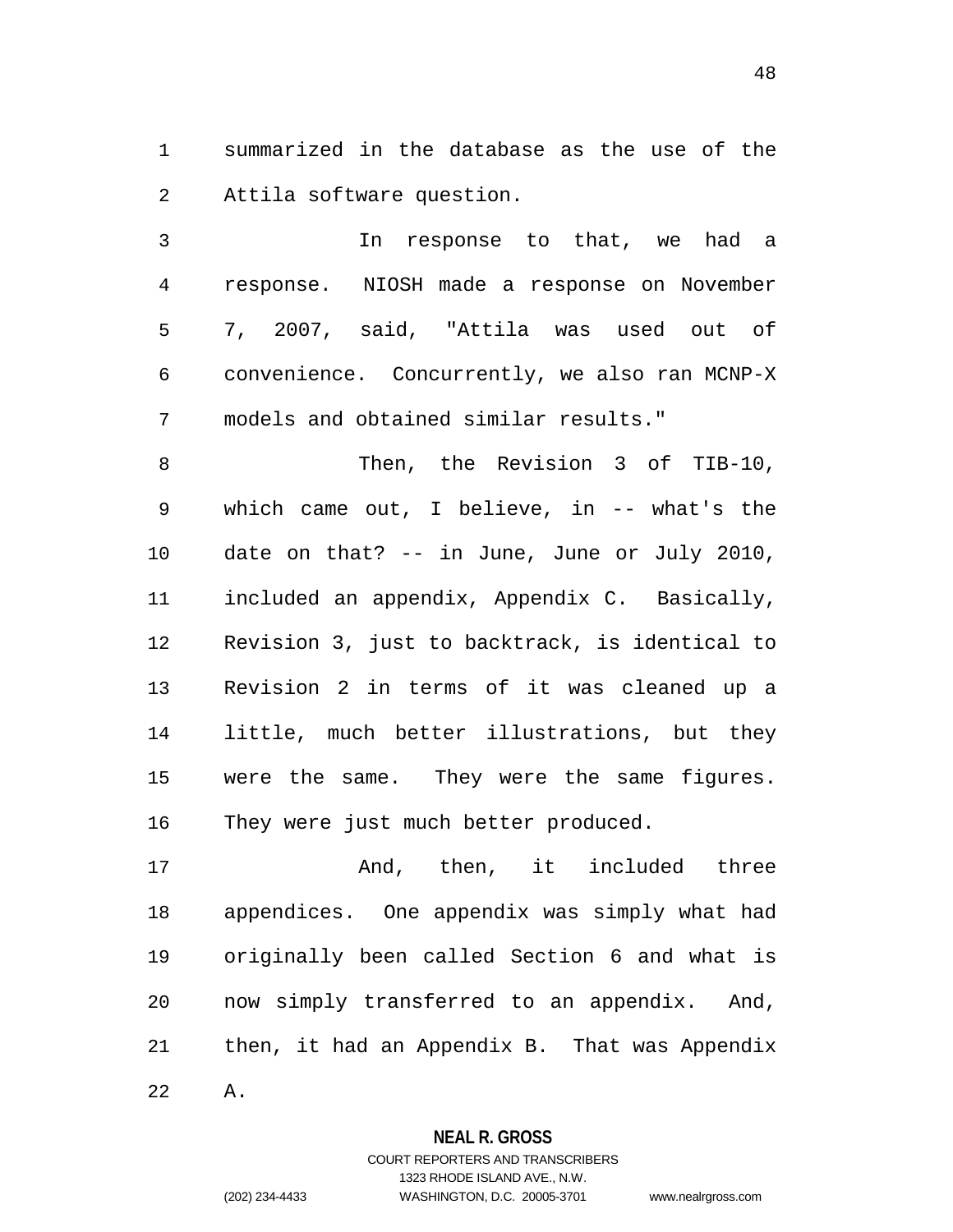summarized in the database as the use of the Attila software question.

In response to that, we had a response. NIOSH made a response on November 7, 2007, said, "Attila was used out of convenience. Concurrently, we also ran MCNP-X models and obtained similar results."

Then, the Revision 3 of TIB-10, which came out, I believe, in -- what's the date on that? -- in June, June or July 2010, included an appendix, Appendix C. Basically, Revision 3, just to backtrack, is identical to Revision 2 in terms of it was cleaned up a little, much better illustrations, but they were the same. They were the same figures. They were just much better produced.

And, then, it included three appendices. One appendix was simply what had originally been called Section 6 and what is now simply transferred to an appendix. And, then, it had an Appendix B. That was Appendix A.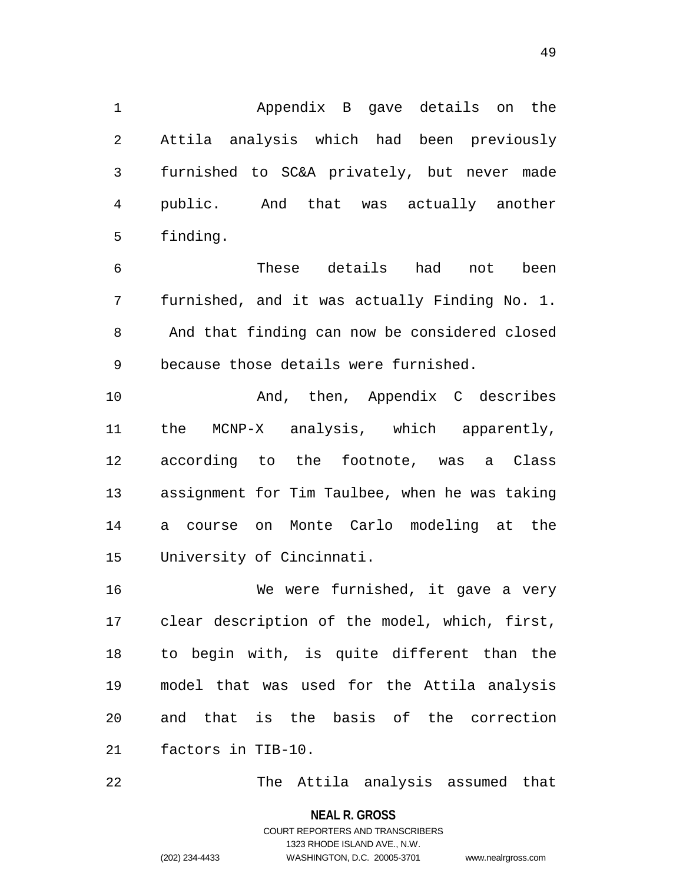Appendix B gave details on the Attila analysis which had been previously furnished to SC&A privately, but never made public. And that was actually another finding.

These details had not been furnished, and it was actually Finding No. 1. And that finding can now be considered closed because those details were furnished.

And, then, Appendix C describes the MCNP-X analysis, which apparently, according to the footnote, was a Class assignment for Tim Taulbee, when he was taking a course on Monte Carlo modeling at the University of Cincinnati.

We were furnished, it gave a very clear description of the model, which, first, to begin with, is quite different than the model that was used for the Attila analysis and that is the basis of the correction factors in TIB-10.

The Attila analysis assumed that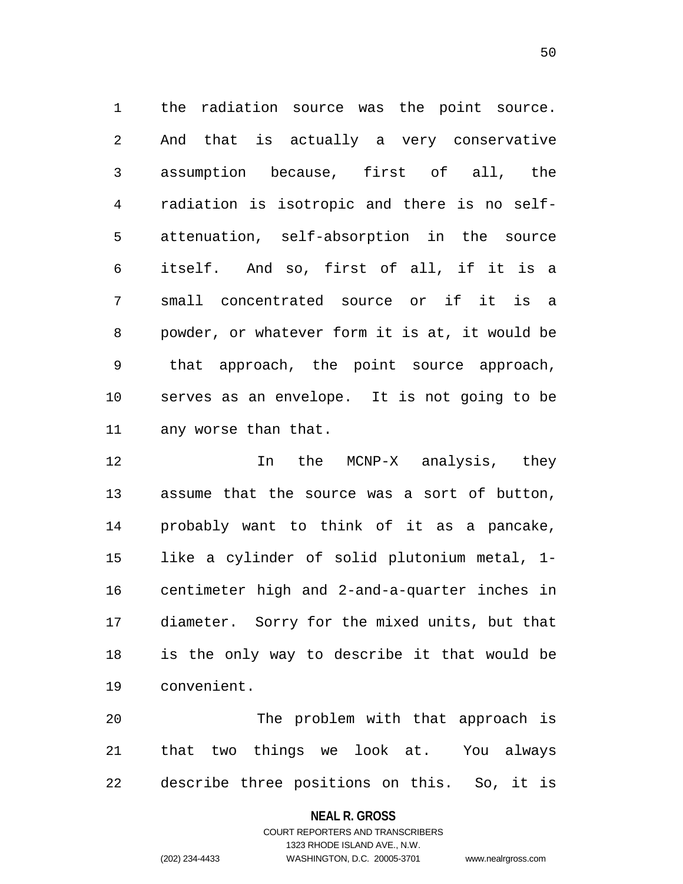the radiation source was the point source. And that is actually a very conservative assumption because, first of all, the radiation is isotropic and there is no self-attenuation, self-absorption in the source itself. And so, first of all, if it is a small concentrated source or if it is a powder, or whatever form it is at, it would be that approach, the point source approach, serves as an envelope. It is not going to be any worse than that.

In the MCNP-X analysis, they assume that the source was a sort of button, probably want to think of it as a pancake, like a cylinder of solid plutonium metal, 1-centimeter high and 2-and-a-quarter inches in diameter. Sorry for the mixed units, but that is the only way to describe it that would be convenient.

The problem with that approach is that two things we look at. You always describe three positions on this. So, it is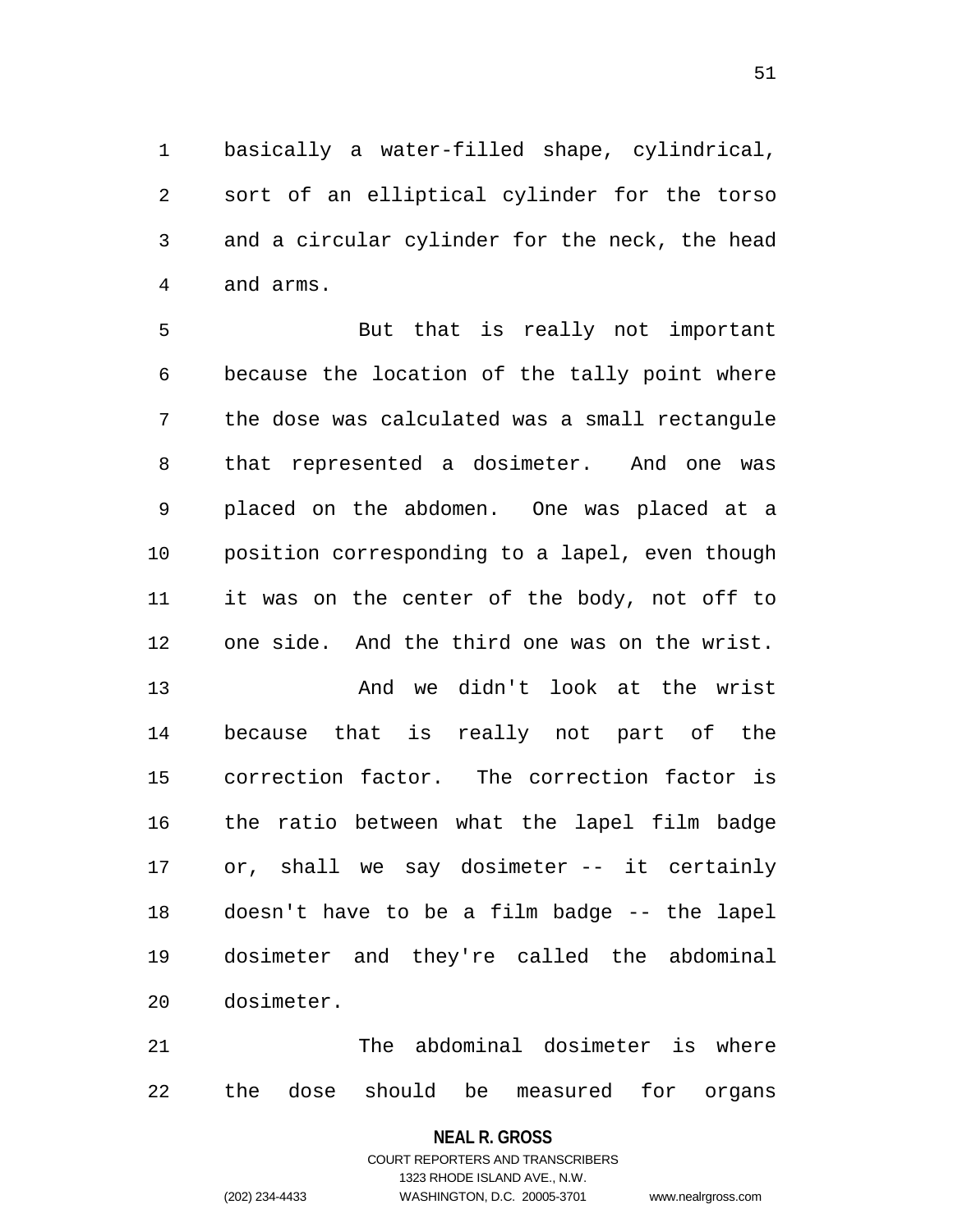basically a water-filled shape, cylindrical, sort of an elliptical cylinder for the torso and a circular cylinder for the neck, the head and arms.

But that is really not important because the location of the tally point where the dose was calculated was a small rectangule that represented a dosimeter. And one was placed on the abdomen. One was placed at a position corresponding to a lapel, even though it was on the center of the body, not off to one side. And the third one was on the wrist.

And we didn't look at the wrist because that is really not part of the correction factor. The correction factor is the ratio between what the lapel film badge or, shall we say dosimeter -- it certainly doesn't have to be a film badge -- the lapel dosimeter and they're called the abdominal dosimeter.

The abdominal dosimeter is where the dose should be measured for organs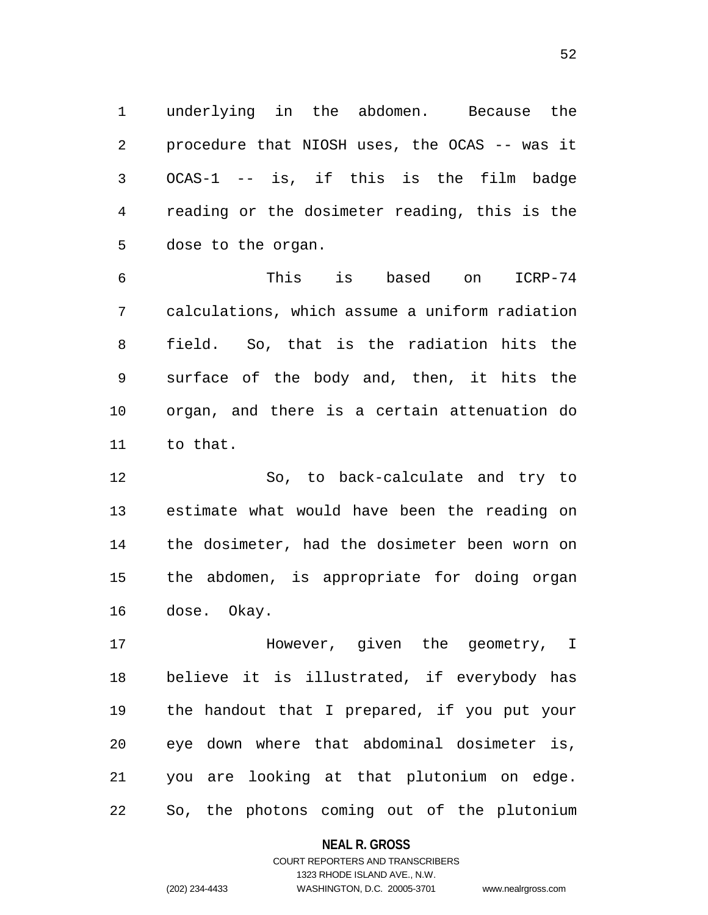underlying in the abdomen. Because the procedure that NIOSH uses, the OCAS -- was it OCAS-1 -- is, if this is the film badge reading or the dosimeter reading, this is the dose to the organ.

This is based on ICRP-74 calculations, which assume a uniform radiation field. So, that is the radiation hits the surface of the body and, then, it hits the organ, and there is a certain attenuation do to that.

So, to back-calculate and try to estimate what would have been the reading on the dosimeter, had the dosimeter been worn on the abdomen, is appropriate for doing organ dose. Okay.

However, given the geometry, I believe it is illustrated, if everybody has the handout that I prepared, if you put your eye down where that abdominal dosimeter is, you are looking at that plutonium on edge. So, the photons coming out of the plutonium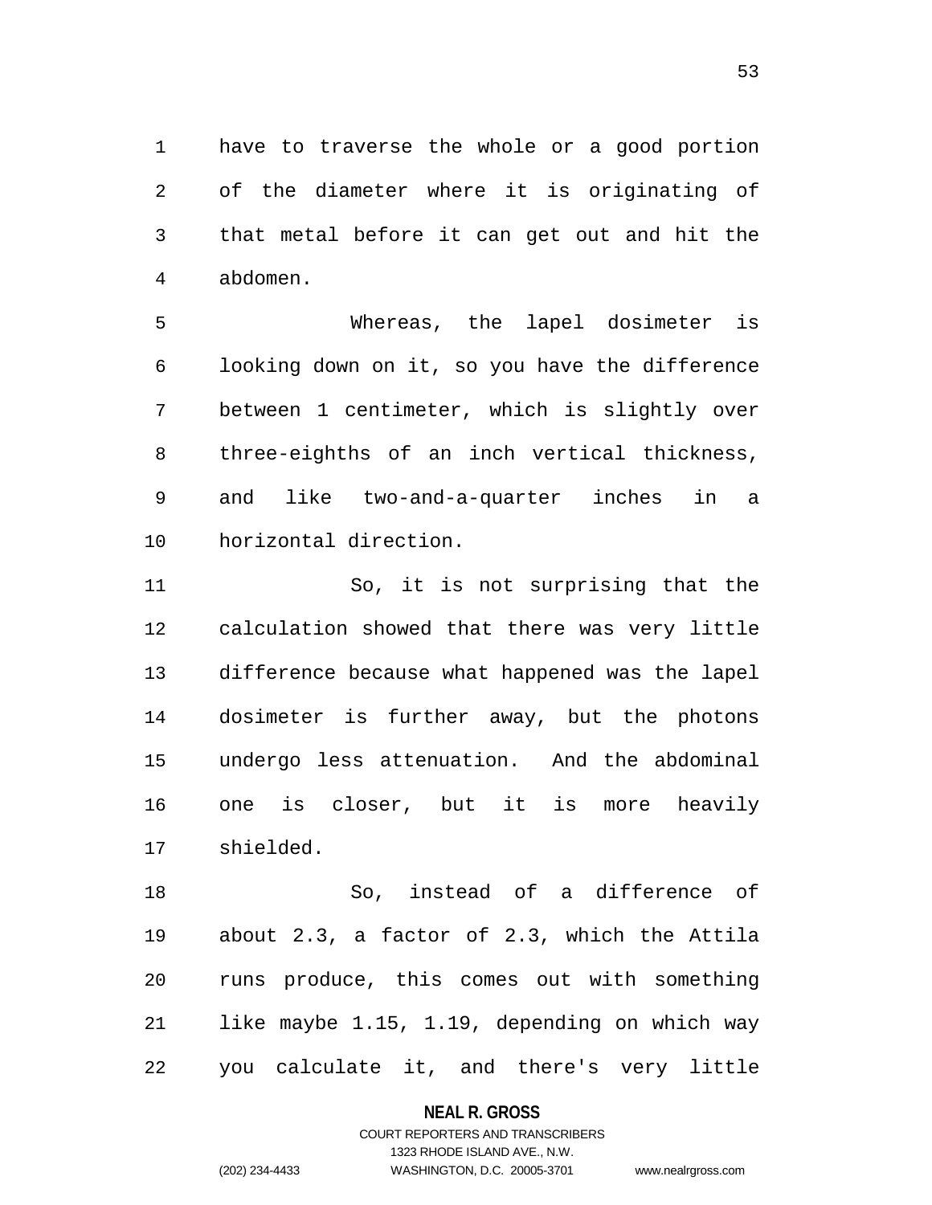have to traverse the whole or a good portion of the diameter where it is originating of that metal before it can get out and hit the abdomen.

Whereas, the lapel dosimeter is looking down on it, so you have the difference between 1 centimeter, which is slightly over three-eighths of an inch vertical thickness, and like two-and-a-quarter inches in a horizontal direction.

So, it is not surprising that the calculation showed that there was very little difference because what happened was the lapel dosimeter is further away, but the photons undergo less attenuation. And the abdominal one is closer, but it is more heavily shielded.

So, instead of a difference of about 2.3, a factor of 2.3, which the Attila runs produce, this comes out with something like maybe 1.15, 1.19, depending on which way you calculate it, and there's very little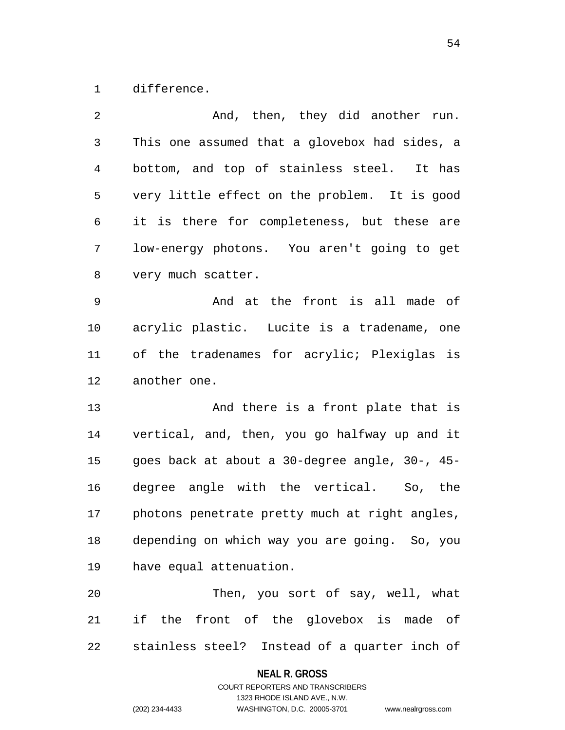difference.

And, then, they did another run. This one assumed that a glovebox had sides, a bottom, and top of stainless steel. It has very little effect on the problem. It is good it is there for completeness, but these are low-energy photons. You aren't going to get very much scatter.

And at the front is all made of acrylic plastic. Lucite is a tradename, one of the tradenames for acrylic; Plexiglas is another one.

And there is a front plate that is vertical, and, then, you go halfway up and it goes back at about a 30-degree angle, 30-, 45-degree angle with the vertical. So, the photons penetrate pretty much at right angles, depending on which way you are going. So, you have equal attenuation.

Then, you sort of say, well, what if the front of the glovebox is made of stainless steel? Instead of a quarter inch of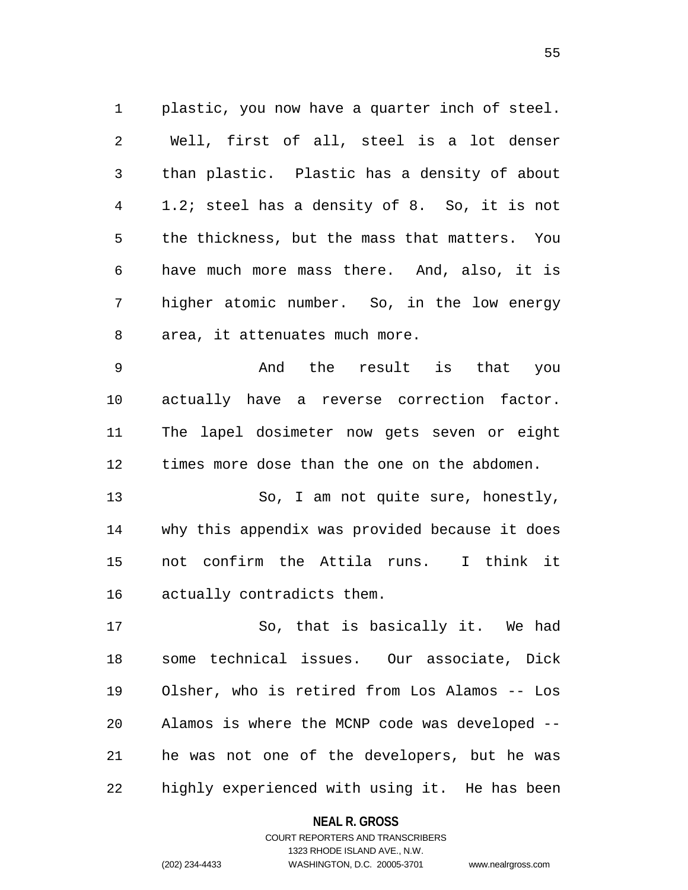plastic, you now have a quarter inch of steel. Well, first of all, steel is a lot denser than plastic. Plastic has a density of about 1.2; steel has a density of 8. So, it is not the thickness, but the mass that matters. You have much more mass there. And, also, it is higher atomic number. So, in the low energy area, it attenuates much more.

And the result is that you actually have a reverse correction factor. The lapel dosimeter now gets seven or eight times more dose than the one on the abdomen.

So, I am not quite sure, honestly, why this appendix was provided because it does not confirm the Attila runs. I think it actually contradicts them.

So, that is basically it. We had some technical issues. Our associate, Dick Olsher, who is retired from Los Alamos -- Los Alamos is where the MCNP code was developed -- he was not one of the developers, but he was highly experienced with using it. He has been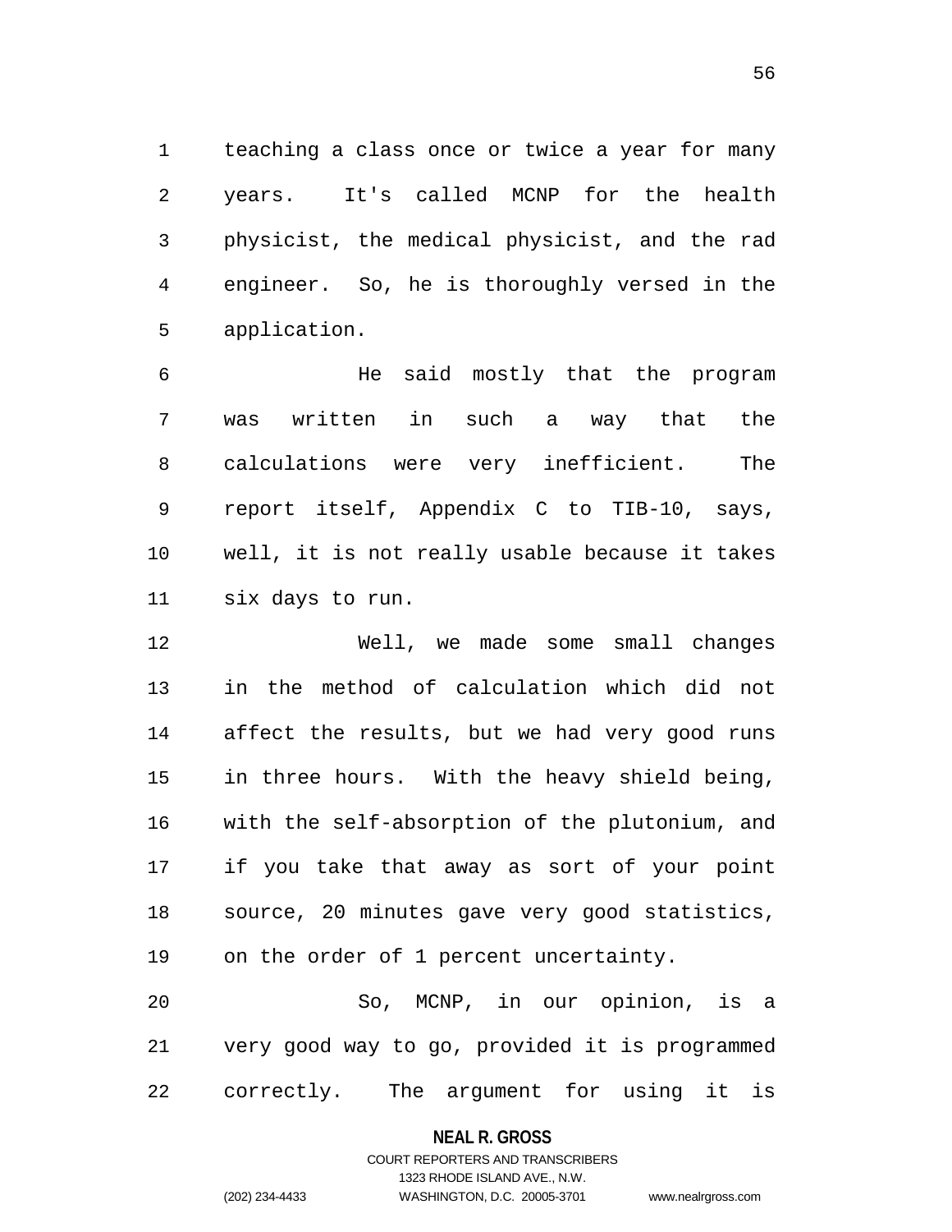teaching a class once or twice a year for many years. It's called MCNP for the health physicist, the medical physicist, and the rad engineer. So, he is thoroughly versed in the application.

He said mostly that the program was written in such a way that the calculations were very inefficient. The report itself, Appendix C to TIB-10, says, well, it is not really usable because it takes six days to run.

Well, we made some small changes in the method of calculation which did not affect the results, but we had very good runs in three hours. With the heavy shield being, with the self-absorption of the plutonium, and if you take that away as sort of your point source, 20 minutes gave very good statistics, on the order of 1 percent uncertainty.

So, MCNP, in our opinion, is a very good way to go, provided it is programmed correctly. The argument for using it is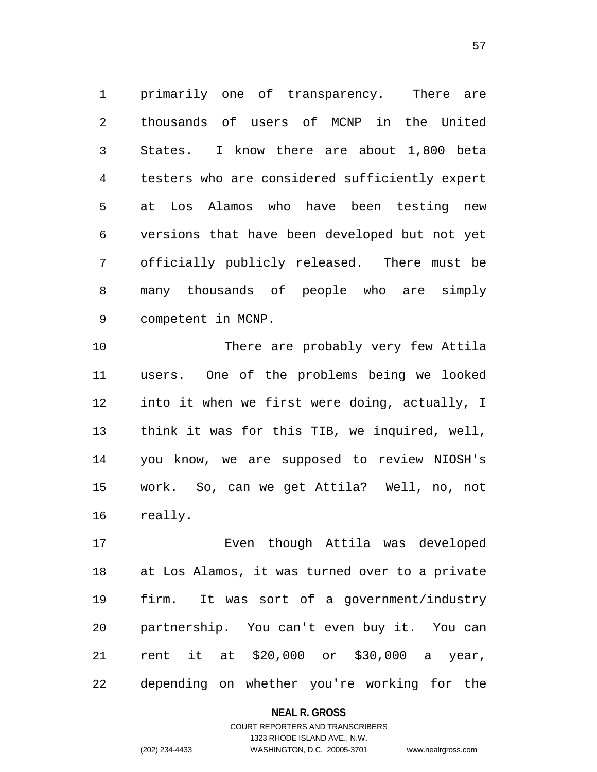primarily one of transparency. There are thousands of users of MCNP in the United States. I know there are about 1,800 beta testers who are considered sufficiently expert at Los Alamos who have been testing new versions that have been developed but not yet officially publicly released. There must be many thousands of people who are simply competent in MCNP.

There are probably very few Attila users. One of the problems being we looked into it when we first were doing, actually, I think it was for this TIB, we inquired, well, you know, we are supposed to review NIOSH's work. So, can we get Attila? Well, no, not really.

Even though Attila was developed at Los Alamos, it was turned over to a private firm. It was sort of a government/industry partnership. You can't even buy it. You can rent it at $20,000 or $30,000 a year, depending on whether you're working for the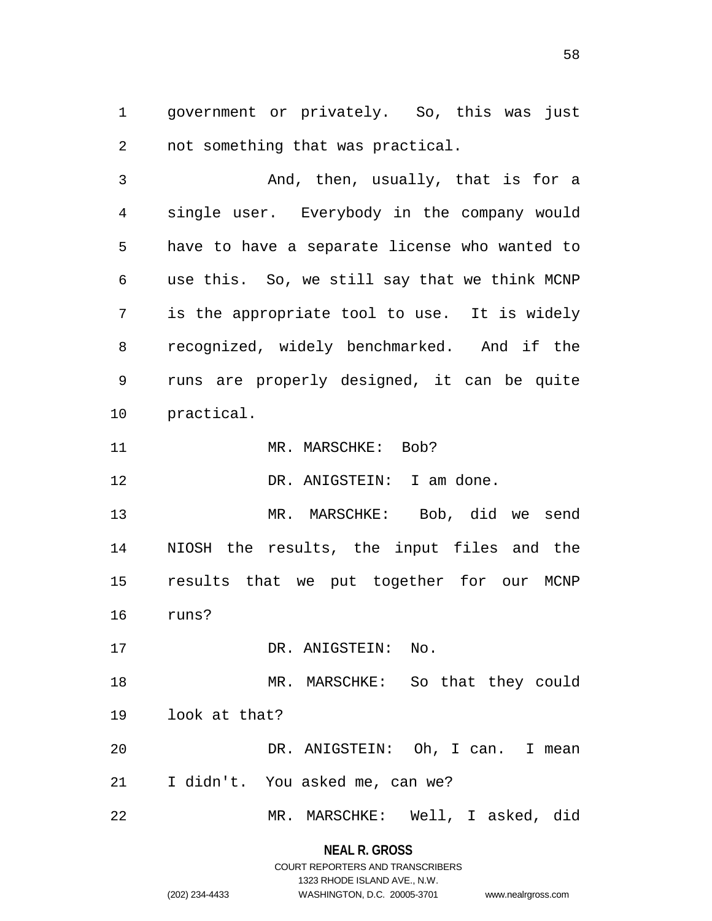government or privately. So, this was just not something that was practical.

And, then, usually, that is for a single user. Everybody in the company would have to have a separate license who wanted to use this. So, we still say that we think MCNP is the appropriate tool to use. It is widely recognized, widely benchmarked. And if the runs are properly designed, it can be quite practical.

MR. MARSCHKE: Bob?

DR. ANIGSTEIN: I am done.

MR. MARSCHKE: Bob, did we send NIOSH the results, the input files and the results that we put together for our MCNP runs?

DR. ANIGSTEIN: No.

MR. MARSCHKE: So that they could look at that?

DR. ANIGSTEIN: Oh, I can. I mean I didn't. You asked me, can we?

MR. MARSCHKE: Well, I asked, did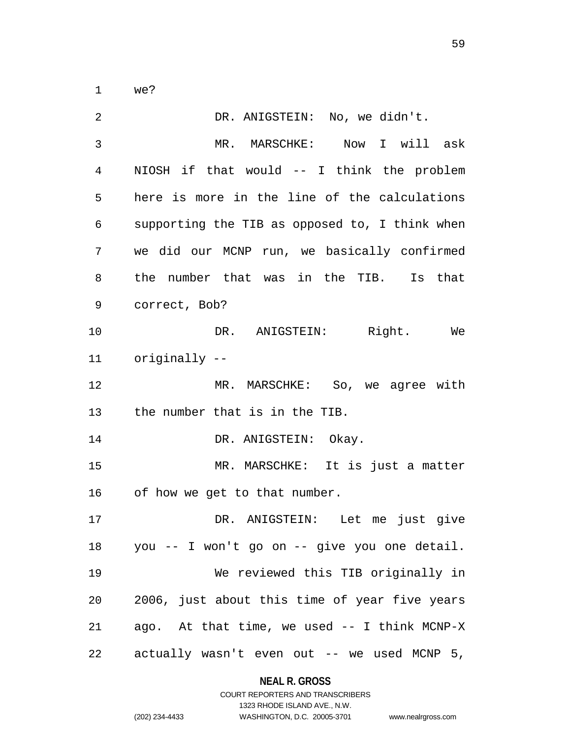we?

DR. ANIGSTEIN: No, we didn't.

MR. MARSCHKE: Now I will ask NIOSH if that would -- I think the problem here is more in the line of the calculations supporting the TIB as opposed to, I think when we did our MCNP run, we basically confirmed the number that was in the TIB. Is that correct, Bob?

DR. ANIGSTEIN: Right. We originally --

MR. MARSCHKE: So, we agree with the number that is in the TIB.

DR. ANIGSTEIN: Okay.

MR. MARSCHKE: It is just a matter of how we get to that number.

DR. ANIGSTEIN: Let me just give you -- I won't go on -- give you one detail.

We reviewed this TIB originally in 2006, just about this time of year five years ago. At that time, we used -- I think MCNP-X actually wasn't even out -- we used MCNP 5,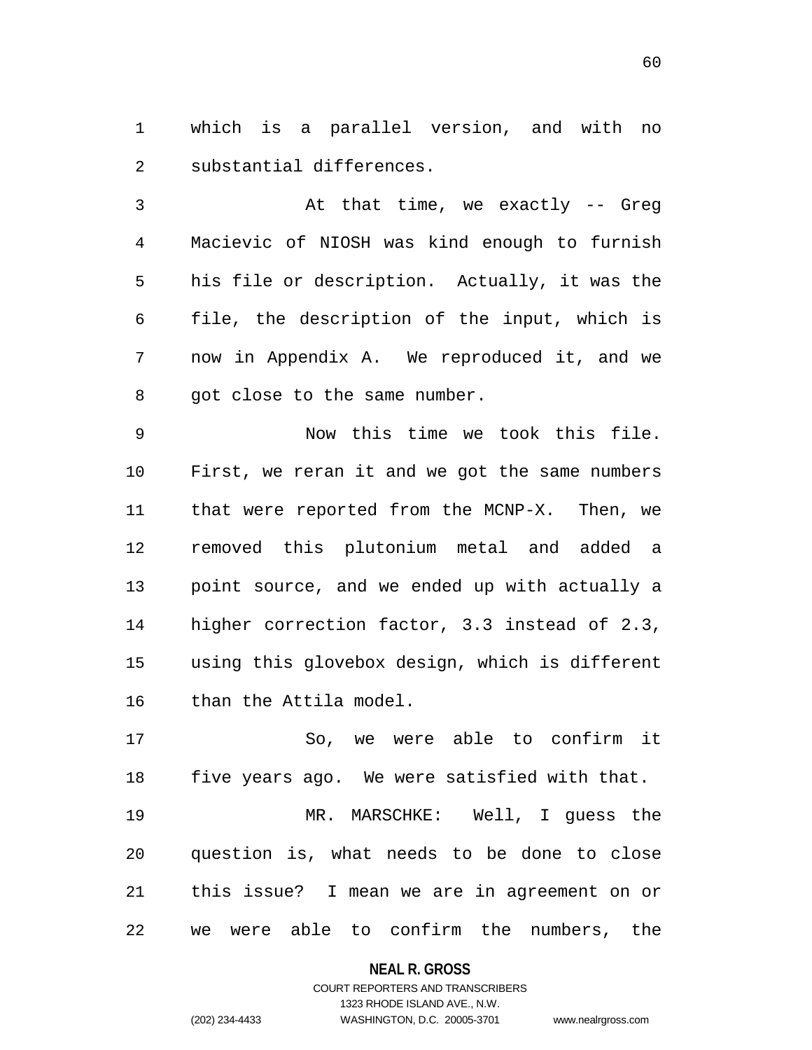which is a parallel version, and with no substantial differences.

At that time, we exactly -- Greg Macievic of NIOSH was kind enough to furnish his file or description. Actually, it was the file, the description of the input, which is now in Appendix A. We reproduced it, and we got close to the same number.

Now this time we took this file. First, we reran it and we got the same numbers that were reported from the MCNP-X. Then, we removed this plutonium metal and added a point source, and we ended up with actually a higher correction factor, 3.3 instead of 2.3, using this glovebox design, which is different than the Attila model.

So, we were able to confirm it five years ago. We were satisfied with that.

MR. MARSCHKE: Well, I guess the question is, what needs to be done to close this issue? I mean we are in agreement on or we were able to confirm the numbers, the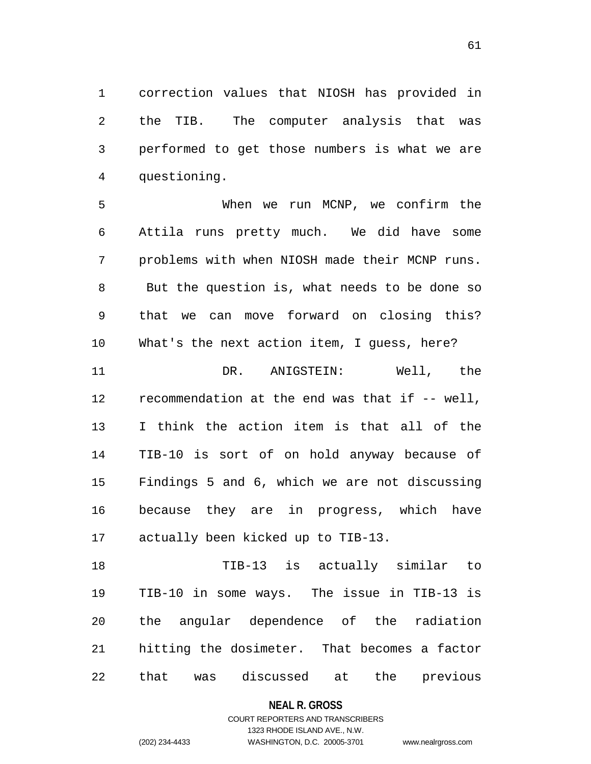correction values that NIOSH has provided in the TIB. The computer analysis that was performed to get those numbers is what we are questioning.

When we run MCNP, we confirm the Attila runs pretty much. We did have some problems with when NIOSH made their MCNP runs. But the question is, what needs to be done so that we can move forward on closing this? What's the next action item, I guess, here?

DR. ANIGSTEIN: Well, the recommendation at the end was that if -- well, I think the action item is that all of the TIB-10 is sort of on hold anyway because of Findings 5 and 6, which we are not discussing because they are in progress, which have actually been kicked up to TIB-13.

TIB-13 is actually similar to TIB-10 in some ways. The issue in TIB-13 is the angular dependence of the radiation hitting the dosimeter. That becomes a factor that was discussed at the previous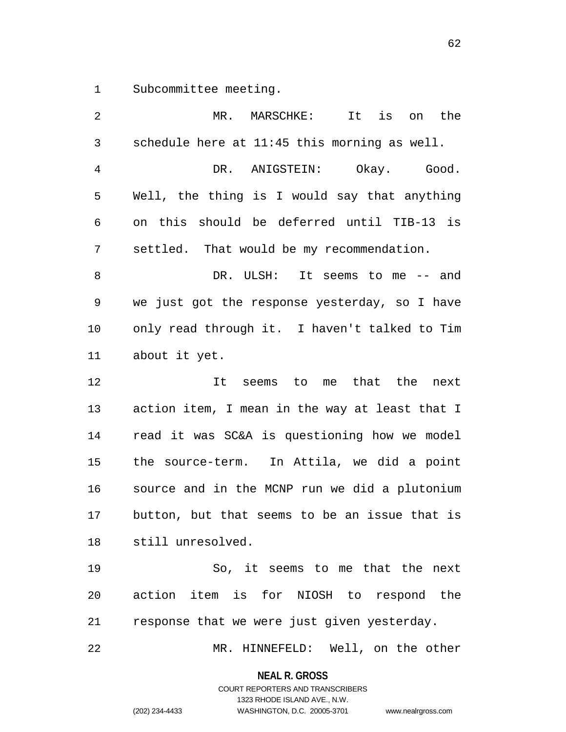Subcommittee meeting.

MR. MARSCHKE: It is on the schedule here at 11:45 this morning as well.

DR. ANIGSTEIN: Okay. Good. Well, the thing is I would say that anything on this should be deferred until TIB-13 is settled. That would be my recommendation.

DR. ULSH: It seems to me -- and we just got the response yesterday, so I have only read through it. I haven't talked to Tim about it yet.

It seems to me that the next action item, I mean in the way at least that I read it was SC&A is questioning how we model the source-term. In Attila, we did a point source and in the MCNP run we did a plutonium button, but that seems to be an issue that is still unresolved.

So, it seems to me that the next action item is for NIOSH to respond the response that we were just given yesterday.

MR. HINNEFELD: Well, on the other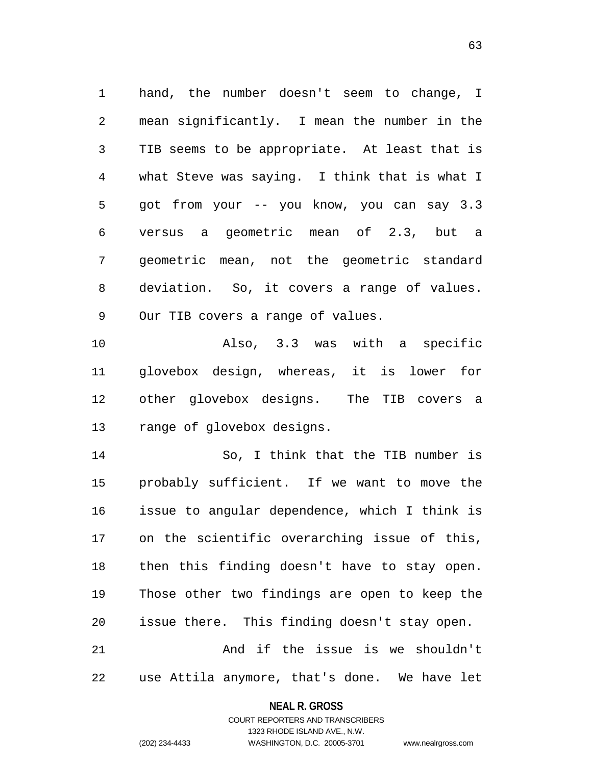hand, the number doesn't seem to change, I mean significantly. I mean the number in the TIB seems to be appropriate. At least that is what Steve was saying. I think that is what I got from your -- you know, you can say 3.3 versus a geometric mean of 2.3, but a geometric mean, not the geometric standard deviation. So, it covers a range of values. Our TIB covers a range of values.

Also, 3.3 was with a specific glovebox design, whereas, it is lower for other glovebox designs. The TIB covers a range of glovebox designs.

So, I think that the TIB number is probably sufficient. If we want to move the issue to angular dependence, which I think is on the scientific overarching issue of this, then this finding doesn't have to stay open. Those other two findings are open to keep the issue there. This finding doesn't stay open.

And if the issue is we shouldn't use Attila anymore, that's done. We have let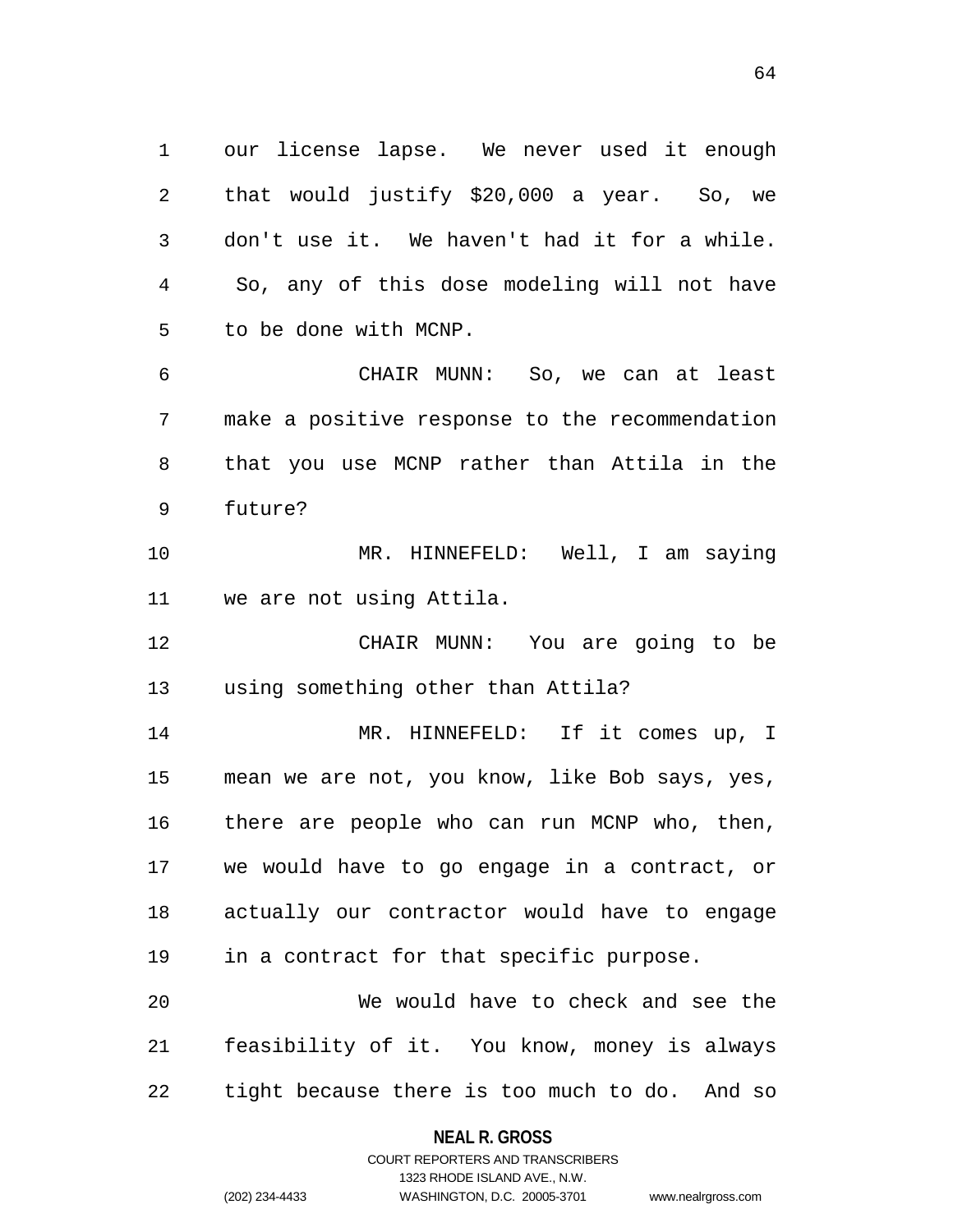our license lapse. We never used it enough that would justify $20,000 a year. So, we don't use it. We haven't had it for a while. So, any of this dose modeling will not have to be done with MCNP.

CHAIR MUNN: So, we can at least make a positive response to the recommendation that you use MCNP rather than Attila in the future?

MR. HINNEFELD: Well, I am saying we are not using Attila.

CHAIR MUNN: You are going to be using something other than Attila?

MR. HINNEFELD: If it comes up, I mean we are not, you know, like Bob says, yes, there are people who can run MCNP who, then, we would have to go engage in a contract, or actually our contractor would have to engage in a contract for that specific purpose.

We would have to check and see the feasibility of it. You know, money is always tight because there is too much to do. And so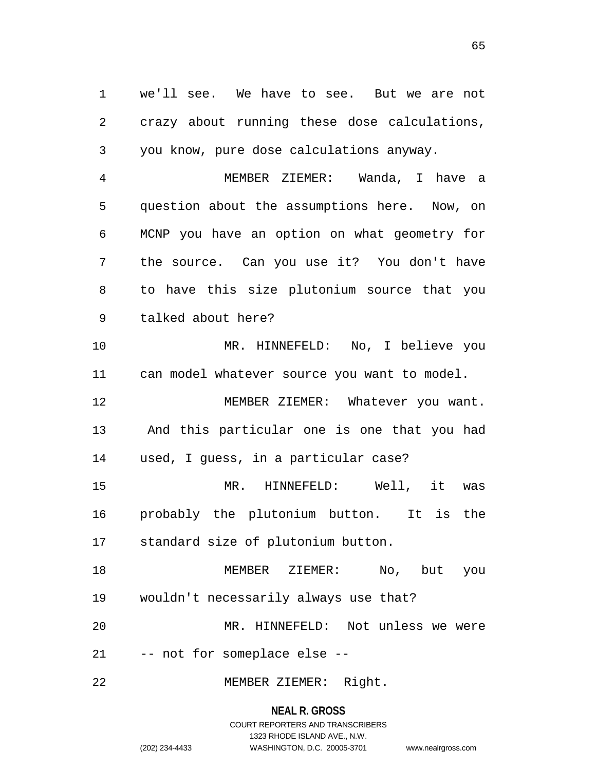we'll see. We have to see. But we are not crazy about running these dose calculations, you know, pure dose calculations anyway.

MEMBER ZIEMER: Wanda, I have a question about the assumptions here. Now, on MCNP you have an option on what geometry for the source. Can you use it? You don't have to have this size plutonium source that you talked about here?

MR. HINNEFELD: No, I believe you can model whatever source you want to model.

MEMBER ZIEMER: Whatever you want. And this particular one is one that you had used, I guess, in a particular case?

MR. HINNEFELD: Well, it was probably the plutonium button. It is the standard size of plutonium button.

MEMBER ZIEMER: No, but you wouldn't necessarily always use that?

MR. HINNEFELD: Not unless we were -- not for someplace else --

MEMBER ZIEMER: Right.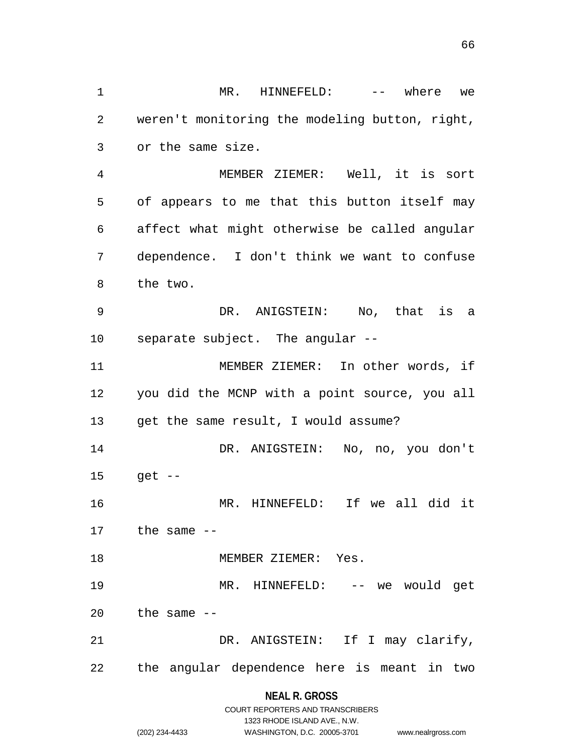MR. HINNEFELD: -- where we weren't monitoring the modeling button, right, or the same size.

MEMBER ZIEMER: Well, it is sort of appears to me that this button itself may affect what might otherwise be called angular dependence. I don't think we want to confuse the two.

DR. ANIGSTEIN: No, that is a separate subject. The angular --

MEMBER ZIEMER: In other words, if you did the MCNP with a point source, you all get the same result, I would assume?

DR. ANIGSTEIN: No, no, you don't get --

MR. HINNEFELD: If we all did it the same --

MEMBER ZIEMER: Yes.

MR. HINNEFELD: -- we would get the same --

DR. ANIGSTEIN: If I may clarify, the angular dependence here is meant in two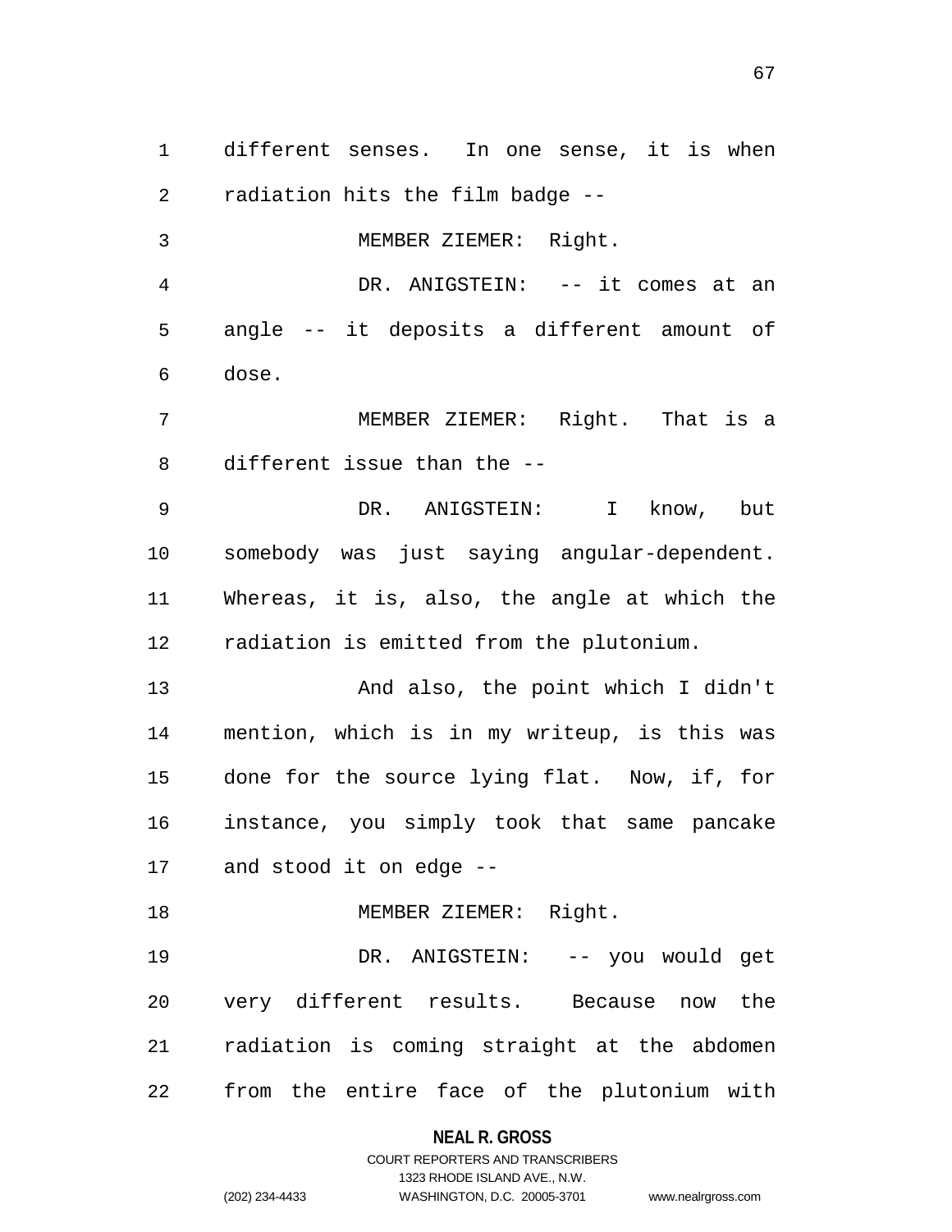different senses. In one sense, it is when radiation hits the film badge --

MEMBER ZIEMER: Right.

DR. ANIGSTEIN: -- it comes at an angle -- it deposits a different amount of dose.

MEMBER ZIEMER: Right. That is a different issue than the --

DR. ANIGSTEIN: I know, but somebody was just saying angular-dependent. Whereas, it is, also, the angle at which the radiation is emitted from the plutonium.

And also, the point which I didn't mention, which is in my writeup, is this was done for the source lying flat. Now, if, for instance, you simply took that same pancake and stood it on edge --

MEMBER ZIEMER: Right.

DR. ANIGSTEIN: -- you would get very different results. Because now the radiation is coming straight at the abdomen from the entire face of the plutonium with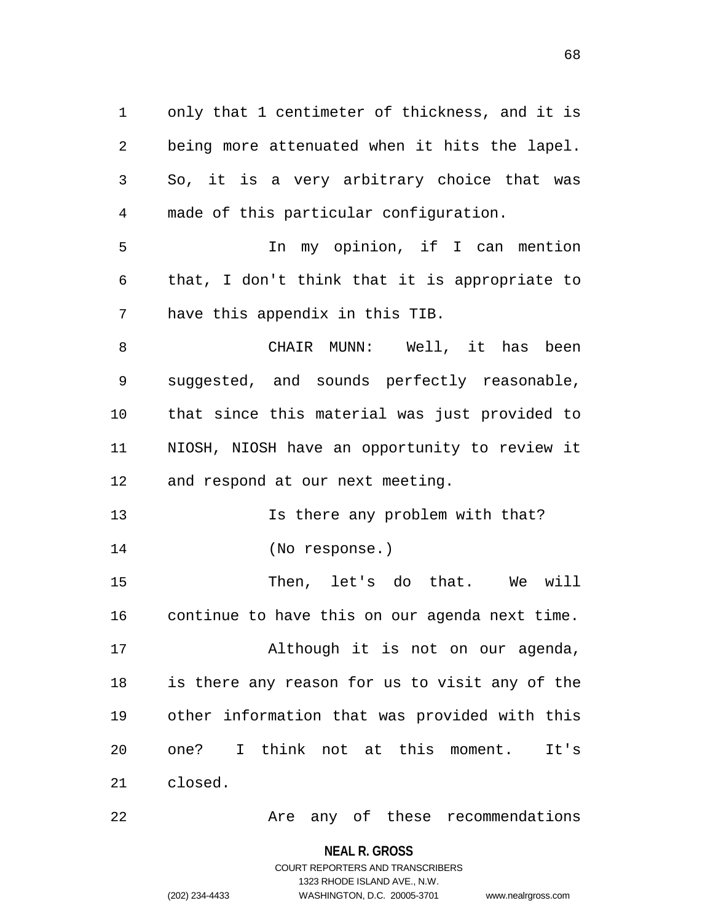only that 1 centimeter of thickness, and it is being more attenuated when it hits the lapel. So, it is a very arbitrary choice that was made of this particular configuration.

In my opinion, if I can mention that, I don't think that it is appropriate to have this appendix in this TIB.

CHAIR MUNN: Well, it has been suggested, and sounds perfectly reasonable, that since this material was just provided to NIOSH, NIOSH have an opportunity to review it and respond at our next meeting.

Is there any problem with that?

(No response.)

Then, let's do that. We will continue to have this on our agenda next time.

Although it is not on our agenda, is there any reason for us to visit any of the other information that was provided with this one? I think not at this moment. It's closed.

Are any of these recommendations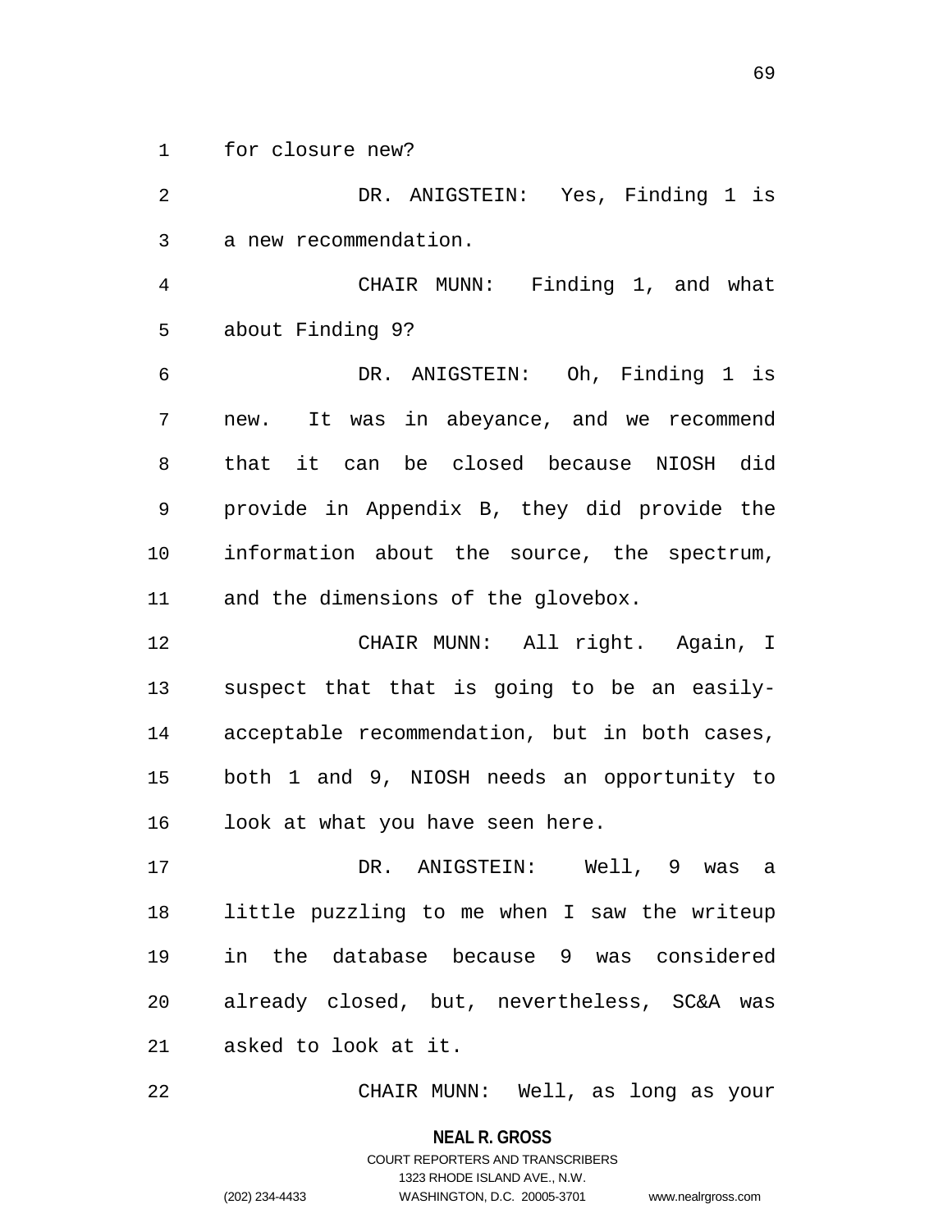for closure new?

DR. ANIGSTEIN: Yes, Finding 1 is a new recommendation.

CHAIR MUNN: Finding 1, and what about Finding 9?

DR. ANIGSTEIN: Oh, Finding 1 is new. It was in abeyance, and we recommend that it can be closed because NIOSH did provide in Appendix B, they did provide the information about the source, the spectrum, and the dimensions of the glovebox.

CHAIR MUNN: All right. Again, I suspect that that is going to be an easily-acceptable recommendation, but in both cases, both 1 and 9, NIOSH needs an opportunity to look at what you have seen here.

DR. ANIGSTEIN: Well, 9 was a little puzzling to me when I saw the writeup in the database because 9 was considered already closed, but, nevertheless, SC&A was asked to look at it.

CHAIR MUNN: Well, as long as your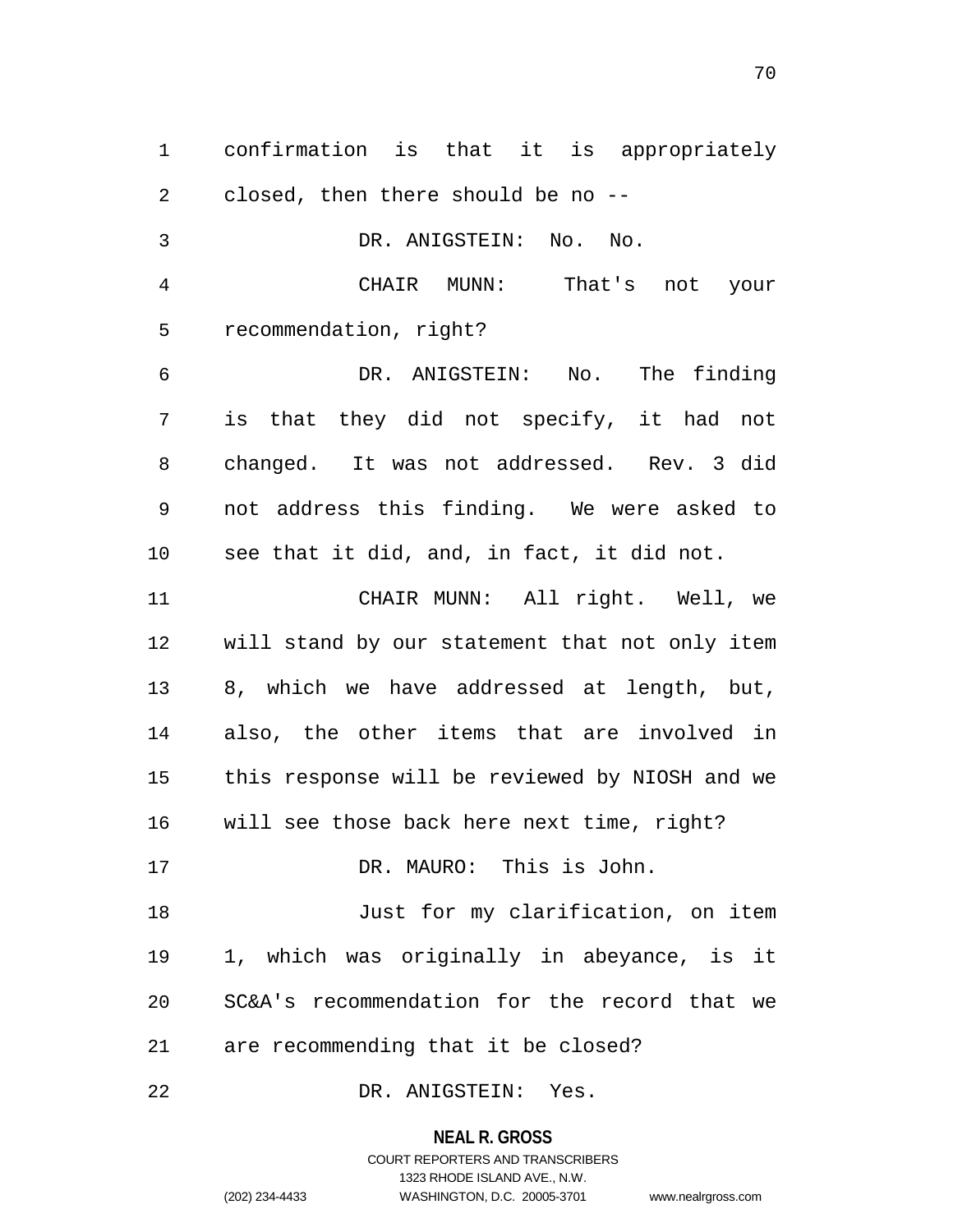confirmation is that it is appropriately closed, then there should be no --

DR. ANIGSTEIN: No. No.

CHAIR MUNN: That's not your recommendation, right?

DR. ANIGSTEIN: No. The finding is that they did not specify, it had not changed. It was not addressed. Rev. 3 did not address this finding. We were asked to see that it did, and, in fact, it did not.

CHAIR MUNN: All right. Well, we will stand by our statement that not only item 8, which we have addressed at length, but, also, the other items that are involved in this response will be reviewed by NIOSH and we will see those back here next time, right?

DR. MAURO: This is John.

Just for my clarification, on item 1, which was originally in abeyance, is it SC&A's recommendation for the record that we are recommending that it be closed?

DR. ANIGSTEIN: Yes.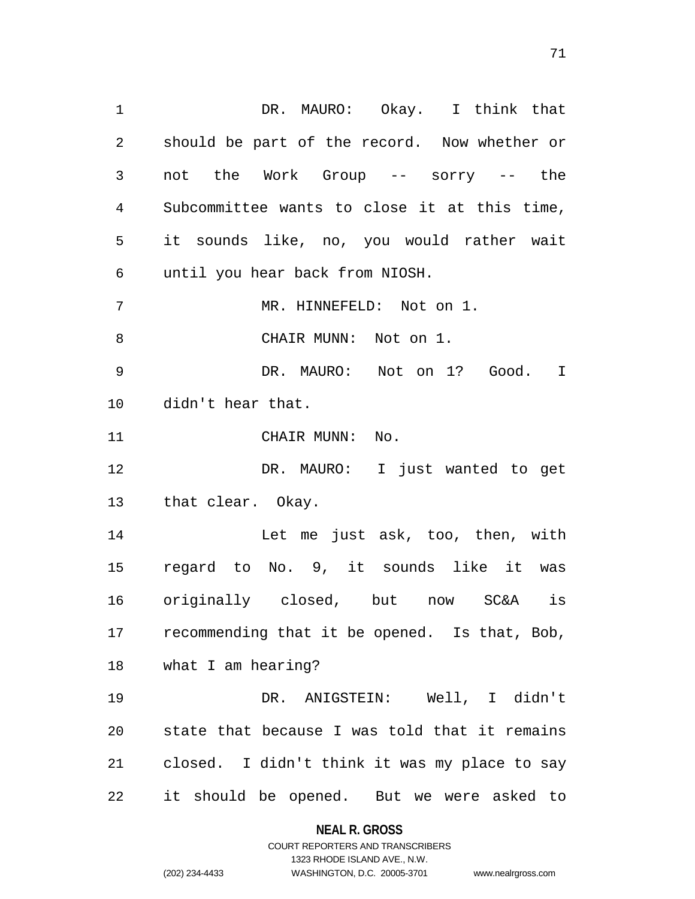DR. MAURO: Okay. I think that should be part of the record. Now whether or not the Work Group -- sorry -- the Subcommittee wants to close it at this time, it sounds like, no, you would rather wait until you hear back from NIOSH.

MR. HINNEFELD: Not on 1.

CHAIR MUNN: Not on 1.

DR. MAURO: Not on 1? Good. I didn't hear that.

CHAIR MUNN: No.

DR. MAURO: I just wanted to get that clear. Okay.

Let me just ask, too, then, with regard to No. 9, it sounds like it was originally closed, but now SC&A is recommending that it be opened. Is that, Bob, what I am hearing?

DR. ANIGSTEIN: Well, I didn't state that because I was told that it remains closed. I didn't think it was my place to say it should be opened. But we were asked to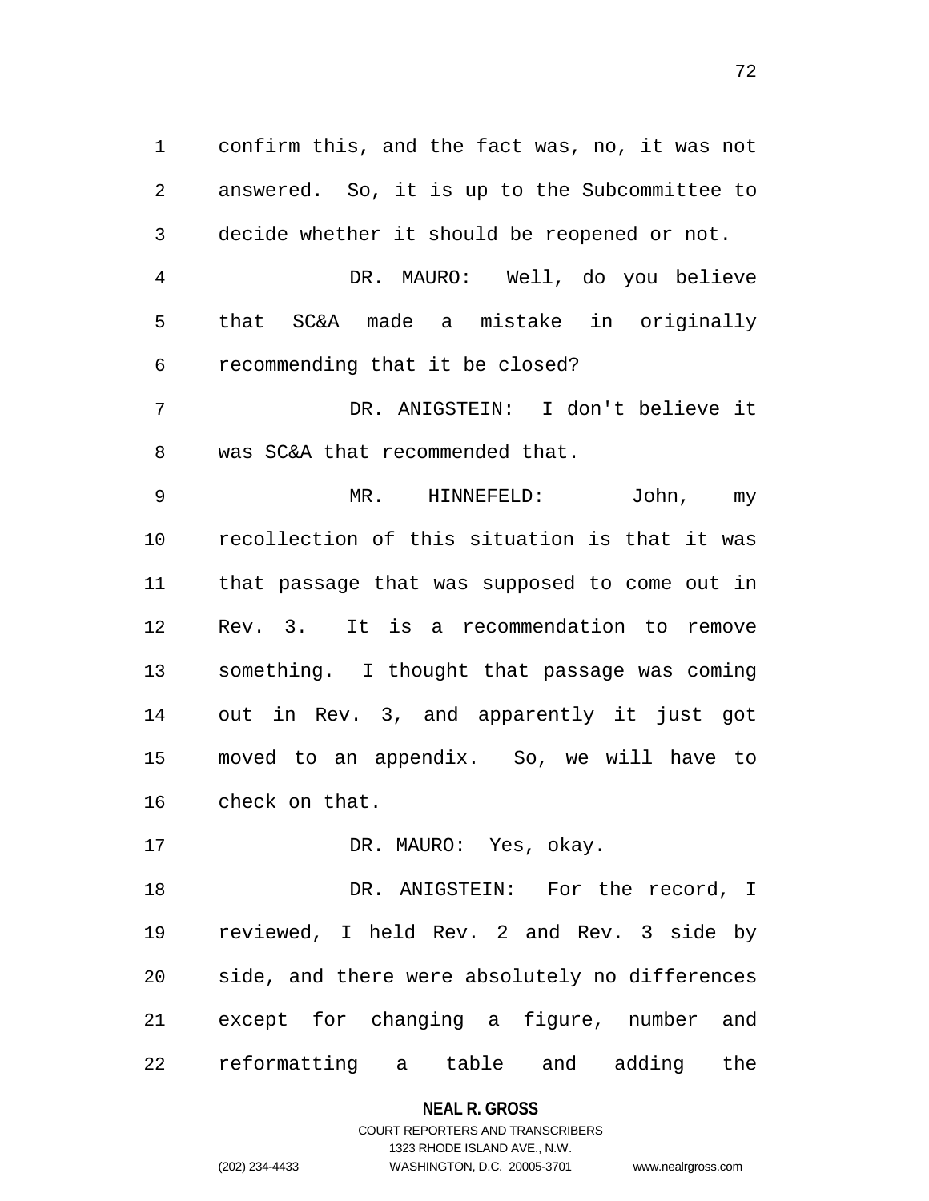confirm this, and the fact was, no, it was not answered. So, it is up to the Subcommittee to decide whether it should be reopened or not.

DR. MAURO: Well, do you believe that SC&A made a mistake in originally recommending that it be closed?

DR. ANIGSTEIN: I don't believe it was SC&A that recommended that.

MR. HINNEFELD: John, my recollection of this situation is that it was that passage that was supposed to come out in Rev. 3. It is a recommendation to remove something. I thought that passage was coming out in Rev. 3, and apparently it just got moved to an appendix. So, we will have to check on that.

DR. MAURO: Yes, okay.

DR. ANIGSTEIN: For the record, I reviewed, I held Rev. 2 and Rev. 3 side by side, and there were absolutely no differences except for changing a figure, number and reformatting a table and adding the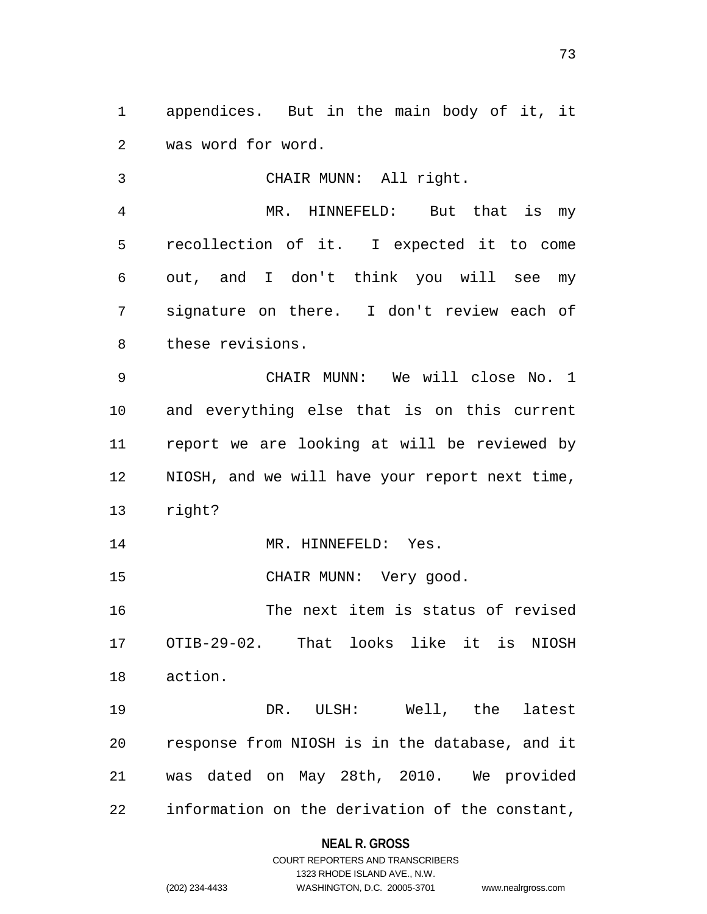appendices. But in the main body of it, it was word for word.

CHAIR MUNN: All right.

MR. HINNEFELD: But that is my recollection of it. I expected it to come out, and I don't think you will see my signature on there. I don't review each of these revisions.

CHAIR MUNN: We will close No. 1 and everything else that is on this current report we are looking at will be reviewed by NIOSH, and we will have your report next time, right?

MR. HINNEFELD: Yes.

CHAIR MUNN: Very good.

The next item is status of revised OTIB-29-02. That looks like it is NIOSH action.

DR. ULSH: Well, the latest response from NIOSH is in the database, and it was dated on May 28th, 2010. We provided information on the derivation of the constant,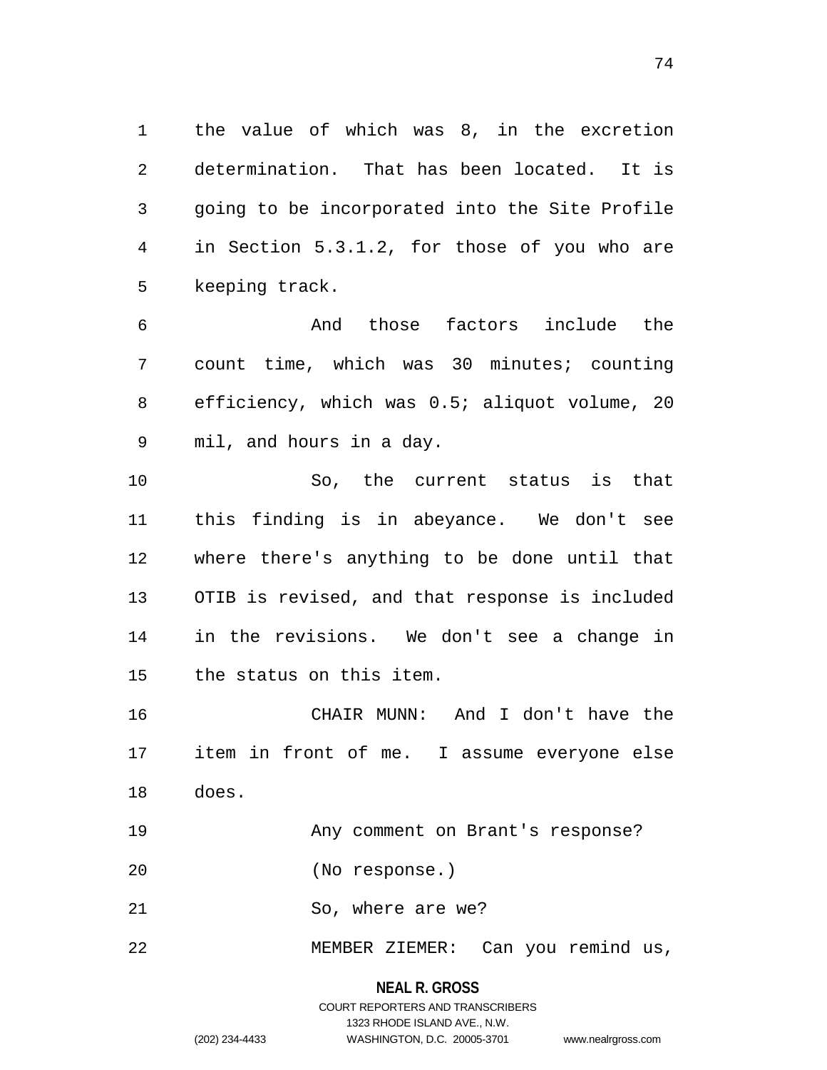the value of which was 8, in the excretion determination. That has been located. It is going to be incorporated into the Site Profile in Section 5.3.1.2, for those of you who are keeping track.

And those factors include the count time, which was 30 minutes; counting efficiency, which was 0.5; aliquot volume, 20 mil, and hours in a day.

So, the current status is that this finding is in abeyance. We don't see where there's anything to be done until that OTIB is revised, and that response is included in the revisions. We don't see a change in the status on this item.

CHAIR MUNN: And I don't have the item in front of me. I assume everyone else does.

Any comment on Brant's response?

(No response.)

So, where are we?

MEMBER ZIEMER: Can you remind us,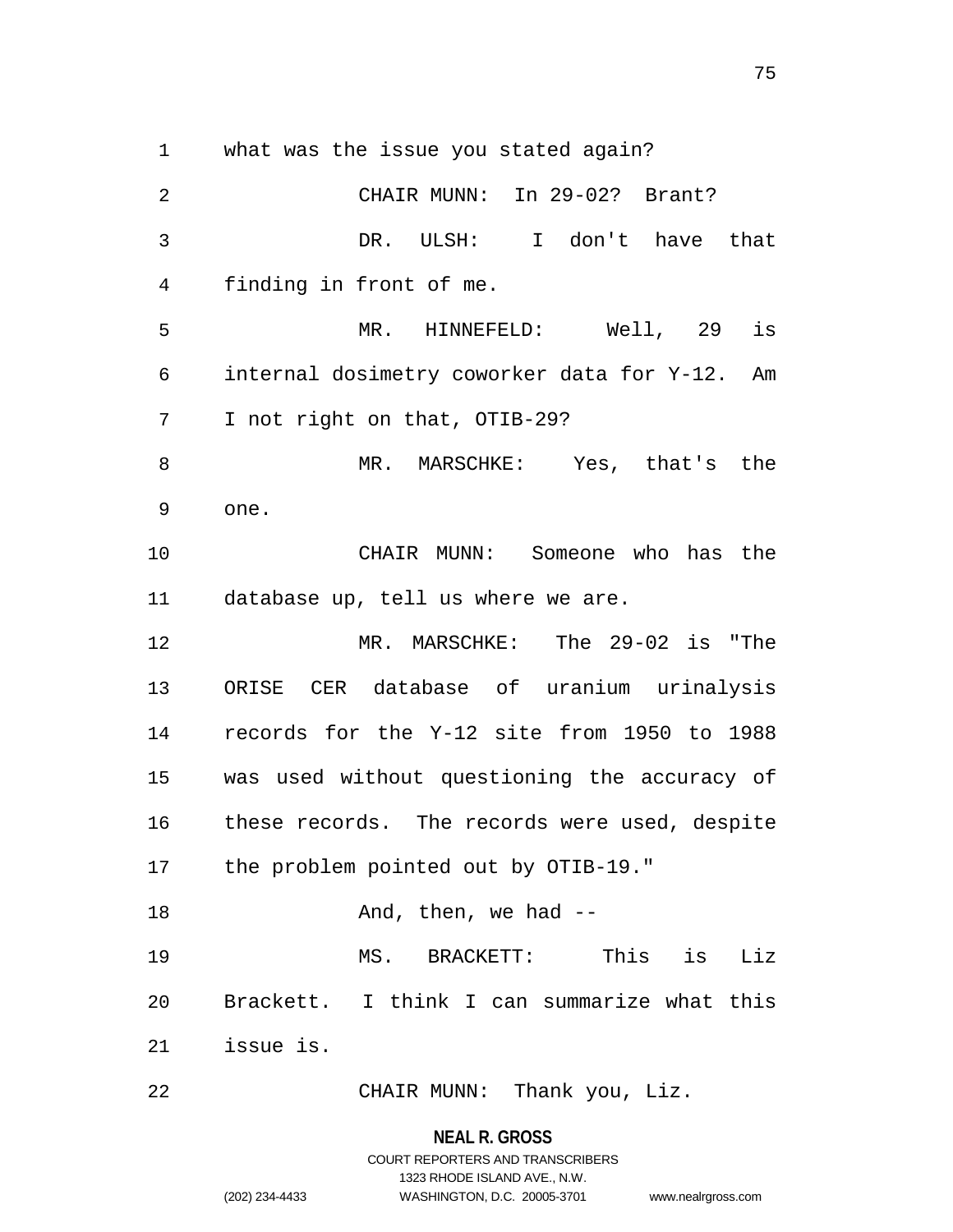what was the issue you stated again?

CHAIR MUNN: In 29-02? Brant?

DR. ULSH: I don't have that finding in front of me.

MR. HINNEFELD: Well, 29 is internal dosimetry coworker data for Y-12. Am I not right on that, OTIB-29?

MR. MARSCHKE: Yes, that's the one.

CHAIR MUNN: Someone who has the database up, tell us where we are.

MR. MARSCHKE: The 29-02 is "The ORISE CER database of uranium urinalysis records for the Y-12 site from 1950 to 1988 was used without questioning the accuracy of these records. The records were used, despite the problem pointed out by OTIB-19."

And, then, we had --

MS. BRACKETT: This is Liz Brackett. I think I can summarize what this issue is.

CHAIR MUNN: Thank you, Liz.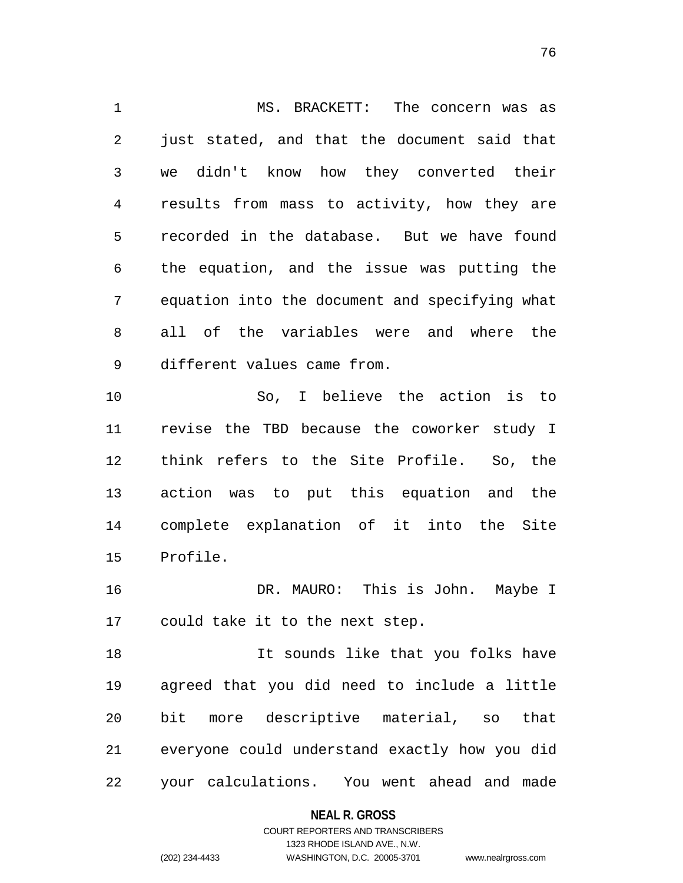MS. BRACKETT: The concern was as just stated, and that the document said that we didn't know how they converted their results from mass to activity, how they are recorded in the database. But we have found the equation, and the issue was putting the equation into the document and specifying what all of the variables were and where the different values came from.

So, I believe the action is to revise the TBD because the coworker study I think refers to the Site Profile. So, the action was to put this equation and the complete explanation of it into the Site Profile.

DR. MAURO: This is John. Maybe I could take it to the next step.

It sounds like that you folks have agreed that you did need to include a little bit more descriptive material, so that everyone could understand exactly how you did your calculations. You went ahead and made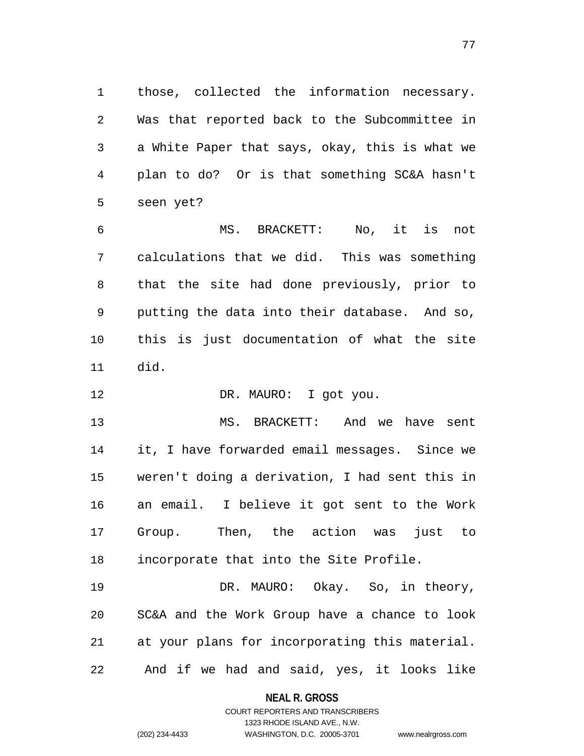those, collected the information necessary. Was that reported back to the Subcommittee in a White Paper that says, okay, this is what we plan to do? Or is that something SC&A hasn't seen yet?

MS. BRACKETT: No, it is not calculations that we did. This was something that the site had done previously, prior to putting the data into their database. And so, this is just documentation of what the site did.

DR. MAURO: I got you.

MS. BRACKETT: And we have sent it, I have forwarded email messages. Since we weren't doing a derivation, I had sent this in an email. I believe it got sent to the Work Group. Then, the action was just to incorporate that into the Site Profile.

DR. MAURO: Okay. So, in theory, SC&A and the Work Group have a chance to look at your plans for incorporating this material. And if we had and said, yes, it looks like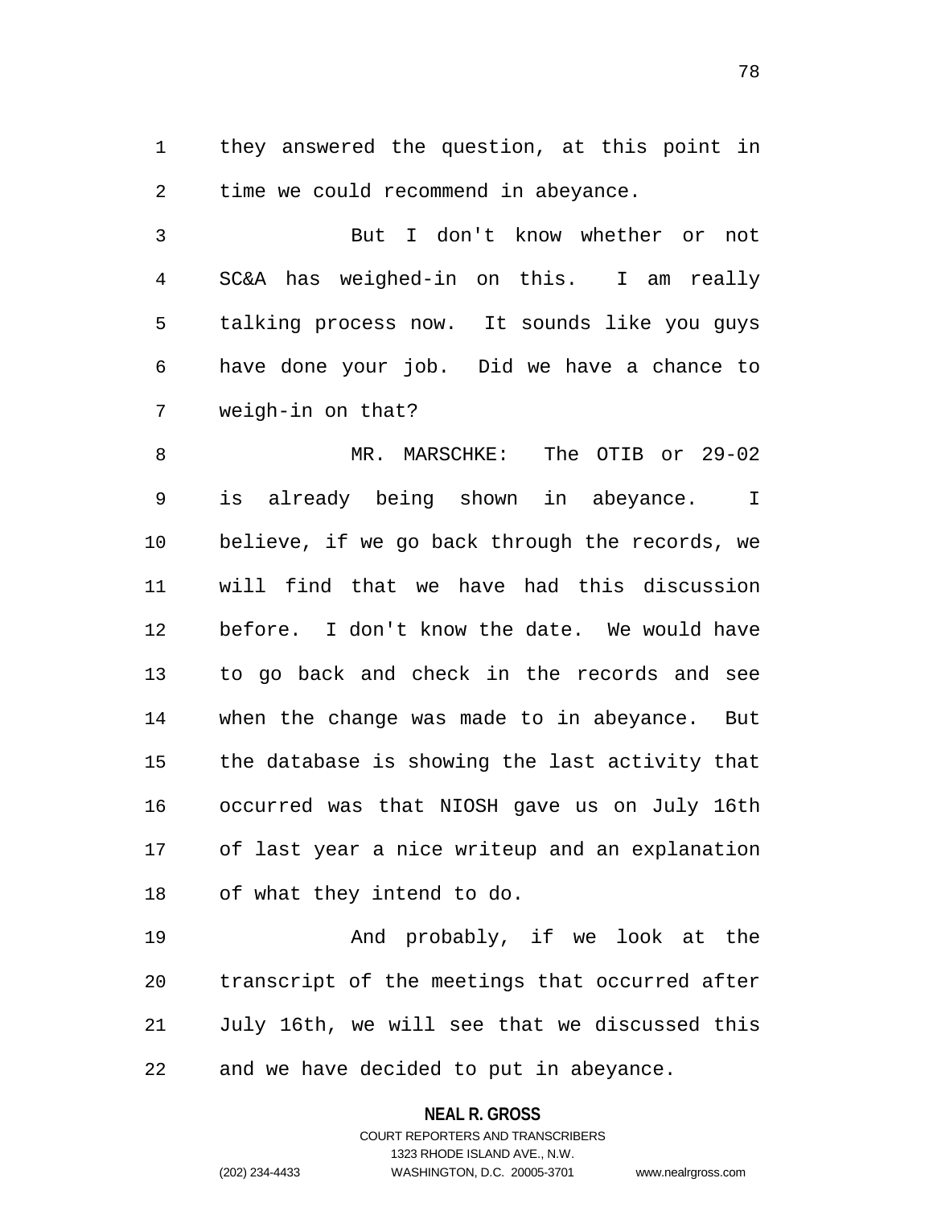they answered the question, at this point in time we could recommend in abeyance.

But I don't know whether or not SC&A has weighed-in on this. I am really talking process now. It sounds like you guys have done your job. Did we have a chance to weigh-in on that?

MR. MARSCHKE: The OTIB or 29-02 is already being shown in abeyance. I believe, if we go back through the records, we will find that we have had this discussion before. I don't know the date. We would have to go back and check in the records and see when the change was made to in abeyance. But the database is showing the last activity that occurred was that NIOSH gave us on July 16th of last year a nice writeup and an explanation of what they intend to do.

And probably, if we look at the transcript of the meetings that occurred after July 16th, we will see that we discussed this and we have decided to put in abeyance.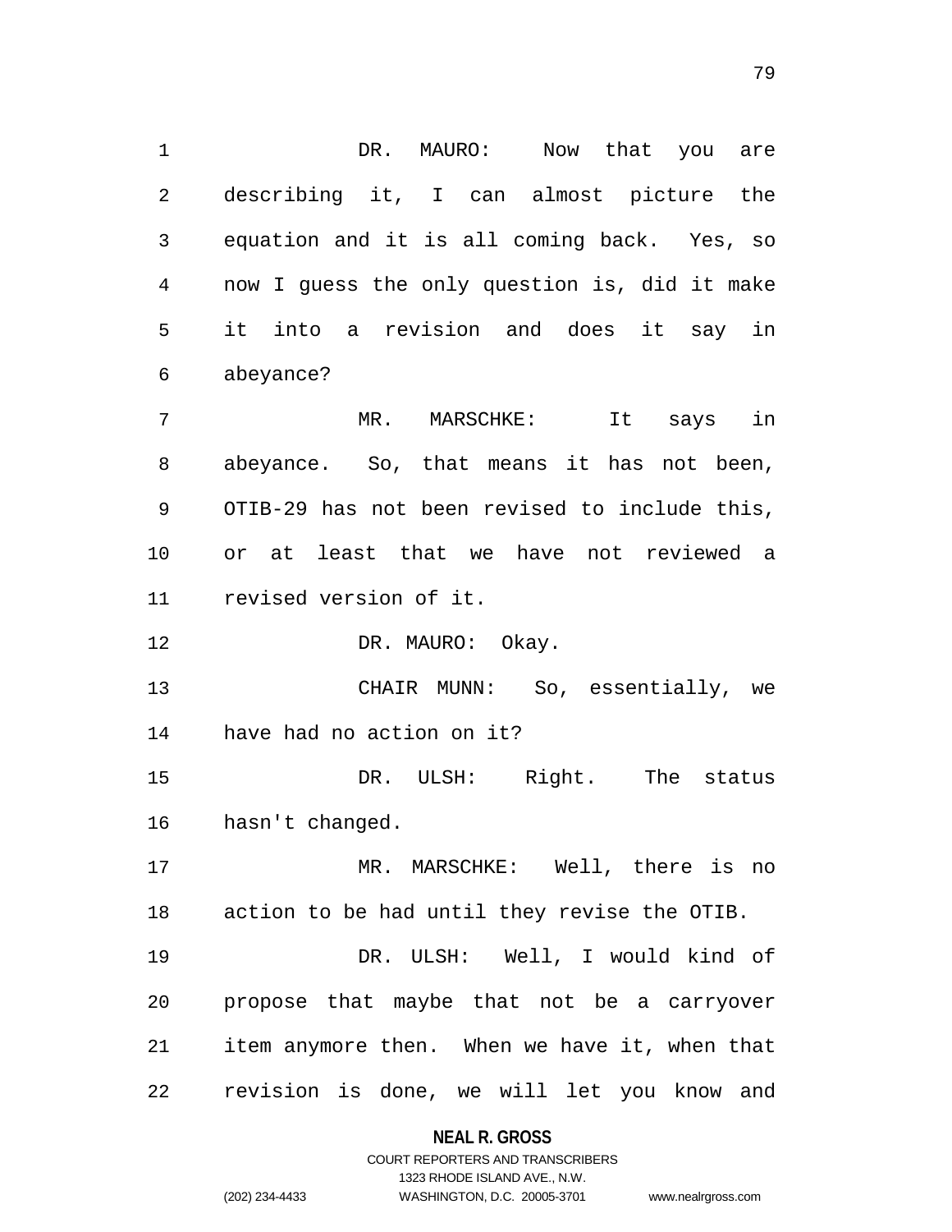DR. MAURO: Now that you are describing it, I can almost picture the equation and it is all coming back. Yes, so now I guess the only question is, did it make it into a revision and does it say in abeyance?

MR. MARSCHKE: It says in abeyance. So, that means it has not been, OTIB-29 has not been revised to include this, or at least that we have not reviewed a revised version of it.

DR. MAURO: Okay.

CHAIR MUNN: So, essentially, we have had no action on it?

DR. ULSH: Right. The status hasn't changed.

MR. MARSCHKE: Well, there is no action to be had until they revise the OTIB.

DR. ULSH: Well, I would kind of propose that maybe that not be a carryover item anymore then. When we have it, when that revision is done, we will let you know and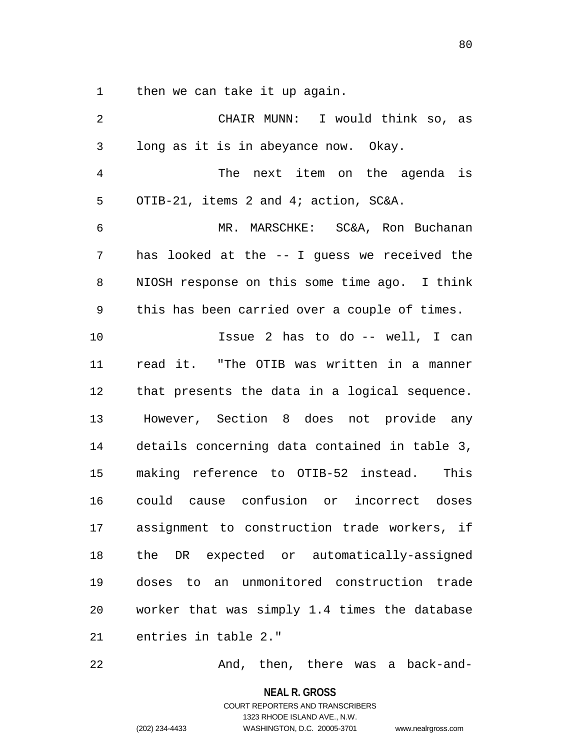then we can take it up again.

CHAIR MUNN: I would think so, as long as it is in abeyance now. Okay.

The next item on the agenda is OTIB-21, items 2 and 4; action, SC&A.

MR. MARSCHKE: SC&A, Ron Buchanan has looked at the -- I guess we received the NIOSH response on this some time ago. I think this has been carried over a couple of times.

Issue 2 has to do -- well, I can read it. "The OTIB was written in a manner that presents the data in a logical sequence. However, Section 8 does not provide any details concerning data contained in table 3, making reference to OTIB-52 instead. This could cause confusion or incorrect doses assignment to construction trade workers, if the DR expected or automatically-assigned doses to an unmonitored construction trade worker that was simply 1.4 times the database entries in table 2."

And, then, there was a back-and-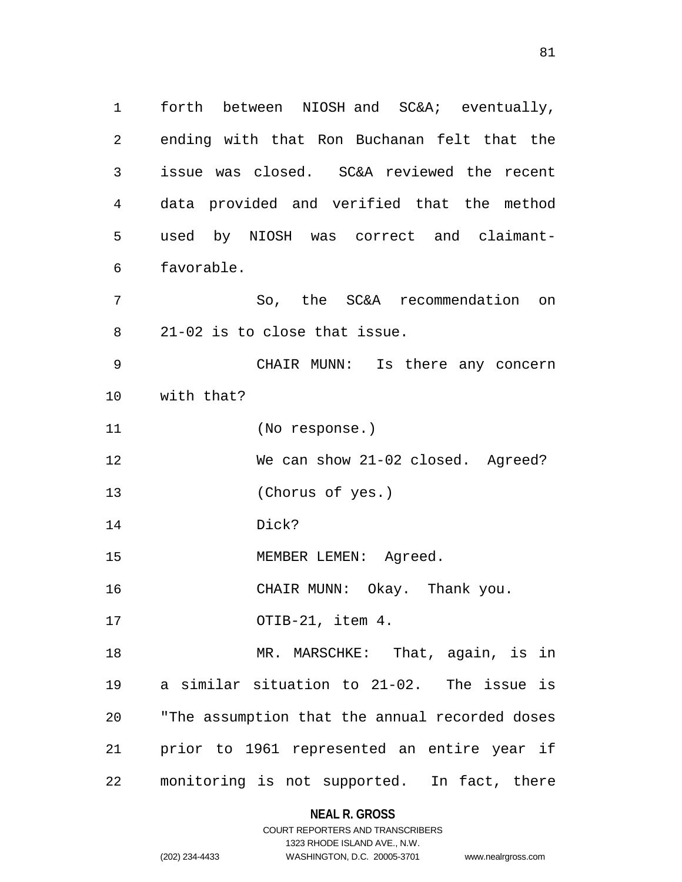forth between NIOSH and SC&A; eventually, ending with that Ron Buchanan felt that the issue was closed. SC&A reviewed the recent data provided and verified that the method used by NIOSH was correct and claimant-favorable.

So, the SC&A recommendation on 21-02 is to close that issue.

CHAIR MUNN: Is there any concern with that?

(No response.)

We can show 21-02 closed. Agreed?

(Chorus of yes.)

Dick?

MEMBER LEMEN: Agreed.

CHAIR MUNN: Okay. Thank you.

OTIB-21, item 4.

MR. MARSCHKE: That, again, is in a similar situation to 21-02. The issue is "The assumption that the annual recorded doses prior to 1961 represented an entire year if monitoring is not supported. In fact, there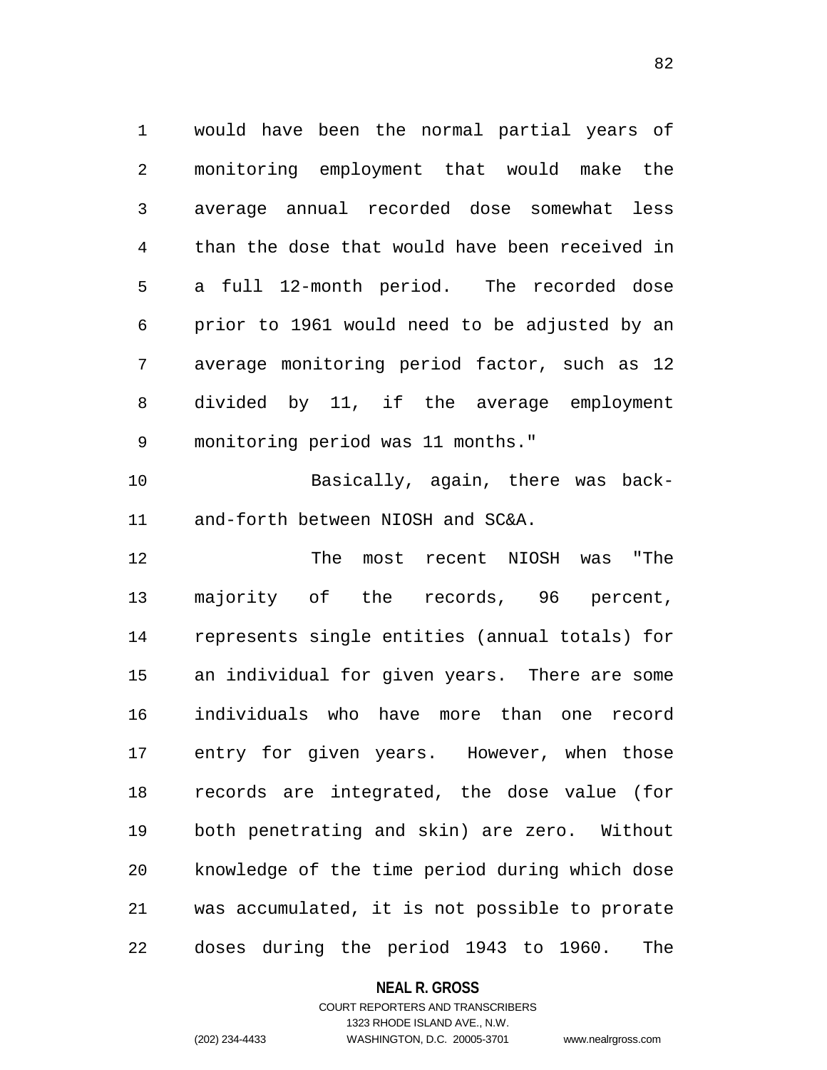would have been the normal partial years of monitoring employment that would make the average annual recorded dose somewhat less than the dose that would have been received in a full 12-month period. The recorded dose prior to 1961 would need to be adjusted by an average monitoring period factor, such as 12 divided by 11, if the average employment monitoring period was 11 months."

Basically, again, there was back-and-forth between NIOSH and SC&A.

The most recent NIOSH was "The majority of the records, 96 percent, represents single entities (annual totals) for an individual for given years. There are some individuals who have more than one record entry for given years. However, when those records are integrated, the dose value (for both penetrating and skin) are zero. Without knowledge of the time period during which dose was accumulated, it is not possible to prorate doses during the period 1943 to 1960. The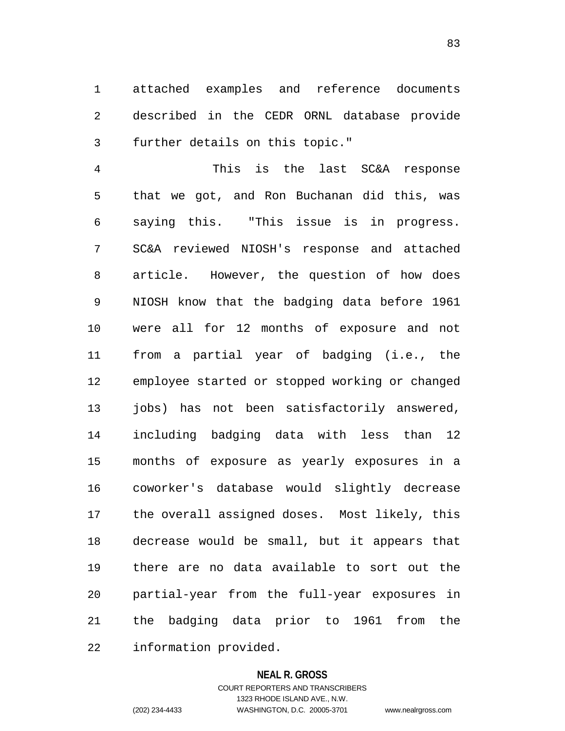attached examples and reference documents described in the CEDR ORNL database provide further details on this topic."

This is the last SC&A response that we got, and Ron Buchanan did this, was saying this. "This issue is in progress. SC&A reviewed NIOSH's response and attached article. However, the question of how does NIOSH know that the badging data before 1961 were all for 12 months of exposure and not from a partial year of badging (i.e., the employee started or stopped working or changed jobs) has not been satisfactorily answered, including badging data with less than 12 months of exposure as yearly exposures in a coworker's database would slightly decrease the overall assigned doses. Most likely, this decrease would be small, but it appears that there are no data available to sort out the partial-year from the full-year exposures in the badging data prior to 1961 from the information provided.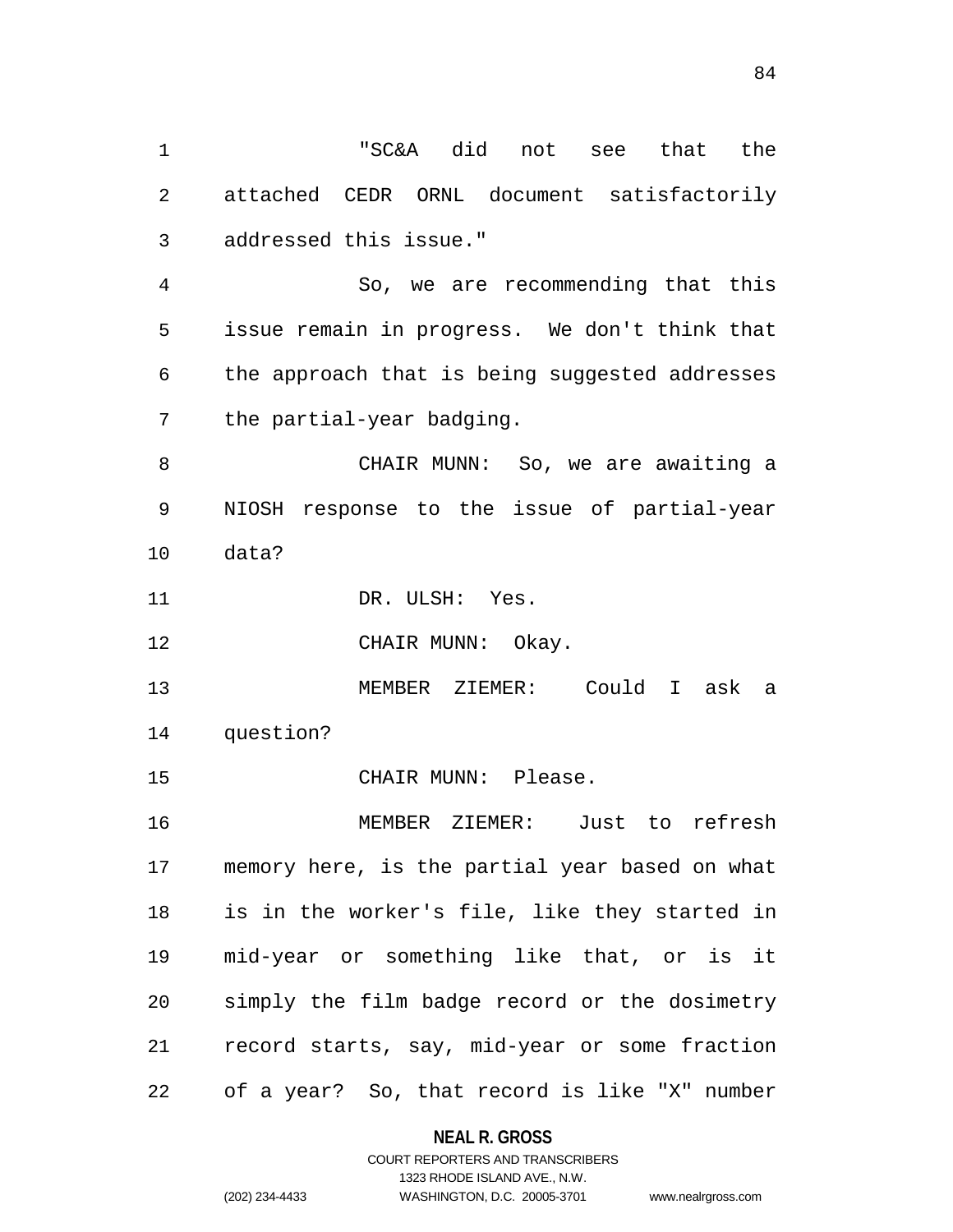"SC&A did not see that the attached CEDR ORNL document satisfactorily addressed this issue."

So, we are recommending that this issue remain in progress. We don't think that the approach that is being suggested addresses the partial-year badging.

CHAIR MUNN: So, we are awaiting a NIOSH response to the issue of partial-year data?

DR. ULSH: Yes.

CHAIR MUNN: Okay.

MEMBER ZIEMER: Could I ask a question?

CHAIR MUNN: Please.

MEMBER ZIEMER: Just to refresh memory here, is the partial year based on what is in the worker's file, like they started in mid-year or something like that, or is it simply the film badge record or the dosimetry record starts, say, mid-year or some fraction of a year? So, that record is like "X" number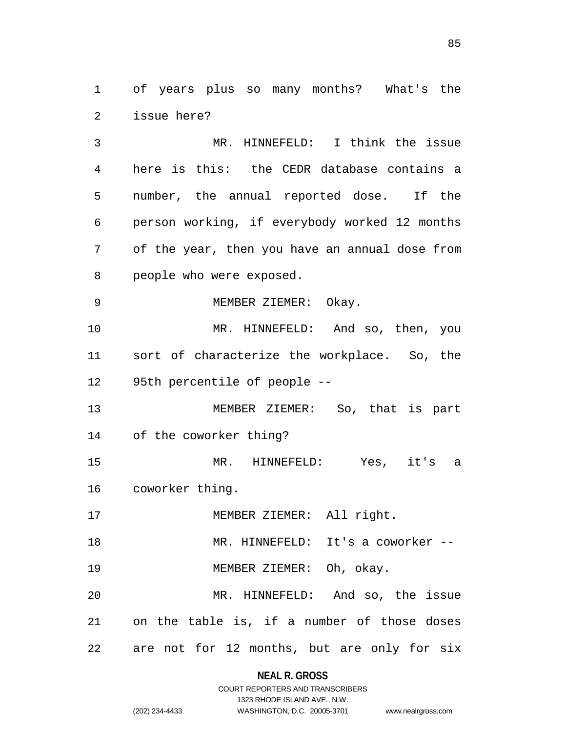of years plus so many months? What's the issue here?

MR. HINNEFELD: I think the issue here is this: the CEDR database contains a number, the annual reported dose. If the person working, if everybody worked 12 months of the year, then you have an annual dose from people who were exposed.

MEMBER ZIEMER: Okay.

MR. HINNEFELD: And so, then, you sort of characterize the workplace. So, the 95th percentile of people --

MEMBER ZIEMER: So, that is part of the coworker thing?

MR. HINNEFELD: Yes, it's a coworker thing.

MEMBER ZIEMER: All right.

MR. HINNEFELD: It's a coworker --

MEMBER ZIEMER: Oh, okay.

MR. HINNEFELD: And so, the issue on the table is, if a number of those doses are not for 12 months, but are only for six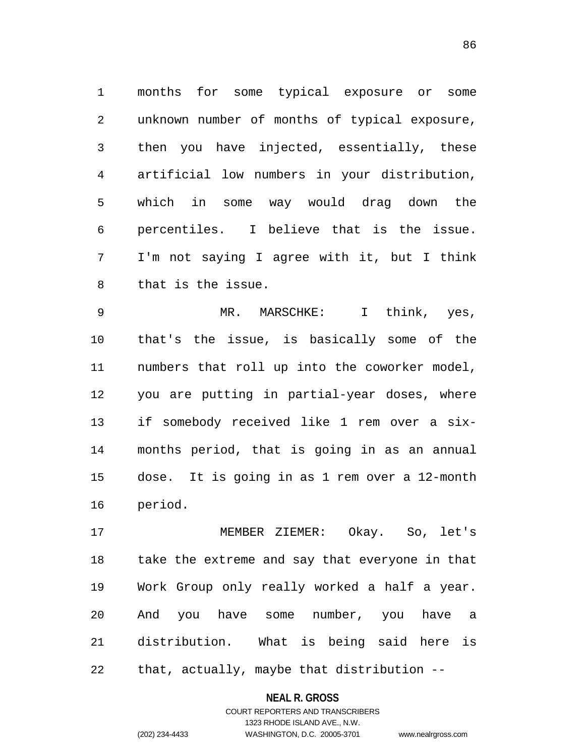months for some typical exposure or some unknown number of months of typical exposure, then you have injected, essentially, these artificial low numbers in your distribution, which in some way would drag down the percentiles. I believe that is the issue. I'm not saying I agree with it, but I think that is the issue.

MR. MARSCHKE: I think, yes, that's the issue, is basically some of the numbers that roll up into the coworker model, you are putting in partial-year doses, where if somebody received like 1 rem over a six-months period, that is going in as an annual dose. It is going in as 1 rem over a 12-month period.

MEMBER ZIEMER: Okay. So, let's take the extreme and say that everyone in that Work Group only really worked a half a year. And you have some number, you have a distribution. What is being said here is that, actually, maybe that distribution --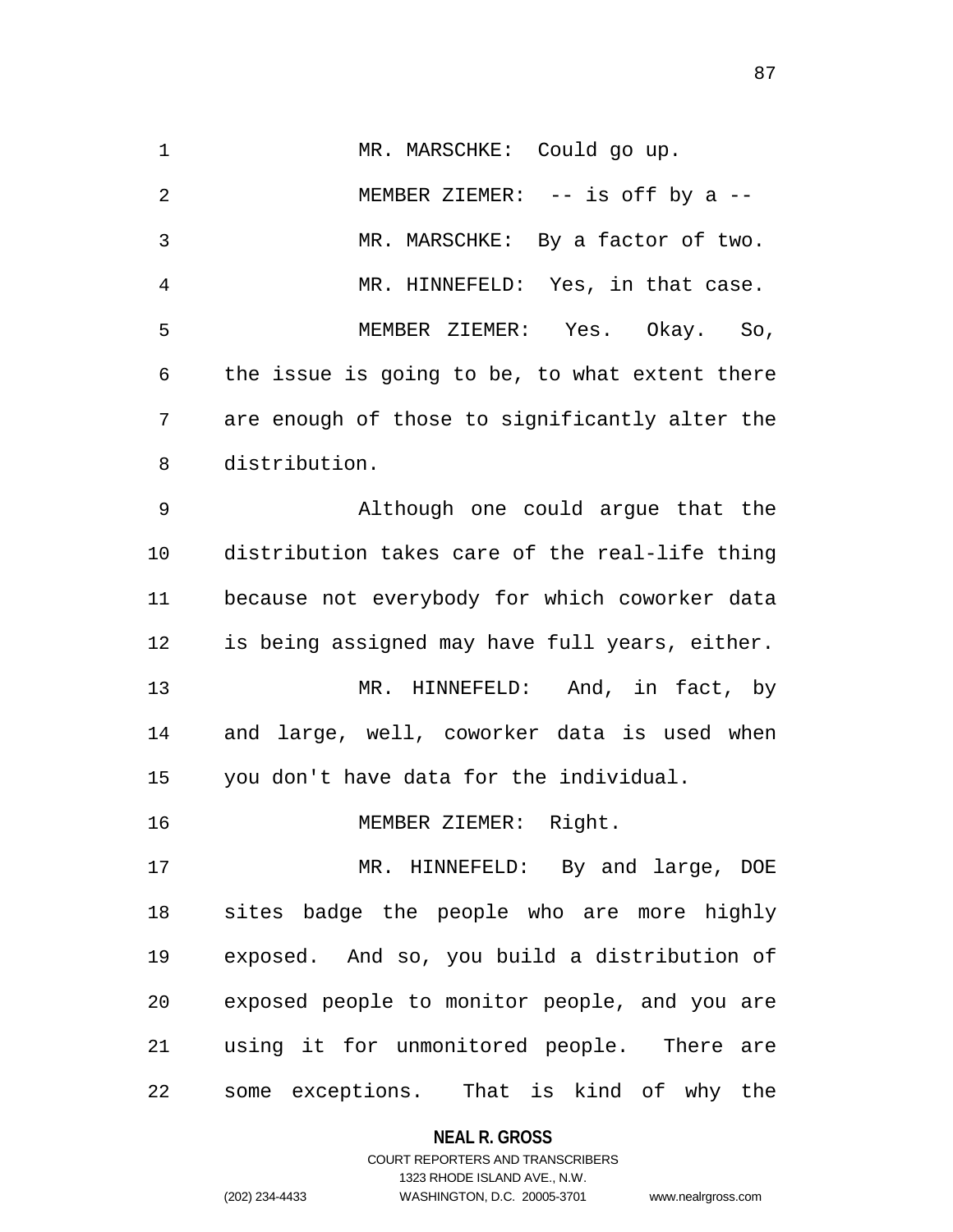MR. MARSCHKE: Could go up.

MEMBER ZIEMER: -- is off by a --

MR. MARSCHKE: By a factor of two.

MR. HINNEFELD: Yes, in that case.

MEMBER ZIEMER: Yes. Okay. So, the issue is going to be, to what extent there are enough of those to significantly alter the distribution.

Although one could argue that the distribution takes care of the real-life thing because not everybody for which coworker data is being assigned may have full years, either.

MR. HINNEFELD: And, in fact, by and large, well, coworker data is used when you don't have data for the individual.

MEMBER ZIEMER: Right.

MR. HINNEFELD: By and large, DOE sites badge the people who are more highly exposed. And so, you build a distribution of exposed people to monitor people, and you are using it for unmonitored people. There are some exceptions. That is kind of why the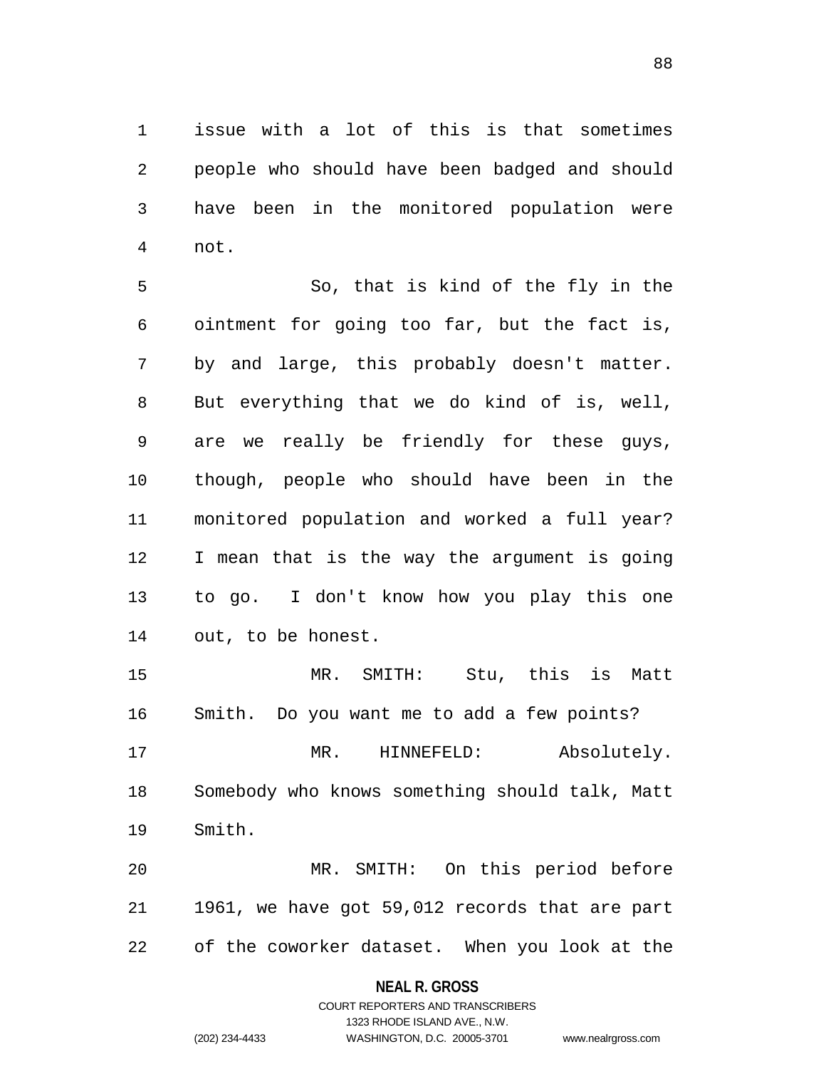issue with a lot of this is that sometimes people who should have been badged and should have been in the monitored population were not.

So, that is kind of the fly in the ointment for going too far, but the fact is, by and large, this probably doesn't matter. But everything that we do kind of is, well, are we really be friendly for these guys, though, people who should have been in the monitored population and worked a full year? I mean that is the way the argument is going to go. I don't know how you play this one out, to be honest.

MR. SMITH: Stu, this is Matt Smith. Do you want me to add a few points?

MR. HINNEFELD: Absolutely. Somebody who knows something should talk, Matt Smith.

MR. SMITH: On this period before 1961, we have got 59,012 records that are part of the coworker dataset. When you look at the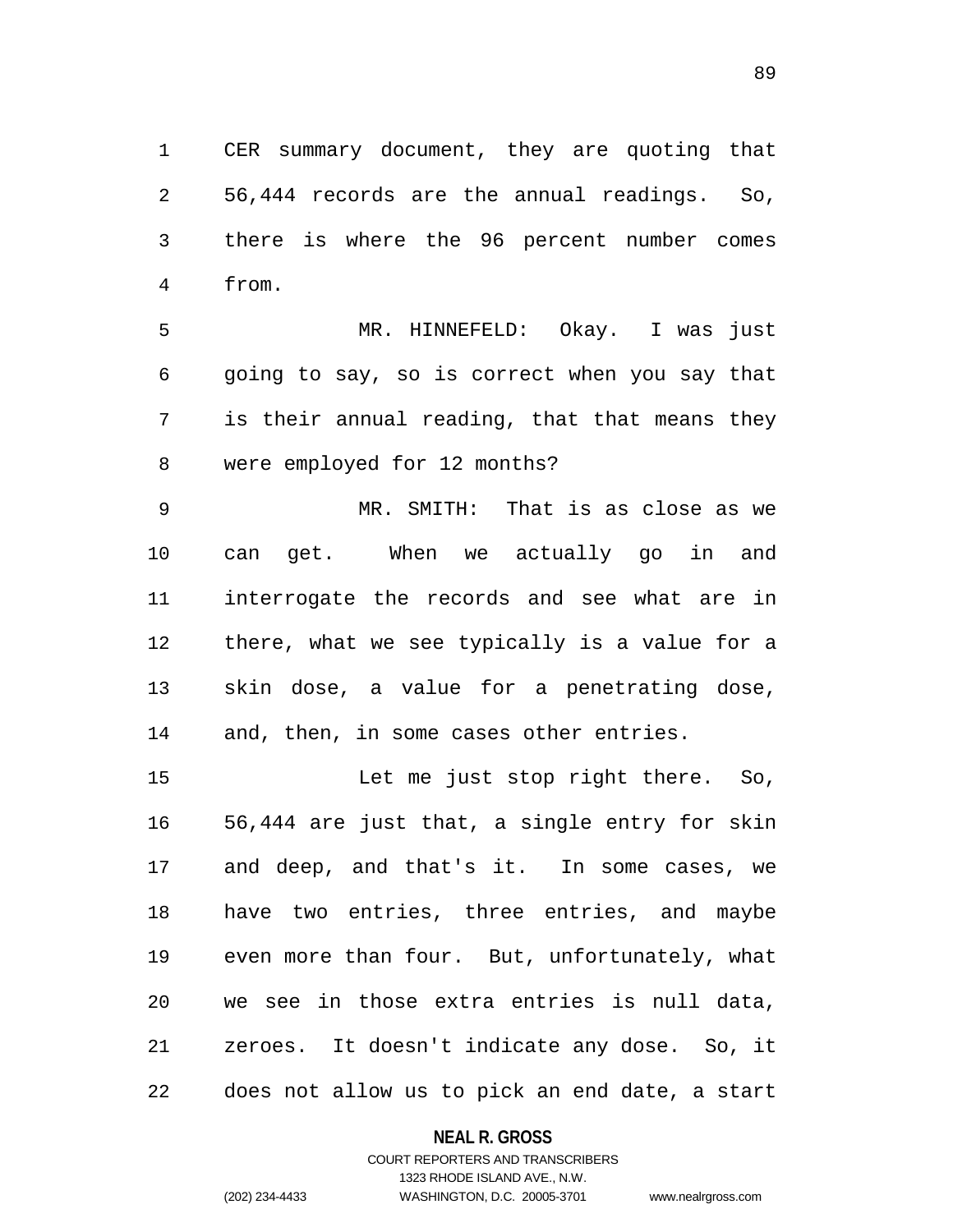CER summary document, they are quoting that 56,444 records are the annual readings. So, there is where the 96 percent number comes from.

MR. HINNEFELD: Okay. I was just going to say, so is correct when you say that is their annual reading, that that means they were employed for 12 months?

MR. SMITH: That is as close as we can get. When we actually go in and interrogate the records and see what are in there, what we see typically is a value for a skin dose, a value for a penetrating dose, and, then, in some cases other entries.

Let me just stop right there. So, 56,444 are just that, a single entry for skin and deep, and that's it. In some cases, we have two entries, three entries, and maybe even more than four. But, unfortunately, what we see in those extra entries is null data, zeroes. It doesn't indicate any dose. So, it does not allow us to pick an end date, a start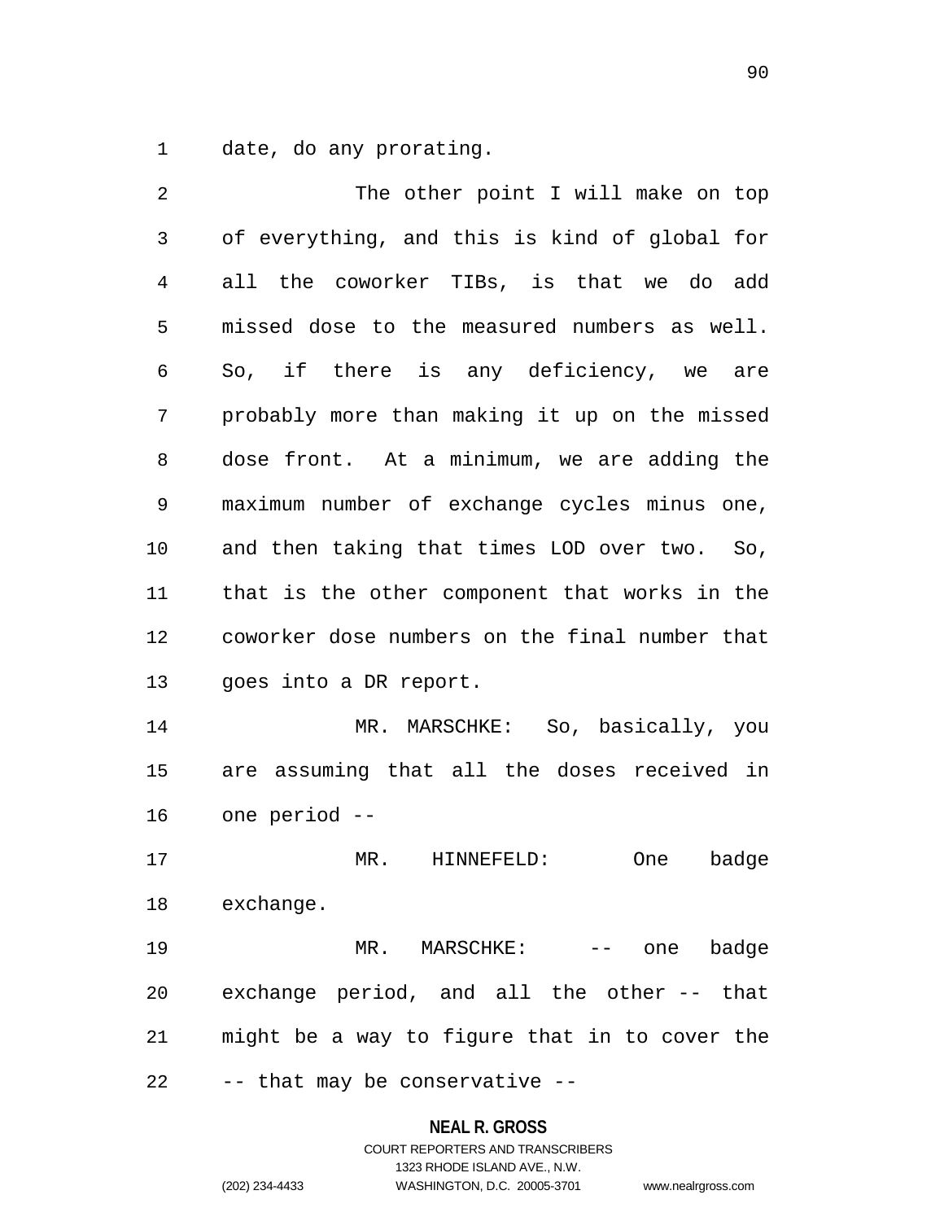date, do any prorating.

The other point I will make on top of everything, and this is kind of global for all the coworker TIBs, is that we do add missed dose to the measured numbers as well. So, if there is any deficiency, we are probably more than making it up on the missed dose front. At a minimum, we are adding the maximum number of exchange cycles minus one, and then taking that times LOD over two. So, that is the other component that works in the coworker dose numbers on the final number that goes into a DR report.

MR. MARSCHKE: So, basically, you are assuming that all the doses received in one period --

MR. HINNEFELD: One badge exchange.

MR. MARSCHKE: -- one badge exchange period, and all the other -- that might be a way to figure that in to cover the -- that may be conservative --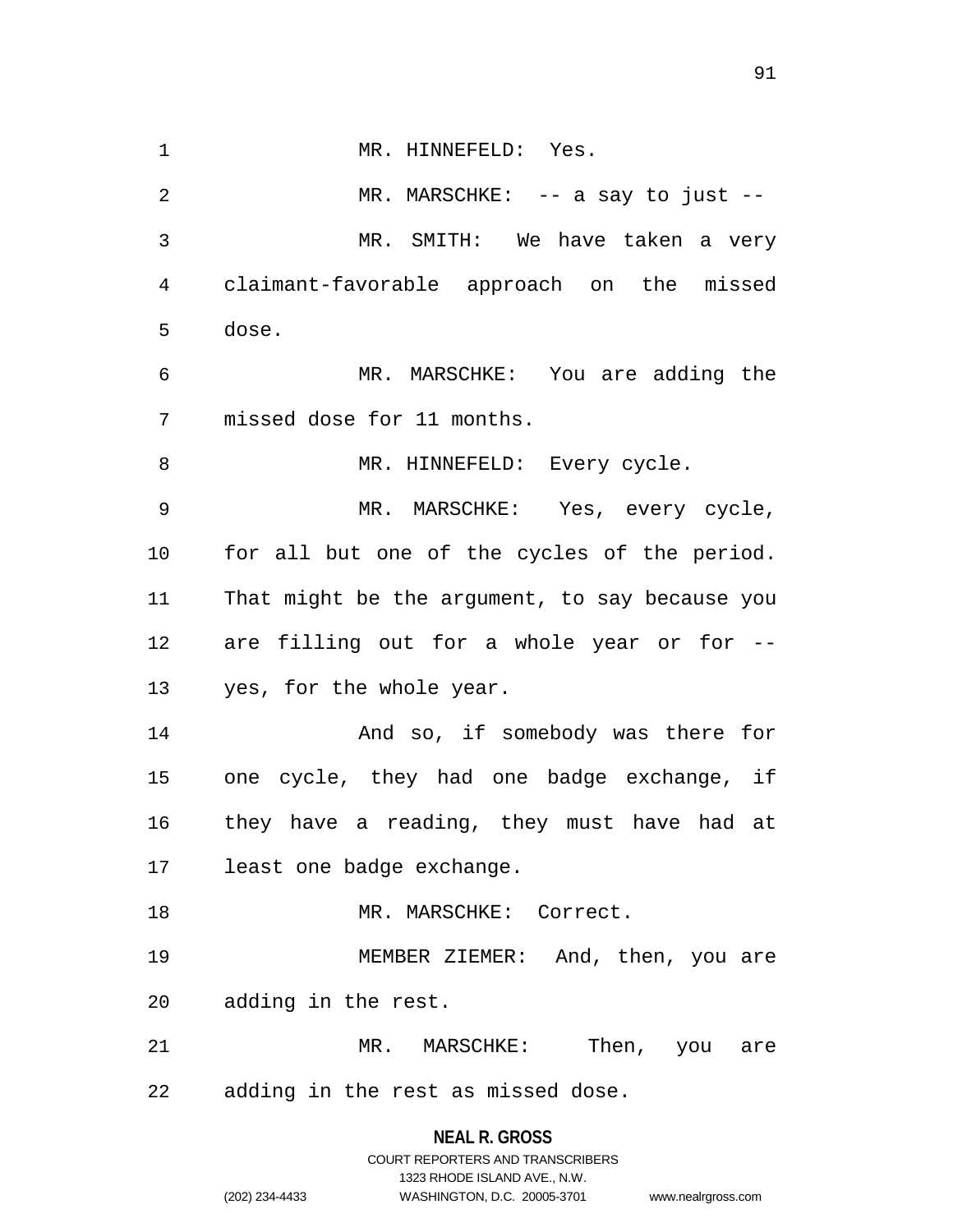MR. HINNEFELD: Yes.

MR. MARSCHKE: -- a say to just --

MR. SMITH: We have taken a very claimant-favorable approach on the missed dose.

MR. MARSCHKE: You are adding the missed dose for 11 months.

MR. HINNEFELD: Every cycle.

MR. MARSCHKE: Yes, every cycle, for all but one of the cycles of the period. That might be the argument, to say because you are filling out for a whole year or for -- yes, for the whole year.

And so, if somebody was there for one cycle, they had one badge exchange, if they have a reading, they must have had at least one badge exchange.

MR. MARSCHKE: Correct.

MEMBER ZIEMER: And, then, you are adding in the rest.

MR. MARSCHKE: Then, you are adding in the rest as missed dose.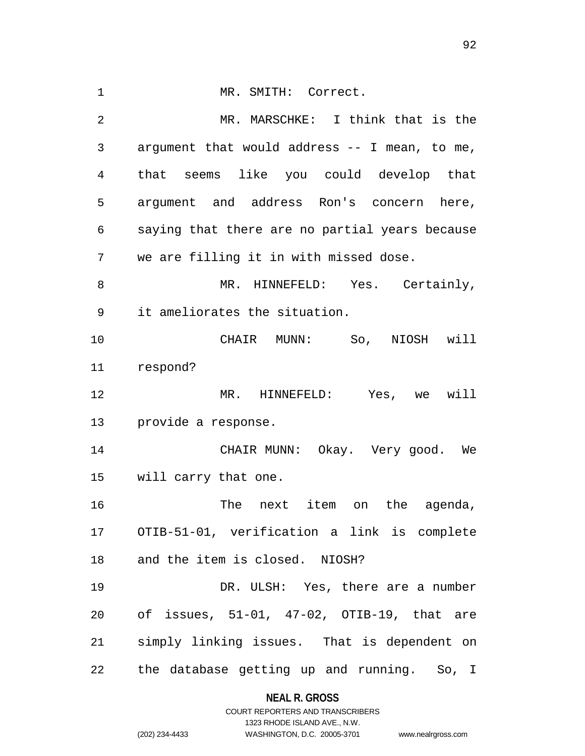MR. SMITH: Correct.

MR. MARSCHKE: I think that is the argument that would address -- I mean, to me, that seems like you could develop that argument and address Ron's concern here, saying that there are no partial years because we are filling it in with missed dose.

MR. HINNEFELD: Yes. Certainly, it ameliorates the situation.

CHAIR MUNN: So, NIOSH will respond?

MR. HINNEFELD: Yes, we will provide a response.

CHAIR MUNN: Okay. Very good. We will carry that one.

The next item on the agenda, OTIB-51-01, verification a link is complete and the item is closed. NIOSH?

DR. ULSH: Yes, there are a number of issues, 51-01, 47-02, OTIB-19, that are simply linking issues. That is dependent on the database getting up and running. So, I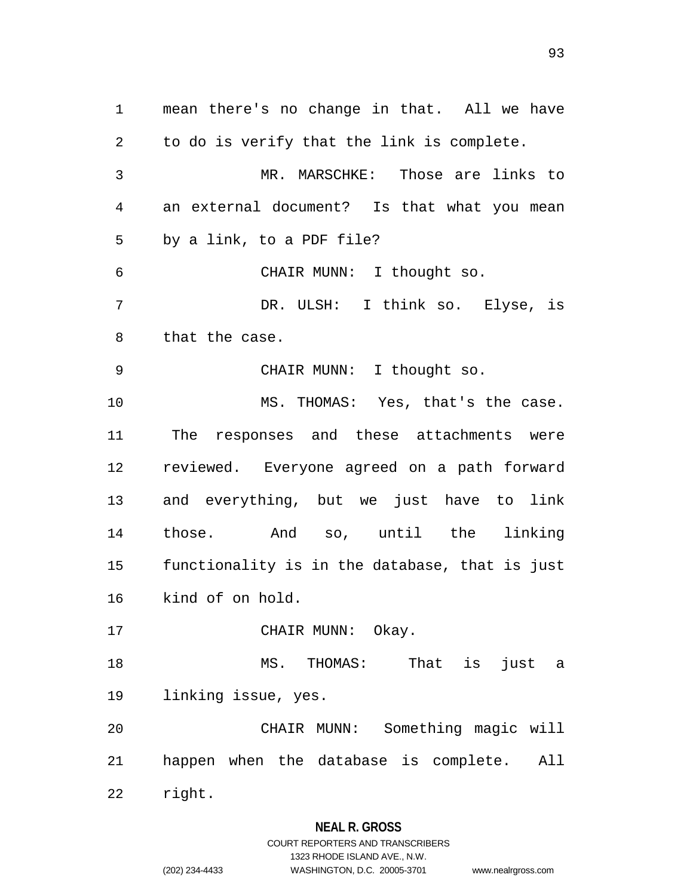mean there's no change in that. All we have to do is verify that the link is complete.

MR. MARSCHKE: Those are links to an external document? Is that what you mean by a link, to a PDF file?

CHAIR MUNN: I thought so.

DR. ULSH: I think so. Elyse, is that the case.

CHAIR MUNN: I thought so.

MS. THOMAS: Yes, that's the case. The responses and these attachments were reviewed. Everyone agreed on a path forward and everything, but we just have to link those. And so, until the linking functionality is in the database, that is just kind of on hold.

CHAIR MUNN: Okay.

MS. THOMAS: That is just a linking issue, yes.

CHAIR MUNN: Something magic will happen when the database is complete. All right.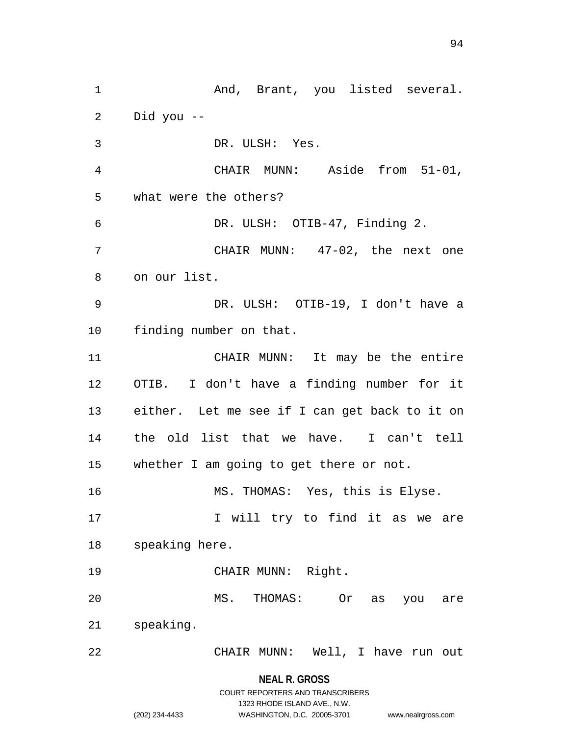And, Brant, you listed several. Did you --

DR. ULSH: Yes.

CHAIR MUNN: Aside from 51-01, what were the others?

DR. ULSH: OTIB-47, Finding 2.

CHAIR MUNN: 47-02, the next one on our list.

DR. ULSH: OTIB-19, I don't have a finding number on that.

CHAIR MUNN: It may be the entire OTIB. I don't have a finding number for it either. Let me see if I can get back to it on the old list that we have. I can't tell whether I am going to get there or not.

MS. THOMAS: Yes, this is Elyse.

I will try to find it as we are speaking here.

CHAIR MUNN: Right.

MS. THOMAS: Or as you are speaking.

CHAIR MUNN: Well, I have run out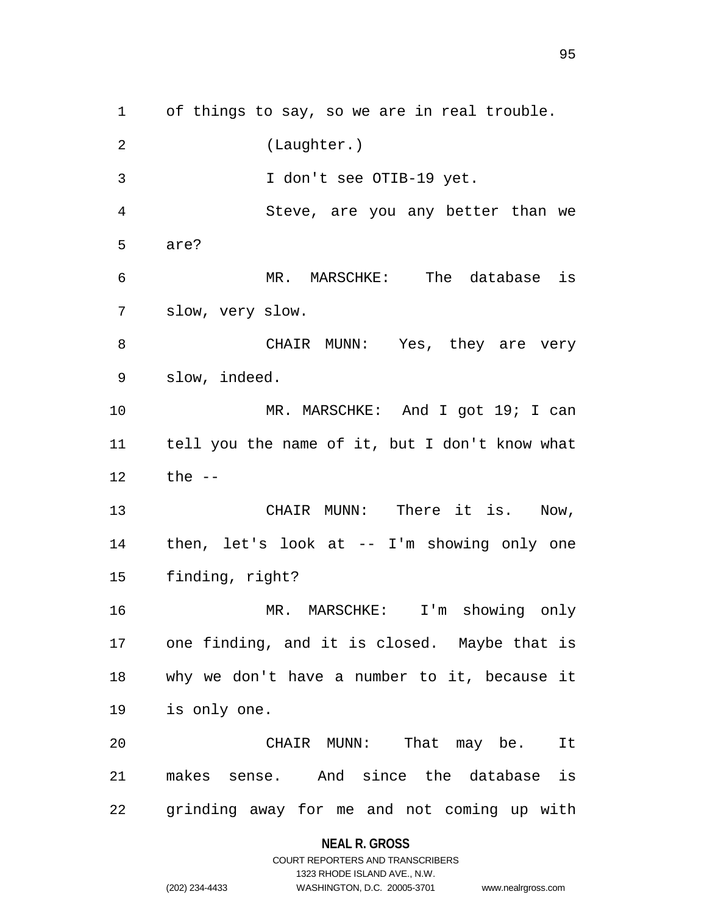of things to say, so we are in real trouble.

(Laughter.)

I don't see OTIB-19 yet.

Steve, are you any better than we are?

MR. MARSCHKE: The database is slow, very slow.

CHAIR MUNN: Yes, they are very slow, indeed.

MR. MARSCHKE: And I got 19; I can tell you the name of it, but I don't know what the --

CHAIR MUNN: There it is. Now, then, let's look at -- I'm showing only one finding, right?

MR. MARSCHKE: I'm showing only one finding, and it is closed. Maybe that is why we don't have a number to it, because it is only one.

CHAIR MUNN: That may be. It makes sense. And since the database is grinding away for me and not coming up with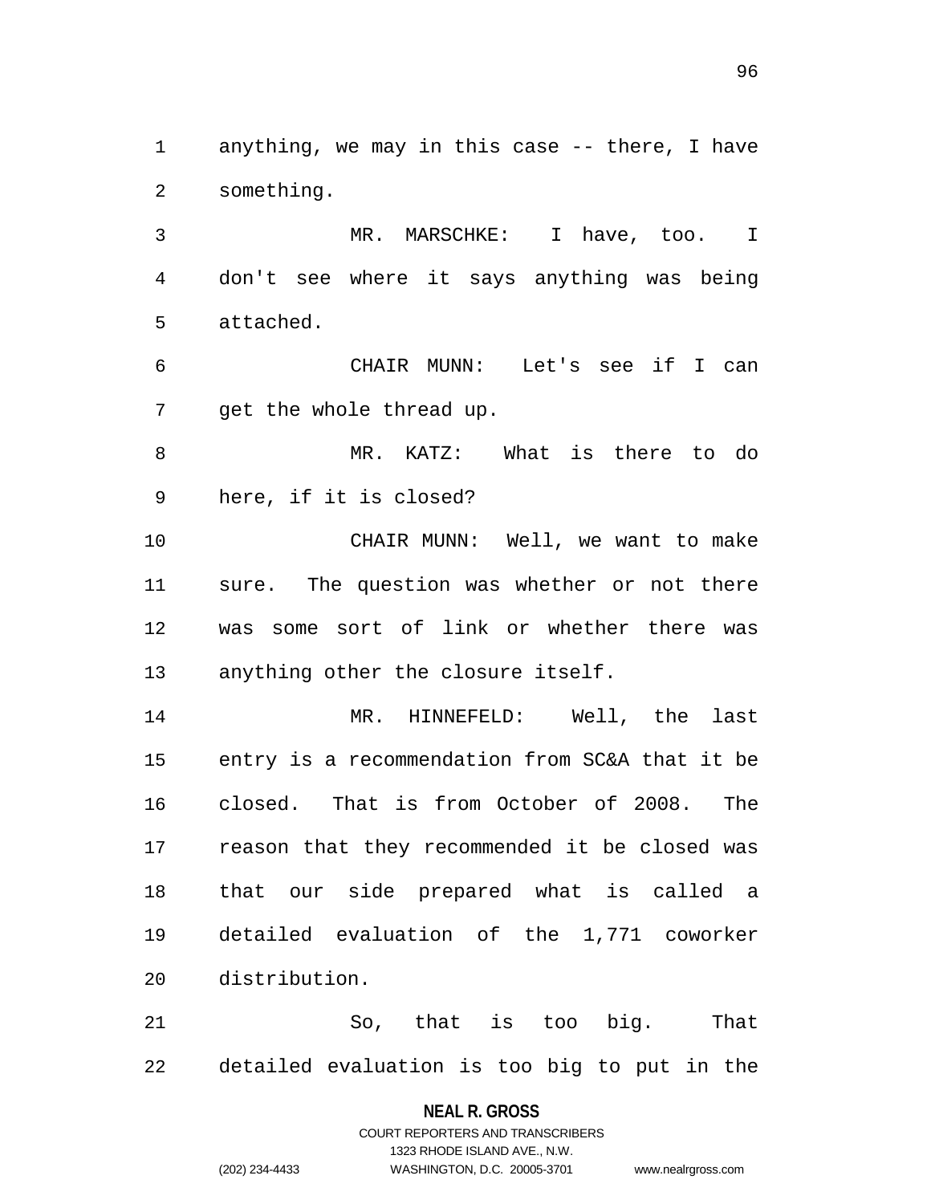anything, we may in this case -- there, I have something.

MR. MARSCHKE: I have, too. I don't see where it says anything was being attached.

CHAIR MUNN: Let's see if I can get the whole thread up.

MR. KATZ: What is there to do here, if it is closed?

CHAIR MUNN: Well, we want to make sure. The question was whether or not there was some sort of link or whether there was anything other the closure itself.

MR. HINNEFELD: Well, the last entry is a recommendation from SC&A that it be closed. That is from October of 2008. The reason that they recommended it be closed was that our side prepared what is called a detailed evaluation of the 1,771 coworker distribution.

So, that is too big. That detailed evaluation is too big to put in the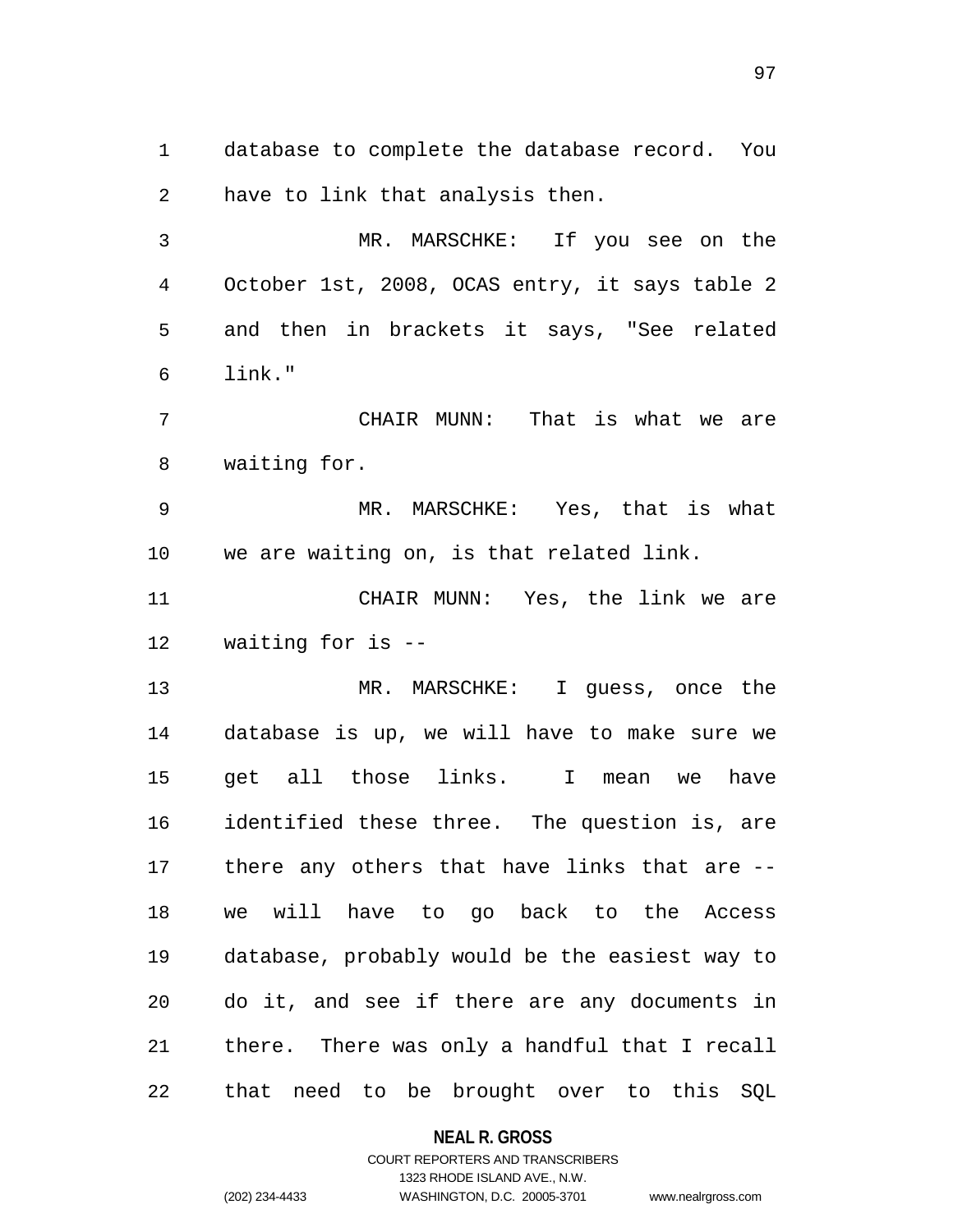database to complete the database record. You have to link that analysis then.

MR. MARSCHKE: If you see on the October 1st, 2008, OCAS entry, it says table 2 and then in brackets it says, "See related link."

CHAIR MUNN: That is what we are waiting for.

MR. MARSCHKE: Yes, that is what we are waiting on, is that related link.

CHAIR MUNN: Yes, the link we are waiting for is --

MR. MARSCHKE: I guess, once the database is up, we will have to make sure we get all those links. I mean we have identified these three. The question is, are there any others that have links that are -- we will have to go back to the Access database, probably would be the easiest way to do it, and see if there are any documents in there. There was only a handful that I recall that need to be brought over to this SQL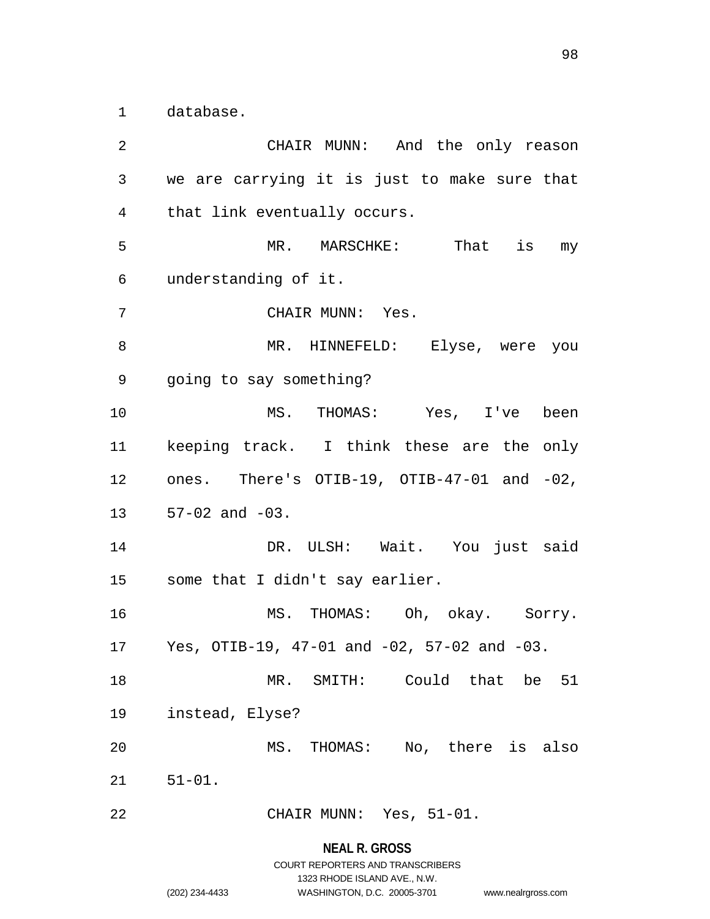database.

CHAIR MUNN: And the only reason we are carrying it is just to make sure that that link eventually occurs.

MR. MARSCHKE: That is my understanding of it.

CHAIR MUNN: Yes.

MR. HINNEFELD: Elyse, were you going to say something?

MS. THOMAS: Yes, I've been keeping track. I think these are the only ones. There's OTIB-19, OTIB-47-01 and -02, 57-02 and -03.

DR. ULSH: Wait. You just said some that I didn't say earlier.

MS. THOMAS: Oh, okay. Sorry. Yes, OTIB-19, 47-01 and -02, 57-02 and -03.

MR. SMITH: Could that be 51 instead, Elyse?

MS. THOMAS: No, there is also 51-01.

CHAIR MUNN: Yes, 51-01.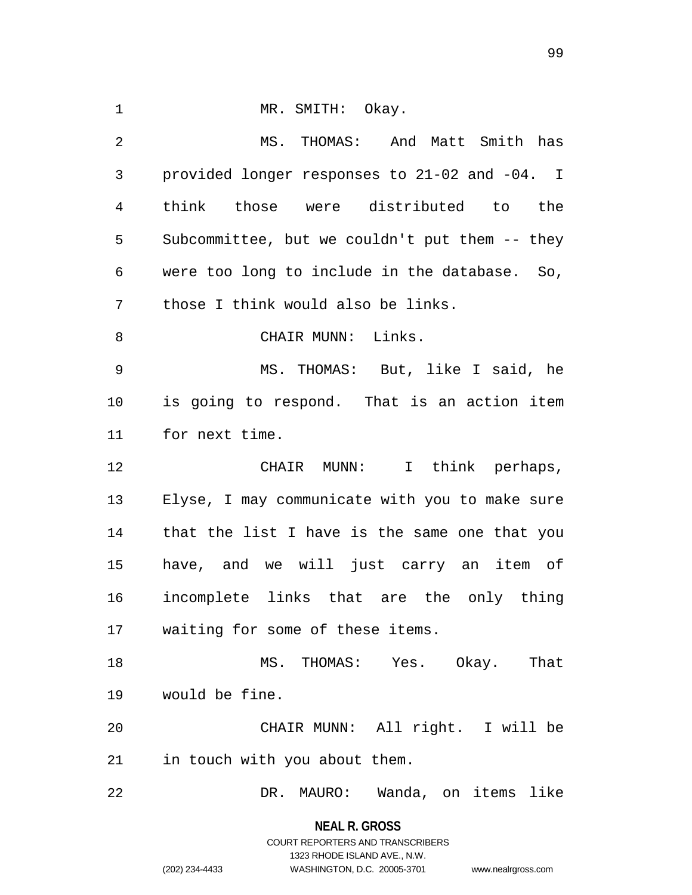MR. SMITH: Okay.

MS. THOMAS: And Matt Smith has provided longer responses to 21-02 and -04. I think those were distributed to the Subcommittee, but we couldn't put them -- they were too long to include in the database. So, those I think would also be links.

CHAIR MUNN: Links.

MS. THOMAS: But, like I said, he is going to respond. That is an action item for next time.

CHAIR MUNN: I think perhaps, Elyse, I may communicate with you to make sure that the list I have is the same one that you have, and we will just carry an item of incomplete links that are the only thing waiting for some of these items.

MS. THOMAS: Yes. Okay. That would be fine.

CHAIR MUNN: All right. I will be in touch with you about them.

DR. MAURO: Wanda, on items like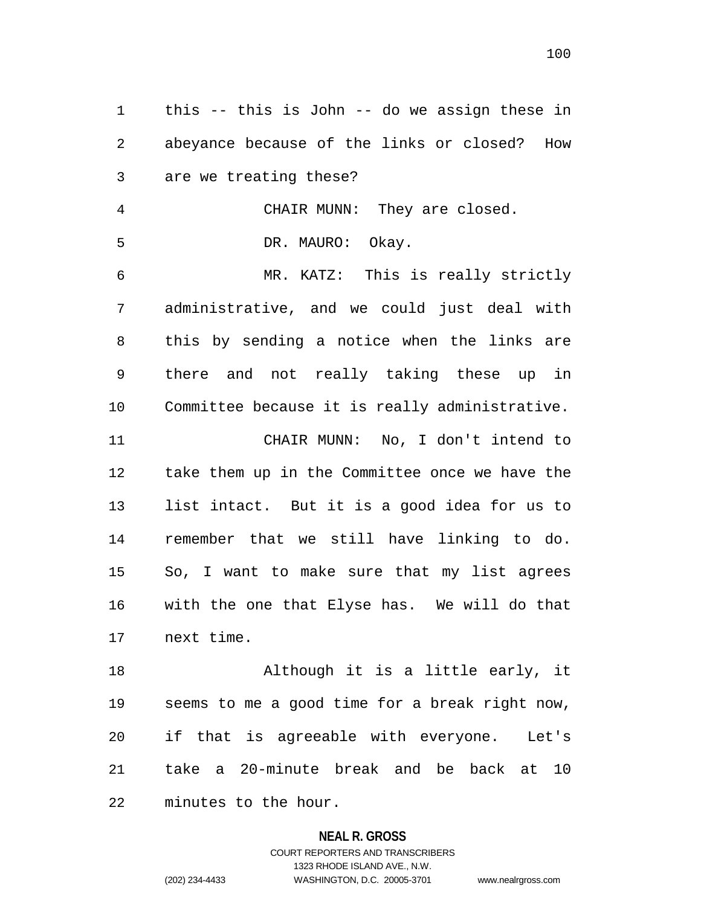this -- this is John -- do we assign these in abeyance because of the links or closed? How are we treating these?

CHAIR MUNN: They are closed.

DR. MAURO: Okay.

MR. KATZ: This is really strictly administrative, and we could just deal with this by sending a notice when the links are there and not really taking these up in Committee because it is really administrative.

CHAIR MUNN: No, I don't intend to take them up in the Committee once we have the list intact. But it is a good idea for us to remember that we still have linking to do. So, I want to make sure that my list agrees with the one that Elyse has. We will do that next time.

Although it is a little early, it seems to me a good time for a break right now, if that is agreeable with everyone. Let's take a 20-minute break and be back at 10 minutes to the hour.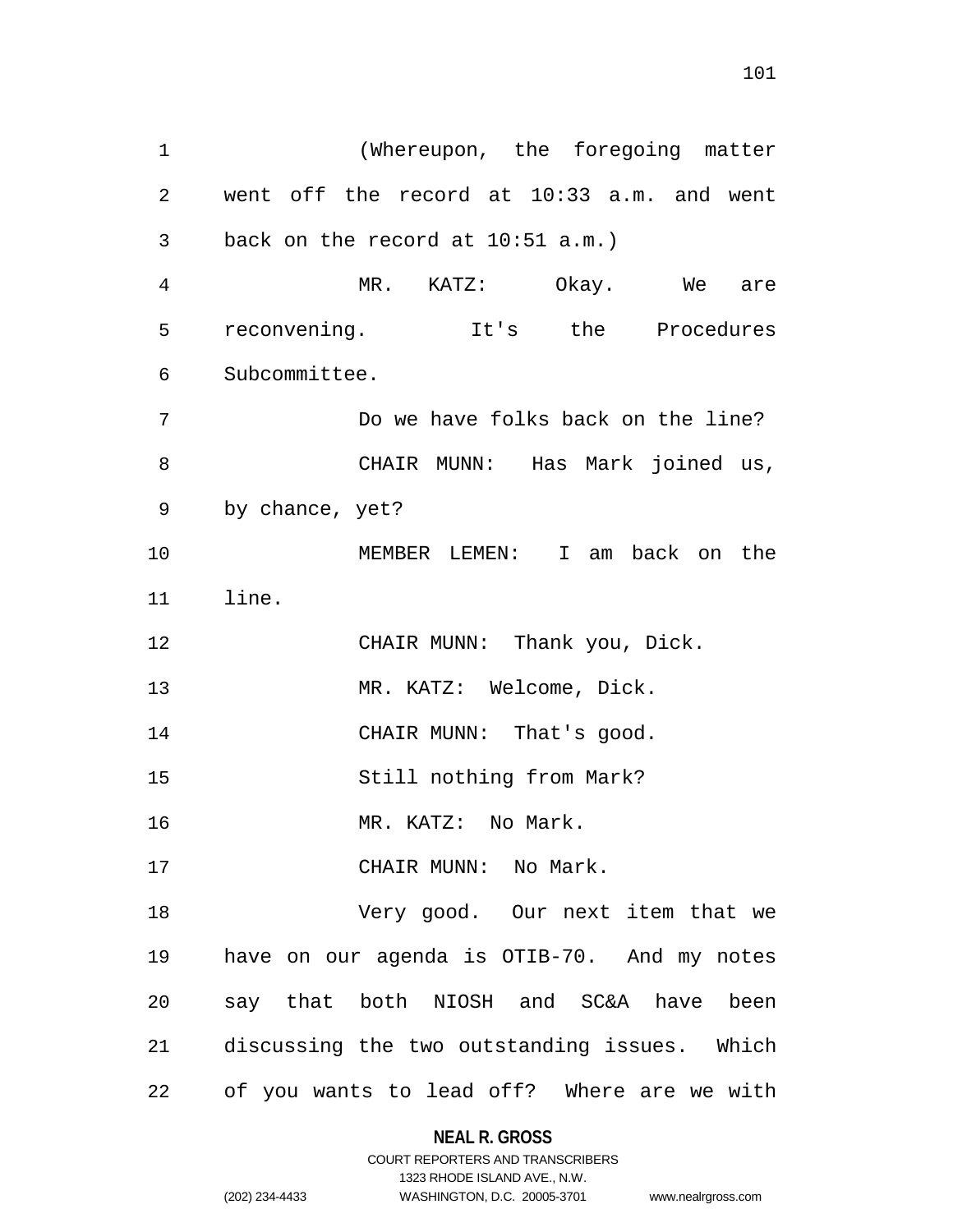(Whereupon, the foregoing matter went off the record at 10:33 a.m. and went back on the record at 10:51 a.m.)

MR. KATZ: Okay. We are reconvening. It's the Procedures Subcommittee.

Do we have folks back on the line?

CHAIR MUNN: Has Mark joined us, by chance, yet?

MEMBER LEMEN: I am back on the line.

CHAIR MUNN: Thank you, Dick.

MR. KATZ: Welcome, Dick.

CHAIR MUNN: That's good.

Still nothing from Mark?

MR. KATZ: No Mark.

CHAIR MUNN: No Mark.

Very good. Our next item that we have on our agenda is OTIB-70. And my notes say that both NIOSH and SC&A have been discussing the two outstanding issues. Which of you wants to lead off? Where are we with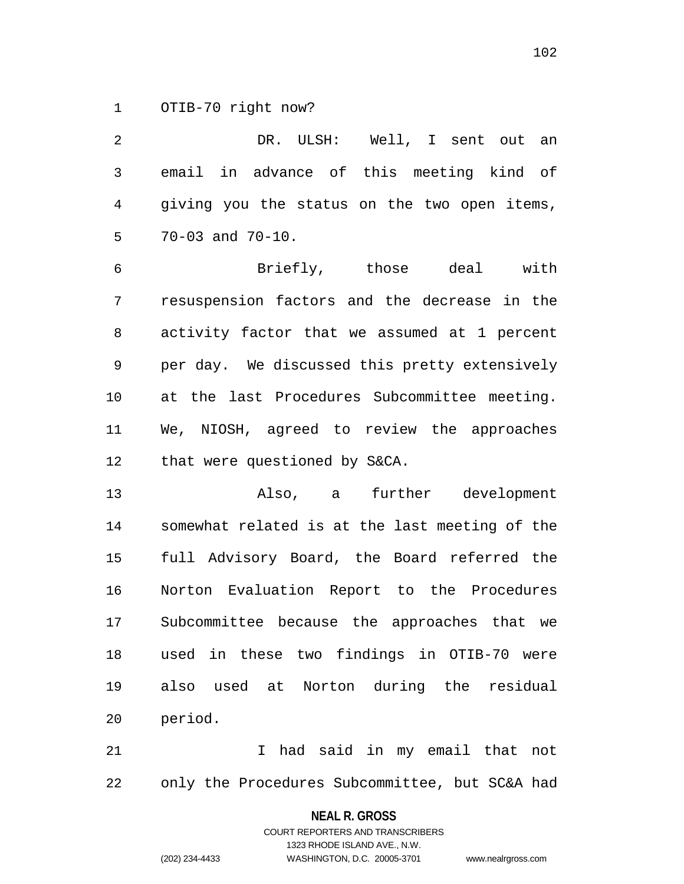OTIB-70 right now?

DR. ULSH: Well, I sent out an email in advance of this meeting kind of giving you the status on the two open items, 70-03 and 70-10.

Briefly, those deal with resuspension factors and the decrease in the activity factor that we assumed at 1 percent per day. We discussed this pretty extensively at the last Procedures Subcommittee meeting. We, NIOSH, agreed to review the approaches that were questioned by S&CA.

Also, a further development somewhat related is at the last meeting of the full Advisory Board, the Board referred the Norton Evaluation Report to the Procedures Subcommittee because the approaches that we used in these two findings in OTIB-70 were also used at Norton during the residual period.

I had said in my email that not only the Procedures Subcommittee, but SC&A had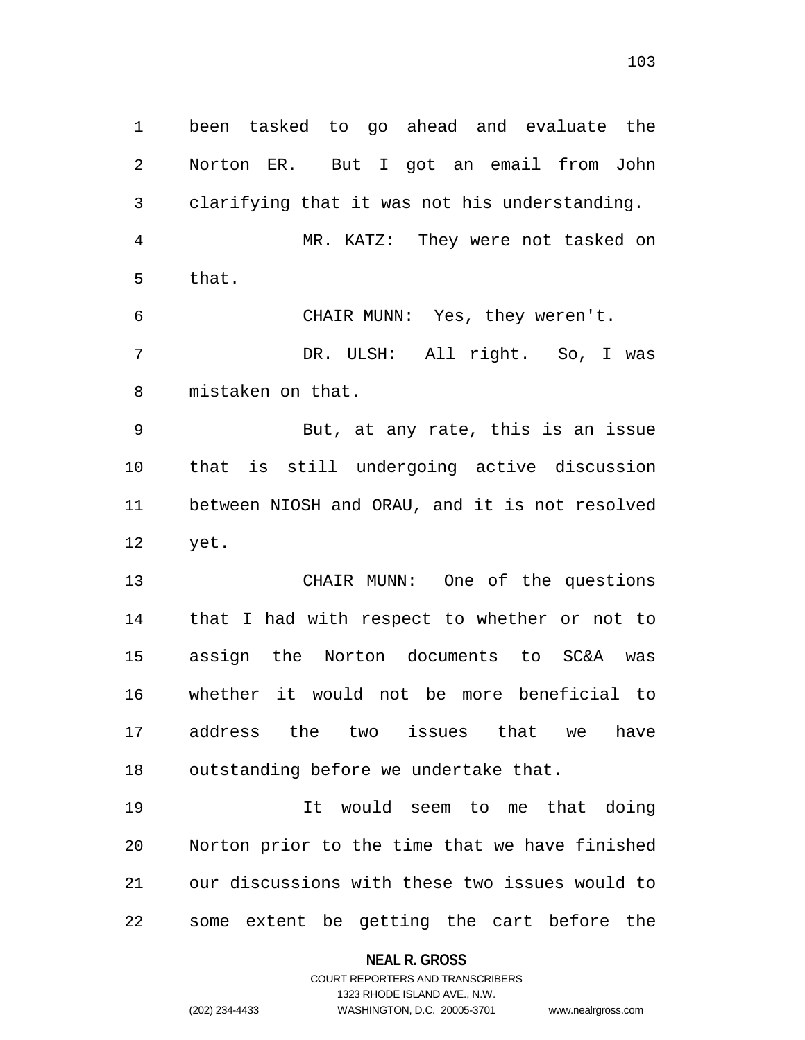been tasked to go ahead and evaluate the Norton ER. But I got an email from John clarifying that it was not his understanding.

MR. KATZ: They were not tasked on that.

CHAIR MUNN: Yes, they weren't.

DR. ULSH: All right. So, I was mistaken on that.

But, at any rate, this is an issue that is still undergoing active discussion between NIOSH and ORAU, and it is not resolved yet.

CHAIR MUNN: One of the questions that I had with respect to whether or not to assign the Norton documents to SC&A was whether it would not be more beneficial to address the two issues that we have outstanding before we undertake that.

It would seem to me that doing Norton prior to the time that we have finished our discussions with these two issues would to some extent be getting the cart before the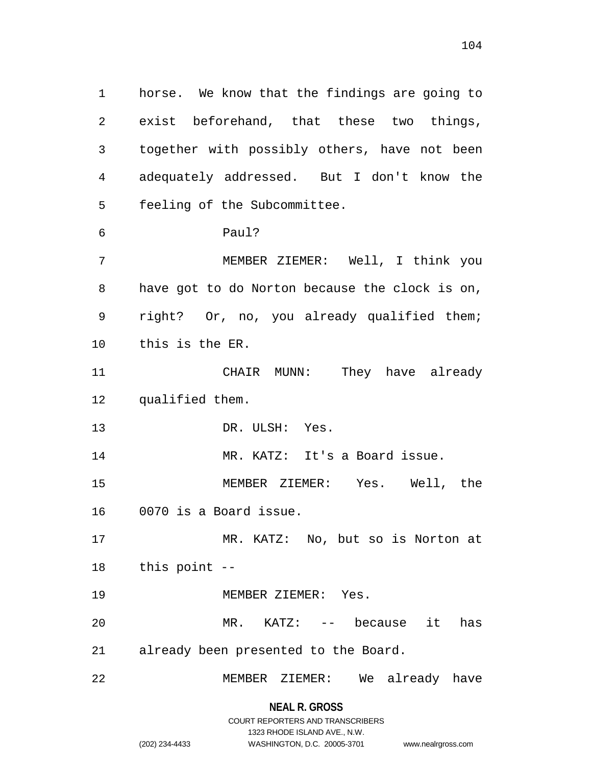horse. We know that the findings are going to exist beforehand, that these two things, together with possibly others, have not been adequately addressed. But I don't know the feeling of the Subcommittee.

Paul?

MEMBER ZIEMER: Well, I think you have got to do Norton because the clock is on, right? Or, no, you already qualified them; this is the ER.

CHAIR MUNN: They have already qualified them.

DR. ULSH: Yes.

MR. KATZ: It's a Board issue.

MEMBER ZIEMER: Yes. Well, the 0070 is a Board issue.

MR. KATZ: No, but so is Norton at this point --

MEMBER ZIEMER: Yes.

MR. KATZ: -- because it has already been presented to the Board.

MEMBER ZIEMER: We already have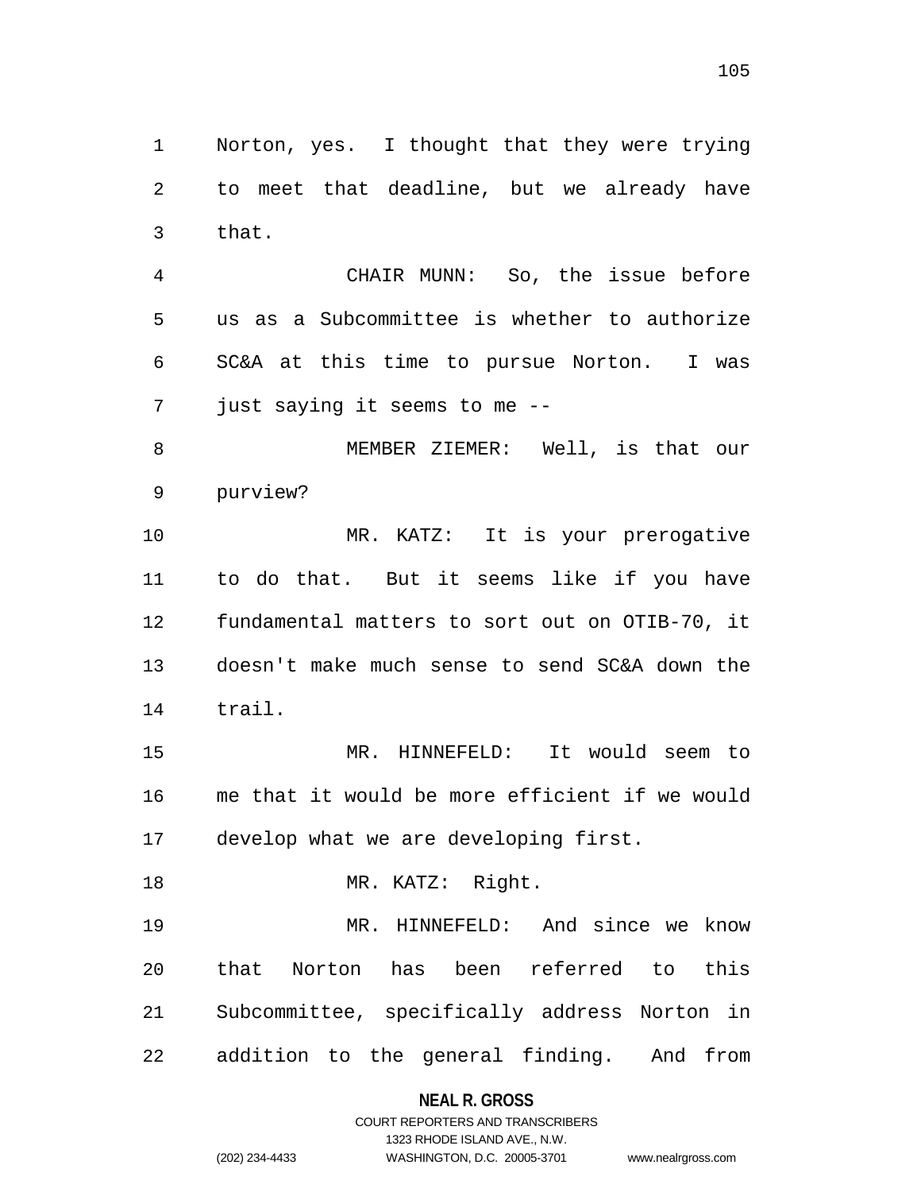Norton, yes. I thought that they were trying to meet that deadline, but we already have that.

CHAIR MUNN: So, the issue before us as a Subcommittee is whether to authorize SC&A at this time to pursue Norton. I was just saying it seems to me --

MEMBER ZIEMER: Well, is that our purview?

MR. KATZ: It is your prerogative to do that. But it seems like if you have fundamental matters to sort out on OTIB-70, it doesn't make much sense to send SC&A down the trail.

MR. HINNEFELD: It would seem to me that it would be more efficient if we would develop what we are developing first.

MR. KATZ: Right.

MR. HINNEFELD: And since we know that Norton has been referred to this Subcommittee, specifically address Norton in addition to the general finding. And from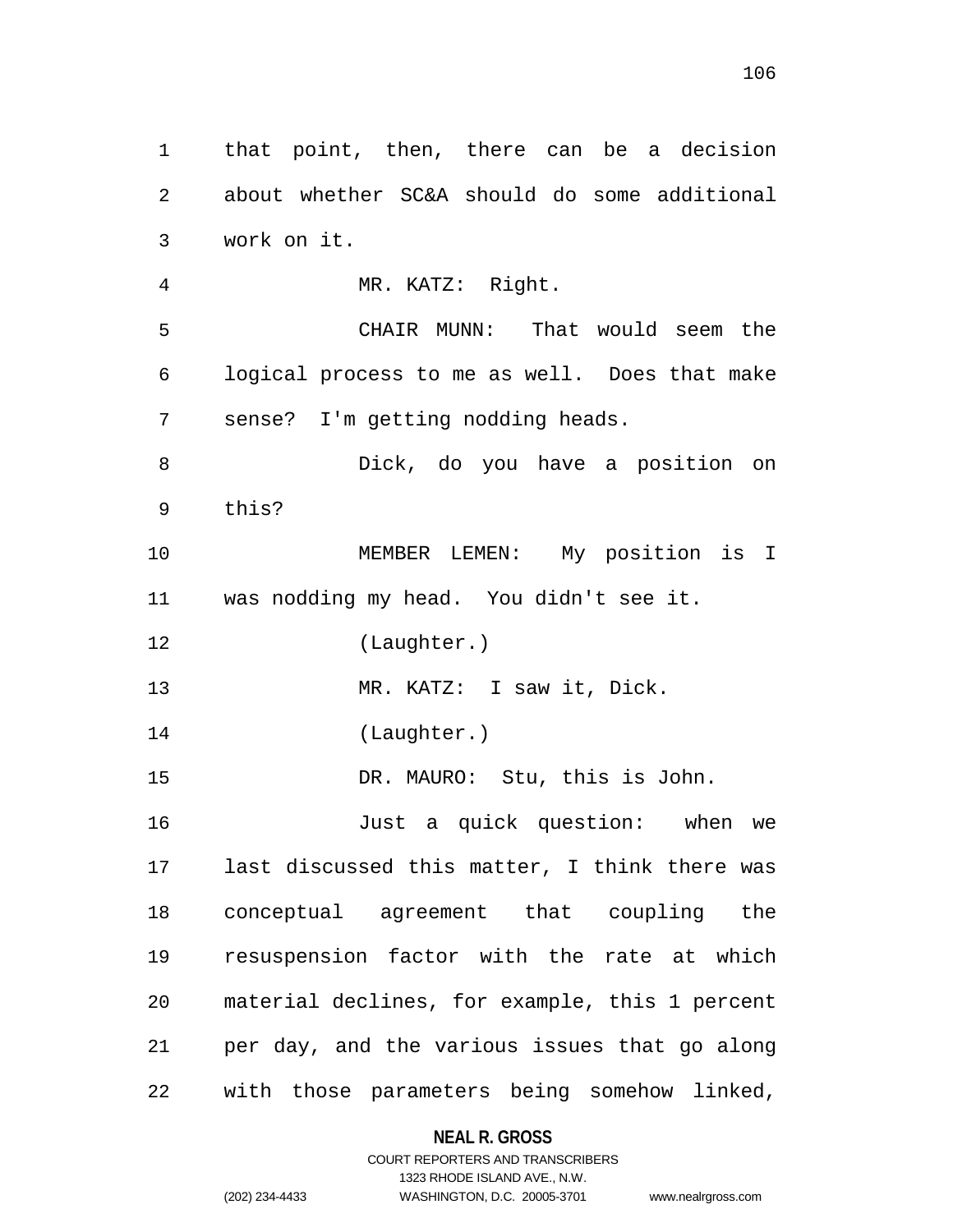that point, then, there can be a decision about whether SC&A should do some additional work on it.

MR. KATZ: Right.

CHAIR MUNN: That would seem the logical process to me as well. Does that make sense? I'm getting nodding heads.

Dick, do you have a position on this?

MEMBER LEMEN: My position is I was nodding my head. You didn't see it.

(Laughter.)

MR. KATZ: I saw it, Dick.

(Laughter.)

DR. MAURO: Stu, this is John.

Just a quick question: when we last discussed this matter, I think there was conceptual agreement that coupling the resuspension factor with the rate at which material declines, for example, this 1 percent per day, and the various issues that go along with those parameters being somehow linked,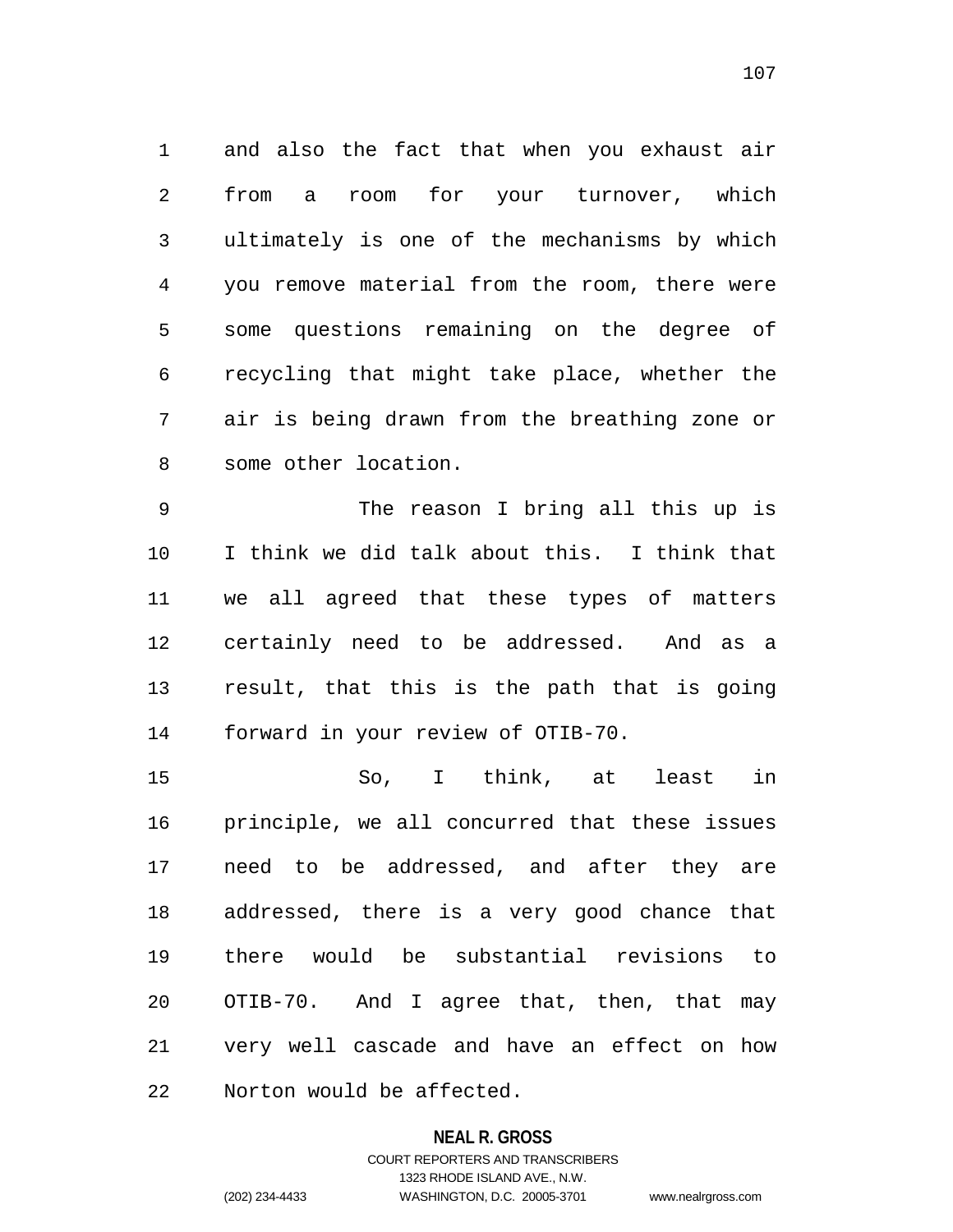and also the fact that when you exhaust air from a room for your turnover, which ultimately is one of the mechanisms by which you remove material from the room, there were some questions remaining on the degree of recycling that might take place, whether the air is being drawn from the breathing zone or some other location.

The reason I bring all this up is I think we did talk about this. I think that we all agreed that these types of matters certainly need to be addressed. And as a result, that this is the path that is going forward in your review of OTIB-70.

So, I think, at least in principle, we all concurred that these issues need to be addressed, and after they are addressed, there is a very good chance that there would be substantial revisions to OTIB-70. And I agree that, then, that may very well cascade and have an effect on how Norton would be affected.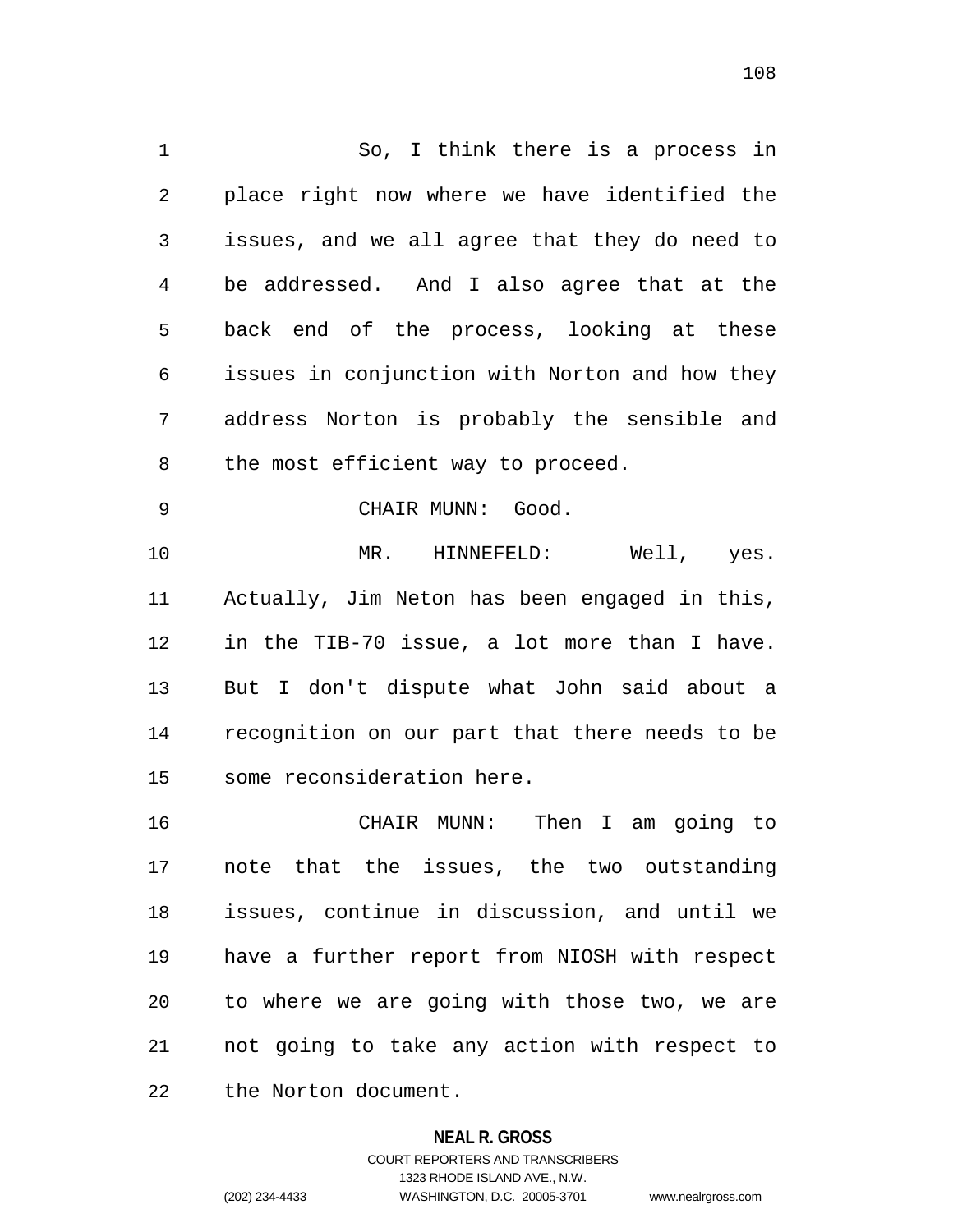So, I think there is a process in place right now where we have identified the issues, and we all agree that they do need to be addressed. And I also agree that at the back end of the process, looking at these issues in conjunction with Norton and how they address Norton is probably the sensible and the most efficient way to proceed.

CHAIR MUNN: Good.

MR. HINNEFELD: Well, yes. Actually, Jim Neton has been engaged in this, in the TIB-70 issue, a lot more than I have. But I don't dispute what John said about a recognition on our part that there needs to be some reconsideration here.

CHAIR MUNN: Then I am going to note that the issues, the two outstanding issues, continue in discussion, and until we have a further report from NIOSH with respect to where we are going with those two, we are not going to take any action with respect to the Norton document.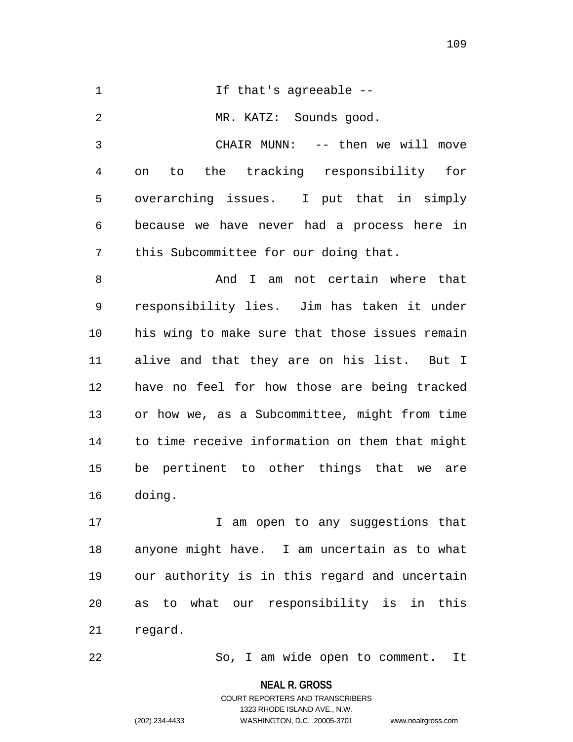If that's agreeable --

MR. KATZ: Sounds good.

CHAIR MUNN: -- then we will move on to the tracking responsibility for overarching issues. I put that in simply because we have never had a process here in this Subcommittee for our doing that.

And I am not certain where that responsibility lies. Jim has taken it under his wing to make sure that those issues remain alive and that they are on his list. But I have no feel for how those are being tracked or how we, as a Subcommittee, might from time to time receive information on them that might be pertinent to other things that we are doing.

I am open to any suggestions that anyone might have. I am uncertain as to what our authority is in this regard and uncertain as to what our responsibility is in this regard.

So, I am wide open to comment. It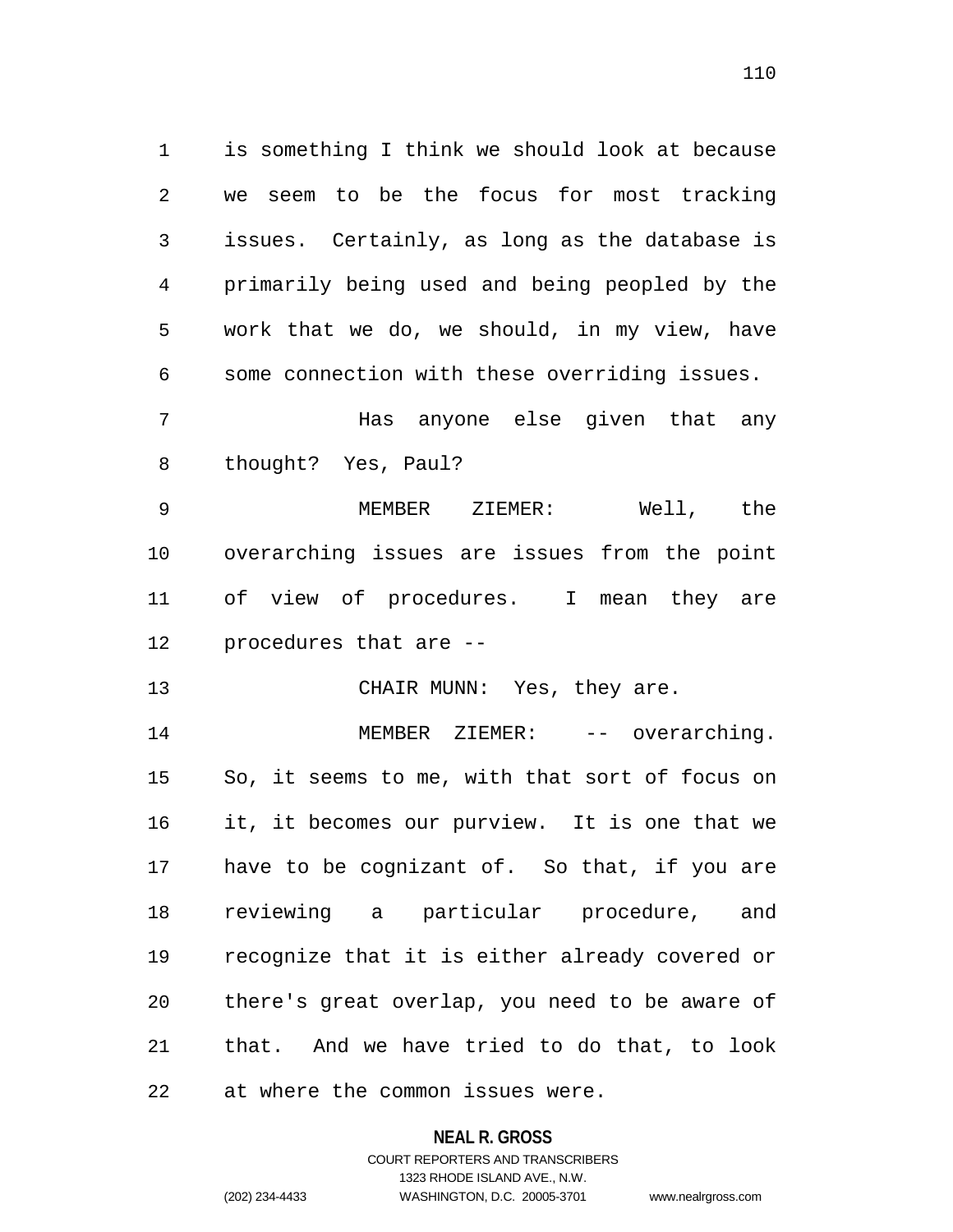is something I think we should look at because we seem to be the focus for most tracking issues. Certainly, as long as the database is primarily being used and being peopled by the work that we do, we should, in my view, have some connection with these overriding issues.

Has anyone else given that any thought? Yes, Paul?

MEMBER ZIEMER: Well, the overarching issues are issues from the point of view of procedures. I mean they are procedures that are --

CHAIR MUNN: Yes, they are.

MEMBER ZIEMER: -- overarching. So, it seems to me, with that sort of focus on it, it becomes our purview. It is one that we have to be cognizant of. So that, if you are reviewing a particular procedure, and recognize that it is either already covered or there's great overlap, you need to be aware of that. And we have tried to do that, to look at where the common issues were.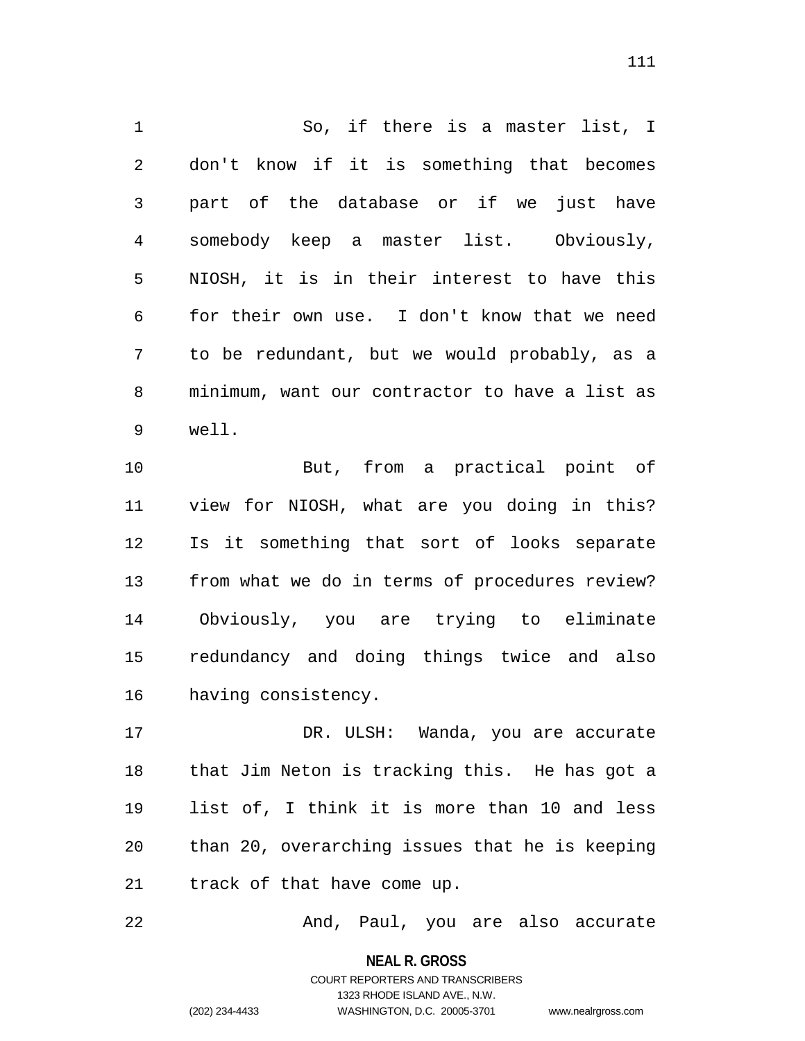So, if there is a master list, I don't know if it is something that becomes part of the database or if we just have somebody keep a master list. Obviously, NIOSH, it is in their interest to have this for their own use. I don't know that we need to be redundant, but we would probably, as a minimum, want our contractor to have a list as well.

But, from a practical point of view for NIOSH, what are you doing in this? Is it something that sort of looks separate from what we do in terms of procedures review? Obviously, you are trying to eliminate redundancy and doing things twice and also having consistency.

DR. ULSH: Wanda, you are accurate that Jim Neton is tracking this. He has got a list of, I think it is more than 10 and less than 20, overarching issues that he is keeping track of that have come up.

And, Paul, you are also accurate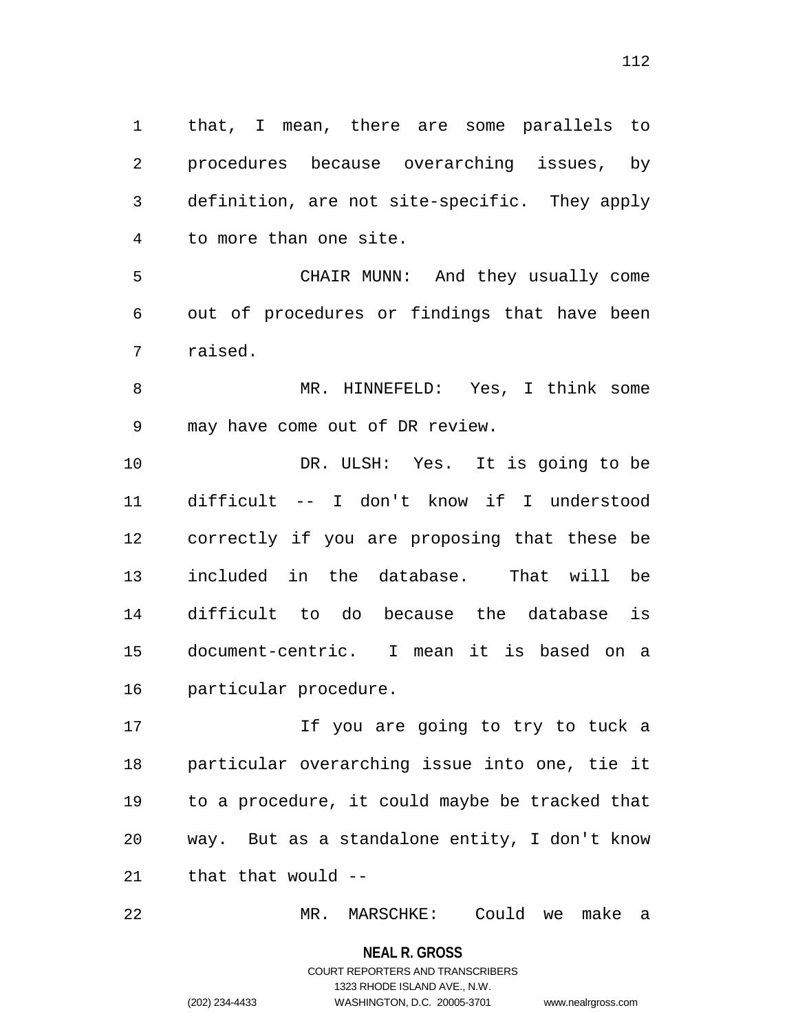that, I mean, there are some parallels to procedures because overarching issues, by definition, are not site-specific. They apply to more than one site.

CHAIR MUNN: And they usually come out of procedures or findings that have been raised.

MR. HINNEFELD: Yes, I think some may have come out of DR review.

DR. ULSH: Yes. It is going to be difficult -- I don't know if I understood correctly if you are proposing that these be included in the database. That will be difficult to do because the database is document-centric. I mean it is based on a particular procedure.

If you are going to try to tuck a particular overarching issue into one, tie it to a procedure, it could maybe be tracked that way. But as a standalone entity, I don't know that that would --

MR. MARSCHKE: Could we make a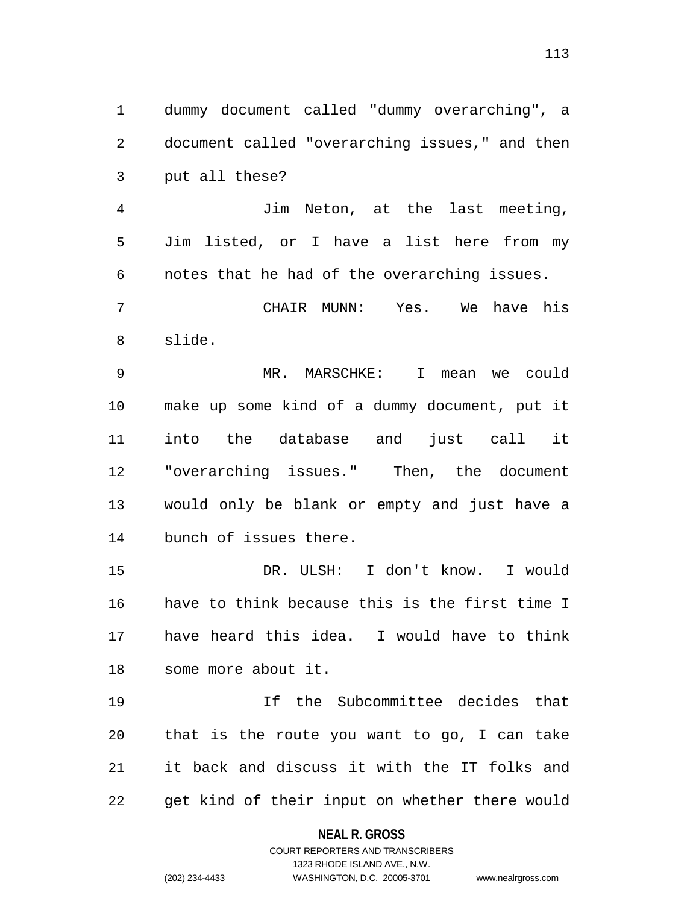dummy document called "dummy overarching", a document called "overarching issues," and then put all these?

Jim Neton, at the last meeting, Jim listed, or I have a list here from my notes that he had of the overarching issues.

CHAIR MUNN: Yes. We have his slide.

MR. MARSCHKE: I mean we could make up some kind of a dummy document, put it into the database and just call it "overarching issues." Then, the document would only be blank or empty and just have a bunch of issues there.

DR. ULSH: I don't know. I would have to think because this is the first time I have heard this idea. I would have to think some more about it.

If the Subcommittee decides that that is the route you want to go, I can take it back and discuss it with the IT folks and get kind of their input on whether there would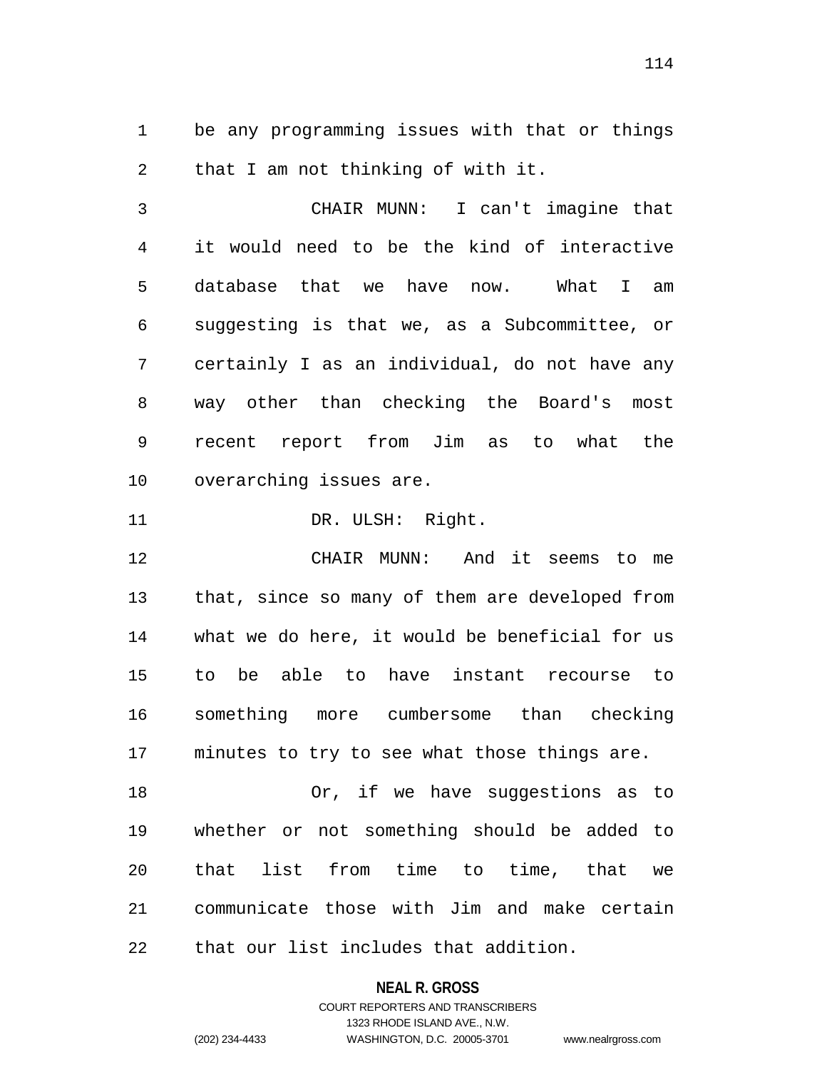be any programming issues with that or things that I am not thinking of with it.

CHAIR MUNN: I can't imagine that it would need to be the kind of interactive database that we have now. What I am suggesting is that we, as a Subcommittee, or certainly I as an individual, do not have any way other than checking the Board's most recent report from Jim as to what the overarching issues are.

DR. ULSH: Right.

CHAIR MUNN: And it seems to me that, since so many of them are developed from what we do here, it would be beneficial for us to be able to have instant recourse to something more cumbersome than checking minutes to try to see what those things are.

Or, if we have suggestions as to whether or not something should be added to that list from time to time, that we communicate those with Jim and make certain that our list includes that addition.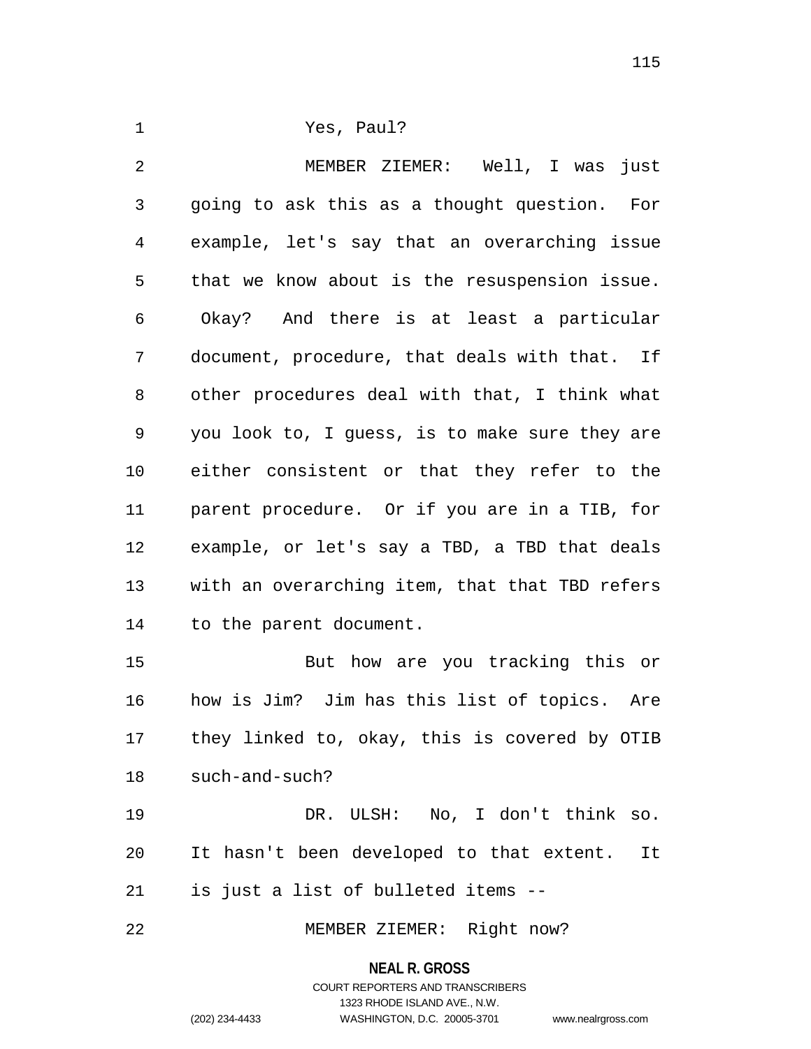Yes, Paul?

MEMBER ZIEMER: Well, I was just going to ask this as a thought question. For example, let's say that an overarching issue that we know about is the resuspension issue. Okay? And there is at least a particular document, procedure, that deals with that. If other procedures deal with that, I think what you look to, I guess, is to make sure they are either consistent or that they refer to the parent procedure. Or if you are in a TIB, for example, or let's say a TBD, a TBD that deals with an overarching item, that that TBD refers to the parent document.

But how are you tracking this or how is Jim? Jim has this list of topics. Are they linked to, okay, this is covered by OTIB such-and-such?

DR. ULSH: No, I don't think so. It hasn't been developed to that extent. It is just a list of bulleted items --

MEMBER ZIEMER: Right now?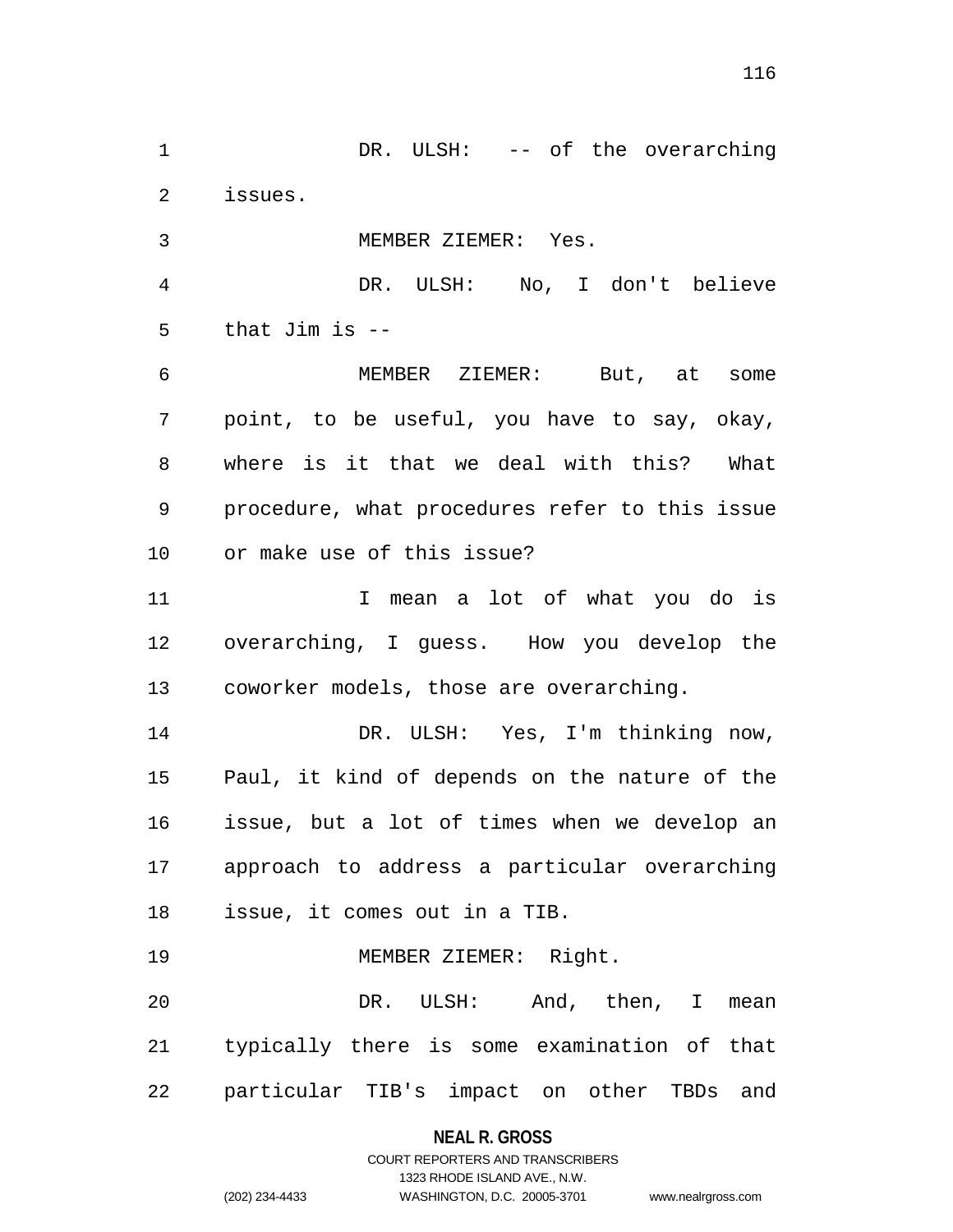DR. ULSH: -- of the overarching issues.

MEMBER ZIEMER: Yes.

DR. ULSH: No, I don't believe that Jim is --

MEMBER ZIEMER: But, at some point, to be useful, you have to say, okay, where is it that we deal with this? What procedure, what procedures refer to this issue or make use of this issue?

I mean a lot of what you do is overarching, I guess. How you develop the coworker models, those are overarching.

DR. ULSH: Yes, I'm thinking now, Paul, it kind of depends on the nature of the issue, but a lot of times when we develop an approach to address a particular overarching issue, it comes out in a TIB.

MEMBER ZIEMER: Right.

DR. ULSH: And, then, I mean typically there is some examination of that particular TIB's impact on other TBDs and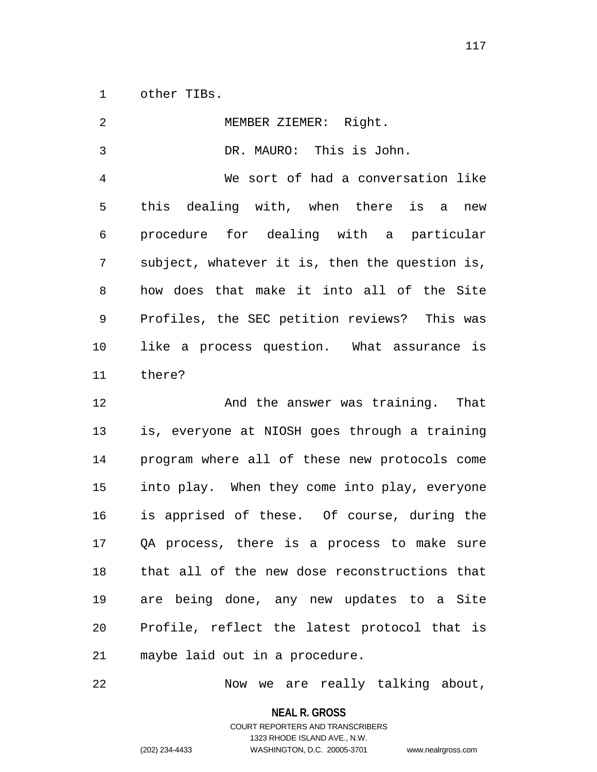other TIBs.

MEMBER ZIEMER: Right.

DR. MAURO: This is John.

We sort of had a conversation like this dealing with, when there is a new procedure for dealing with a particular subject, whatever it is, then the question is, how does that make it into all of the Site Profiles, the SEC petition reviews? This was like a process question. What assurance is there?

And the answer was training. That is, everyone at NIOSH goes through a training program where all of these new protocols come into play. When they come into play, everyone is apprised of these. Of course, during the QA process, there is a process to make sure that all of the new dose reconstructions that are being done, any new updates to a Site Profile, reflect the latest protocol that is maybe laid out in a procedure.

Now we are really talking about,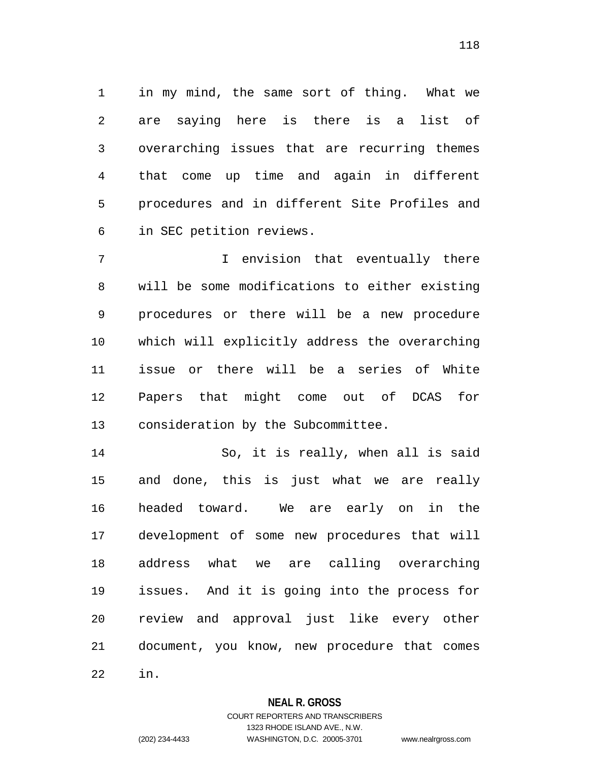in my mind, the same sort of thing. What we are saying here is there is a list of overarching issues that are recurring themes that come up time and again in different procedures and in different Site Profiles and in SEC petition reviews.

I envision that eventually there will be some modifications to either existing procedures or there will be a new procedure which will explicitly address the overarching issue or there will be a series of White Papers that might come out of DCAS for consideration by the Subcommittee.

So, it is really, when all is said and done, this is just what we are really headed toward. We are early on in the development of some new procedures that will address what we are calling overarching issues. And it is going into the process for review and approval just like every other document, you know, new procedure that comes in.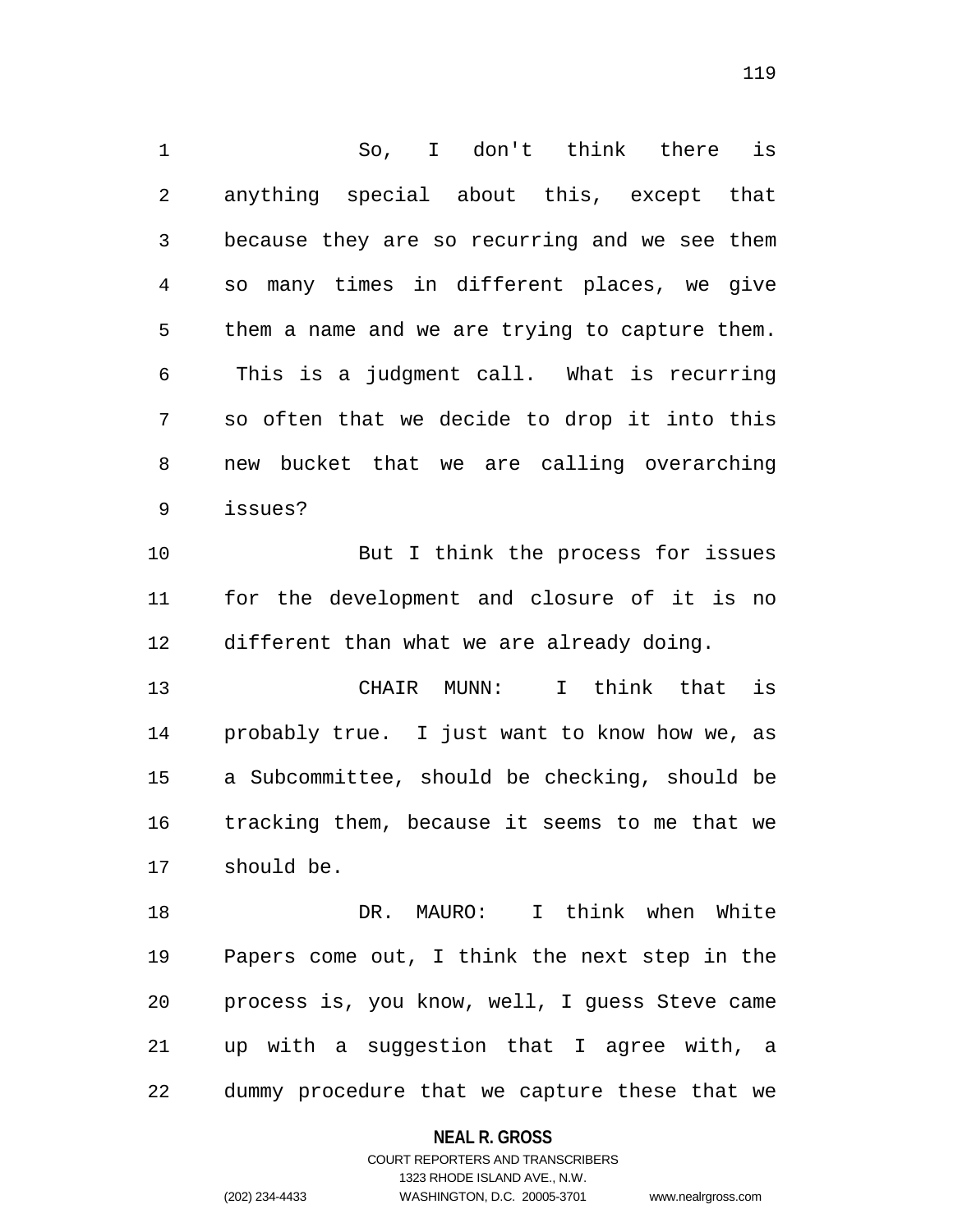So, I don't think there is anything special about this, except that because they are so recurring and we see them so many times in different places, we give them a name and we are trying to capture them. This is a judgment call. What is recurring so often that we decide to drop it into this new bucket that we are calling overarching issues?

But I think the process for issues for the development and closure of it is no different than what we are already doing.

CHAIR MUNN: I think that is probably true. I just want to know how we, as a Subcommittee, should be checking, should be tracking them, because it seems to me that we should be.

DR. MAURO: I think when White Papers come out, I think the next step in the process is, you know, well, I guess Steve came up with a suggestion that I agree with, a dummy procedure that we capture these that we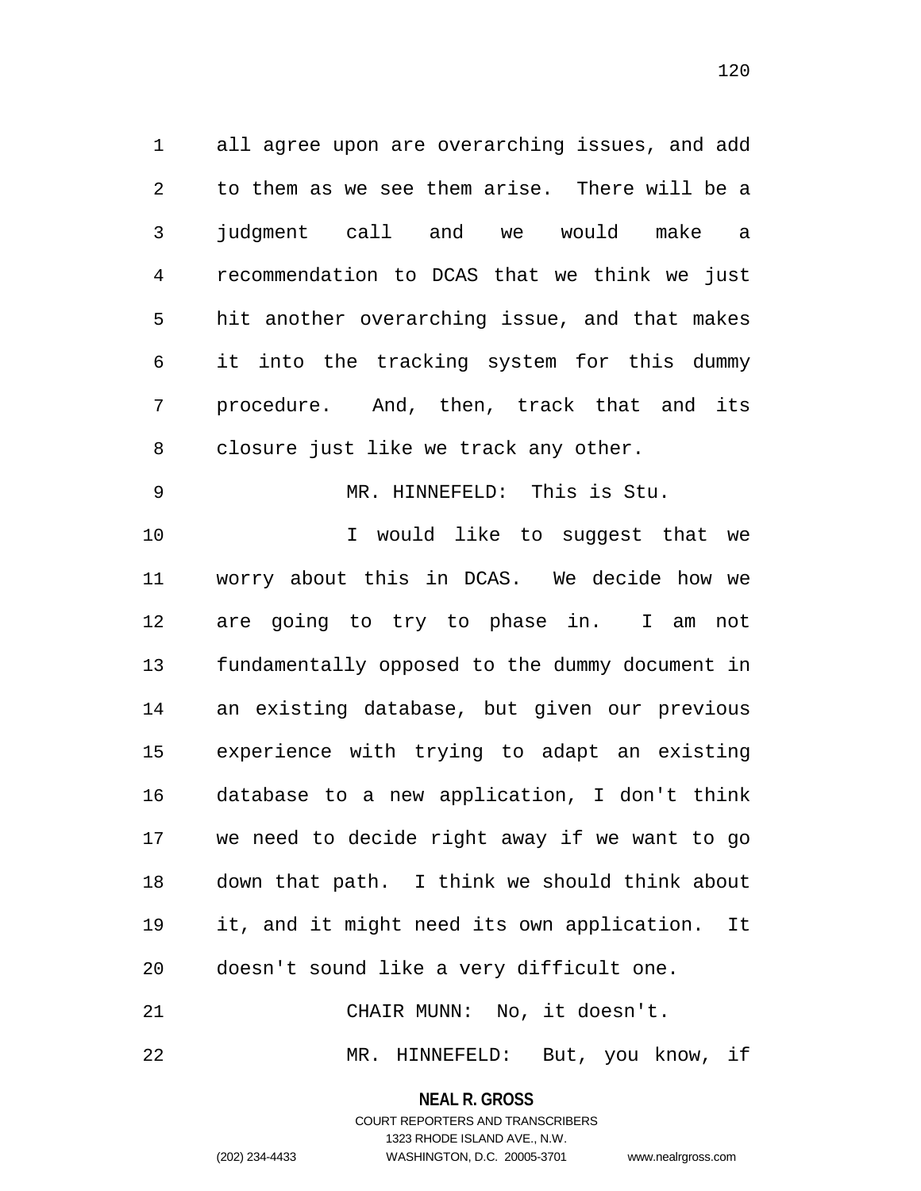all agree upon are overarching issues, and add to them as we see them arise. There will be a judgment call and we would make a recommendation to DCAS that we think we just hit another overarching issue, and that makes it into the tracking system for this dummy procedure. And, then, track that and its closure just like we track any other.

MR. HINNEFELD: This is Stu.

I would like to suggest that we worry about this in DCAS. We decide how we are going to try to phase in. I am not fundamentally opposed to the dummy document in an existing database, but given our previous experience with trying to adapt an existing database to a new application, I don't think we need to decide right away if we want to go down that path. I think we should think about it, and it might need its own application. It doesn't sound like a very difficult one.

CHAIR MUNN: No, it doesn't.

MR. HINNEFELD: But, you know, if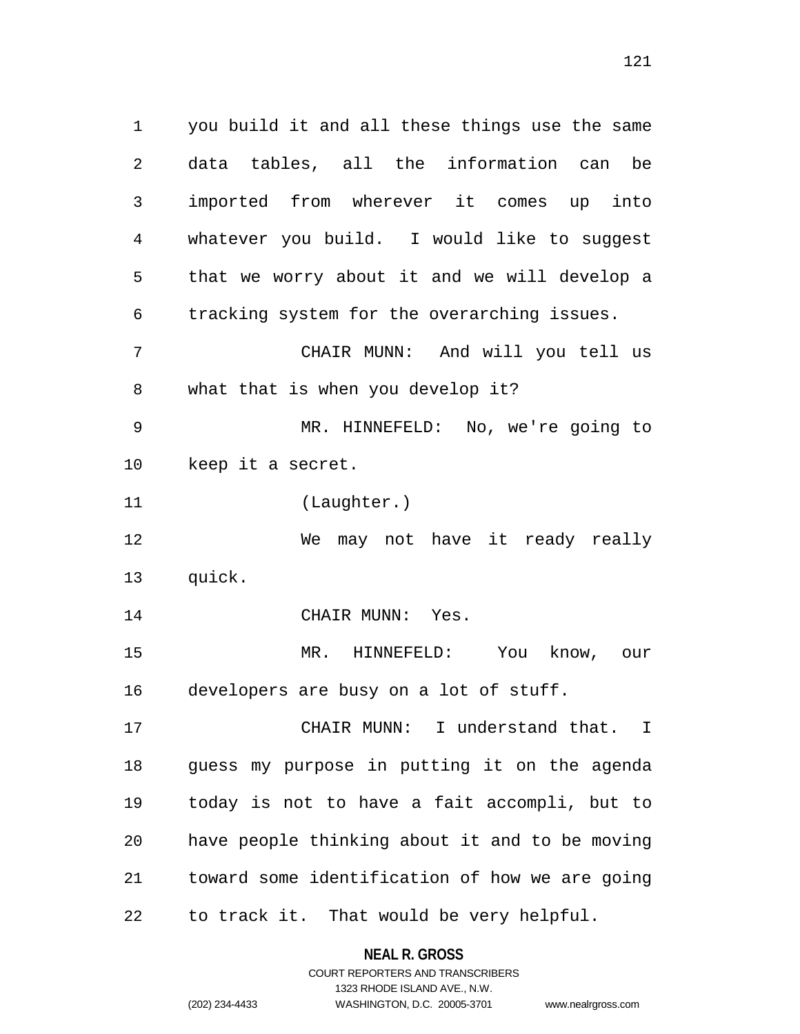you build it and all these things use the same data tables, all the information can be imported from wherever it comes up into whatever you build. I would like to suggest that we worry about it and we will develop a tracking system for the overarching issues.

CHAIR MUNN: And will you tell us what that is when you develop it?

MR. HINNEFELD: No, we're going to keep it a secret.

(Laughter.)

We may not have it ready really quick.

CHAIR MUNN: Yes.

MR. HINNEFELD: You know, our developers are busy on a lot of stuff.

CHAIR MUNN: I understand that. I guess my purpose in putting it on the agenda today is not to have a fait accompli, but to have people thinking about it and to be moving toward some identification of how we are going to track it. That would be very helpful.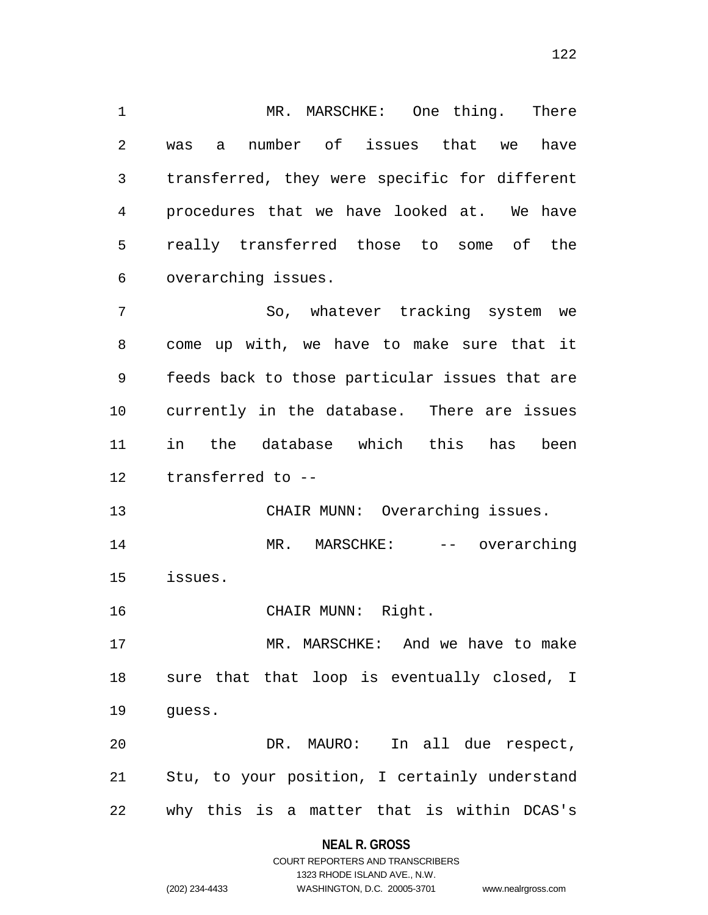MR. MARSCHKE: One thing. There was a number of issues that we have transferred, they were specific for different procedures that we have looked at. We have really transferred those to some of the overarching issues.

So, whatever tracking system we come up with, we have to make sure that it feeds back to those particular issues that are currently in the database. There are issues in the database which this has been transferred to --

CHAIR MUNN: Overarching issues.

MR. MARSCHKE: -- overarching issues.

CHAIR MUNN: Right.

MR. MARSCHKE: And we have to make sure that that loop is eventually closed, I guess.

DR. MAURO: In all due respect, Stu, to your position, I certainly understand why this is a matter that is within DCAS's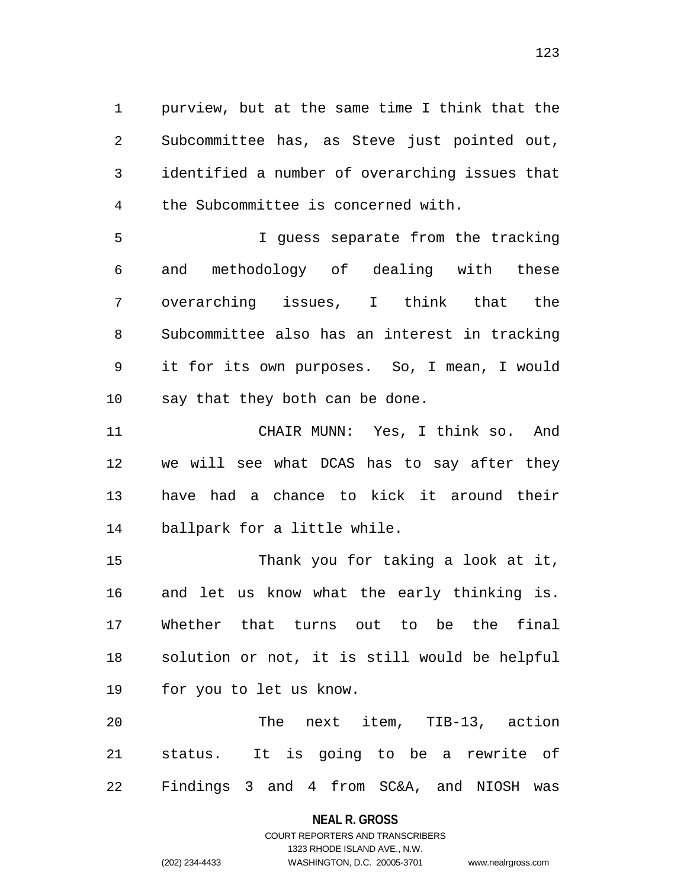purview, but at the same time I think that the Subcommittee has, as Steve just pointed out, identified a number of overarching issues that the Subcommittee is concerned with.

I guess separate from the tracking and methodology of dealing with these overarching issues, I think that the Subcommittee also has an interest in tracking it for its own purposes. So, I mean, I would say that they both can be done.

CHAIR MUNN: Yes, I think so. And we will see what DCAS has to say after they have had a chance to kick it around their ballpark for a little while.

Thank you for taking a look at it, and let us know what the early thinking is. Whether that turns out to be the final solution or not, it is still would be helpful for you to let us know.

The next item, TIB-13, action status. It is going to be a rewrite of Findings 3 and 4 from SC&A, and NIOSH was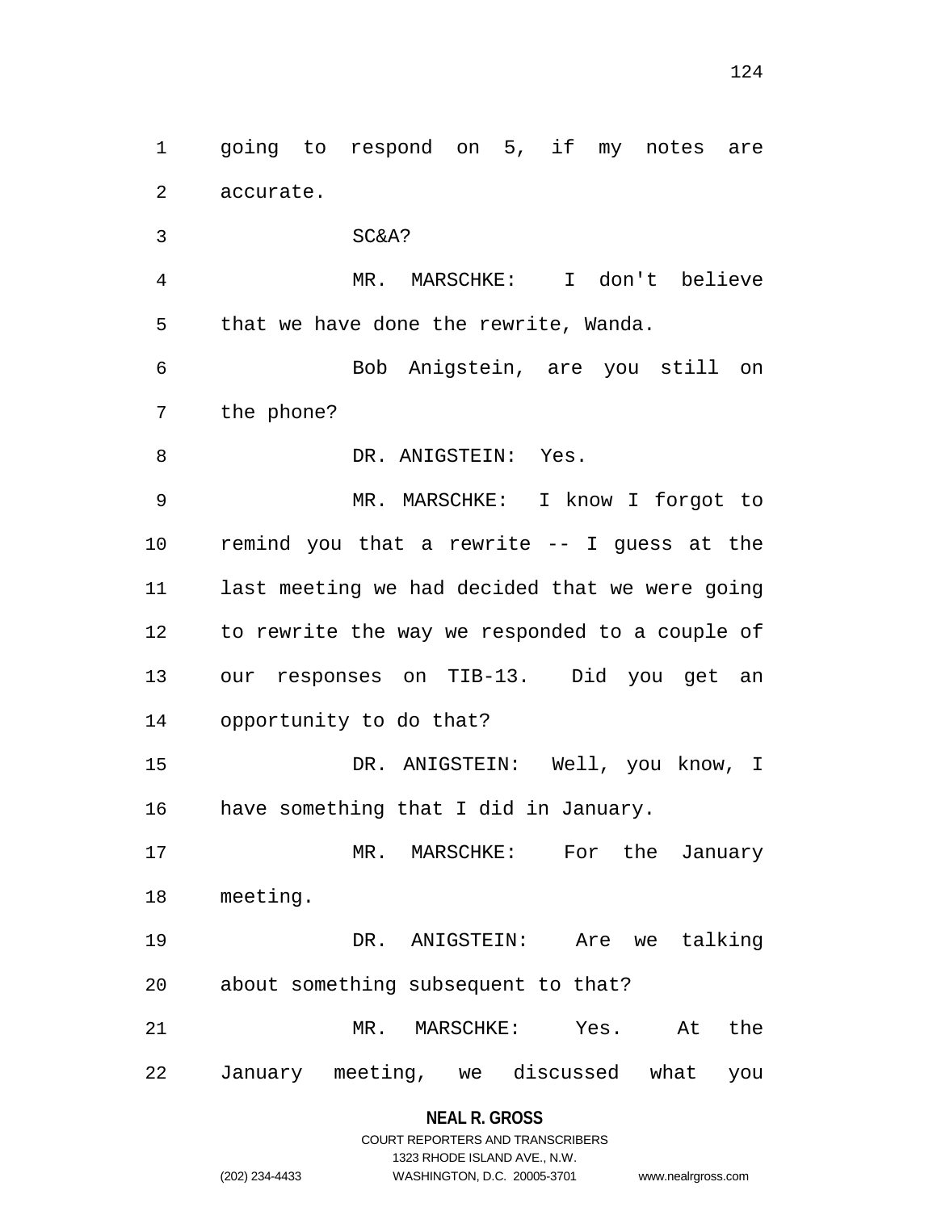going to respond on 5, if my notes are accurate.

SC&A?

MR. MARSCHKE: I don't believe that we have done the rewrite, Wanda.

Bob Anigstein, are you still on the phone?

DR. ANIGSTEIN: Yes.

MR. MARSCHKE: I know I forgot to remind you that a rewrite -- I guess at the last meeting we had decided that we were going to rewrite the way we responded to a couple of our responses on TIB-13. Did you get an opportunity to do that?

DR. ANIGSTEIN: Well, you know, I have something that I did in January.

MR. MARSCHKE: For the January meeting.

DR. ANIGSTEIN: Are we talking about something subsequent to that?

MR. MARSCHKE: Yes. At the January meeting, we discussed what you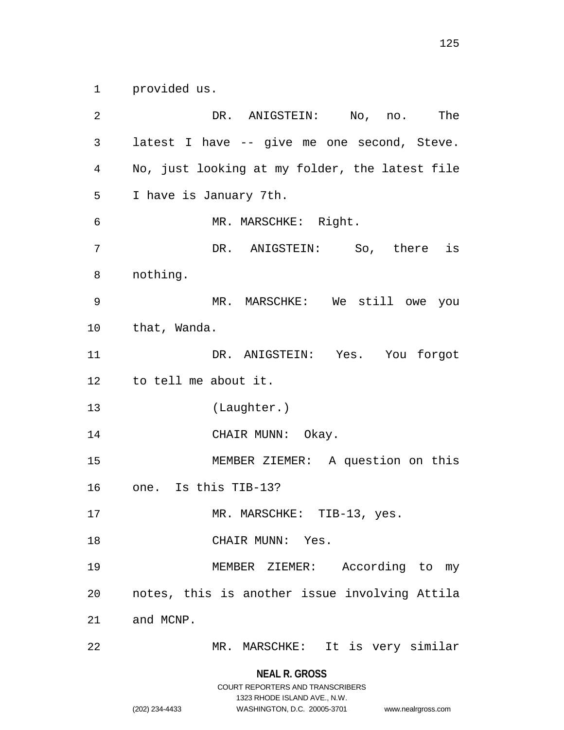provided us.

DR. ANIGSTEIN: No, no. The latest I have -- give me one second, Steve. No, just looking at my folder, the latest file I have is January 7th.

MR. MARSCHKE: Right.

DR. ANIGSTEIN: So, there is nothing.

MR. MARSCHKE: We still owe you that, Wanda.

DR. ANIGSTEIN: Yes. You forgot to tell me about it.

(Laughter.)

CHAIR MUNN: Okay.

MEMBER ZIEMER: A question on this one. Is this TIB-13?

MR. MARSCHKE: TIB-13, yes.

CHAIR MUNN: Yes.

MEMBER ZIEMER: According to my notes, this is another issue involving Attila and MCNP.

MR. MARSCHKE: It is very similar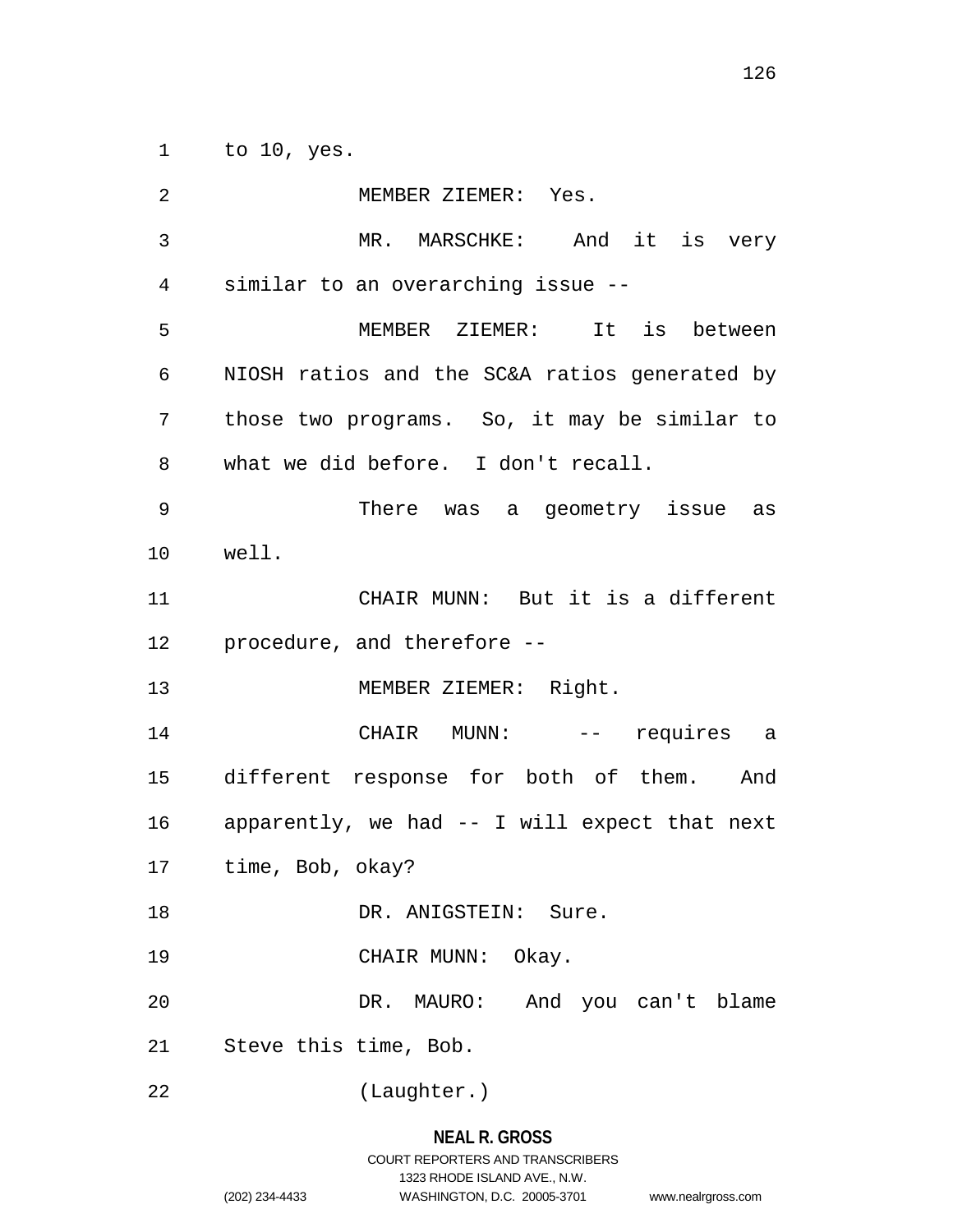to 10, yes.

MEMBER ZIEMER: Yes.

MR. MARSCHKE: And it is very similar to an overarching issue --

MEMBER ZIEMER: It is between NIOSH ratios and the SC&A ratios generated by those two programs. So, it may be similar to what we did before. I don't recall.

There was a geometry issue as well.

CHAIR MUNN: But it is a different procedure, and therefore --

MEMBER ZIEMER: Right.

CHAIR MUNN: -- requires a different response for both of them. And apparently, we had -- I will expect that next time, Bob, okay?

DR. ANIGSTEIN: Sure.

CHAIR MUNN: Okay.

DR. MAURO: And you can't blame Steve this time, Bob.

(Laughter.)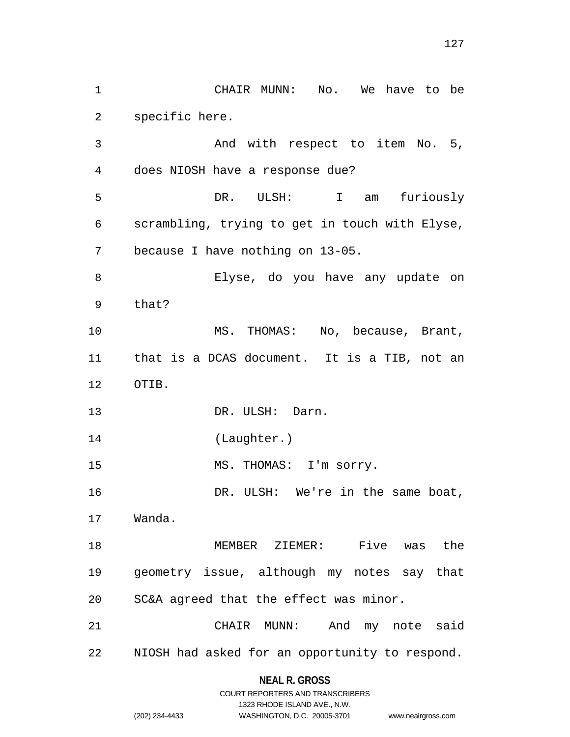CHAIR MUNN: No. We have to be specific here.

And with respect to item No. 5, does NIOSH have a response due?

DR. ULSH: I am furiously scrambling, trying to get in touch with Elyse, because I have nothing on 13-05.

Elyse, do you have any update on that?

MS. THOMAS: No, because, Brant, that is a DCAS document. It is a TIB, not an OTIB.

DR. ULSH: Darn.

(Laughter.)

MS. THOMAS: I'm sorry.

DR. ULSH: We're in the same boat, Wanda.

MEMBER ZIEMER: Five was the geometry issue, although my notes say that SC&A agreed that the effect was minor.

CHAIR MUNN: And my note said NIOSH had asked for an opportunity to respond.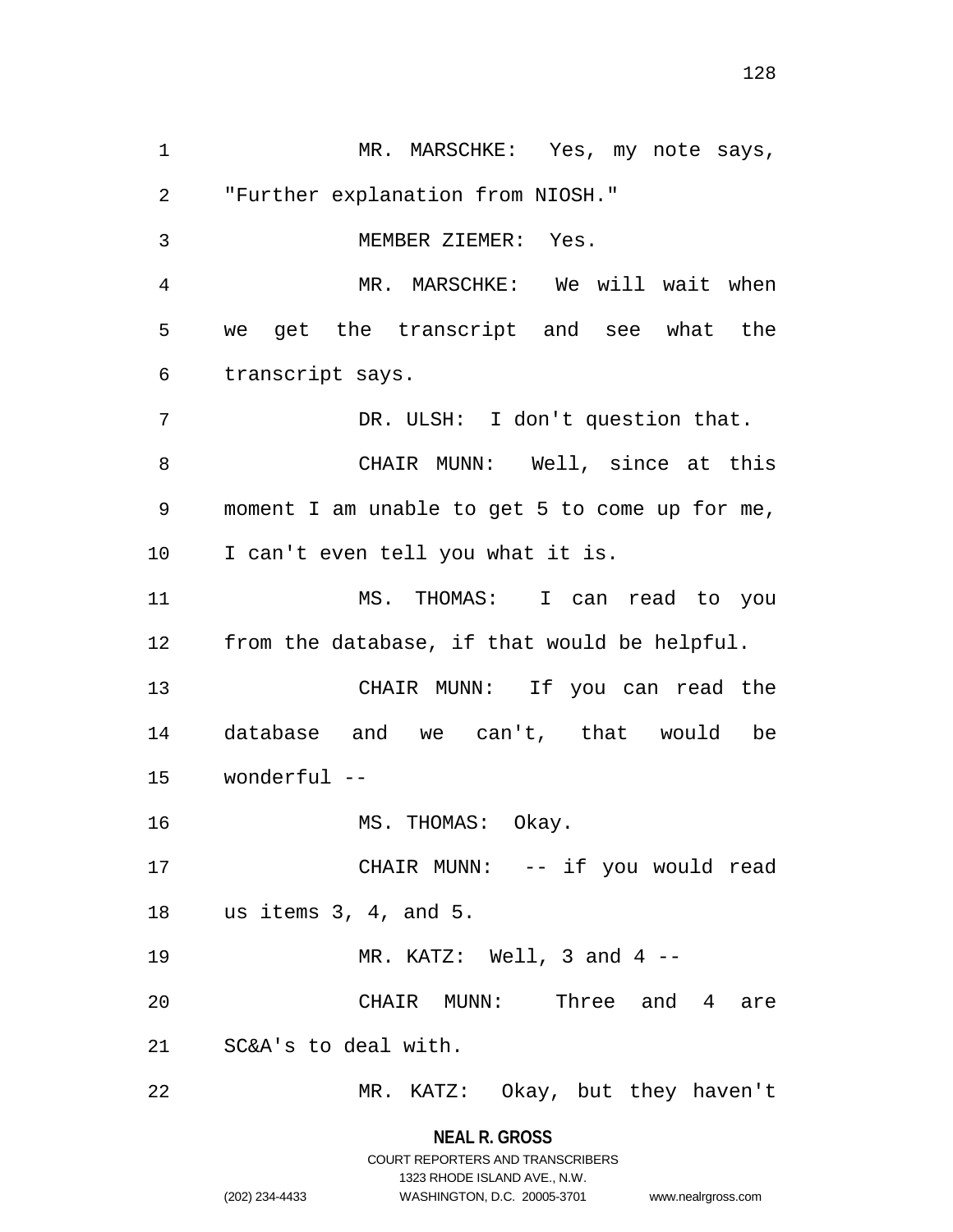MR. MARSCHKE: Yes, my note says, "Further explanation from NIOSH."

MEMBER ZIEMER: Yes.

MR. MARSCHKE: We will wait when we get the transcript and see what the transcript says.

DR. ULSH: I don't question that.

CHAIR MUNN: Well, since at this moment I am unable to get 5 to come up for me, I can't even tell you what it is.

MS. THOMAS: I can read to you from the database, if that would be helpful.

CHAIR MUNN: If you can read the database and we can't, that would be wonderful --

MS. THOMAS: Okay.

CHAIR MUNN: -- if you would read us items 3, 4, and 5.

MR. KATZ: Well, 3 and 4 --

CHAIR MUNN: Three and 4 are SC&A's to deal with.

MR. KATZ: Okay, but they haven't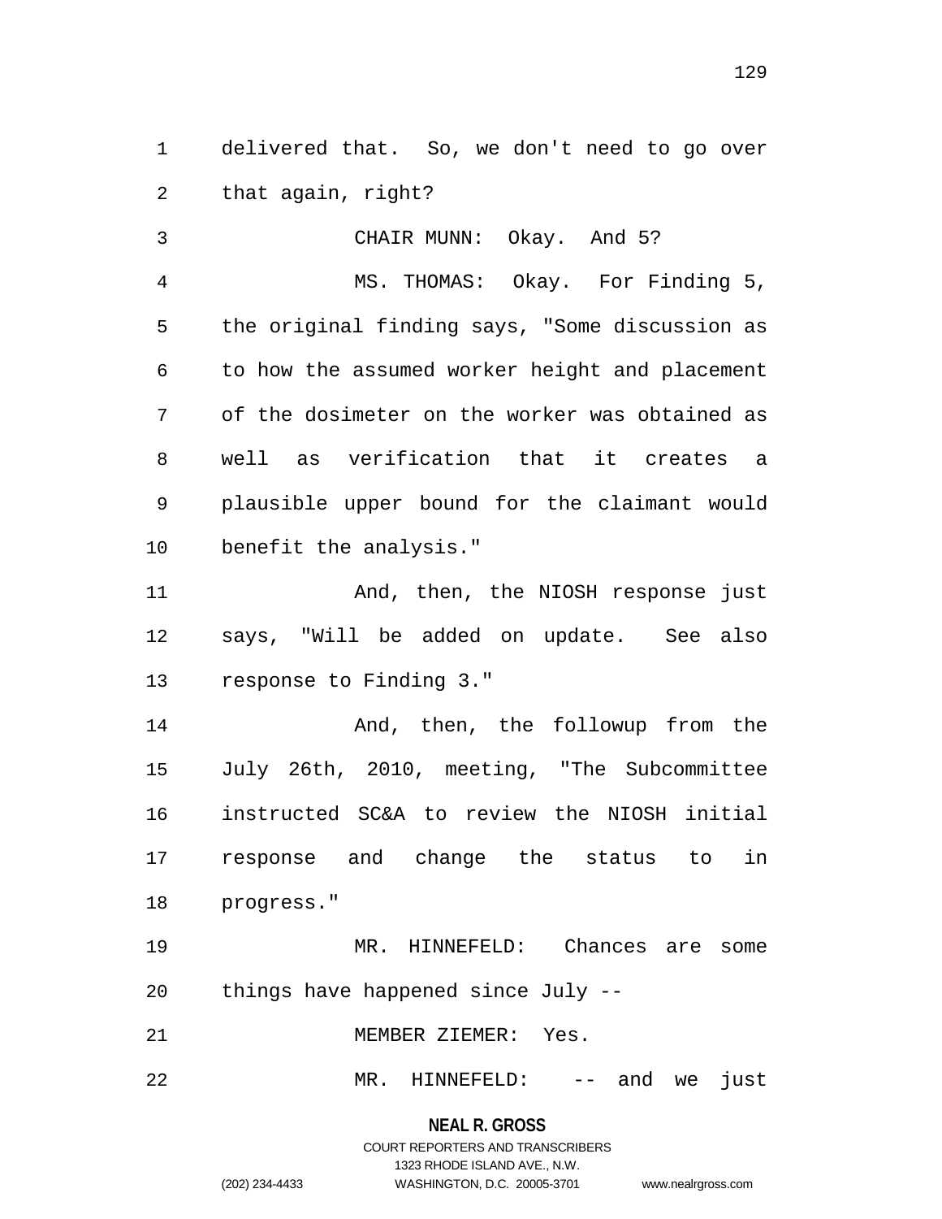delivered that. So, we don't need to go over that again, right?

CHAIR MUNN: Okay. And 5?

MS. THOMAS: Okay. For Finding 5, the original finding says, "Some discussion as to how the assumed worker height and placement of the dosimeter on the worker was obtained as well as verification that it creates a plausible upper bound for the claimant would benefit the analysis."

And, then, the NIOSH response just says, "Will be added on update. See also response to Finding 3."

And, then, the followup from the July 26th, 2010, meeting, "The Subcommittee instructed SC&A to review the NIOSH initial response and change the status to in progress."

MR. HINNEFELD: Chances are some things have happened since July --

MEMBER ZIEMER: Yes.

MR. HINNEFELD: -- and we just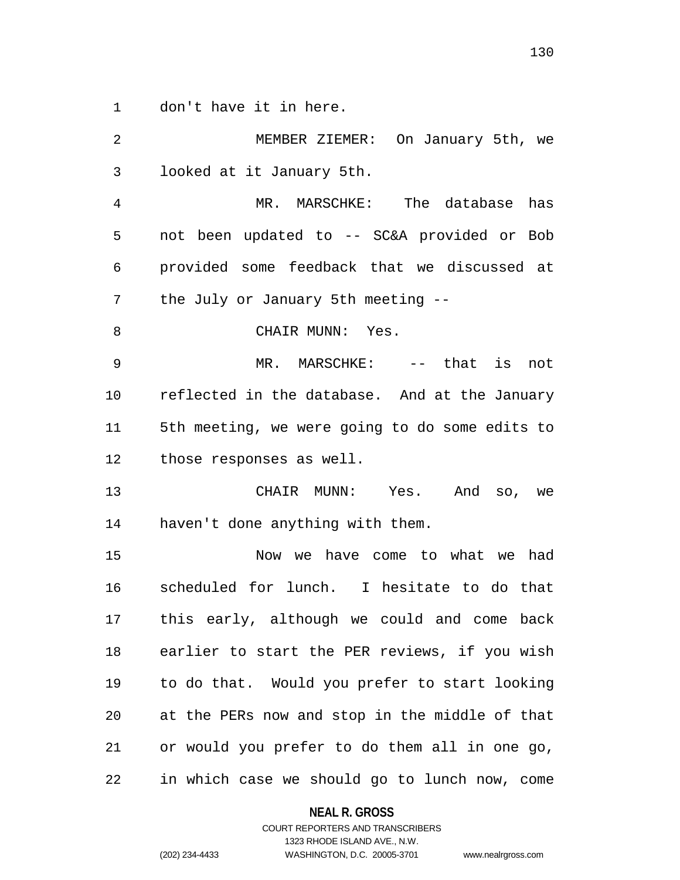don't have it in here.

MEMBER ZIEMER: On January 5th, we looked at it January 5th.

MR. MARSCHKE: The database has not been updated to -- SC&A provided or Bob provided some feedback that we discussed at the July or January 5th meeting --

CHAIR MUNN: Yes.

MR. MARSCHKE: -- that is not reflected in the database. And at the January 5th meeting, we were going to do some edits to those responses as well.

CHAIR MUNN: Yes. And so, we haven't done anything with them.

Now we have come to what we had scheduled for lunch. I hesitate to do that this early, although we could and come back earlier to start the PER reviews, if you wish to do that. Would you prefer to start looking at the PERs now and stop in the middle of that or would you prefer to do them all in one go, in which case we should go to lunch now, come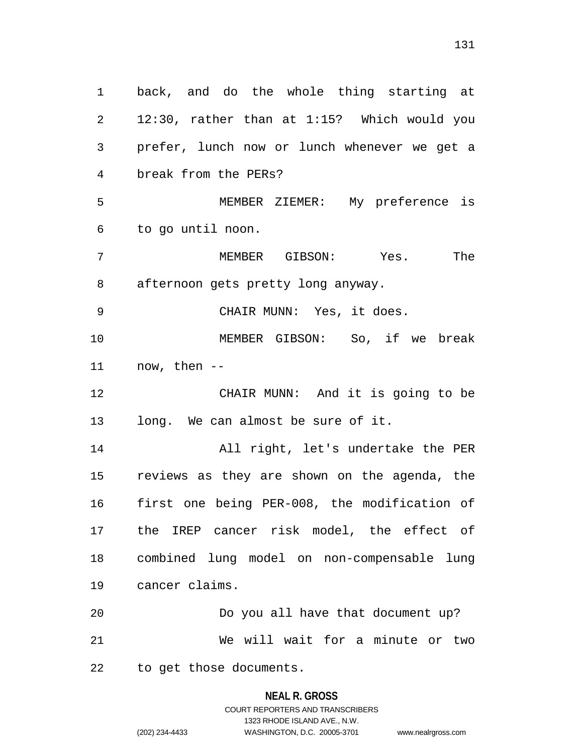back, and do the whole thing starting at 12:30, rather than at 1:15? Which would you prefer, lunch now or lunch whenever we get a break from the PERs?

MEMBER ZIEMER: My preference is to go until noon.

MEMBER GIBSON: Yes. The afternoon gets pretty long anyway.

CHAIR MUNN: Yes, it does.

MEMBER GIBSON: So, if we break now, then --

CHAIR MUNN: And it is going to be long. We can almost be sure of it.

All right, let's undertake the PER reviews as they are shown on the agenda, the first one being PER-008, the modification of the IREP cancer risk model, the effect of combined lung model on non-compensable lung cancer claims.

Do you all have that document up?

We will wait for a minute or two to get those documents.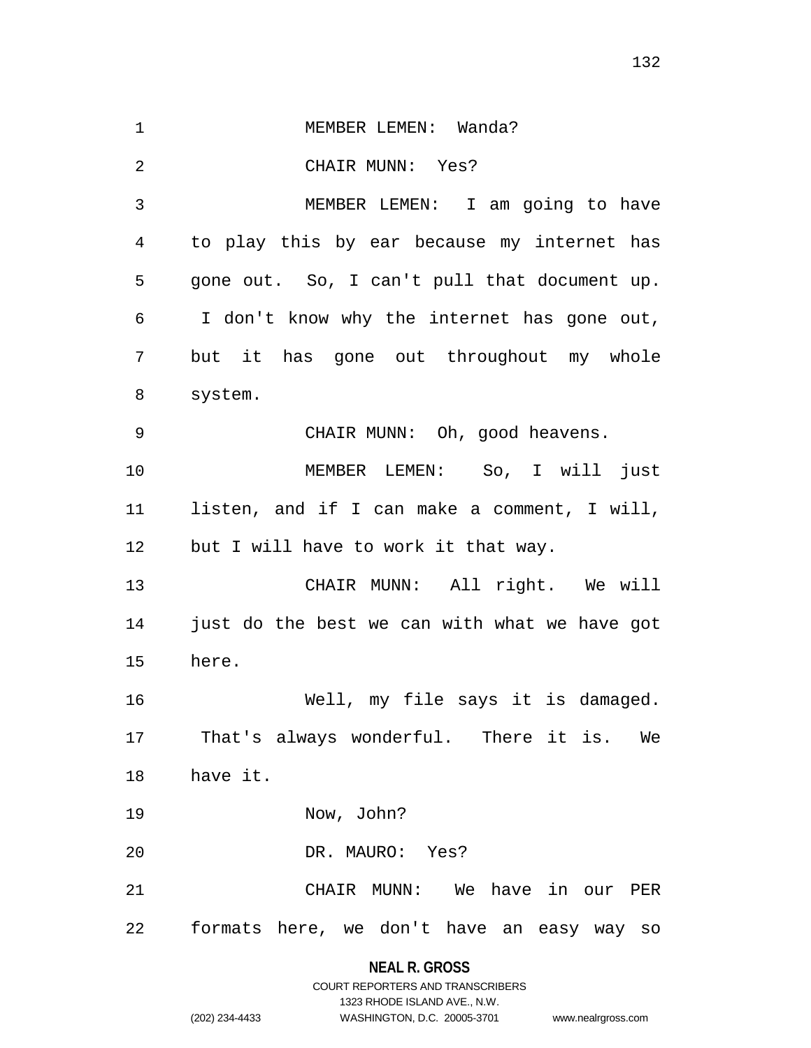MEMBER LEMEN: Wanda?

CHAIR MUNN: Yes?

MEMBER LEMEN: I am going to have to play this by ear because my internet has gone out. So, I can't pull that document up. I don't know why the internet has gone out, but it has gone out throughout my whole system.

CHAIR MUNN: Oh, good heavens.

MEMBER LEMEN: So, I will just listen, and if I can make a comment, I will, but I will have to work it that way.

CHAIR MUNN: All right. We will just do the best we can with what we have got here.

Well, my file says it is damaged. That's always wonderful. There it is. We have it.

Now, John?

DR. MAURO: Yes?

CHAIR MUNN: We have in our PER formats here, we don't have an easy way so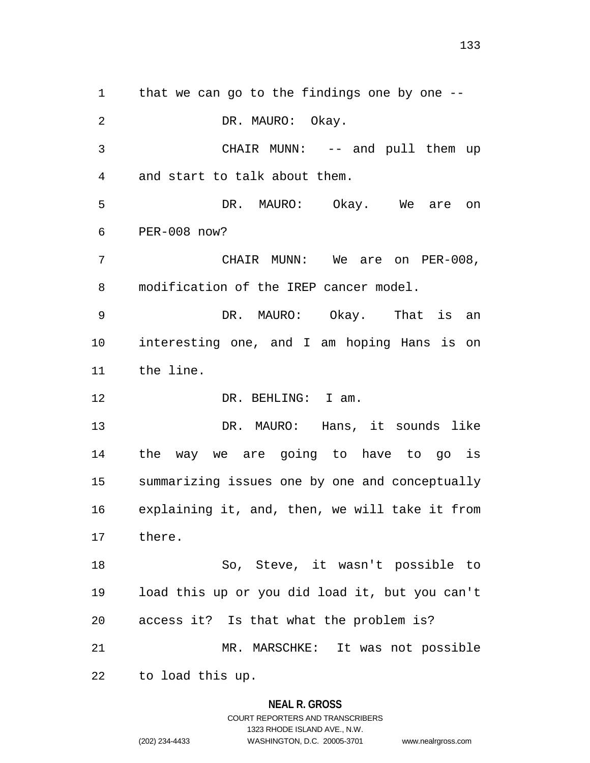that we can go to the findings one by one --

DR. MAURO: Okay.

CHAIR MUNN: -- and pull them up and start to talk about them.

DR. MAURO: Okay. We are on PER-008 now?

CHAIR MUNN: We are on PER-008, modification of the IREP cancer model.

DR. MAURO: Okay. That is an interesting one, and I am hoping Hans is on the line.

DR. BEHLING: I am.

DR. MAURO: Hans, it sounds like the way we are going to have to go is summarizing issues one by one and conceptually explaining it, and, then, we will take it from there.

So, Steve, it wasn't possible to load this up or you did load it, but you can't access it? Is that what the problem is?

MR. MARSCHKE: It was not possible to load this up.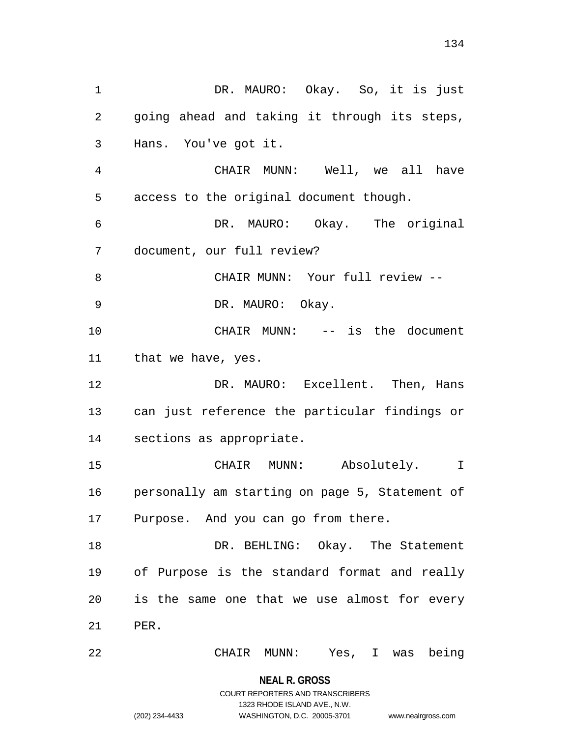DR. MAURO: Okay. So, it is just going ahead and taking it through its steps, Hans. You've got it.

CHAIR MUNN: Well, we all have access to the original document though.

DR. MAURO: Okay. The original document, our full review?

CHAIR MUNN: Your full review --

DR. MAURO: Okay.

CHAIR MUNN: -- is the document that we have, yes.

DR. MAURO: Excellent. Then, Hans can just reference the particular findings or sections as appropriate.

CHAIR MUNN: Absolutely. I personally am starting on page 5, Statement of Purpose. And you can go from there.

DR. BEHLING: Okay. The Statement of Purpose is the standard format and really is the same one that we use almost for every PER.

CHAIR MUNN: Yes, I was being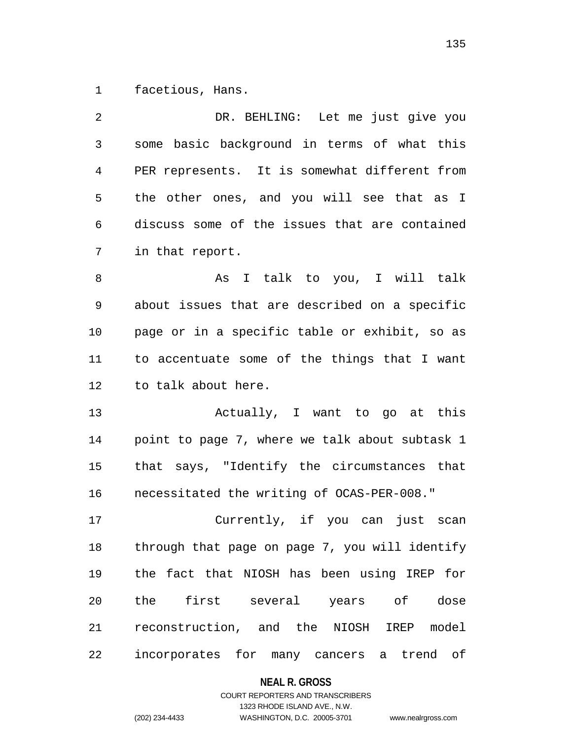facetious, Hans.

DR. BEHLING: Let me just give you some basic background in terms of what this PER represents. It is somewhat different from the other ones, and you will see that as I discuss some of the issues that are contained in that report.

As I talk to you, I will talk about issues that are described on a specific page or in a specific table or exhibit, so as to accentuate some of the things that I want to talk about here.

Actually, I want to go at this point to page 7, where we talk about subtask 1 that says, "Identify the circumstances that necessitated the writing of OCAS-PER-008."

Currently, if you can just scan through that page on page 7, you will identify the fact that NIOSH has been using IREP for the first several years of dose reconstruction, and the NIOSH IREP model incorporates for many cancers a trend of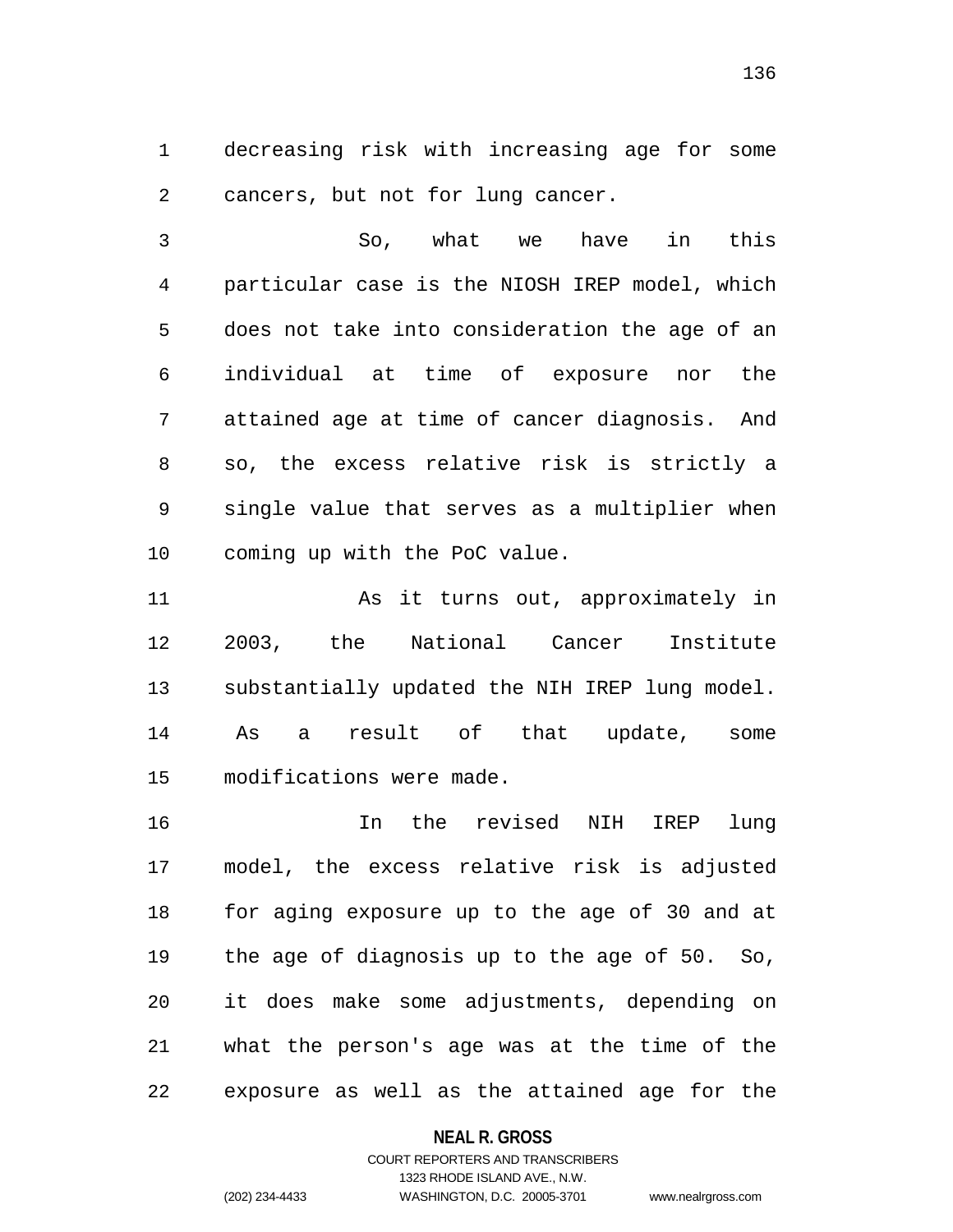decreasing risk with increasing age for some cancers, but not for lung cancer.

So, what we have in this particular case is the NIOSH IREP model, which does not take into consideration the age of an individual at time of exposure nor the attained age at time of cancer diagnosis. And so, the excess relative risk is strictly a single value that serves as a multiplier when coming up with the PoC value.

As it turns out, approximately in 2003, the National Cancer Institute substantially updated the NIH IREP lung model. As a result of that update, some modifications were made.

In the revised NIH IREP lung model, the excess relative risk is adjusted for aging exposure up to the age of 30 and at the age of diagnosis up to the age of 50. So, it does make some adjustments, depending on what the person's age was at the time of the exposure as well as the attained age for the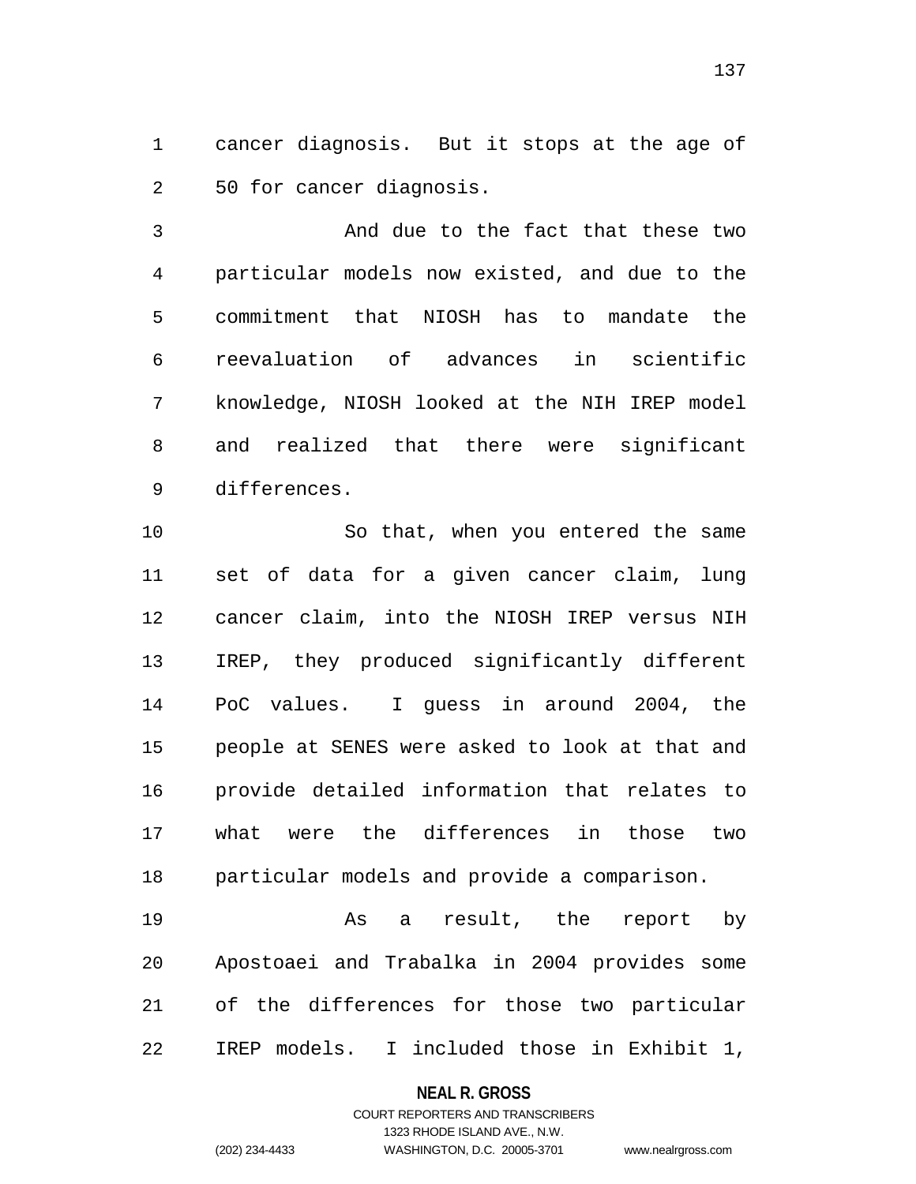cancer diagnosis. But it stops at the age of 50 for cancer diagnosis.

And due to the fact that these two particular models now existed, and due to the commitment that NIOSH has to mandate the reevaluation of advances in scientific knowledge, NIOSH looked at the NIH IREP model and realized that there were significant differences.

So that, when you entered the same set of data for a given cancer claim, lung cancer claim, into the NIOSH IREP versus NIH IREP, they produced significantly different PoC values. I guess in around 2004, the people at SENES were asked to look at that and provide detailed information that relates to what were the differences in those two particular models and provide a comparison.

As a result, the report by Apostoaei and Trabalka in 2004 provides some of the differences for those two particular IREP models. I included those in Exhibit 1,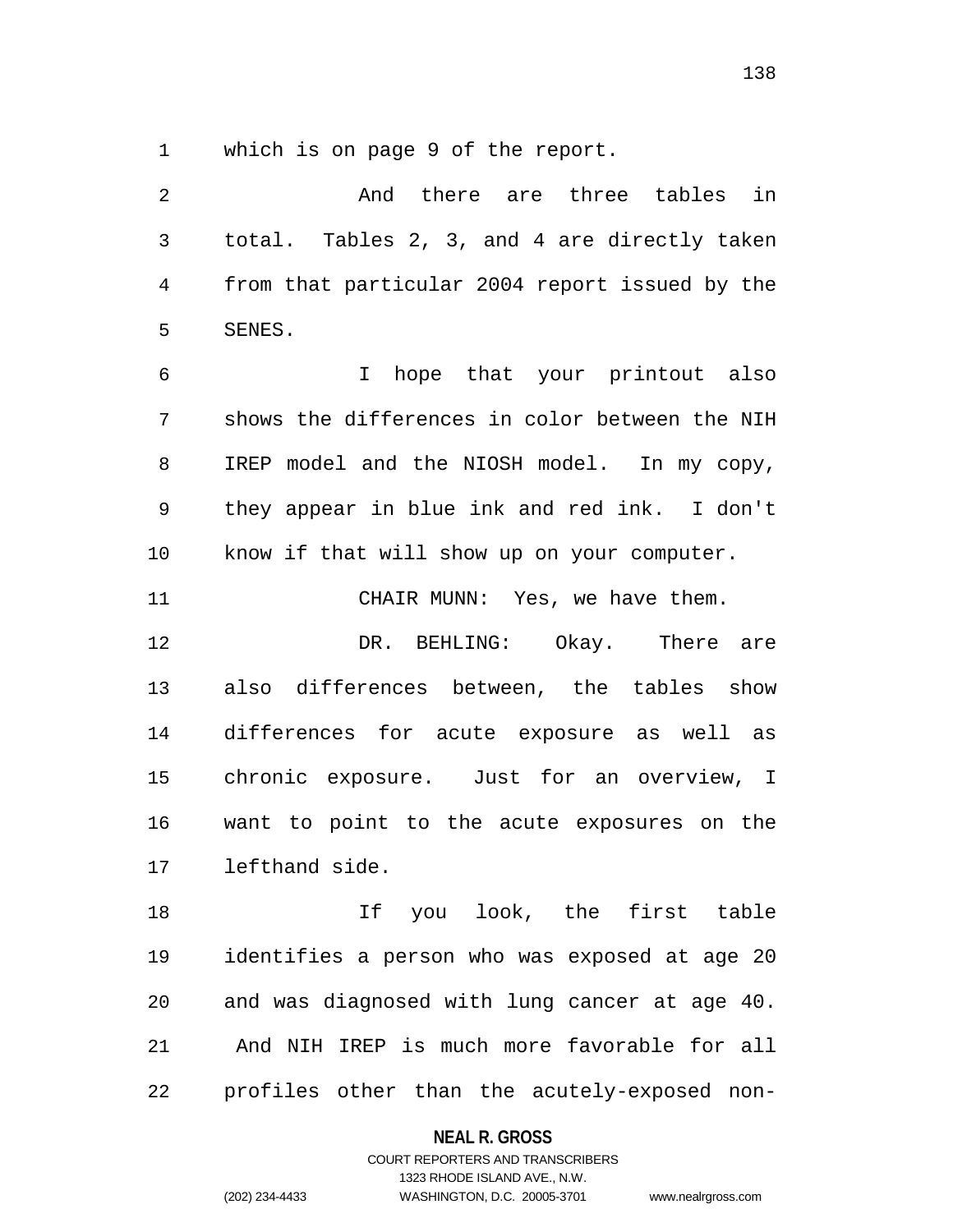which is on page 9 of the report.

And there are three tables in total. Tables 2, 3, and 4 are directly taken from that particular 2004 report issued by the SENES.

I hope that your printout also shows the differences in color between the NIH IREP model and the NIOSH model. In my copy, they appear in blue ink and red ink. I don't know if that will show up on your computer.

CHAIR MUNN: Yes, we have them.

DR. BEHLING: Okay. There are also differences between, the tables show differences for acute exposure as well as chronic exposure. Just for an overview, I want to point to the acute exposures on the lefthand side.

If you look, the first table identifies a person who was exposed at age 20 and was diagnosed with lung cancer at age 40. And NIH IREP is much more favorable for all profiles other than the acutely-exposed non-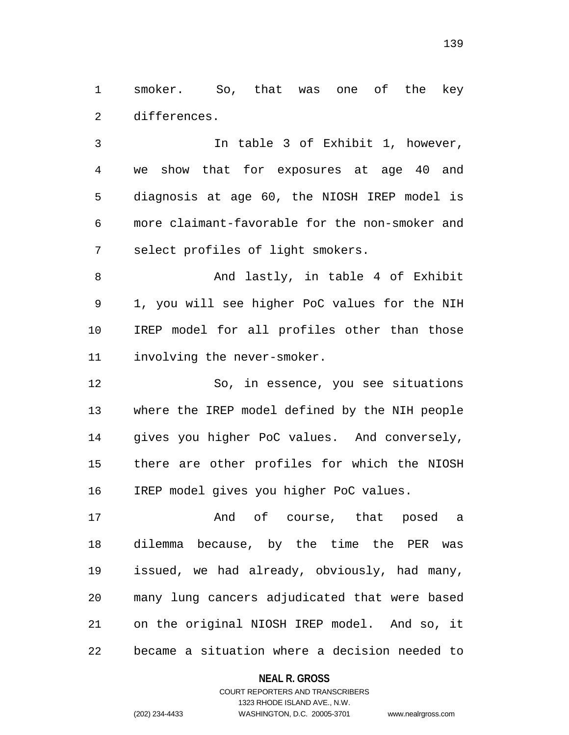smoker. So, that was one of the key differences.

In table 3 of Exhibit 1, however, we show that for exposures at age 40 and diagnosis at age 60, the NIOSH IREP model is more claimant-favorable for the non-smoker and select profiles of light smokers.

And lastly, in table 4 of Exhibit 1, you will see higher PoC values for the NIH IREP model for all profiles other than those involving the never-smoker.

So, in essence, you see situations where the IREP model defined by the NIH people gives you higher PoC values. And conversely, there are other profiles for which the NIOSH IREP model gives you higher PoC values.

And of course, that posed a dilemma because, by the time the PER was issued, we had already, obviously, had many, many lung cancers adjudicated that were based on the original NIOSH IREP model. And so, it became a situation where a decision needed to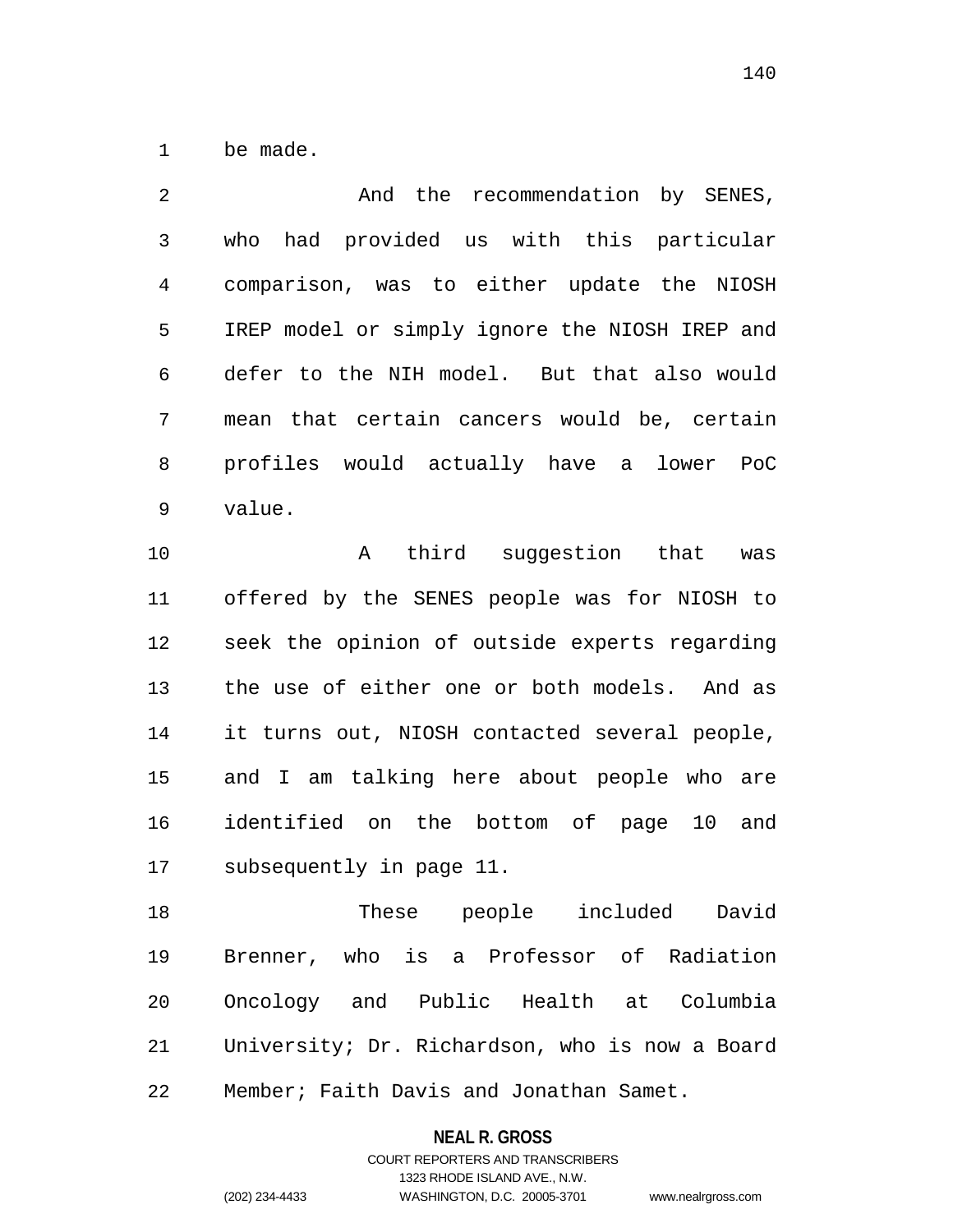be made.

And the recommendation by SENES, who had provided us with this particular comparison, was to either update the NIOSH IREP model or simply ignore the NIOSH IREP and defer to the NIH model. But that also would mean that certain cancers would be, certain profiles would actually have a lower PoC value.

A third suggestion that was offered by the SENES people was for NIOSH to seek the opinion of outside experts regarding the use of either one or both models. And as it turns out, NIOSH contacted several people, and I am talking here about people who are identified on the bottom of page 10 and subsequently in page 11.

These people included David Brenner, who is a Professor of Radiation Oncology and Public Health at Columbia University; Dr. Richardson, who is now a Board Member; Faith Davis and Jonathan Samet.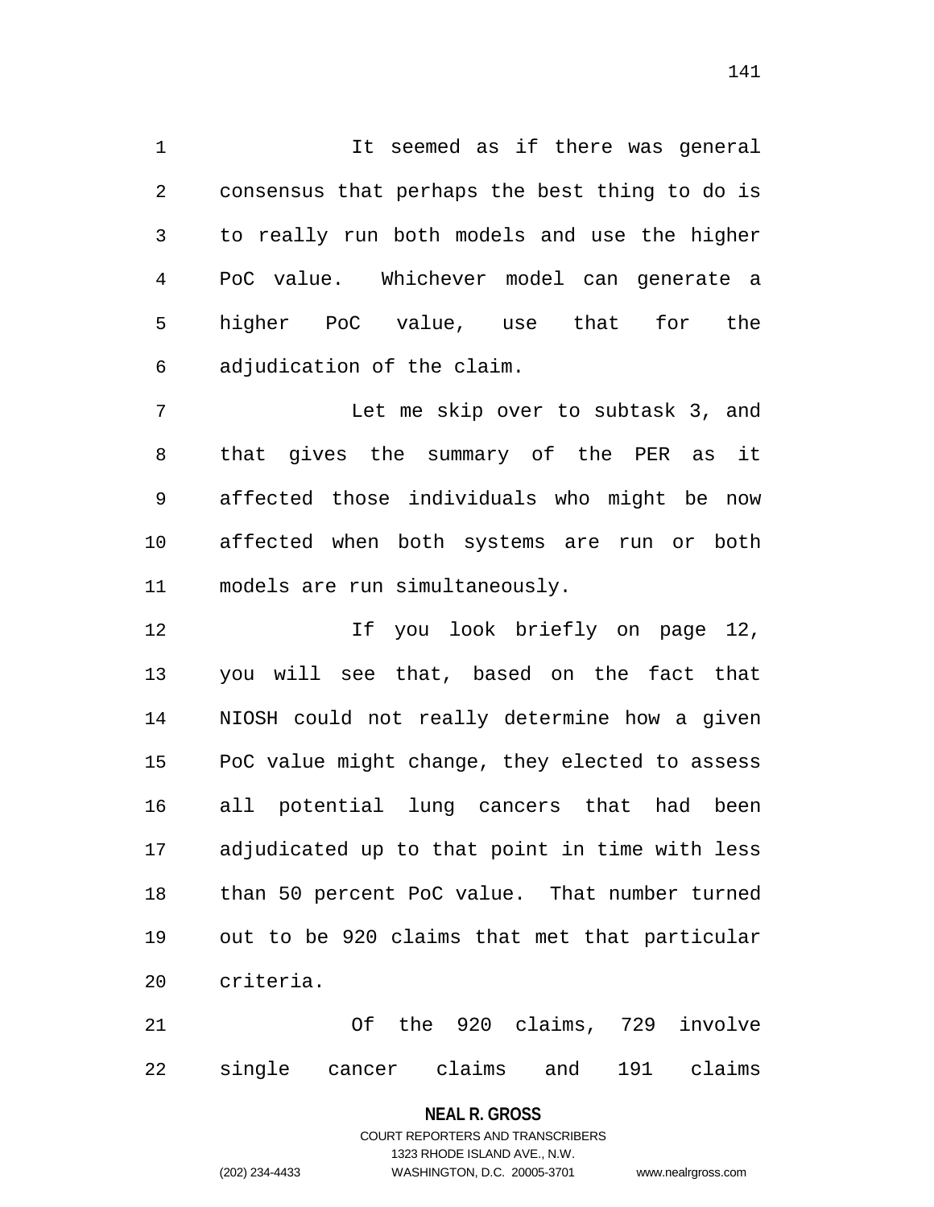It seemed as if there was general consensus that perhaps the best thing to do is to really run both models and use the higher PoC value. Whichever model can generate a higher PoC value, use that for the adjudication of the claim.

Let me skip over to subtask 3, and that gives the summary of the PER as it affected those individuals who might be now affected when both systems are run or both models are run simultaneously.

If you look briefly on page 12, you will see that, based on the fact that NIOSH could not really determine how a given PoC value might change, they elected to assess all potential lung cancers that had been adjudicated up to that point in time with less than 50 percent PoC value. That number turned out to be 920 claims that met that particular criteria.

Of the 920 claims, 729 involve single cancer claims and 191 claims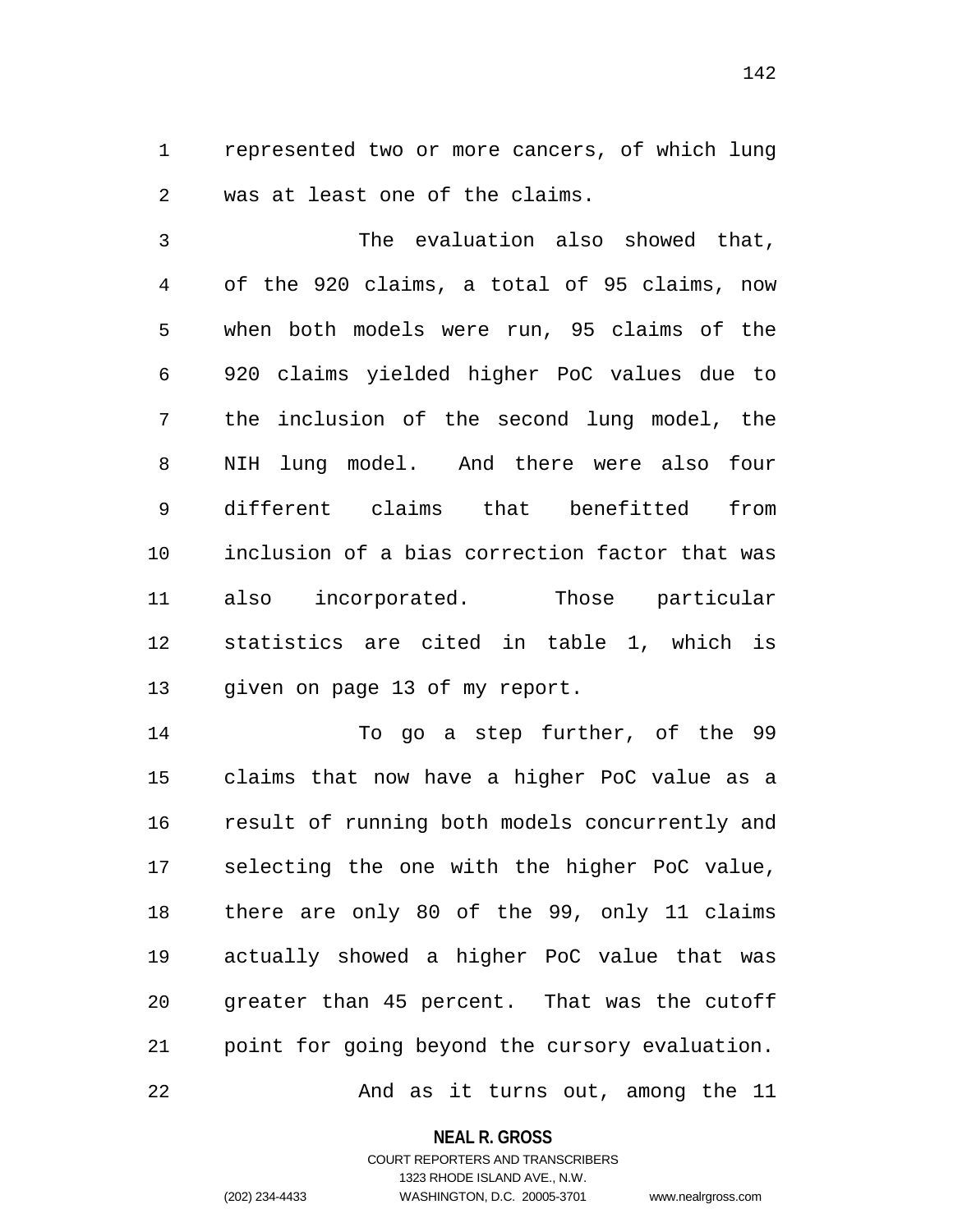represented two or more cancers, of which lung was at least one of the claims.

The evaluation also showed that, of the 920 claims, a total of 95 claims, now when both models were run, 95 claims of the 920 claims yielded higher PoC values due to the inclusion of the second lung model, the NIH lung model. And there were also four different claims that benefitted from inclusion of a bias correction factor that was also incorporated. Those particular statistics are cited in table 1, which is given on page 13 of my report.

To go a step further, of the 99 claims that now have a higher PoC value as a result of running both models concurrently and selecting the one with the higher PoC value, there are only 80 of the 99, only 11 claims actually showed a higher PoC value that was greater than 45 percent. That was the cutoff point for going beyond the cursory evaluation.

And as it turns out, among the 11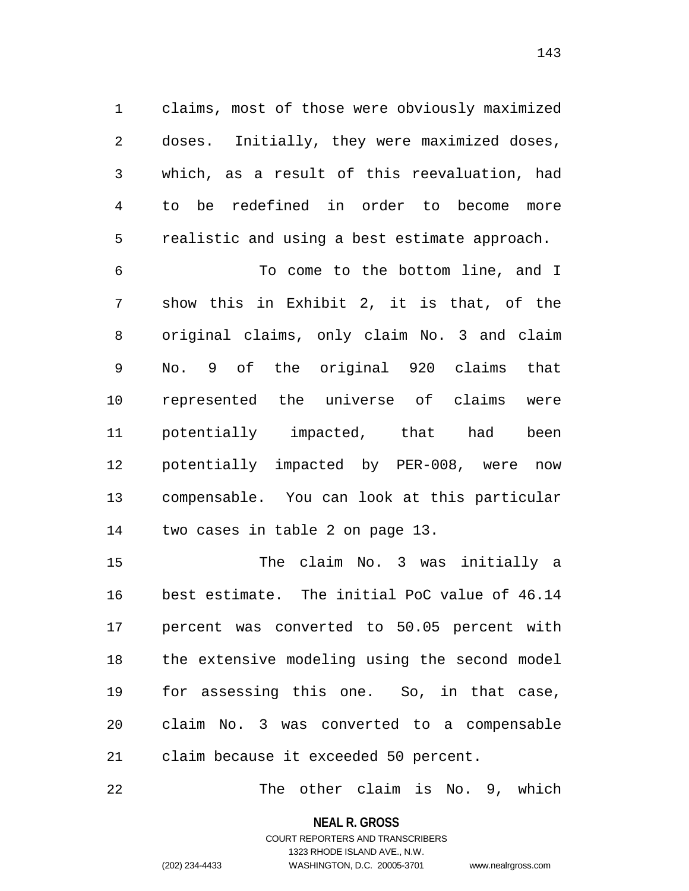claims, most of those were obviously maximized doses. Initially, they were maximized doses, which, as a result of this reevaluation, had to be redefined in order to become more realistic and using a best estimate approach.

To come to the bottom line, and I show this in Exhibit 2, it is that, of the original claims, only claim No. 3 and claim No. 9 of the original 920 claims that represented the universe of claims were potentially impacted, that had been potentially impacted by PER-008, were now compensable. You can look at this particular two cases in table 2 on page 13.

The claim No. 3 was initially a best estimate. The initial PoC value of 46.14 percent was converted to 50.05 percent with the extensive modeling using the second model for assessing this one. So, in that case, claim No. 3 was converted to a compensable claim because it exceeded 50 percent.

The other claim is No. 9, which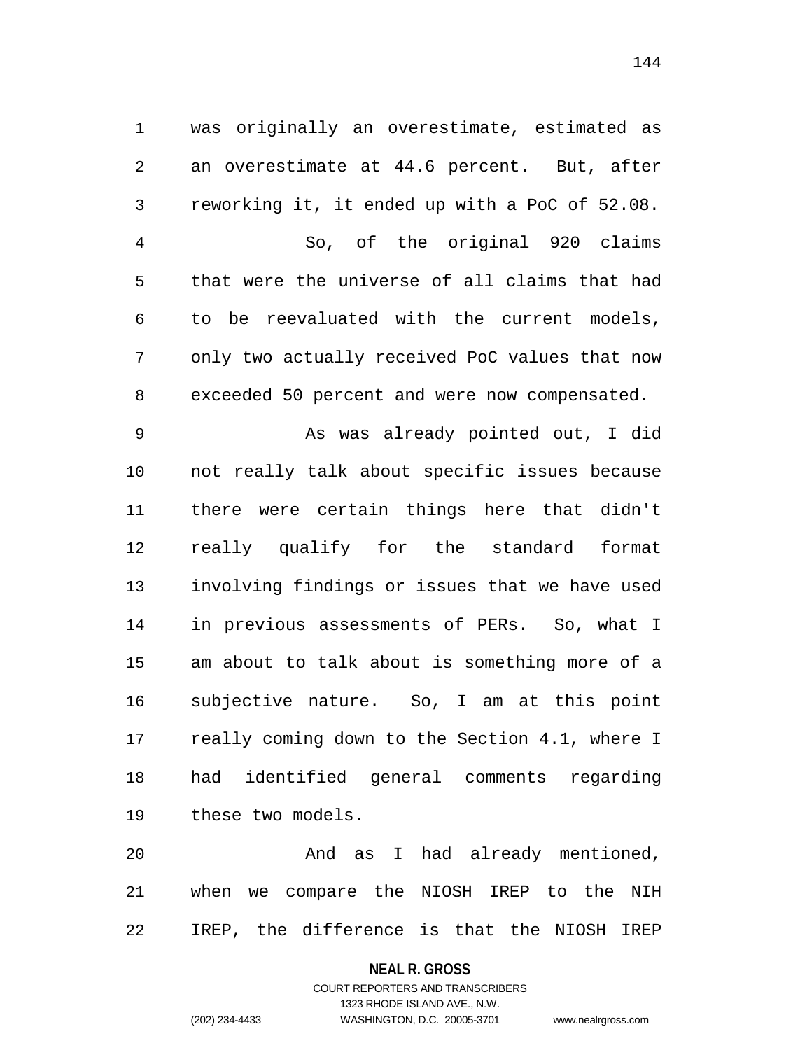was originally an overestimate, estimated as an overestimate at 44.6 percent. But, after reworking it, it ended up with a PoC of 52.08.

So, of the original 920 claims that were the universe of all claims that had to be reevaluated with the current models, only two actually received PoC values that now exceeded 50 percent and were now compensated.

As was already pointed out, I did not really talk about specific issues because there were certain things here that didn't really qualify for the standard format involving findings or issues that we have used in previous assessments of PERs. So, what I am about to talk about is something more of a subjective nature. So, I am at this point really coming down to the Section 4.1, where I had identified general comments regarding these two models.

And as I had already mentioned, when we compare the NIOSH IREP to the NIH IREP, the difference is that the NIOSH IREP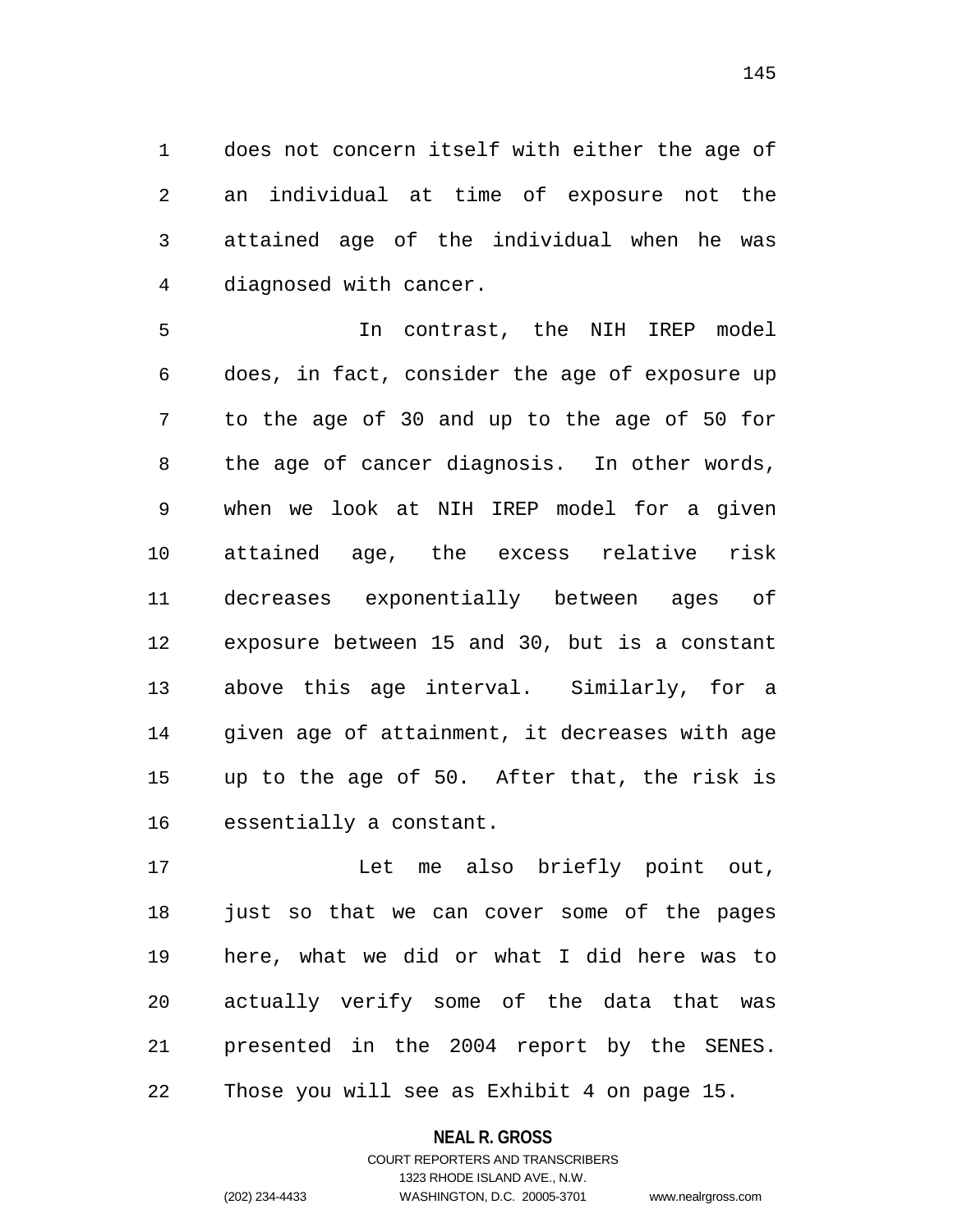does not concern itself with either the age of an individual at time of exposure not the attained age of the individual when he was diagnosed with cancer.

In contrast, the NIH IREP model does, in fact, consider the age of exposure up to the age of 30 and up to the age of 50 for the age of cancer diagnosis. In other words, when we look at NIH IREP model for a given attained age, the excess relative risk decreases exponentially between ages of exposure between 15 and 30, but is a constant above this age interval. Similarly, for a given age of attainment, it decreases with age up to the age of 50. After that, the risk is essentially a constant.

Let me also briefly point out, just so that we can cover some of the pages here, what we did or what I did here was to actually verify some of the data that was presented in the 2004 report by the SENES. Those you will see as Exhibit 4 on page 15.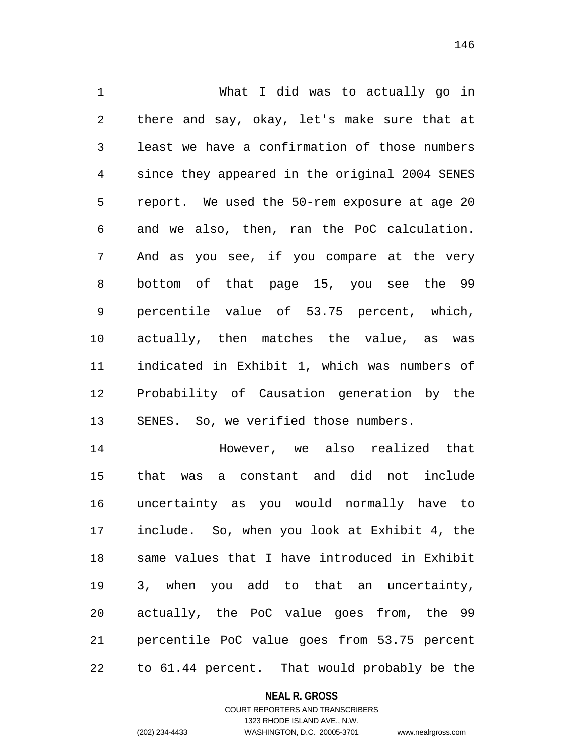What I did was to actually go in there and say, okay, let's make sure that at least we have a confirmation of those numbers since they appeared in the original 2004 SENES report. We used the 50-rem exposure at age 20 and we also, then, ran the PoC calculation. And as you see, if you compare at the very bottom of that page 15, you see the 99 percentile value of 53.75 percent, which, actually, then matches the value, as was indicated in Exhibit 1, which was numbers of Probability of Causation generation by the SENES. So, we verified those numbers.

However, we also realized that that was a constant and did not include uncertainty as you would normally have to include. So, when you look at Exhibit 4, the same values that I have introduced in Exhibit 3, when you add to that an uncertainty, actually, the PoC value goes from, the 99 percentile PoC value goes from 53.75 percent to 61.44 percent. That would probably be the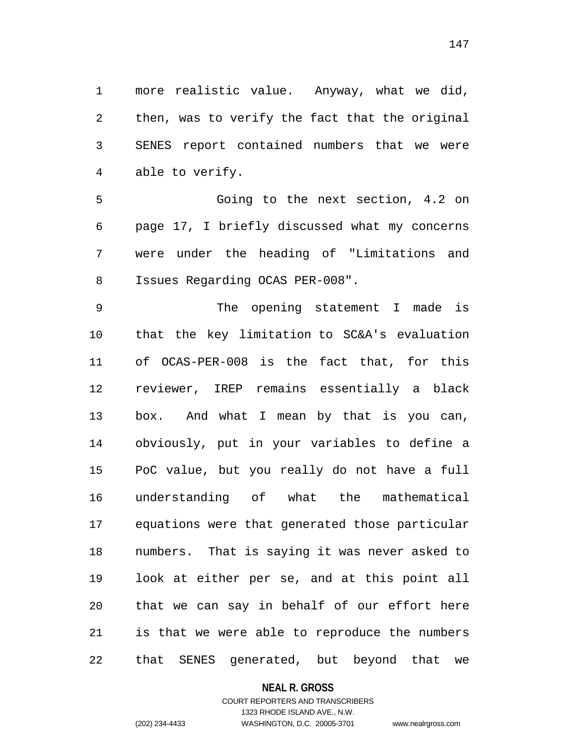more realistic value. Anyway, what we did, then, was to verify the fact that the original SENES report contained numbers that we were able to verify.

Going to the next section, 4.2 on page 17, I briefly discussed what my concerns were under the heading of "Limitations and Issues Regarding OCAS PER-008".

The opening statement I made is that the key limitation to SC&A's evaluation of OCAS-PER-008 is the fact that, for this reviewer, IREP remains essentially a black box. And what I mean by that is you can, obviously, put in your variables to define a PoC value, but you really do not have a full understanding of what the mathematical equations were that generated those particular numbers. That is saying it was never asked to look at either per se, and at this point all that we can say in behalf of our effort here is that we were able to reproduce the numbers that SENES generated, but beyond that we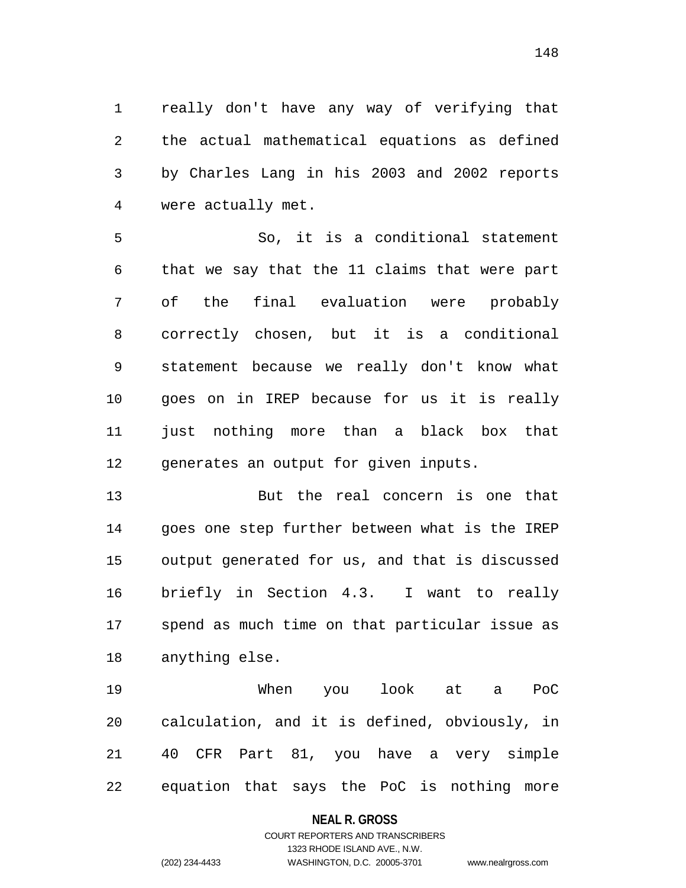really don't have any way of verifying that the actual mathematical equations as defined by Charles Lang in his 2003 and 2002 reports were actually met.

So, it is a conditional statement that we say that the 11 claims that were part of the final evaluation were probably correctly chosen, but it is a conditional statement because we really don't know what goes on in IREP because for us it is really just nothing more than a black box that generates an output for given inputs.

But the real concern is one that goes one step further between what is the IREP output generated for us, and that is discussed briefly in Section 4.3. I want to really spend as much time on that particular issue as anything else.

When you look at a PoC calculation, and it is defined, obviously, in 40 CFR Part 81, you have a very simple equation that says the PoC is nothing more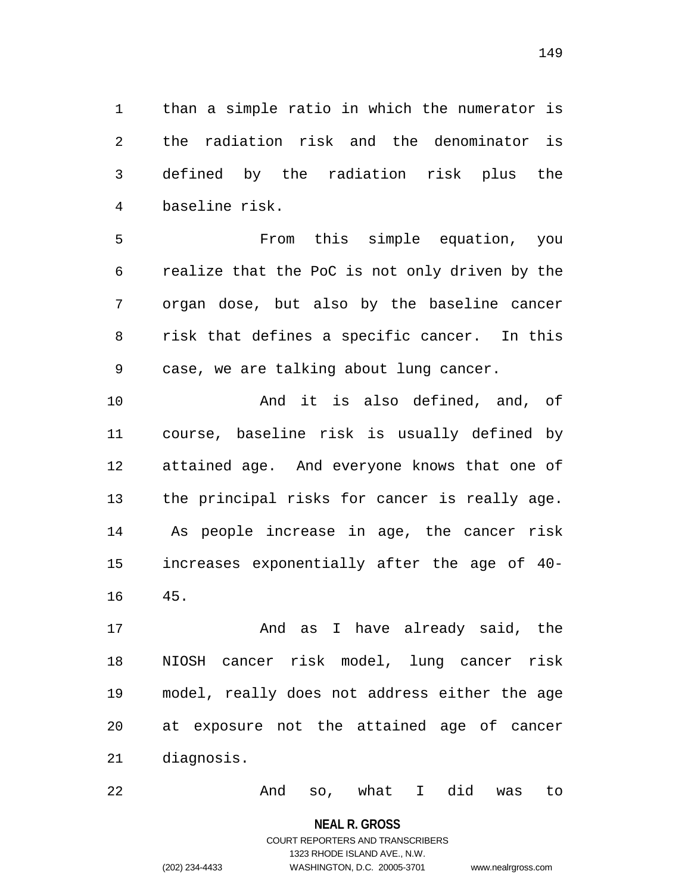than a simple ratio in which the numerator is the radiation risk and the denominator is defined by the radiation risk plus the baseline risk.

From this simple equation, you realize that the PoC is not only driven by the organ dose, but also by the baseline cancer risk that defines a specific cancer. In this case, we are talking about lung cancer.

And it is also defined, and, of course, baseline risk is usually defined by attained age. And everyone knows that one of the principal risks for cancer is really age. As people increase in age, the cancer risk increases exponentially after the age of 40-45.

And as I have already said, the NIOSH cancer risk model, lung cancer risk model, really does not address either the age at exposure not the attained age of cancer diagnosis.

And so, what I did was to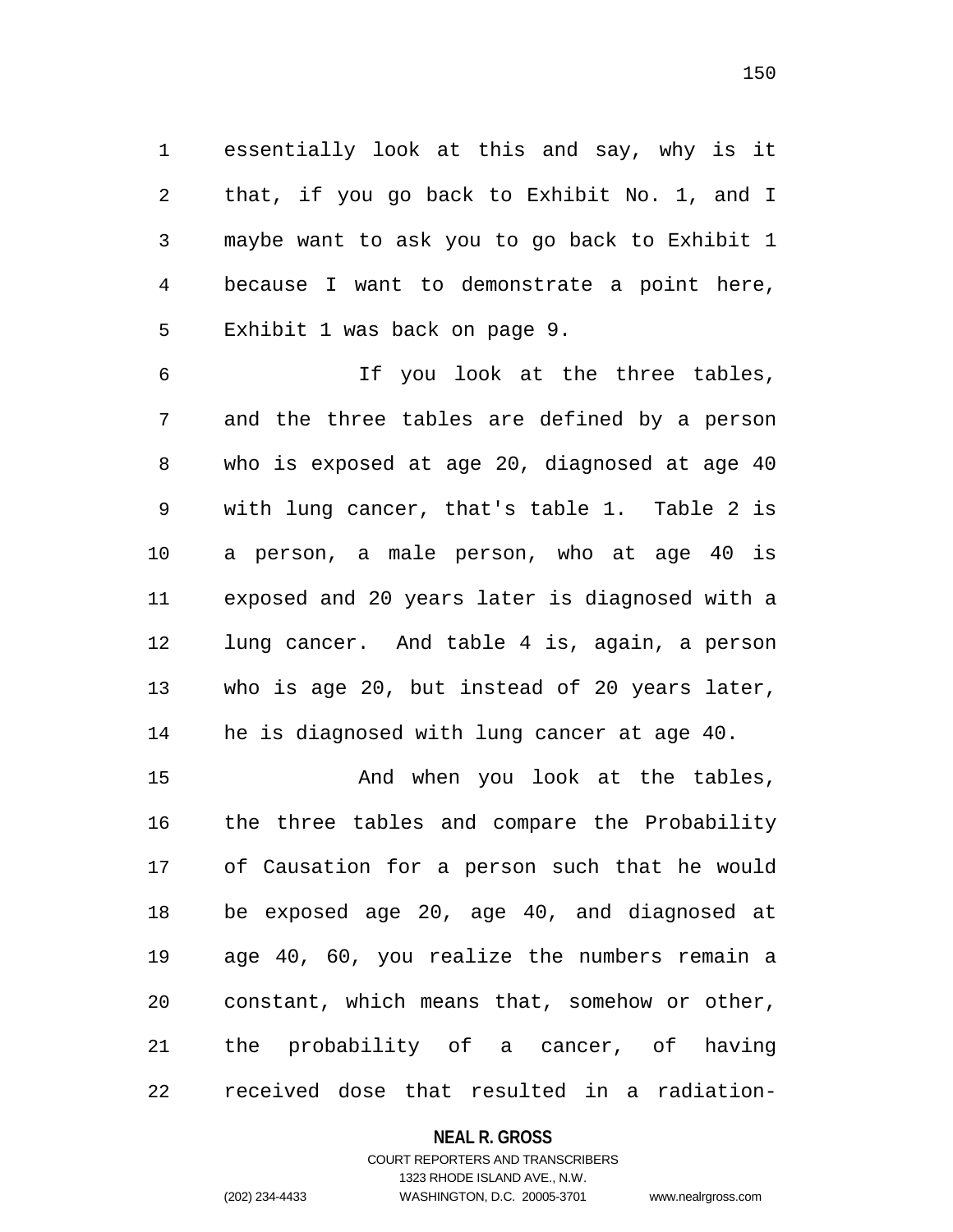essentially look at this and say, why is it that, if you go back to Exhibit No. 1, and I maybe want to ask you to go back to Exhibit 1 because I want to demonstrate a point here, Exhibit 1 was back on page 9.

If you look at the three tables, and the three tables are defined by a person who is exposed at age 20, diagnosed at age 40 with lung cancer, that's table 1. Table 2 is a person, a male person, who at age 40 is exposed and 20 years later is diagnosed with a lung cancer. And table 4 is, again, a person who is age 20, but instead of 20 years later, he is diagnosed with lung cancer at age 40.

And when you look at the tables, the three tables and compare the Probability of Causation for a person such that he would be exposed age 20, age 40, and diagnosed at age 40, 60, you realize the numbers remain a constant, which means that, somehow or other, the probability of a cancer, of having received dose that resulted in a radiation-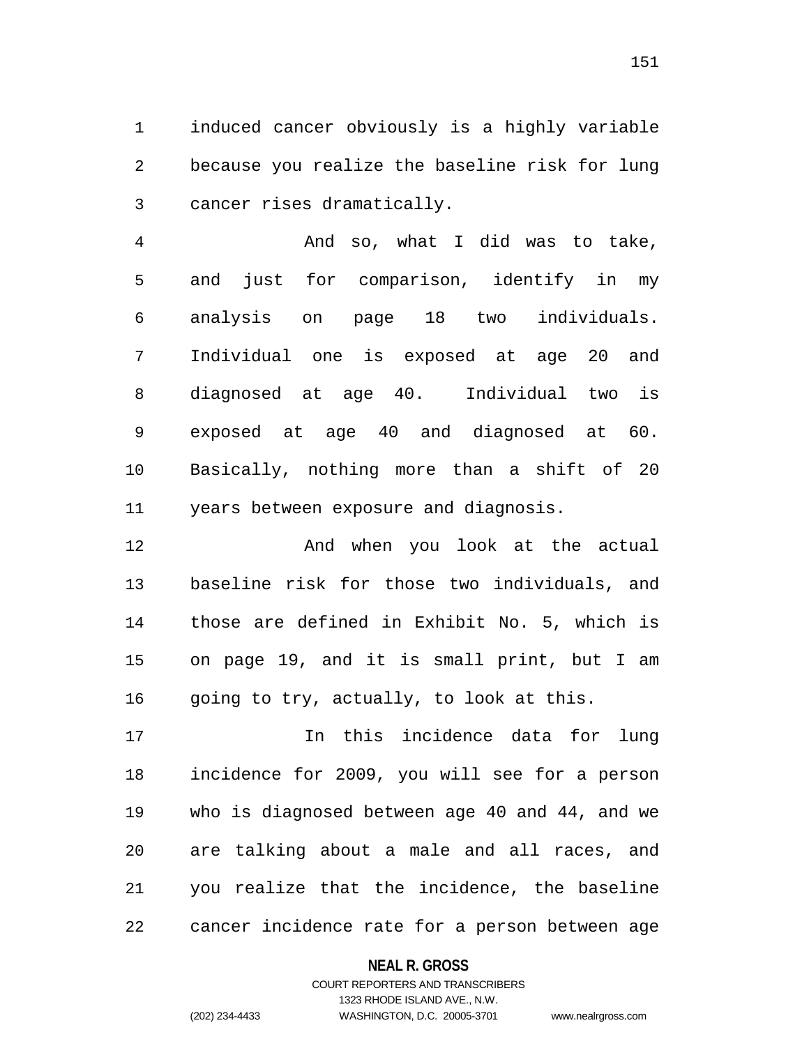induced cancer obviously is a highly variable because you realize the baseline risk for lung cancer rises dramatically.

And so, what I did was to take, and just for comparison, identify in my analysis on page 18 two individuals. Individual one is exposed at age 20 and diagnosed at age 40. Individual two is exposed at age 40 and diagnosed at 60. Basically, nothing more than a shift of 20 years between exposure and diagnosis.

And when you look at the actual baseline risk for those two individuals, and those are defined in Exhibit No. 5, which is on page 19, and it is small print, but I am going to try, actually, to look at this.

In this incidence data for lung incidence for 2009, you will see for a person who is diagnosed between age 40 and 44, and we are talking about a male and all races, and you realize that the incidence, the baseline cancer incidence rate for a person between age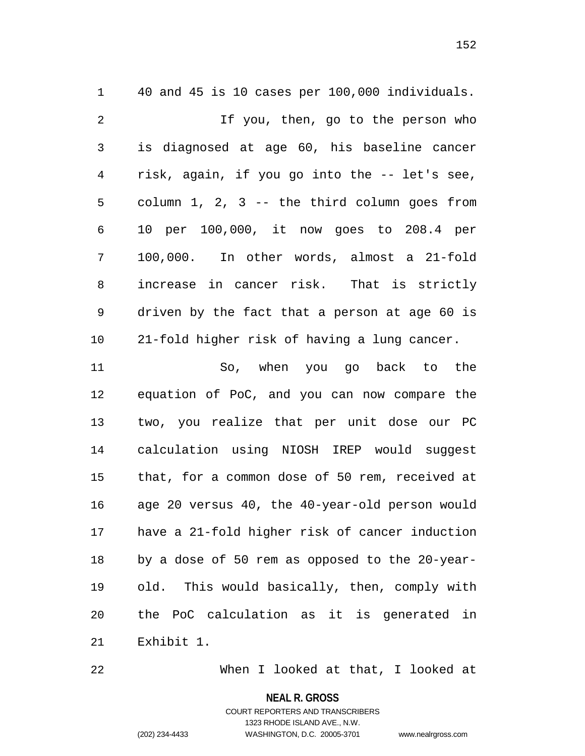40 and 45 is 10 cases per 100,000 individuals.

If you, then, go to the person who is diagnosed at age 60, his baseline cancer risk, again, if you go into the -- let's see, column 1, 2, 3 -- the third column goes from 10 per 100,000, it now goes to 208.4 per 100,000. In other words, almost a 21-fold increase in cancer risk. That is strictly driven by the fact that a person at age 60 is 21-fold higher risk of having a lung cancer.

So, when you go back to the equation of PoC, and you can now compare the two, you realize that per unit dose our PC calculation using NIOSH IREP would suggest that, for a common dose of 50 rem, received at age 20 versus 40, the 40-year-old person would have a 21-fold higher risk of cancer induction by a dose of 50 rem as opposed to the 20-year-old. This would basically, then, comply with the PoC calculation as it is generated in Exhibit 1.

When I looked at that, I looked at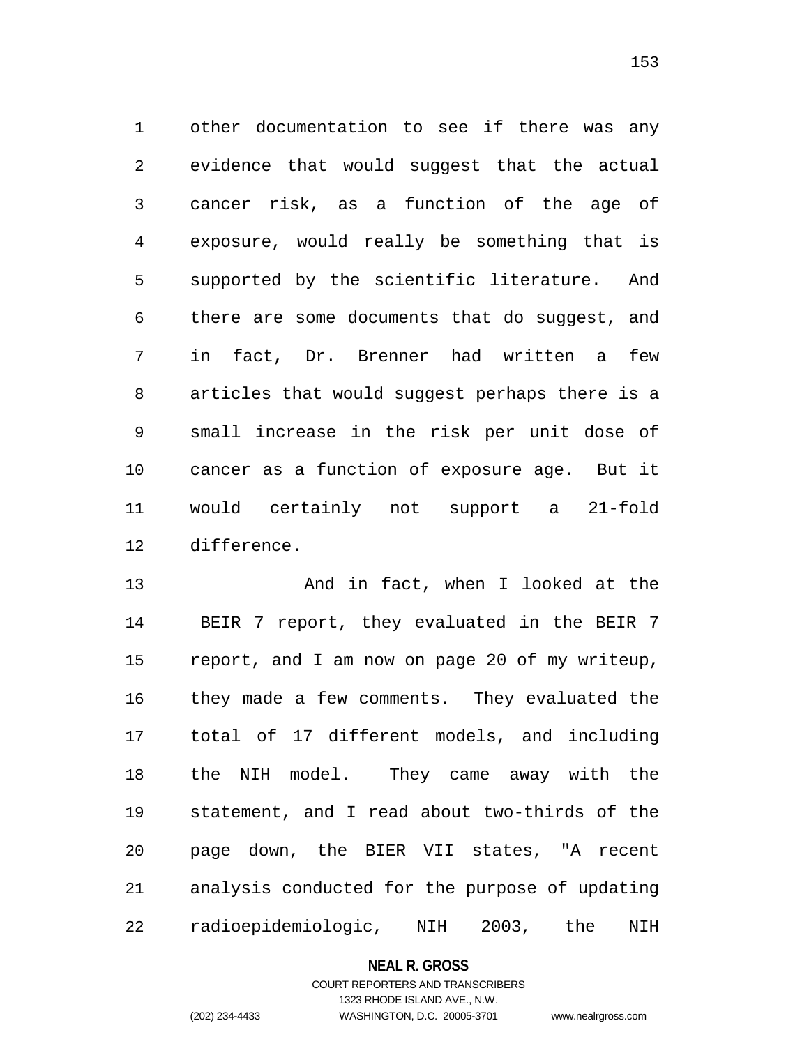other documentation to see if there was any evidence that would suggest that the actual cancer risk, as a function of the age of exposure, would really be something that is supported by the scientific literature. And there are some documents that do suggest, and in fact, Dr. Brenner had written a few articles that would suggest perhaps there is a small increase in the risk per unit dose of cancer as a function of exposure age. But it would certainly not support a 21-fold difference.

And in fact, when I looked at the BEIR 7 report, they evaluated in the BEIR 7 report, and I am now on page 20 of my writeup, they made a few comments. They evaluated the total of 17 different models, and including the NIH model. They came away with the statement, and I read about two-thirds of the page down, the BIER VII states, "A recent analysis conducted for the purpose of updating radioepidemiologic, NIH 2003, the NIH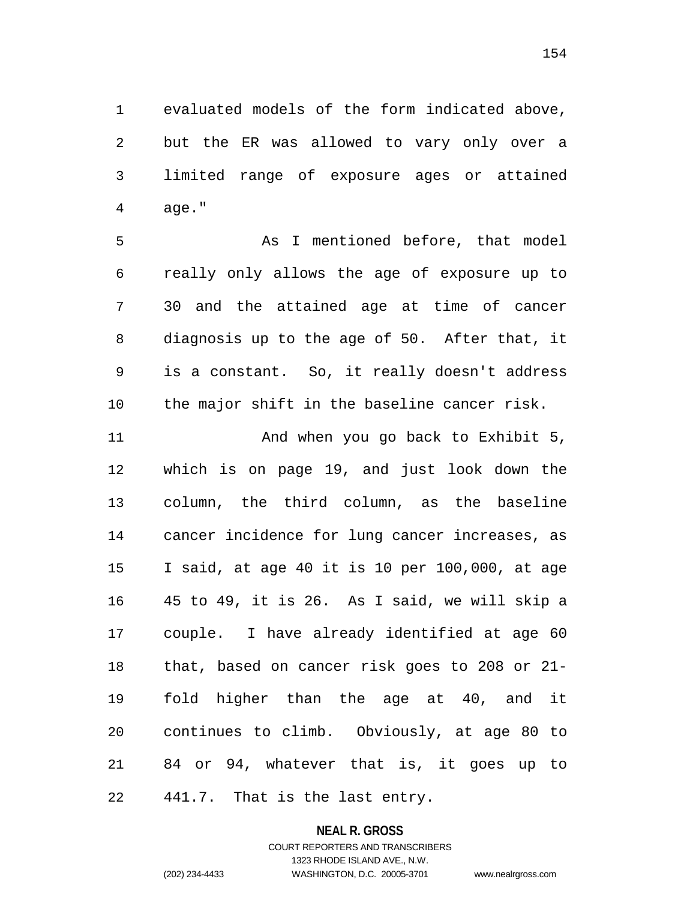evaluated models of the form indicated above, but the ER was allowed to vary only over a limited range of exposure ages or attained age."

As I mentioned before, that model really only allows the age of exposure up to 30 and the attained age at time of cancer diagnosis up to the age of 50. After that, it is a constant. So, it really doesn't address the major shift in the baseline cancer risk.

And when you go back to Exhibit 5, which is on page 19, and just look down the column, the third column, as the baseline cancer incidence for lung cancer increases, as I said, at age 40 it is 10 per 100,000, at age 45 to 49, it is 26. As I said, we will skip a couple. I have already identified at age 60 that, based on cancer risk goes to 208 or 21-fold higher than the age at 40, and it continues to climb. Obviously, at age 80 to 84 or 94, whatever that is, it goes up to 441.7. That is the last entry.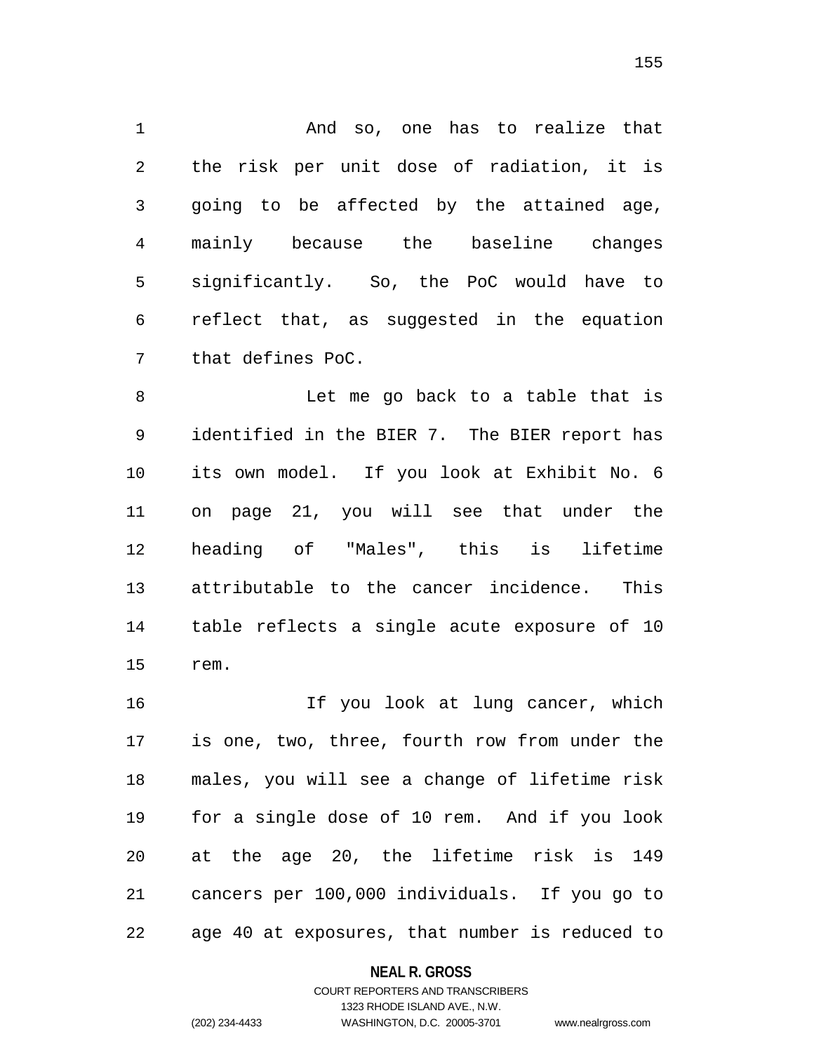And so, one has to realize that the risk per unit dose of radiation, it is going to be affected by the attained age, mainly because the baseline changes significantly. So, the PoC would have to reflect that, as suggested in the equation that defines PoC.

Let me go back to a table that is identified in the BIER 7. The BIER report has its own model. If you look at Exhibit No. 6 on page 21, you will see that under the heading of "Males", this is lifetime attributable to the cancer incidence. This table reflects a single acute exposure of 10 rem.

If you look at lung cancer, which is one, two, three, fourth row from under the males, you will see a change of lifetime risk for a single dose of 10 rem. And if you look at the age 20, the lifetime risk is 149 cancers per 100,000 individuals. If you go to age 40 at exposures, that number is reduced to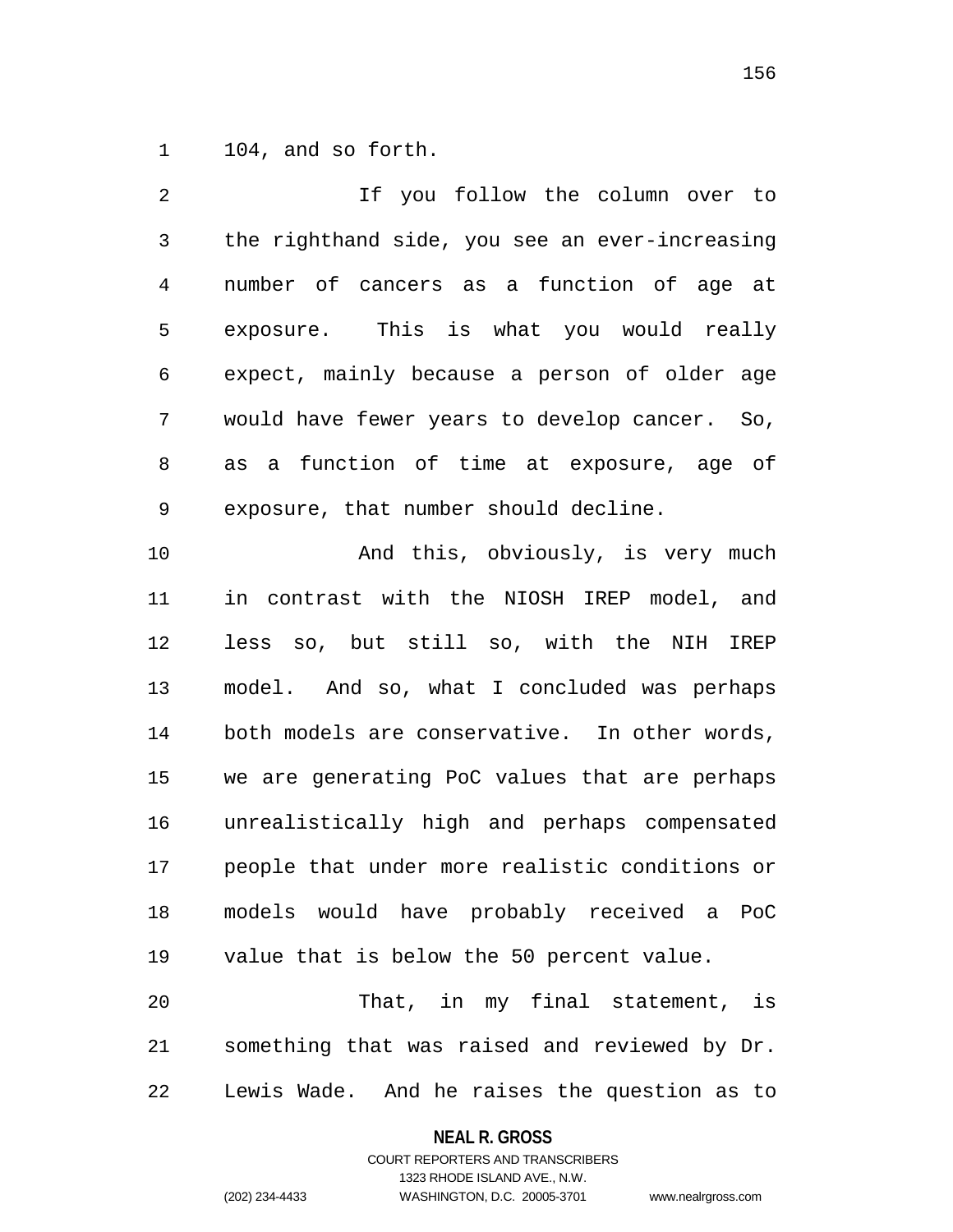104, and so forth.

If you follow the column over to the righthand side, you see an ever-increasing number of cancers as a function of age at exposure. This is what you would really expect, mainly because a person of older age would have fewer years to develop cancer. So, as a function of time at exposure, age of exposure, that number should decline.

And this, obviously, is very much in contrast with the NIOSH IREP model, and less so, but still so, with the NIH IREP model. And so, what I concluded was perhaps both models are conservative. In other words, we are generating PoC values that are perhaps unrealistically high and perhaps compensated people that under more realistic conditions or models would have probably received a PoC value that is below the 50 percent value.

That, in my final statement, is something that was raised and reviewed by Dr. Lewis Wade. And he raises the question as to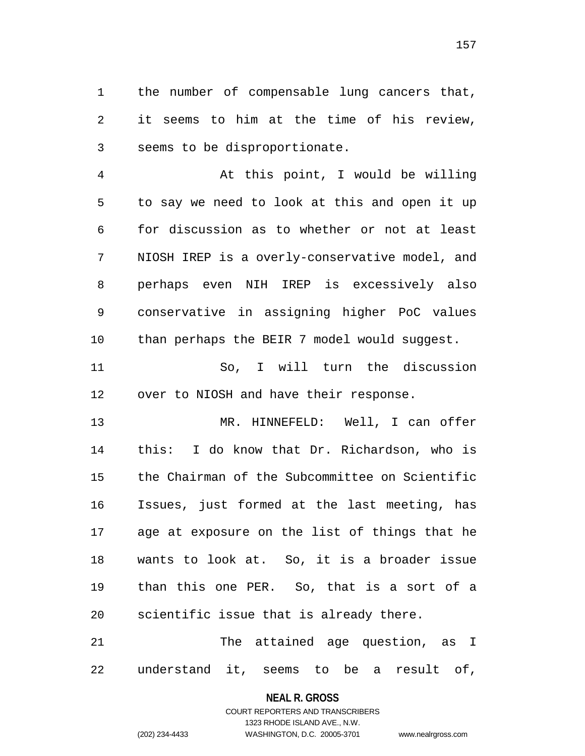the number of compensable lung cancers that, it seems to him at the time of his review, seems to be disproportionate.

At this point, I would be willing to say we need to look at this and open it up for discussion as to whether or not at least NIOSH IREP is a overly-conservative model, and perhaps even NIH IREP is excessively also conservative in assigning higher PoC values than perhaps the BEIR 7 model would suggest.

So, I will turn the discussion over to NIOSH and have their response.

MR. HINNEFELD: Well, I can offer this: I do know that Dr. Richardson, who is the Chairman of the Subcommittee on Scientific Issues, just formed at the last meeting, has age at exposure on the list of things that he wants to look at. So, it is a broader issue than this one PER. So, that is a sort of a scientific issue that is already there.

The attained age question, as I understand it, seems to be a result of,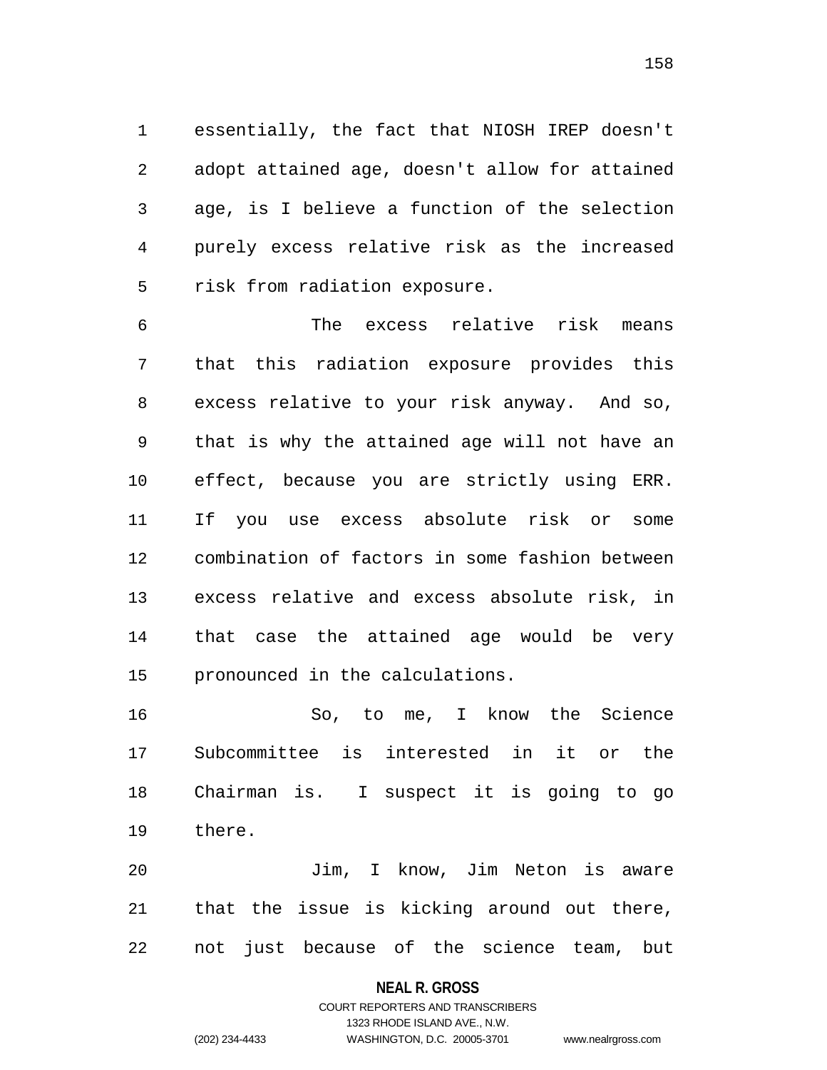essentially, the fact that NIOSH IREP doesn't adopt attained age, doesn't allow for attained age, is I believe a function of the selection purely excess relative risk as the increased risk from radiation exposure.

The excess relative risk means that this radiation exposure provides this excess relative to your risk anyway. And so, that is why the attained age will not have an effect, because you are strictly using ERR. If you use excess absolute risk or some combination of factors in some fashion between excess relative and excess absolute risk, in that case the attained age would be very pronounced in the calculations.

So, to me, I know the Science Subcommittee is interested in it or the Chairman is. I suspect it is going to go there.

Jim, I know, Jim Neton is aware that the issue is kicking around out there, not just because of the science team, but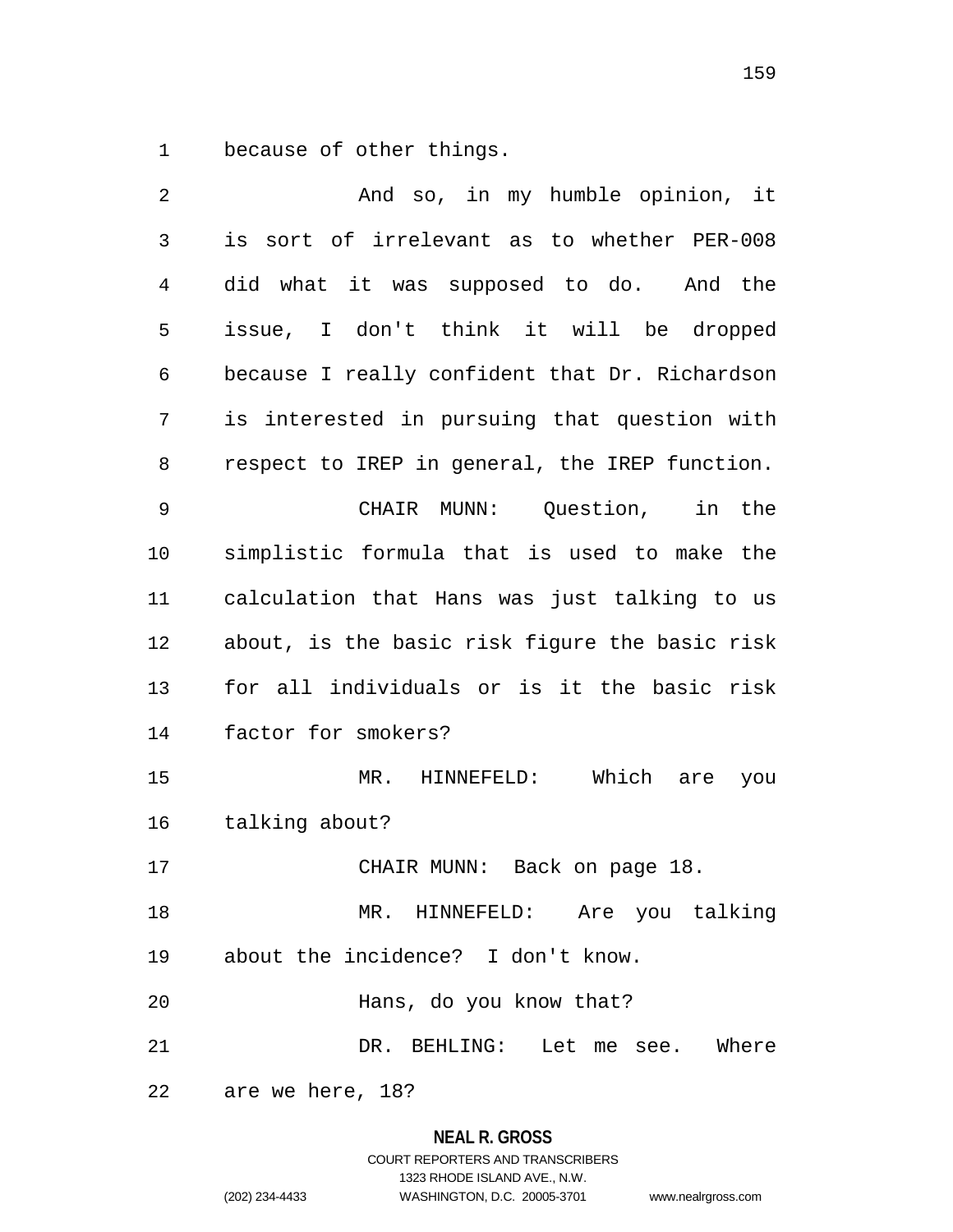because of other things.

And so, in my humble opinion, it is sort of irrelevant as to whether PER-008 did what it was supposed to do. And the issue, I don't think it will be dropped because I really confident that Dr. Richardson is interested in pursuing that question with respect to IREP in general, the IREP function.

CHAIR MUNN: Question, in the simplistic formula that is used to make the calculation that Hans was just talking to us about, is the basic risk figure the basic risk for all individuals or is it the basic risk factor for smokers?

MR. HINNEFELD: Which are you talking about?

CHAIR MUNN: Back on page 18.

MR. HINNEFELD: Are you talking about the incidence? I don't know.

Hans, do you know that?

DR. BEHLING: Let me see. Where are we here, 18?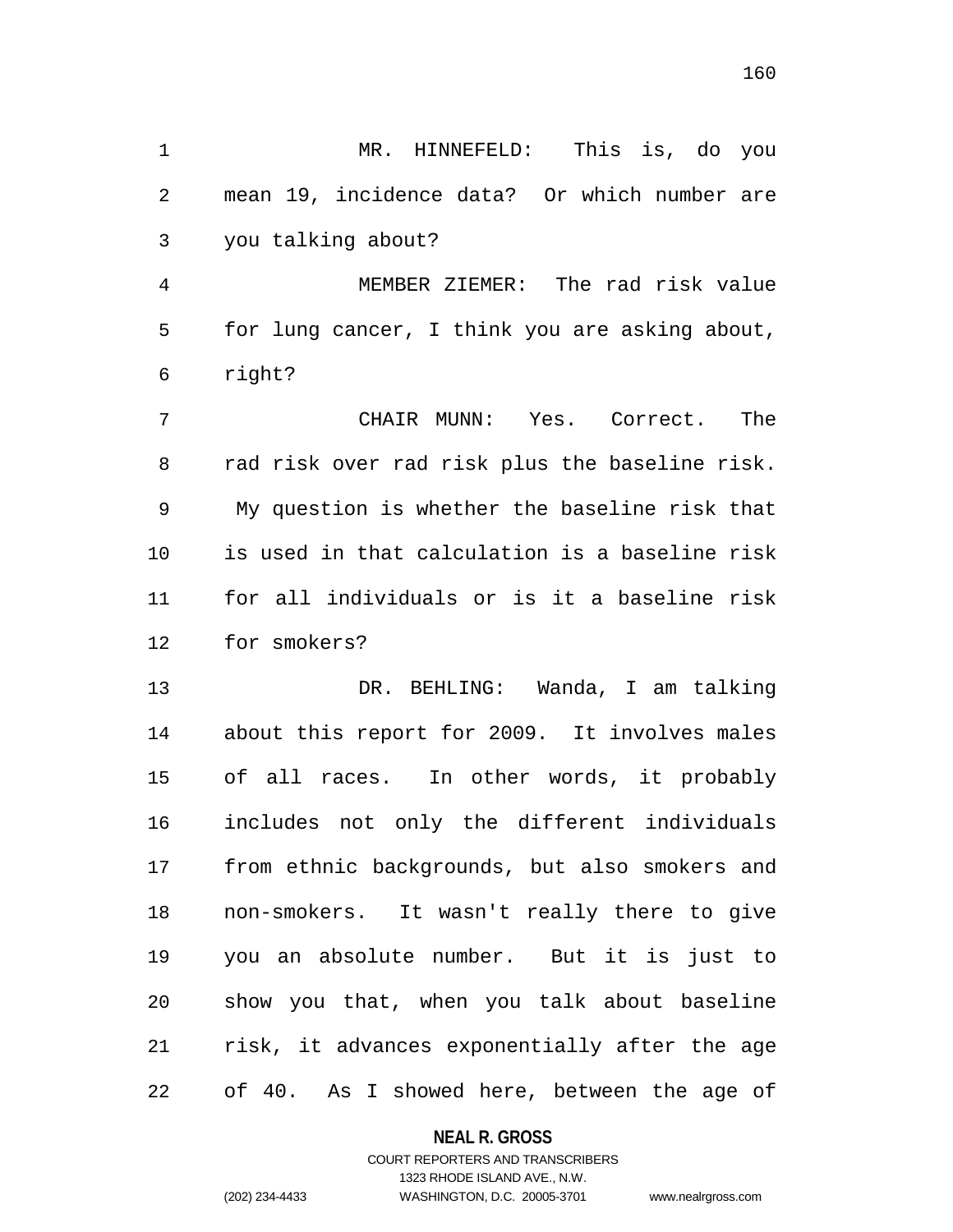MR. HINNEFELD: This is, do you mean 19, incidence data? Or which number are you talking about?

MEMBER ZIEMER: The rad risk value for lung cancer, I think you are asking about, right?

CHAIR MUNN: Yes. Correct. The rad risk over rad risk plus the baseline risk. My question is whether the baseline risk that is used in that calculation is a baseline risk for all individuals or is it a baseline risk for smokers?

DR. BEHLING: Wanda, I am talking about this report for 2009. It involves males of all races. In other words, it probably includes not only the different individuals from ethnic backgrounds, but also smokers and non-smokers. It wasn't really there to give you an absolute number. But it is just to show you that, when you talk about baseline risk, it advances exponentially after the age of 40. As I showed here, between the age of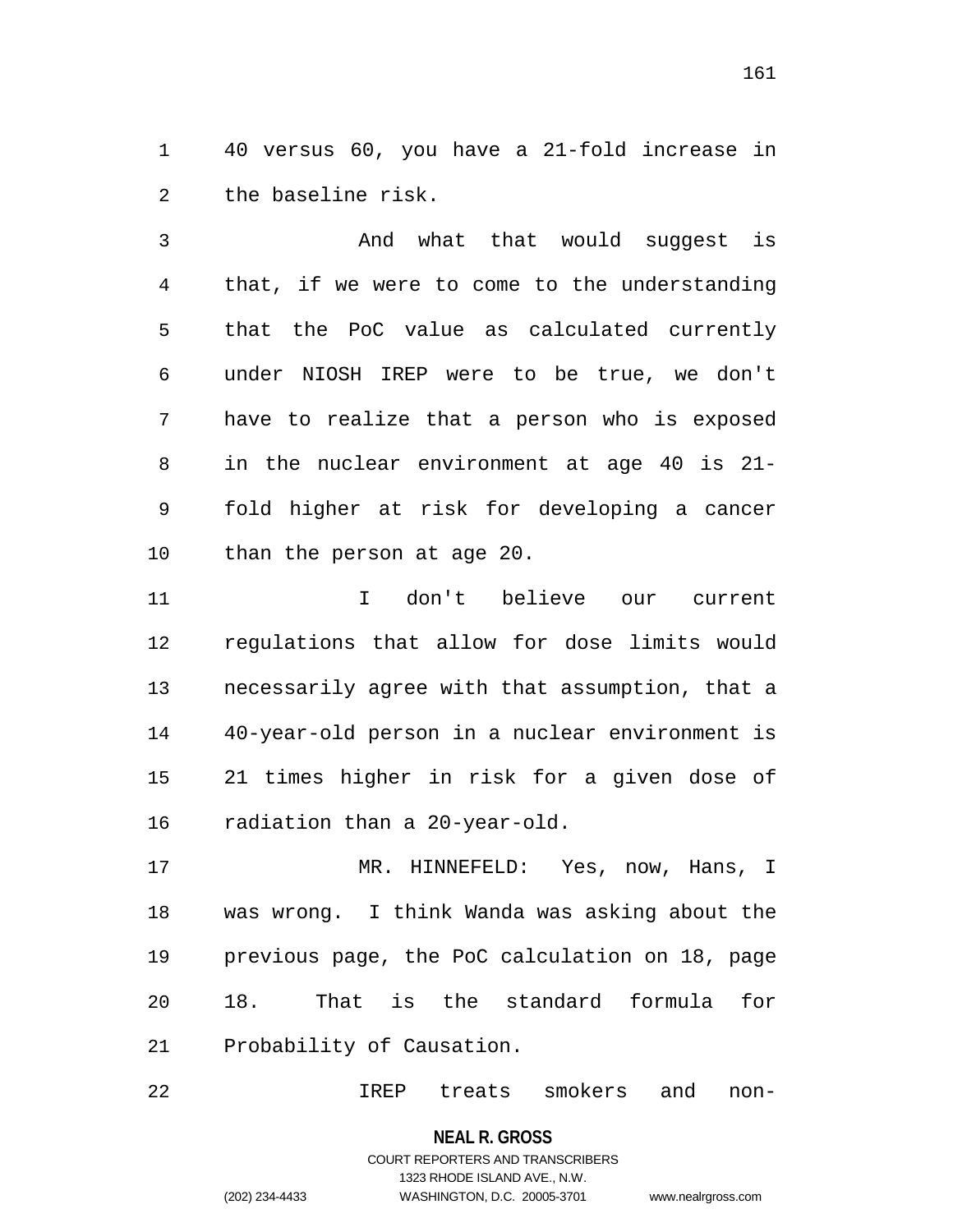40 versus 60, you have a 21-fold increase in the baseline risk.

And what that would suggest is that, if we were to come to the understanding that the PoC value as calculated currently under NIOSH IREP were to be true, we don't have to realize that a person who is exposed in the nuclear environment at age 40 is 21-fold higher at risk for developing a cancer than the person at age 20.

I don't believe our current regulations that allow for dose limits would necessarily agree with that assumption, that a 40-year-old person in a nuclear environment is 21 times higher in risk for a given dose of radiation than a 20-year-old.

MR. HINNEFELD: Yes, now, Hans, I was wrong. I think Wanda was asking about the previous page, the PoC calculation on 18, page 18. That is the standard formula for Probability of Causation.

IREP treats smokers and non-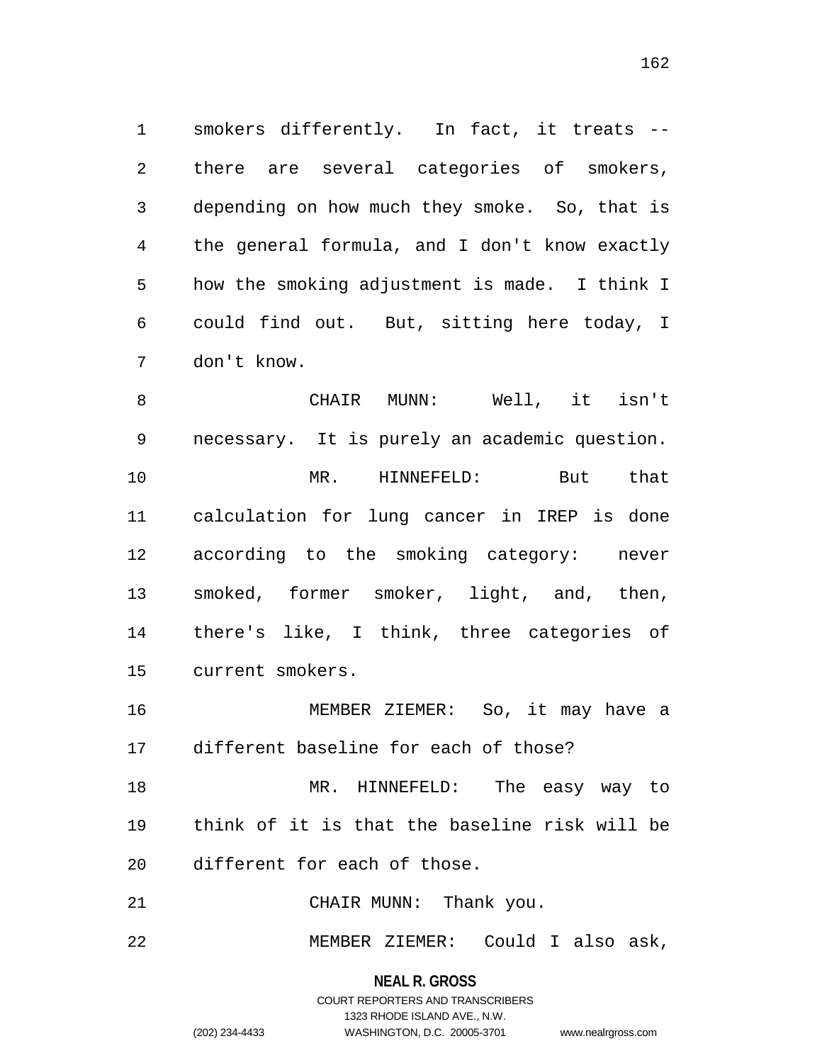smokers differently. In fact, it treats -- there are several categories of smokers, depending on how much they smoke. So, that is the general formula, and I don't know exactly how the smoking adjustment is made. I think I could find out. But, sitting here today, I don't know.

CHAIR MUNN: Well, it isn't necessary. It is purely an academic question.

MR. HINNEFELD: But that calculation for lung cancer in IREP is done according to the smoking category: never smoked, former smoker, light, and, then, there's like, I think, three categories of current smokers.

MEMBER ZIEMER: So, it may have a different baseline for each of those?

MR. HINNEFELD: The easy way to think of it is that the baseline risk will be different for each of those.

CHAIR MUNN: Thank you.

MEMBER ZIEMER: Could I also ask,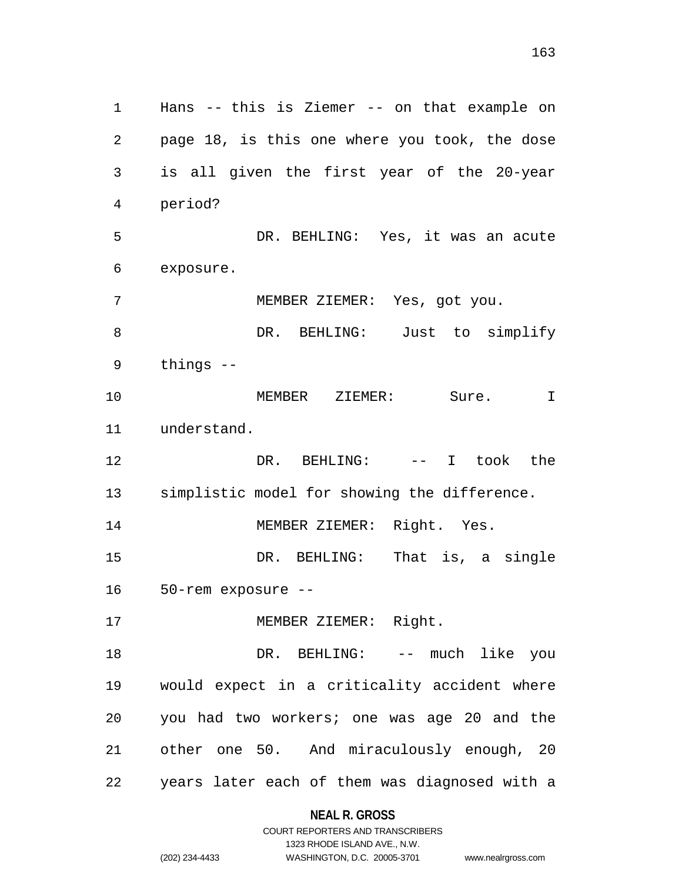Hans -- this is Ziemer -- on that example on page 18, is this one where you took, the dose is all given the first year of the 20-year period?

DR. BEHLING: Yes, it was an acute exposure.

MEMBER ZIEMER: Yes, got you.

DR. BEHLING: Just to simplify things --

MEMBER ZIEMER: Sure. I understand.

DR. BEHLING: -- I took the simplistic model for showing the difference.

MEMBER ZIEMER: Right. Yes.

DR. BEHLING: That is, a single 50-rem exposure --

MEMBER ZIEMER: Right.

DR. BEHLING: -- much like you would expect in a criticality accident where you had two workers; one was age 20 and the other one 50. And miraculously enough, 20 years later each of them was diagnosed with a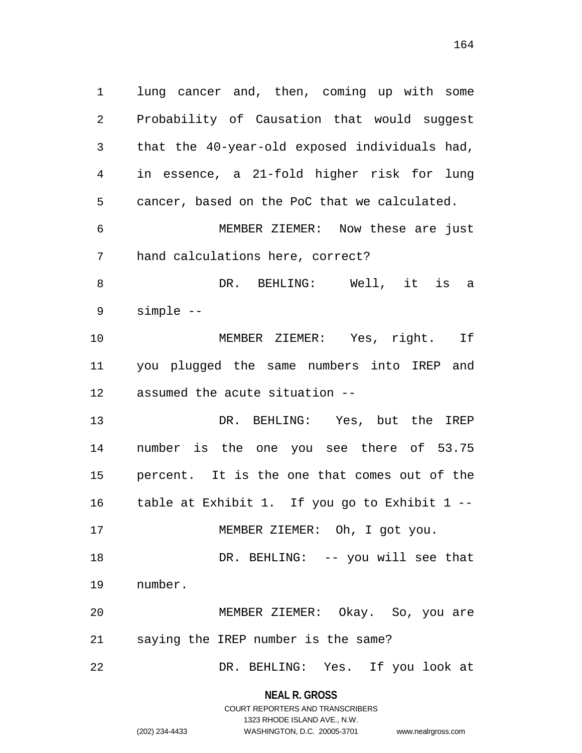lung cancer and, then, coming up with some Probability of Causation that would suggest that the 40-year-old exposed individuals had, in essence, a 21-fold higher risk for lung cancer, based on the PoC that we calculated.

MEMBER ZIEMER: Now these are just hand calculations here, correct?

DR. BEHLING: Well, it is a simple --

MEMBER ZIEMER: Yes, right. If you plugged the same numbers into IREP and assumed the acute situation --

DR. BEHLING: Yes, but the IREP number is the one you see there of 53.75 percent. It is the one that comes out of the table at Exhibit 1. If you go to Exhibit 1 --

MEMBER ZIEMER: Oh, I got you.

DR. BEHLING: -- you will see that number.

MEMBER ZIEMER: Okay. So, you are saying the IREP number is the same?

DR. BEHLING: Yes. If you look at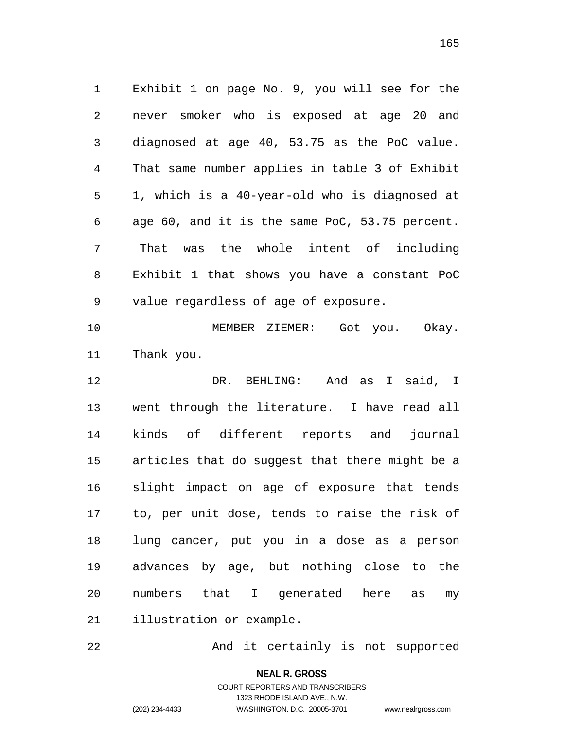Exhibit 1 on page No. 9, you will see for the never smoker who is exposed at age 20 and diagnosed at age 40, 53.75 as the PoC value. That same number applies in table 3 of Exhibit 1, which is a 40-year-old who is diagnosed at age 60, and it is the same PoC, 53.75 percent. That was the whole intent of including Exhibit 1 that shows you have a constant PoC value regardless of age of exposure.

MEMBER ZIEMER: Got you. Okay. Thank you.

DR. BEHLING: And as I said, I went through the literature. I have read all kinds of different reports and journal articles that do suggest that there might be a slight impact on age of exposure that tends to, per unit dose, tends to raise the risk of lung cancer, put you in a dose as a person advances by age, but nothing close to the numbers that I generated here as my illustration or example.

And it certainly is not supported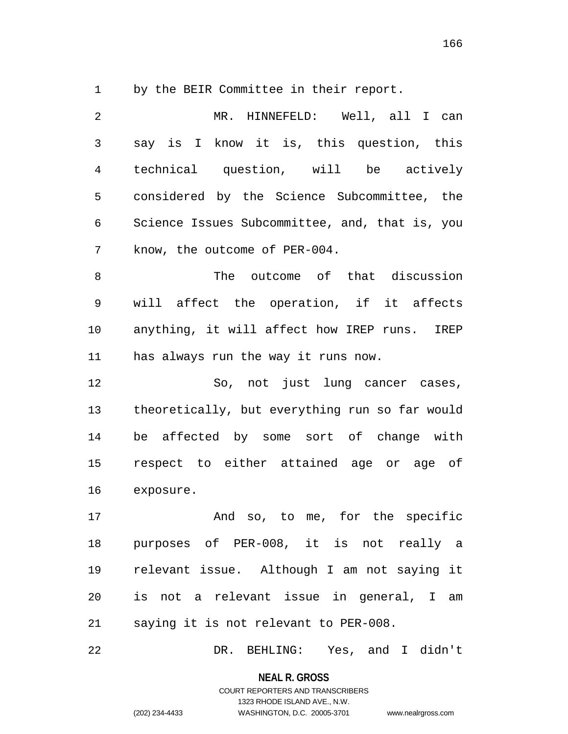by the BEIR Committee in their report.

MR. HINNEFELD: Well, all I can say is I know it is, this question, this technical question, will be actively considered by the Science Subcommittee, the Science Issues Subcommittee, and, that is, you know, the outcome of PER-004.

The outcome of that discussion will affect the operation, if it affects anything, it will affect how IREP runs. IREP has always run the way it runs now.

So, not just lung cancer cases, theoretically, but everything run so far would be affected by some sort of change with respect to either attained age or age of exposure.

And so, to me, for the specific purposes of PER-008, it is not really a relevant issue. Although I am not saying it is not a relevant issue in general, I am saying it is not relevant to PER-008.

DR. BEHLING: Yes, and I didn't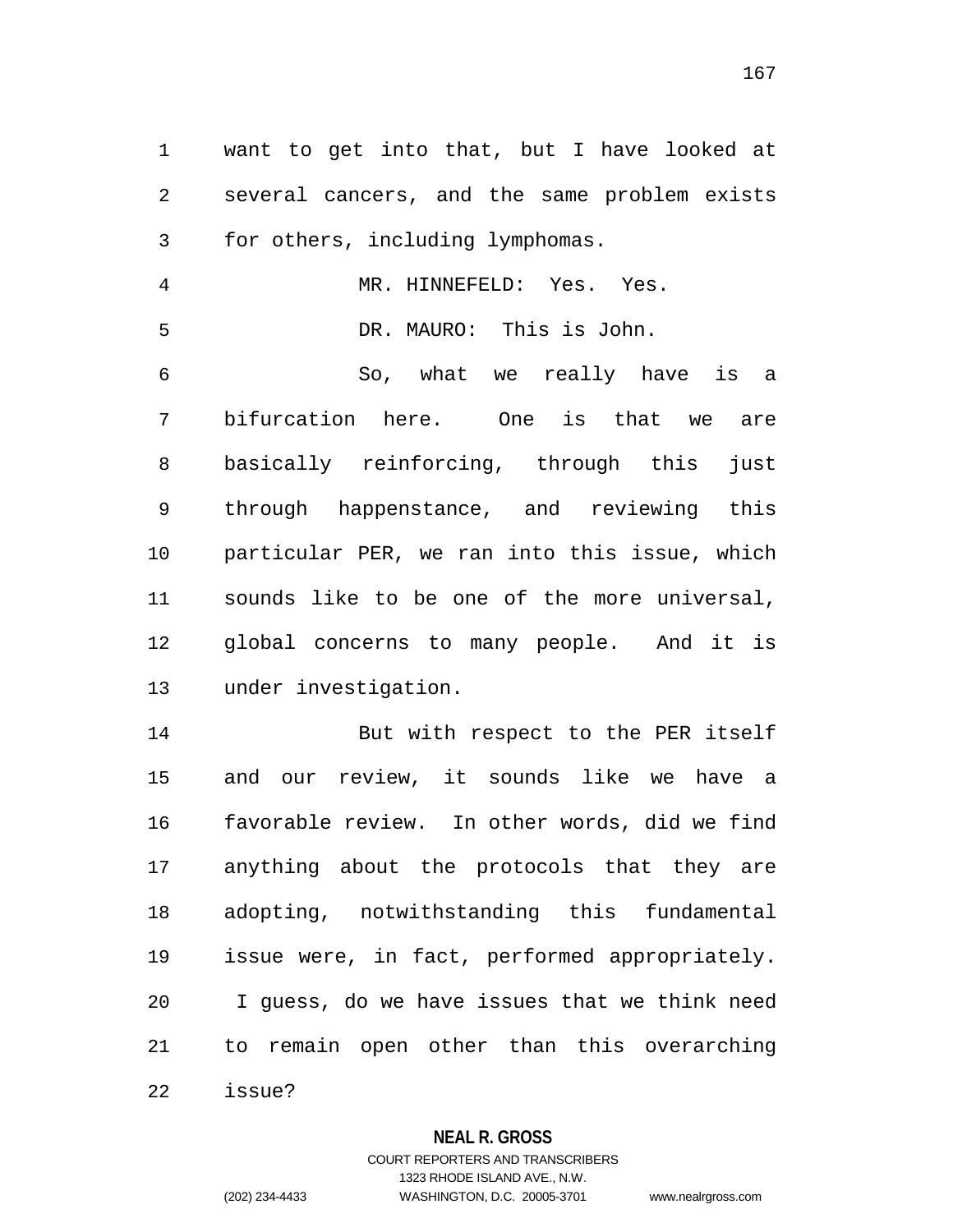want to get into that, but I have looked at several cancers, and the same problem exists for others, including lymphomas.

MR. HINNEFELD: Yes. Yes.

DR. MAURO: This is John.

So, what we really have is a bifurcation here. One is that we are basically reinforcing, through this just through happenstance, and reviewing this particular PER, we ran into this issue, which sounds like to be one of the more universal, global concerns to many people. And it is under investigation.

But with respect to the PER itself and our review, it sounds like we have a favorable review. In other words, did we find anything about the protocols that they are adopting, notwithstanding this fundamental issue were, in fact, performed appropriately. I guess, do we have issues that we think need to remain open other than this overarching issue?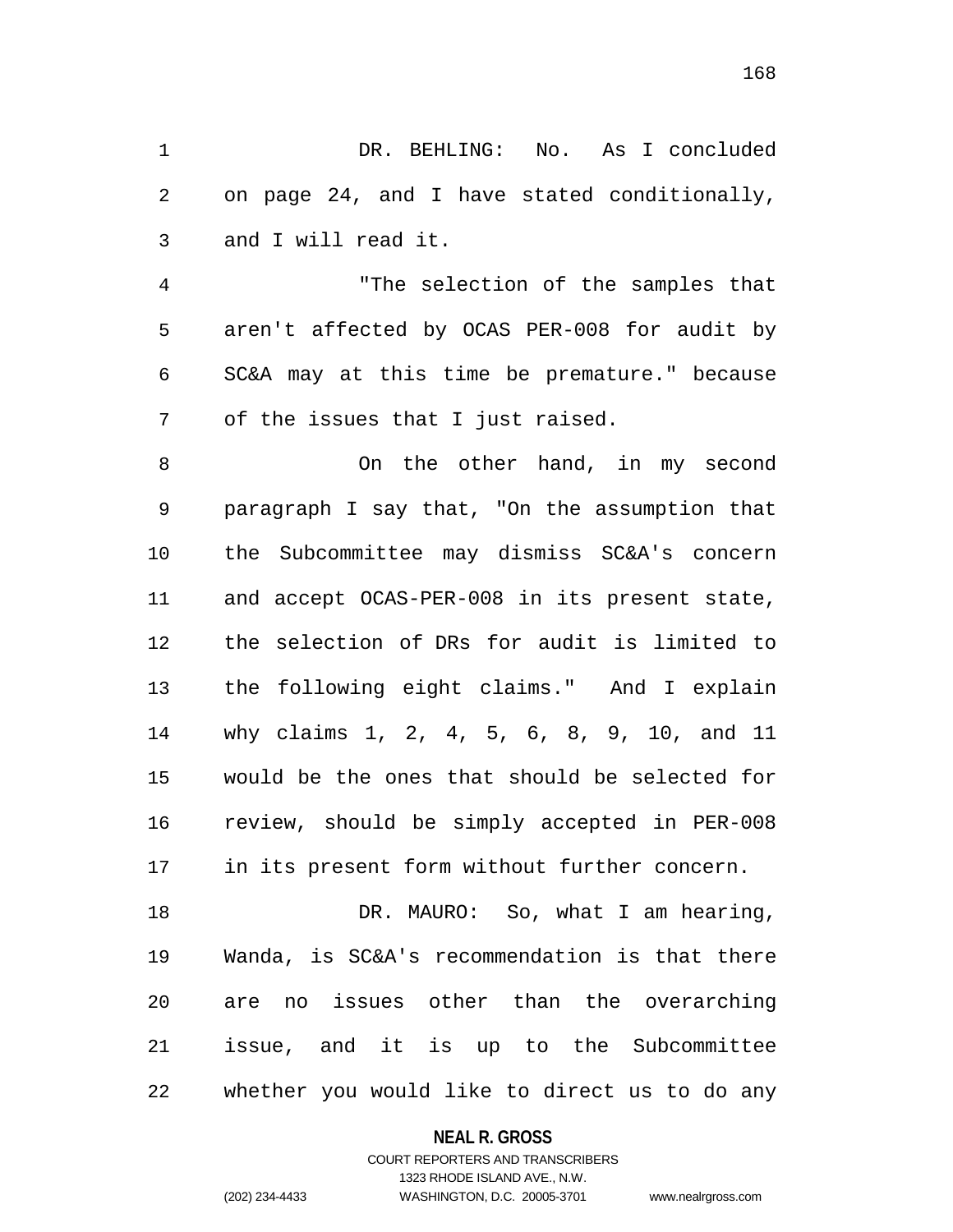DR. BEHLING: No. As I concluded on page 24, and I have stated conditionally, and I will read it.

"The selection of the samples that aren't affected by OCAS PER-008 for audit by SC&A may at this time be premature." because of the issues that I just raised.

On the other hand, in my second paragraph I say that, "On the assumption that the Subcommittee may dismiss SC&A's concern and accept OCAS-PER-008 in its present state, the selection of DRs for audit is limited to the following eight claims." And I explain why claims 1, 2, 4, 5, 6, 8, 9, 10, and 11 would be the ones that should be selected for review, should be simply accepted in PER-008 in its present form without further concern.

DR. MAURO: So, what I am hearing, Wanda, is SC&A's recommendation is that there are no issues other than the overarching issue, and it is up to the Subcommittee whether you would like to direct us to do any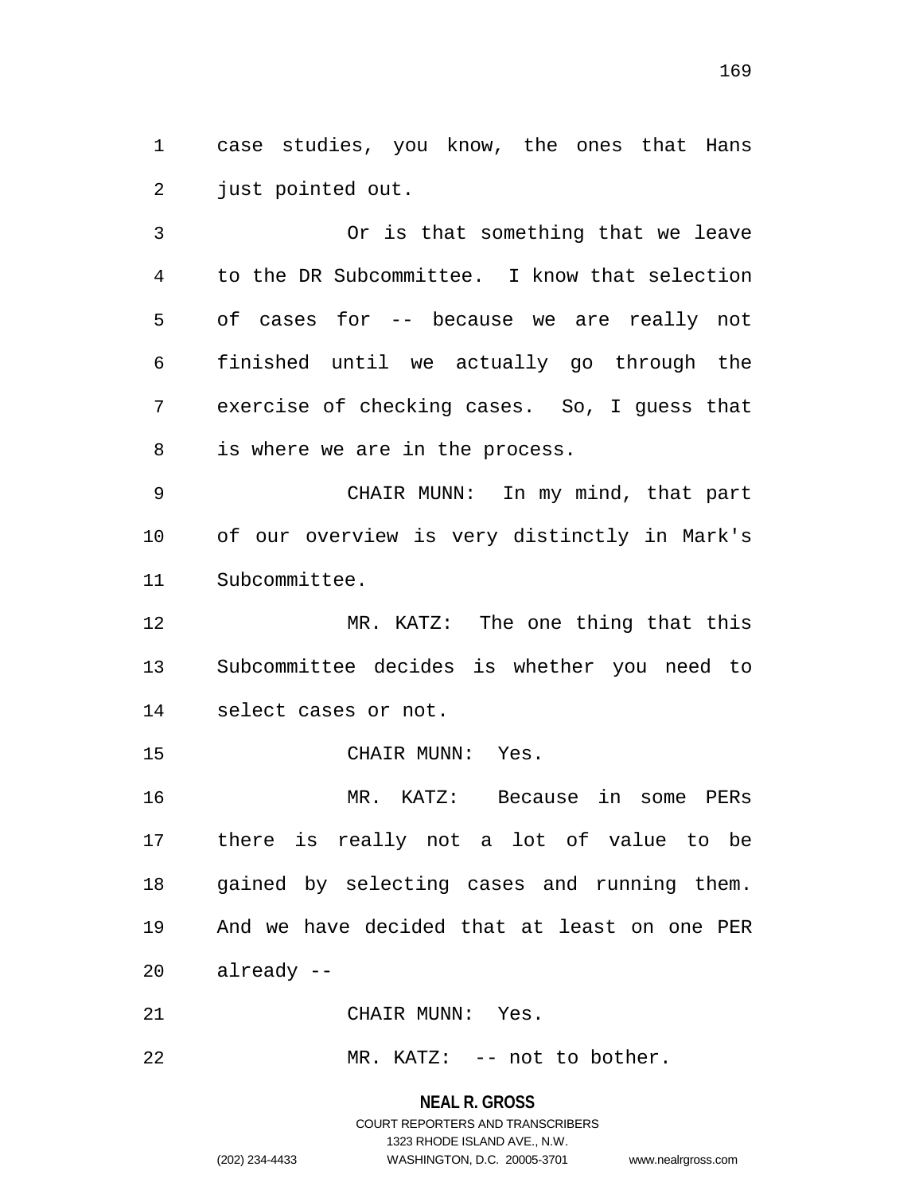case studies, you know, the ones that Hans just pointed out.

Or is that something that we leave to the DR Subcommittee. I know that selection of cases for -- because we are really not finished until we actually go through the exercise of checking cases. So, I guess that is where we are in the process.

CHAIR MUNN: In my mind, that part of our overview is very distinctly in Mark's Subcommittee.

MR. KATZ: The one thing that this Subcommittee decides is whether you need to select cases or not.

CHAIR MUNN: Yes.

MR. KATZ: Because in some PERs there is really not a lot of value to be gained by selecting cases and running them. And we have decided that at least on one PER already --

CHAIR MUNN: Yes.

MR. KATZ: -- not to bother.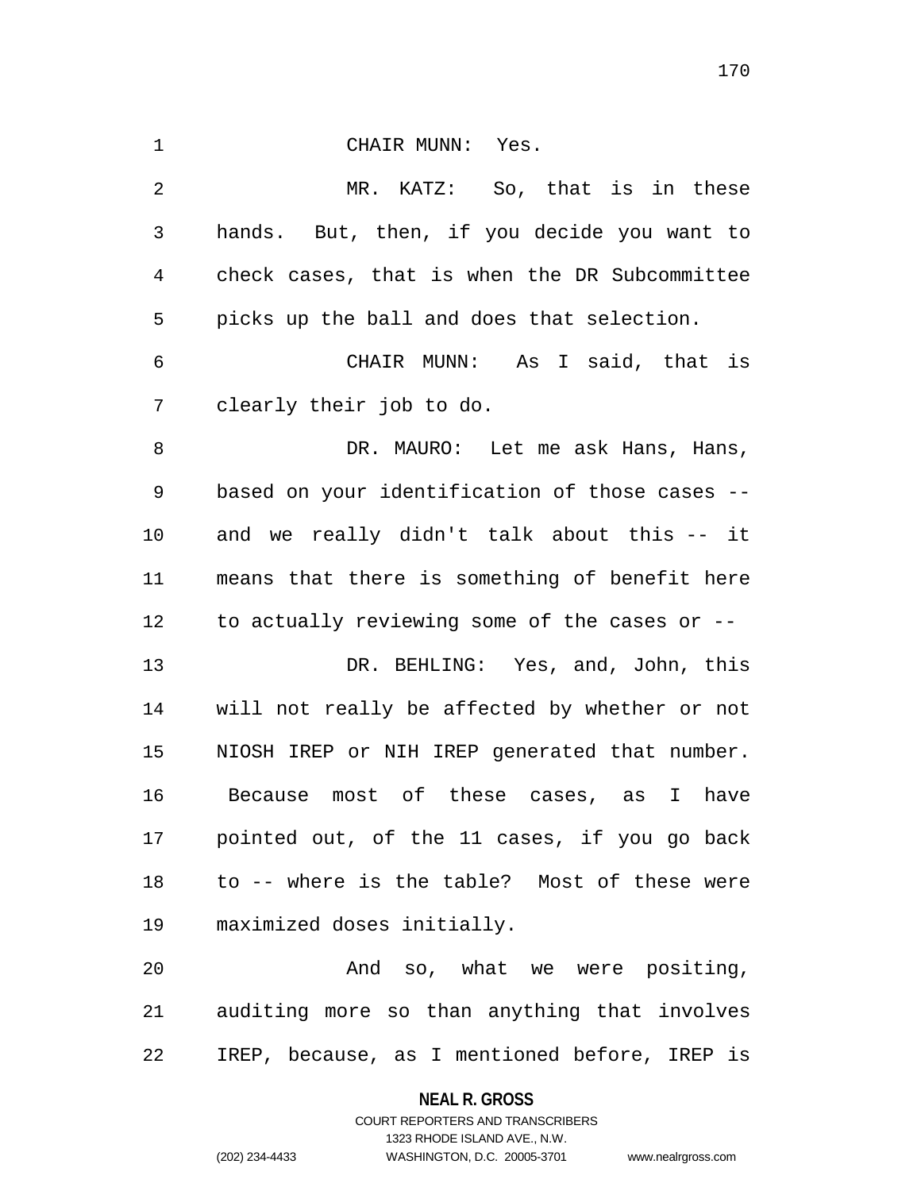CHAIR MUNN: Yes.

MR. KATZ: So, that is in these hands. But, then, if you decide you want to check cases, that is when the DR Subcommittee picks up the ball and does that selection.

CHAIR MUNN: As I said, that is clearly their job to do.

DR. MAURO: Let me ask Hans, Hans, based on your identification of those cases -- and we really didn't talk about this -- it means that there is something of benefit here to actually reviewing some of the cases or --

DR. BEHLING: Yes, and, John, this will not really be affected by whether or not NIOSH IREP or NIH IREP generated that number. Because most of these cases, as I have pointed out, of the 11 cases, if you go back to -- where is the table? Most of these were maximized doses initially.

And so, what we were positing, auditing more so than anything that involves IREP, because, as I mentioned before, IREP is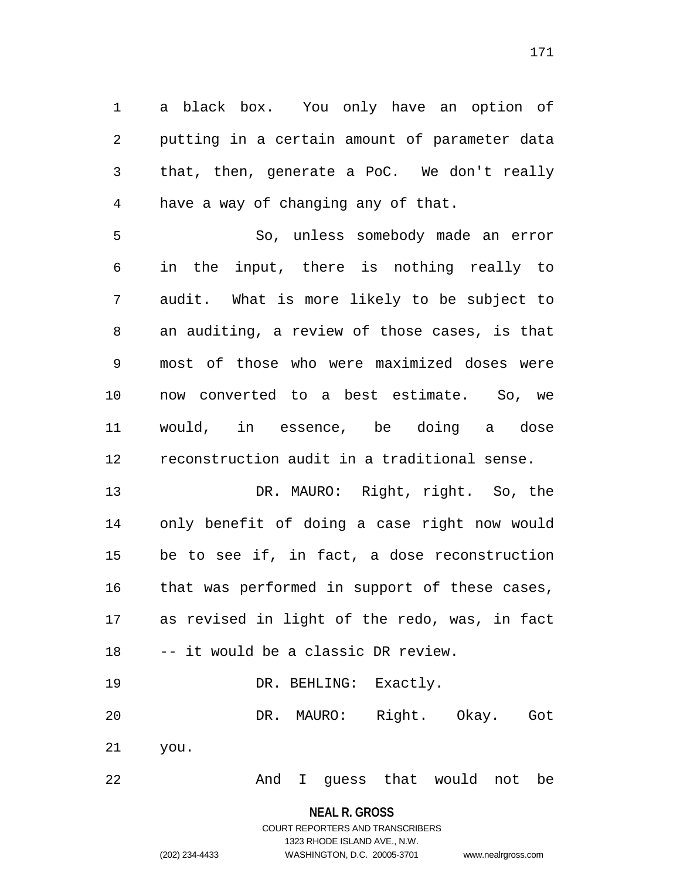a black box. You only have an option of putting in a certain amount of parameter data that, then, generate a PoC. We don't really have a way of changing any of that.

So, unless somebody made an error in the input, there is nothing really to audit. What is more likely to be subject to an auditing, a review of those cases, is that most of those who were maximized doses were now converted to a best estimate. So, we would, in essence, be doing a dose reconstruction audit in a traditional sense.

DR. MAURO: Right, right. So, the only benefit of doing a case right now would be to see if, in fact, a dose reconstruction that was performed in support of these cases, as revised in light of the redo, was, in fact -- it would be a classic DR review.

DR. BEHLING: Exactly.

DR. MAURO: Right. Okay. Got you.

And I guess that would not be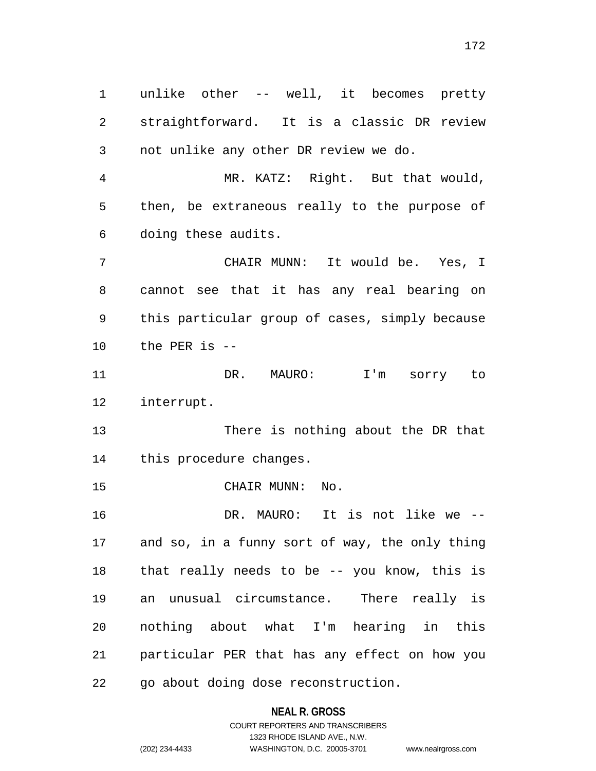unlike other -- well, it becomes pretty straightforward. It is a classic DR review not unlike any other DR review we do.

MR. KATZ: Right. But that would, then, be extraneous really to the purpose of doing these audits.

CHAIR MUNN: It would be. Yes, I cannot see that it has any real bearing on this particular group of cases, simply because the PER is --

DR. MAURO: I'm sorry to interrupt.

There is nothing about the DR that this procedure changes.

CHAIR MUNN: No.

DR. MAURO: It is not like we -- and so, in a funny sort of way, the only thing that really needs to be -- you know, this is an unusual circumstance. There really is nothing about what I'm hearing in this particular PER that has any effect on how you go about doing dose reconstruction.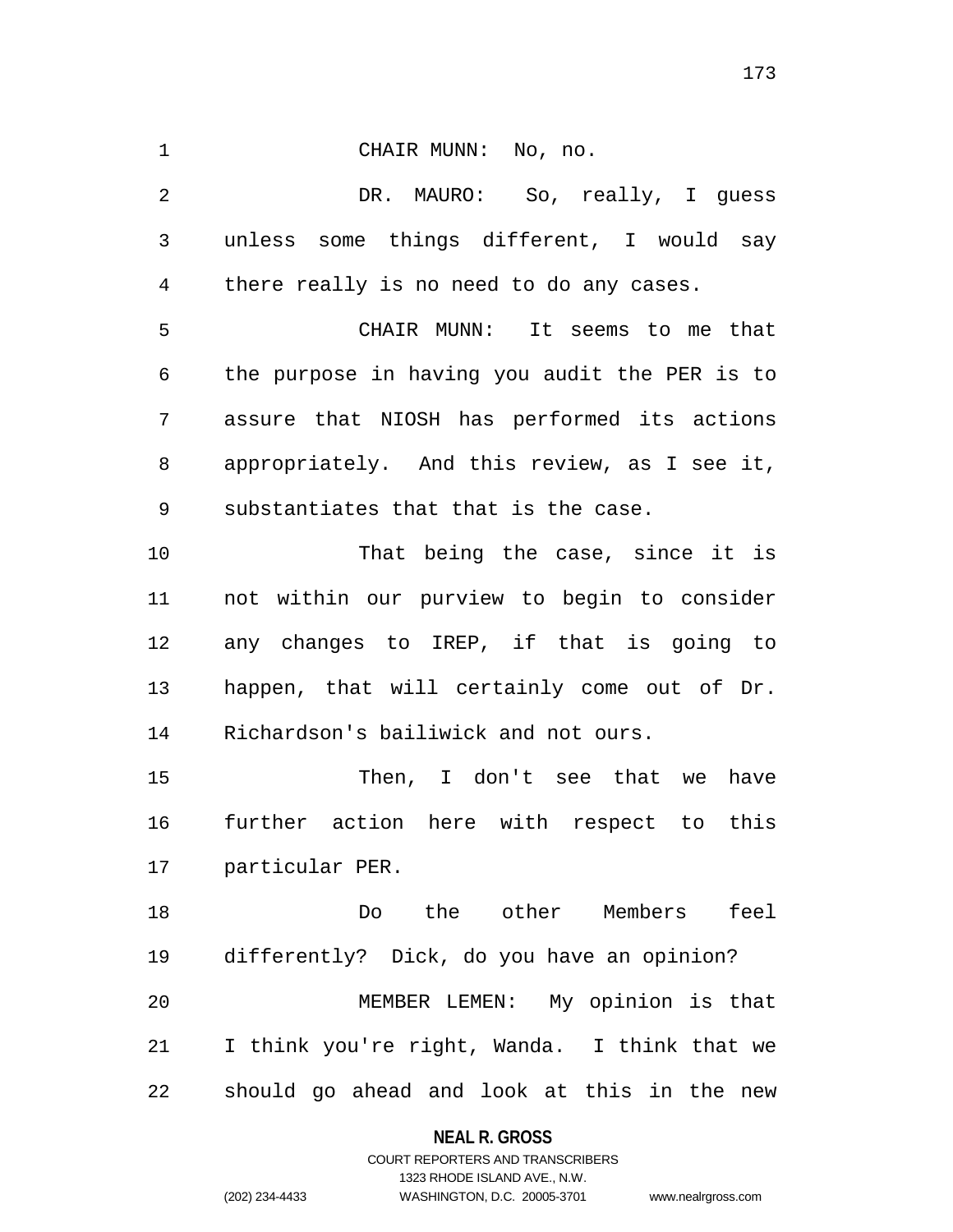CHAIR MUNN: No, no.

DR. MAURO: So, really, I guess unless some things different, I would say there really is no need to do any cases.

CHAIR MUNN: It seems to me that the purpose in having you audit the PER is to assure that NIOSH has performed its actions appropriately. And this review, as I see it, substantiates that that is the case.

That being the case, since it is not within our purview to begin to consider any changes to IREP, if that is going to happen, that will certainly come out of Dr. Richardson's bailiwick and not ours.

Then, I don't see that we have further action here with respect to this particular PER.

Do the other Members feel differently? Dick, do you have an opinion?

MEMBER LEMEN: My opinion is that I think you're right, Wanda. I think that we should go ahead and look at this in the new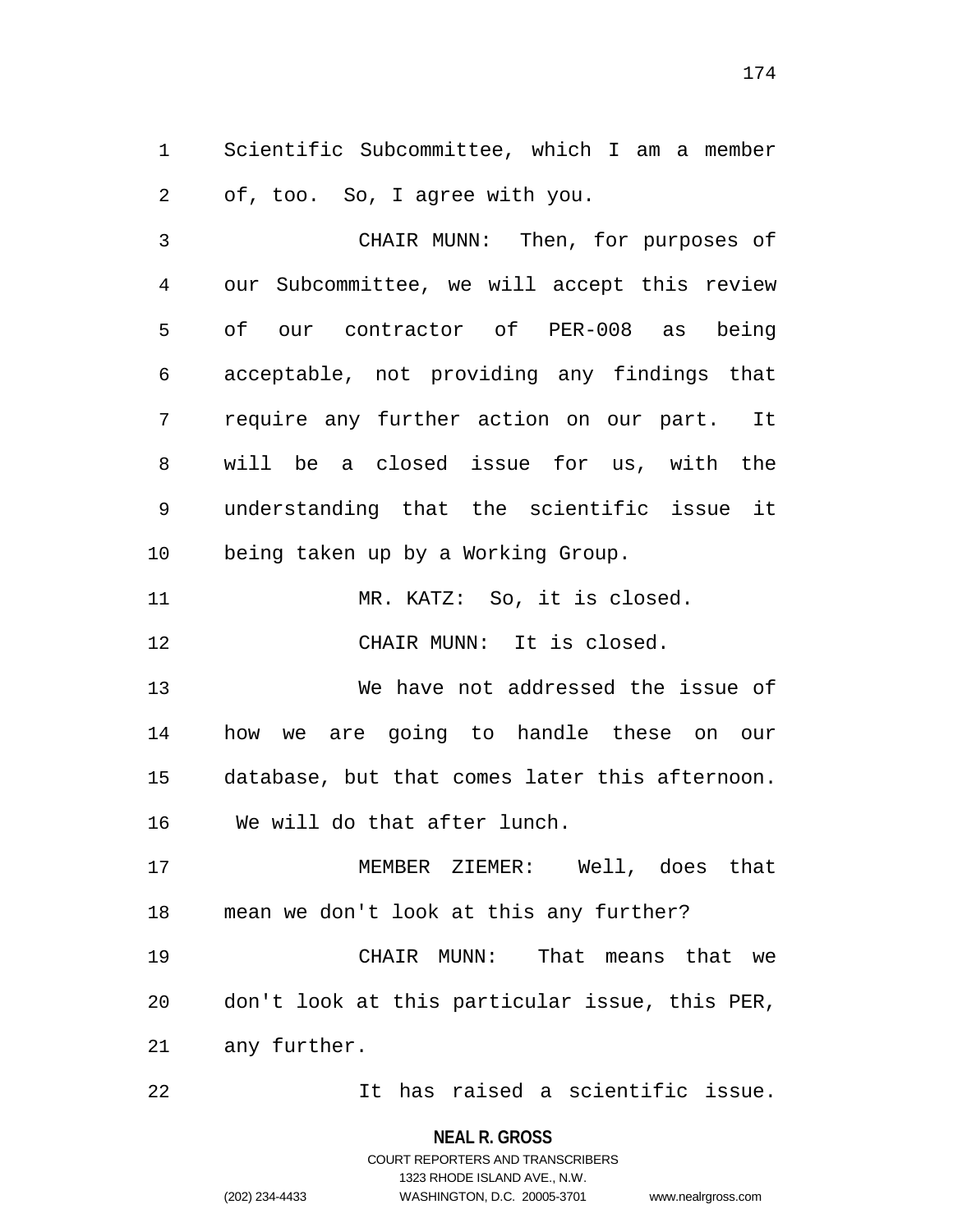Scientific Subcommittee, which I am a member of, too. So, I agree with you.

CHAIR MUNN: Then, for purposes of our Subcommittee, we will accept this review of our contractor of PER-008 as being acceptable, not providing any findings that require any further action on our part. It will be a closed issue for us, with the understanding that the scientific issue it being taken up by a Working Group.

MR. KATZ: So, it is closed.

CHAIR MUNN: It is closed.

We have not addressed the issue of how we are going to handle these on our database, but that comes later this afternoon. We will do that after lunch.

MEMBER ZIEMER: Well, does that mean we don't look at this any further?

CHAIR MUNN: That means that we don't look at this particular issue, this PER, any further.

It has raised a scientific issue.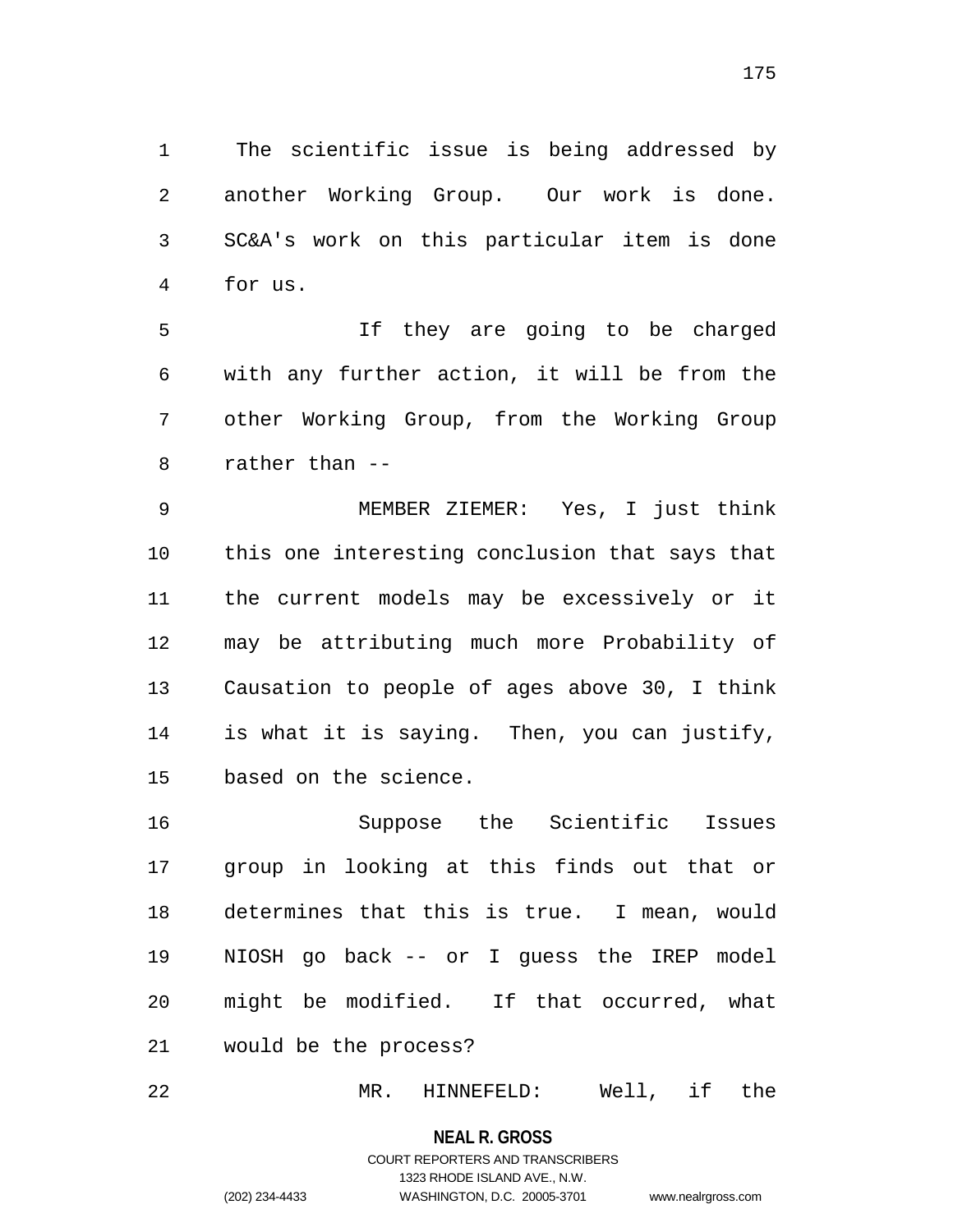The scientific issue is being addressed by another Working Group. Our work is done. SC&A's work on this particular item is done for us.

If they are going to be charged with any further action, it will be from the other Working Group, from the Working Group rather than --

MEMBER ZIEMER: Yes, I just think this one interesting conclusion that says that the current models may be excessively or it may be attributing much more Probability of Causation to people of ages above 30, I think is what it is saying. Then, you can justify, based on the science.

Suppose the Scientific Issues group in looking at this finds out that or determines that this is true. I mean, would NIOSH go back -- or I guess the IREP model might be modified. If that occurred, what would be the process?

MR. HINNEFELD: Well, if the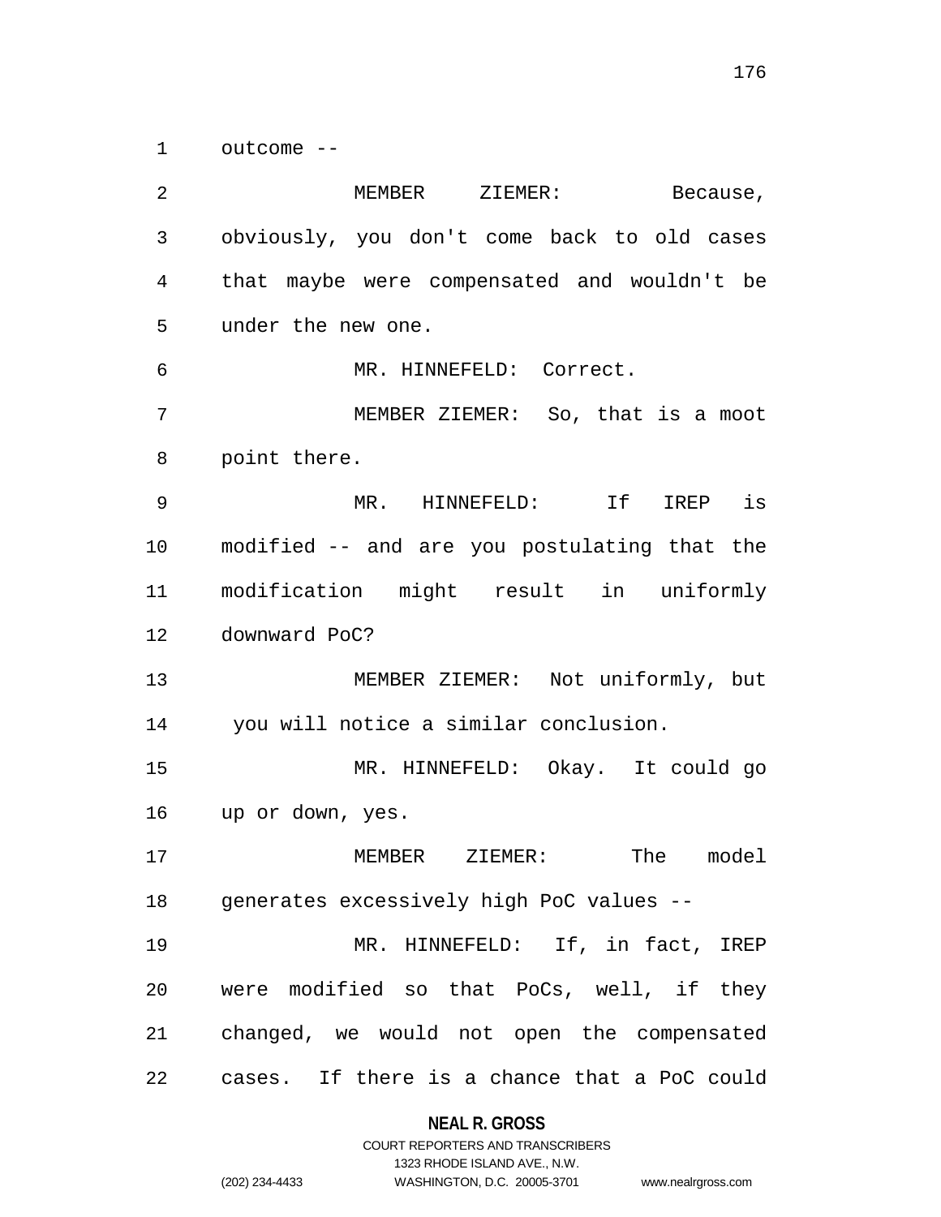outcome --

MEMBER ZIEMER: Because, obviously, you don't come back to old cases that maybe were compensated and wouldn't be under the new one.

MR. HINNEFELD: Correct.

MEMBER ZIEMER: So, that is a moot point there.

MR. HINNEFELD: If IREP is modified -- and are you postulating that the modification might result in uniformly downward PoC?

MEMBER ZIEMER: Not uniformly, but you will notice a similar conclusion.

MR. HINNEFELD: Okay. It could go up or down, yes.

MEMBER ZIEMER: The model generates excessively high PoC values --

MR. HINNEFELD: If, in fact, IREP were modified so that PoCs, well, if they changed, we would not open the compensated cases. If there is a chance that a PoC could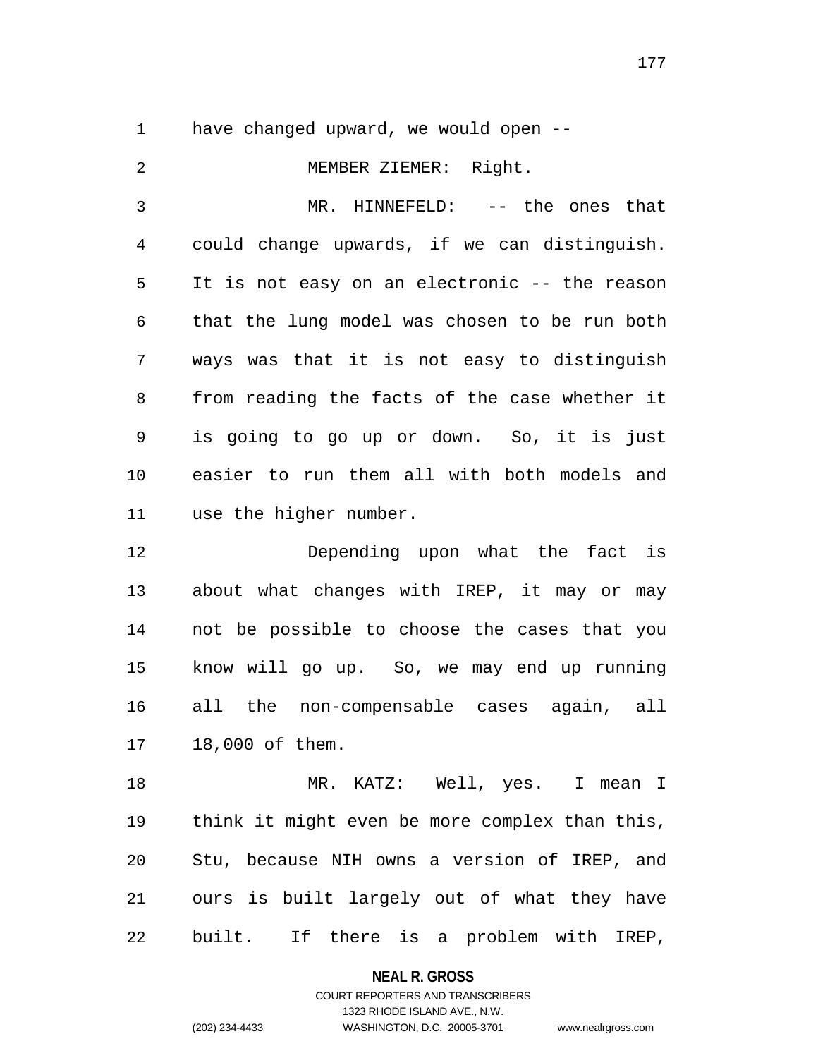have changed upward, we would open --

MEMBER ZIEMER: Right.

MR. HINNEFELD: -- the ones that could change upwards, if we can distinguish. It is not easy on an electronic -- the reason that the lung model was chosen to be run both ways was that it is not easy to distinguish from reading the facts of the case whether it is going to go up or down. So, it is just easier to run them all with both models and use the higher number.

Depending upon what the fact is about what changes with IREP, it may or may not be possible to choose the cases that you know will go up. So, we may end up running all the non-compensable cases again, all 18,000 of them.

MR. KATZ: Well, yes. I mean I think it might even be more complex than this, Stu, because NIH owns a version of IREP, and ours is built largely out of what they have built. If there is a problem with IREP,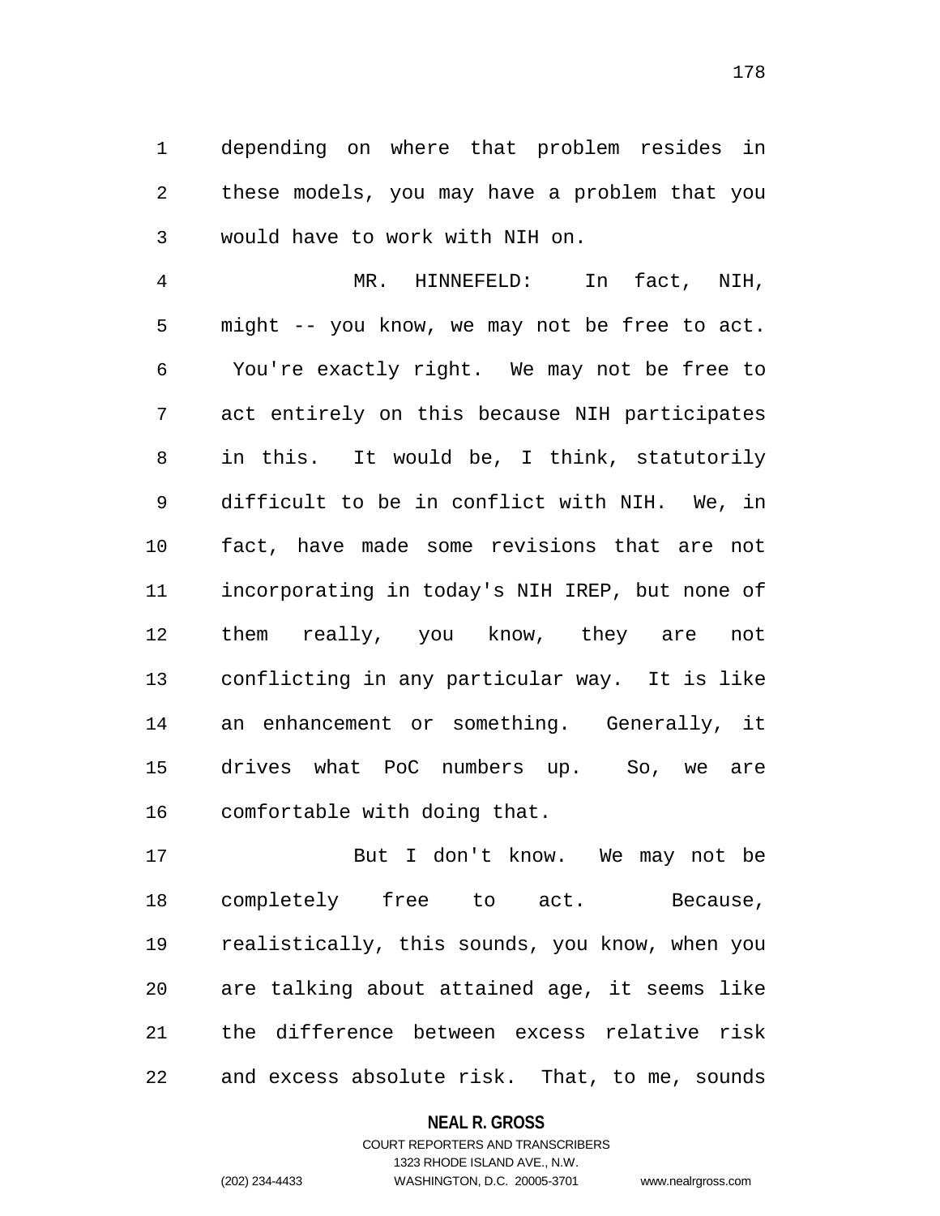depending on where that problem resides in these models, you may have a problem that you would have to work with NIH on.

MR. HINNEFELD: In fact, NIH, might -- you know, we may not be free to act. You're exactly right. We may not be free to act entirely on this because NIH participates in this. It would be, I think, statutorily difficult to be in conflict with NIH. We, in fact, have made some revisions that are not incorporating in today's NIH IREP, but none of them really, you know, they are not conflicting in any particular way. It is like an enhancement or something. Generally, it drives what PoC numbers up. So, we are comfortable with doing that.

But I don't know. We may not be completely free to act. Because, realistically, this sounds, you know, when you are talking about attained age, it seems like the difference between excess relative risk and excess absolute risk. That, to me, sounds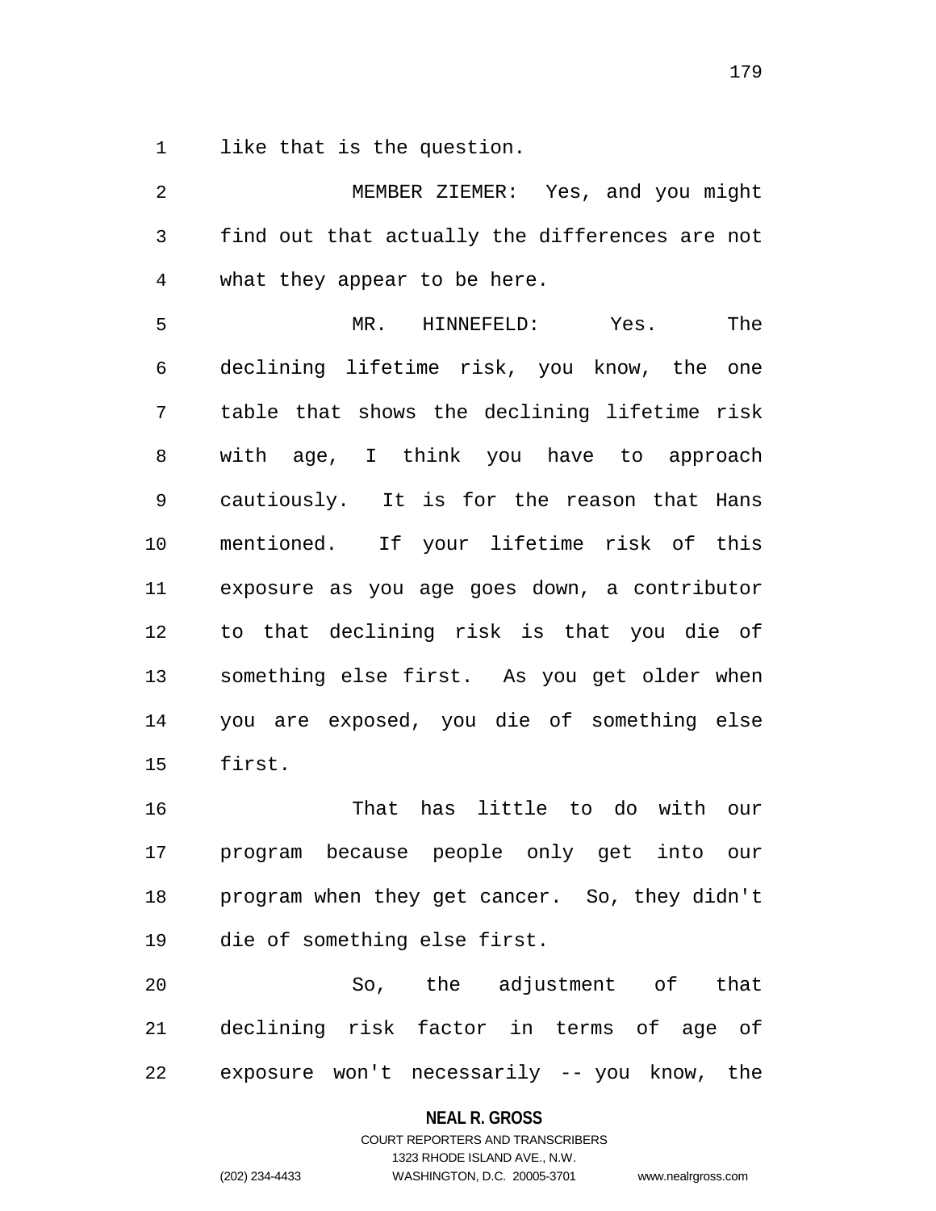like that is the question.

MEMBER ZIEMER: Yes, and you might find out that actually the differences are not what they appear to be here.

MR. HINNEFELD: Yes. The declining lifetime risk, you know, the one table that shows the declining lifetime risk with age, I think you have to approach cautiously. It is for the reason that Hans mentioned. If your lifetime risk of this exposure as you age goes down, a contributor to that declining risk is that you die of something else first. As you get older when you are exposed, you die of something else first.

That has little to do with our program because people only get into our program when they get cancer. So, they didn't die of something else first.

So, the adjustment of that declining risk factor in terms of age of exposure won't necessarily -- you know, the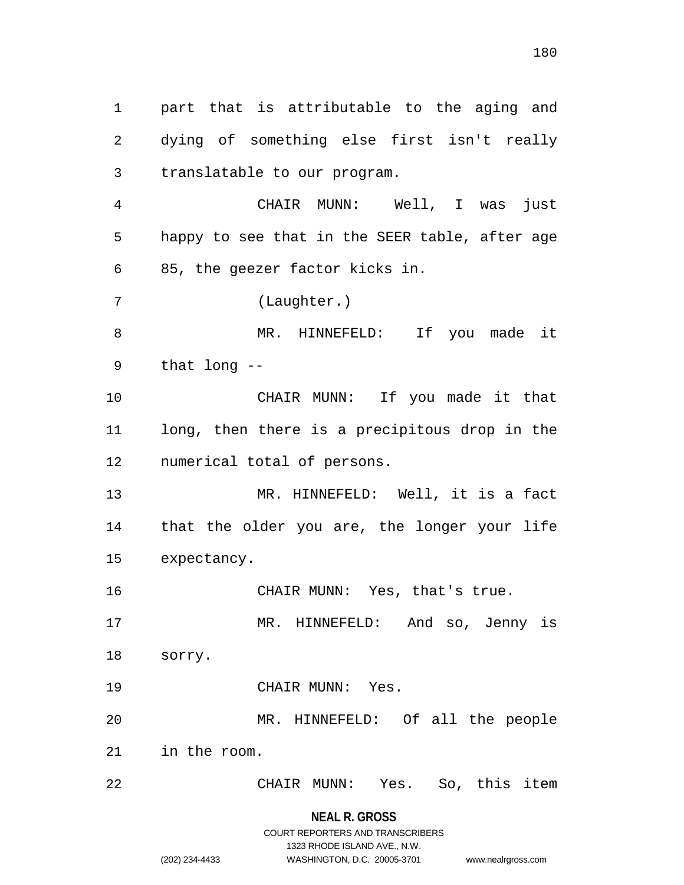part that is attributable to the aging and dying of something else first isn't really translatable to our program.

CHAIR MUNN: Well, I was just happy to see that in the SEER table, after age 85, the geezer factor kicks in.

(Laughter.)

MR. HINNEFELD: If you made it that long --

CHAIR MUNN: If you made it that long, then there is a precipitous drop in the numerical total of persons.

MR. HINNEFELD: Well, it is a fact that the older you are, the longer your life expectancy.

CHAIR MUNN: Yes, that's true.

MR. HINNEFELD: And so, Jenny is sorry.

CHAIR MUNN: Yes.

MR. HINNEFELD: Of all the people in the room.

CHAIR MUNN: Yes. So, this item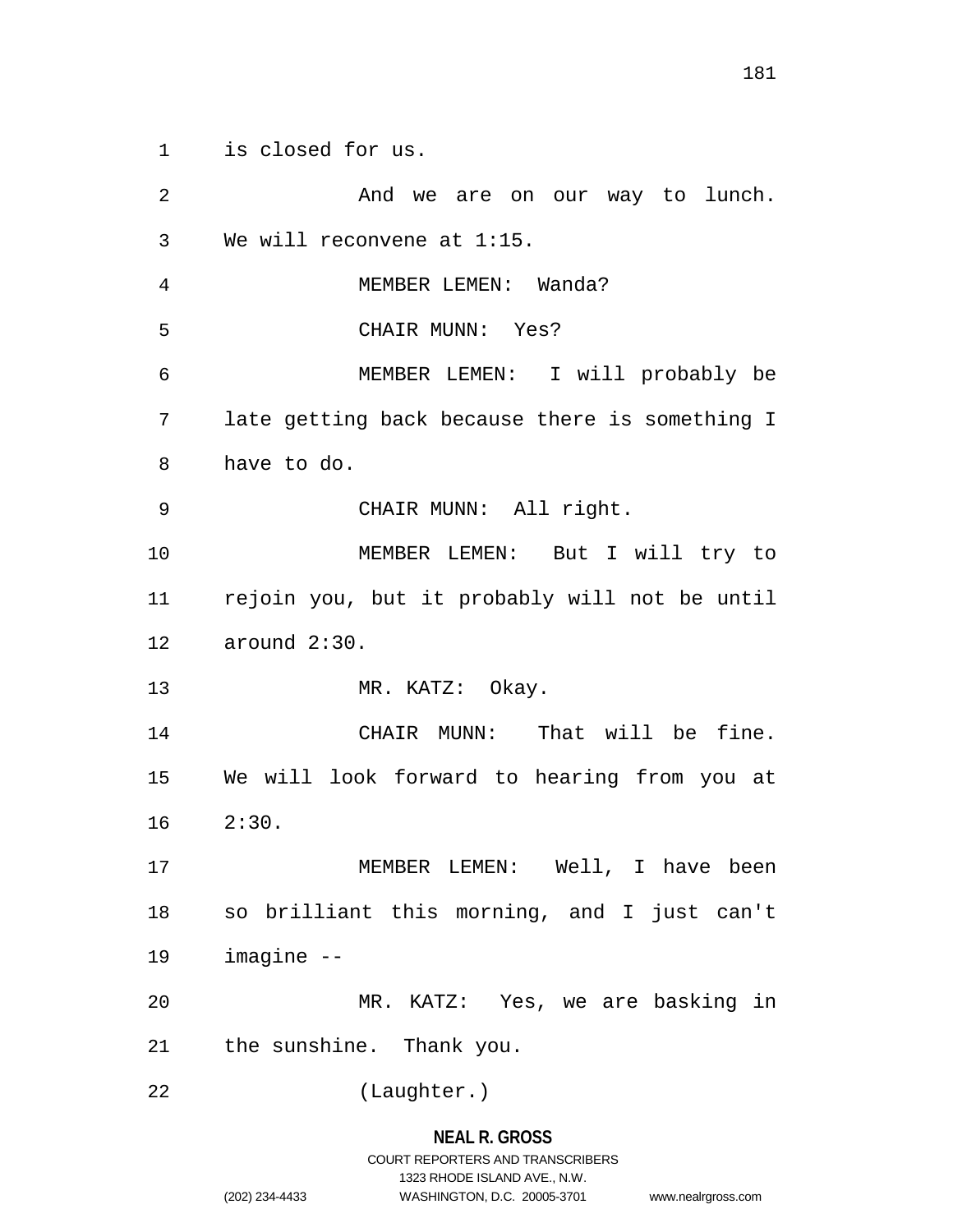is closed for us.

And we are on our way to lunch. We will reconvene at 1:15.

MEMBER LEMEN: Wanda?

CHAIR MUNN: Yes?

MEMBER LEMEN: I will probably be late getting back because there is something I have to do.

CHAIR MUNN: All right.

MEMBER LEMEN: But I will try to rejoin you, but it probably will not be until around 2:30.

MR. KATZ: Okay.

CHAIR MUNN: That will be fine. We will look forward to hearing from you at 2:30.

MEMBER LEMEN: Well, I have been so brilliant this morning, and I just can't imagine --

MR. KATZ: Yes, we are basking in the sunshine. Thank you.

(Laughter.)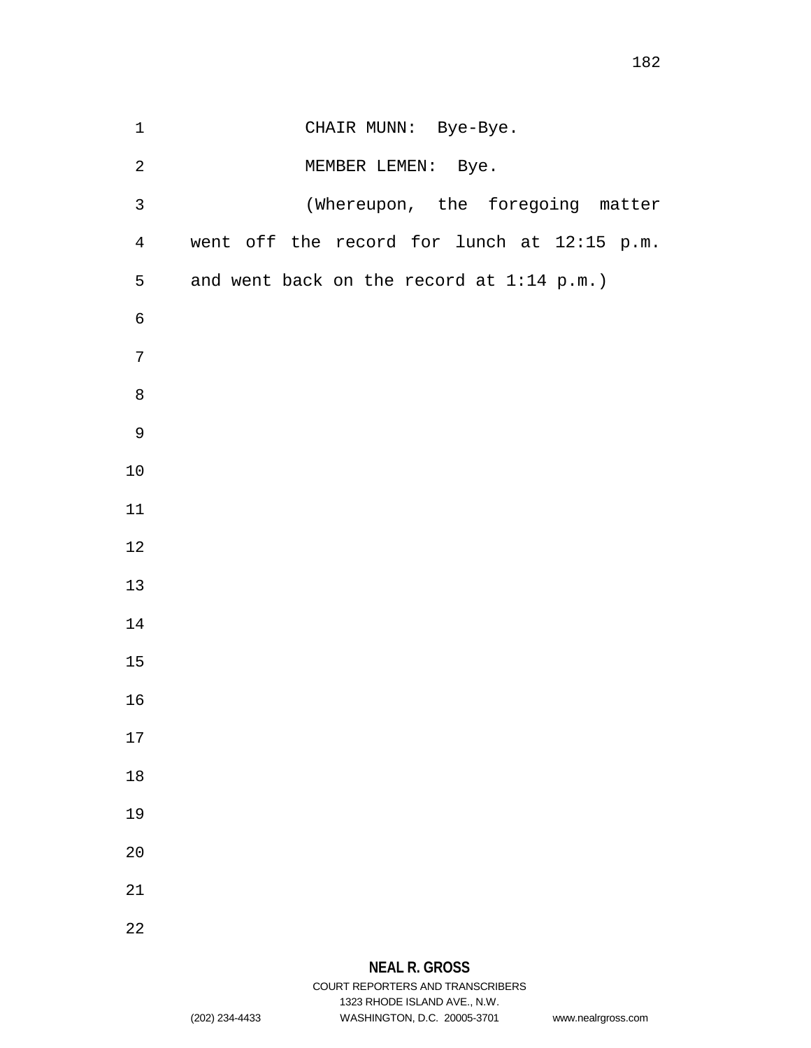CHAIR MUNN: Bye-Bye.

MEMBER LEMEN: Bye.

(Whereupon, the foregoing matter went off the record for lunch at 12:15 p.m. and went back on the record at 1:14 p.m.)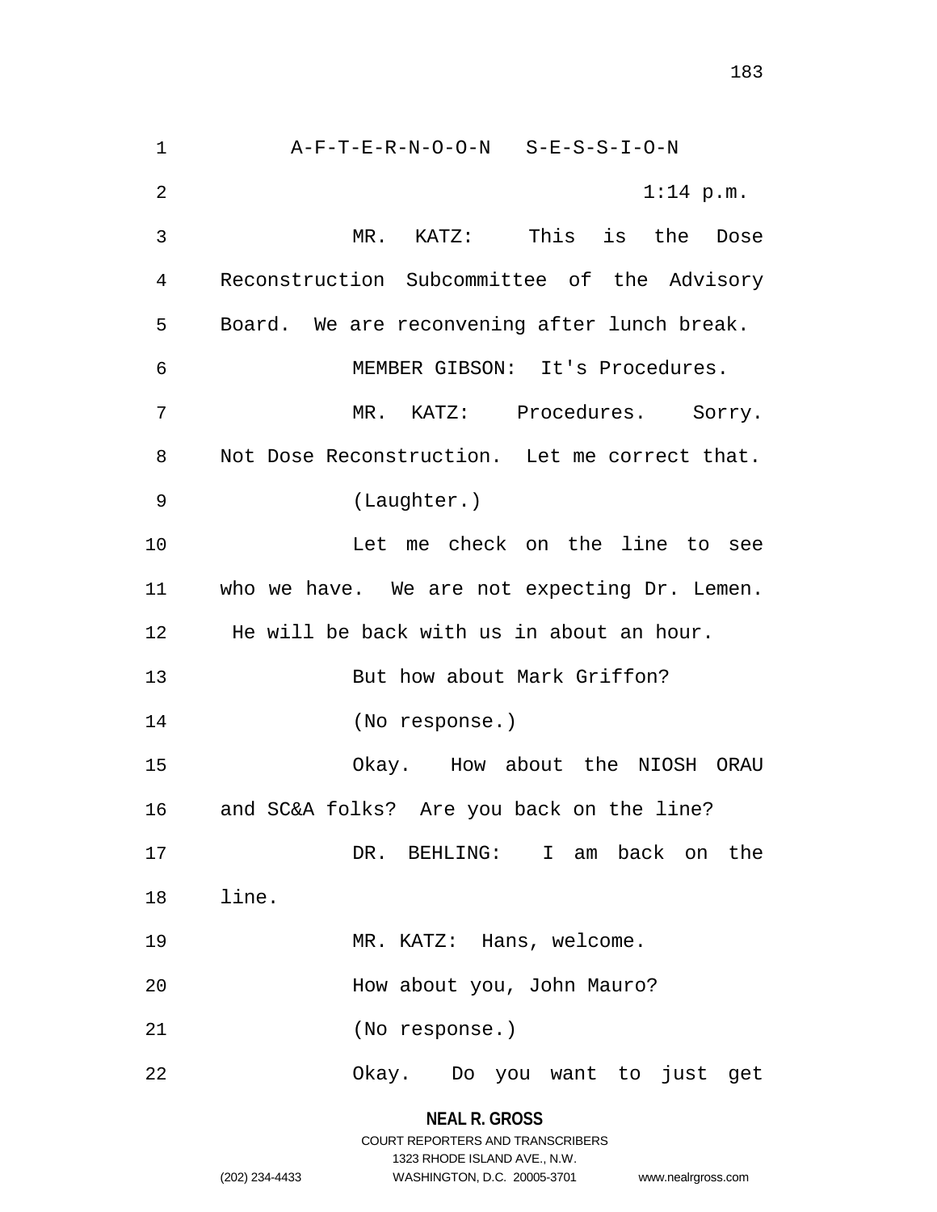A-F-T-E-R-N-O-O-N S-E-S-S-I-O-N

1:14 p.m.

MR. KATZ: This is the Dose Reconstruction Subcommittee of the Advisory Board. We are reconvening after lunch break.

MEMBER GIBSON: It's Procedures.

MR. KATZ: Procedures. Sorry. Not Dose Reconstruction. Let me correct that.

(Laughter.)

Let me check on the line to see who we have. We are not expecting Dr. Lemen. He will be back with us in about an hour.

But how about Mark Griffon?

(No response.)

Okay. How about the NIOSH ORAU and SC&A folks? Are you back on the line?

DR. BEHLING: I am back on the line.

MR. KATZ: Hans, welcome.

How about you, John Mauro?

(No response.)

Okay. Do you want to just get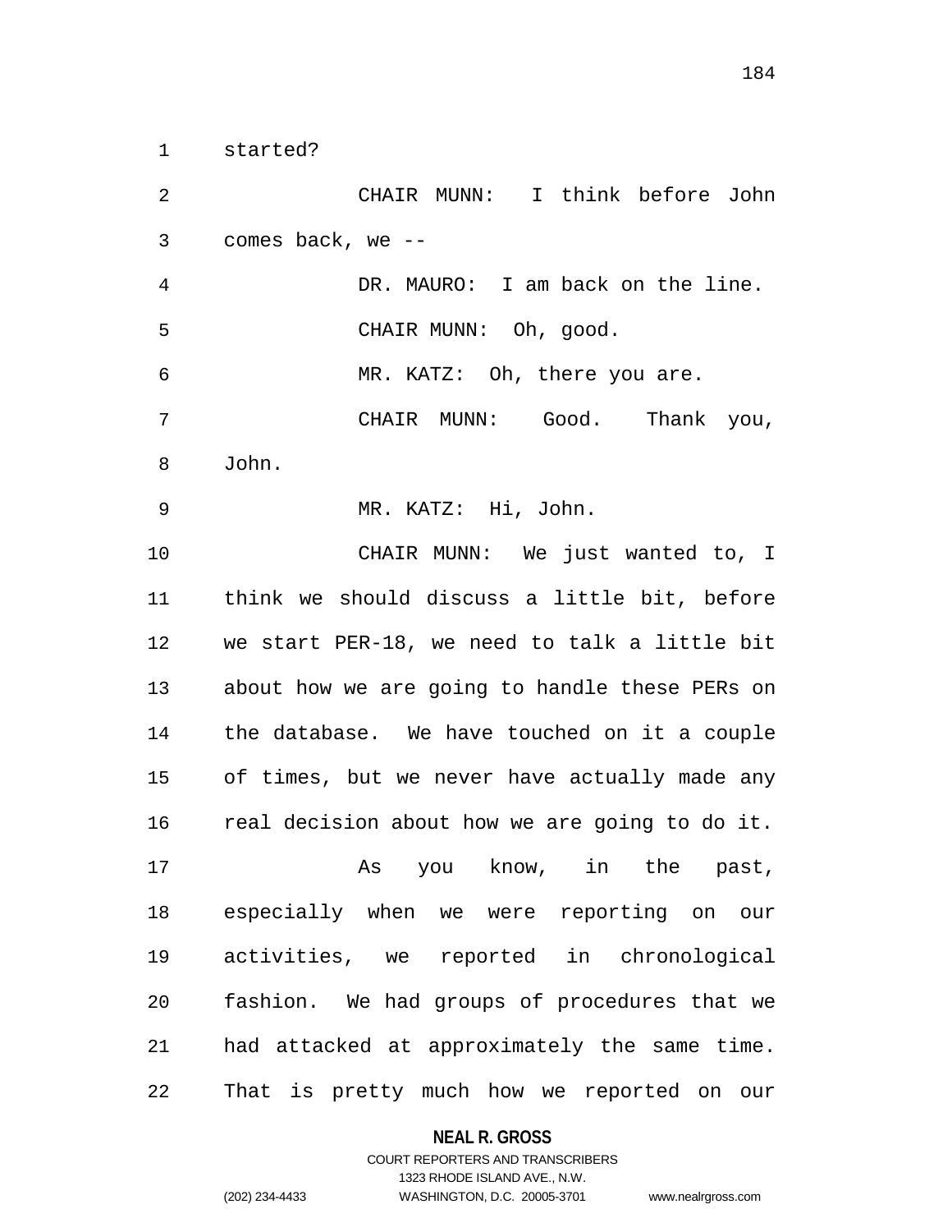started?

CHAIR MUNN: I think before John comes back, we --

DR. MAURO: I am back on the line.

CHAIR MUNN: Oh, good.

MR. KATZ: Oh, there you are.

CHAIR MUNN: Good. Thank you, John.

MR. KATZ: Hi, John.

CHAIR MUNN: We just wanted to, I think we should discuss a little bit, before we start PER-18, we need to talk a little bit about how we are going to handle these PERs on the database. We have touched on it a couple of times, but we never have actually made any real decision about how we are going to do it.

As you know, in the past, especially when we were reporting on our activities, we reported in chronological fashion. We had groups of procedures that we had attacked at approximately the same time. That is pretty much how we reported on our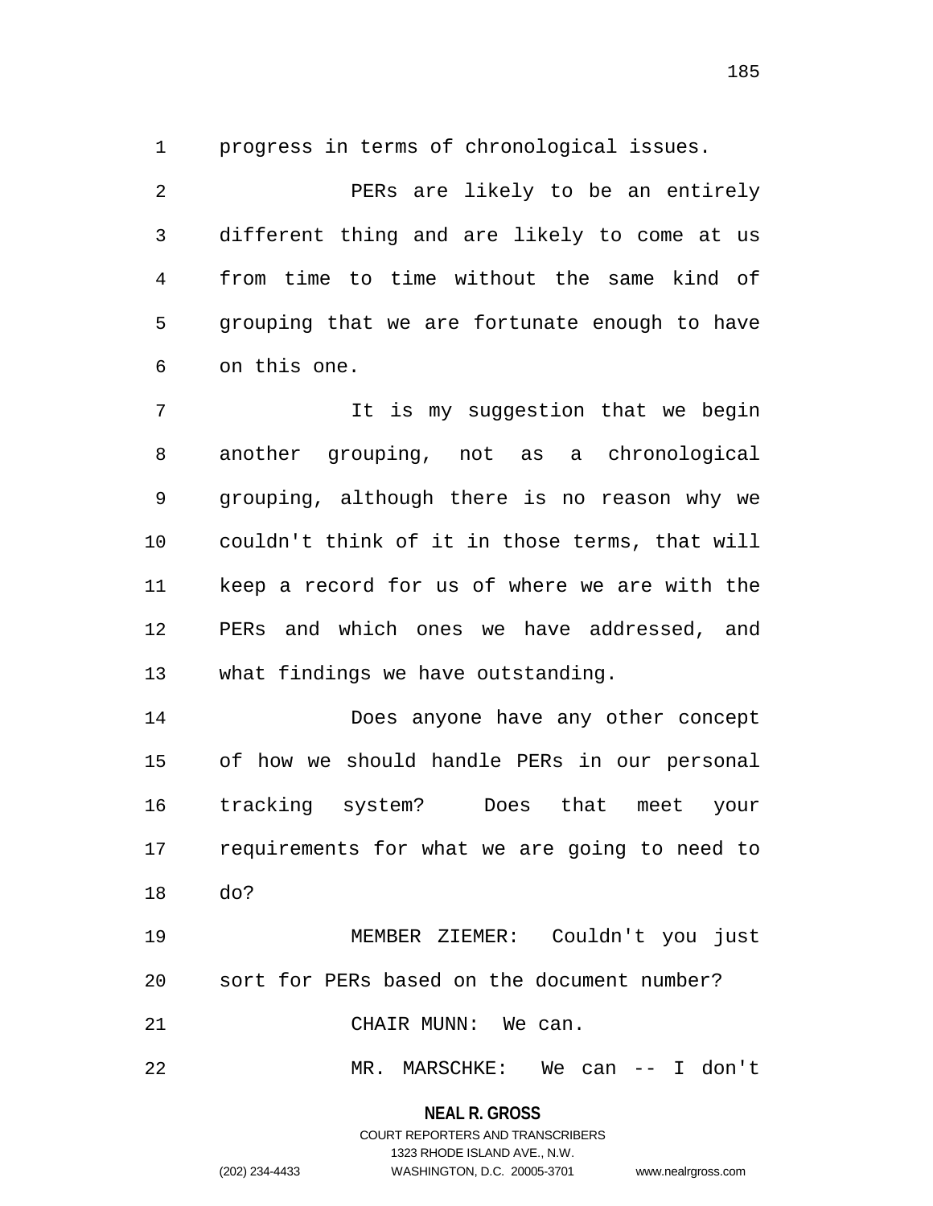progress in terms of chronological issues.

PERs are likely to be an entirely different thing and are likely to come at us from time to time without the same kind of grouping that we are fortunate enough to have on this one.

It is my suggestion that we begin another grouping, not as a chronological grouping, although there is no reason why we couldn't think of it in those terms, that will keep a record for us of where we are with the PERs and which ones we have addressed, and what findings we have outstanding.

Does anyone have any other concept of how we should handle PERs in our personal tracking system? Does that meet your requirements for what we are going to need to do?

MEMBER ZIEMER: Couldn't you just sort for PERs based on the document number?

CHAIR MUNN: We can.

MR. MARSCHKE: We can -- I don't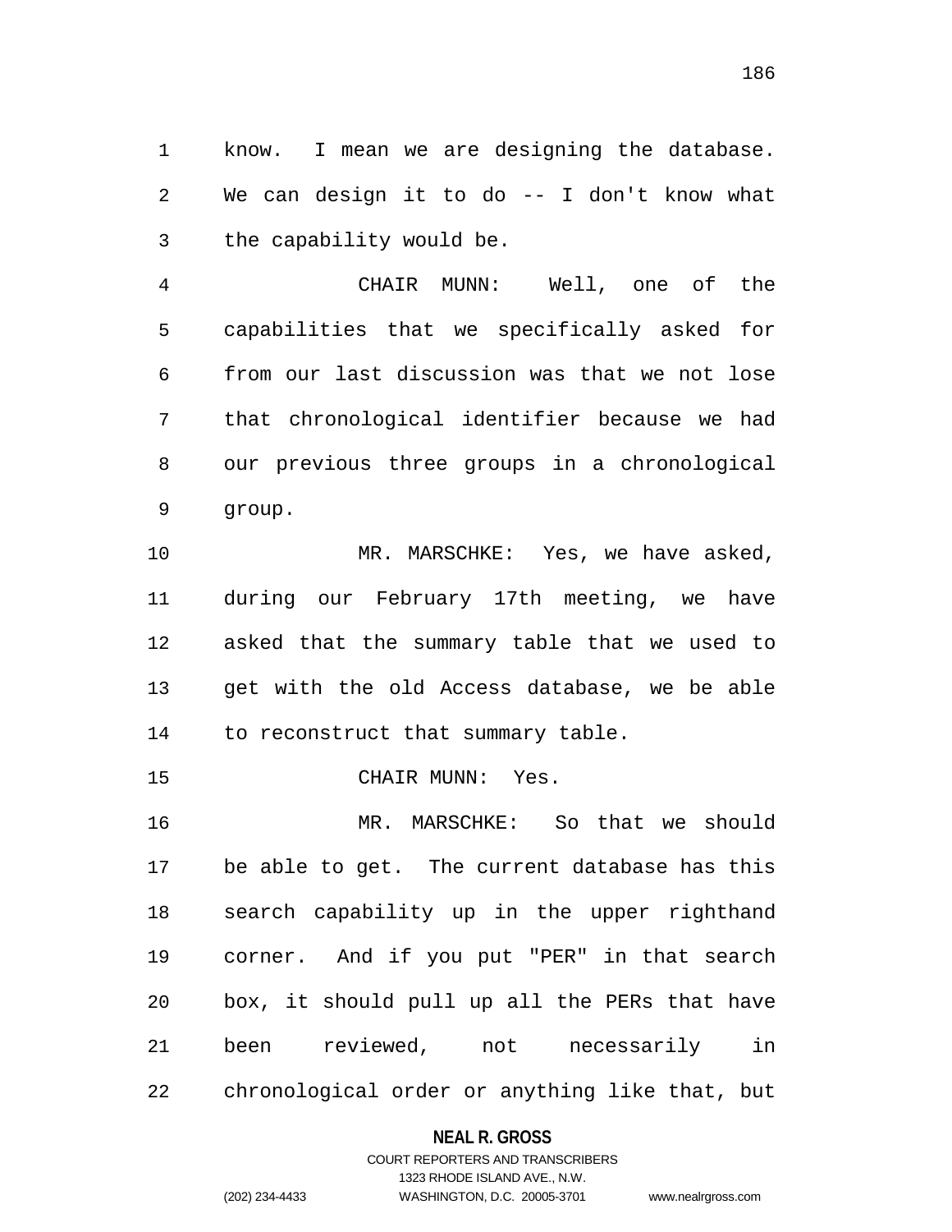know. I mean we are designing the database. We can design it to do -- I don't know what the capability would be.

CHAIR MUNN: Well, one of the capabilities that we specifically asked for from our last discussion was that we not lose that chronological identifier because we had our previous three groups in a chronological group.

MR. MARSCHKE: Yes, we have asked, during our February 17th meeting, we have asked that the summary table that we used to get with the old Access database, we be able to reconstruct that summary table.

CHAIR MUNN: Yes.

MR. MARSCHKE: So that we should be able to get. The current database has this search capability up in the upper righthand corner. And if you put "PER" in that search box, it should pull up all the PERs that have been reviewed, not necessarily in chronological order or anything like that, but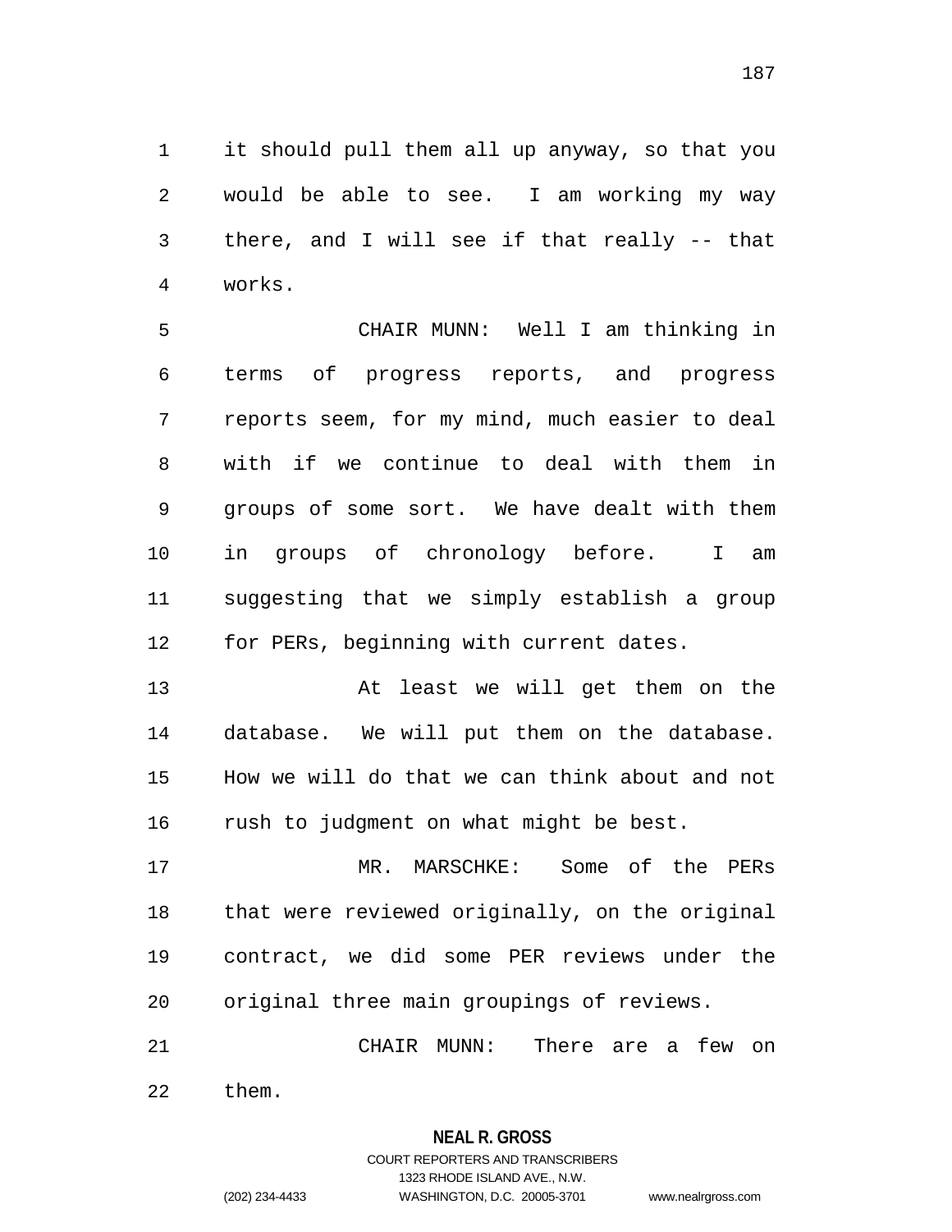it should pull them all up anyway, so that you would be able to see. I am working my way there, and I will see if that really -- that works.

CHAIR MUNN: Well I am thinking in terms of progress reports, and progress reports seem, for my mind, much easier to deal with if we continue to deal with them in groups of some sort. We have dealt with them in groups of chronology before. I am suggesting that we simply establish a group for PERs, beginning with current dates.

At least we will get them on the database. We will put them on the database. How we will do that we can think about and not rush to judgment on what might be best.

MR. MARSCHKE: Some of the PERs that were reviewed originally, on the original contract, we did some PER reviews under the original three main groupings of reviews.

CHAIR MUNN: There are a few on them.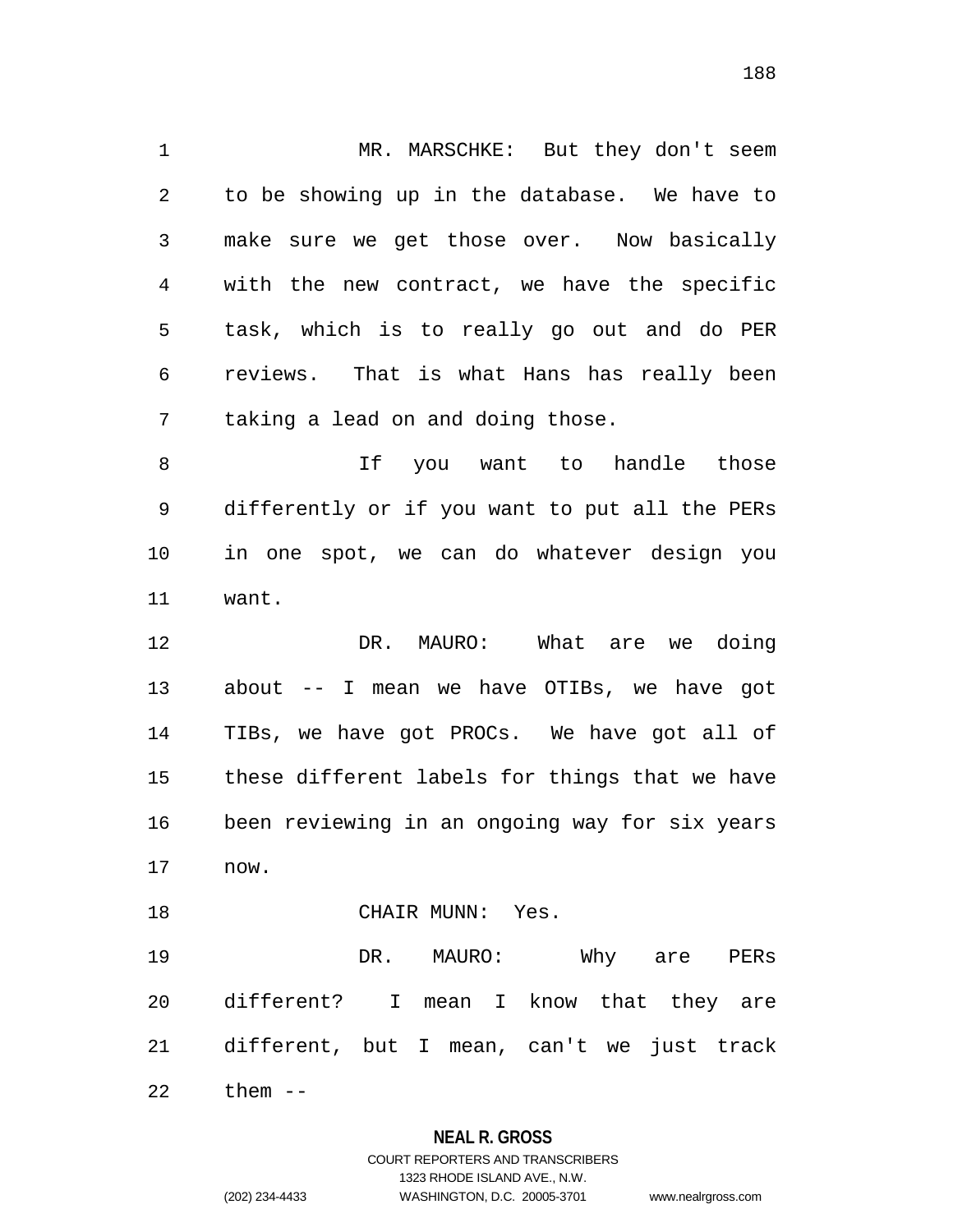MR. MARSCHKE: But they don't seem to be showing up in the database. We have to make sure we get those over. Now basically with the new contract, we have the specific task, which is to really go out and do PER reviews. That is what Hans has really been taking a lead on and doing those.

If you want to handle those differently or if you want to put all the PERs in one spot, we can do whatever design you want.

DR. MAURO: What are we doing about -- I mean we have OTIBs, we have got TIBs, we have got PROCs. We have got all of these different labels for things that we have been reviewing in an ongoing way for six years now.

CHAIR MUNN: Yes.

DR. MAURO: Why are PERs different? I mean I know that they are different, but I mean, can't we just track them --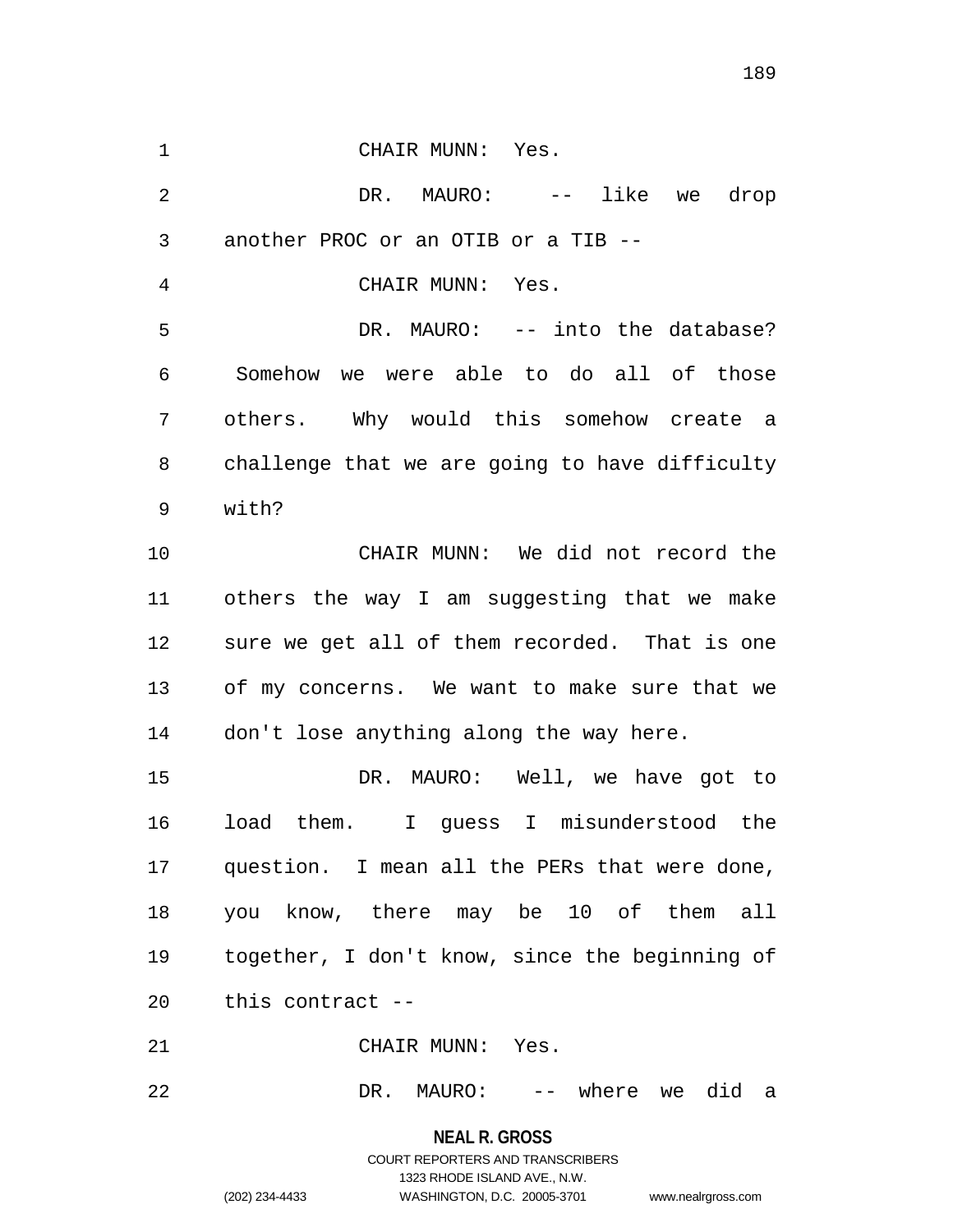CHAIR MUNN: Yes.

DR. MAURO: -- like we drop another PROC or an OTIB or a TIB --

CHAIR MUNN: Yes.

DR. MAURO: -- into the database? Somehow we were able to do all of those others. Why would this somehow create a challenge that we are going to have difficulty with?

CHAIR MUNN: We did not record the others the way I am suggesting that we make sure we get all of them recorded. That is one of my concerns. We want to make sure that we don't lose anything along the way here.

DR. MAURO: Well, we have got to load them. I guess I misunderstood the question. I mean all the PERs that were done, you know, there may be 10 of them all together, I don't know, since the beginning of this contract --

CHAIR MUNN: Yes.

DR. MAURO: -- where we did a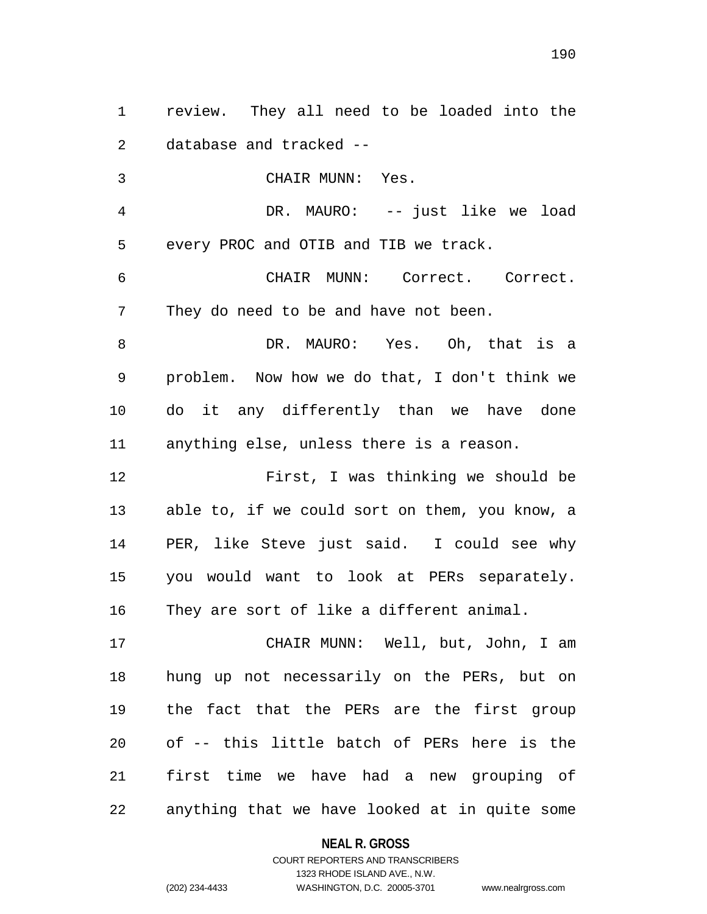review. They all need to be loaded into the database and tracked --

CHAIR MUNN: Yes.

DR. MAURO: -- just like we load every PROC and OTIB and TIB we track.

CHAIR MUNN: Correct. Correct. They do need to be and have not been.

DR. MAURO: Yes. Oh, that is a problem. Now how we do that, I don't think we do it any differently than we have done anything else, unless there is a reason.

First, I was thinking we should be able to, if we could sort on them, you know, a PER, like Steve just said. I could see why you would want to look at PERs separately. They are sort of like a different animal.

CHAIR MUNN: Well, but, John, I am hung up not necessarily on the PERs, but on the fact that the PERs are the first group of -- this little batch of PERs here is the first time we have had a new grouping of anything that we have looked at in quite some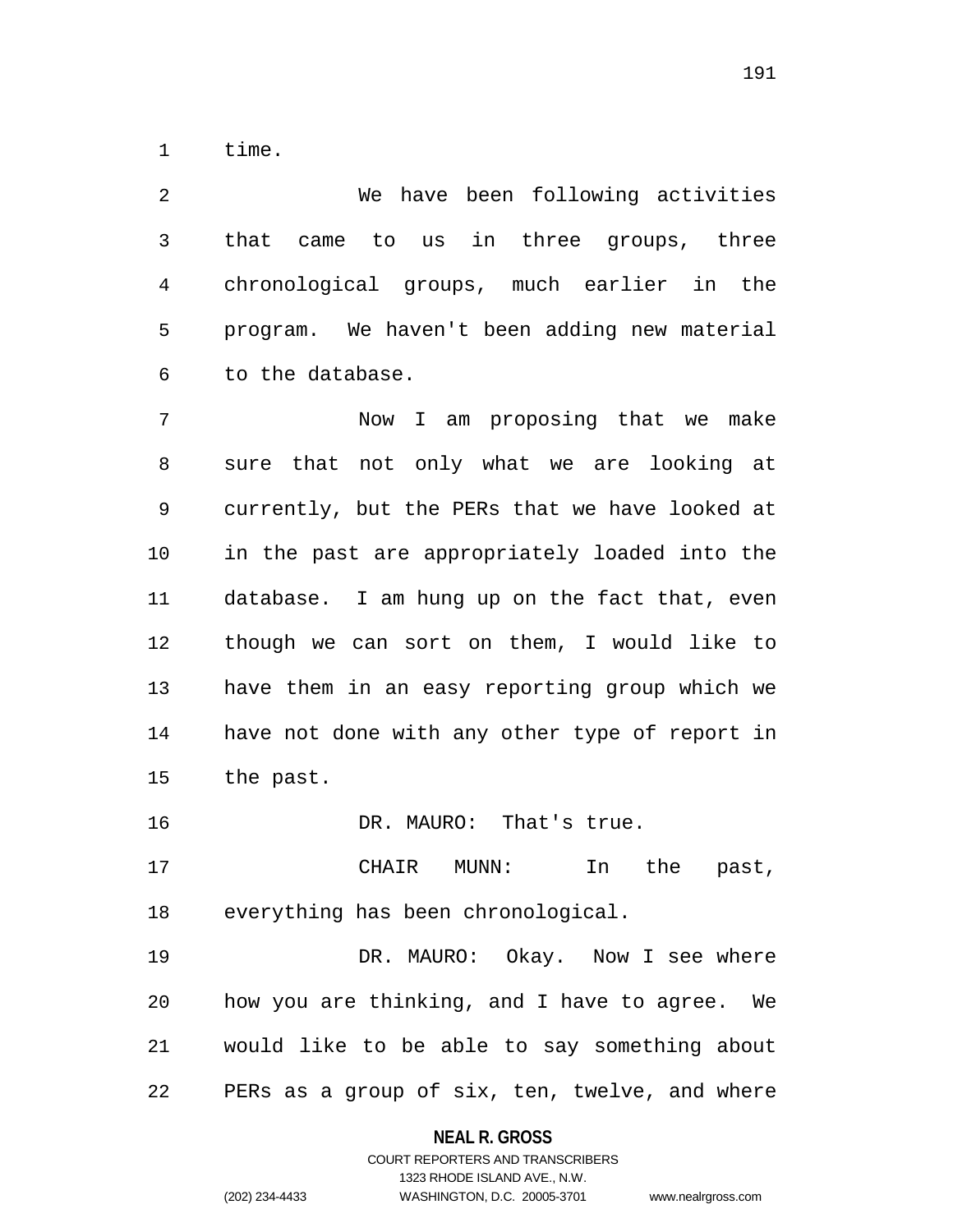time.

We have been following activities that came to us in three groups, three chronological groups, much earlier in the program. We haven't been adding new material to the database.

Now I am proposing that we make sure that not only what we are looking at currently, but the PERs that we have looked at in the past are appropriately loaded into the database. I am hung up on the fact that, even though we can sort on them, I would like to have them in an easy reporting group which we have not done with any other type of report in the past.

DR. MAURO: That's true.

CHAIR MUNN: In the past, everything has been chronological.

DR. MAURO: Okay. Now I see where how you are thinking, and I have to agree. We would like to be able to say something about PERs as a group of six, ten, twelve, and where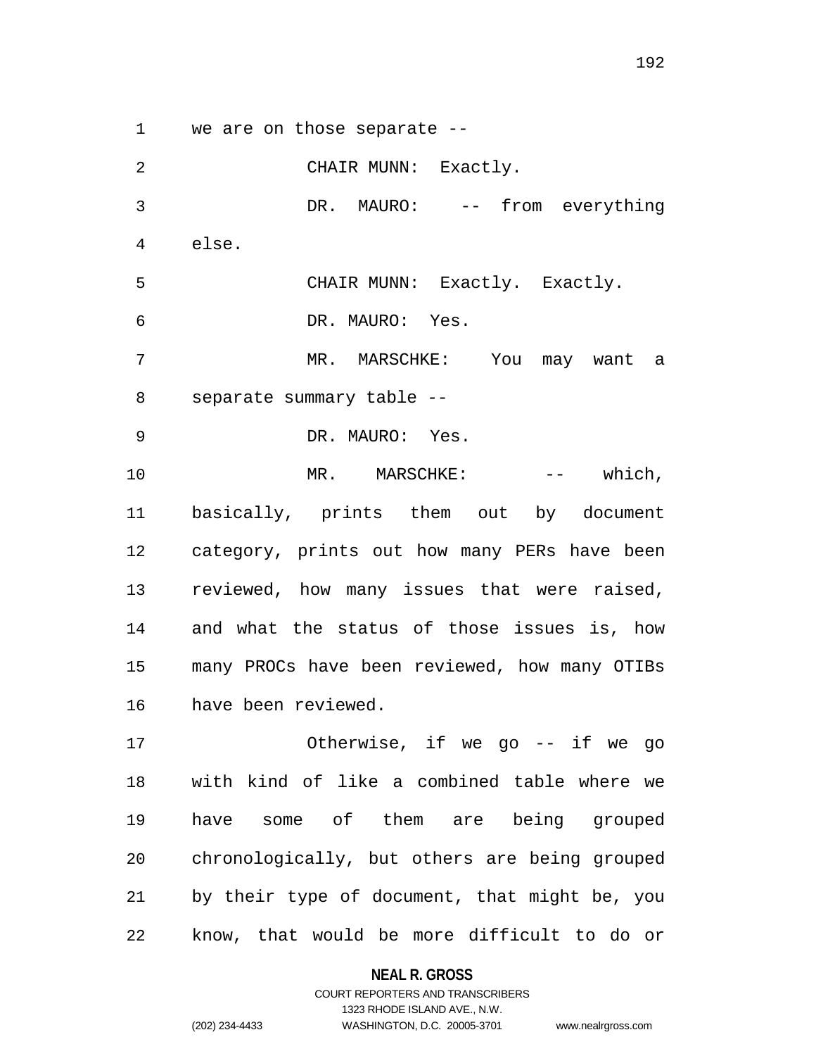we are on those separate --

CHAIR MUNN: Exactly.

DR. MAURO: -- from everything else.

CHAIR MUNN: Exactly. Exactly.

DR. MAURO: Yes.

MR. MARSCHKE: You may want a separate summary table --

DR. MAURO: Yes.

MR. MARSCHKE: -- which, basically, prints them out by document category, prints out how many PERs have been reviewed, how many issues that were raised, and what the status of those issues is, how many PROCs have been reviewed, how many OTIBs have been reviewed.

Otherwise, if we go -- if we go with kind of like a combined table where we have some of them are being grouped chronologically, but others are being grouped by their type of document, that might be, you know, that would be more difficult to do or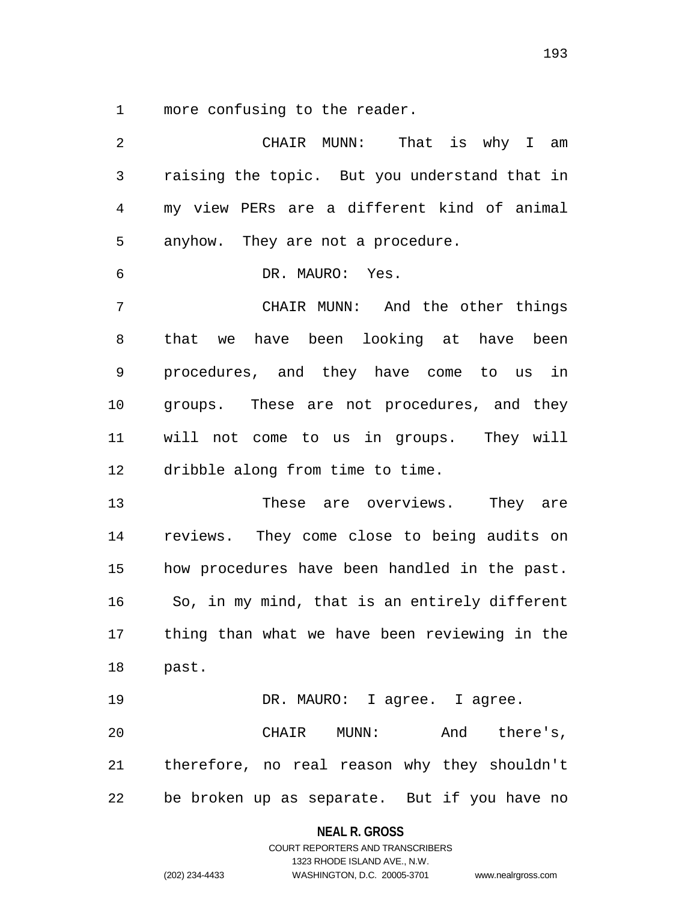more confusing to the reader.

CHAIR MUNN: That is why I am raising the topic. But you understand that in my view PERs are a different kind of animal anyhow. They are not a procedure.

DR. MAURO: Yes.

CHAIR MUNN: And the other things that we have been looking at have been procedures, and they have come to us in groups. These are not procedures, and they will not come to us in groups. They will dribble along from time to time.

These are overviews. They are reviews. They come close to being audits on how procedures have been handled in the past. So, in my mind, that is an entirely different thing than what we have been reviewing in the past.

DR. MAURO: I agree. I agree.

CHAIR MUNN: And there's, therefore, no real reason why they shouldn't be broken up as separate. But if you have no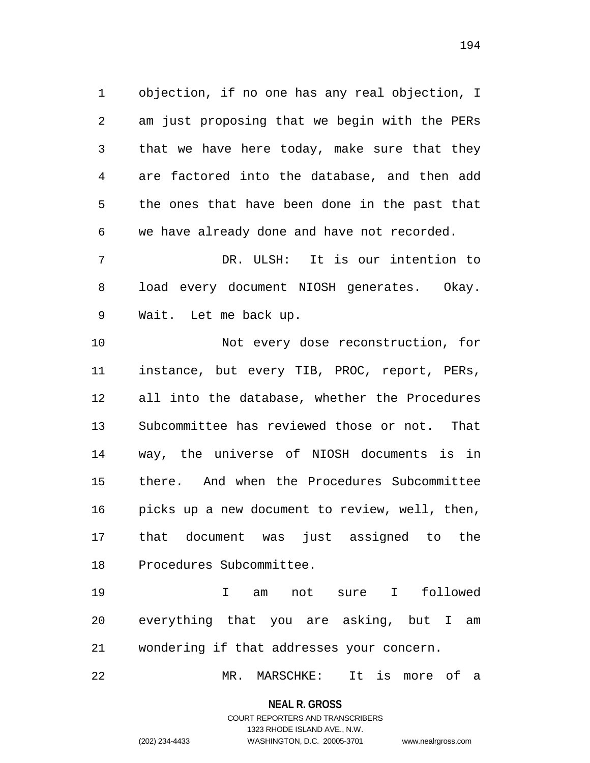objection, if no one has any real objection, I am just proposing that we begin with the PERs that we have here today, make sure that they are factored into the database, and then add the ones that have been done in the past that we have already done and have not recorded.

DR. ULSH: It is our intention to load every document NIOSH generates. Okay. Wait. Let me back up.

Not every dose reconstruction, for instance, but every TIB, PROC, report, PERs, all into the database, whether the Procedures Subcommittee has reviewed those or not. That way, the universe of NIOSH documents is in there. And when the Procedures Subcommittee picks up a new document to review, well, then, that document was just assigned to the Procedures Subcommittee.

I am not sure I followed everything that you are asking, but I am wondering if that addresses your concern.

MR. MARSCHKE: It is more of a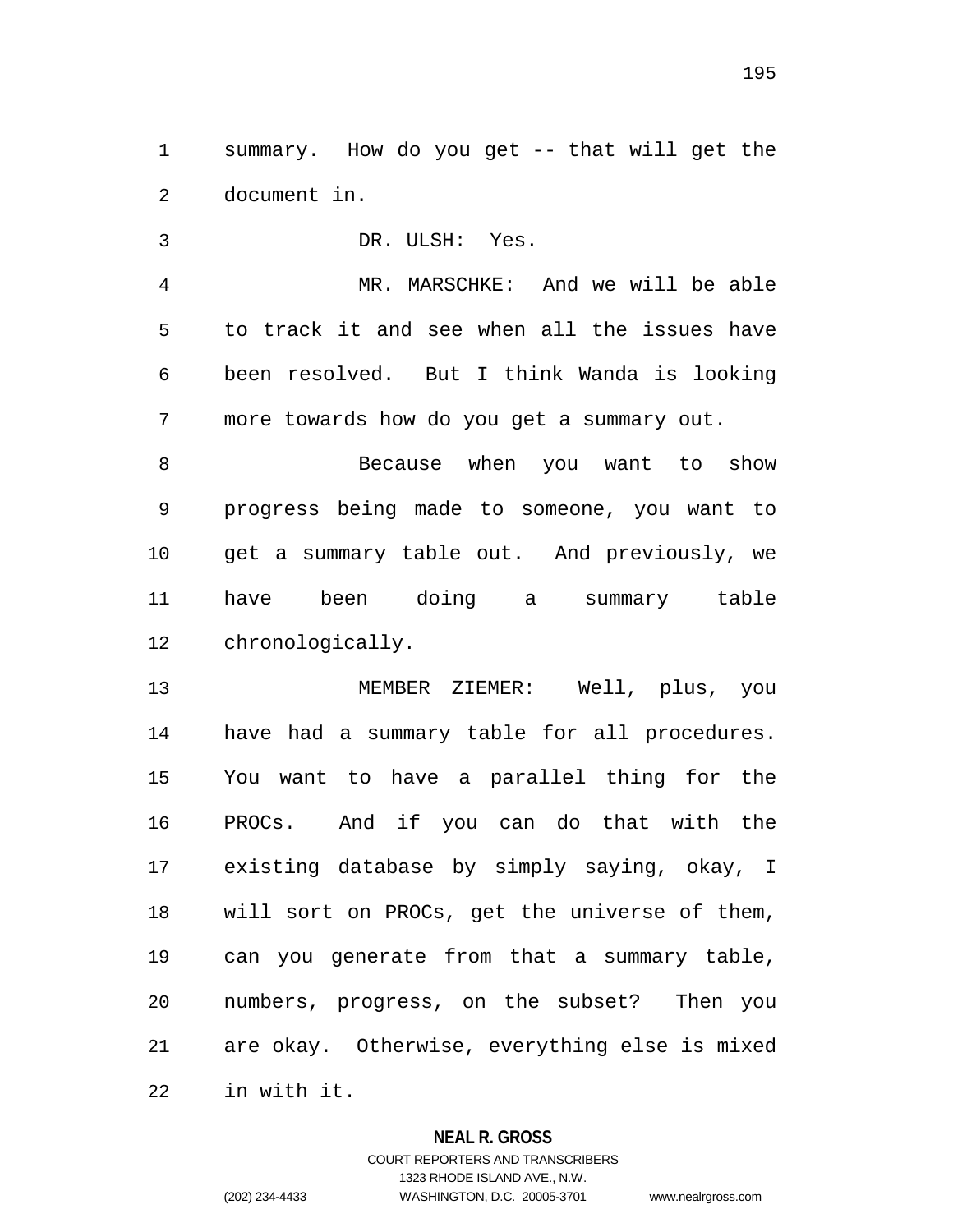summary. How do you get -- that will get the document in.

DR. ULSH: Yes.

MR. MARSCHKE: And we will be able to track it and see when all the issues have been resolved. But I think Wanda is looking more towards how do you get a summary out.

Because when you want to show progress being made to someone, you want to get a summary table out. And previously, we have been doing a summary table chronologically.

MEMBER ZIEMER: Well, plus, you have had a summary table for all procedures. You want to have a parallel thing for the PROCs. And if you can do that with the existing database by simply saying, okay, I will sort on PROCs, get the universe of them, can you generate from that a summary table, numbers, progress, on the subset? Then you are okay. Otherwise, everything else is mixed in with it.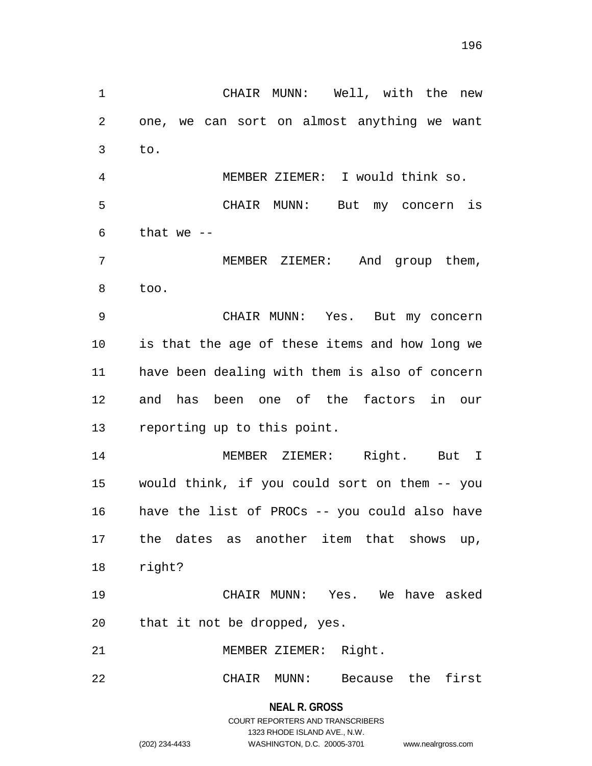CHAIR MUNN: Well, with the new one, we can sort on almost anything we want to.

MEMBER ZIEMER: I would think so.

CHAIR MUNN: But my concern is that we --

MEMBER ZIEMER: And group them, too.

CHAIR MUNN: Yes. But my concern is that the age of these items and how long we have been dealing with them is also of concern and has been one of the factors in our reporting up to this point.

MEMBER ZIEMER: Right. But I would think, if you could sort on them -- you have the list of PROCs -- you could also have the dates as another item that shows up, right?

CHAIR MUNN: Yes. We have asked that it not be dropped, yes.

MEMBER ZIEMER: Right.

CHAIR MUNN: Because the first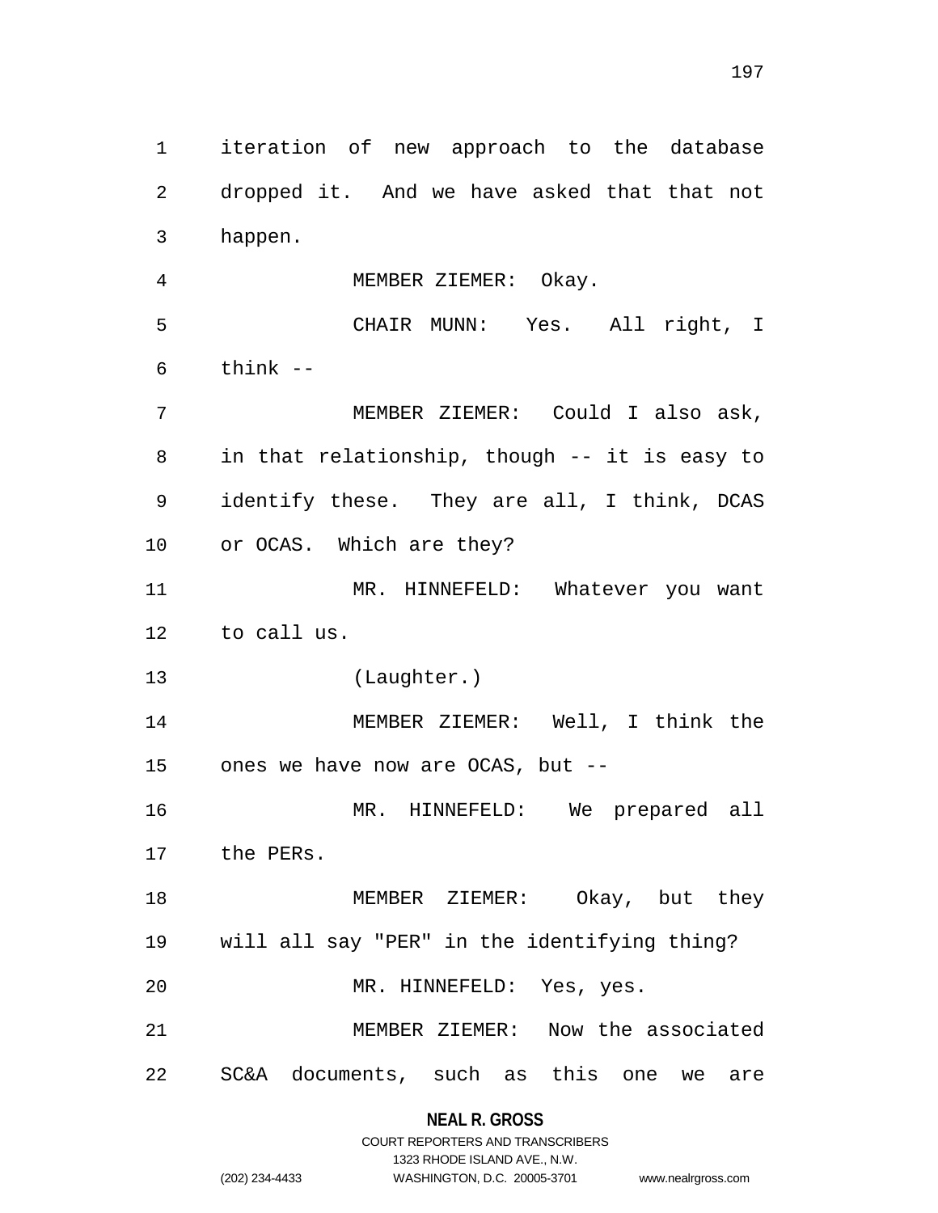iteration of new approach to the database dropped it. And we have asked that that not happen.

MEMBER ZIEMER: Okay.

CHAIR MUNN: Yes. All right, I think --

MEMBER ZIEMER: Could I also ask, in that relationship, though -- it is easy to identify these. They are all, I think, DCAS or OCAS. Which are they?

MR. HINNEFELD: Whatever you want to call us.

(Laughter.)

MEMBER ZIEMER: Well, I think the ones we have now are OCAS, but --

MR. HINNEFELD: We prepared all the PERs.

MEMBER ZIEMER: Okay, but they will all say "PER" in the identifying thing?

MR. HINNEFELD: Yes, yes.

MEMBER ZIEMER: Now the associated SC&A documents, such as this one we are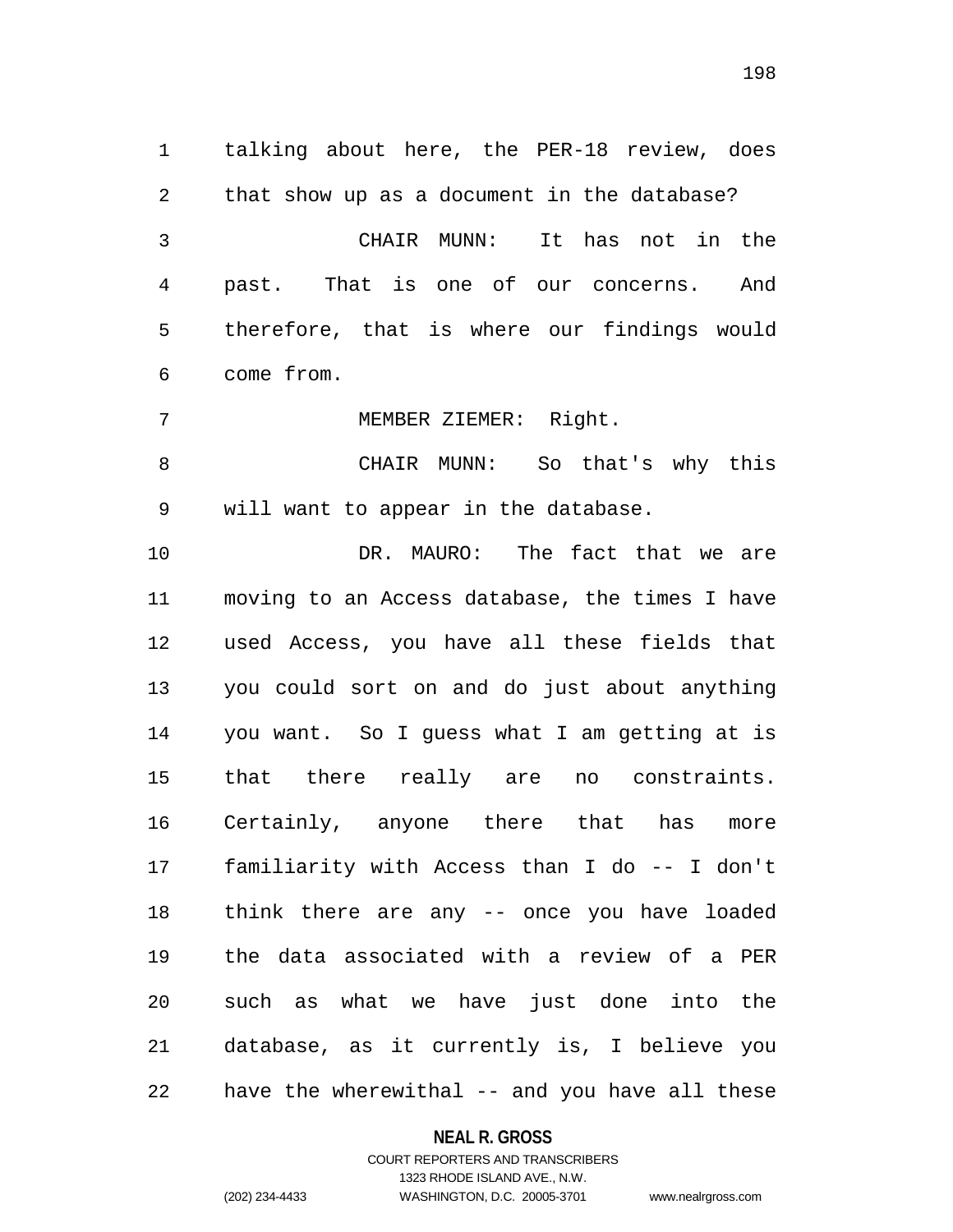talking about here, the PER-18 review, does that show up as a document in the database?

CHAIR MUNN: It has not in the past. That is one of our concerns. And therefore, that is where our findings would come from.

MEMBER ZIEMER: Right.

CHAIR MUNN: So that's why this will want to appear in the database.

DR. MAURO: The fact that we are moving to an Access database, the times I have used Access, you have all these fields that you could sort on and do just about anything you want. So I guess what I am getting at is that there really are no constraints. Certainly, anyone there that has more familiarity with Access than I do -- I don't think there are any -- once you have loaded the data associated with a review of a PER such as what we have just done into the database, as it currently is, I believe you have the wherewithal -- and you have all these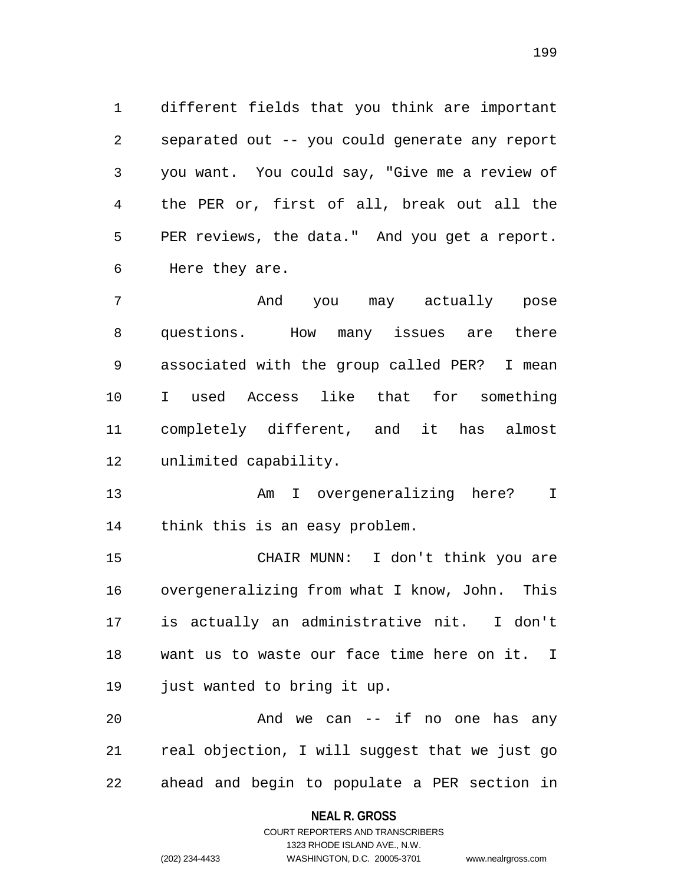different fields that you think are important separated out -- you could generate any report you want. You could say, "Give me a review of the PER or, first of all, break out all the PER reviews, the data." And you get a report. Here they are.

And you may actually pose questions. How many issues are there associated with the group called PER? I mean I used Access like that for something completely different, and it has almost unlimited capability.

Am I overgeneralizing here? I think this is an easy problem.

CHAIR MUNN: I don't think you are overgeneralizing from what I know, John. This is actually an administrative nit. I don't want us to waste our face time here on it. I just wanted to bring it up.

And we can -- if no one has any real objection, I will suggest that we just go ahead and begin to populate a PER section in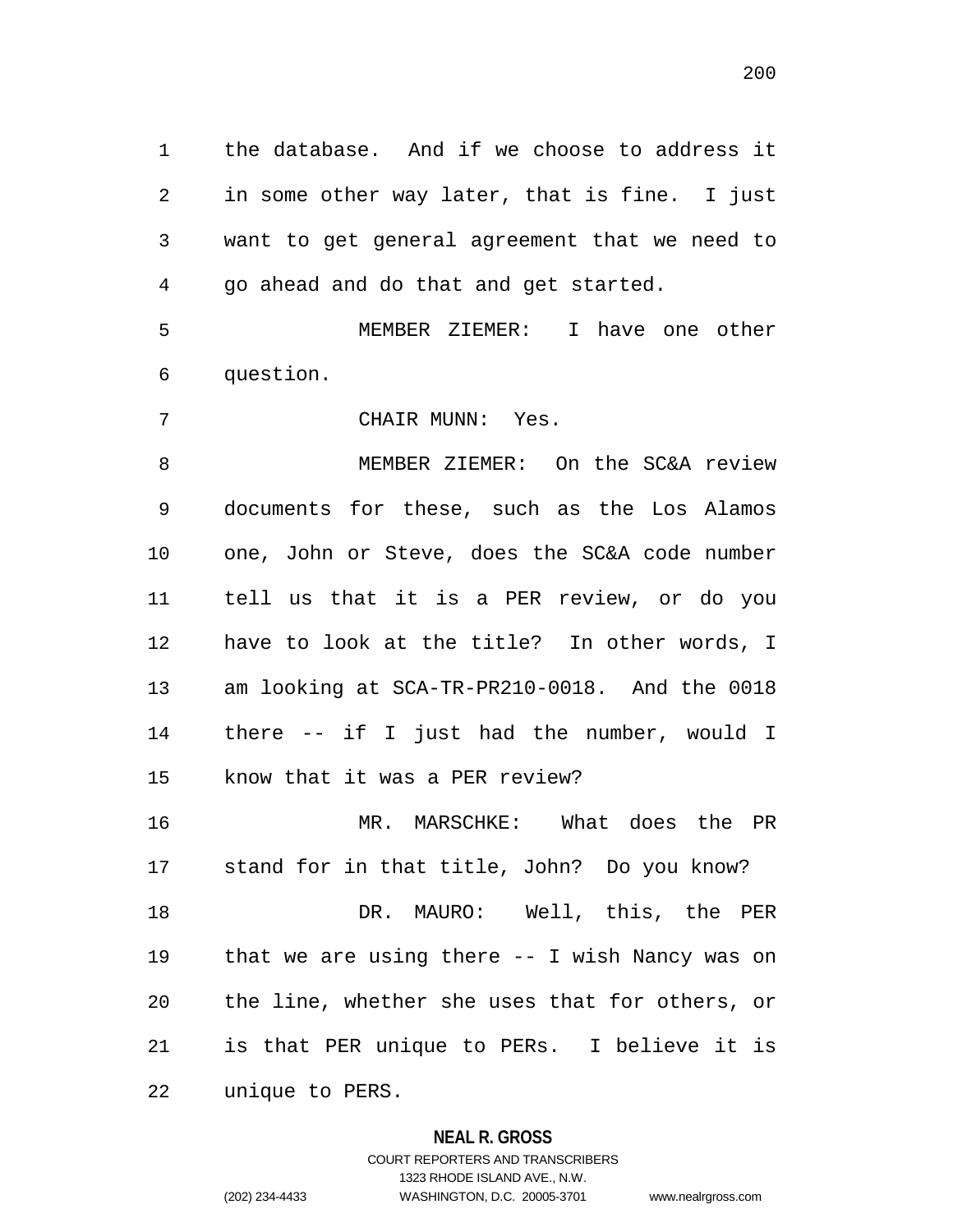the database. And if we choose to address it in some other way later, that is fine. I just want to get general agreement that we need to go ahead and do that and get started.

MEMBER ZIEMER: I have one other question.

CHAIR MUNN: Yes.

MEMBER ZIEMER: On the SC&A review documents for these, such as the Los Alamos one, John or Steve, does the SC&A code number tell us that it is a PER review, or do you have to look at the title? In other words, I am looking at SCA-TR-PR210-0018. And the 0018 there -- if I just had the number, would I know that it was a PER review?

MR. MARSCHKE: What does the PR stand for in that title, John? Do you know?

DR. MAURO: Well, this, the PER that we are using there -- I wish Nancy was on the line, whether she uses that for others, or is that PER unique to PERs. I believe it is unique to PERS.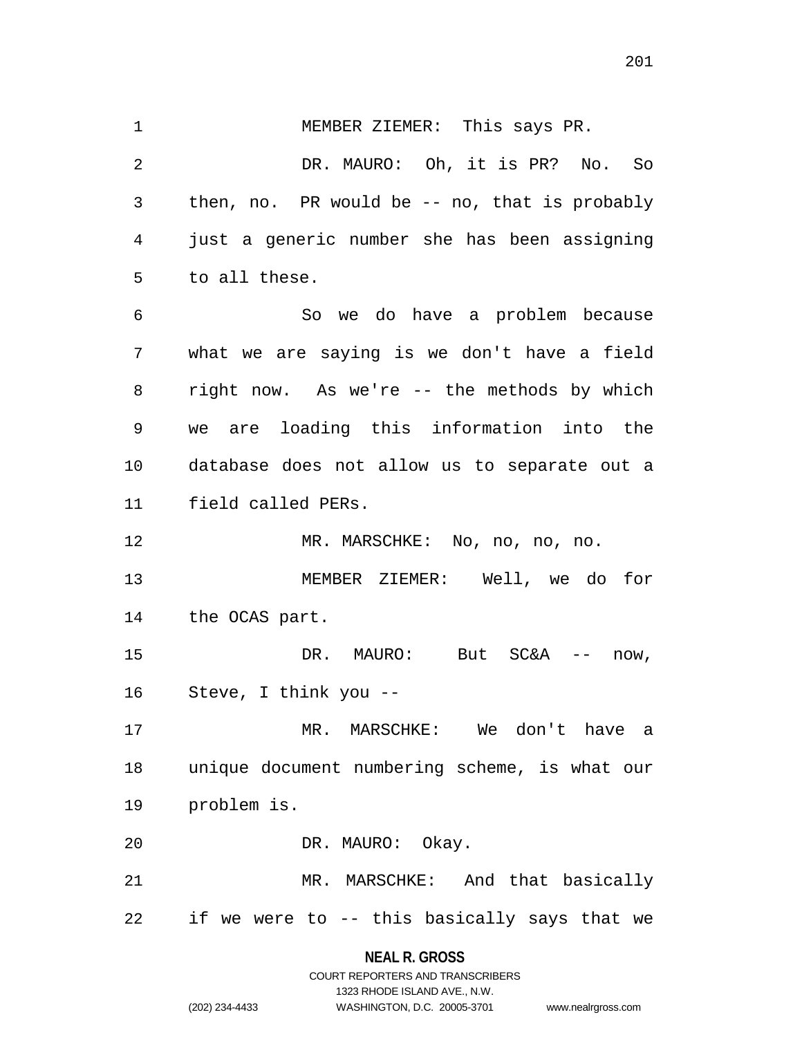MEMBER ZIEMER: This says PR.

DR. MAURO: Oh, it is PR? No. So then, no. PR would be -- no, that is probably just a generic number she has been assigning to all these.

So we do have a problem because what we are saying is we don't have a field right now. As we're -- the methods by which we are loading this information into the database does not allow us to separate out a field called PERs.

MR. MARSCHKE: No, no, no, no.

MEMBER ZIEMER: Well, we do for the OCAS part.

DR. MAURO: But SC&A -- now, Steve, I think you --

MR. MARSCHKE: We don't have a unique document numbering scheme, is what our problem is.

DR. MAURO: Okay.

MR. MARSCHKE: And that basically if we were to -- this basically says that we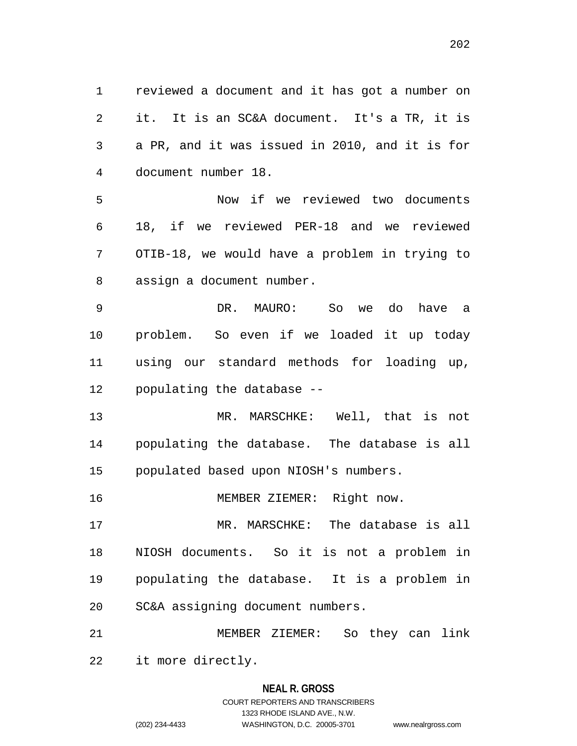reviewed a document and it has got a number on it. It is an SC&A document. It's a TR, it is a PR, and it was issued in 2010, and it is for document number 18.

Now if we reviewed two documents 18, if we reviewed PER-18 and we reviewed OTIB-18, we would have a problem in trying to assign a document number.

DR. MAURO: So we do have a problem. So even if we loaded it up today using our standard methods for loading up, populating the database --

MR. MARSCHKE: Well, that is not populating the database. The database is all populated based upon NIOSH's numbers.

MEMBER ZIEMER: Right now.

MR. MARSCHKE: The database is all NIOSH documents. So it is not a problem in populating the database. It is a problem in SC&A assigning document numbers.

MEMBER ZIEMER: So they can link it more directly.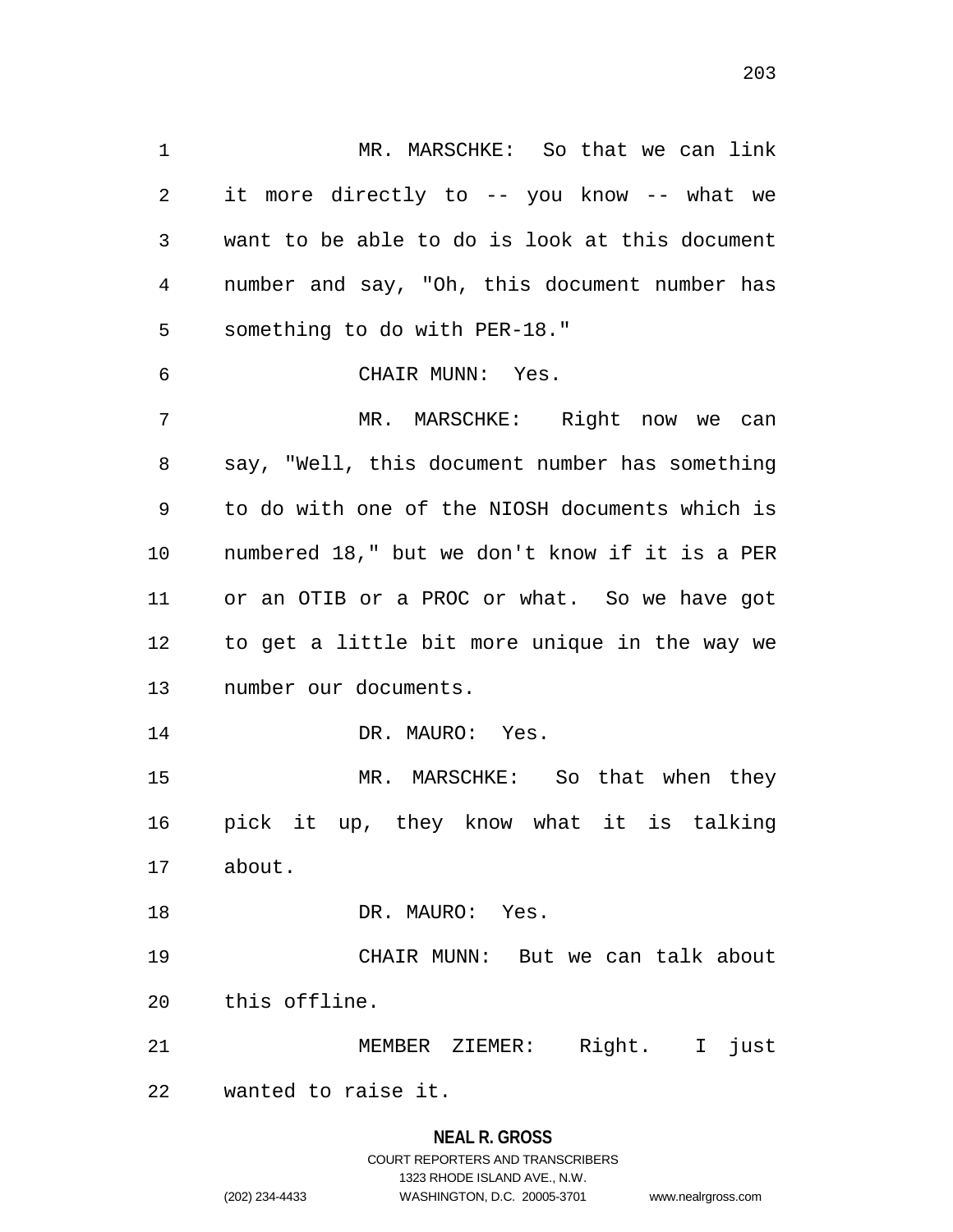MR. MARSCHKE: So that we can link it more directly to -- you know -- what we want to be able to do is look at this document number and say, "Oh, this document number has something to do with PER-18."

CHAIR MUNN: Yes.

MR. MARSCHKE: Right now we can say, "Well, this document number has something to do with one of the NIOSH documents which is numbered 18," but we don't know if it is a PER or an OTIB or a PROC or what. So we have got to get a little bit more unique in the way we number our documents.

DR. MAURO: Yes.

MR. MARSCHKE: So that when they pick it up, they know what it is talking about.

DR. MAURO: Yes.

CHAIR MUNN: But we can talk about this offline.

MEMBER ZIEMER: Right. I just wanted to raise it.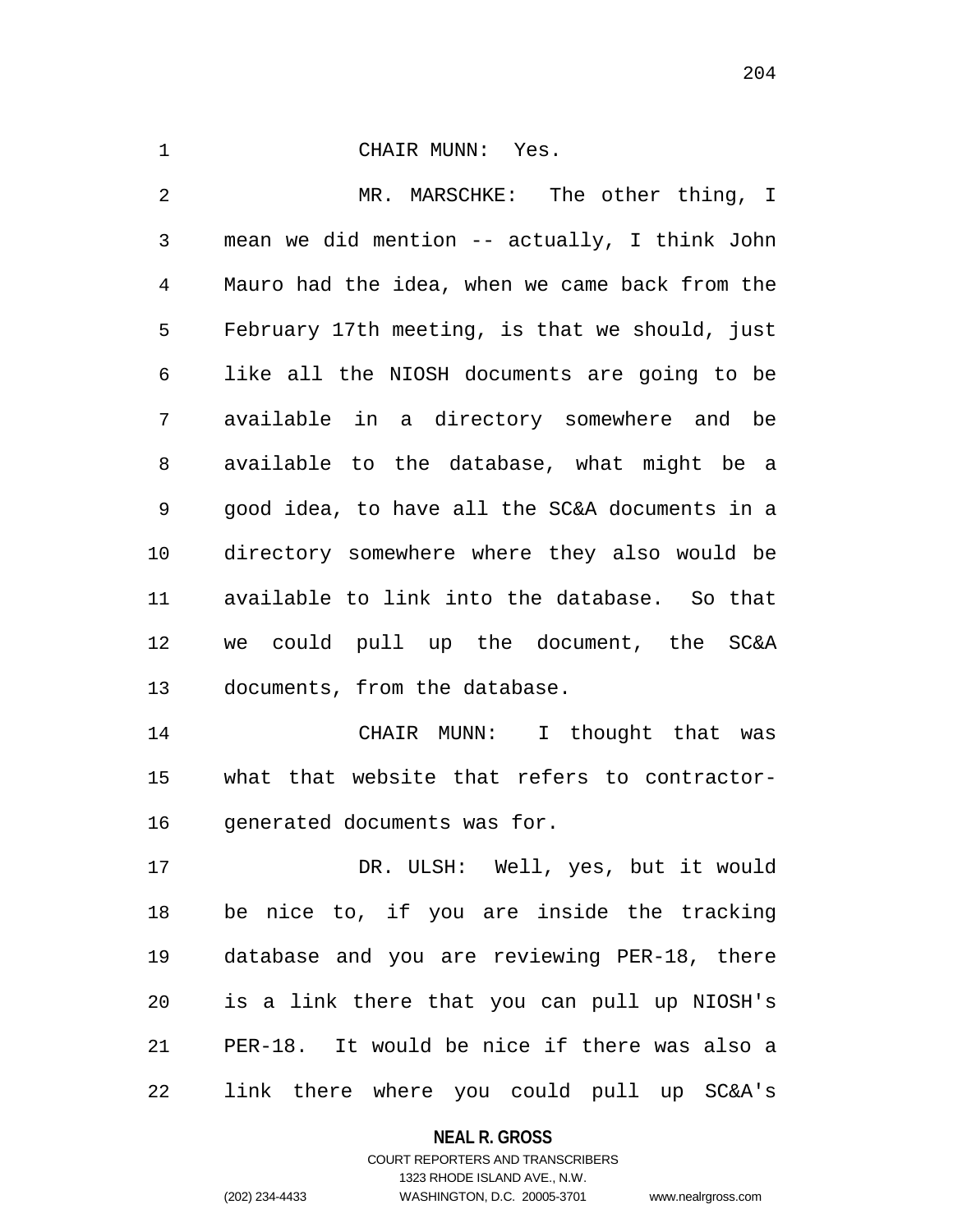CHAIR MUNN: Yes.

MR. MARSCHKE: The other thing, I mean we did mention -- actually, I think John Mauro had the idea, when we came back from the February 17th meeting, is that we should, just like all the NIOSH documents are going to be available in a directory somewhere and be available to the database, what might be a good idea, to have all the SC&A documents in a directory somewhere where they also would be available to link into the database. So that we could pull up the document, the SC&A documents, from the database.

CHAIR MUNN: I thought that was what that website that refers to contractor-generated documents was for.

DR. ULSH: Well, yes, but it would be nice to, if you are inside the tracking database and you are reviewing PER-18, there is a link there that you can pull up NIOSH's PER-18. It would be nice if there was also a link there where you could pull up SC&A's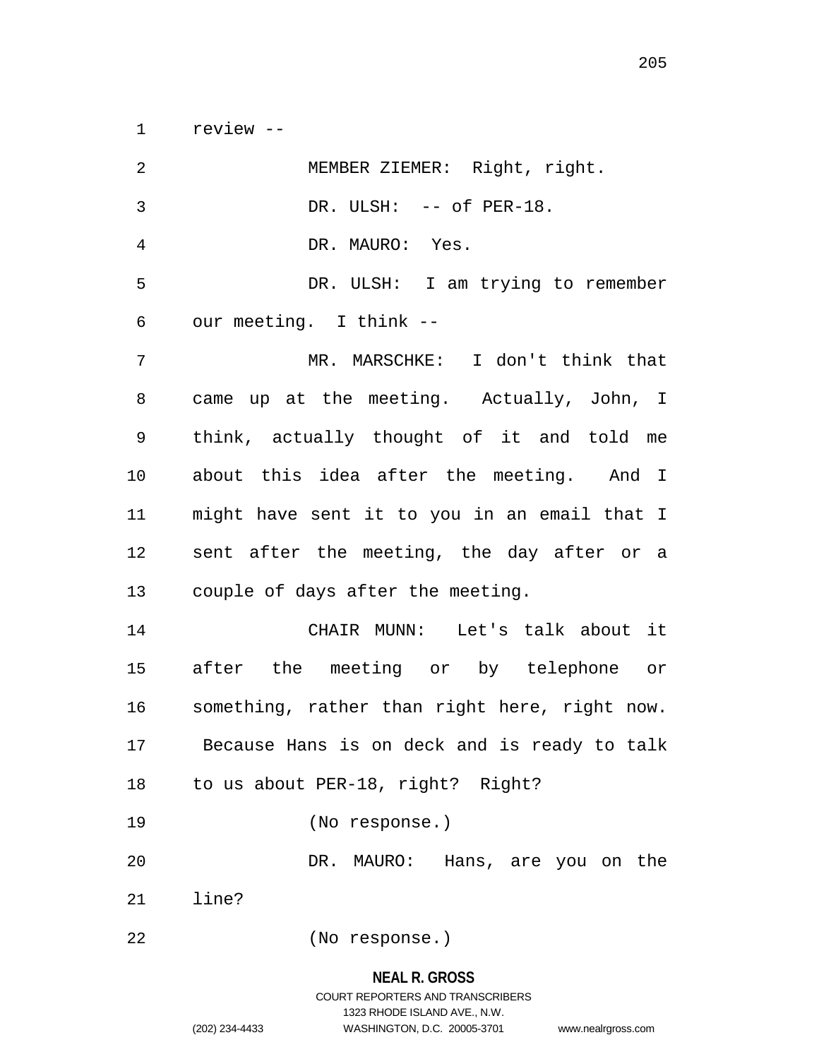review --

MEMBER ZIEMER: Right, right.

DR. ULSH: -- of PER-18.

DR. MAURO: Yes.

DR. ULSH: I am trying to remember our meeting. I think --

MR. MARSCHKE: I don't think that came up at the meeting. Actually, John, I think, actually thought of it and told me about this idea after the meeting. And I might have sent it to you in an email that I sent after the meeting, the day after or a couple of days after the meeting.

CHAIR MUNN: Let's talk about it after the meeting or by telephone or something, rather than right here, right now. Because Hans is on deck and is ready to talk to us about PER-18, right? Right?

(No response.)

DR. MAURO: Hans, are you on the line?

(No response.)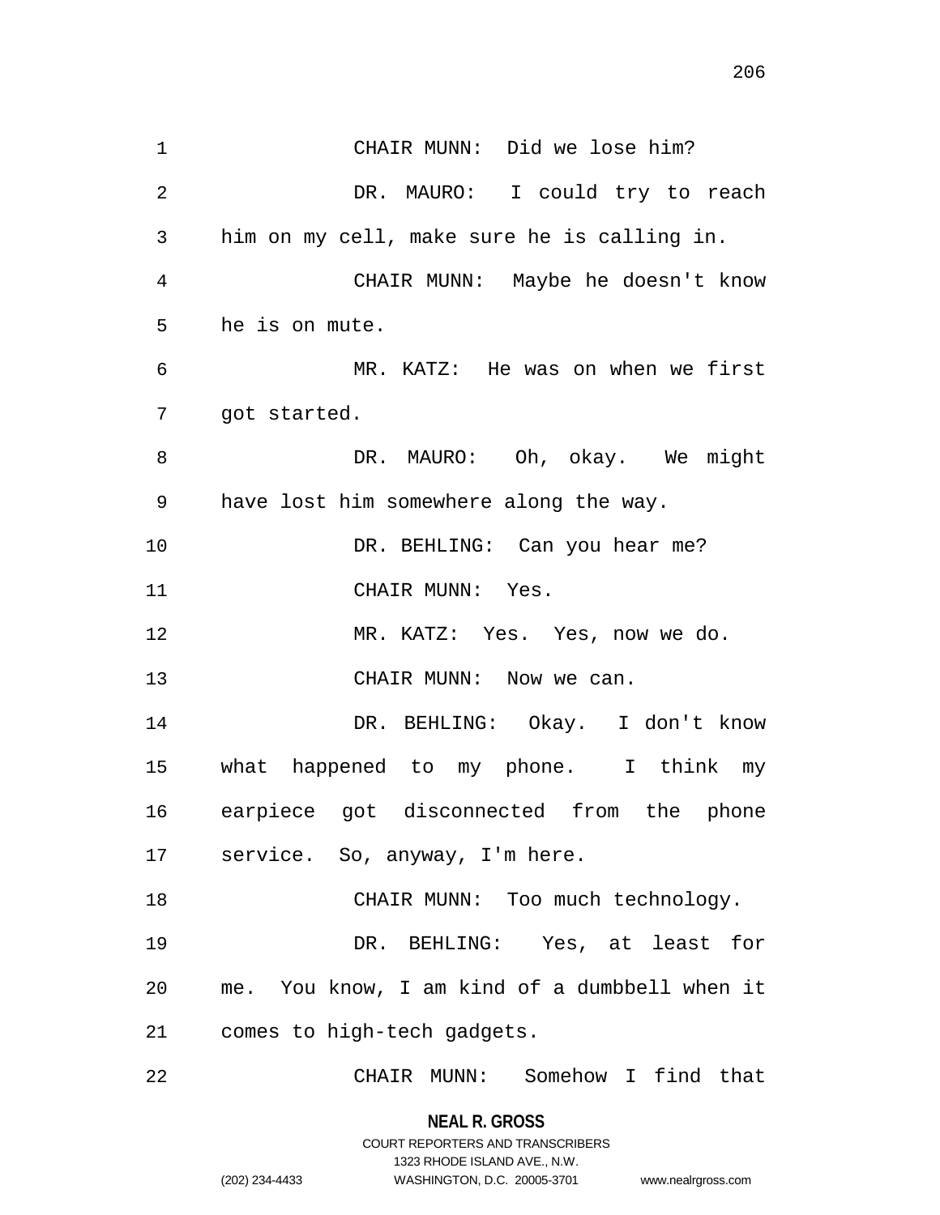CHAIR MUNN: Did we lose him?

DR. MAURO: I could try to reach him on my cell, make sure he is calling in.

CHAIR MUNN: Maybe he doesn't know he is on mute.

MR. KATZ: He was on when we first got started.

DR. MAURO: Oh, okay. We might have lost him somewhere along the way.

DR. BEHLING: Can you hear me?

CHAIR MUNN: Yes.

MR. KATZ: Yes. Yes, now we do.

CHAIR MUNN: Now we can.

DR. BEHLING: Okay. I don't know what happened to my phone. I think my earpiece got disconnected from the phone service. So, anyway, I'm here.

CHAIR MUNN: Too much technology.

DR. BEHLING: Yes, at least for me. You know, I am kind of a dumbbell when it comes to high-tech gadgets.

CHAIR MUNN: Somehow I find that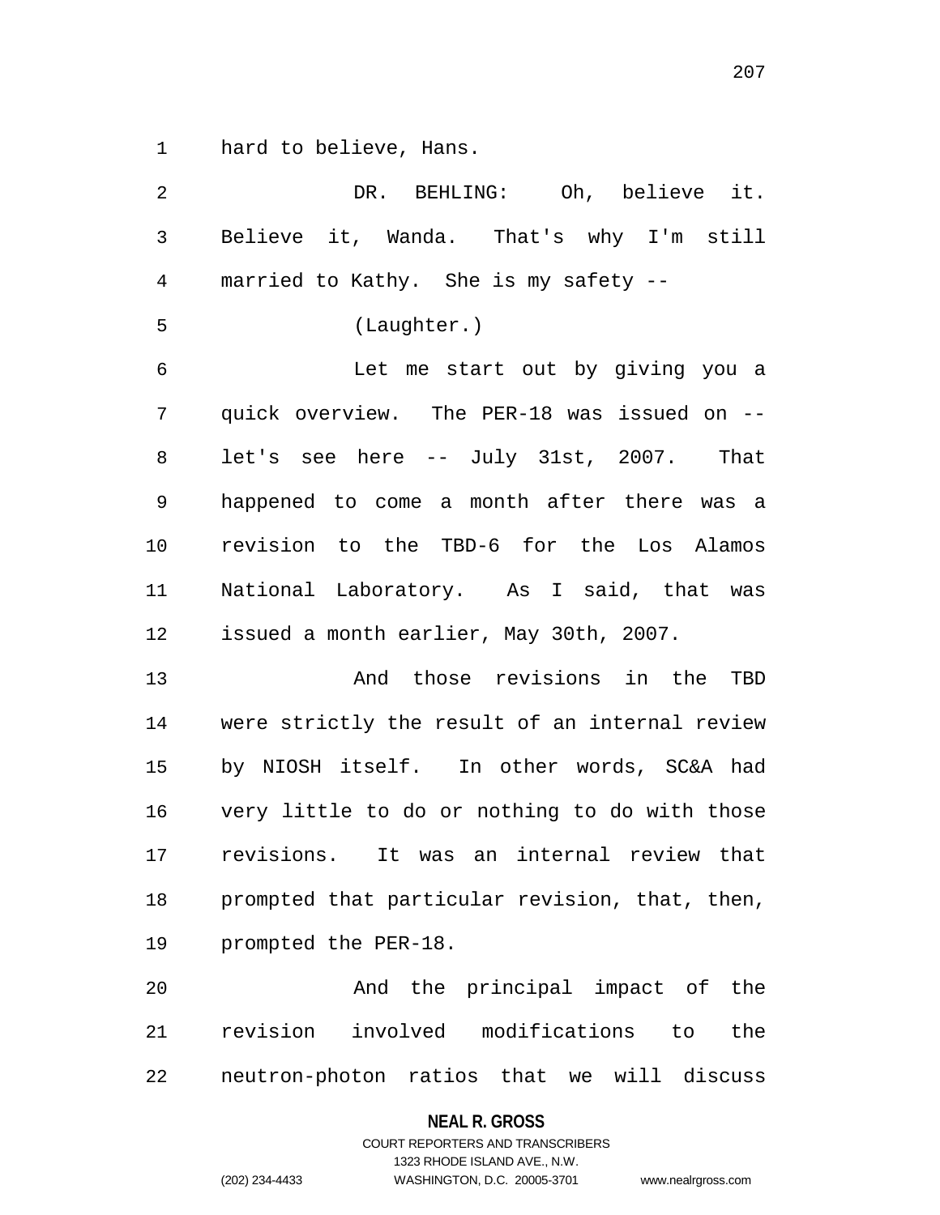hard to believe, Hans.

DR. BEHLING: Oh, believe it. Believe it, Wanda. That's why I'm still married to Kathy. She is my safety --

(Laughter.)

Let me start out by giving you a quick overview. The PER-18 was issued on -- let's see here -- July 31st, 2007. That happened to come a month after there was a revision to the TBD-6 for the Los Alamos National Laboratory. As I said, that was issued a month earlier, May 30th, 2007.

And those revisions in the TBD were strictly the result of an internal review by NIOSH itself. In other words, SC&A had very little to do or nothing to do with those revisions. It was an internal review that prompted that particular revision, that, then, prompted the PER-18.

And the principal impact of the revision involved modifications to the neutron-photon ratios that we will discuss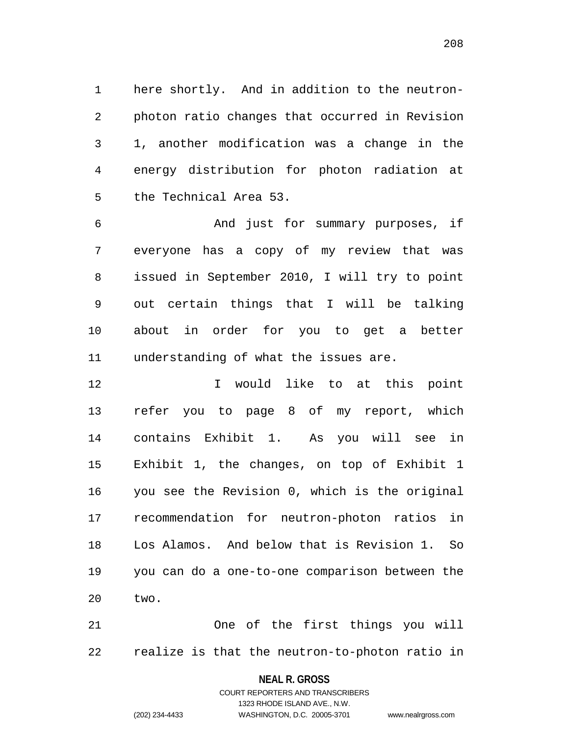here shortly. And in addition to the neutron-photon ratio changes that occurred in Revision 1, another modification was a change in the energy distribution for photon radiation at the Technical Area 53.

And just for summary purposes, if everyone has a copy of my review that was issued in September 2010, I will try to point out certain things that I will be talking about in order for you to get a better understanding of what the issues are.

I would like to at this point refer you to page 8 of my report, which contains Exhibit 1. As you will see in Exhibit 1, the changes, on top of Exhibit 1 you see the Revision 0, which is the original recommendation for neutron-photon ratios in Los Alamos. And below that is Revision 1. So you can do a one-to-one comparison between the two.

One of the first things you will realize is that the neutron-to-photon ratio in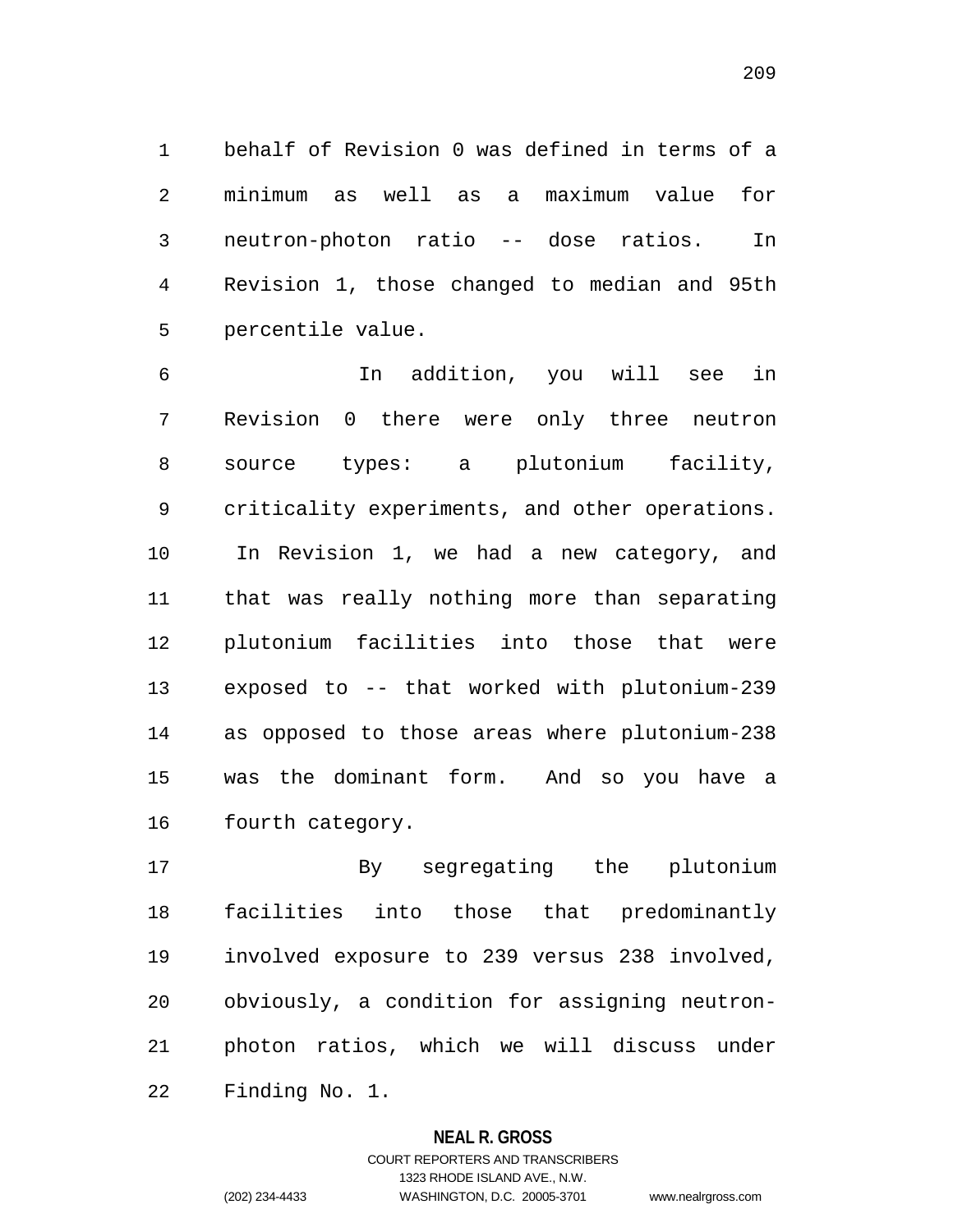behalf of Revision 0 was defined in terms of a minimum as well as a maximum value for neutron-photon ratio -- dose ratios. In Revision 1, those changed to median and 95th percentile value.

In addition, you will see in Revision 0 there were only three neutron source types: a plutonium facility, criticality experiments, and other operations. In Revision 1, we had a new category, and that was really nothing more than separating plutonium facilities into those that were exposed to -- that worked with plutonium-239 as opposed to those areas where plutonium-238 was the dominant form. And so you have a fourth category.

By segregating the plutonium facilities into those that predominantly involved exposure to 239 versus 238 involved, obviously, a condition for assigning neutron-photon ratios, which we will discuss under Finding No. 1.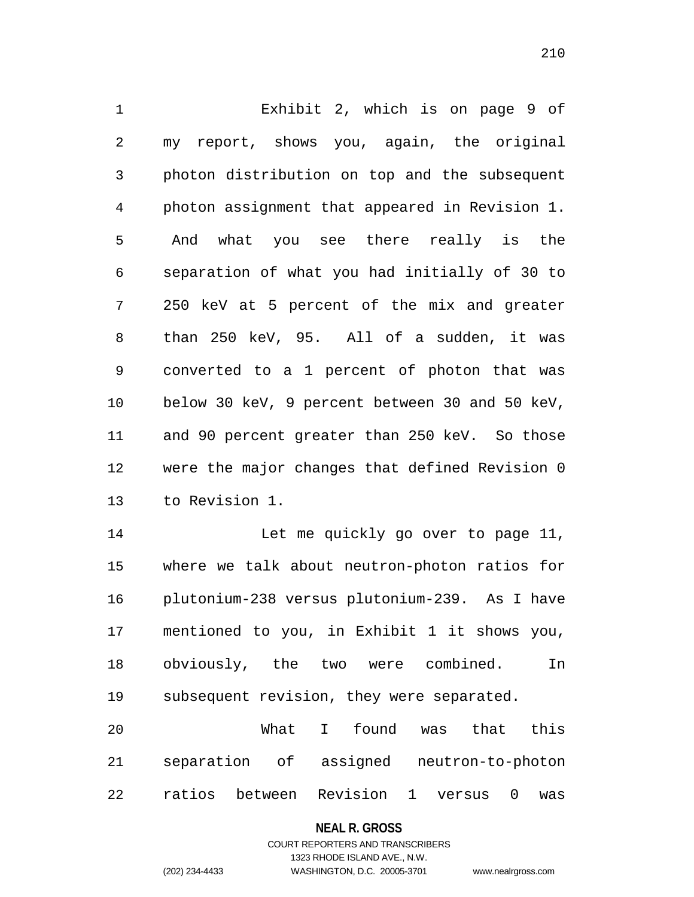Exhibit 2, which is on page 9 of my report, shows you, again, the original photon distribution on top and the subsequent photon assignment that appeared in Revision 1. And what you see there really is the separation of what you had initially of 30 to 250 keV at 5 percent of the mix and greater than 250 keV, 95. All of a sudden, it was converted to a 1 percent of photon that was below 30 keV, 9 percent between 30 and 50 keV, and 90 percent greater than 250 keV. So those were the major changes that defined Revision 0 to Revision 1.

Let me quickly go over to page 11, where we talk about neutron-photon ratios for plutonium-238 versus plutonium-239. As I have mentioned to you, in Exhibit 1 it shows you, obviously, the two were combined. In subsequent revision, they were separated.

What I found was that this separation of assigned neutron-to-photon ratios between Revision 1 versus 0 was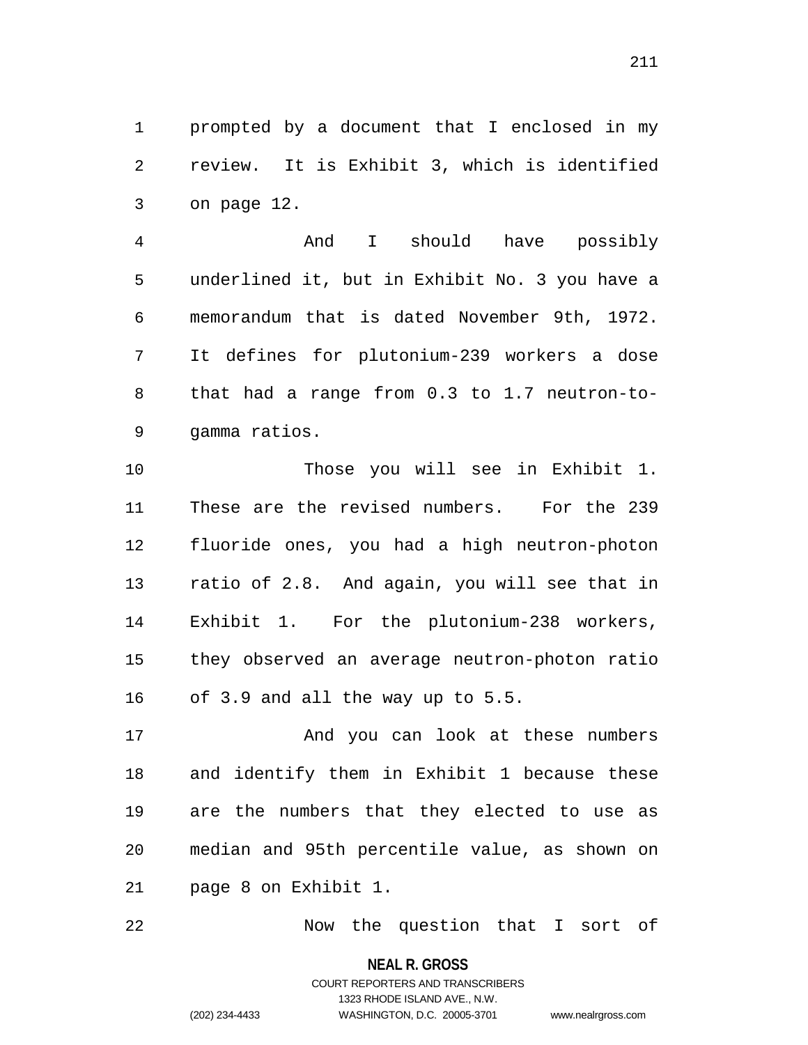prompted by a document that I enclosed in my review. It is Exhibit 3, which is identified on page 12.

And I should have possibly underlined it, but in Exhibit No. 3 you have a memorandum that is dated November 9th, 1972. It defines for plutonium-239 workers a dose that had a range from 0.3 to 1.7 neutron-to-gamma ratios.

Those you will see in Exhibit 1. These are the revised numbers. For the 239 fluoride ones, you had a high neutron-photon ratio of 2.8. And again, you will see that in Exhibit 1. For the plutonium-238 workers, they observed an average neutron-photon ratio of 3.9 and all the way up to 5.5.

And you can look at these numbers and identify them in Exhibit 1 because these are the numbers that they elected to use as median and 95th percentile value, as shown on page 8 on Exhibit 1.

Now the question that I sort of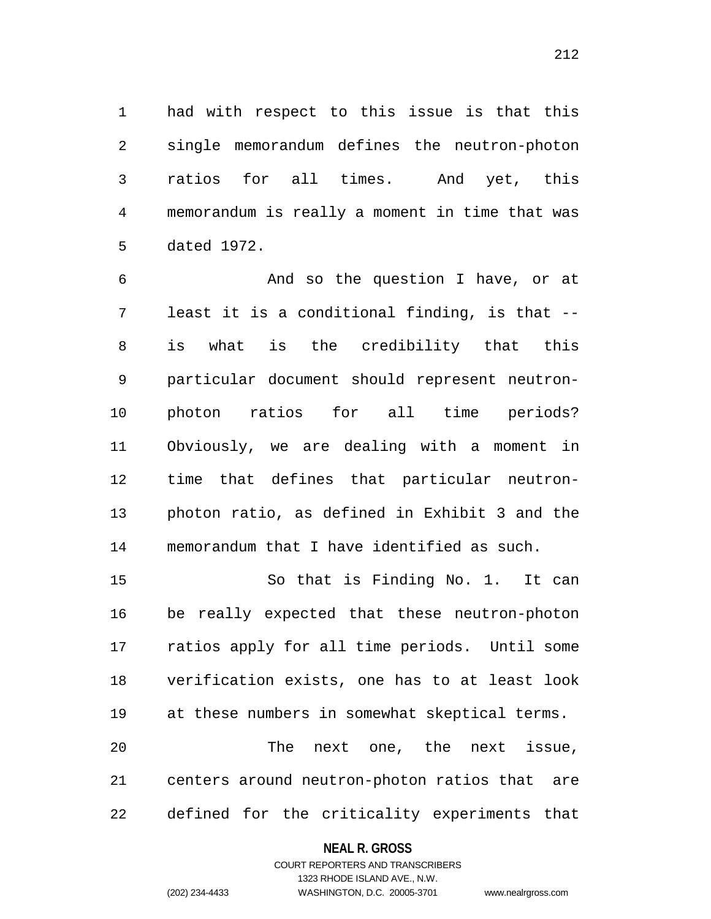had with respect to this issue is that this single memorandum defines the neutron-photon ratios for all times. And yet, this memorandum is really a moment in time that was dated 1972.

And so the question I have, or at least it is a conditional finding, is that -- is what is the credibility that this particular document should represent neutron-photon ratios for all time periods? Obviously, we are dealing with a moment in time that defines that particular neutron-photon ratio, as defined in Exhibit 3 and the memorandum that I have identified as such.

So that is Finding No. 1. It can be really expected that these neutron-photon ratios apply for all time periods. Until some verification exists, one has to at least look at these numbers in somewhat skeptical terms.

The next one, the next issue, centers around neutron-photon ratios that are defined for the criticality experiments that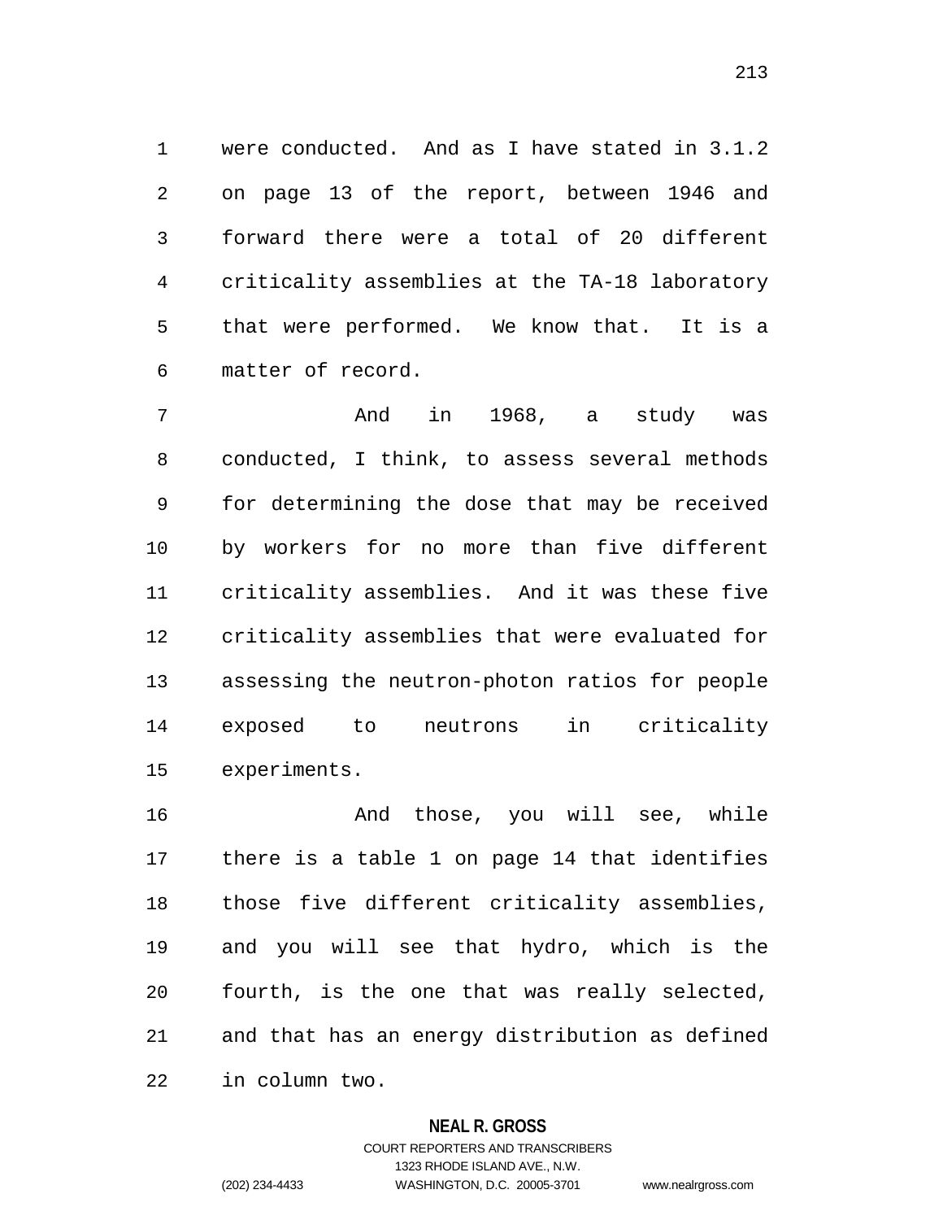were conducted. And as I have stated in 3.1.2 on page 13 of the report, between 1946 and forward there were a total of 20 different criticality assemblies at the TA-18 laboratory that were performed. We know that. It is a matter of record.

And in 1968, a study was conducted, I think, to assess several methods for determining the dose that may be received by workers for no more than five different criticality assemblies. And it was these five criticality assemblies that were evaluated for assessing the neutron-photon ratios for people exposed to neutrons in criticality experiments.

And those, you will see, while there is a table 1 on page 14 that identifies those five different criticality assemblies, and you will see that hydro, which is the fourth, is the one that was really selected, and that has an energy distribution as defined in column two.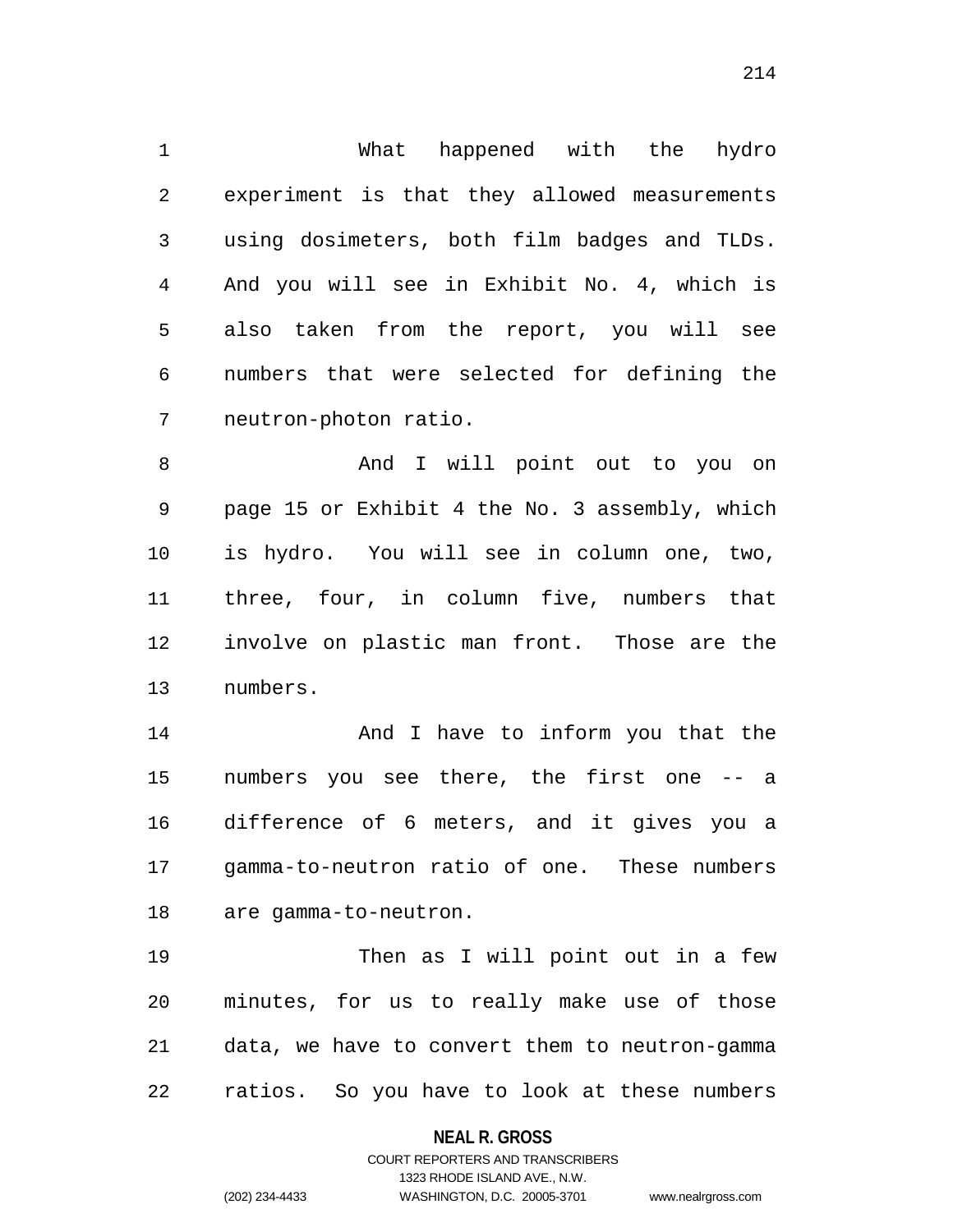What happened with the hydro experiment is that they allowed measurements using dosimeters, both film badges and TLDs. And you will see in Exhibit No. 4, which is also taken from the report, you will see numbers that were selected for defining the neutron-photon ratio.

And I will point out to you on page 15 or Exhibit 4 the No. 3 assembly, which is hydro. You will see in column one, two, three, four, in column five, numbers that involve on plastic man front. Those are the numbers.

And I have to inform you that the numbers you see there, the first one -- a difference of 6 meters, and it gives you a gamma-to-neutron ratio of one. These numbers are gamma-to-neutron.

Then as I will point out in a few minutes, for us to really make use of those data, we have to convert them to neutron-gamma ratios. So you have to look at these numbers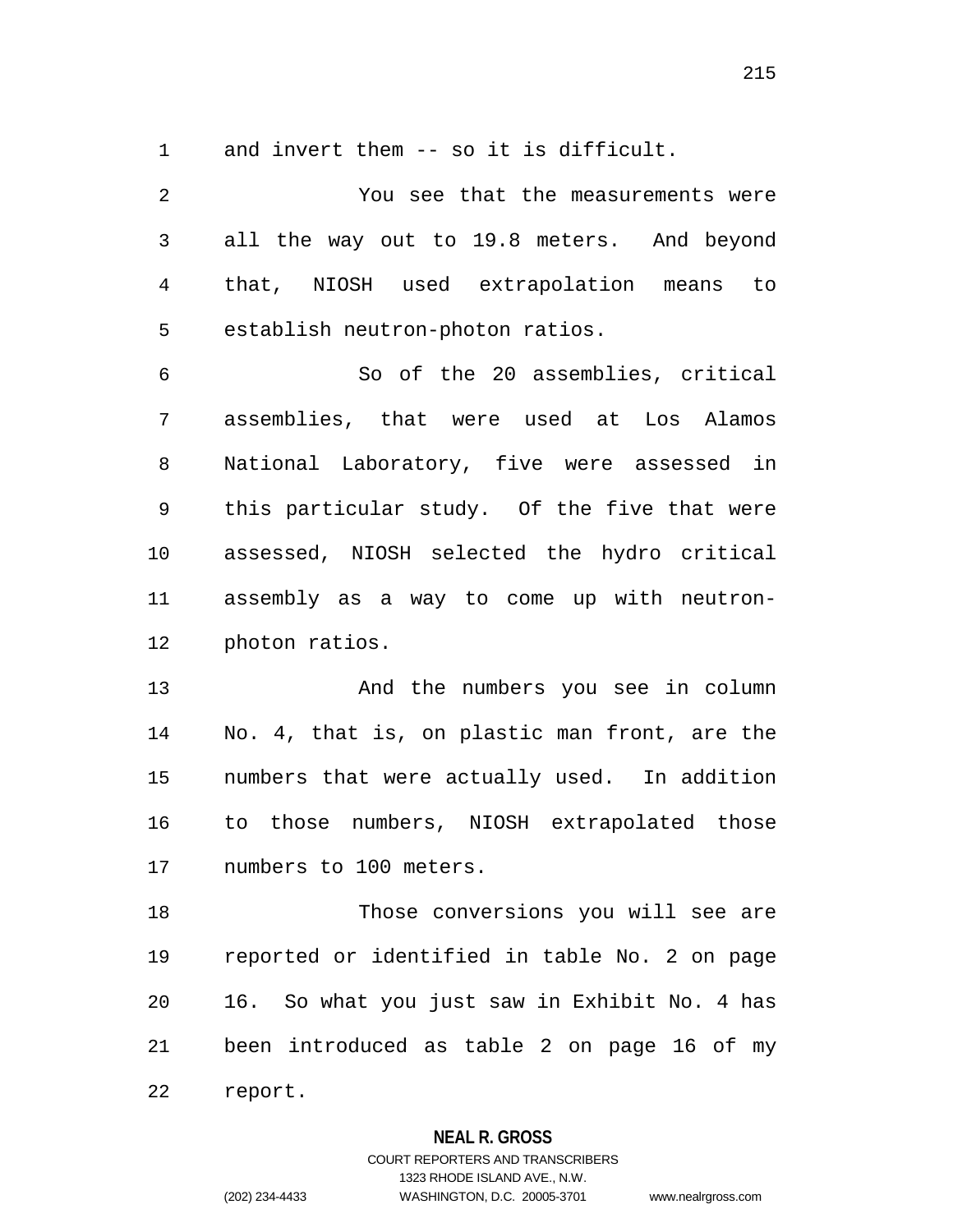and invert them -- so it is difficult.

You see that the measurements were all the way out to 19.8 meters. And beyond that, NIOSH used extrapolation means to establish neutron-photon ratios.

So of the 20 assemblies, critical assemblies, that were used at Los Alamos National Laboratory, five were assessed in this particular study. Of the five that were assessed, NIOSH selected the hydro critical assembly as a way to come up with neutron-photon ratios.

And the numbers you see in column No. 4, that is, on plastic man front, are the numbers that were actually used. In addition to those numbers, NIOSH extrapolated those numbers to 100 meters.

Those conversions you will see are reported or identified in table No. 2 on page 16. So what you just saw in Exhibit No. 4 has been introduced as table 2 on page 16 of my report.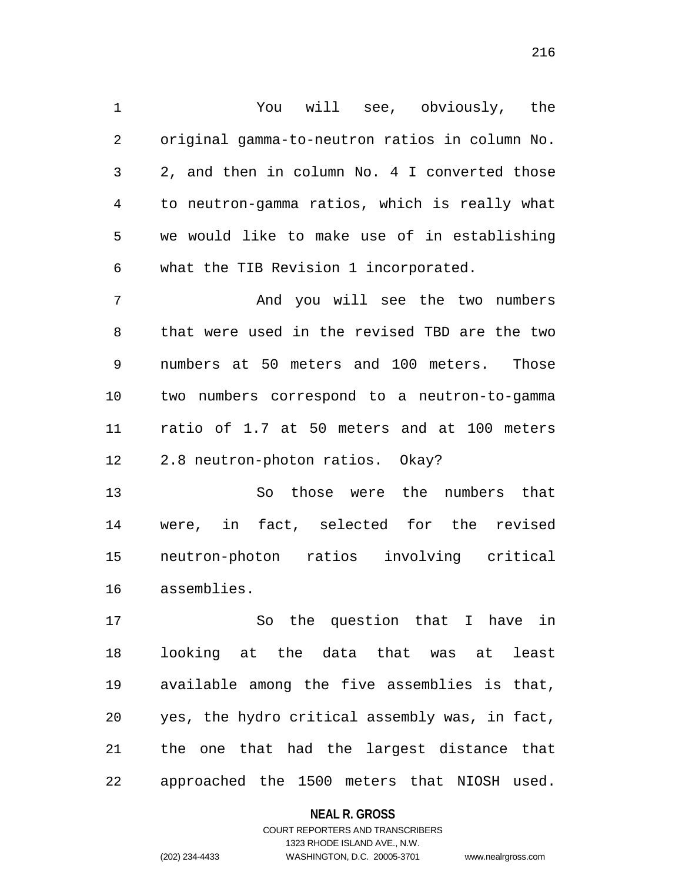You will see, obviously, the original gamma-to-neutron ratios in column No. 2, and then in column No. 4 I converted those to neutron-gamma ratios, which is really what we would like to make use of in establishing what the TIB Revision 1 incorporated.

And you will see the two numbers that were used in the revised TBD are the two numbers at 50 meters and 100 meters. Those two numbers correspond to a neutron-to-gamma ratio of 1.7 at 50 meters and at 100 meters 2.8 neutron-photon ratios. Okay?

So those were the numbers that were, in fact, selected for the revised neutron-photon ratios involving critical assemblies.

So the question that I have in looking at the data that was at least available among the five assemblies is that, yes, the hydro critical assembly was, in fact, the one that had the largest distance that approached the 1500 meters that NIOSH used.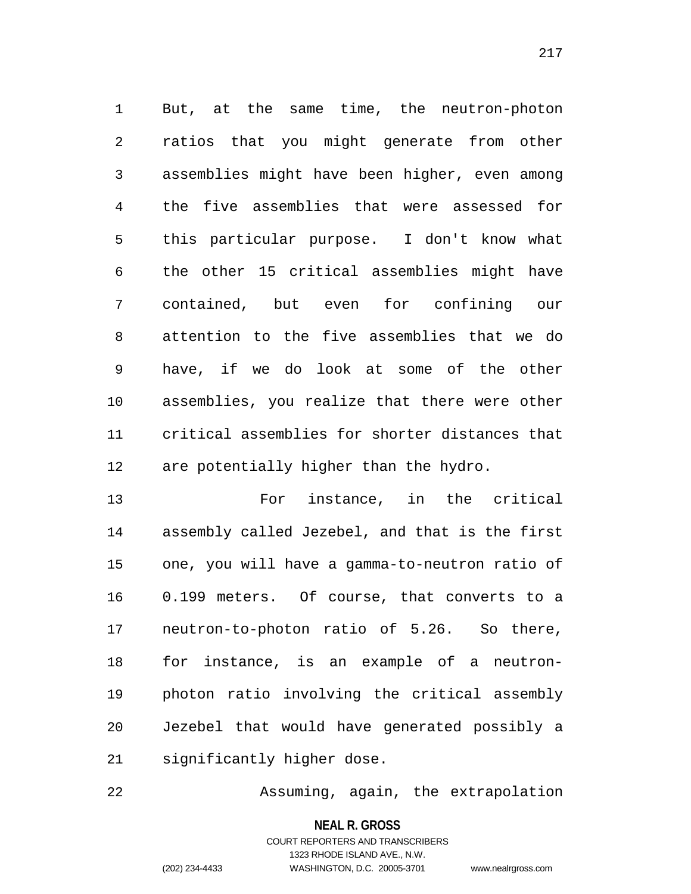But, at the same time, the neutron-photon ratios that you might generate from other assemblies might have been higher, even among the five assemblies that were assessed for this particular purpose. I don't know what the other 15 critical assemblies might have contained, but even for confining our attention to the five assemblies that we do have, if we do look at some of the other assemblies, you realize that there were other critical assemblies for shorter distances that are potentially higher than the hydro.

For instance, in the critical assembly called Jezebel, and that is the first one, you will have a gamma-to-neutron ratio of 0.199 meters. Of course, that converts to a neutron-to-photon ratio of 5.26. So there, for instance, is an example of a neutron-photon ratio involving the critical assembly Jezebel that would have generated possibly a significantly higher dose.

Assuming, again, the extrapolation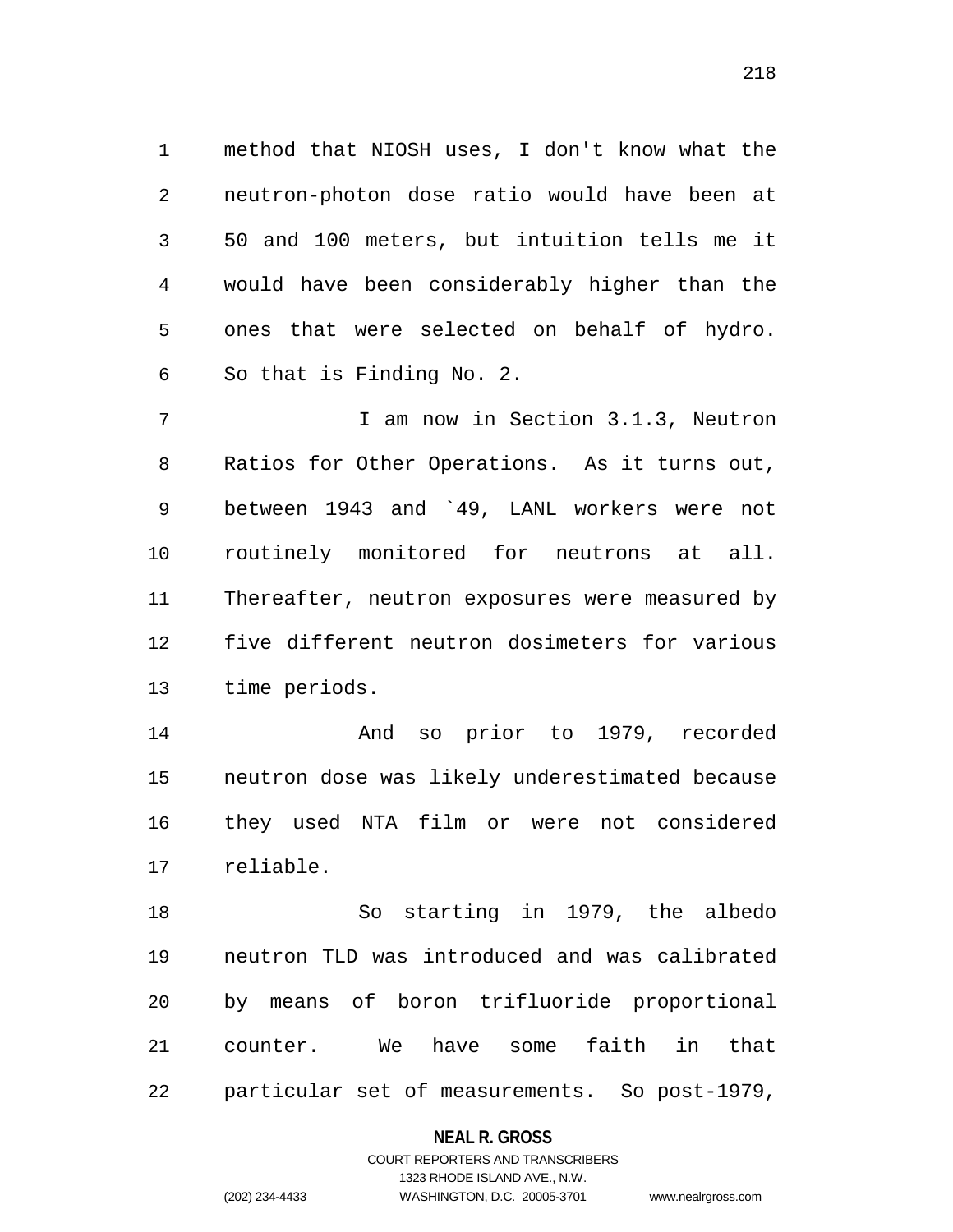method that NIOSH uses, I don't know what the neutron-photon dose ratio would have been at 50 and 100 meters, but intuition tells me it would have been considerably higher than the ones that were selected on behalf of hydro. So that is Finding No. 2.

I am now in Section 3.1.3, Neutron Ratios for Other Operations. As it turns out, between 1943 and `49, LANL workers were not routinely monitored for neutrons at all. Thereafter, neutron exposures were measured by five different neutron dosimeters for various time periods.

And so prior to 1979, recorded neutron dose was likely underestimated because they used NTA film or were not considered reliable.

So starting in 1979, the albedo neutron TLD was introduced and was calibrated by means of boron trifluoride proportional counter. We have some faith in that particular set of measurements. So post-1979,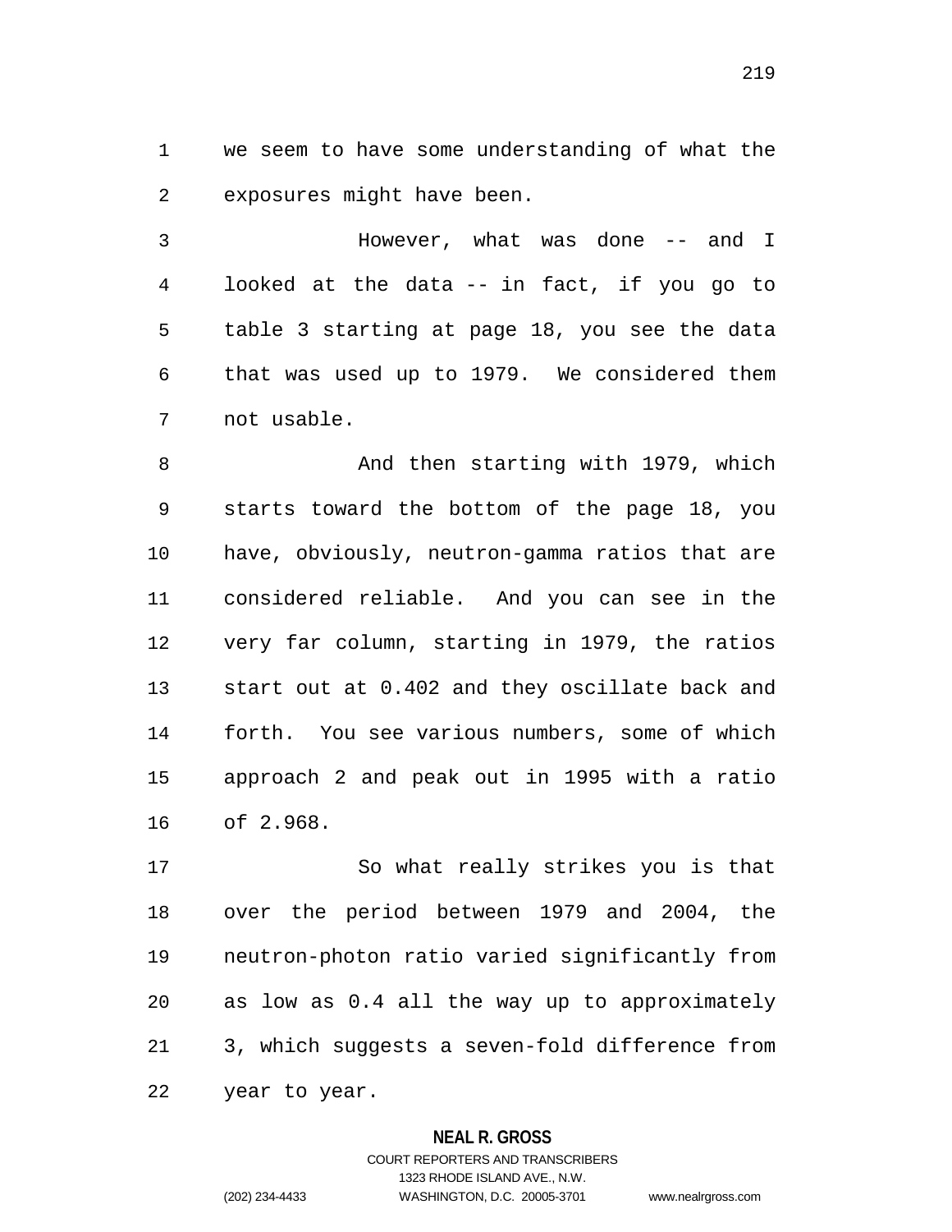we seem to have some understanding of what the exposures might have been.

However, what was done -- and I looked at the data -- in fact, if you go to table 3 starting at page 18, you see the data that was used up to 1979. We considered them not usable.

And then starting with 1979, which starts toward the bottom of the page 18, you have, obviously, neutron-gamma ratios that are considered reliable. And you can see in the very far column, starting in 1979, the ratios start out at 0.402 and they oscillate back and forth. You see various numbers, some of which approach 2 and peak out in 1995 with a ratio of 2.968.

So what really strikes you is that over the period between 1979 and 2004, the neutron-photon ratio varied significantly from as low as 0.4 all the way up to approximately 3, which suggests a seven-fold difference from year to year.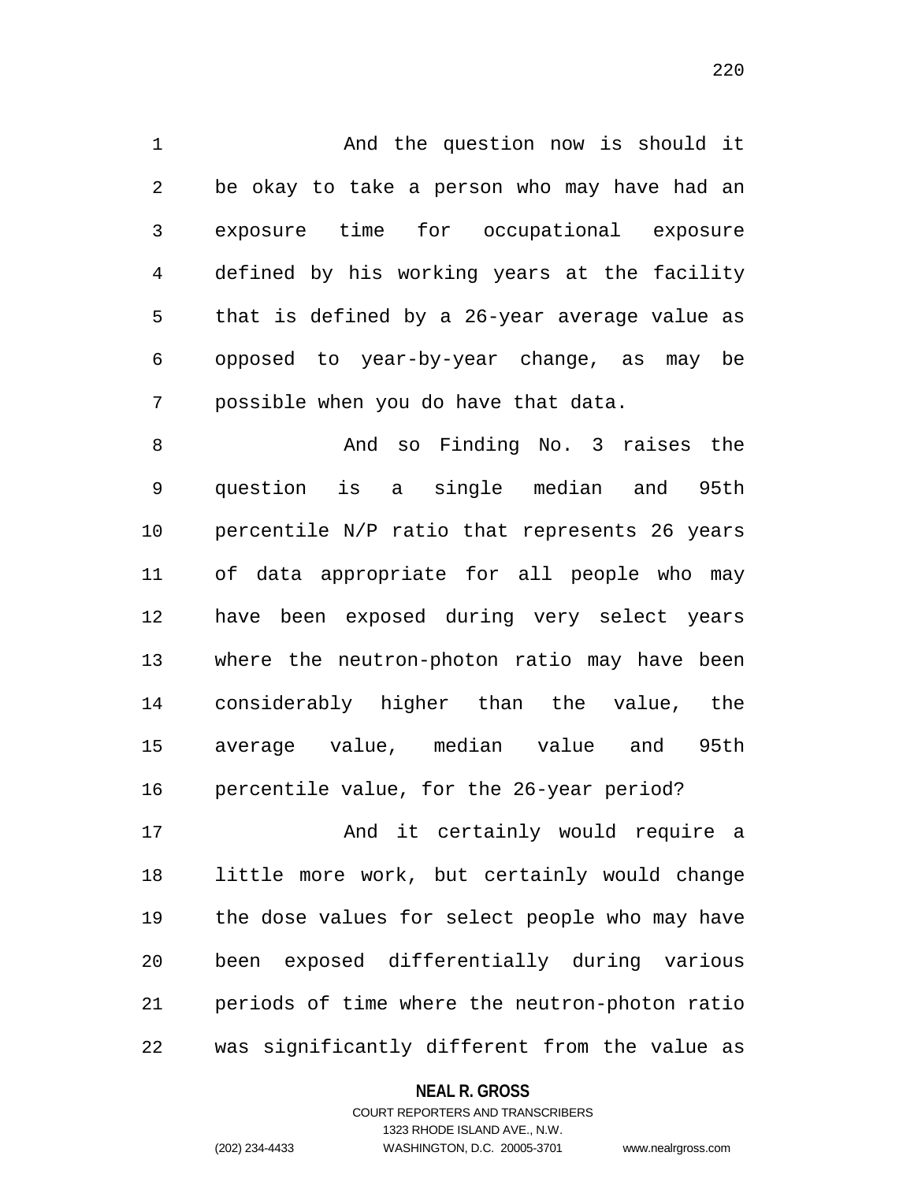And the question now is should it be okay to take a person who may have had an exposure time for occupational exposure defined by his working years at the facility that is defined by a 26-year average value as opposed to year-by-year change, as may be possible when you do have that data.

And so Finding No. 3 raises the question is a single median and 95th percentile N/P ratio that represents 26 years of data appropriate for all people who may have been exposed during very select years where the neutron-photon ratio may have been considerably higher than the value, the average value, median value and 95th percentile value, for the 26-year period?

And it certainly would require a little more work, but certainly would change the dose values for select people who may have been exposed differentially during various periods of time where the neutron-photon ratio was significantly different from the value as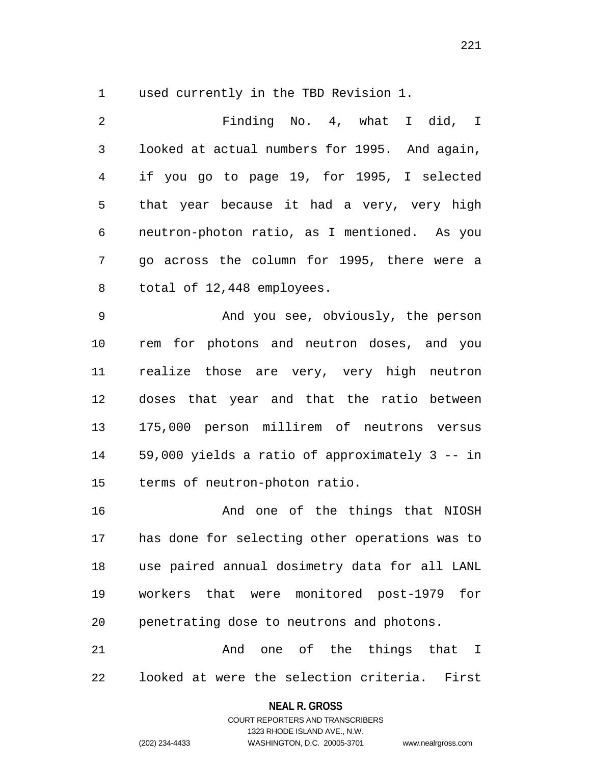used currently in the TBD Revision 1.

Finding No. 4, what I did, I looked at actual numbers for 1995. And again, if you go to page 19, for 1995, I selected that year because it had a very, very high neutron-photon ratio, as I mentioned. As you go across the column for 1995, there were a total of 12,448 employees.

And you see, obviously, the person rem for photons and neutron doses, and you realize those are very, very high neutron doses that year and that the ratio between 175,000 person millirem of neutrons versus 59,000 yields a ratio of approximately 3 -- in terms of neutron-photon ratio.

And one of the things that NIOSH has done for selecting other operations was to use paired annual dosimetry data for all LANL workers that were monitored post-1979 for penetrating dose to neutrons and photons.

And one of the things that I looked at were the selection criteria. First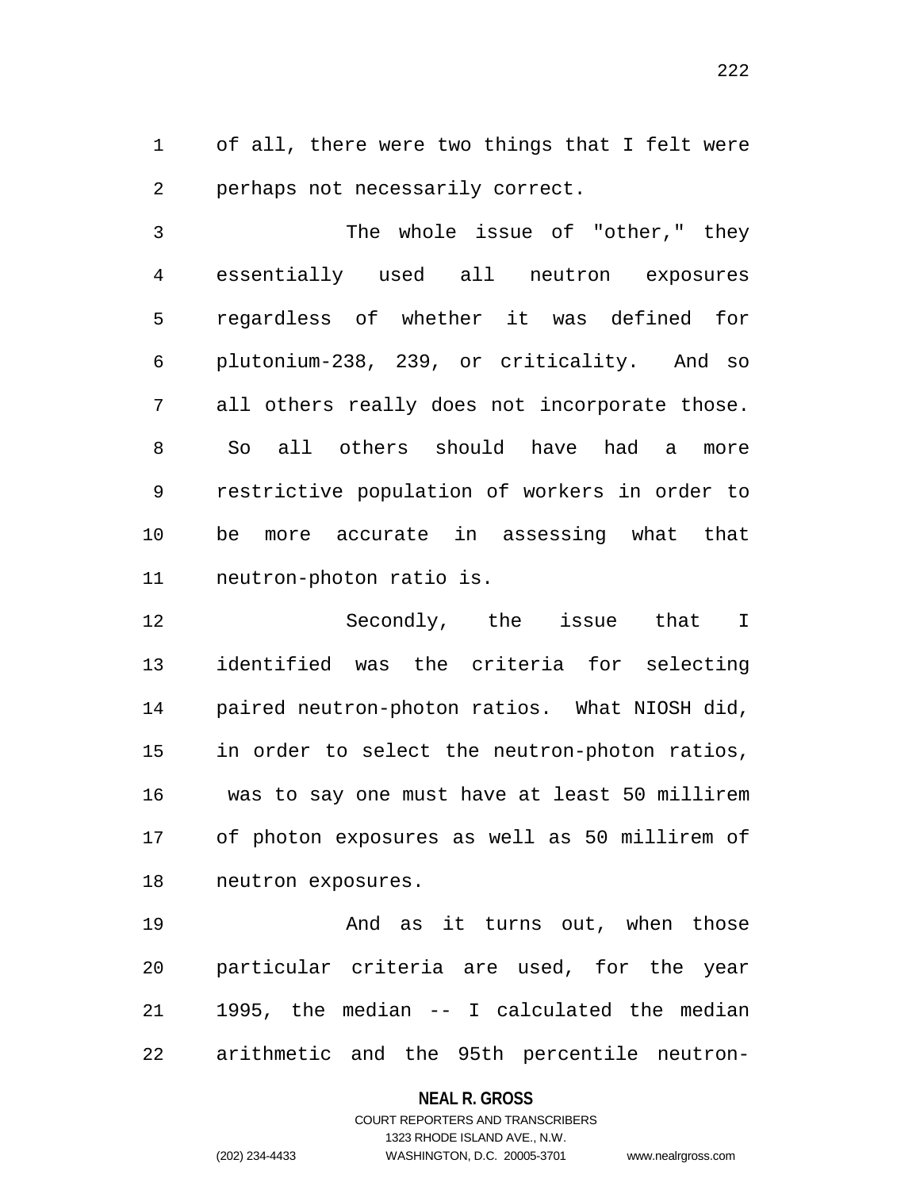of all, there were two things that I felt were perhaps not necessarily correct.

The whole issue of "other," they essentially used all neutron exposures regardless of whether it was defined for plutonium-238, 239, or criticality. And so all others really does not incorporate those. So all others should have had a more restrictive population of workers in order to be more accurate in assessing what that neutron-photon ratio is.

Secondly, the issue that I identified was the criteria for selecting paired neutron-photon ratios. What NIOSH did, in order to select the neutron-photon ratios, was to say one must have at least 50 millirem of photon exposures as well as 50 millirem of neutron exposures.

And as it turns out, when those particular criteria are used, for the year 1995, the median -- I calculated the median arithmetic and the 95th percentile neutron-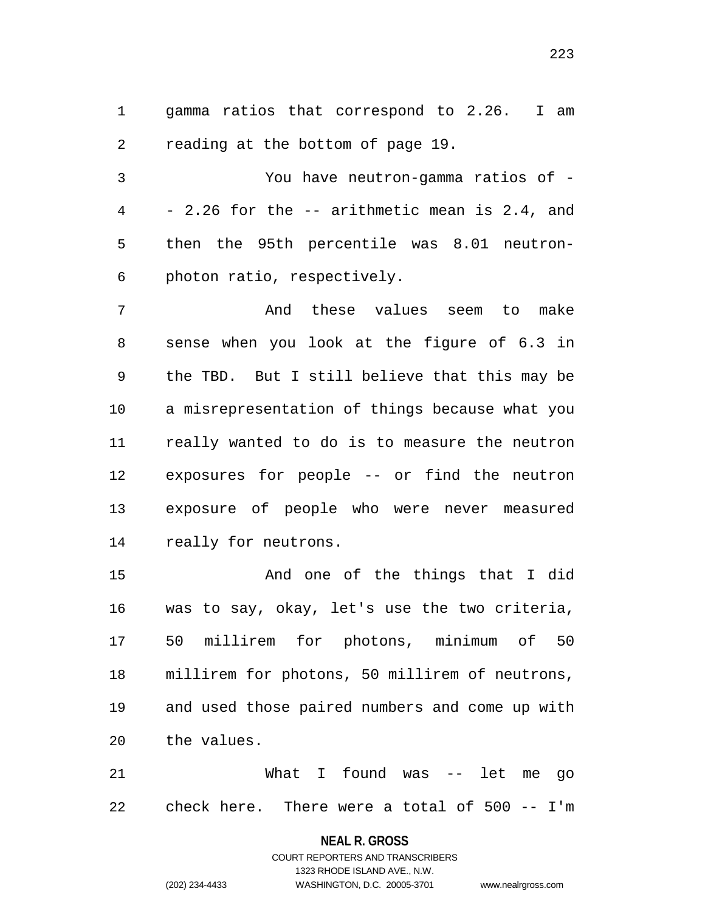gamma ratios that correspond to 2.26. I am reading at the bottom of page 19.

You have neutron-gamma ratios of -- 2.26 for the -- arithmetic mean is 2.4, and then the 95th percentile was 8.01 neutron-photon ratio, respectively.

And these values seem to make sense when you look at the figure of 6.3 in the TBD. But I still believe that this may be a misrepresentation of things because what you really wanted to do is to measure the neutron exposures for people -- or find the neutron exposure of people who were never measured really for neutrons.

And one of the things that I did was to say, okay, let's use the two criteria, 50 millirem for photons, minimum of 50 millirem for photons, 50 millirem of neutrons, and used those paired numbers and come up with the values.

What I found was -- let me go check here. There were a total of 500 -- I'm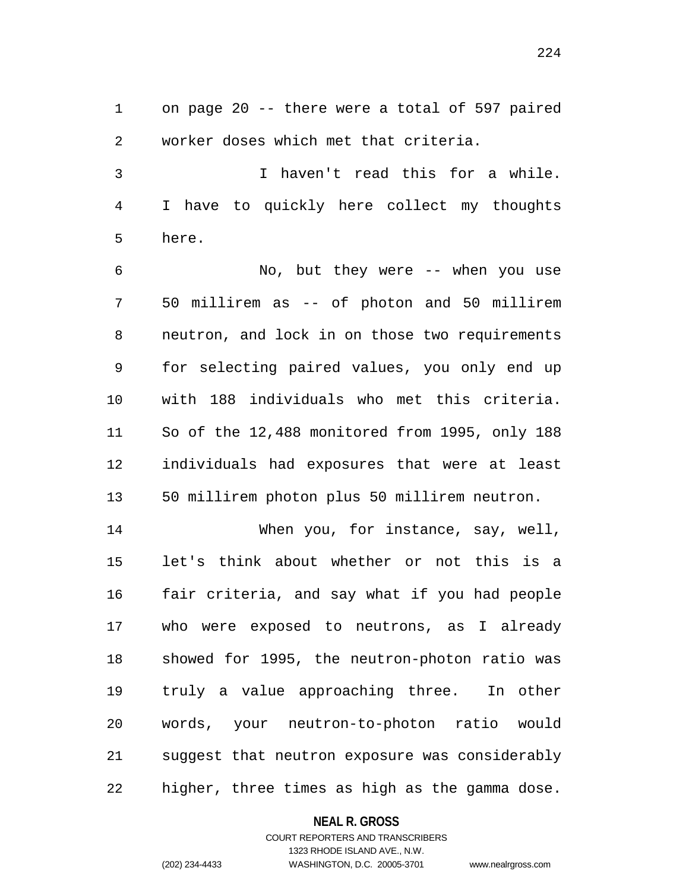on page 20 -- there were a total of 597 paired worker doses which met that criteria.

I haven't read this for a while. I have to quickly here collect my thoughts here.

No, but they were -- when you use 50 millirem as -- of photon and 50 millirem neutron, and lock in on those two requirements for selecting paired values, you only end up with 188 individuals who met this criteria. So of the 12,488 monitored from 1995, only 188 individuals had exposures that were at least 50 millirem photon plus 50 millirem neutron.

When you, for instance, say, well, let's think about whether or not this is a fair criteria, and say what if you had people who were exposed to neutrons, as I already showed for 1995, the neutron-photon ratio was truly a value approaching three. In other words, your neutron-to-photon ratio would suggest that neutron exposure was considerably higher, three times as high as the gamma dose.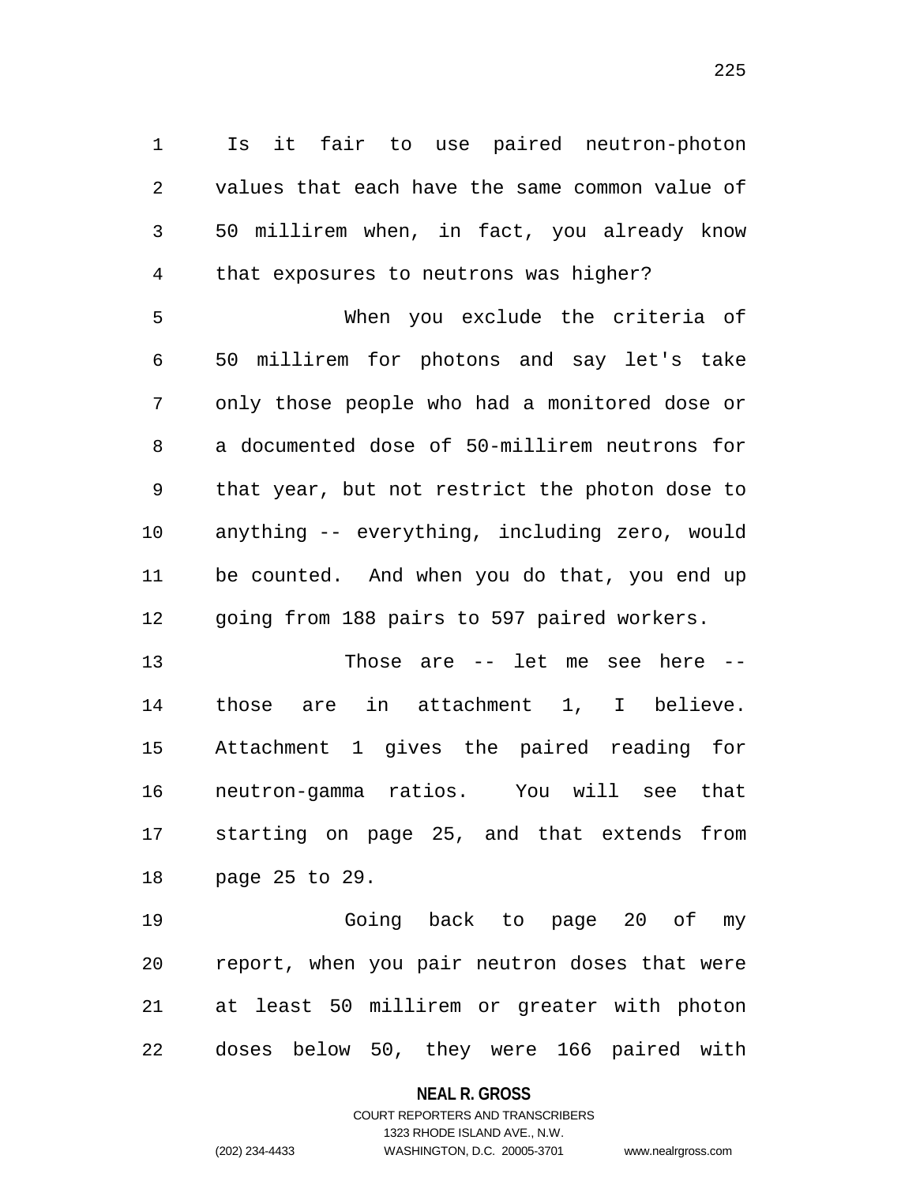Is it fair to use paired neutron-photon values that each have the same common value of 50 millirem when, in fact, you already know that exposures to neutrons was higher?

When you exclude the criteria of 50 millirem for photons and say let's take only those people who had a monitored dose or a documented dose of 50-millirem neutrons for that year, but not restrict the photon dose to anything -- everything, including zero, would be counted. And when you do that, you end up going from 188 pairs to 597 paired workers.

Those are -- let me see here -- those are in attachment 1, I believe. Attachment 1 gives the paired reading for neutron-gamma ratios. You will see that starting on page 25, and that extends from page 25 to 29.

Going back to page 20 of my report, when you pair neutron doses that were at least 50 millirem or greater with photon doses below 50, they were 166 paired with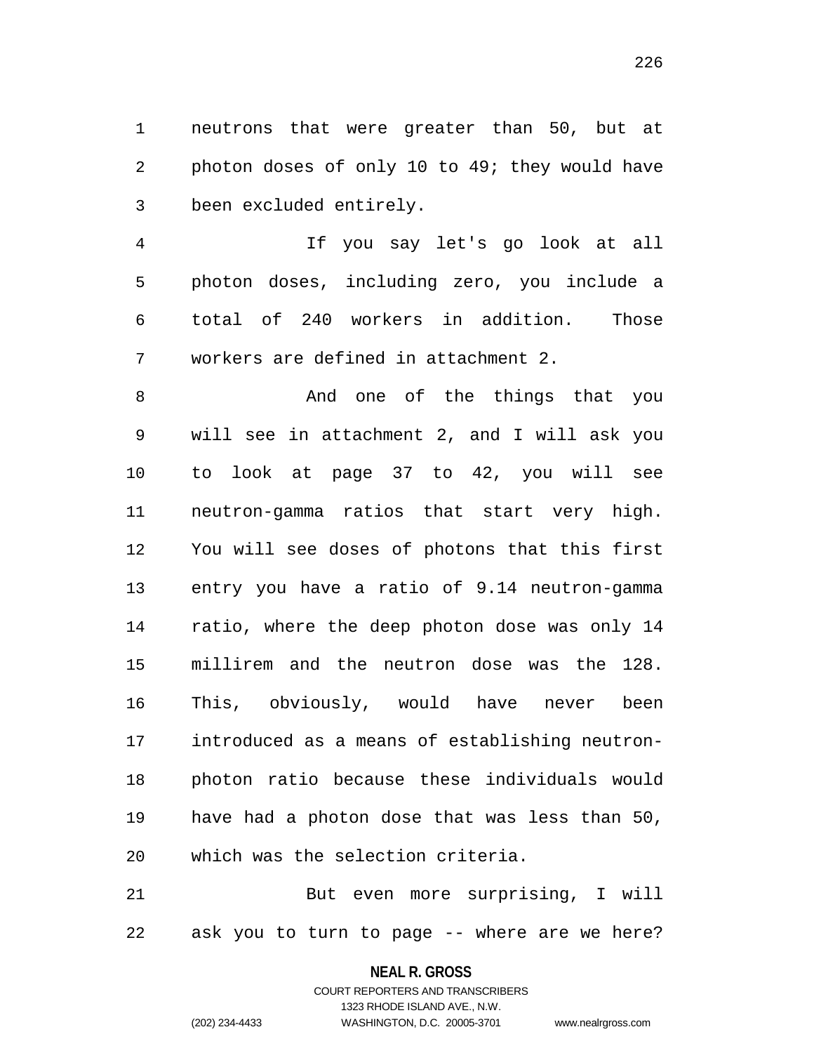neutrons that were greater than 50, but at photon doses of only 10 to 49; they would have been excluded entirely.

If you say let's go look at all photon doses, including zero, you include a total of 240 workers in addition. Those workers are defined in attachment 2.

And one of the things that you will see in attachment 2, and I will ask you to look at page 37 to 42, you will see neutron-gamma ratios that start very high. You will see doses of photons that this first entry you have a ratio of 9.14 neutron-gamma ratio, where the deep photon dose was only 14 millirem and the neutron dose was the 128. This, obviously, would have never been introduced as a means of establishing neutron-photon ratio because these individuals would have had a photon dose that was less than 50, which was the selection criteria.

But even more surprising, I will ask you to turn to page -- where are we here?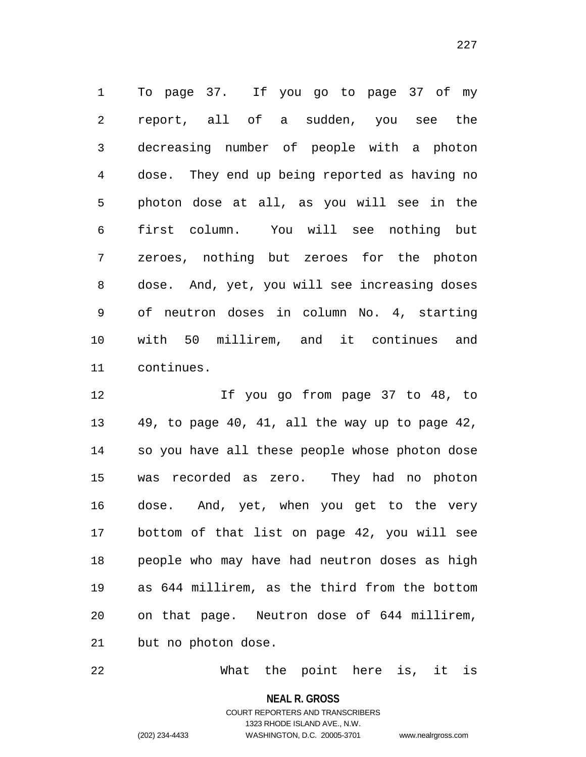To page 37. If you go to page 37 of my report, all of a sudden, you see the decreasing number of people with a photon dose. They end up being reported as having no photon dose at all, as you will see in the first column. You will see nothing but zeroes, nothing but zeroes for the photon dose. And, yet, you will see increasing doses of neutron doses in column No. 4, starting with 50 millirem, and it continues and continues.

If you go from page 37 to 48, to 49, to page 40, 41, all the way up to page 42, so you have all these people whose photon dose was recorded as zero. They had no photon dose. And, yet, when you get to the very bottom of that list on page 42, you will see people who may have had neutron doses as high as 644 millirem, as the third from the bottom on that page. Neutron dose of 644 millirem, but no photon dose.

What the point here is, it is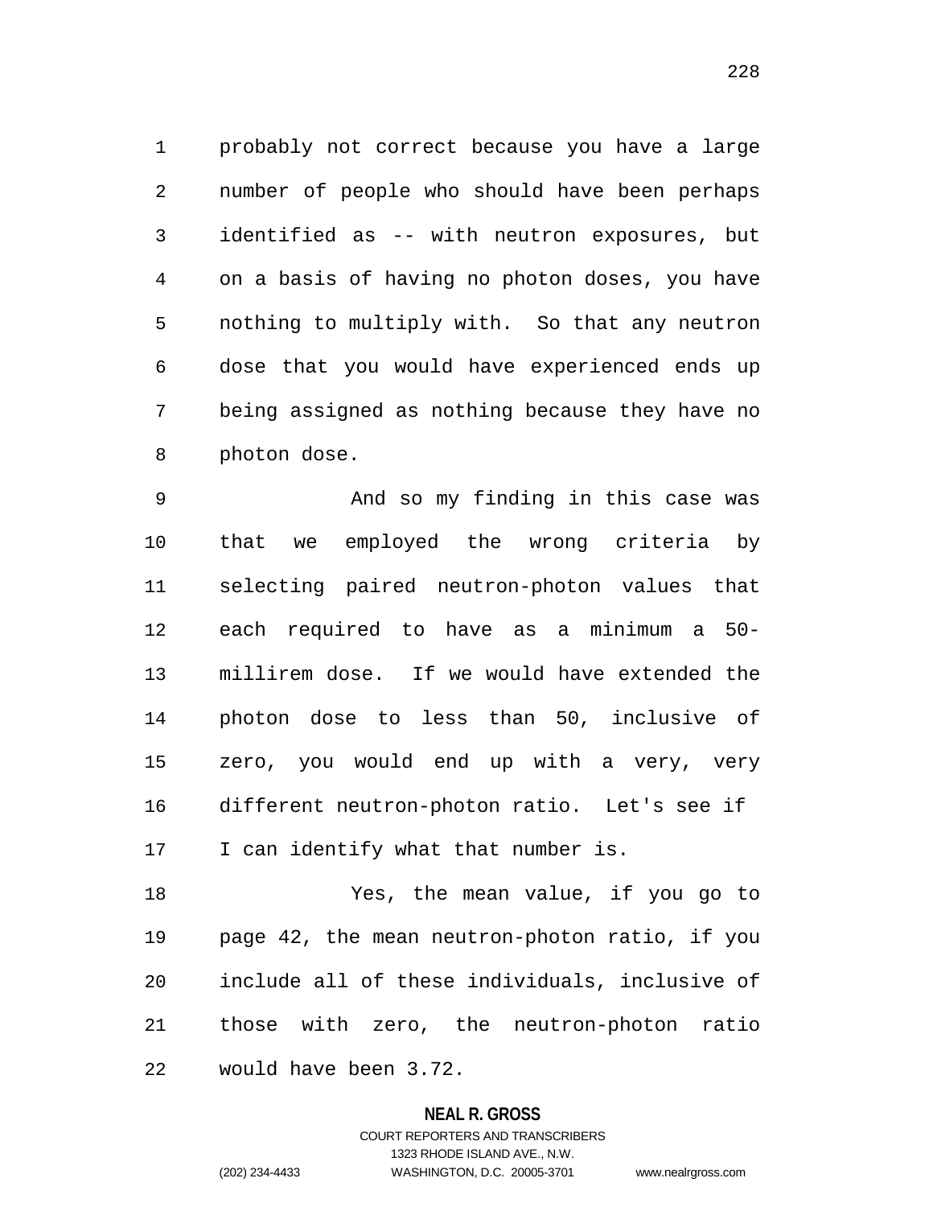probably not correct because you have a large number of people who should have been perhaps identified as -- with neutron exposures, but on a basis of having no photon doses, you have nothing to multiply with. So that any neutron dose that you would have experienced ends up being assigned as nothing because they have no photon dose.

And so my finding in this case was that we employed the wrong criteria by selecting paired neutron-photon values that each required to have as a minimum a 50-millirem dose. If we would have extended the photon dose to less than 50, inclusive of zero, you would end up with a very, very different neutron-photon ratio. Let's see if I can identify what that number is.

Yes, the mean value, if you go to page 42, the mean neutron-photon ratio, if you include all of these individuals, inclusive of those with zero, the neutron-photon ratio would have been 3.72.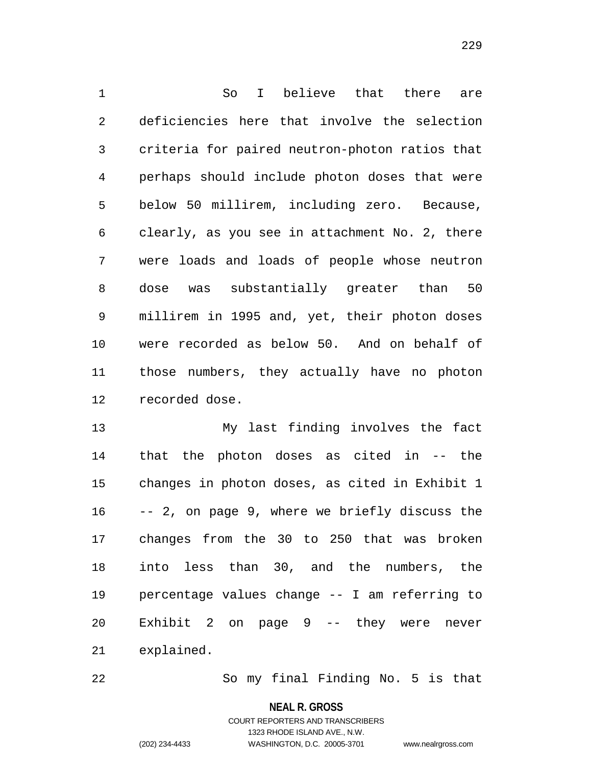So I believe that there are deficiencies here that involve the selection criteria for paired neutron-photon ratios that perhaps should include photon doses that were below 50 millirem, including zero. Because, clearly, as you see in attachment No. 2, there were loads and loads of people whose neutron dose was substantially greater than 50 millirem in 1995 and, yet, their photon doses were recorded as below 50. And on behalf of those numbers, they actually have no photon recorded dose.

My last finding involves the fact that the photon doses as cited in -- the changes in photon doses, as cited in Exhibit 1 -- 2, on page 9, where we briefly discuss the changes from the 30 to 250 that was broken into less than 30, and the numbers, the percentage values change -- I am referring to Exhibit 2 on page 9 -- they were never explained.

So my final Finding No. 5 is that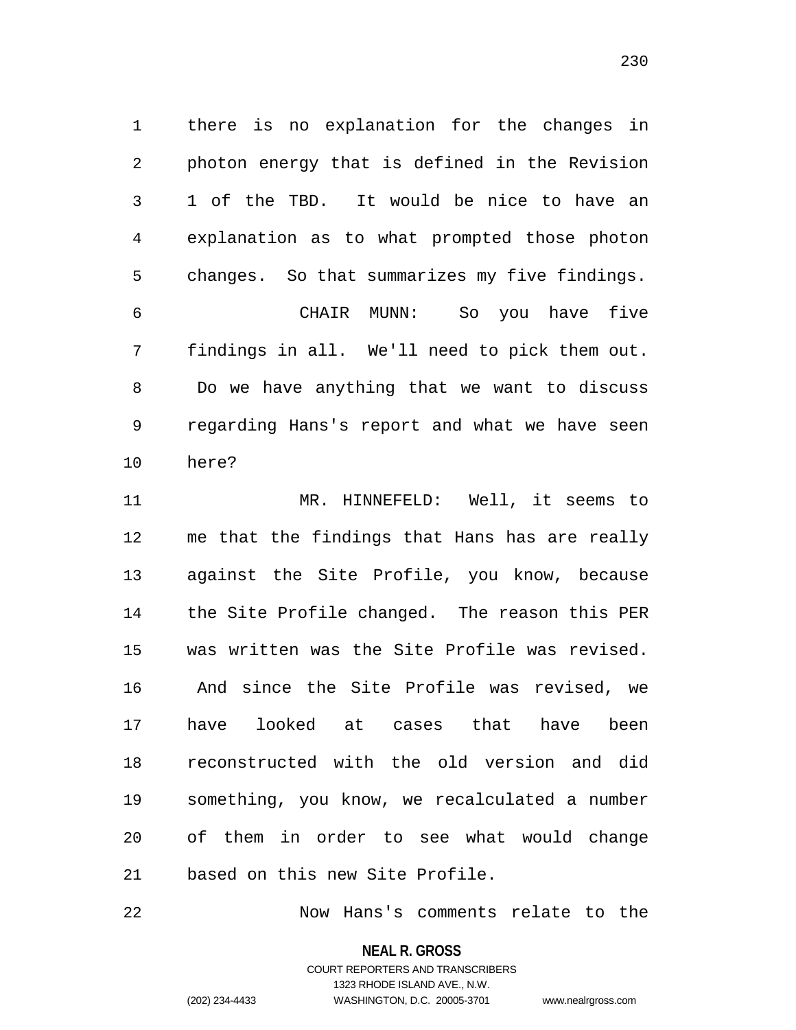there is no explanation for the changes in photon energy that is defined in the Revision 1 of the TBD. It would be nice to have an explanation as to what prompted those photon changes. So that summarizes my five findings.

CHAIR MUNN: So you have five findings in all. We'll need to pick them out. Do we have anything that we want to discuss regarding Hans's report and what we have seen here?

MR. HINNEFELD: Well, it seems to me that the findings that Hans has are really against the Site Profile, you know, because the Site Profile changed. The reason this PER was written was the Site Profile was revised. And since the Site Profile was revised, we have looked at cases that have been reconstructed with the old version and did something, you know, we recalculated a number of them in order to see what would change based on this new Site Profile.

Now Hans's comments relate to the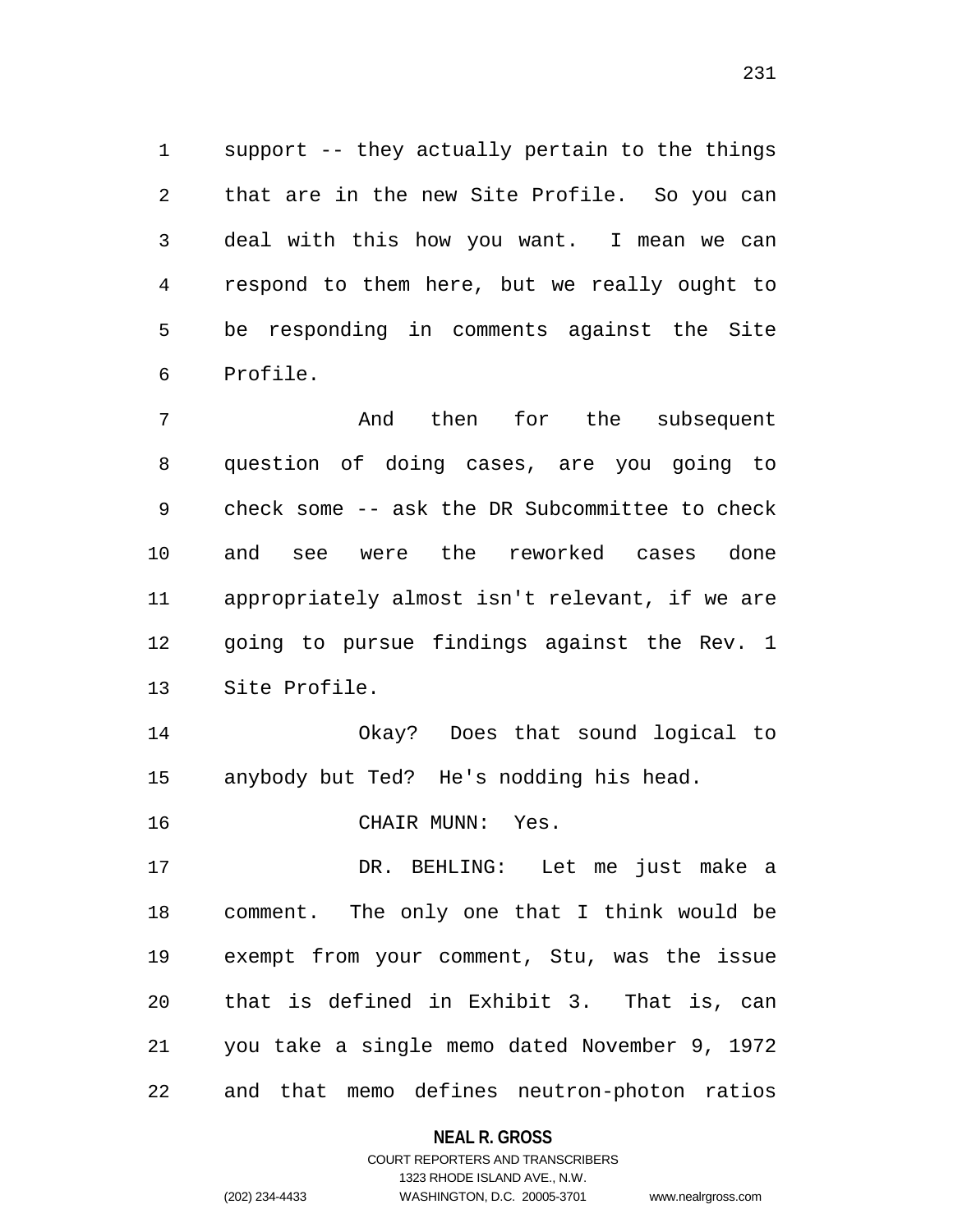support -- they actually pertain to the things that are in the new Site Profile. So you can deal with this how you want. I mean we can respond to them here, but we really ought to be responding in comments against the Site Profile.

And then for the subsequent question of doing cases, are you going to check some -- ask the DR Subcommittee to check and see were the reworked cases done appropriately almost isn't relevant, if we are going to pursue findings against the Rev. 1 Site Profile.

Okay? Does that sound logical to anybody but Ted? He's nodding his head.

CHAIR MUNN: Yes.

DR. BEHLING: Let me just make a comment. The only one that I think would be exempt from your comment, Stu, was the issue that is defined in Exhibit 3. That is, can you take a single memo dated November 9, 1972 and that memo defines neutron-photon ratios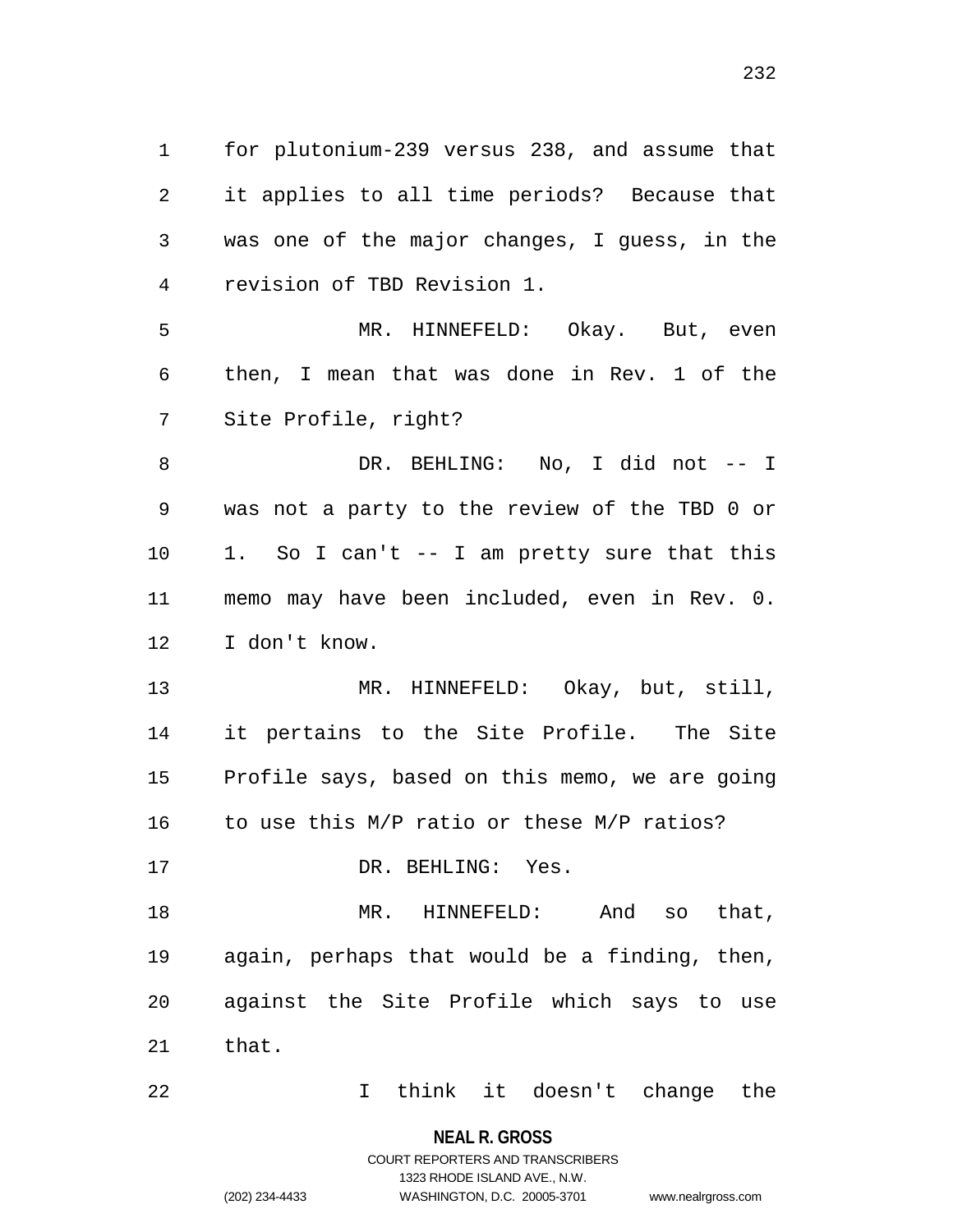for plutonium-239 versus 238, and assume that it applies to all time periods? Because that was one of the major changes, I guess, in the revision of TBD Revision 1.

MR. HINNEFELD: Okay. But, even then, I mean that was done in Rev. 1 of the Site Profile, right?

DR. BEHLING: No, I did not -- I was not a party to the review of the TBD 0 or 1. So I can't -- I am pretty sure that this memo may have been included, even in Rev. 0. I don't know.

MR. HINNEFELD: Okay, but, still, it pertains to the Site Profile. The Site Profile says, based on this memo, we are going to use this M/P ratio or these M/P ratios?

DR. BEHLING: Yes.

MR. HINNEFELD: And so that, again, perhaps that would be a finding, then, against the Site Profile which says to use that.

I think it doesn't change the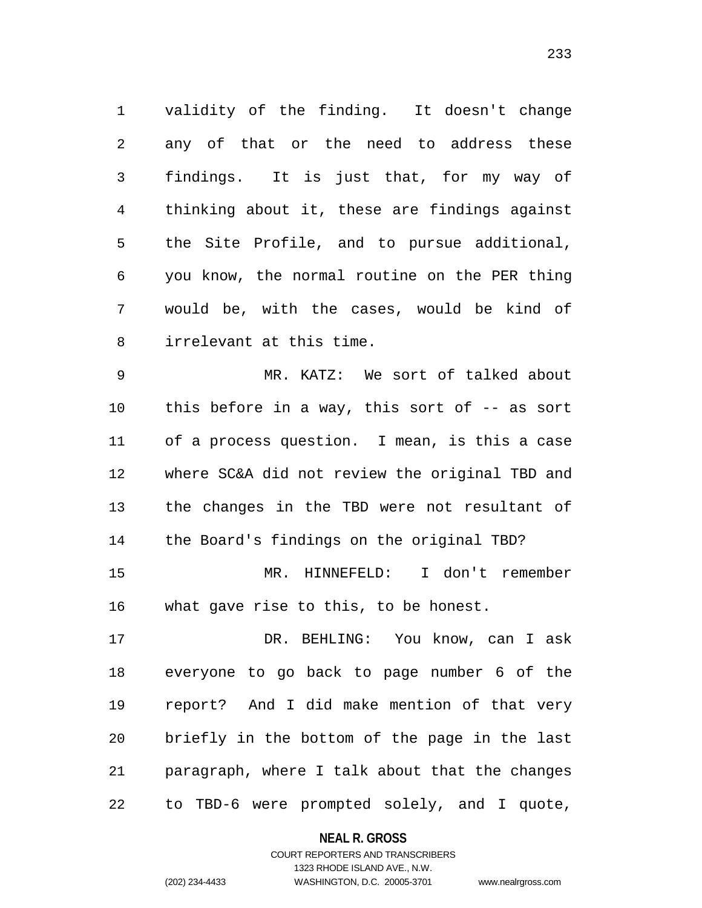validity of the finding. It doesn't change any of that or the need to address these findings. It is just that, for my way of thinking about it, these are findings against the Site Profile, and to pursue additional, you know, the normal routine on the PER thing would be, with the cases, would be kind of irrelevant at this time.

MR. KATZ: We sort of talked about this before in a way, this sort of -- as sort of a process question. I mean, is this a case where SC&A did not review the original TBD and the changes in the TBD were not resultant of the Board's findings on the original TBD?

MR. HINNEFELD: I don't remember what gave rise to this, to be honest.

DR. BEHLING: You know, can I ask everyone to go back to page number 6 of the report? And I did make mention of that very briefly in the bottom of the page in the last paragraph, where I talk about that the changes to TBD-6 were prompted solely, and I quote,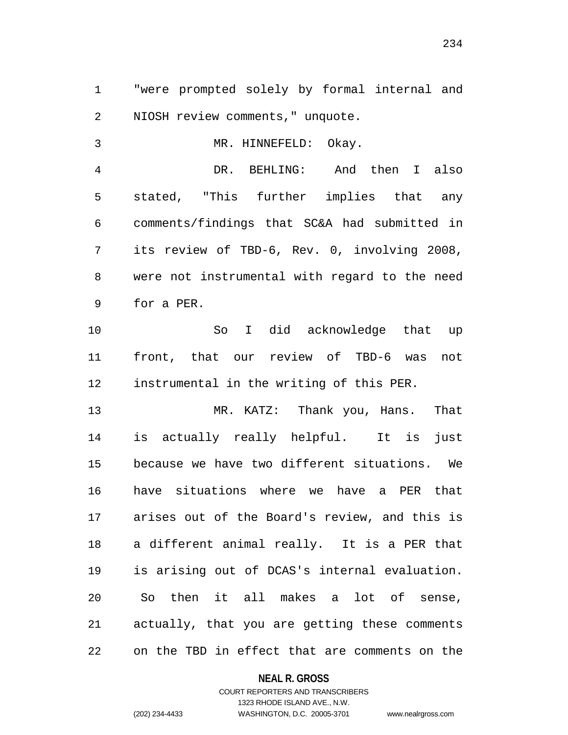"were prompted solely by formal internal and NIOSH review comments," unquote.

MR. HINNEFELD: Okay.

DR. BEHLING: And then I also stated, "This further implies that any comments/findings that SC&A had submitted in its review of TBD-6, Rev. 0, involving 2008, were not instrumental with regard to the need for a PER.

So I did acknowledge that up front, that our review of TBD-6 was not instrumental in the writing of this PER.

MR. KATZ: Thank you, Hans. That is actually really helpful. It is just because we have two different situations. We have situations where we have a PER that arises out of the Board's review, and this is a different animal really. It is a PER that is arising out of DCAS's internal evaluation. So then it all makes a lot of sense, actually, that you are getting these comments on the TBD in effect that are comments on the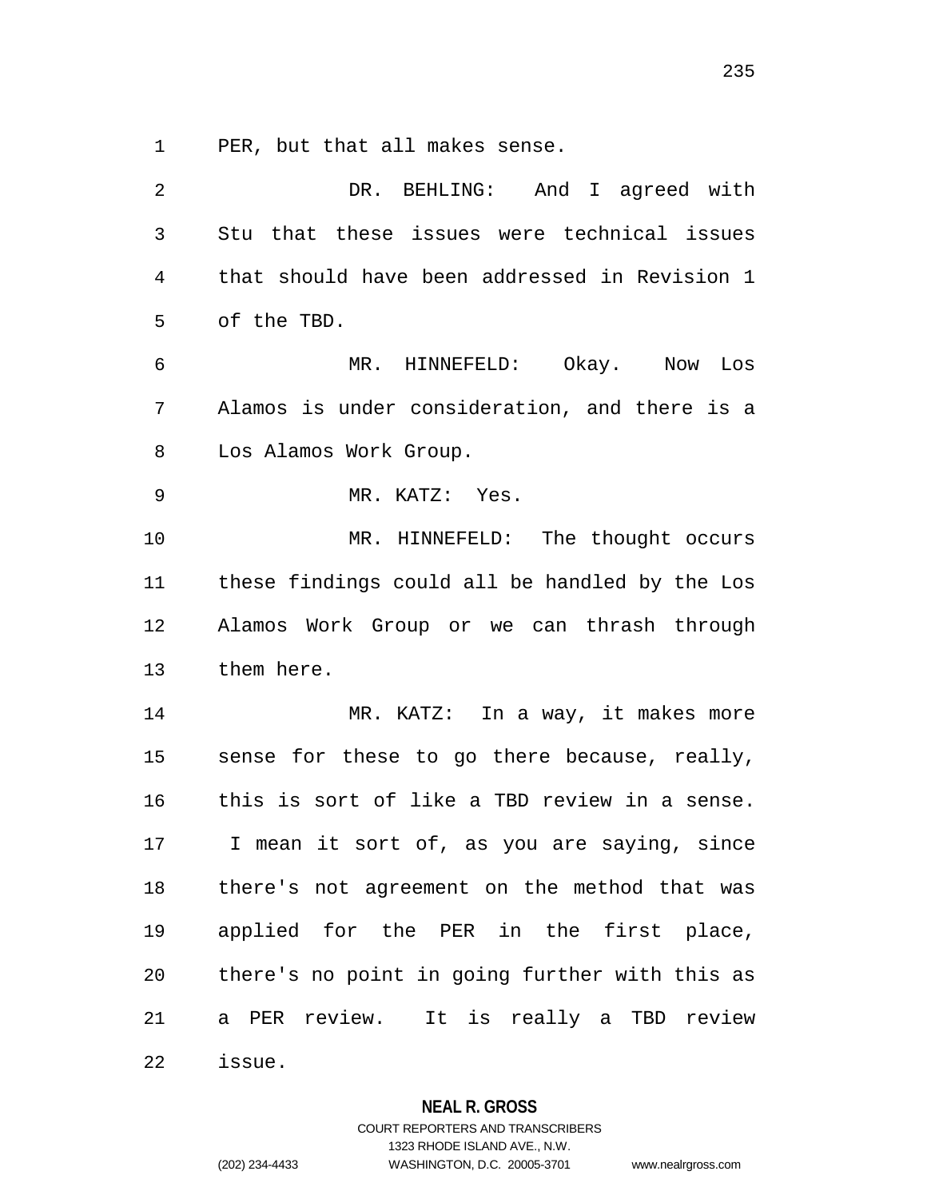PER, but that all makes sense.

DR. BEHLING: And I agreed with Stu that these issues were technical issues that should have been addressed in Revision 1 of the TBD.

MR. HINNEFELD: Okay. Now Los Alamos is under consideration, and there is a Los Alamos Work Group.

MR. KATZ: Yes.

MR. HINNEFELD: The thought occurs these findings could all be handled by the Los Alamos Work Group or we can thrash through them here.

MR. KATZ: In a way, it makes more sense for these to go there because, really, this is sort of like a TBD review in a sense. I mean it sort of, as you are saying, since there's not agreement on the method that was applied for the PER in the first place, there's no point in going further with this as a PER review. It is really a TBD review issue.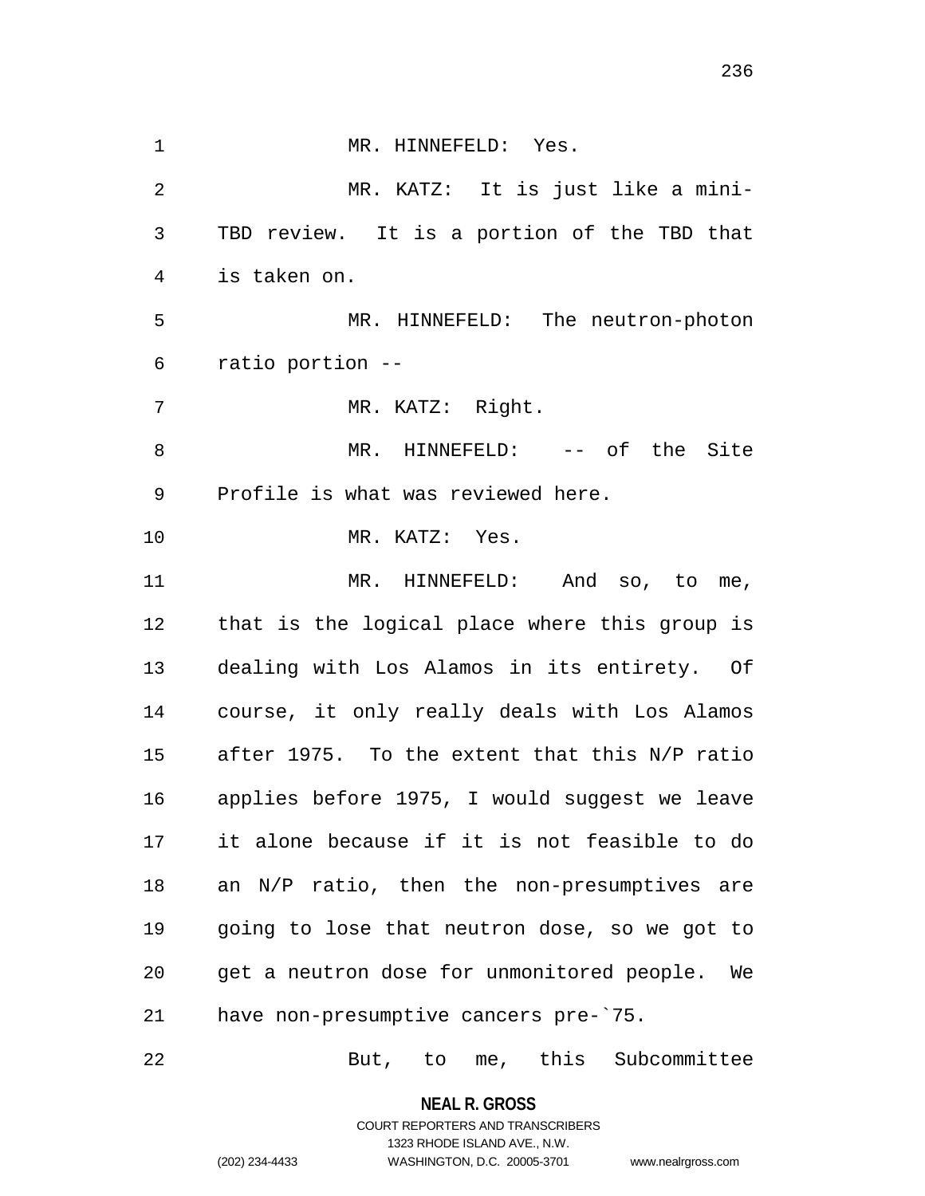MR. HINNEFELD: Yes.

MR. KATZ: It is just like a mini-TBD review. It is a portion of the TBD that is taken on.

MR. HINNEFELD: The neutron-photon ratio portion --

MR. KATZ: Right.

MR. HINNEFELD: -- of the Site Profile is what was reviewed here.

MR. KATZ: Yes.

MR. HINNEFELD: And so, to me, that is the logical place where this group is dealing with Los Alamos in its entirety. Of course, it only really deals with Los Alamos after 1975. To the extent that this N/P ratio applies before 1975, I would suggest we leave it alone because if it is not feasible to do an N/P ratio, then the non-presumptives are going to lose that neutron dose, so we got to get a neutron dose for unmonitored people. We have non-presumptive cancers pre-`75.

But, to me, this Subcommittee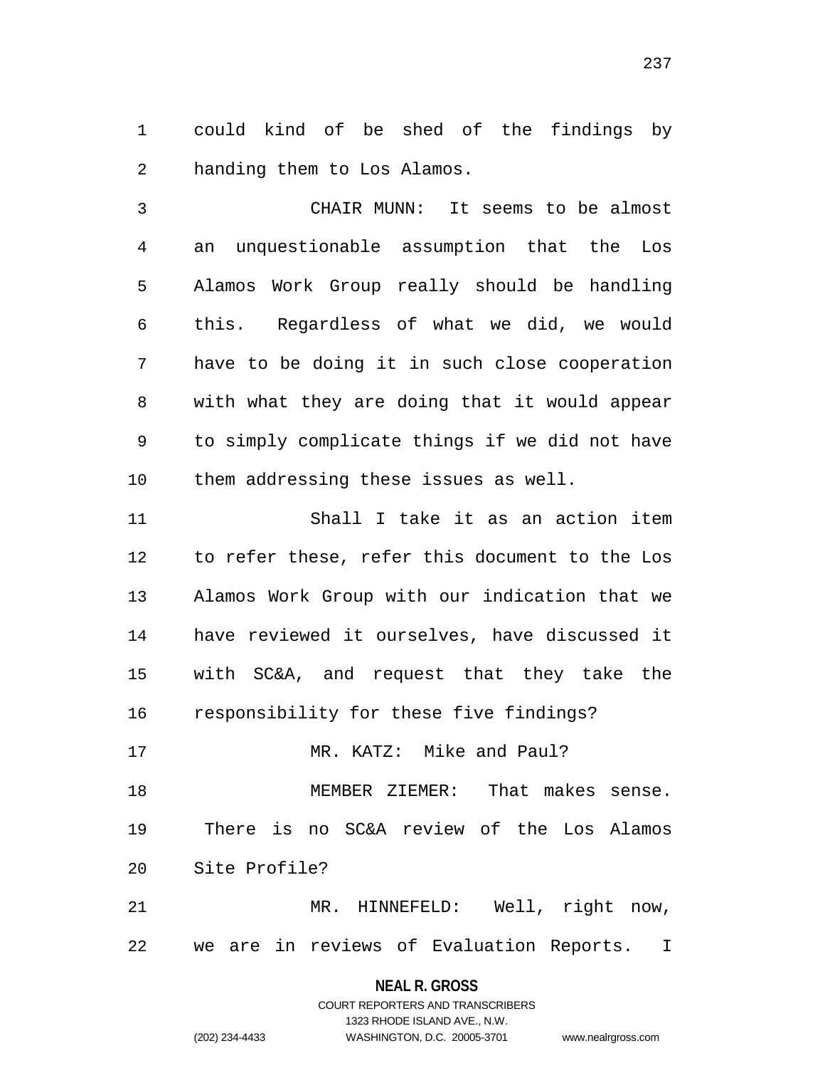could kind of be shed of the findings by handing them to Los Alamos.

CHAIR MUNN: It seems to be almost an unquestionable assumption that the Los Alamos Work Group really should be handling this. Regardless of what we did, we would have to be doing it in such close cooperation with what they are doing that it would appear to simply complicate things if we did not have them addressing these issues as well.

Shall I take it as an action item to refer these, refer this document to the Los Alamos Work Group with our indication that we have reviewed it ourselves, have discussed it with SC&A, and request that they take the responsibility for these five findings?

MR. KATZ: Mike and Paul?

MEMBER ZIEMER: That makes sense. There is no SC&A review of the Los Alamos Site Profile?

MR. HINNEFELD: Well, right now, we are in reviews of Evaluation Reports. I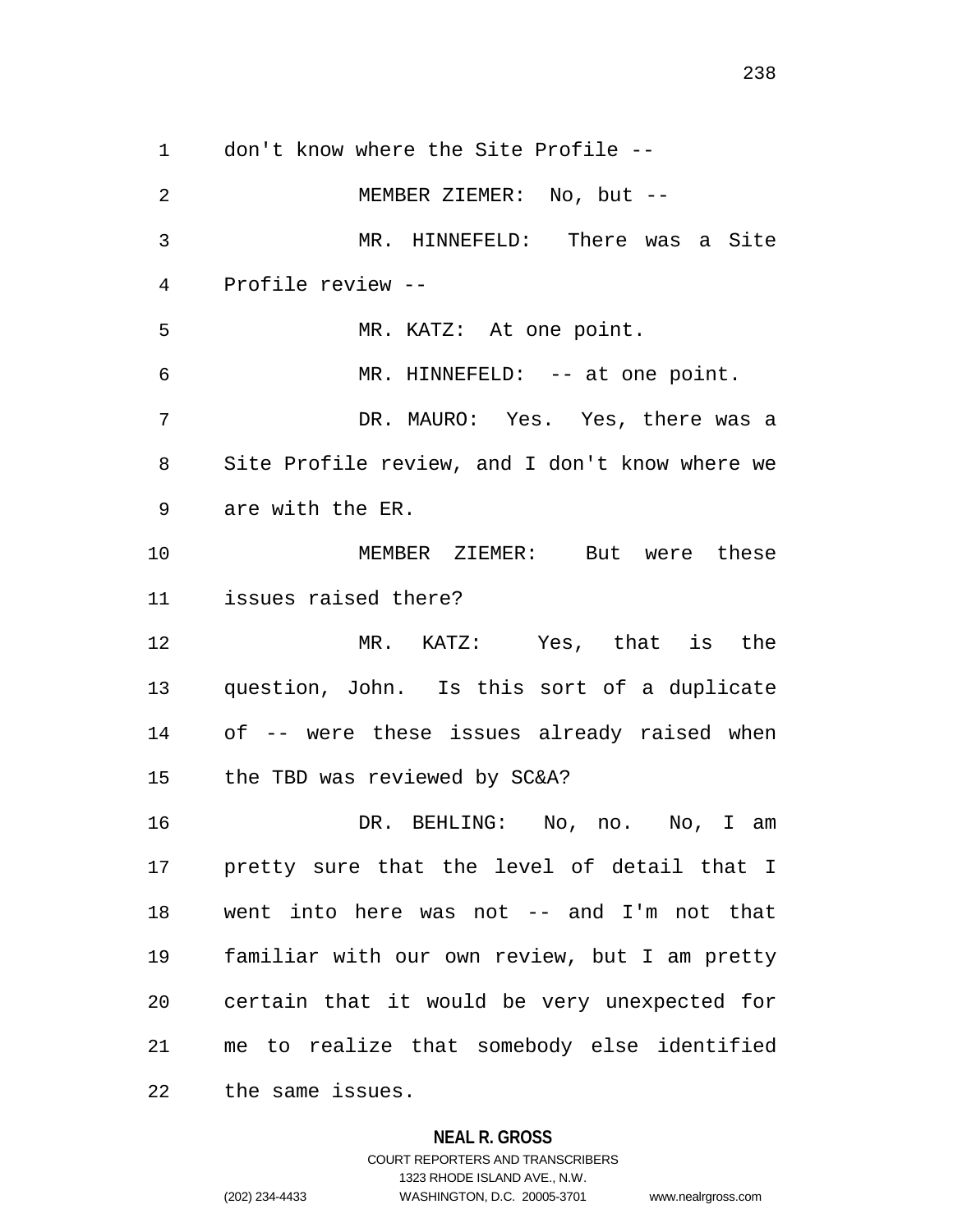don't know where the Site Profile --

MEMBER ZIEMER: No, but --

MR. HINNEFELD: There was a Site Profile review --

MR. KATZ: At one point.

MR. HINNEFELD: -- at one point.

DR. MAURO: Yes. Yes, there was a Site Profile review, and I don't know where we are with the ER.

MEMBER ZIEMER: But were these issues raised there?

MR. KATZ: Yes, that is the question, John. Is this sort of a duplicate of -- were these issues already raised when the TBD was reviewed by SC&A?

DR. BEHLING: No, no. No, I am pretty sure that the level of detail that I went into here was not -- and I'm not that familiar with our own review, but I am pretty certain that it would be very unexpected for me to realize that somebody else identified the same issues.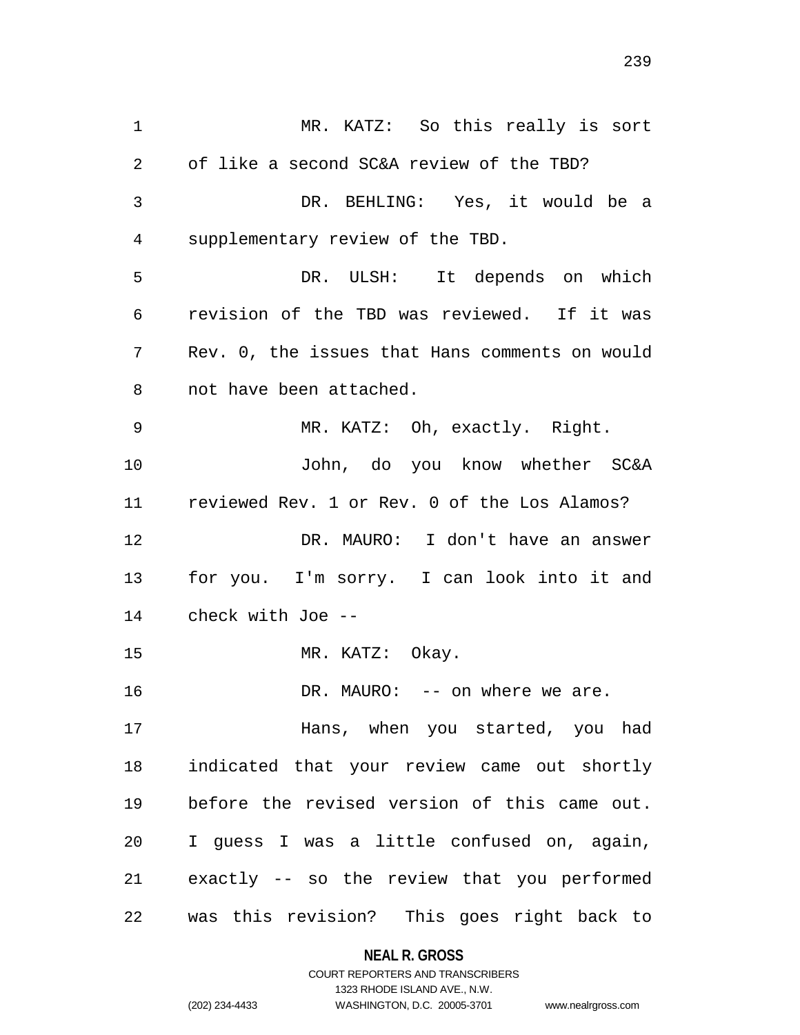MR. KATZ: So this really is sort of like a second SC&A review of the TBD?

DR. BEHLING: Yes, it would be a supplementary review of the TBD.

DR. ULSH: It depends on which revision of the TBD was reviewed. If it was Rev. 0, the issues that Hans comments on would not have been attached.

MR. KATZ: Oh, exactly. Right.

John, do you know whether SC&A reviewed Rev. 1 or Rev. 0 of the Los Alamos?

DR. MAURO: I don't have an answer for you. I'm sorry. I can look into it and check with Joe --

MR. KATZ: Okay.

DR. MAURO: -- on where we are.

Hans, when you started, you had indicated that your review came out shortly before the revised version of this came out. I guess I was a little confused on, again, exactly -- so the review that you performed was this revision? This goes right back to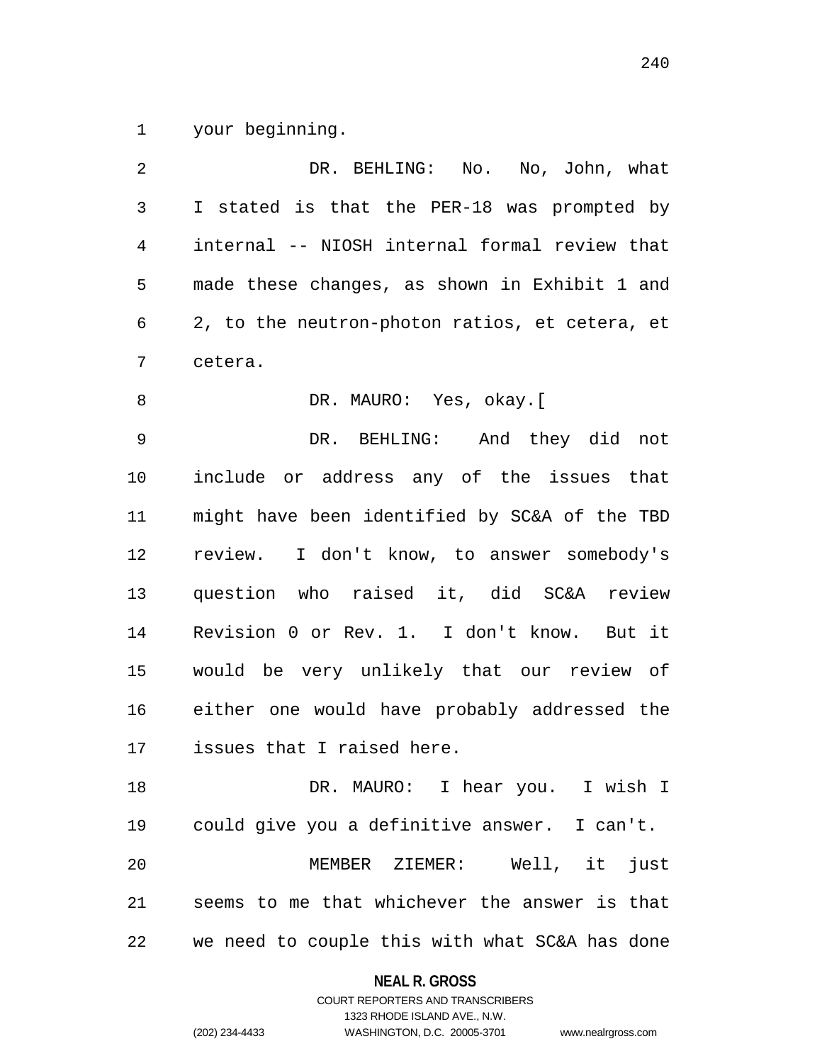your beginning.

DR. BEHLING: No. No, John, what I stated is that the PER-18 was prompted by internal -- NIOSH internal formal review that made these changes, as shown in Exhibit 1 and 2, to the neutron-photon ratios, et cetera, et cetera.

DR. MAURO: Yes, okay.[

DR. BEHLING: And they did not include or address any of the issues that might have been identified by SC&A of the TBD review. I don't know, to answer somebody's question who raised it, did SC&A review Revision 0 or Rev. 1. I don't know. But it would be very unlikely that our review of either one would have probably addressed the issues that I raised here.

DR. MAURO: I hear you. I wish I could give you a definitive answer. I can't.

MEMBER ZIEMER: Well, it just seems to me that whichever the answer is that we need to couple this with what SC&A has done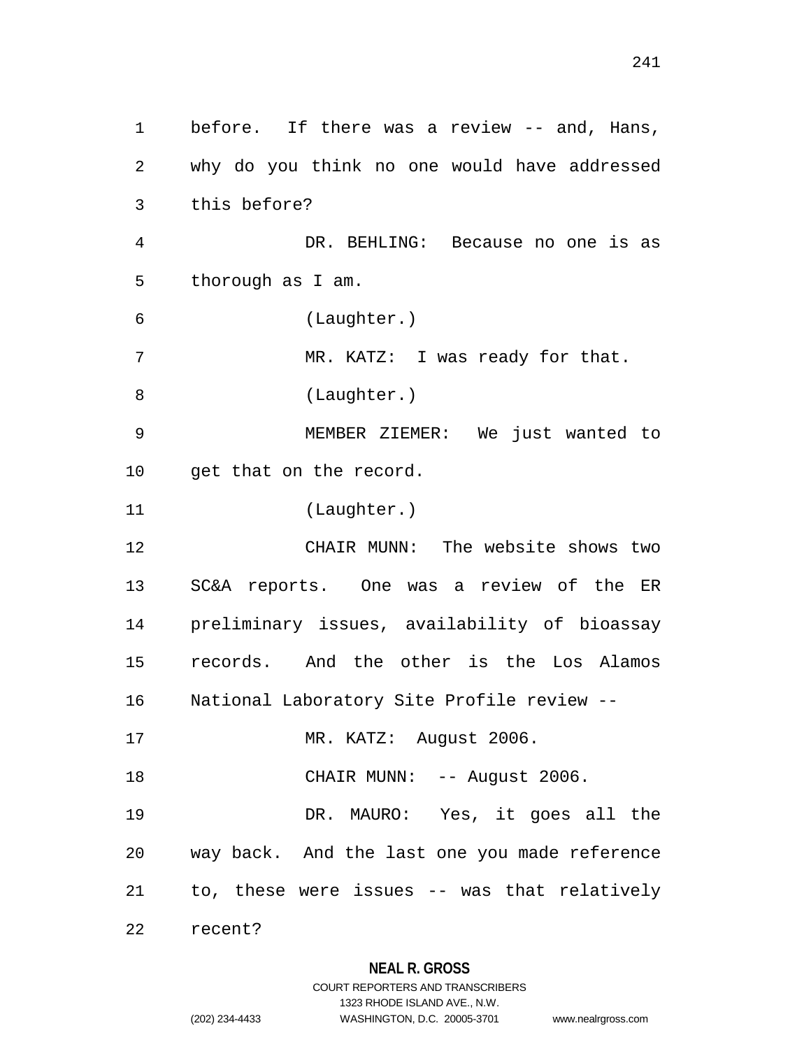before. If there was a review -- and, Hans, why do you think no one would have addressed this before?

DR. BEHLING: Because no one is as thorough as I am.

(Laughter.)

MR. KATZ: I was ready for that.

(Laughter.)

MEMBER ZIEMER: We just wanted to get that on the record.

(Laughter.)

CHAIR MUNN: The website shows two SC&A reports. One was a review of the ER preliminary issues, availability of bioassay records. And the other is the Los Alamos National Laboratory Site Profile review --

MR. KATZ: August 2006.

CHAIR MUNN: -- August 2006.

DR. MAURO: Yes, it goes all the way back. And the last one you made reference to, these were issues -- was that relatively recent?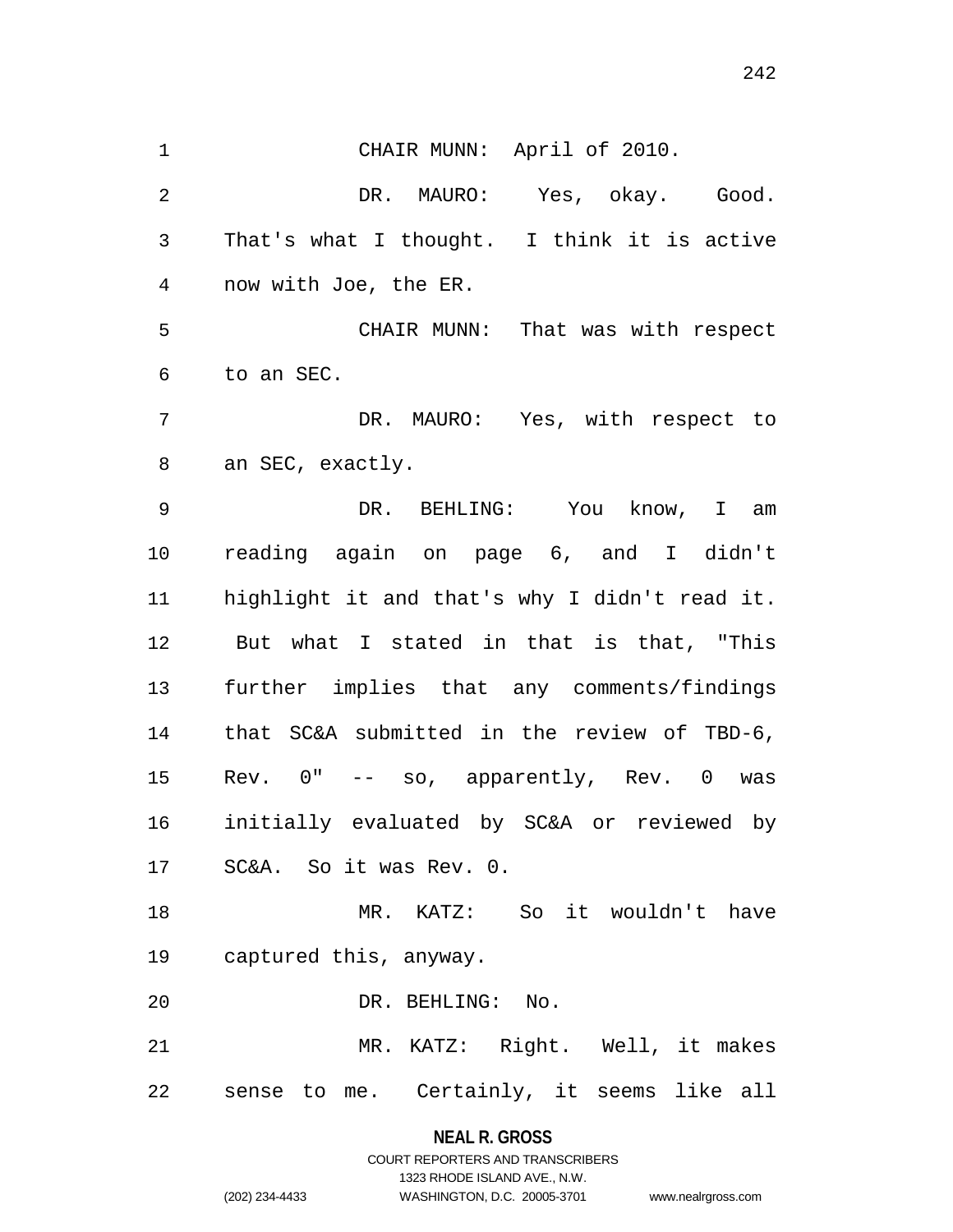CHAIR MUNN: April of 2010.

DR. MAURO: Yes, okay. Good. That's what I thought. I think it is active now with Joe, the ER.

CHAIR MUNN: That was with respect to an SEC.

DR. MAURO: Yes, with respect to an SEC, exactly.

DR. BEHLING: You know, I am reading again on page 6, and I didn't highlight it and that's why I didn't read it. But what I stated in that is that, "This further implies that any comments/findings that SC&A submitted in the review of TBD-6, Rev. 0" -- so, apparently, Rev. 0 was initially evaluated by SC&A or reviewed by SC&A. So it was Rev. 0.

MR. KATZ: So it wouldn't have captured this, anyway.

DR. BEHLING: No.

MR. KATZ: Right. Well, it makes sense to me. Certainly, it seems like all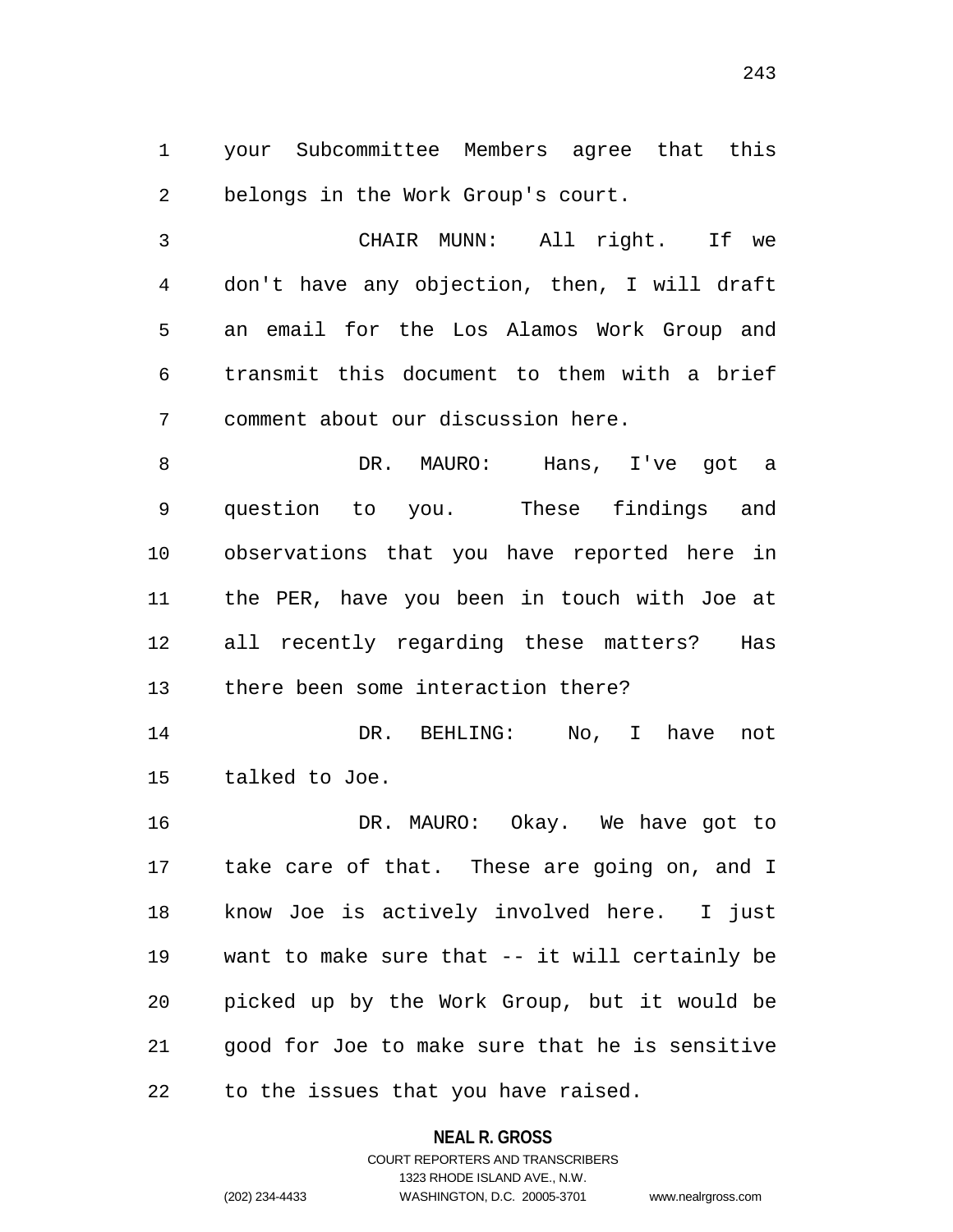your Subcommittee Members agree that this belongs in the Work Group's court.

CHAIR MUNN: All right. If we don't have any objection, then, I will draft an email for the Los Alamos Work Group and transmit this document to them with a brief comment about our discussion here.

DR. MAURO: Hans, I've got a question to you. These findings and observations that you have reported here in the PER, have you been in touch with Joe at all recently regarding these matters? Has there been some interaction there?

DR. BEHLING: No, I have not talked to Joe.

DR. MAURO: Okay. We have got to take care of that. These are going on, and I know Joe is actively involved here. I just want to make sure that -- it will certainly be picked up by the Work Group, but it would be good for Joe to make sure that he is sensitive to the issues that you have raised.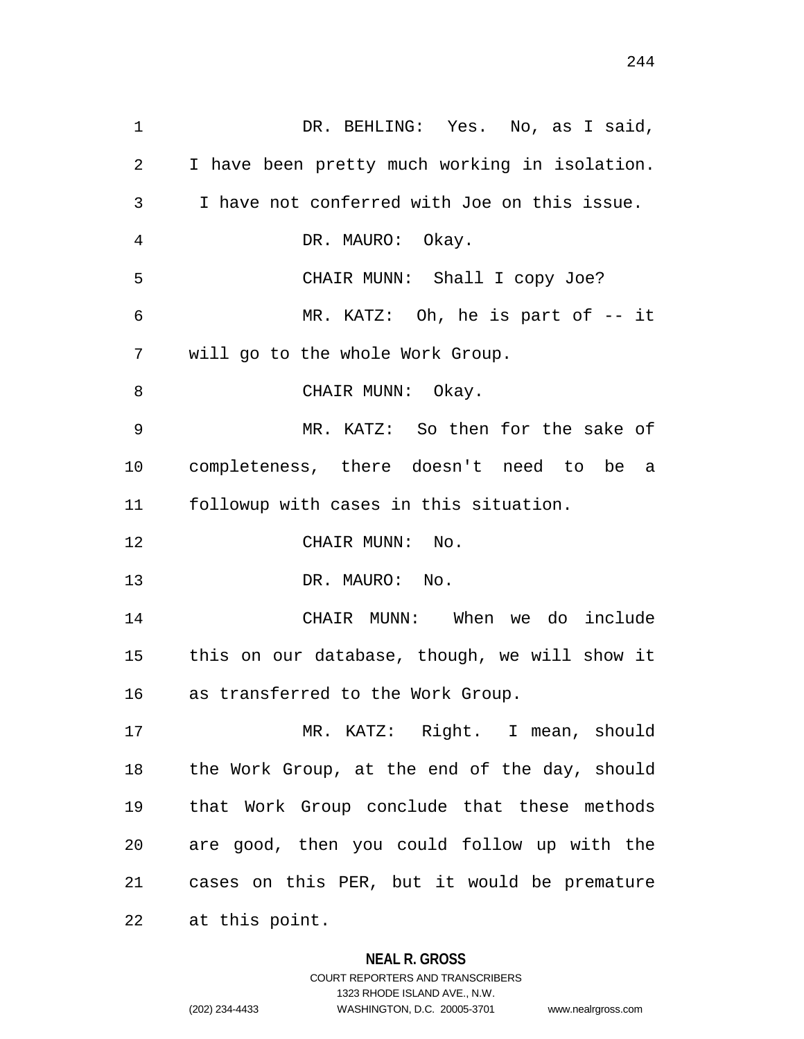DR. BEHLING: Yes. No, as I said, I have been pretty much working in isolation. I have not conferred with Joe on this issue.

DR. MAURO: Okay.

CHAIR MUNN: Shall I copy Joe?

MR. KATZ: Oh, he is part of -- it will go to the whole Work Group.

CHAIR MUNN: Okay.

MR. KATZ: So then for the sake of completeness, there doesn't need to be a followup with cases in this situation.

CHAIR MUNN: No.

DR. MAURO: No.

CHAIR MUNN: When we do include this on our database, though, we will show it as transferred to the Work Group.

MR. KATZ: Right. I mean, should the Work Group, at the end of the day, should that Work Group conclude that these methods are good, then you could follow up with the cases on this PER, but it would be premature at this point.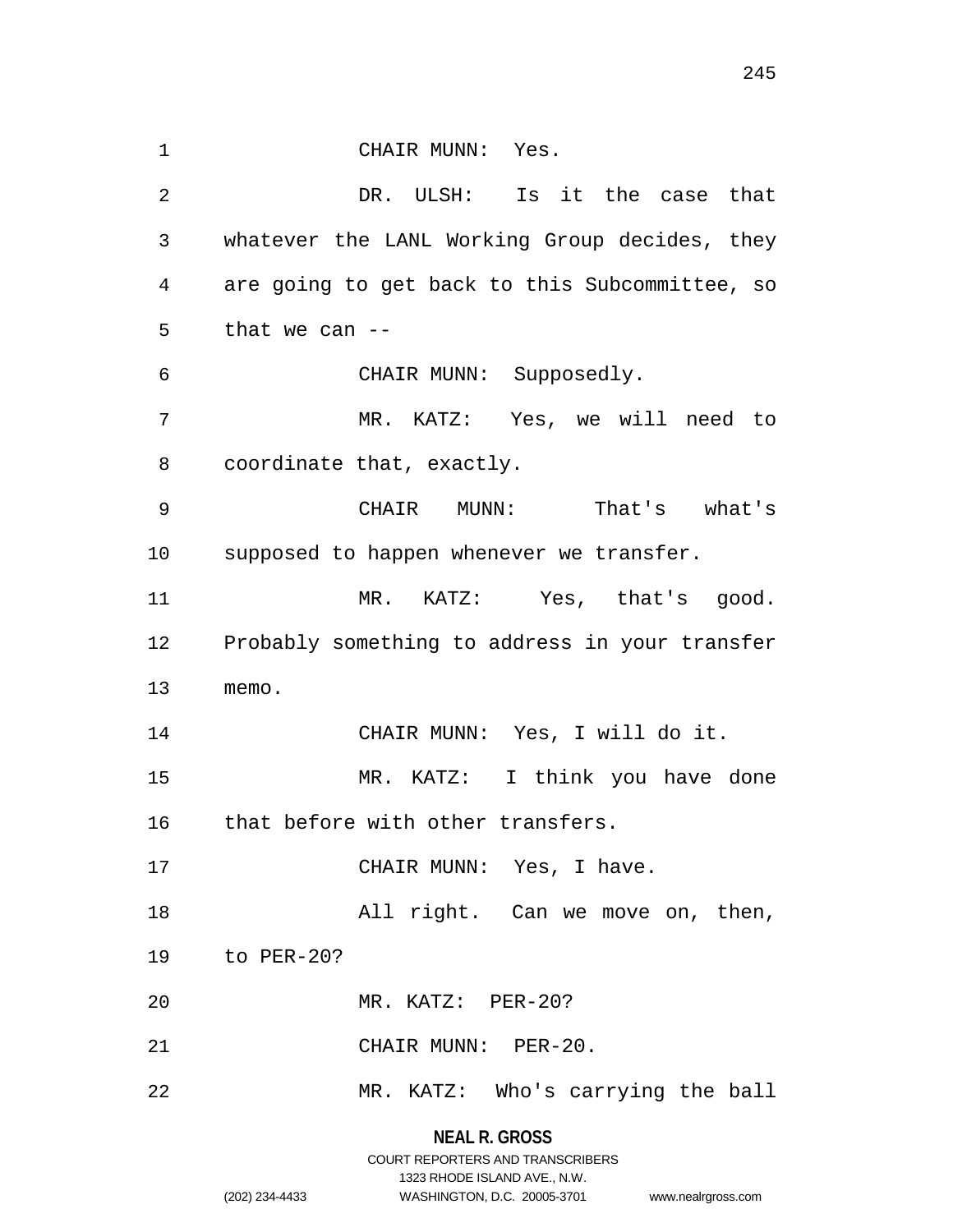CHAIR MUNN: Yes.

DR. ULSH: Is it the case that whatever the LANL Working Group decides, they are going to get back to this Subcommittee, so that we can --

CHAIR MUNN: Supposedly.

MR. KATZ: Yes, we will need to coordinate that, exactly.

CHAIR MUNN: That's what's supposed to happen whenever we transfer.

MR. KATZ: Yes, that's good. Probably something to address in your transfer memo.

CHAIR MUNN: Yes, I will do it.

MR. KATZ: I think you have done that before with other transfers.

CHAIR MUNN: Yes, I have.

All right. Can we move on, then, to PER-20?

MR. KATZ: PER-20?

CHAIR MUNN: PER-20.

MR. KATZ: Who's carrying the ball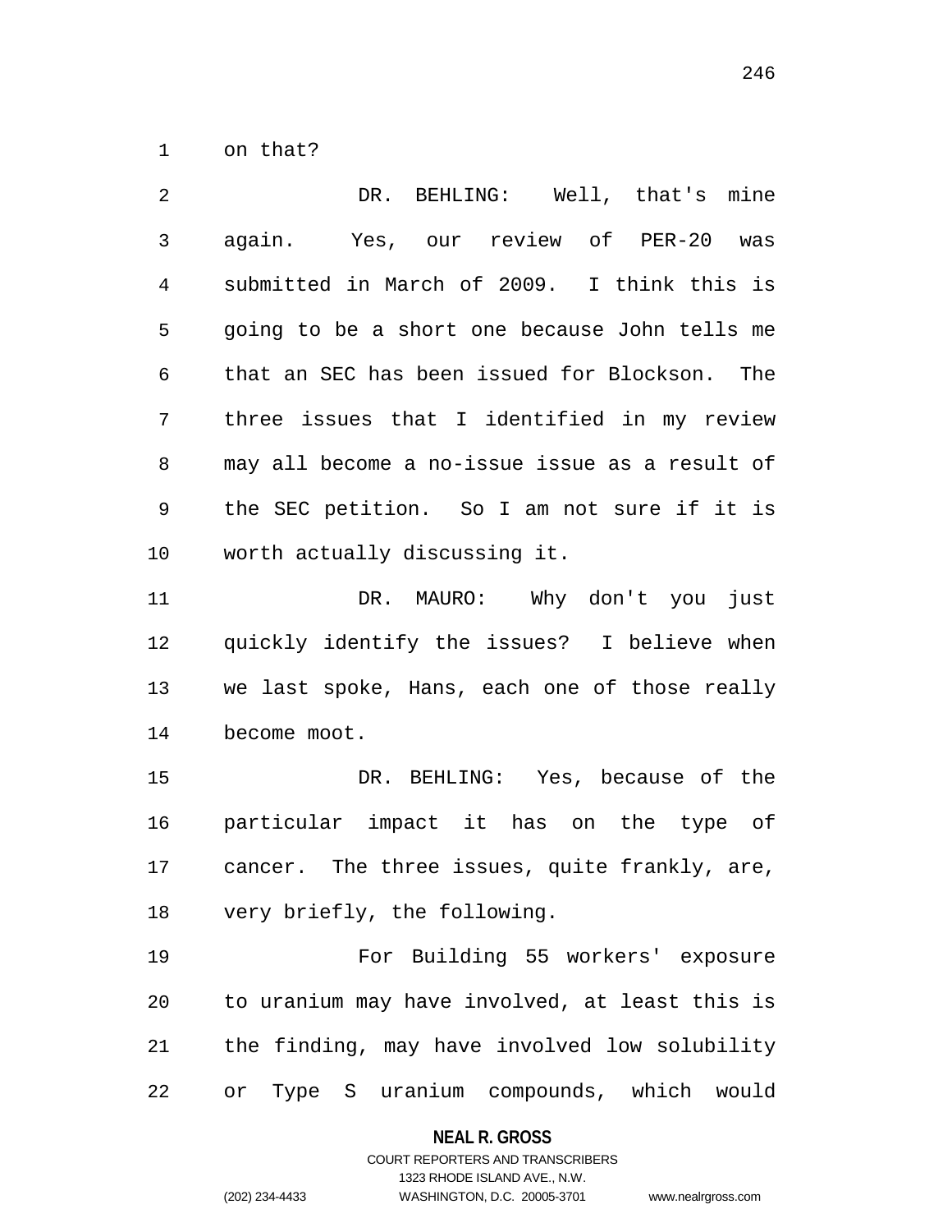on that?

DR. BEHLING: Well, that's mine again. Yes, our review of PER-20 was submitted in March of 2009. I think this is going to be a short one because John tells me that an SEC has been issued for Blockson. The three issues that I identified in my review may all become a no-issue issue as a result of the SEC petition. So I am not sure if it is worth actually discussing it.

DR. MAURO: Why don't you just quickly identify the issues? I believe when we last spoke, Hans, each one of those really become moot.

DR. BEHLING: Yes, because of the particular impact it has on the type of cancer. The three issues, quite frankly, are, very briefly, the following.

For Building 55 workers' exposure to uranium may have involved, at least this is the finding, may have involved low solubility or Type S uranium compounds, which would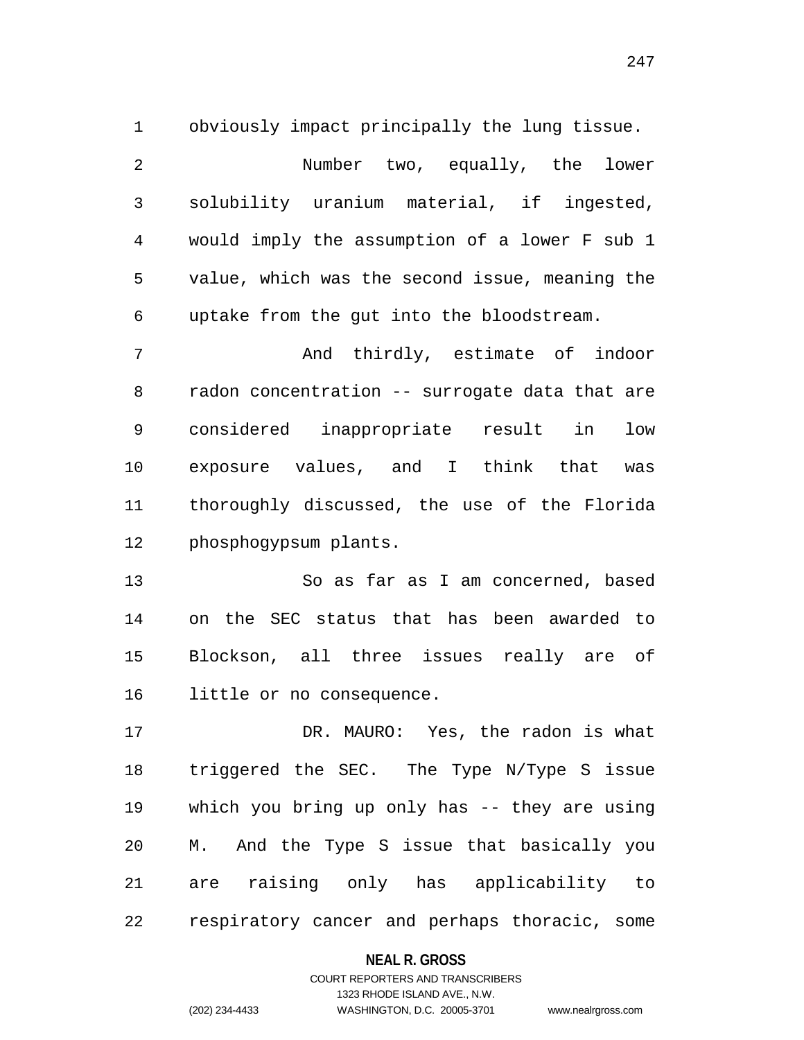obviously impact principally the lung tissue.

Number two, equally, the lower solubility uranium material, if ingested, would imply the assumption of a lower F sub 1 value, which was the second issue, meaning the uptake from the gut into the bloodstream.

And thirdly, estimate of indoor radon concentration -- surrogate data that are considered inappropriate result in low exposure values, and I think that was thoroughly discussed, the use of the Florida phosphogypsum plants.

So as far as I am concerned, based on the SEC status that has been awarded to Blockson, all three issues really are of little or no consequence.

DR. MAURO: Yes, the radon is what triggered the SEC. The Type N/Type S issue which you bring up only has -- they are using M. And the Type S issue that basically you are raising only has applicability to respiratory cancer and perhaps thoracic, some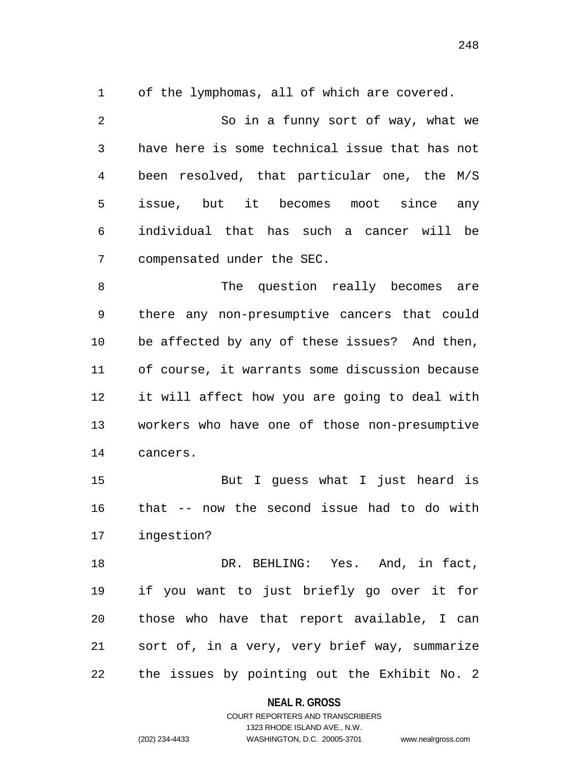of the lymphomas, all of which are covered.

So in a funny sort of way, what we have here is some technical issue that has not been resolved, that particular one, the M/S issue, but it becomes moot since any individual that has such a cancer will be compensated under the SEC.

The question really becomes are there any non-presumptive cancers that could be affected by any of these issues? And then, of course, it warrants some discussion because it will affect how you are going to deal with workers who have one of those non-presumptive cancers.

But I guess what I just heard is that -- now the second issue had to do with ingestion?

DR. BEHLING: Yes. And, in fact, if you want to just briefly go over it for those who have that report available, I can sort of, in a very, very brief way, summarize the issues by pointing out the Exhibit No. 2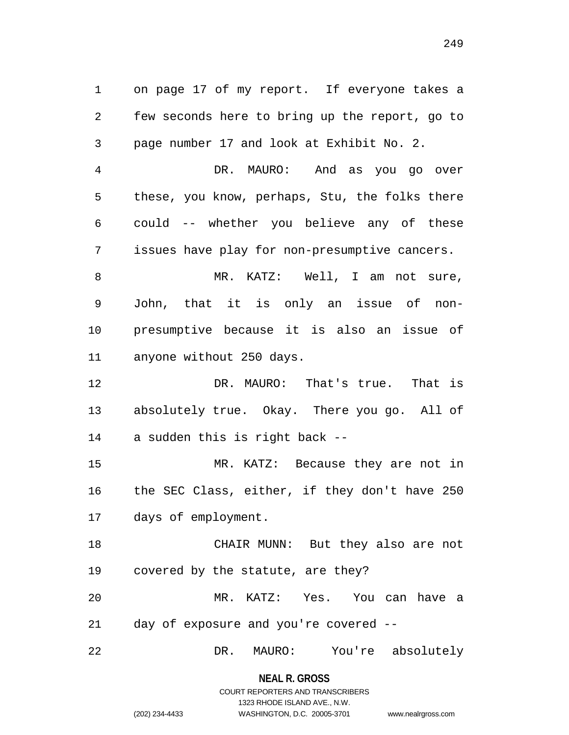on page 17 of my report. If everyone takes a few seconds here to bring up the report, go to page number 17 and look at Exhibit No. 2.

DR. MAURO: And as you go over these, you know, perhaps, Stu, the folks there could -- whether you believe any of these issues have play for non-presumptive cancers.

MR. KATZ: Well, I am not sure, John, that it is only an issue of non-presumptive because it is also an issue of anyone without 250 days.

DR. MAURO: That's true. That is absolutely true. Okay. There you go. All of a sudden this is right back --

MR. KATZ: Because they are not in the SEC Class, either, if they don't have 250 days of employment.

CHAIR MUNN: But they also are not covered by the statute, are they?

MR. KATZ: Yes. You can have a day of exposure and you're covered --

DR. MAURO: You're absolutely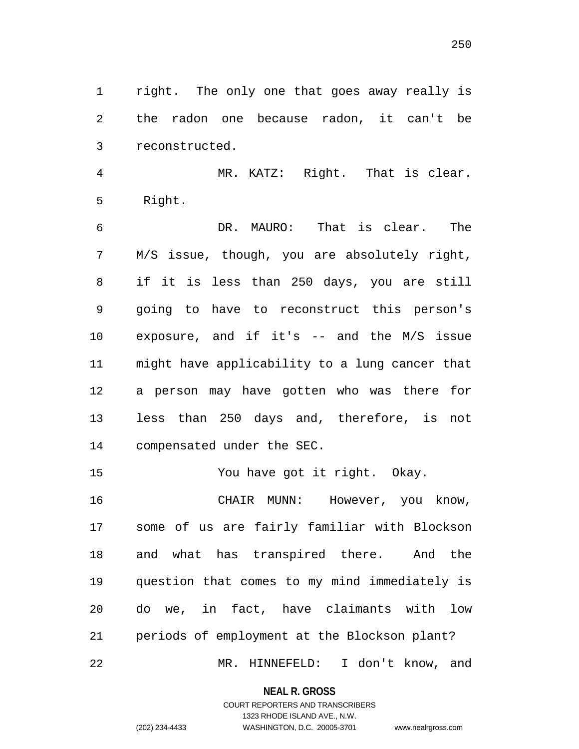right. The only one that goes away really is the radon one because radon, it can't be reconstructed.

MR. KATZ: Right. That is clear. Right.

DR. MAURO: That is clear. The M/S issue, though, you are absolutely right, if it is less than 250 days, you are still going to have to reconstruct this person's exposure, and if it's -- and the M/S issue might have applicability to a lung cancer that a person may have gotten who was there for less than 250 days and, therefore, is not compensated under the SEC.

You have got it right. Okay.

CHAIR MUNN: However, you know, some of us are fairly familiar with Blockson and what has transpired there. And the question that comes to my mind immediately is do we, in fact, have claimants with low periods of employment at the Blockson plant?

MR. HINNEFELD: I don't know, and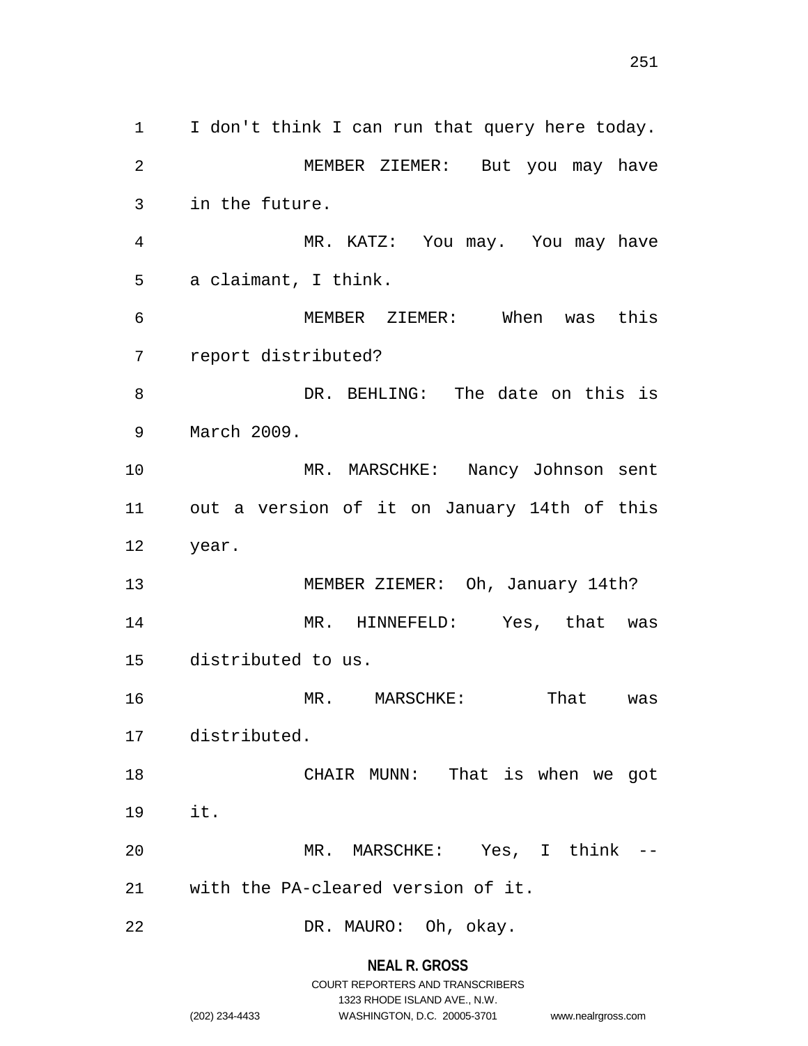I don't think I can run that query here today.

MEMBER ZIEMER: But you may have in the future.

MR. KATZ: You may. You may have a claimant, I think.

MEMBER ZIEMER: When was this report distributed?

DR. BEHLING: The date on this is March 2009.

MR. MARSCHKE: Nancy Johnson sent out a version of it on January 14th of this year.

MEMBER ZIEMER: Oh, January 14th?

MR. HINNEFELD: Yes, that was distributed to us.

MR. MARSCHKE: That was distributed.

CHAIR MUNN: That is when we got it.

MR. MARSCHKE: Yes, I think -- with the PA-cleared version of it.

DR. MAURO: Oh, okay.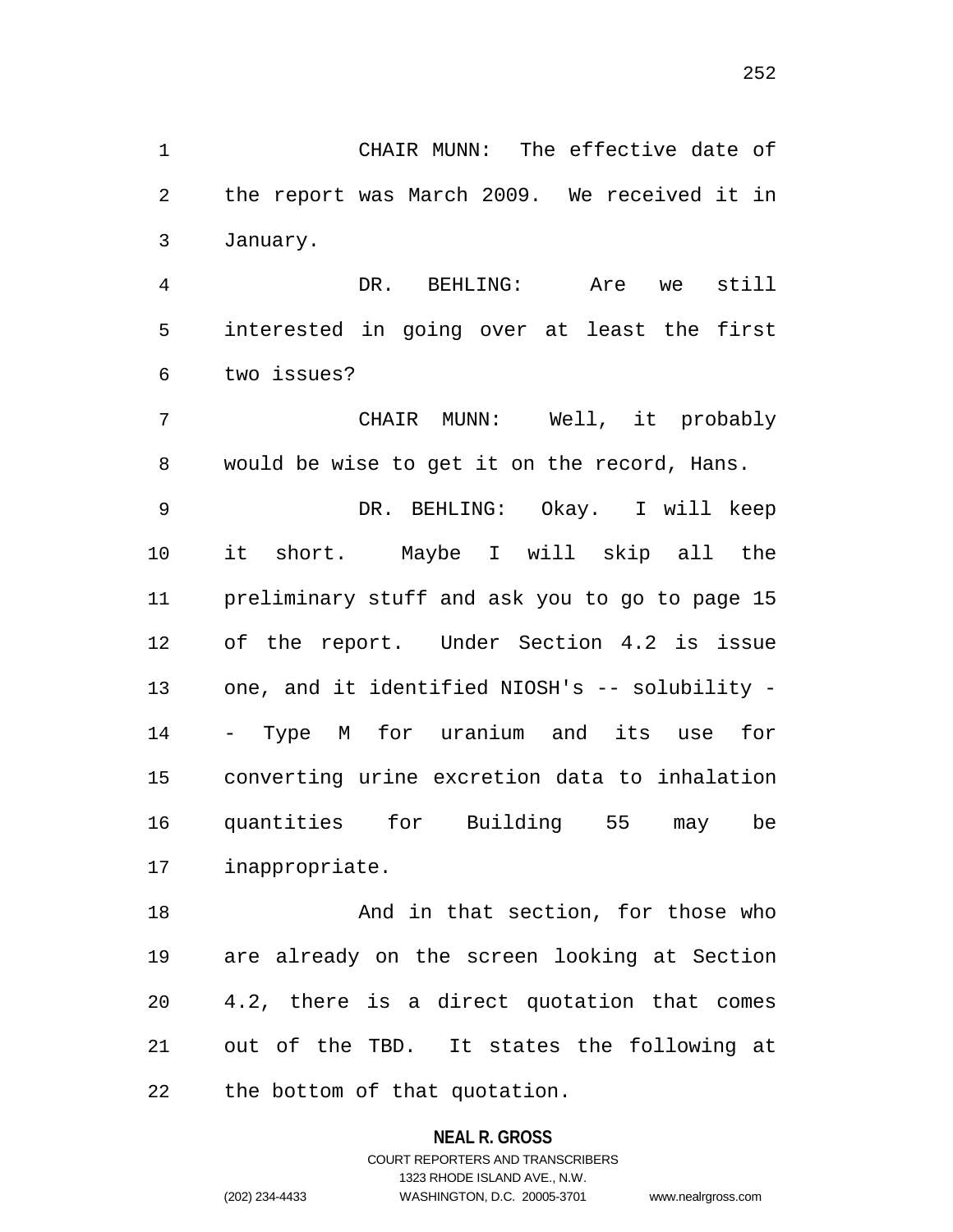CHAIR MUNN: The effective date of the report was March 2009. We received it in January.

DR. BEHLING: Are we still interested in going over at least the first two issues?

CHAIR MUNN: Well, it probably would be wise to get it on the record, Hans.

DR. BEHLING: Okay. I will keep it short. Maybe I will skip all the preliminary stuff and ask you to go to page 15 of the report. Under Section 4.2 is issue one, and it identified NIOSH's -- solubility -- Type M for uranium and its use for converting urine excretion data to inhalation quantities for Building 55 may be inappropriate.

And in that section, for those who are already on the screen looking at Section 4.2, there is a direct quotation that comes out of the TBD. It states the following at the bottom of that quotation.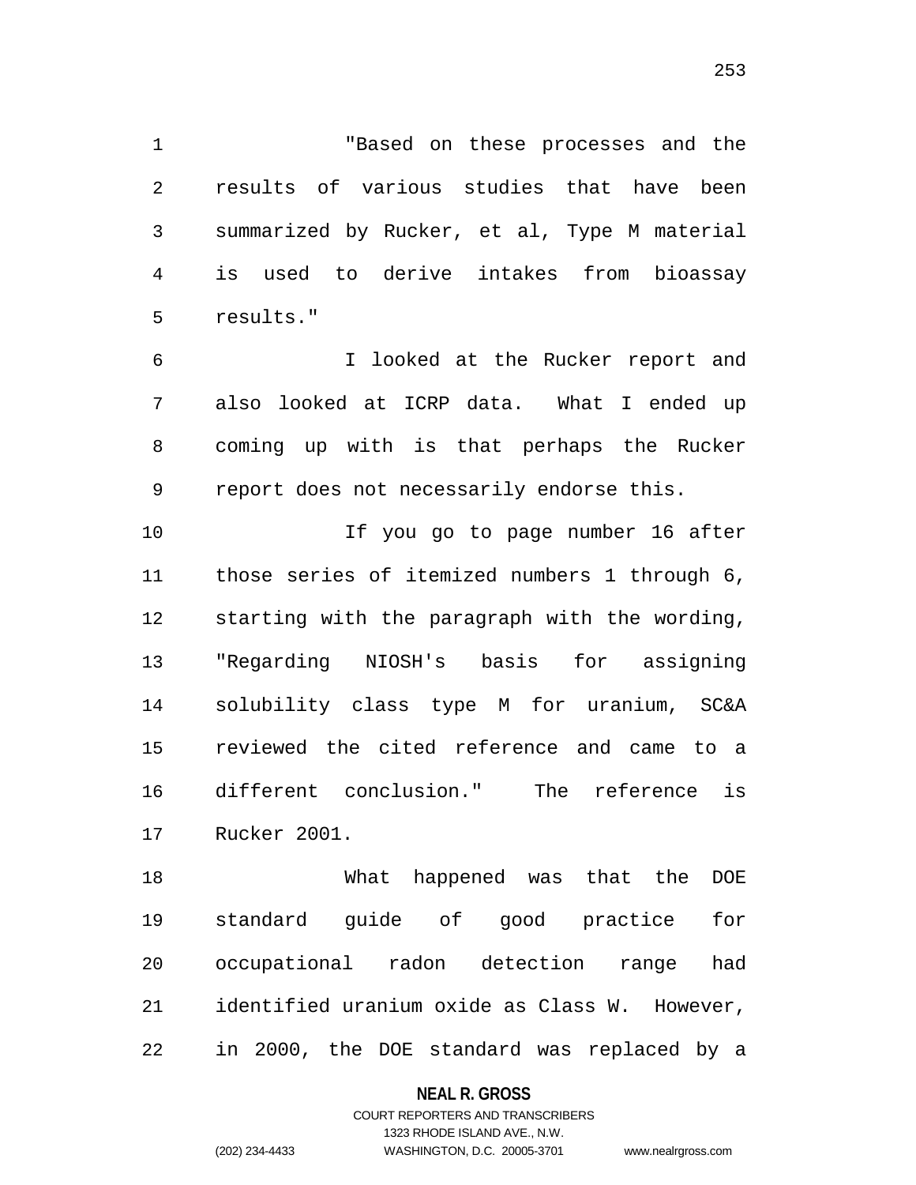"Based on these processes and the results of various studies that have been summarized by Rucker, et al, Type M material is used to derive intakes from bioassay results."

I looked at the Rucker report and also looked at ICRP data. What I ended up coming up with is that perhaps the Rucker report does not necessarily endorse this.

If you go to page number 16 after those series of itemized numbers 1 through 6, starting with the paragraph with the wording, "Regarding NIOSH's basis for assigning solubility class type M for uranium, SC&A reviewed the cited reference and came to a different conclusion." The reference is Rucker 2001.

What happened was that the DOE standard guide of good practice for occupational radon detection range had identified uranium oxide as Class W. However, in 2000, the DOE standard was replaced by a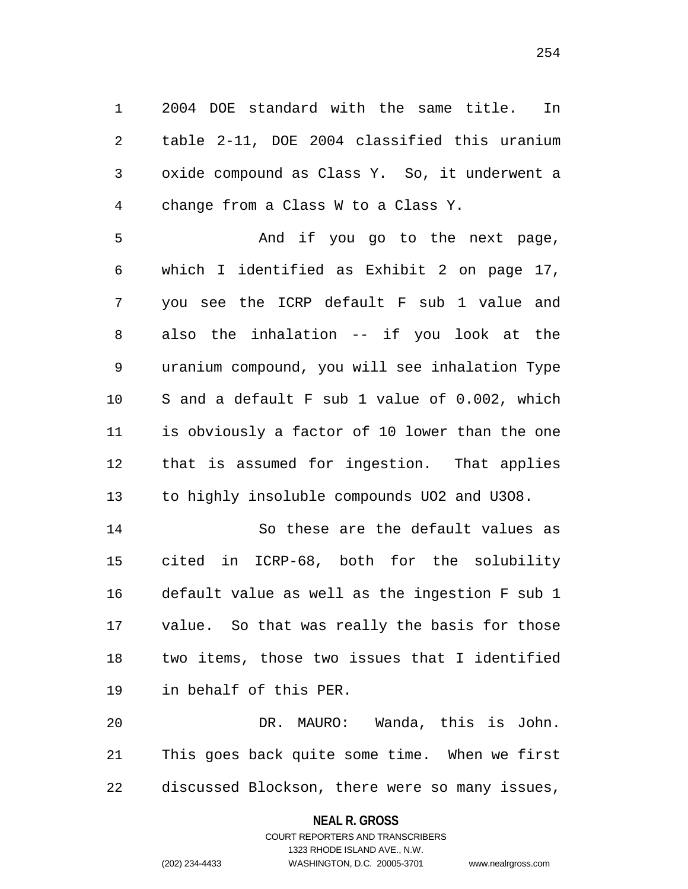2004 DOE standard with the same title. In table 2-11, DOE 2004 classified this uranium oxide compound as Class Y. So, it underwent a change from a Class W to a Class Y.

And if you go to the next page, which I identified as Exhibit 2 on page 17, you see the ICRP default F sub 1 value and also the inhalation -- if you look at the uranium compound, you will see inhalation Type S and a default F sub 1 value of 0.002, which is obviously a factor of 10 lower than the one that is assumed for ingestion. That applies to highly insoluble compounds $UO_2$ and $U_3O_8$.

So these are the default values as cited in ICRP-68, both for the solubility default value as well as the ingestion F sub 1 value. So that was really the basis for those two items, those two issues that I identified in behalf of this PER.

DR. MAURO: Wanda, this is John. This goes back quite some time. When we first discussed Blockson, there were so many issues,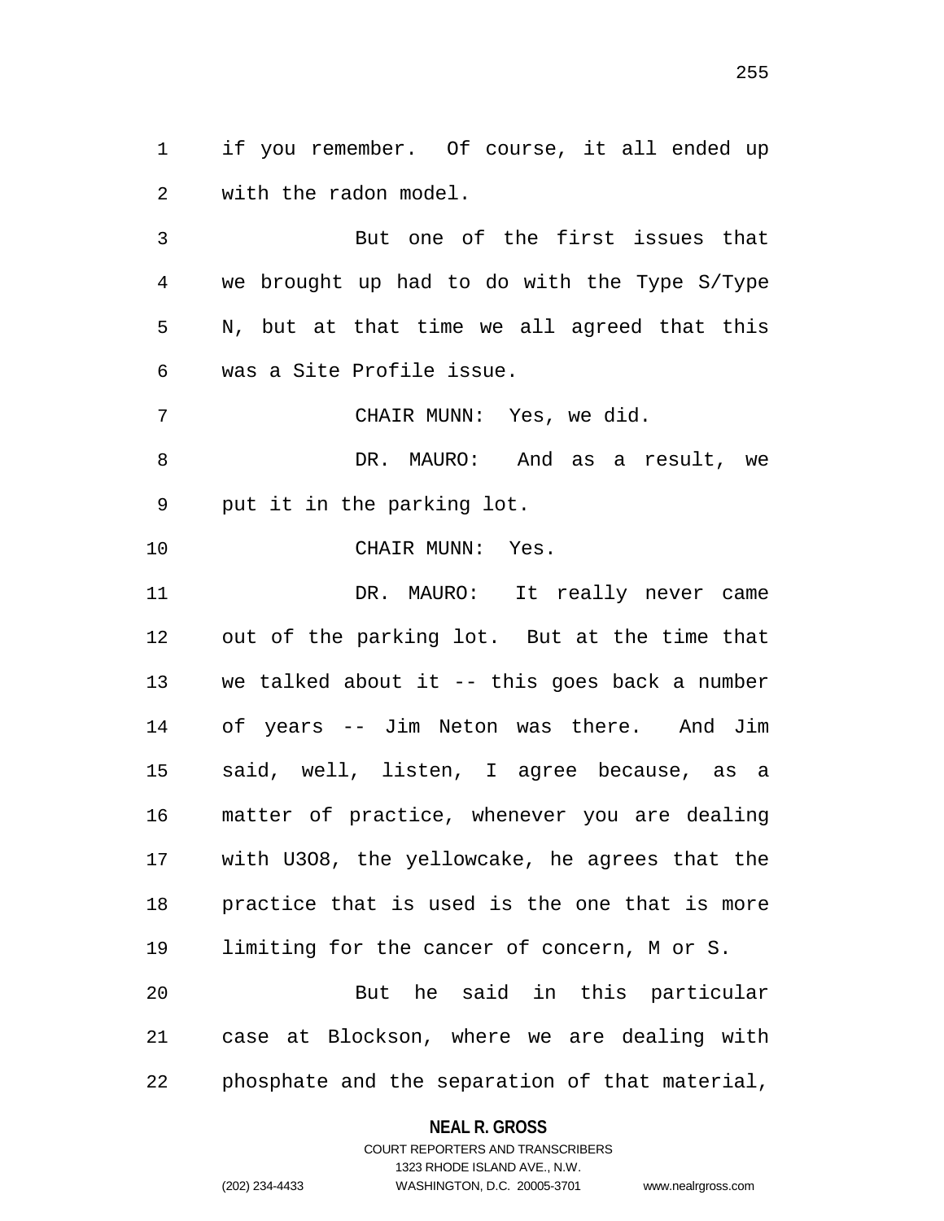if you remember. Of course, it all ended up with the radon model.

But one of the first issues that we brought up had to do with the Type S/Type N, but at that time we all agreed that this was a Site Profile issue.

CHAIR MUNN: Yes, we did.

DR. MAURO: And as a result, we put it in the parking lot.

CHAIR MUNN: Yes.

DR. MAURO: It really never came out of the parking lot. But at the time that we talked about it -- this goes back a number of years -- Jim Neton was there. And Jim said, well, listen, I agree because, as a matter of practice, whenever you are dealing with $U_3O_8$, the yellowcake, he agrees that the practice that is used is the one that is more limiting for the cancer of concern, M or S.

But he said in this particular case at Blockson, where we are dealing with phosphate and the separation of that material,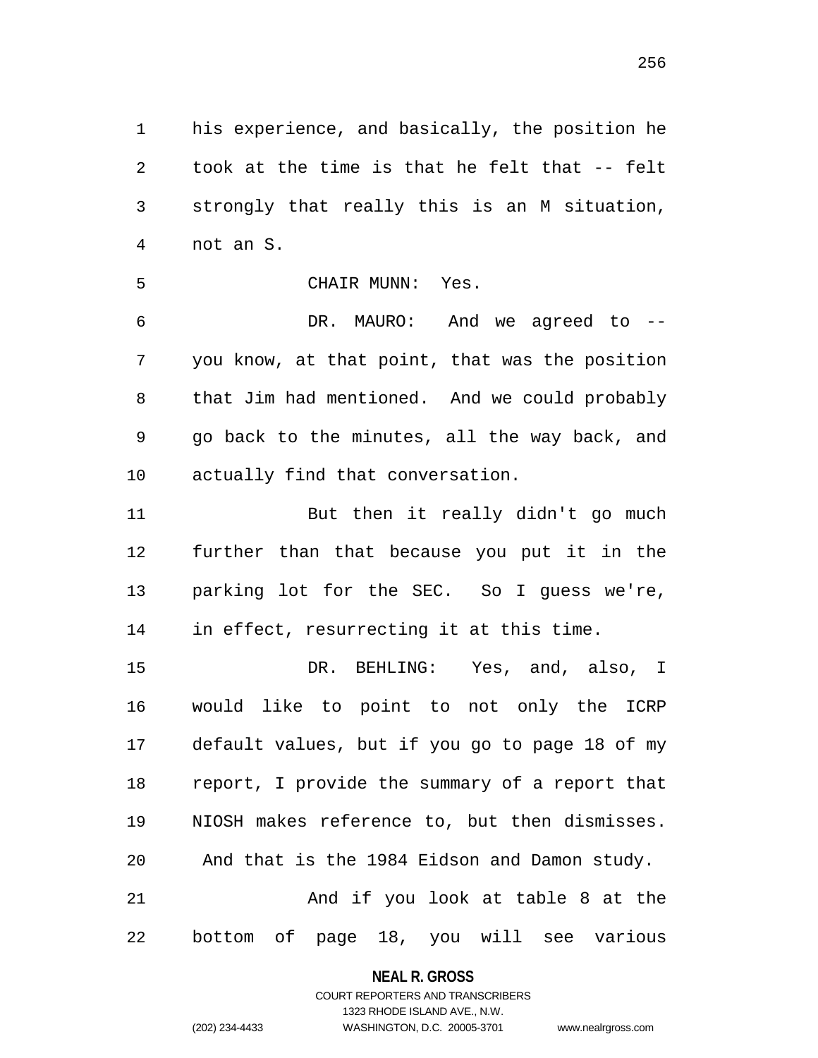his experience, and basically, the position he took at the time is that he felt that -- felt strongly that really this is an M situation, not an S.

CHAIR MUNN: Yes.

DR. MAURO: And we agreed to -- you know, at that point, that was the position that Jim had mentioned. And we could probably go back to the minutes, all the way back, and actually find that conversation.

But then it really didn't go much further than that because you put it in the parking lot for the SEC. So I guess we're, in effect, resurrecting it at this time.

DR. BEHLING: Yes, and, also, I would like to point to not only the ICRP default values, but if you go to page 18 of my report, I provide the summary of a report that NIOSH makes reference to, but then dismisses. And that is the 1984 Eidson and Damon study.

And if you look at table 8 at the bottom of page 18, you will see various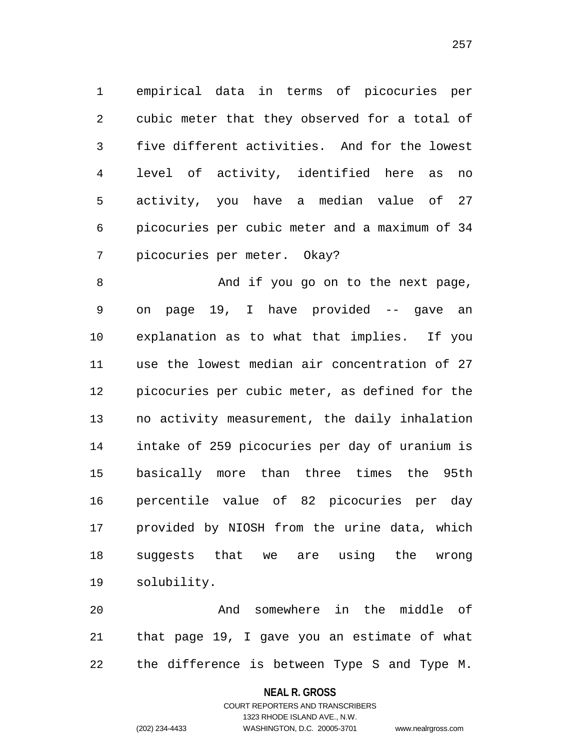empirical data in terms of picocuries per cubic meter that they observed for a total of five different activities. And for the lowest level of activity, identified here as no activity, you have a median value of 27 picocuries per cubic meter and a maximum of 34 picocuries per meter. Okay?

And if you go on to the next page, on page 19, I have provided -- gave an explanation as to what that implies. If you use the lowest median air concentration of 27 picocuries per cubic meter, as defined for the no activity measurement, the daily inhalation intake of 259 picocuries per day of uranium is basically more than three times the 95th percentile value of 82 picocuries per day provided by NIOSH from the urine data, which suggests that we are using the wrong solubility.

And somewhere in the middle of that page 19, I gave you an estimate of what the difference is between Type S and Type M.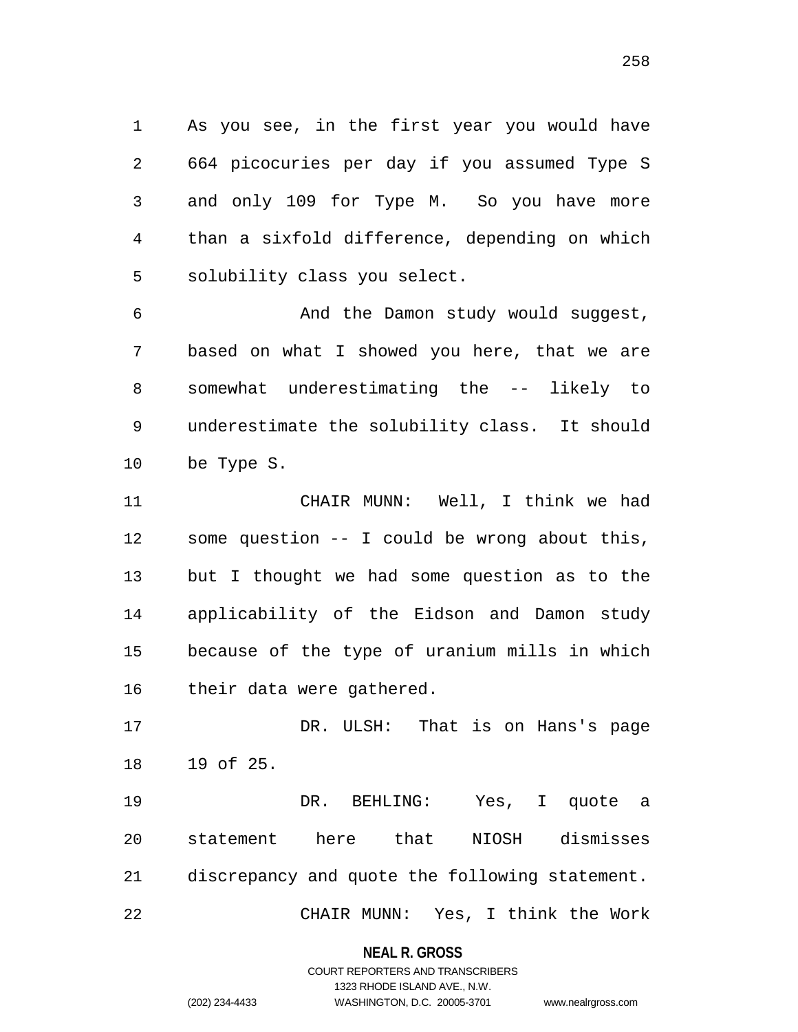As you see, in the first year you would have 664 picocuries per day if you assumed Type S and only 109 for Type M. So you have more than a sixfold difference, depending on which solubility class you select.

And the Damon study would suggest, based on what I showed you here, that we are somewhat underestimating the -- likely to underestimate the solubility class. It should be Type S.

CHAIR MUNN: Well, I think we had some question -- I could be wrong about this, but I thought we had some question as to the applicability of the Eidson and Damon study because of the type of uranium mills in which their data were gathered.

DR. ULSH: That is on Hans's page 19 of 25.

DR. BEHLING: Yes, I quote a statement here that NIOSH dismisses discrepancy and quote the following statement.

CHAIR MUNN: Yes, I think the Work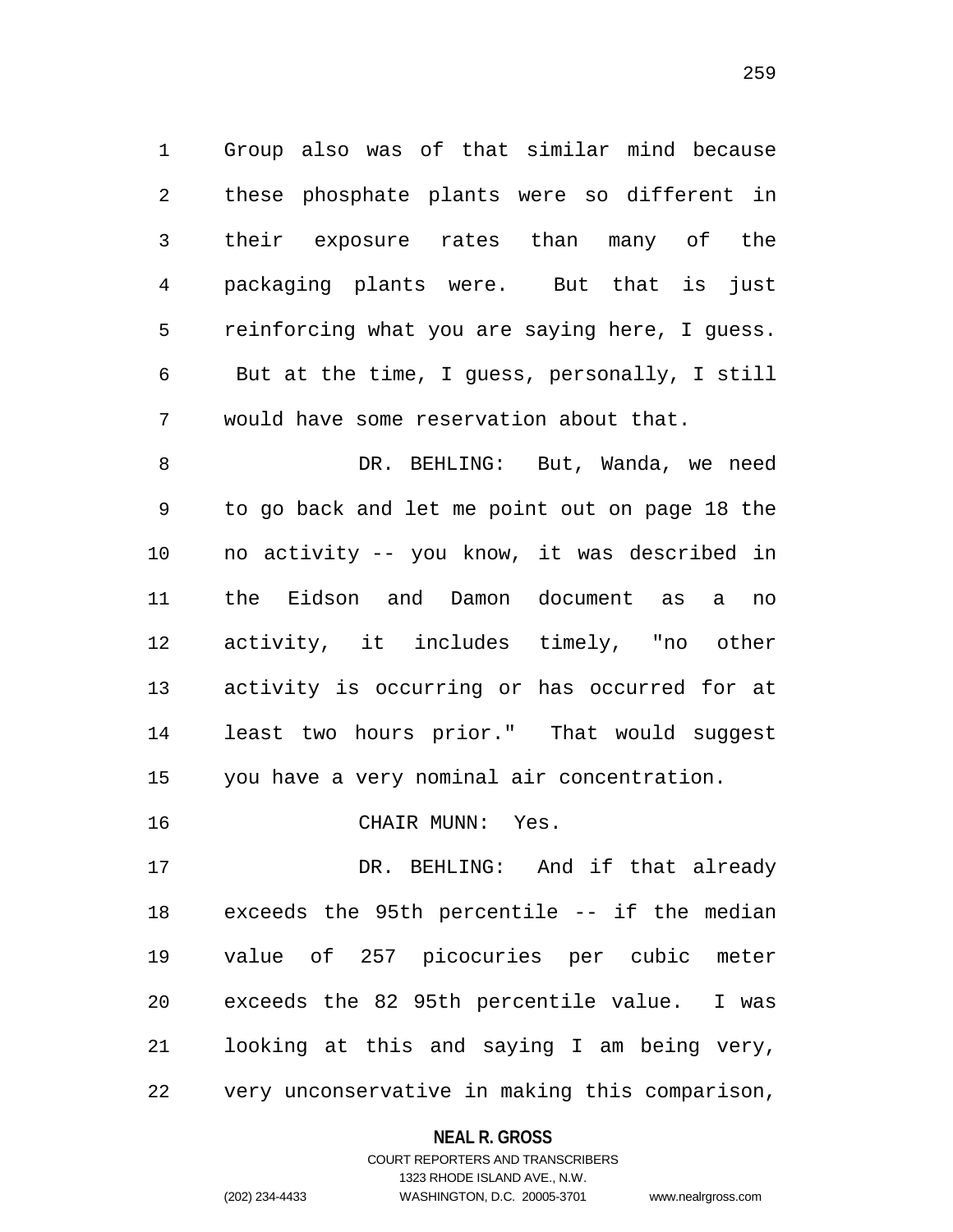Group also was of that similar mind because these phosphate plants were so different in their exposure rates than many of the packaging plants were. But that is just reinforcing what you are saying here, I guess. But at the time, I guess, personally, I still would have some reservation about that.

DR. BEHLING: But, Wanda, we need to go back and let me point out on page 18 the no activity -- you know, it was described in the Eidson and Damon document as a no activity, it includes timely, "no other activity is occurring or has occurred for at least two hours prior." That would suggest you have a very nominal air concentration.

CHAIR MUNN: Yes.

DR. BEHLING: And if that already exceeds the 95th percentile -- if the median value of 257 picocuries per cubic meter exceeds the 82 95th percentile value. I was looking at this and saying I am being very, very unconservative in making this comparison,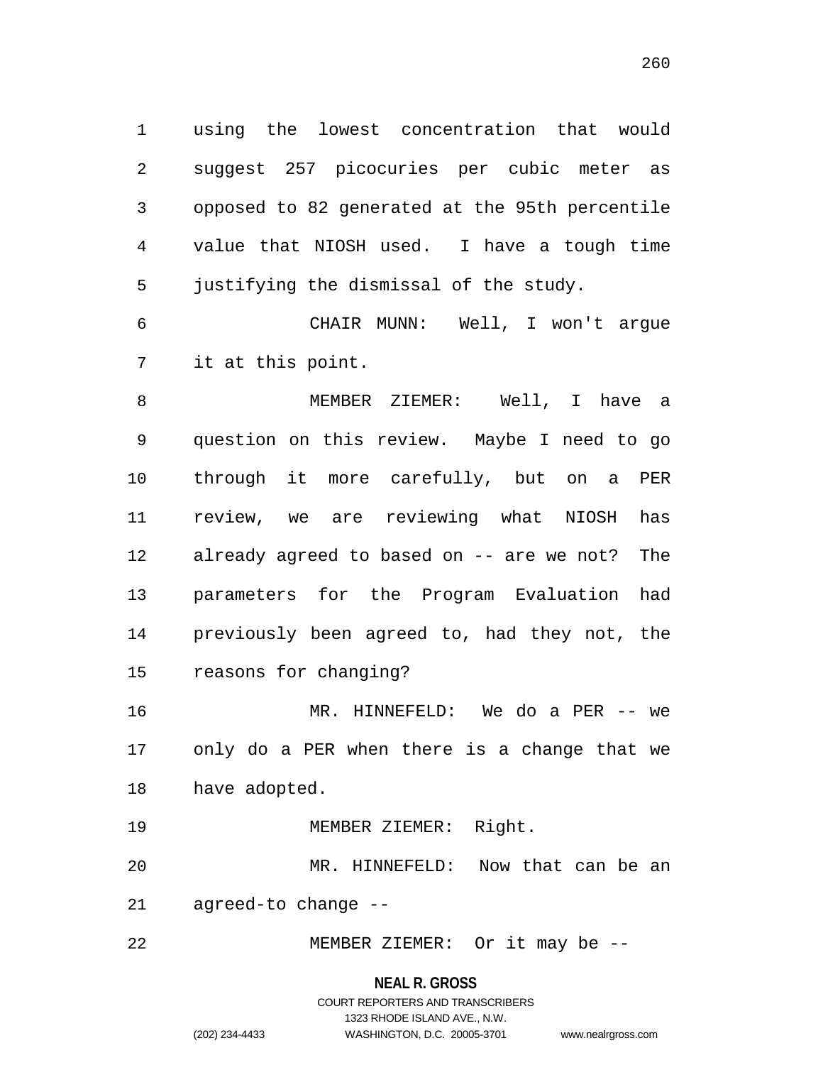using the lowest concentration that would suggest 257 picocuries per cubic meter as opposed to 82 generated at the 95th percentile value that NIOSH used. I have a tough time justifying the dismissal of the study.

CHAIR MUNN: Well, I won't argue it at this point.

MEMBER ZIEMER: Well, I have a question on this review. Maybe I need to go through it more carefully, but on a PER review, we are reviewing what NIOSH has already agreed to based on -- are we not? The parameters for the Program Evaluation had previously been agreed to, had they not, the reasons for changing?

MR. HINNEFELD: We do a PER -- we only do a PER when there is a change that we have adopted.

MEMBER ZIEMER: Right.

MR. HINNEFELD: Now that can be an agreed-to change --

MEMBER ZIEMER: Or it may be --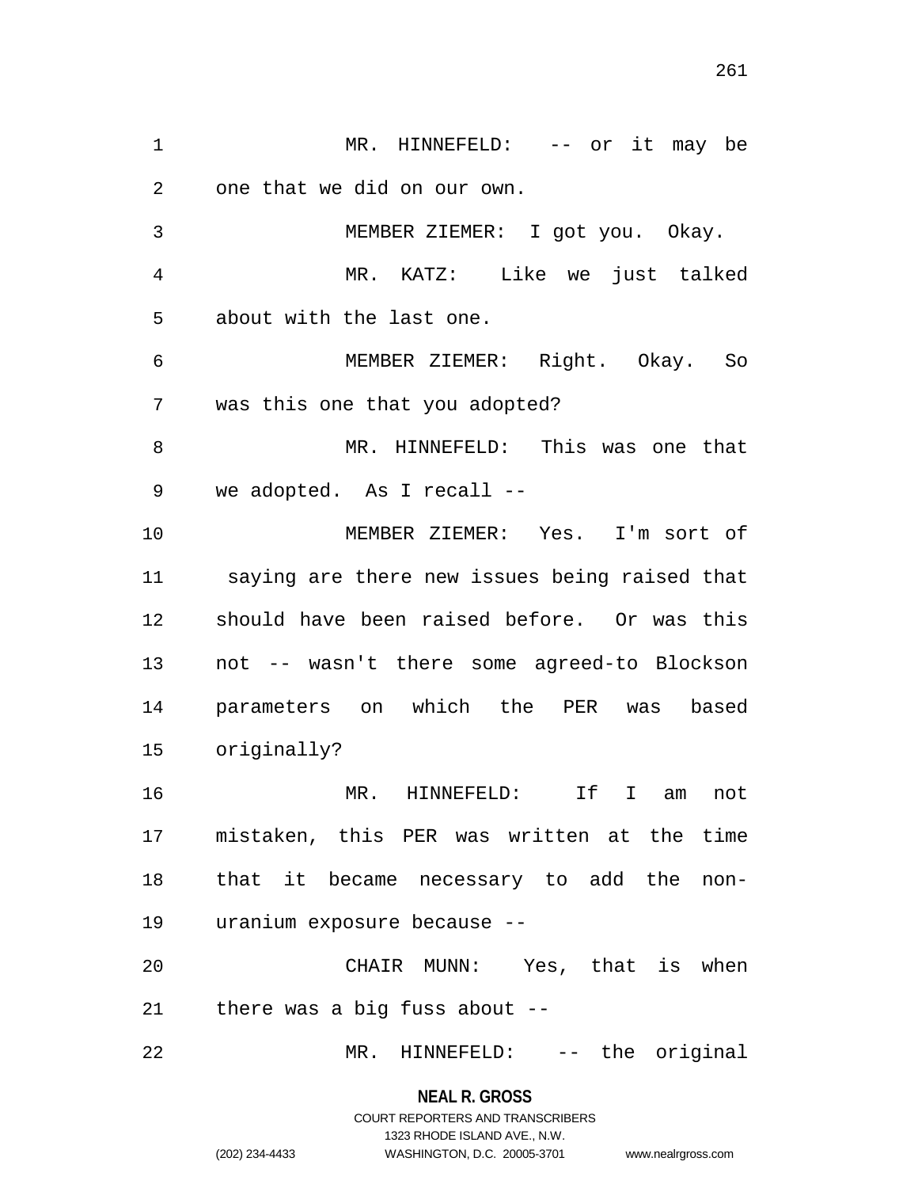MR. HINNEFELD: -- or it may be one that we did on our own.

MEMBER ZIEMER: I got you. Okay.

MR. KATZ: Like we just talked about with the last one.

MEMBER ZIEMER: Right. Okay. So was this one that you adopted?

MR. HINNEFELD: This was one that we adopted. As I recall --

MEMBER ZIEMER: Yes. I'm sort of saying are there new issues being raised that should have been raised before. Or was this not -- wasn't there some agreed-to Blockson parameters on which the PER was based originally?

MR. HINNEFELD: If I am not mistaken, this PER was written at the time that it became necessary to add the non-uranium exposure because --

CHAIR MUNN: Yes, that is when there was a big fuss about --

MR. HINNEFELD: -- the original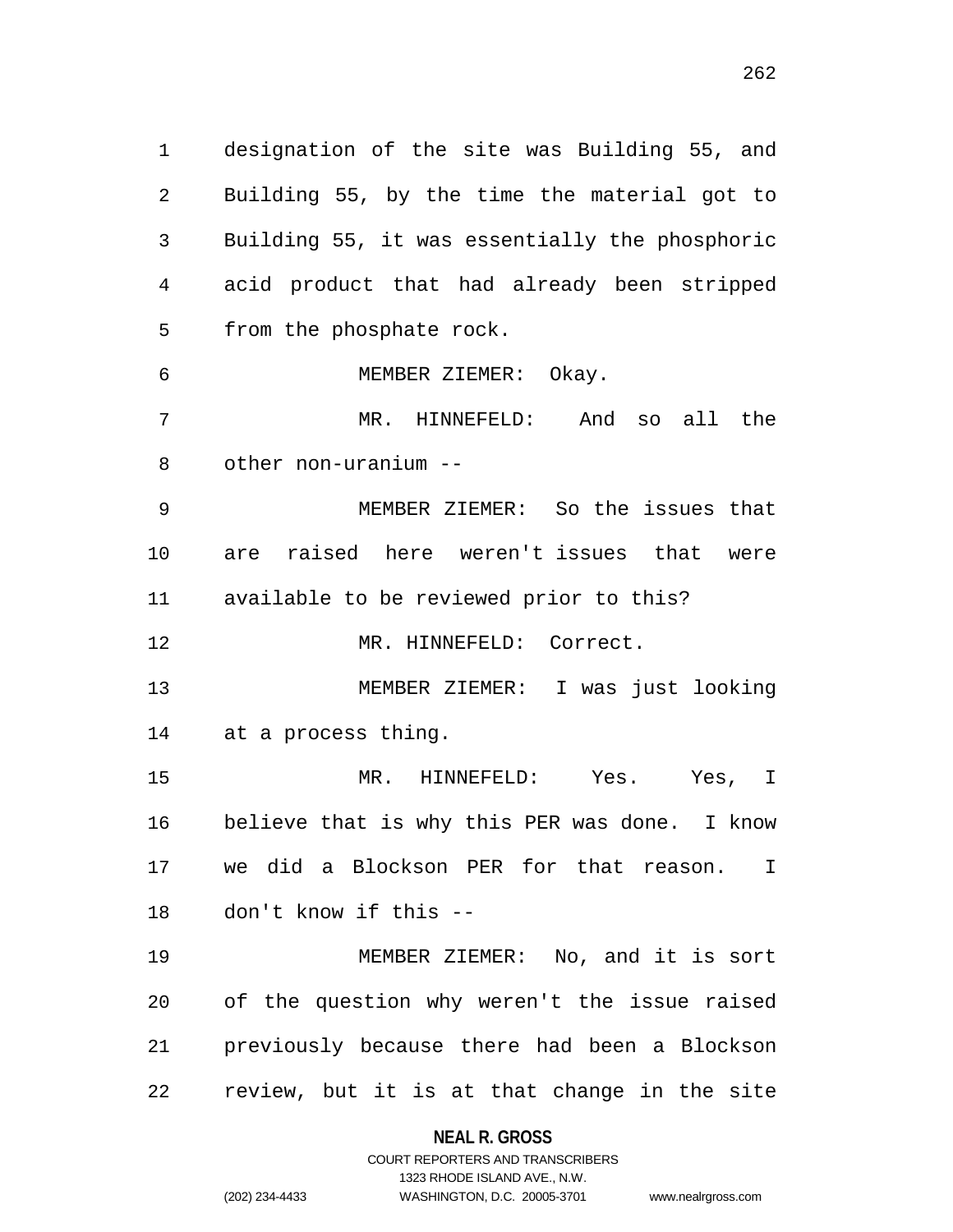designation of the site was Building 55, and Building 55, by the time the material got to Building 55, it was essentially the phosphoric acid product that had already been stripped from the phosphate rock.

MEMBER ZIEMER: Okay.

MR. HINNEFELD: And so all the other non-uranium --

MEMBER ZIEMER: So the issues that are raised here weren't issues that were available to be reviewed prior to this?

MR. HINNEFELD: Correct.

MEMBER ZIEMER: I was just looking at a process thing.

MR. HINNEFELD: Yes. Yes, I believe that is why this PER was done. I know we did a Blockson PER for that reason. I don't know if this --

MEMBER ZIEMER: No, and it is sort of the question why weren't the issue raised previously because there had been a Blockson review, but it is at that change in the site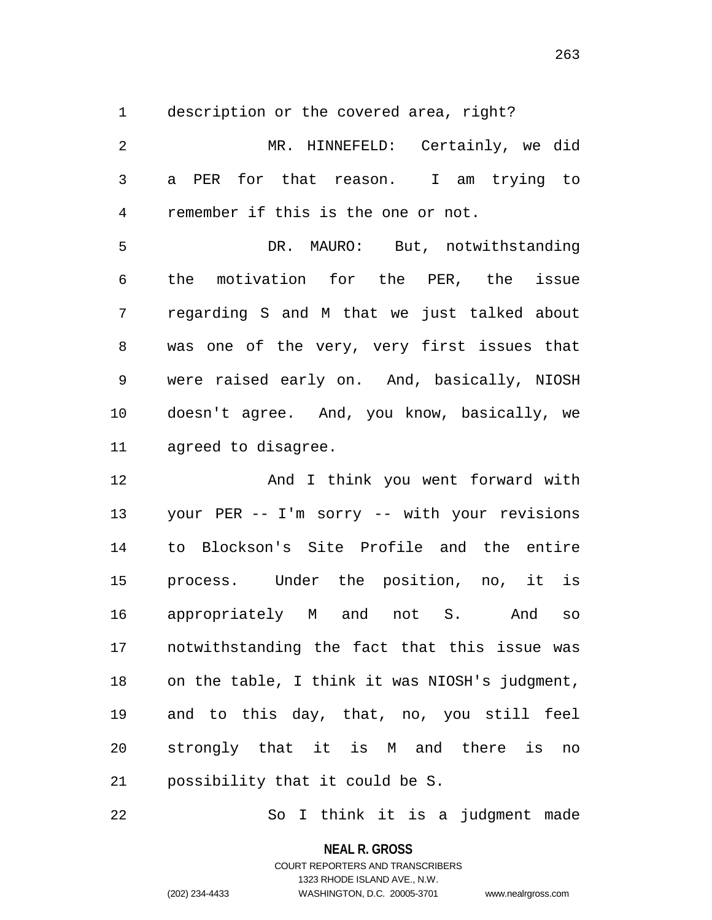description or the covered area, right?

MR. HINNEFELD: Certainly, we did a PER for that reason. I am trying to remember if this is the one or not.

DR. MAURO: But, notwithstanding the motivation for the PER, the issue regarding S and M that we just talked about was one of the very, very first issues that were raised early on. And, basically, NIOSH doesn't agree. And, you know, basically, we agreed to disagree.

And I think you went forward with your PER -- I'm sorry -- with your revisions to Blockson's Site Profile and the entire process. Under the position, no, it is appropriately M and not S. And so notwithstanding the fact that this issue was on the table, I think it was NIOSH's judgment, and to this day, that, no, you still feel strongly that it is M and there is no possibility that it could be S.

So I think it is a judgment made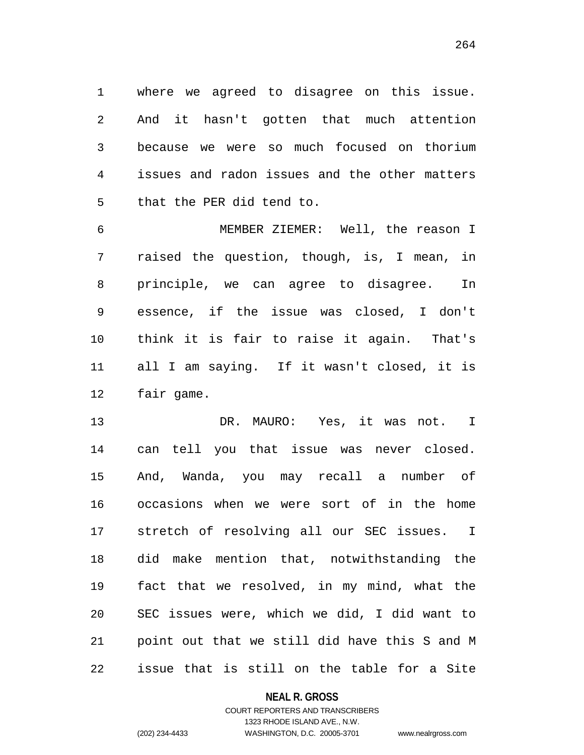where we agreed to disagree on this issue. And it hasn't gotten that much attention because we were so much focused on thorium issues and radon issues and the other matters that the PER did tend to.

MEMBER ZIEMER: Well, the reason I raised the question, though, is, I mean, in principle, we can agree to disagree. In essence, if the issue was closed, I don't think it is fair to raise it again. That's all I am saying. If it wasn't closed, it is fair game.

DR. MAURO: Yes, it was not. I can tell you that issue was never closed. And, Wanda, you may recall a number of occasions when we were sort of in the home stretch of resolving all our SEC issues. I did make mention that, notwithstanding the fact that we resolved, in my mind, what the SEC issues were, which we did, I did want to point out that we still did have this S and M issue that is still on the table for a Site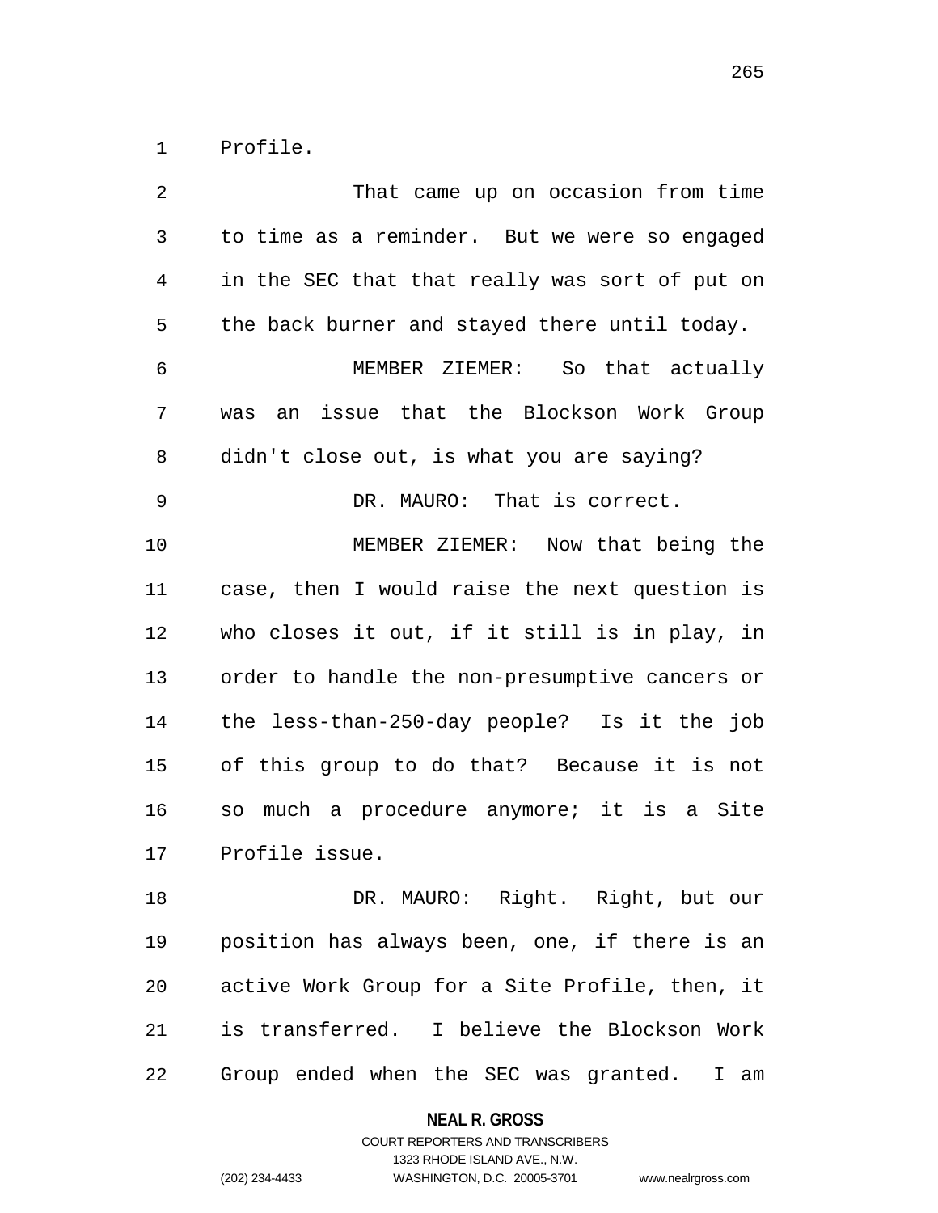Profile.

That came up on occasion from time to time as a reminder. But we were so engaged in the SEC that that really was sort of put on the back burner and stayed there until today.

MEMBER ZIEMER: So that actually was an issue that the Blockson Work Group didn't close out, is what you are saying?

DR. MAURO: That is correct.

MEMBER ZIEMER: Now that being the case, then I would raise the next question is who closes it out, if it still is in play, in order to handle the non-presumptive cancers or the less-than-250-day people? Is it the job of this group to do that? Because it is not so much a procedure anymore; it is a Site Profile issue.

DR. MAURO: Right. Right, but our position has always been, one, if there is an active Work Group for a Site Profile, then, it is transferred. I believe the Blockson Work Group ended when the SEC was granted. I am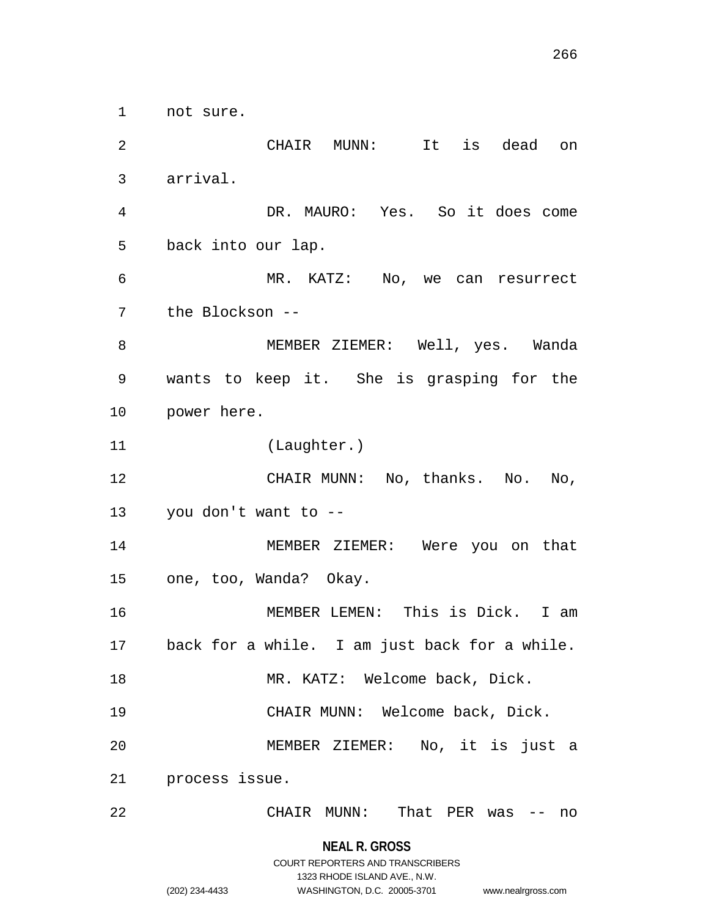not sure.

CHAIR MUNN: It is dead on arrival.

DR. MAURO: Yes. So it does come back into our lap.

MR. KATZ: No, we can resurrect the Blockson --

MEMBER ZIEMER: Well, yes. Wanda wants to keep it. She is grasping for the power here.

(Laughter.)

CHAIR MUNN: No, thanks. No. No, you don't want to --

MEMBER ZIEMER: Were you on that one, too, Wanda? Okay.

MEMBER LEMEN: This is Dick. I am back for a while. I am just back for a while.

MR. KATZ: Welcome back, Dick.

CHAIR MUNN: Welcome back, Dick.

MEMBER ZIEMER: No, it is just a process issue.

CHAIR MUNN: That PER was -- no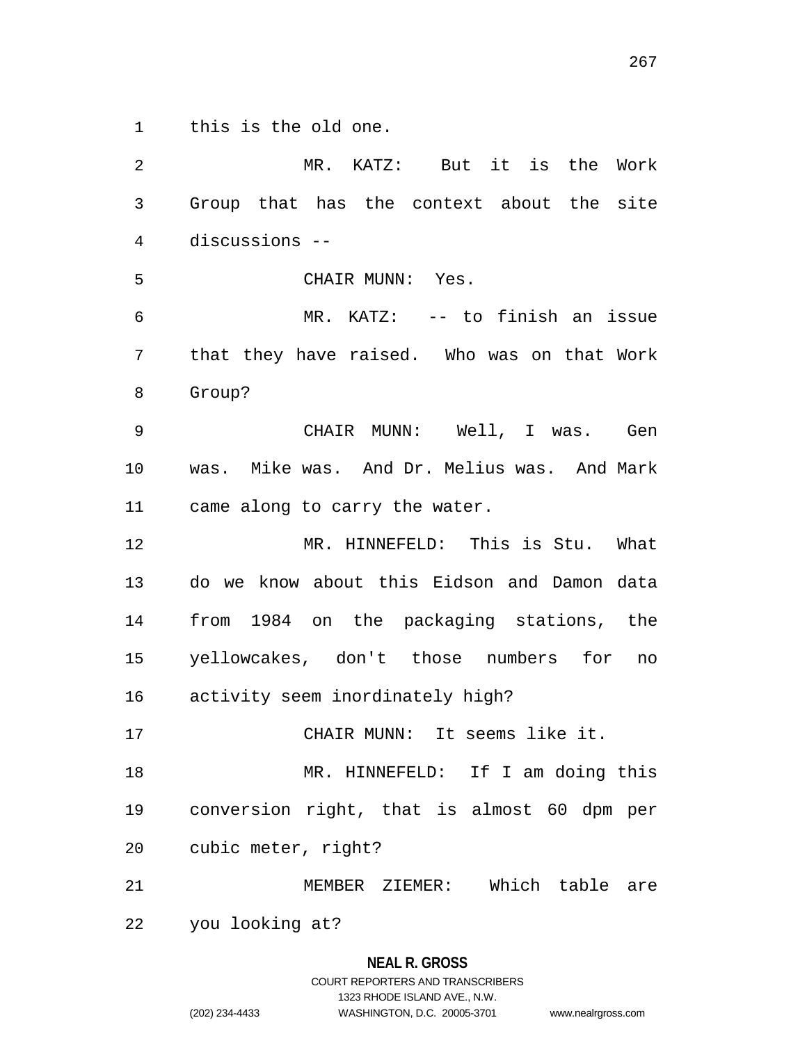this is the old one.

MR. KATZ: But it is the Work Group that has the context about the site discussions --

CHAIR MUNN: Yes.

MR. KATZ: -- to finish an issue that they have raised. Who was on that Work Group?

CHAIR MUNN: Well, I was. Gen was. Mike was. And Dr. Melius was. And Mark came along to carry the water.

MR. HINNEFELD: This is Stu. What do we know about this Eidson and Damon data from 1984 on the packaging stations, the yellowcakes, don't those numbers for no activity seem inordinately high?

CHAIR MUNN: It seems like it.

MR. HINNEFELD: If I am doing this conversion right, that is almost 60 dpm per cubic meter, right?

MEMBER ZIEMER: Which table are you looking at?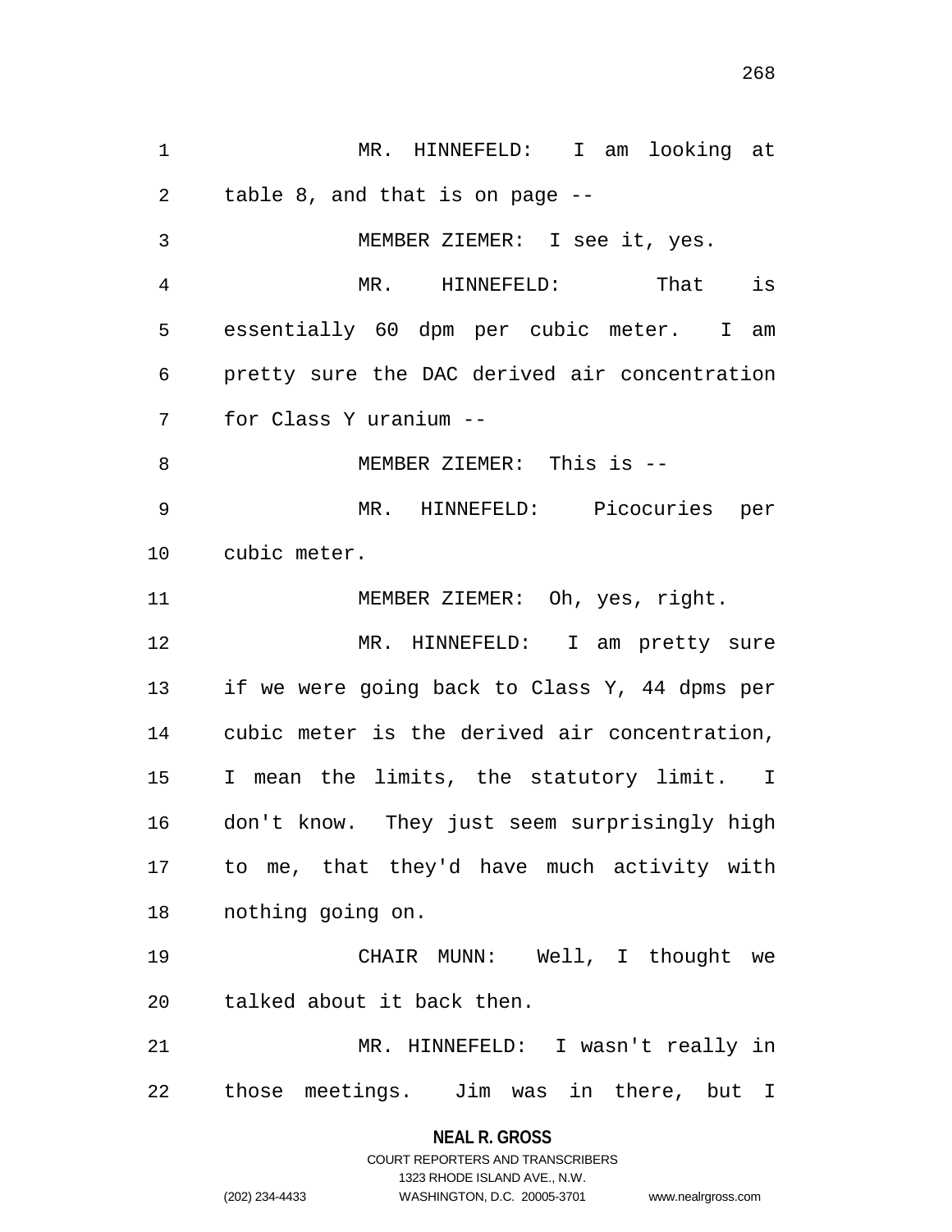MR. HINNEFELD: I am looking at table 8, and that is on page --

MEMBER ZIEMER: I see it, yes.

MR. HINNEFELD: That is essentially 60 dpm per cubic meter. I am pretty sure the DAC derived air concentration for Class Y uranium --

MEMBER ZIEMER: This is --

MR. HINNEFELD: Picocuries per cubic meter.

MEMBER ZIEMER: Oh, yes, right.

MR. HINNEFELD: I am pretty sure if we were going back to Class Y, 44 dpms per cubic meter is the derived air concentration, I mean the limits, the statutory limit. I don't know. They just seem surprisingly high to me, that they'd have much activity with nothing going on.

CHAIR MUNN: Well, I thought we talked about it back then.

MR. HINNEFELD: I wasn't really in those meetings. Jim was in there, but I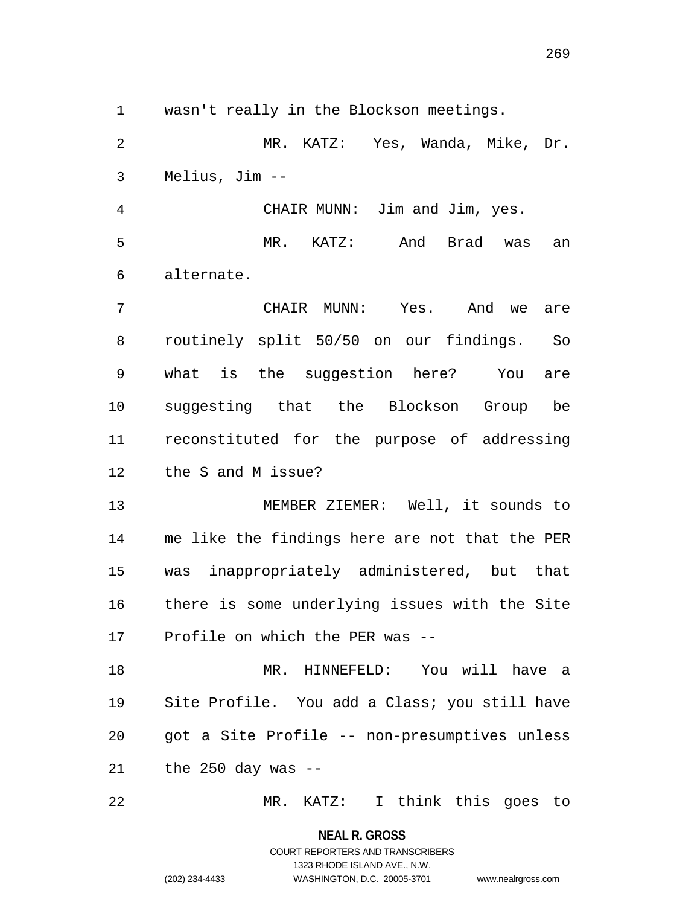wasn't really in the Blockson meetings.

MR. KATZ: Yes, Wanda, Mike, Dr. Melius, Jim --

CHAIR MUNN: Jim and Jim, yes.

MR. KATZ: And Brad was an alternate.

CHAIR MUNN: Yes. And we are routinely split 50/50 on our findings. So what is the suggestion here? You are suggesting that the Blockson Group be reconstituted for the purpose of addressing the S and M issue?

MEMBER ZIEMER: Well, it sounds to me like the findings here are not that the PER was inappropriately administered, but that there is some underlying issues with the Site Profile on which the PER was --

MR. HINNEFELD: You will have a Site Profile. You add a Class; you still have got a Site Profile -- non-presumptives unless the 250 day was --

MR. KATZ: I think this goes to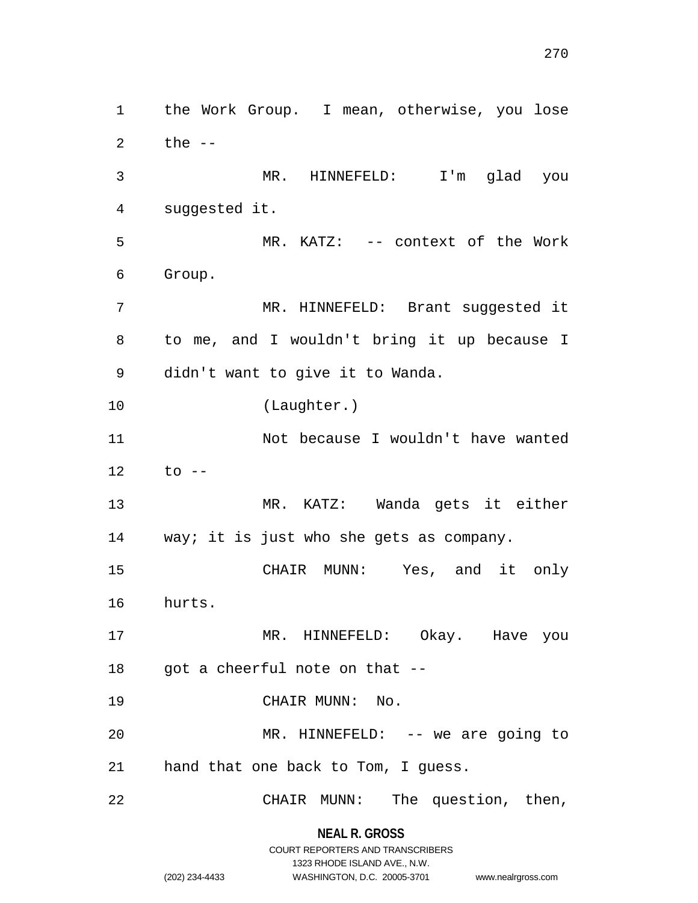the Work Group. I mean, otherwise, you lose the --

MR. HINNEFELD: I'm glad you suggested it.

MR. KATZ: -- context of the Work Group.

MR. HINNEFELD: Brant suggested it to me, and I wouldn't bring it up because I didn't want to give it to Wanda.

(Laughter.)

Not because I wouldn't have wanted to --

MR. KATZ: Wanda gets it either way; it is just who she gets as company.

CHAIR MUNN: Yes, and it only hurts.

MR. HINNEFELD: Okay. Have you got a cheerful note on that --

CHAIR MUNN: No.

MR. HINNEFELD: -- we are going to hand that one back to Tom, I guess.

CHAIR MUNN: The question, then,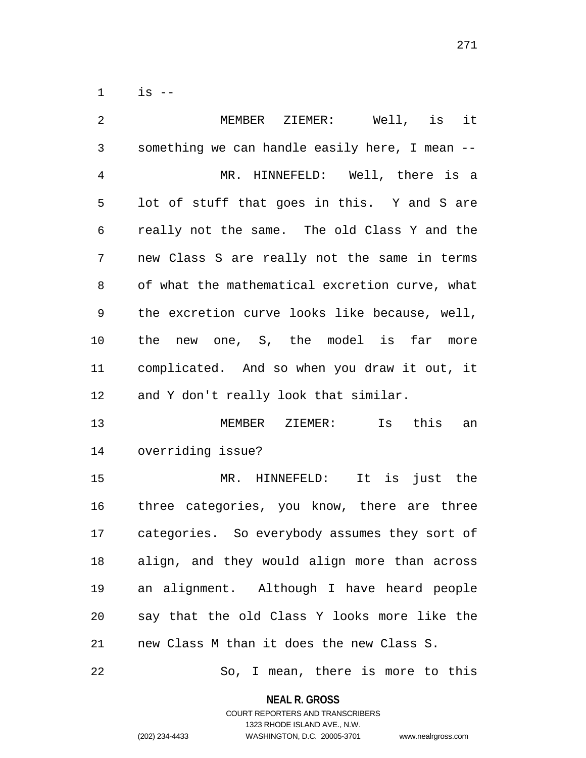is --

MEMBER ZIEMER: Well, is it something we can handle easily here, I mean --

MR. HINNEFELD: Well, there is a lot of stuff that goes in this. Y and S are really not the same. The old Class Y and the new Class S are really not the same in terms of what the mathematical excretion curve, what the excretion curve looks like because, well, the new one, S, the model is far more complicated. And so when you draw it out, it and Y don't really look that similar.

MEMBER ZIEMER: Is this an overriding issue?

MR. HINNEFELD: It is just the three categories, you know, there are three categories. So everybody assumes they sort of align, and they would align more than across an alignment. Although I have heard people say that the old Class Y looks more like the new Class M than it does the new Class S.

So, I mean, there is more to this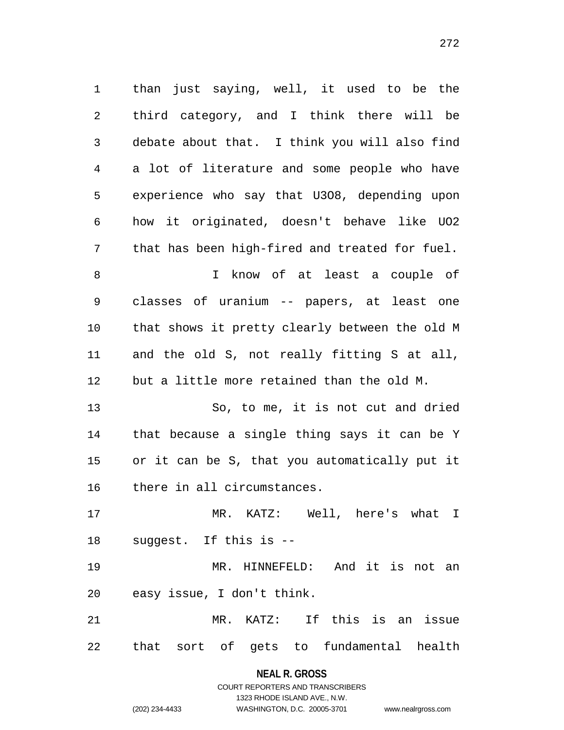than just saying, well, it used to be the third category, and I think there will be debate about that. I think you will also find a lot of literature and some people who have experience who say that $U_3O_8$, depending upon how it originated, doesn't behave like $UO_2$ that has been high-fired and treated for fuel.

I know of at least a couple of classes of uranium -- papers, at least one that shows it pretty clearly between the old M and the old S, not really fitting S at all, but a little more retained than the old M.

So, to me, it is not cut and dried that because a single thing says it can be Y or it can be S, that you automatically put it there in all circumstances.

MR. KATZ: Well, here's what I suggest. If this is --

MR. HINNEFELD: And it is not an easy issue, I don't think.

MR. KATZ: If this is an issue that sort of gets to fundamental health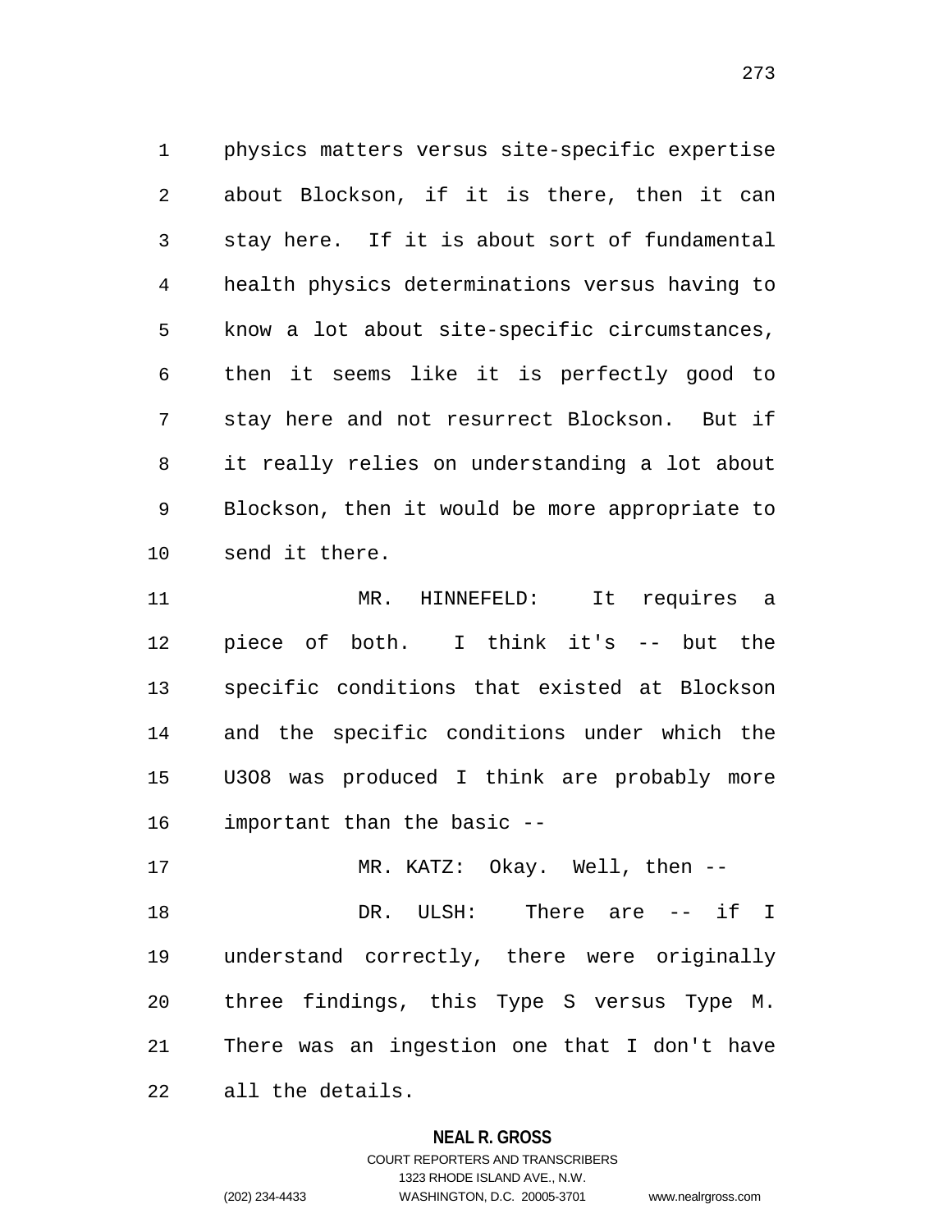physics matters versus site-specific expertise about Blockson, if it is there, then it can stay here. If it is about sort of fundamental health physics determinations versus having to know a lot about site-specific circumstances, then it seems like it is perfectly good to stay here and not resurrect Blockson. But if it really relies on understanding a lot about Blockson, then it would be more appropriate to send it there.

MR. HINNEFELD: It requires a piece of both. I think it's -- but the specific conditions that existed at Blockson and the specific conditions under which the $U_3O_8$ was produced I think are probably more important than the basic --

MR. KATZ: Okay. Well, then --

DR. ULSH: There are -- if I understand correctly, there were originally three findings, this Type S versus Type M. There was an ingestion one that I don't have all the details.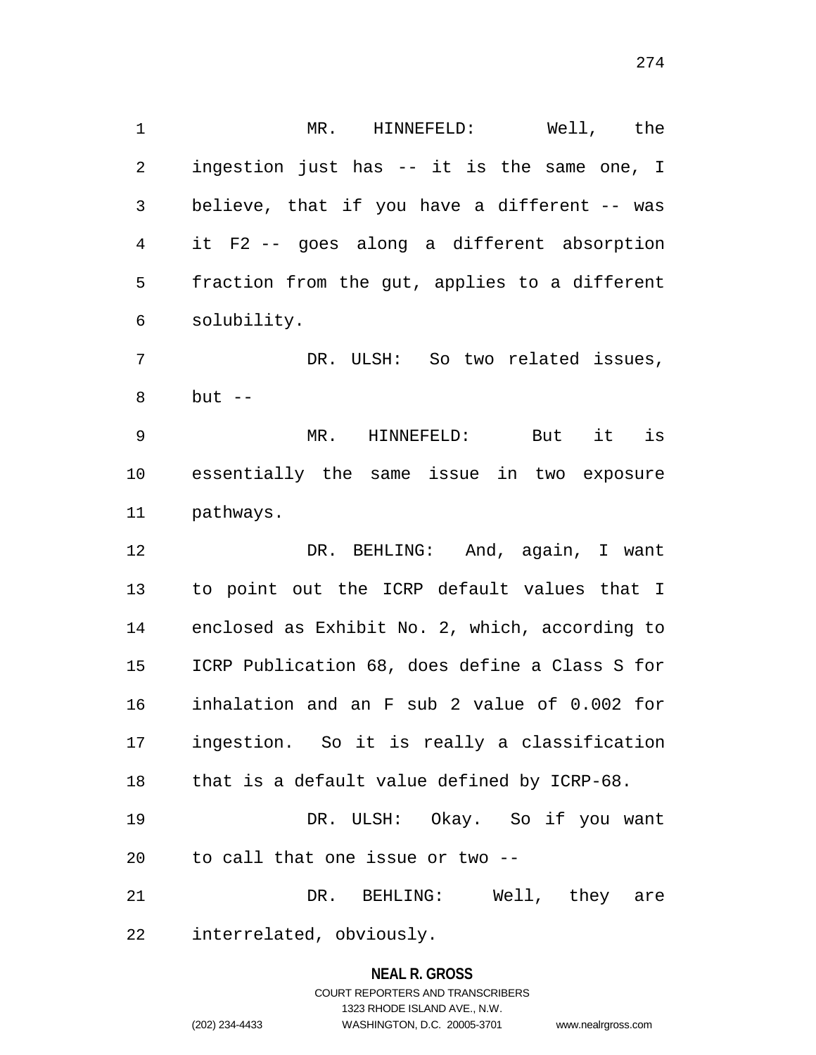MR. HINNEFELD: Well, the ingestion just has -- it is the same one, I believe, that if you have a different -- was it F2 -- goes along a different absorption fraction from the gut, applies to a different solubility.

DR. ULSH: So two related issues, but --

MR. HINNEFELD: But it is essentially the same issue in two exposure pathways.

DR. BEHLING: And, again, I want to point out the ICRP default values that I enclosed as Exhibit No. 2, which, according to ICRP Publication 68, does define a Class S for inhalation and an F sub 2 value of 0.002 for ingestion. So it is really a classification that is a default value defined by ICRP-68.

DR. ULSH: Okay. So if you want to call that one issue or two --

DR. BEHLING: Well, they are interrelated, obviously.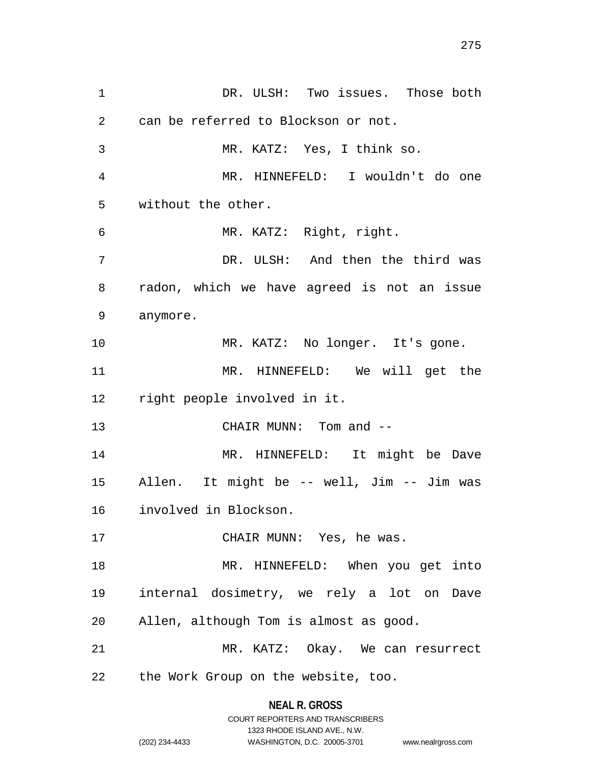DR. ULSH: Two issues. Those both can be referred to Blockson or not.

MR. KATZ: Yes, I think so.

MR. HINNEFELD: I wouldn't do one without the other.

MR. KATZ: Right, right.

DR. ULSH: And then the third was radon, which we have agreed is not an issue anymore.

MR. KATZ: No longer. It's gone.

MR. HINNEFELD: We will get the right people involved in it.

CHAIR MUNN: Tom and --

MR. HINNEFELD: It might be Dave Allen. It might be -- well, Jim -- Jim was involved in Blockson.

CHAIR MUNN: Yes, he was.

MR. HINNEFELD: When you get into internal dosimetry, we rely a lot on Dave Allen, although Tom is almost as good.

MR. KATZ: Okay. We can resurrect the Work Group on the website, too.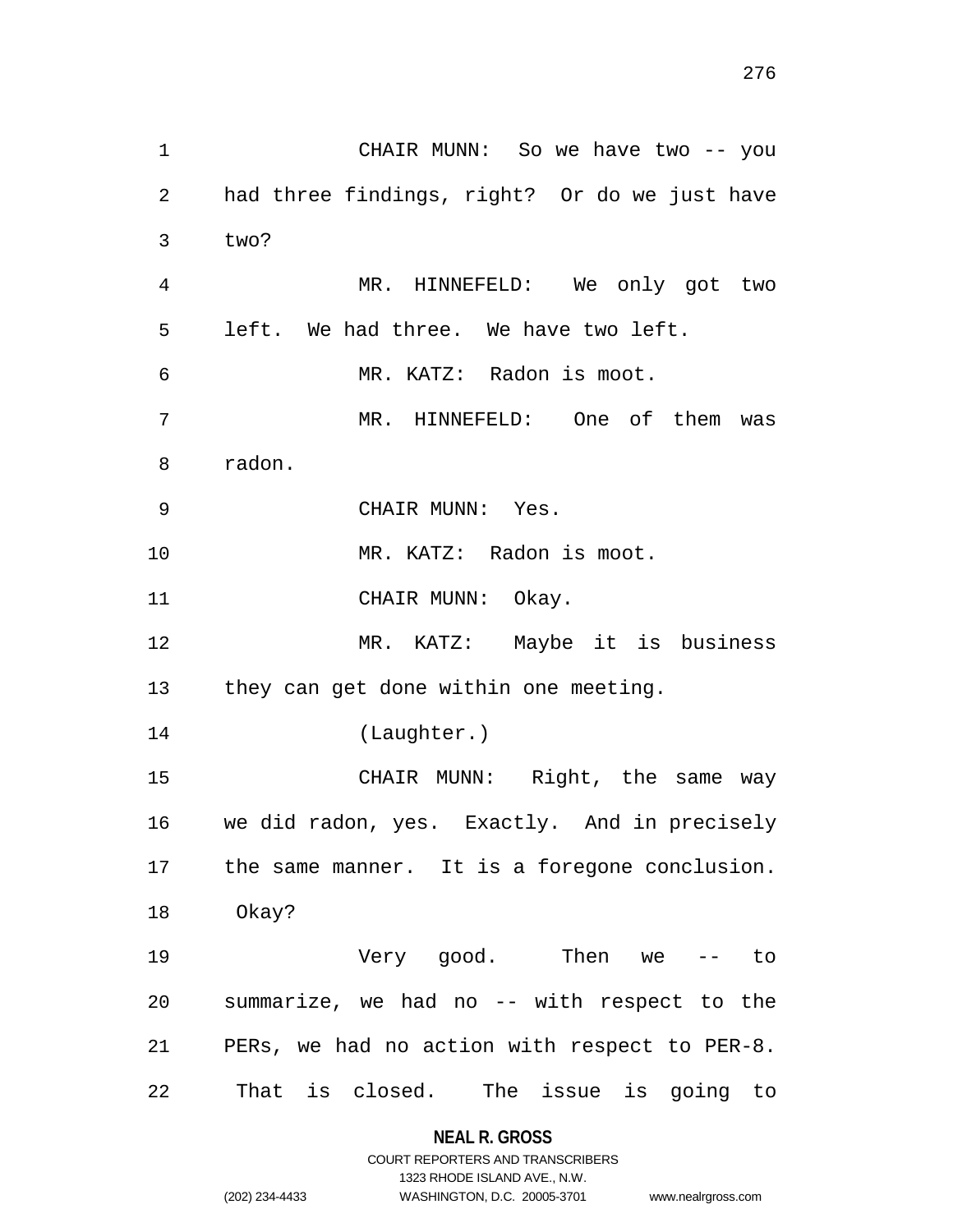CHAIR MUNN: So we have two -- you had three findings, right? Or do we just have two?

MR. HINNEFELD: We only got two left. We had three. We have two left.

MR. KATZ: Radon is moot.

MR. HINNEFELD: One of them was radon.

CHAIR MUNN: Yes.

MR. KATZ: Radon is moot.

CHAIR MUNN: Okay.

MR. KATZ: Maybe it is business they can get done within one meeting.

(Laughter.)

CHAIR MUNN: Right, the same way we did radon, yes. Exactly. And in precisely the same manner. It is a foregone conclusion. Okay?

Very good. Then we -- to summarize, we had no -- with respect to the PERs, we had no action with respect to PER-8. That is closed. The issue is going to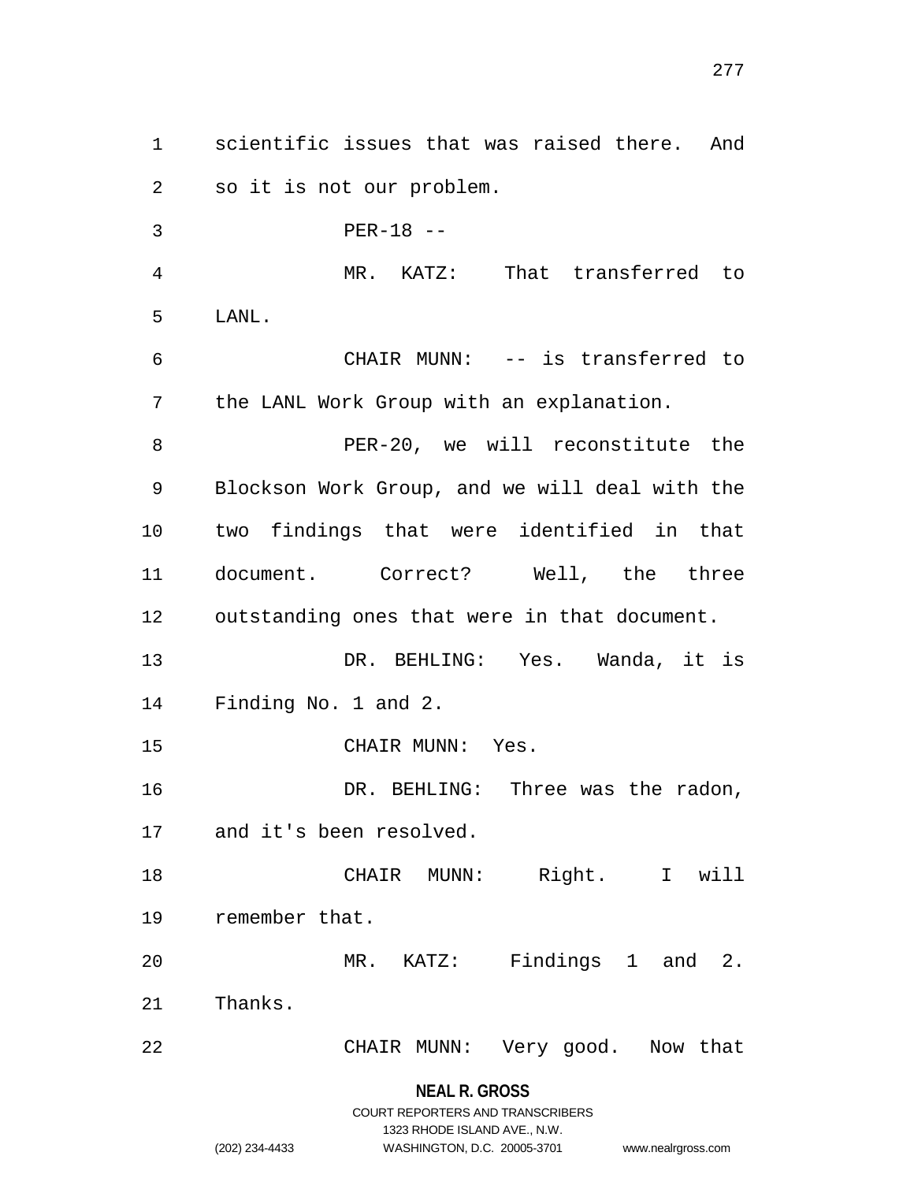scientific issues that was raised there. And so it is not our problem.

PER-18 --

MR. KATZ: That transferred to LANL.

CHAIR MUNN: -- is transferred to the LANL Work Group with an explanation.

PER-20, we will reconstitute the Blockson Work Group, and we will deal with the two findings that were identified in that document. Correct? Well, the three outstanding ones that were in that document.

DR. BEHLING: Yes. Wanda, it is Finding No. 1 and 2.

CHAIR MUNN: Yes.

DR. BEHLING: Three was the radon, and it's been resolved.

CHAIR MUNN: Right. I will remember that.

MR. KATZ: Findings 1 and 2. Thanks.

CHAIR MUNN: Very good. Now that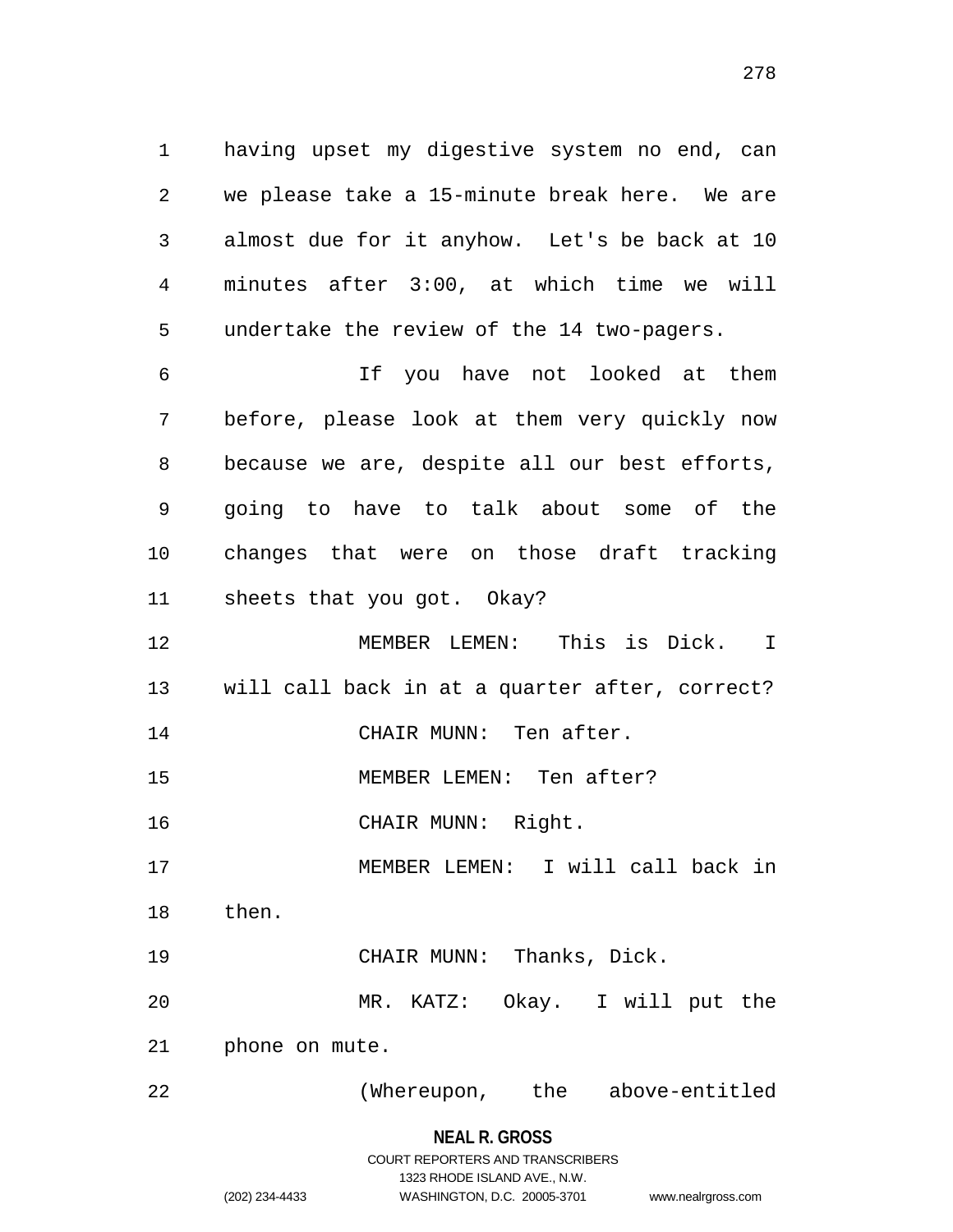having upset my digestive system no end, can we please take a 15-minute break here. We are almost due for it anyhow. Let's be back at 10 minutes after 3:00, at which time we will undertake the review of the 14 two-pagers.

If you have not looked at them before, please look at them very quickly now because we are, despite all our best efforts, going to have to talk about some of the changes that were on those draft tracking sheets that you got. Okay?

MEMBER LEMEN: This is Dick. I will call back in at a quarter after, correct?

CHAIR MUNN: Ten after.

MEMBER LEMEN: Ten after?

CHAIR MUNN: Right.

MEMBER LEMEN: I will call back in then.

CHAIR MUNN: Thanks, Dick.

MR. KATZ: Okay. I will put the phone on mute.

(Whereupon, the above-entitled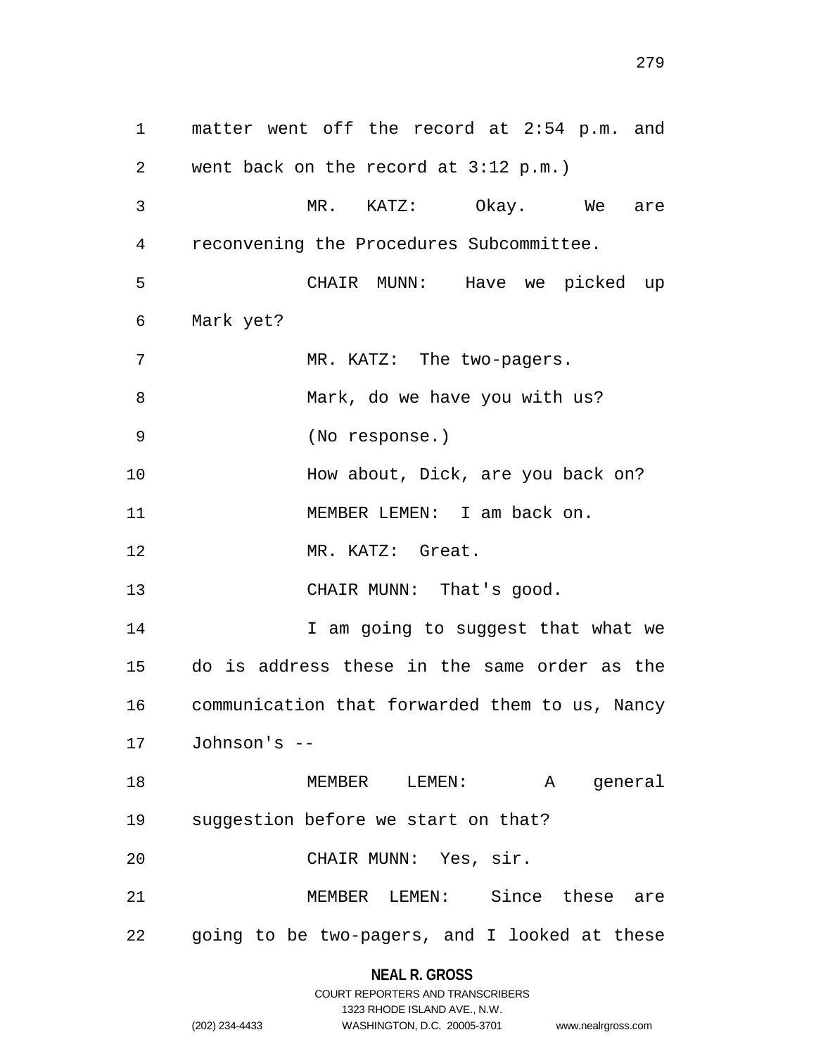matter went off the record at 2:54 p.m. and went back on the record at 3:12 p.m.)

MR. KATZ: Okay. We are reconvening the Procedures Subcommittee.

CHAIR MUNN: Have we picked up Mark yet?

MR. KATZ: The two-pagers.

Mark, do we have you with us?

(No response.)

How about, Dick, are you back on?

MEMBER LEMEN: I am back on.

MR. KATZ: Great.

CHAIR MUNN: That's good.

I am going to suggest that what we do is address these in the same order as the communication that forwarded them to us, Nancy Johnson's --

MEMBER LEMEN: A general suggestion before we start on that?

CHAIR MUNN: Yes, sir.

MEMBER LEMEN: Since these are going to be two-pagers, and I looked at these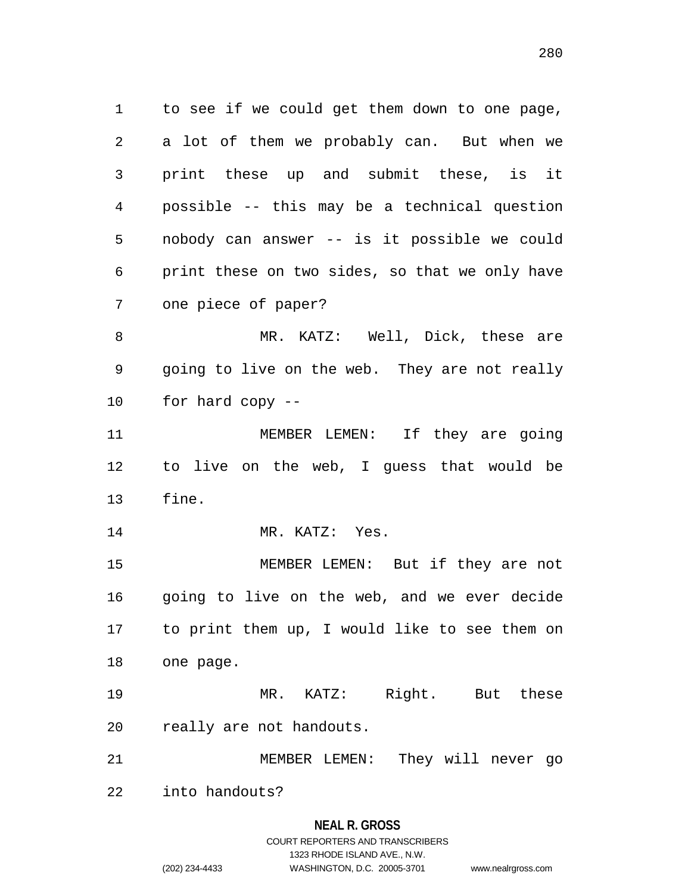to see if we could get them down to one page, a lot of them we probably can. But when we print these up and submit these, is it possible -- this may be a technical question nobody can answer -- is it possible we could print these on two sides, so that we only have one piece of paper?

MR. KATZ: Well, Dick, these are going to live on the web. They are not really for hard copy --

MEMBER LEMEN: If they are going to live on the web, I guess that would be fine.

MR. KATZ: Yes.

MEMBER LEMEN: But if they are not going to live on the web, and we ever decide to print them up, I would like to see them on one page.

MR. KATZ: Right. But these really are not handouts.

MEMBER LEMEN: They will never go into handouts?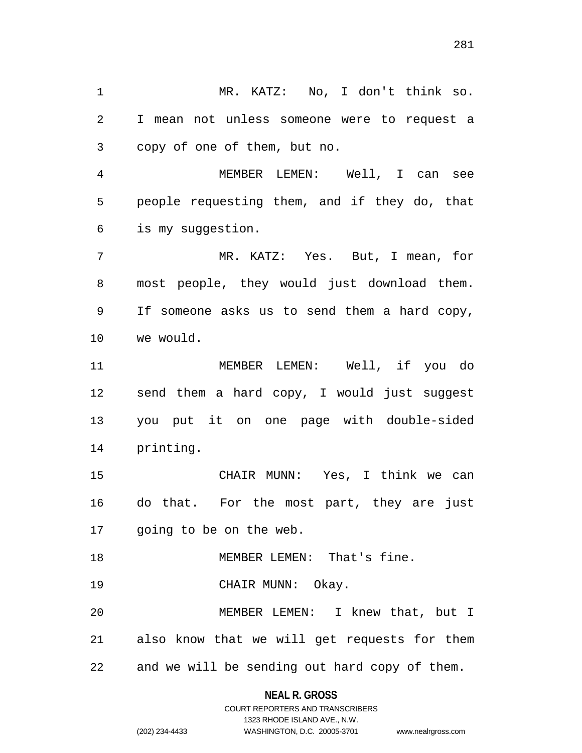MR. KATZ: No, I don't think so. I mean not unless someone were to request a copy of one of them, but no.

MEMBER LEMEN: Well, I can see people requesting them, and if they do, that is my suggestion.

MR. KATZ: Yes. But, I mean, for most people, they would just download them. If someone asks us to send them a hard copy, we would.

MEMBER LEMEN: Well, if you do send them a hard copy, I would just suggest you put it on one page with double-sided printing.

CHAIR MUNN: Yes, I think we can do that. For the most part, they are just going to be on the web.

MEMBER LEMEN: That's fine.

CHAIR MUNN: Okay.

MEMBER LEMEN: I knew that, but I also know that we will get requests for them and we will be sending out hard copy of them.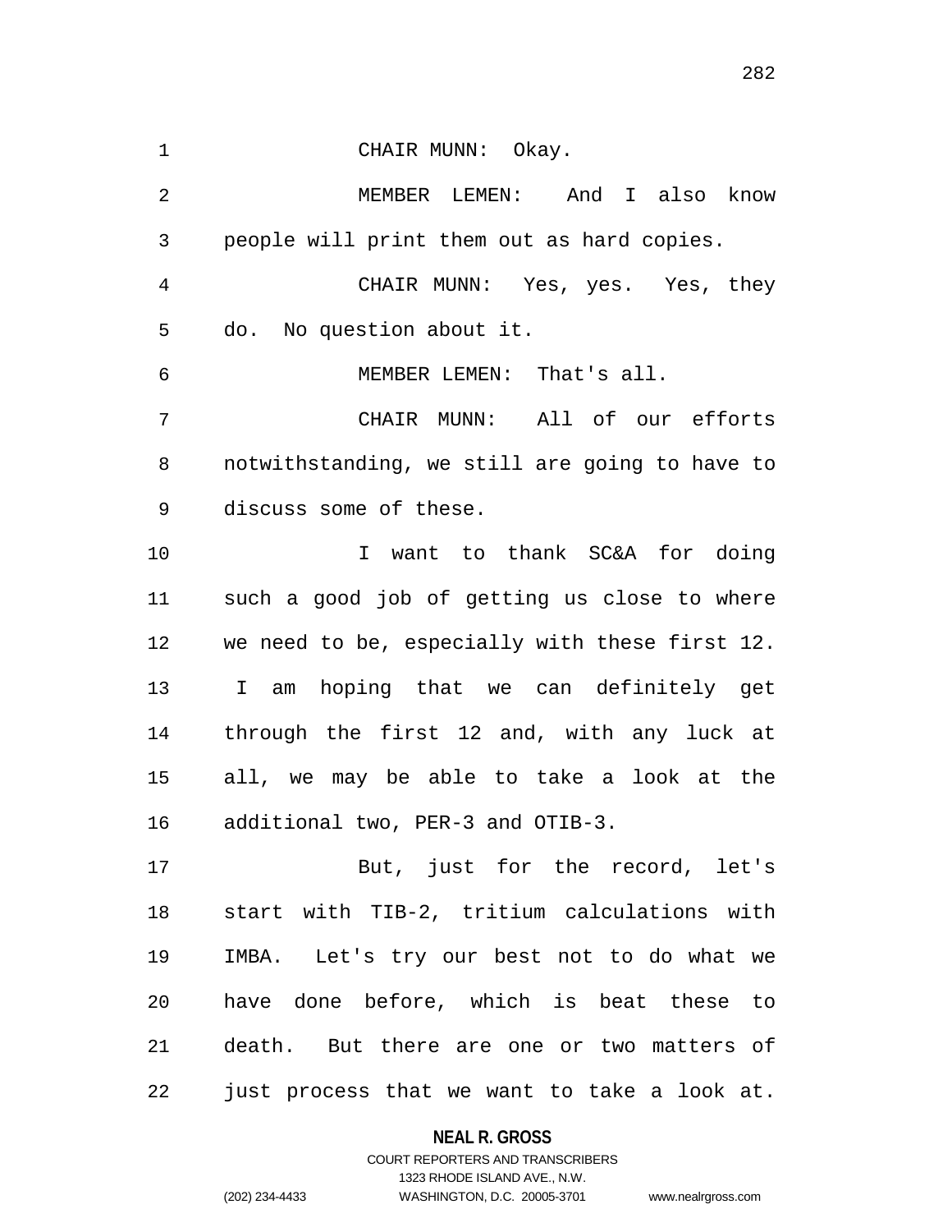CHAIR MUNN: Okay.

MEMBER LEMEN: And I also know people will print them out as hard copies.

CHAIR MUNN: Yes, yes. Yes, they do. No question about it.

MEMBER LEMEN: That's all.

CHAIR MUNN: All of our efforts notwithstanding, we still are going to have to discuss some of these.

I want to thank SC&A for doing such a good job of getting us close to where we need to be, especially with these first 12. I am hoping that we can definitely get through the first 12 and, with any luck at all, we may be able to take a look at the additional two, PER-3 and OTIB-3.

But, just for the record, let's start with TIB-2, tritium calculations with IMBA. Let's try our best not to do what we have done before, which is beat these to death. But there are one or two matters of just process that we want to take a look at.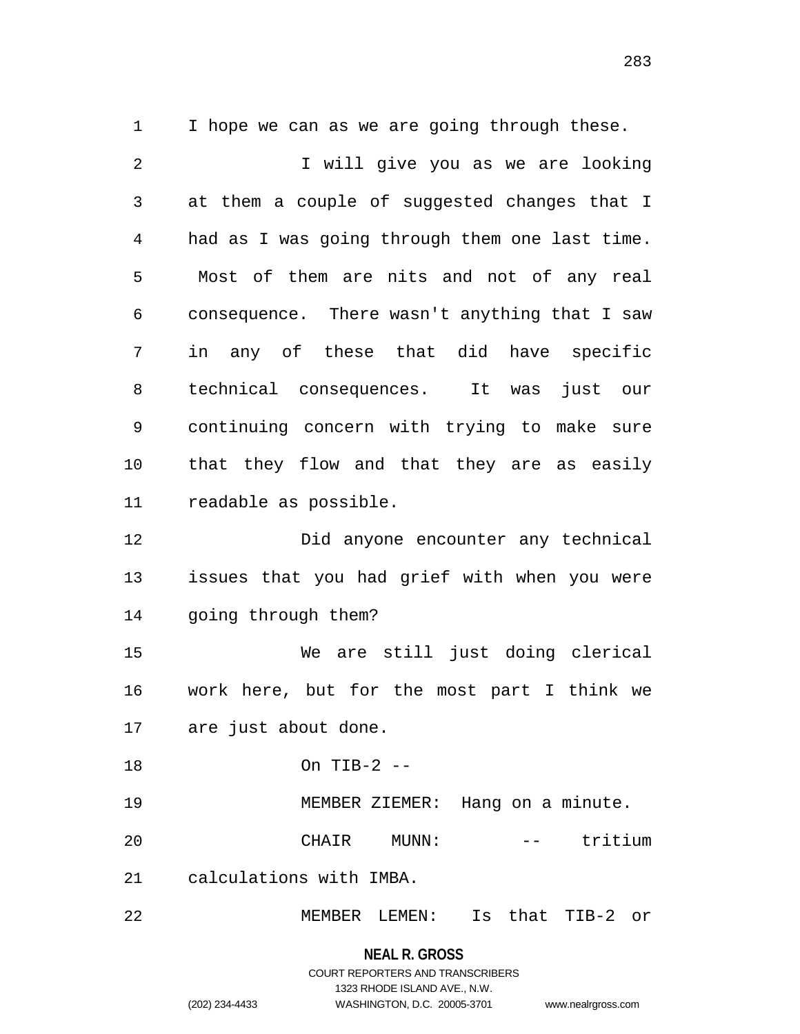I hope we can as we are going through these.

I will give you as we are looking at them a couple of suggested changes that I had as I was going through them one last time. Most of them are nits and not of any real consequence. There wasn't anything that I saw in any of these that did have specific technical consequences. It was just our continuing concern with trying to make sure that they flow and that they are as easily readable as possible.

Did anyone encounter any technical issues that you had grief with when you were going through them?

We are still just doing clerical work here, but for the most part I think we are just about done.

On TIB-2 --

MEMBER ZIEMER: Hang on a minute.

CHAIR MUNN: -- tritium calculations with IMBA.

MEMBER LEMEN: Is that TIB-2 or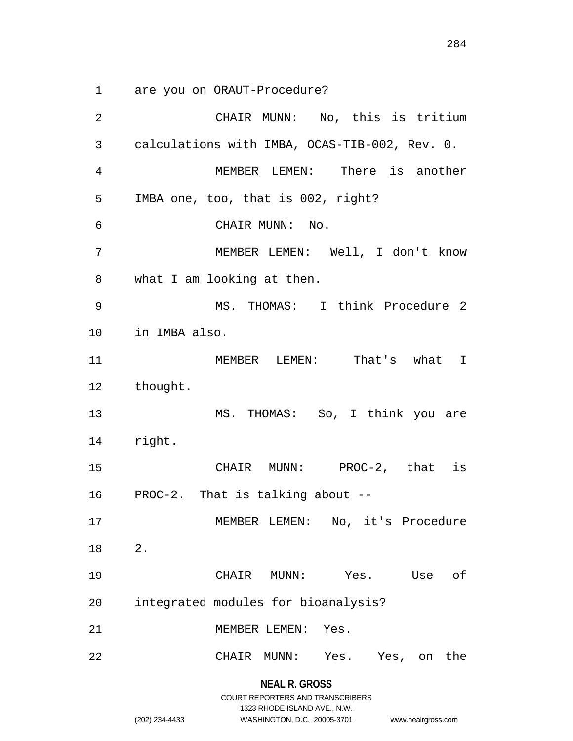are you on ORAUT-Procedure?

CHAIR MUNN: No, this is tritium calculations with IMBA, OCAS-TIB-002, Rev. 0.

MEMBER LEMEN: There is another IMBA one, too, that is 002, right?

CHAIR MUNN: No.

MEMBER LEMEN: Well, I don't know what I am looking at then.

MS. THOMAS: I think Procedure 2 in IMBA also.

MEMBER LEMEN: That's what I thought.

MS. THOMAS: So, I think you are right.

CHAIR MUNN: PROC-2, that is PROC-2. That is talking about --

MEMBER LEMEN: No, it's Procedure 2.

CHAIR MUNN: Yes. Use of integrated modules for bioanalysis?

MEMBER LEMEN: Yes.

CHAIR MUNN: Yes. Yes, on the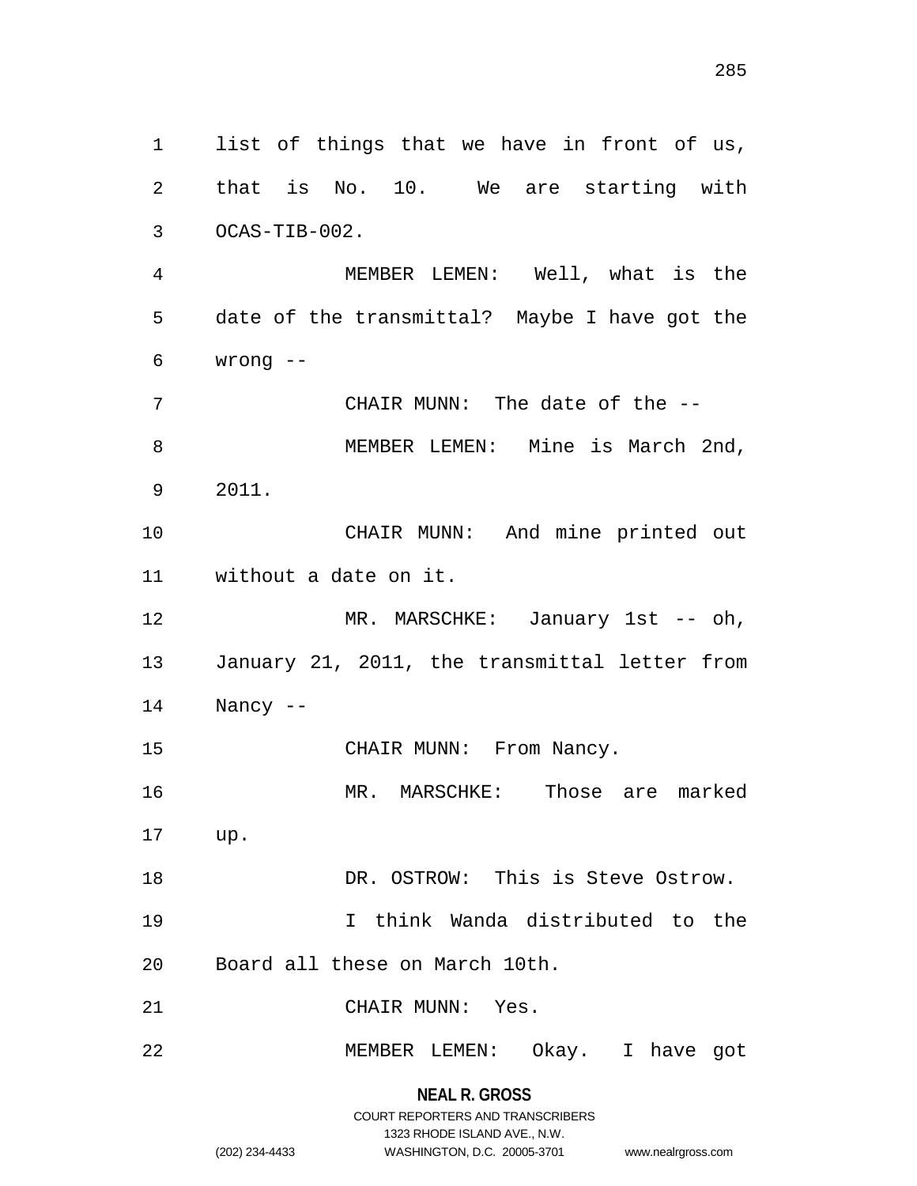list of things that we have in front of us, that is No. 10. We are starting with OCAS-TIB-002.

MEMBER LEMEN: Well, what is the date of the transmittal? Maybe I have got the wrong --

CHAIR MUNN: The date of the --

MEMBER LEMEN: Mine is March 2nd, 2011.

CHAIR MUNN: And mine printed out without a date on it.

MR. MARSCHKE: January 1st -- oh, January 21, 2011, the transmittal letter from Nancy --

CHAIR MUNN: From Nancy.

MR. MARSCHKE: Those are marked up.

DR. OSTROW: This is Steve Ostrow.

I think Wanda distributed to the Board all these on March 10th.

CHAIR MUNN: Yes.

MEMBER LEMEN: Okay. I have got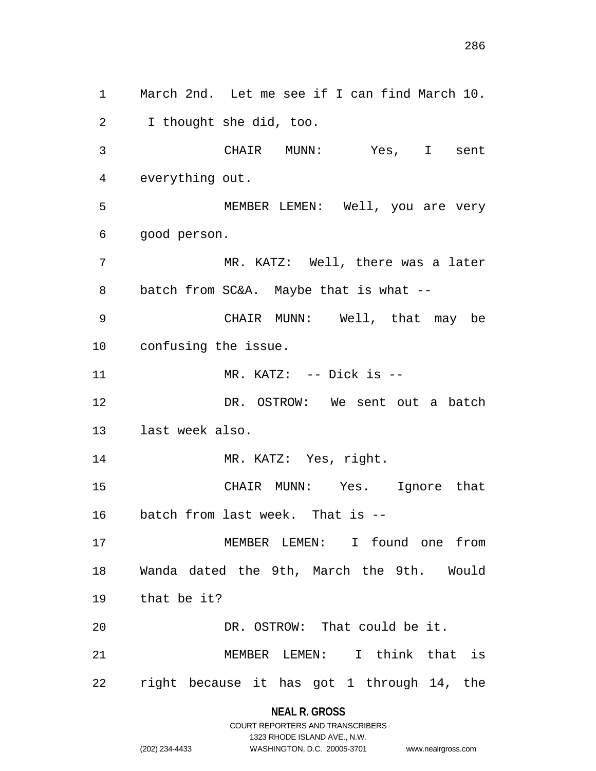March 2nd. Let me see if I can find March 10. I thought she did, too.

CHAIR MUNN: Yes, I sent everything out.

MEMBER LEMEN: Well, you are very good person.

MR. KATZ: Well, there was a later batch from SC&A. Maybe that is what --

CHAIR MUNN: Well, that may be confusing the issue.

MR. KATZ: -- Dick is --

DR. OSTROW: We sent out a batch last week also.

MR. KATZ: Yes, right.

CHAIR MUNN: Yes. Ignore that batch from last week. That is --

MEMBER LEMEN: I found one from Wanda dated the 9th, March the 9th. Would that be it?

DR. OSTROW: That could be it.

MEMBER LEMEN: I think that is right because it has got 1 through 14, the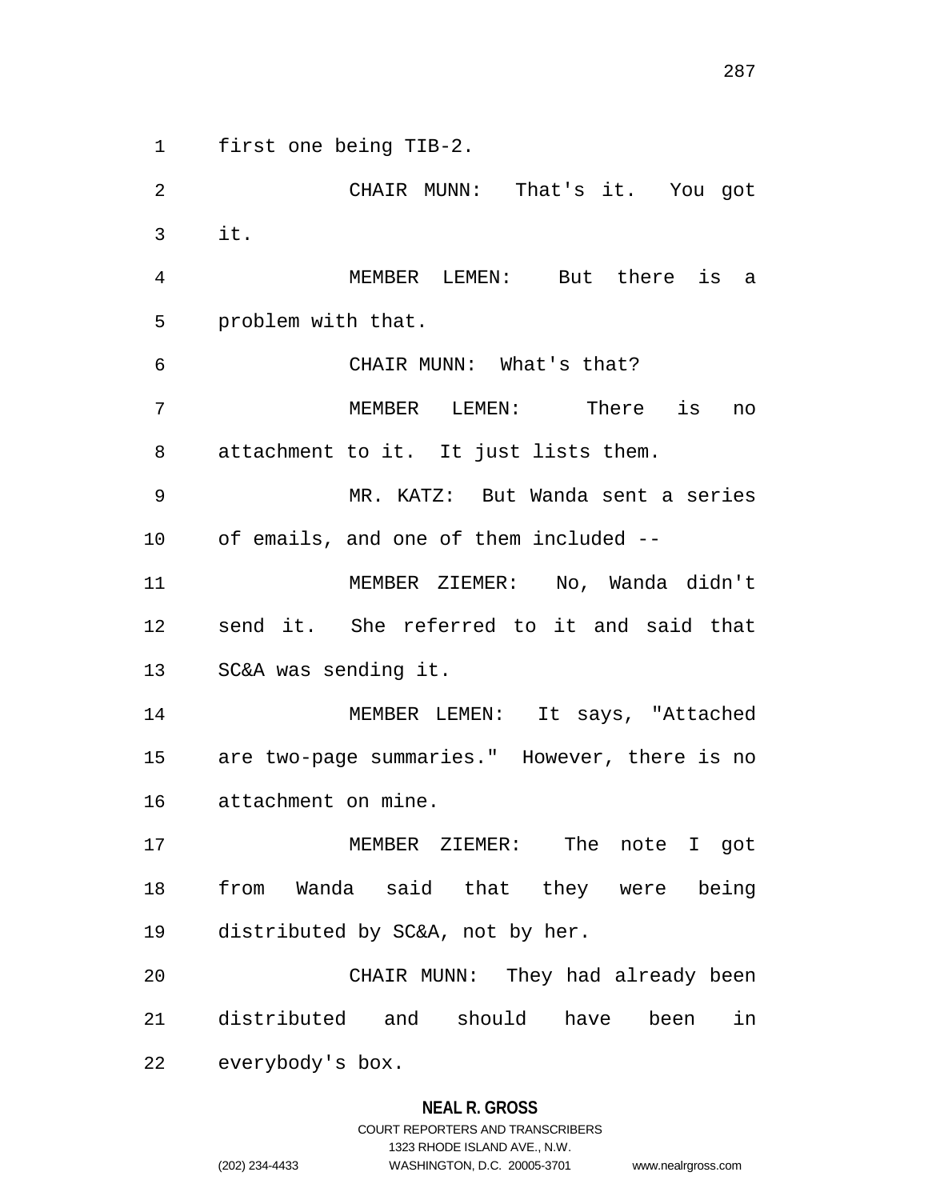first one being TIB-2.

CHAIR MUNN: That's it. You got it.

MEMBER LEMEN: But there is a problem with that.

CHAIR MUNN: What's that?

MEMBER LEMEN: There is no attachment to it. It just lists them.

MR. KATZ: But Wanda sent a series of emails, and one of them included --

MEMBER ZIEMER: No, Wanda didn't send it. She referred to it and said that SC&A was sending it.

MEMBER LEMEN: It says, "Attached are two-page summaries." However, there is no attachment on mine.

MEMBER ZIEMER: The note I got from Wanda said that they were being distributed by SC&A, not by her.

CHAIR MUNN: They had already been distributed and should have been in everybody's box.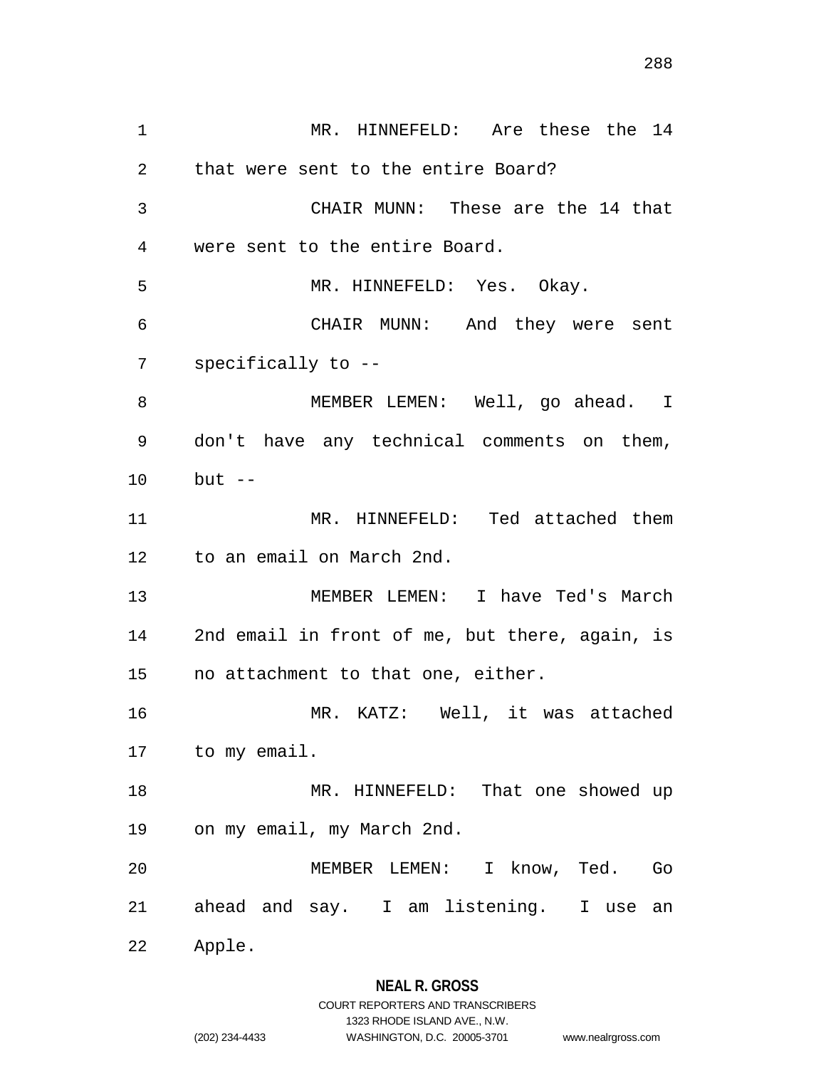MR. HINNEFELD: Are these the 14 that were sent to the entire Board?

CHAIR MUNN: These are the 14 that were sent to the entire Board.

MR. HINNEFELD: Yes. Okay.

CHAIR MUNN: And they were sent specifically to --

MEMBER LEMEN: Well, go ahead. I don't have any technical comments on them, but --

MR. HINNEFELD: Ted attached them to an email on March 2nd.

MEMBER LEMEN: I have Ted's March 2nd email in front of me, but there, again, is no attachment to that one, either.

MR. KATZ: Well, it was attached to my email.

MR. HINNEFELD: That one showed up on my email, my March 2nd.

MEMBER LEMEN: I know, Ted. Go ahead and say. I am listening. I use an Apple.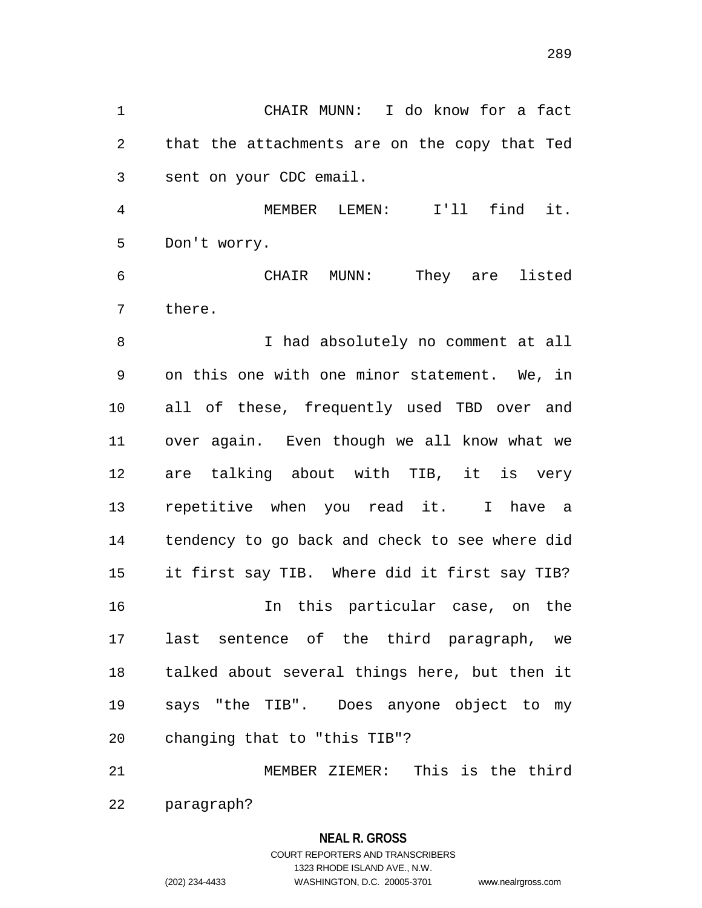CHAIR MUNN: I do know for a fact that the attachments are on the copy that Ted sent on your CDC email.

MEMBER LEMEN: I'll find it. Don't worry.

CHAIR MUNN: They are listed there.

I had absolutely no comment at all on this one with one minor statement. We, in all of these, frequently used TBD over and over again. Even though we all know what we are talking about with TIB, it is very repetitive when you read it. I have a tendency to go back and check to see where did it first say TIB. Where did it first say TIB?

In this particular case, on the last sentence of the third paragraph, we talked about several things here, but then it says "the TIB". Does anyone object to my changing that to "this TIB"?

MEMBER ZIEMER: This is the third paragraph?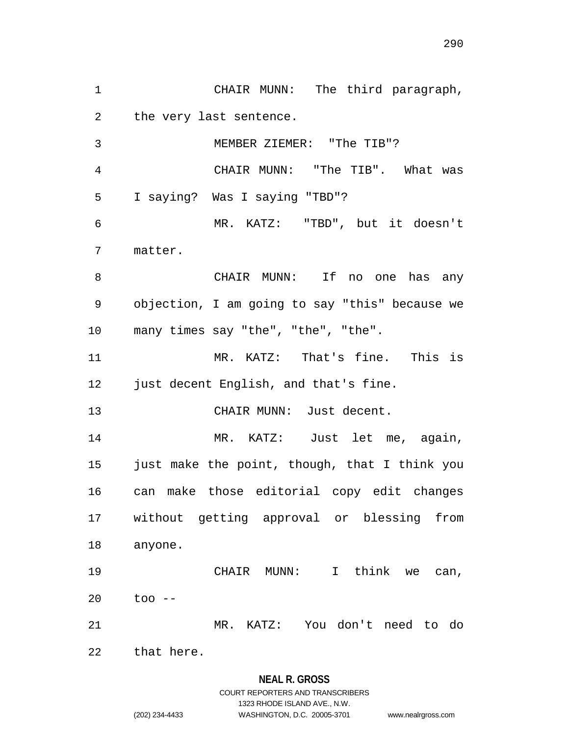CHAIR MUNN: The third paragraph, the very last sentence.

MEMBER ZIEMER: "The TIB"?

CHAIR MUNN: "The TIB". What was I saying? Was I saying "TBD"?

MR. KATZ: "TBD", but it doesn't matter.

CHAIR MUNN: If no one has any objection, I am going to say "this" because we many times say "the", "the", "the".

MR. KATZ: That's fine. This is just decent English, and that's fine.

CHAIR MUNN: Just decent.

MR. KATZ: Just let me, again, just make the point, though, that I think you can make those editorial copy edit changes without getting approval or blessing from anyone.

CHAIR MUNN: I think we can, too --

MR. KATZ: You don't need to do that here.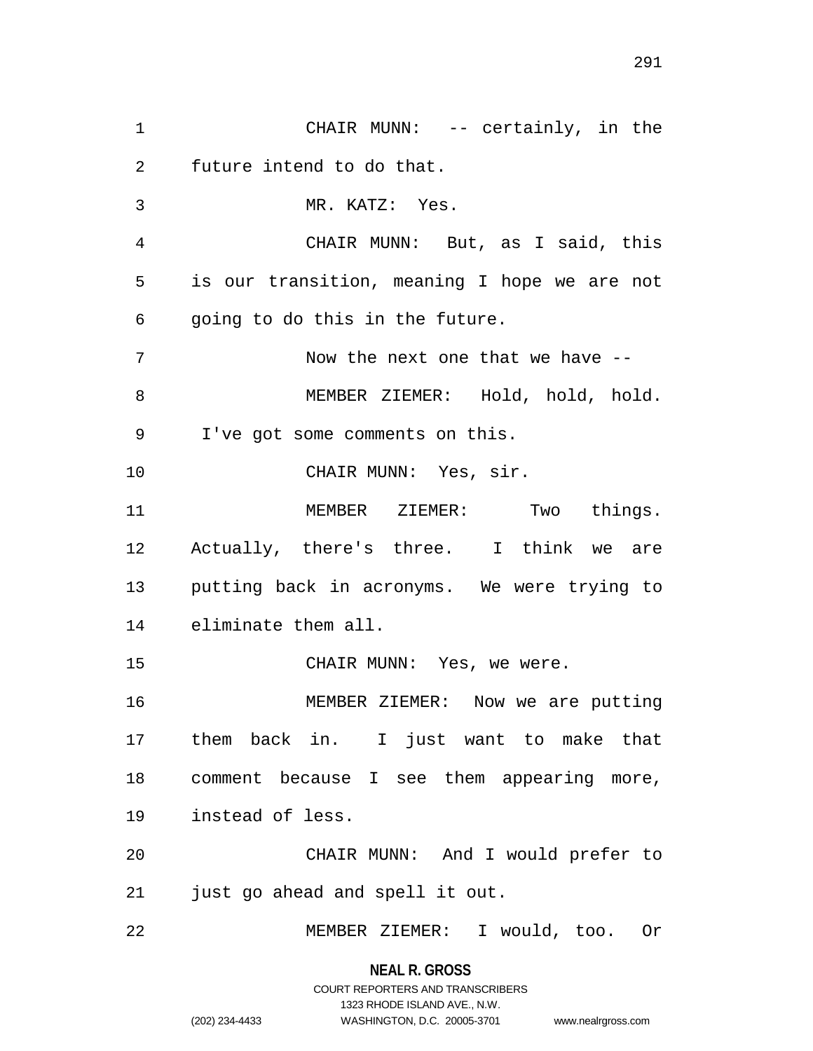CHAIR MUNN: -- certainly, in the future intend to do that.

MR. KATZ: Yes.

CHAIR MUNN: But, as I said, this is our transition, meaning I hope we are not going to do this in the future.

Now the next one that we have --

MEMBER ZIEMER: Hold, hold, hold. I've got some comments on this.

CHAIR MUNN: Yes, sir.

MEMBER ZIEMER: Two things. Actually, there's three. I think we are putting back in acronyms. We were trying to eliminate them all.

CHAIR MUNN: Yes, we were.

MEMBER ZIEMER: Now we are putting them back in. I just want to make that comment because I see them appearing more, instead of less.

CHAIR MUNN: And I would prefer to just go ahead and spell it out.

MEMBER ZIEMER: I would, too. Or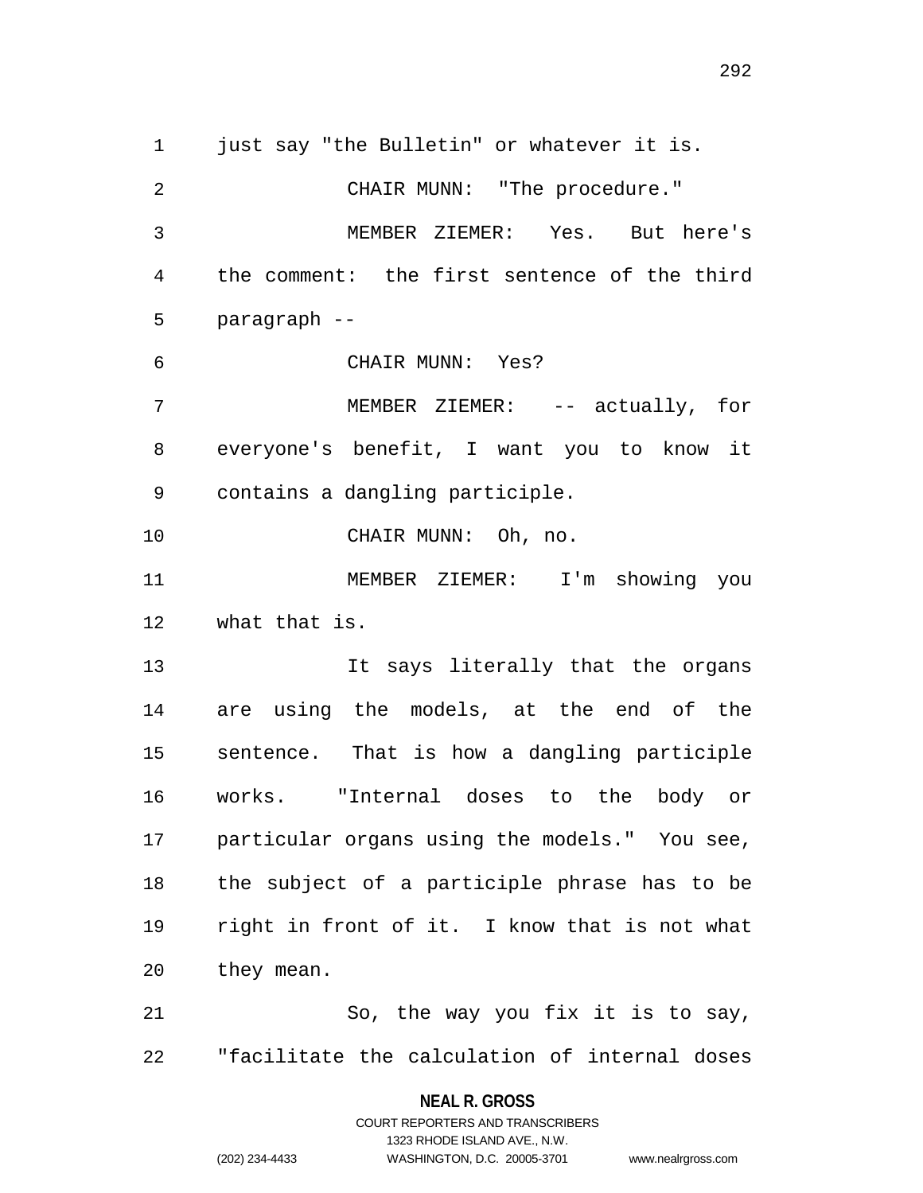just say "the Bulletin" or whatever it is.

CHAIR MUNN: "The procedure."

MEMBER ZIEMER: Yes. But here's the comment: the first sentence of the third paragraph --

CHAIR MUNN: Yes?

MEMBER ZIEMER: -- actually, for everyone's benefit, I want you to know it contains a dangling participle.

CHAIR MUNN: Oh, no.

MEMBER ZIEMER: I'm showing you what that is.

It says literally that the organs are using the models, at the end of the sentence. That is how a dangling participle works. "Internal doses to the body or particular organs using the models." You see, the subject of a participle phrase has to be right in front of it. I know that is not what they mean.

So, the way you fix it is to say, "facilitate the calculation of internal doses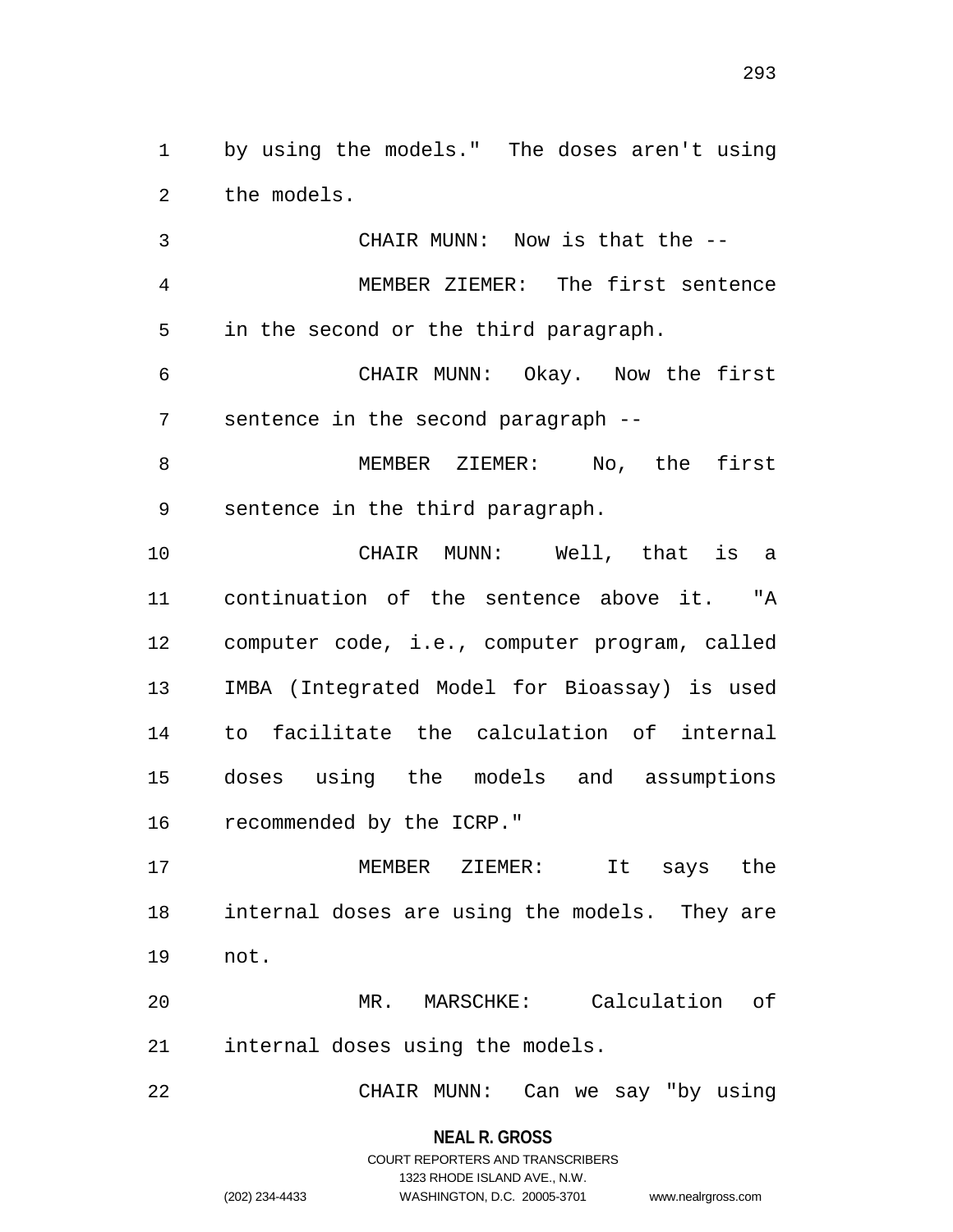by using the models." The doses aren't using the models.

CHAIR MUNN: Now is that the --

MEMBER ZIEMER: The first sentence in the second or the third paragraph.

CHAIR MUNN: Okay. Now the first sentence in the second paragraph --

MEMBER ZIEMER: No, the first sentence in the third paragraph.

CHAIR MUNN: Well, that is a continuation of the sentence above it. "A computer code, i.e., computer program, called IMBA (Integrated Model for Bioassay) is used to facilitate the calculation of internal doses using the models and assumptions recommended by the ICRP."

MEMBER ZIEMER: It says the internal doses are using the models. They are not.

MR. MARSCHKE: Calculation of internal doses using the models.

CHAIR MUNN: Can we say "by using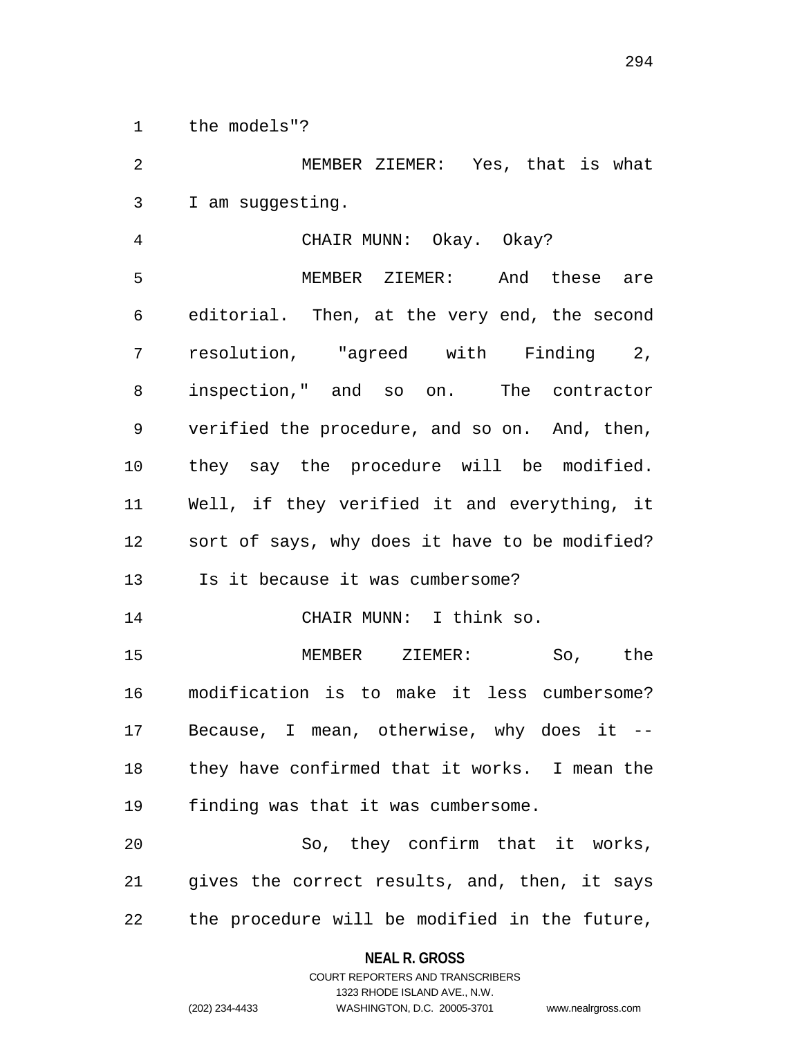the models"?

MEMBER ZIEMER: Yes, that is what I am suggesting.

CHAIR MUNN: Okay. Okay?

MEMBER ZIEMER: And these are editorial. Then, at the very end, the second resolution, "agreed with Finding 2, inspection," and so on. The contractor verified the procedure, and so on. And, then, they say the procedure will be modified. Well, if they verified it and everything, it sort of says, why does it have to be modified? Is it because it was cumbersome?

CHAIR MUNN: I think so.

MEMBER ZIEMER: So, the modification is to make it less cumbersome? Because, I mean, otherwise, why does it -- they have confirmed that it works. I mean the finding was that it was cumbersome.

So, they confirm that it works, gives the correct results, and, then, it says the procedure will be modified in the future,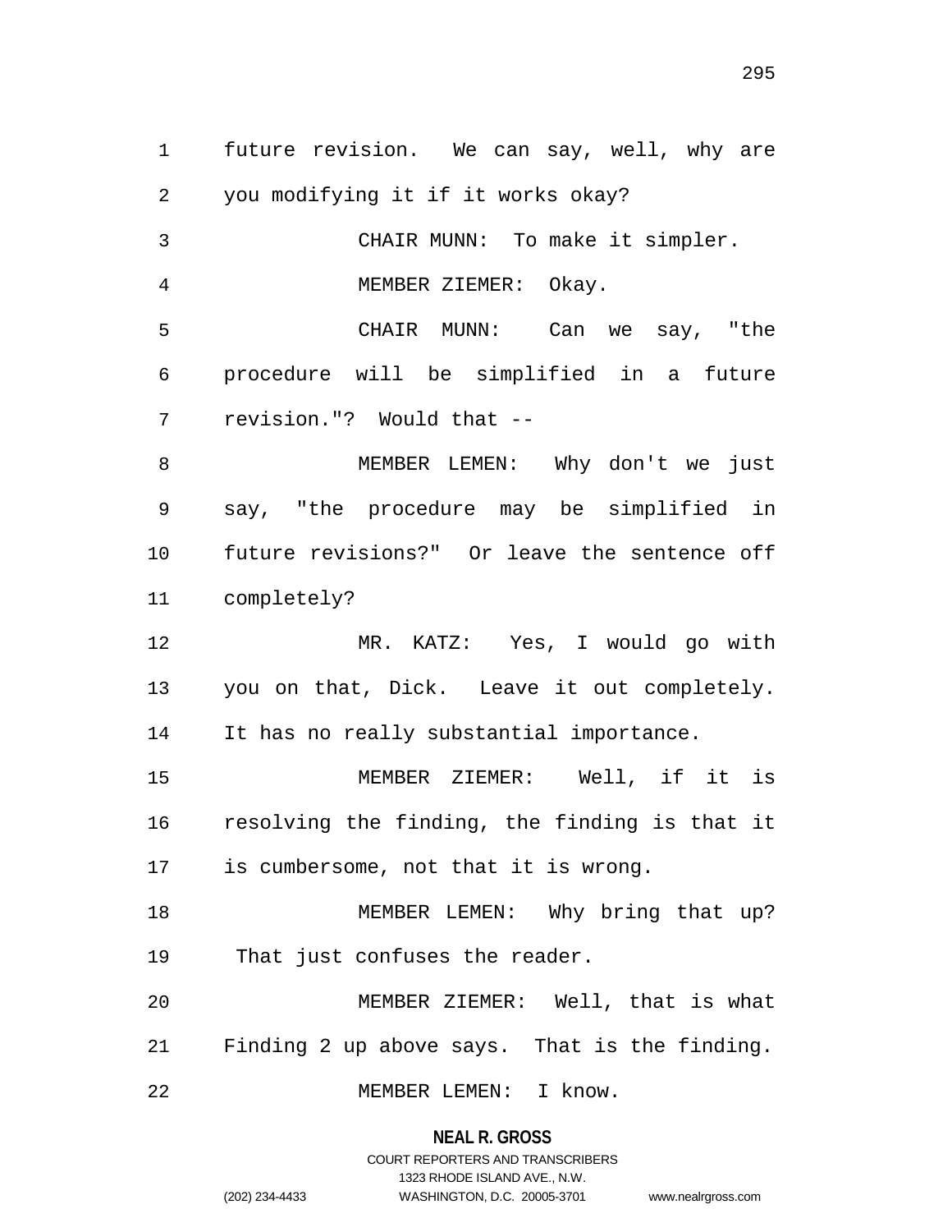future revision. We can say, well, why are you modifying it if it works okay?

CHAIR MUNN: To make it simpler.

MEMBER ZIEMER: Okay.

CHAIR MUNN: Can we say, "the procedure will be simplified in a future revision."? Would that --

MEMBER LEMEN: Why don't we just say, "the procedure may be simplified in future revisions?" Or leave the sentence off completely?

MR. KATZ: Yes, I would go with you on that, Dick. Leave it out completely. It has no really substantial importance.

MEMBER ZIEMER: Well, if it is resolving the finding, the finding is that it is cumbersome, not that it is wrong.

MEMBER LEMEN: Why bring that up? That just confuses the reader.

MEMBER ZIEMER: Well, that is what Finding 2 up above says. That is the finding.

MEMBER LEMEN: I know.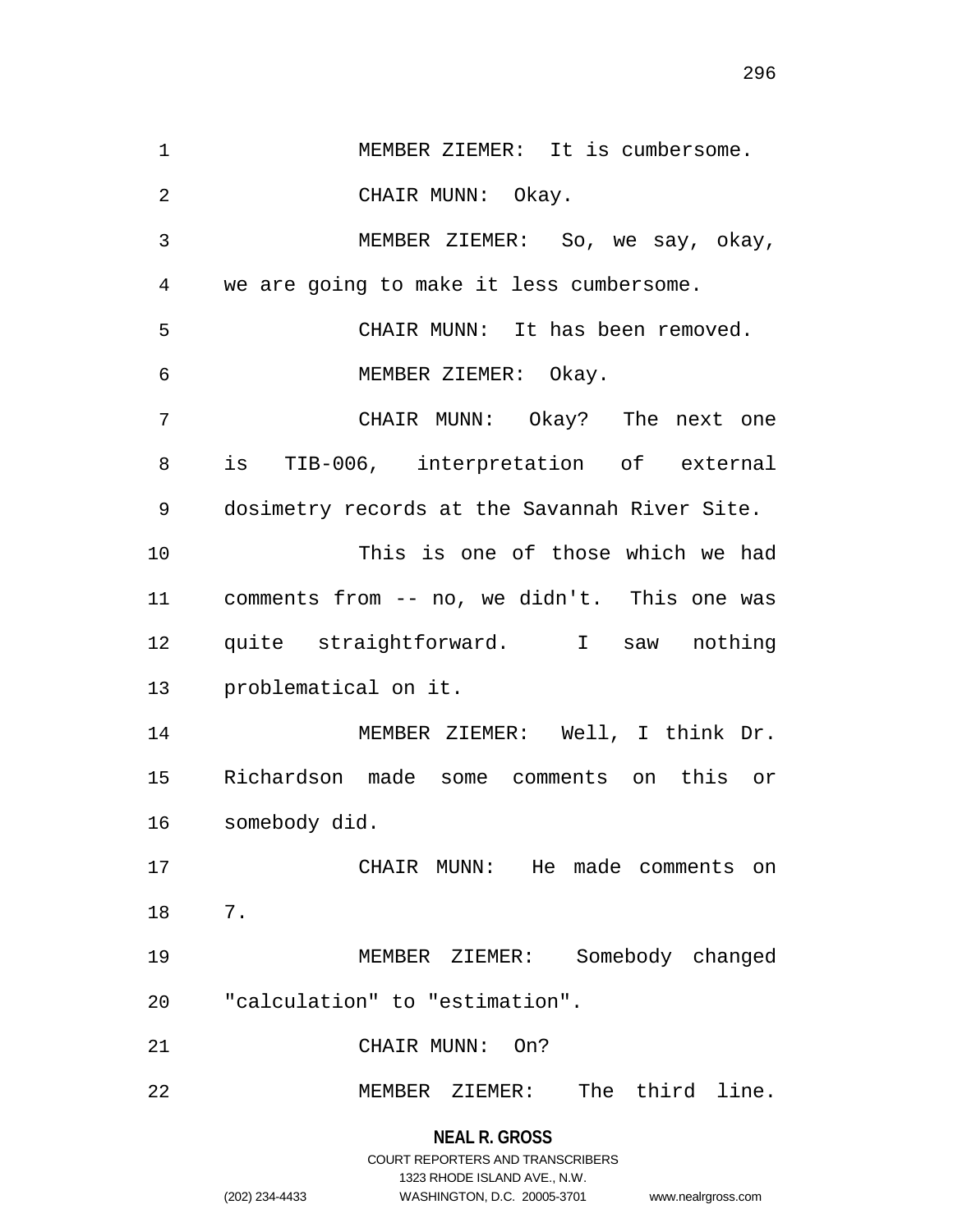MEMBER ZIEMER: It is cumbersome.

CHAIR MUNN: Okay.

MEMBER ZIEMER: So, we say, okay, we are going to make it less cumbersome.

CHAIR MUNN: It has been removed.

MEMBER ZIEMER: Okay.

CHAIR MUNN: Okay? The next one is TIB-006, interpretation of external dosimetry records at the Savannah River Site.

This is one of those which we had comments from -- no, we didn't. This one was quite straightforward. I saw nothing problematical on it.

MEMBER ZIEMER: Well, I think Dr. Richardson made some comments on this or somebody did.

CHAIR MUNN: He made comments on 7.

MEMBER ZIEMER: Somebody changed "calculation" to "estimation".

CHAIR MUNN: On?

MEMBER ZIEMER: The third line.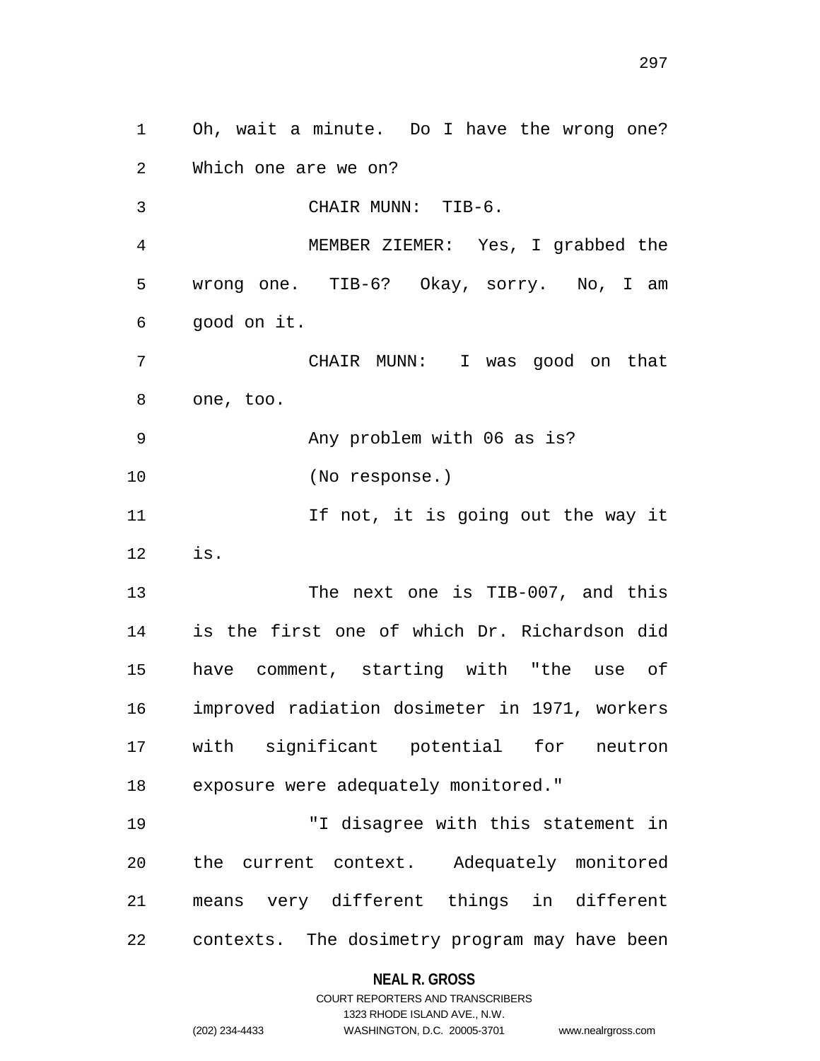Oh, wait a minute. Do I have the wrong one? Which one are we on?

CHAIR MUNN: TIB-6.

MEMBER ZIEMER: Yes, I grabbed the wrong one. TIB-6? Okay, sorry. No, I am good on it.

CHAIR MUNN: I was good on that one, too.

Any problem with 06 as is?

(No response.)

If not, it is going out the way it is.

The next one is TIB-007, and this is the first one of which Dr. Richardson did have comment, starting with "the use of improved radiation dosimeter in 1971, workers with significant potential for neutron exposure were adequately monitored."

"I disagree with this statement in the current context. Adequately monitored means very different things in different contexts. The dosimetry program may have been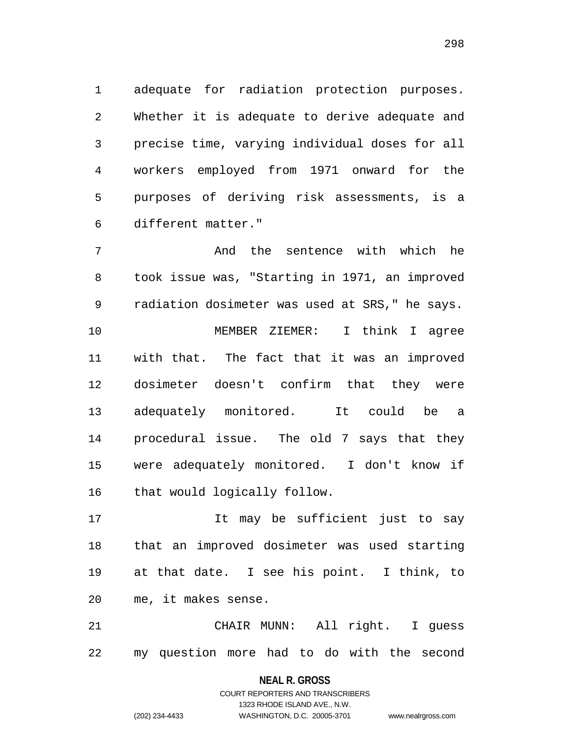adequate for radiation protection purposes. Whether it is adequate to derive adequate and precise time, varying individual doses for all workers employed from 1971 onward for the purposes of deriving risk assessments, is a different matter."

And the sentence with which he took issue was, "Starting in 1971, an improved radiation dosimeter was used at SRS," he says.

MEMBER ZIEMER: I think I agree with that. The fact that it was an improved dosimeter doesn't confirm that they were adequately monitored. It could be a procedural issue. The old 7 says that they were adequately monitored. I don't know if that would logically follow.

It may be sufficient just to say that an improved dosimeter was used starting at that date. I see his point. I think, to me, it makes sense.

CHAIR MUNN: All right. I guess my question more had to do with the second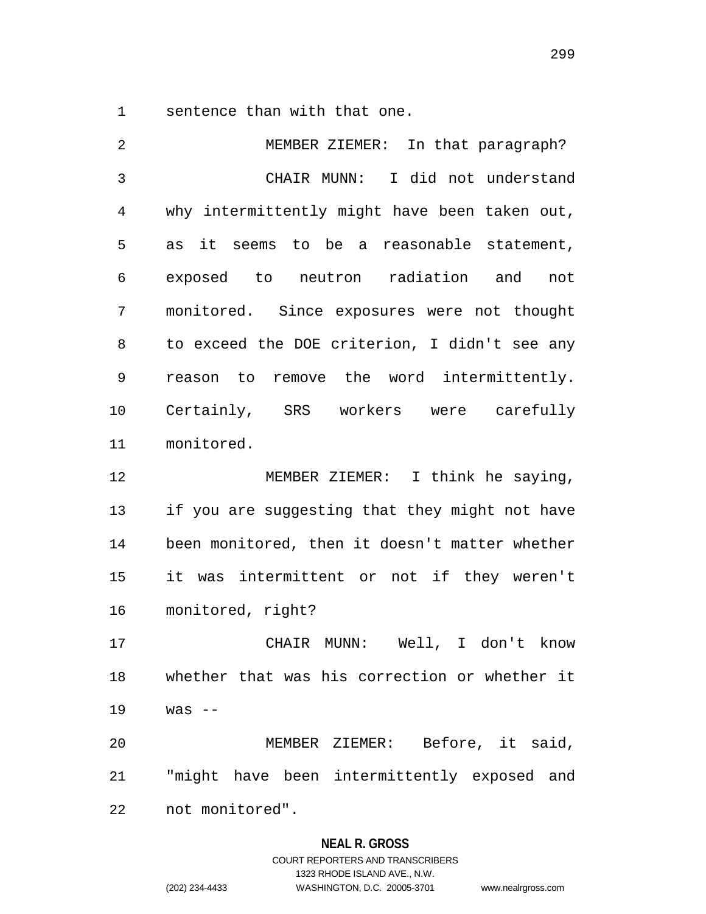sentence than with that one.

MEMBER ZIEMER: In that paragraph?

CHAIR MUNN: I did not understand why intermittently might have been taken out, as it seems to be a reasonable statement, exposed to neutron radiation and not monitored. Since exposures were not thought to exceed the DOE criterion, I didn't see any reason to remove the word intermittently. Certainly, SRS workers were carefully monitored.

MEMBER ZIEMER: I think he saying, if you are suggesting that they might not have been monitored, then it doesn't matter whether it was intermittent or not if they weren't monitored, right?

CHAIR MUNN: Well, I don't know whether that was his correction or whether it was --

MEMBER ZIEMER: Before, it said, "might have been intermittently exposed and not monitored".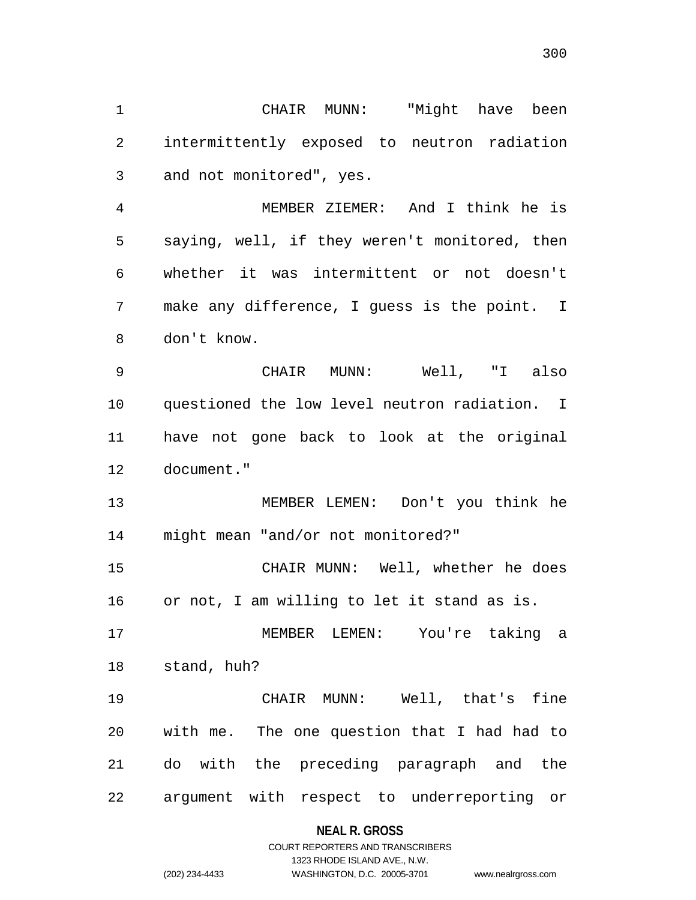CHAIR MUNN: "Might have been intermittently exposed to neutron radiation and not monitored", yes.

MEMBER ZIEMER: And I think he is saying, well, if they weren't monitored, then whether it was intermittent or not doesn't make any difference, I guess is the point. I don't know.

CHAIR MUNN: Well, "I also questioned the low level neutron radiation. I have not gone back to look at the original document."

MEMBER LEMEN: Don't you think he might mean "and/or not monitored?"

CHAIR MUNN: Well, whether he does or not, I am willing to let it stand as is.

MEMBER LEMEN: You're taking a stand, huh?

CHAIR MUNN: Well, that's fine with me. The one question that I had had to do with the preceding paragraph and the argument with respect to underreporting or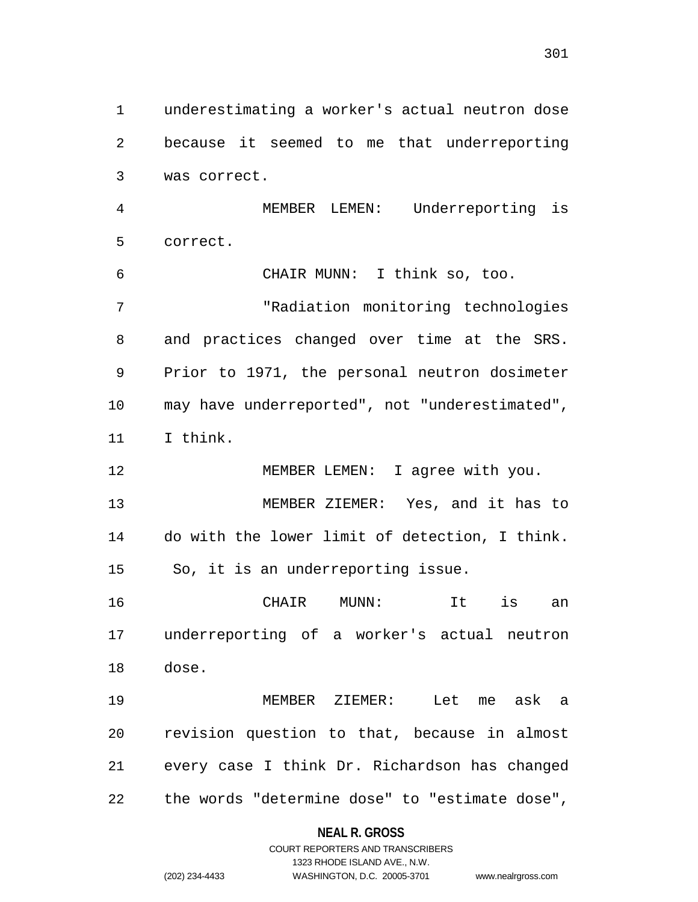underestimating a worker's actual neutron dose because it seemed to me that underreporting was correct.

MEMBER LEMEN: Underreporting is correct.

CHAIR MUNN: I think so, too.

"Radiation monitoring technologies and practices changed over time at the SRS. Prior to 1971, the personal neutron dosimeter may have underreported", not "underestimated", I think.

MEMBER LEMEN: I agree with you.

MEMBER ZIEMER: Yes, and it has to do with the lower limit of detection, I think. So, it is an underreporting issue.

CHAIR MUNN: It is an underreporting of a worker's actual neutron dose.

MEMBER ZIEMER: Let me ask a revision question to that, because in almost every case I think Dr. Richardson has changed the words "determine dose" to "estimate dose",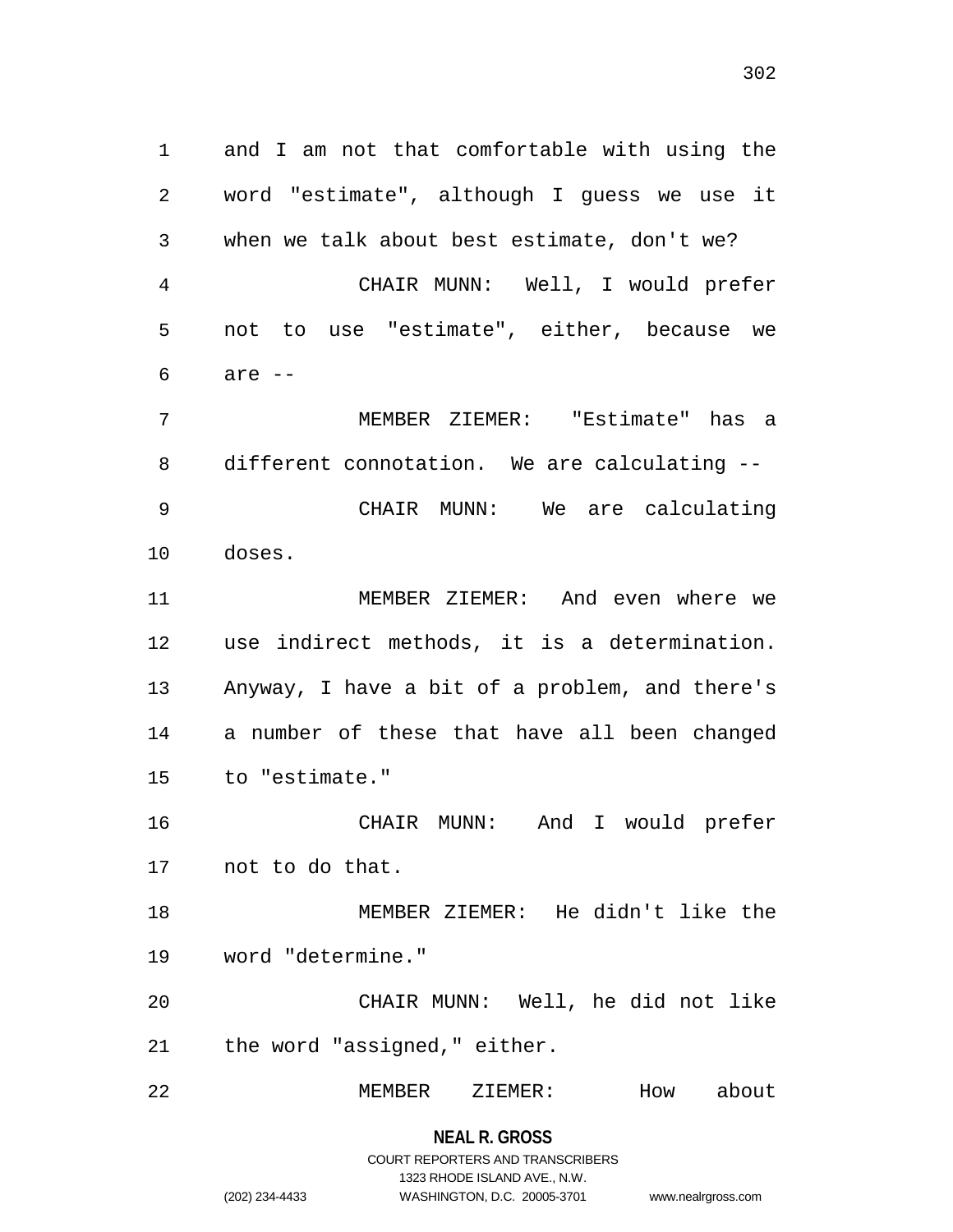and I am not that comfortable with using the word "estimate", although I guess we use it when we talk about best estimate, don't we?

CHAIR MUNN: Well, I would prefer not to use "estimate", either, because we are --

MEMBER ZIEMER: "Estimate" has a different connotation. We are calculating --

CHAIR MUNN: We are calculating doses.

MEMBER ZIEMER: And even where we use indirect methods, it is a determination. Anyway, I have a bit of a problem, and there's a number of these that have all been changed to "estimate."

CHAIR MUNN: And I would prefer not to do that.

MEMBER ZIEMER: He didn't like the word "determine."

CHAIR MUNN: Well, he did not like the word "assigned," either.

MEMBER ZIEMER: How about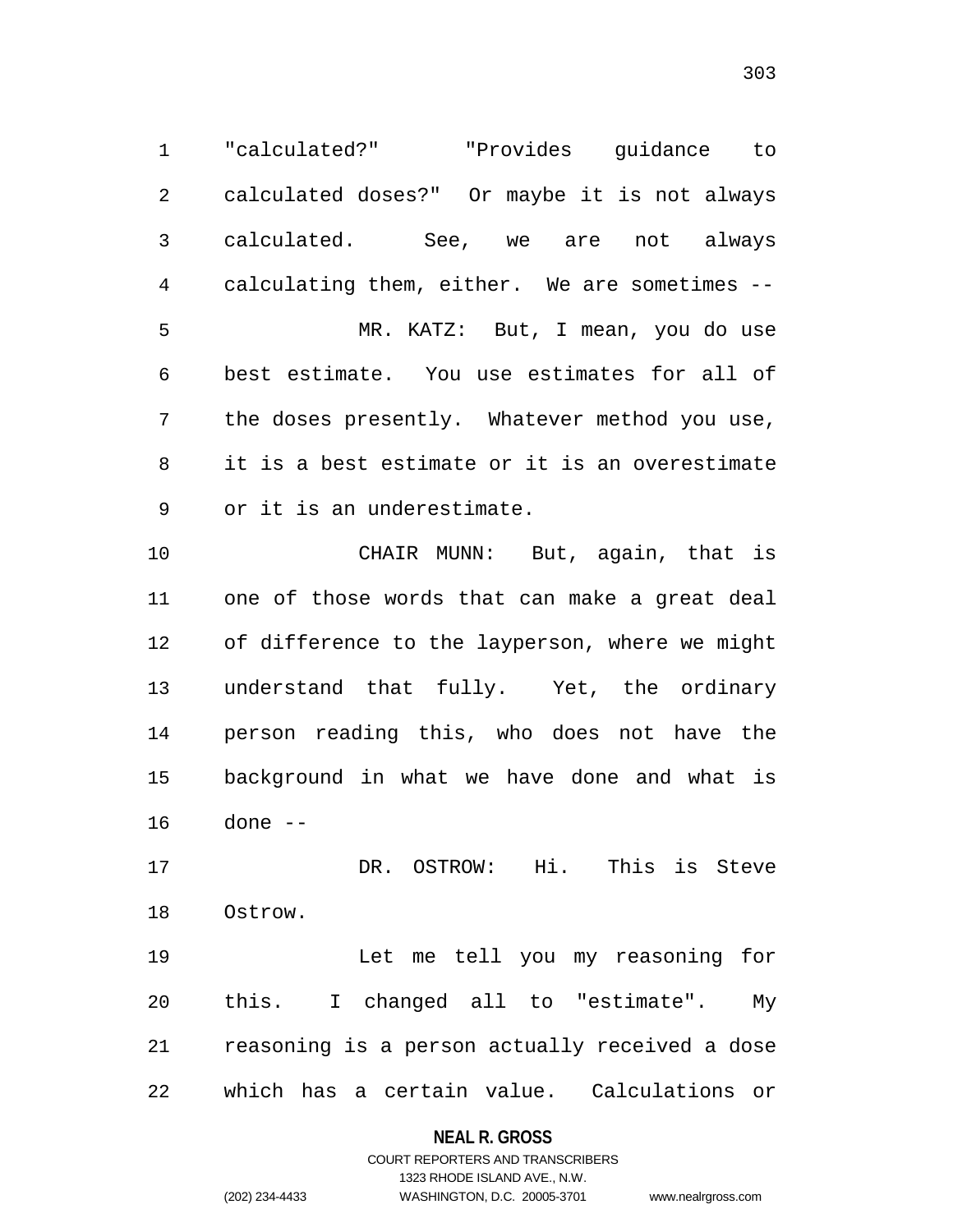"calculated?" "Provides guidance to calculated doses?" Or maybe it is not always calculated. See, we are not always calculating them, either. We are sometimes --

MR. KATZ: But, I mean, you do use best estimate. You use estimates for all of the doses presently. Whatever method you use, it is a best estimate or it is an overestimate or it is an underestimate.

CHAIR MUNN: But, again, that is one of those words that can make a great deal of difference to the layperson, where we might understand that fully. Yet, the ordinary person reading this, who does not have the background in what we have done and what is done --

DR. OSTROW: Hi. This is Steve Ostrow.

Let me tell you my reasoning for this. I changed all to "estimate". My reasoning is a person actually received a dose which has a certain value. Calculations or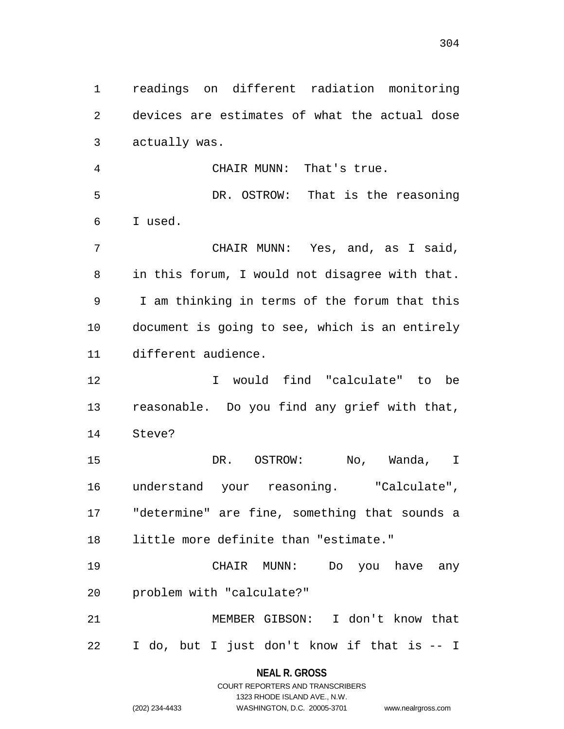readings on different radiation monitoring devices are estimates of what the actual dose actually was.

CHAIR MUNN: That's true.

DR. OSTROW: That is the reasoning I used.

CHAIR MUNN: Yes, and, as I said, in this forum, I would not disagree with that. I am thinking in terms of the forum that this document is going to see, which is an entirely different audience.

I would find "calculate" to be reasonable. Do you find any grief with that, Steve?

DR. OSTROW: No, Wanda, I understand your reasoning. "Calculate", "determine" are fine, something that sounds a little more definite than "estimate."

CHAIR MUNN: Do you have any problem with "calculate?"

MEMBER GIBSON: I don't know that I do, but I just don't know if that is -- I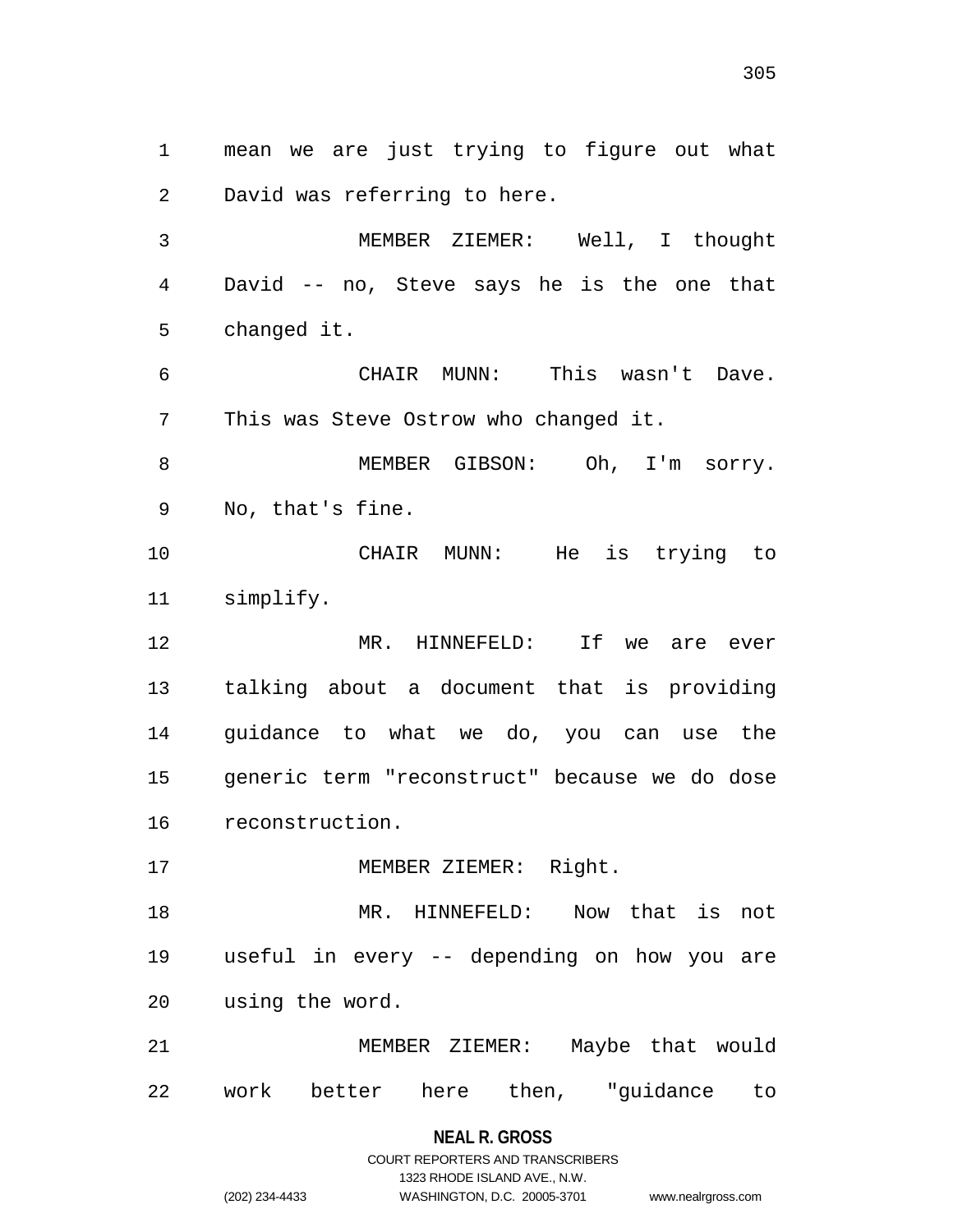mean we are just trying to figure out what David was referring to here.

MEMBER ZIEMER: Well, I thought David -- no, Steve says he is the one that changed it.

CHAIR MUNN: This wasn't Dave. This was Steve Ostrow who changed it.

MEMBER GIBSON: Oh, I'm sorry. No, that's fine.

CHAIR MUNN: He is trying to simplify.

MR. HINNEFELD: If we are ever talking about a document that is providing guidance to what we do, you can use the generic term "reconstruct" because we do dose reconstruction.

MEMBER ZIEMER: Right.

MR. HINNEFELD: Now that is not useful in every -- depending on how you are using the word.

MEMBER ZIEMER: Maybe that would work better here then, "guidance to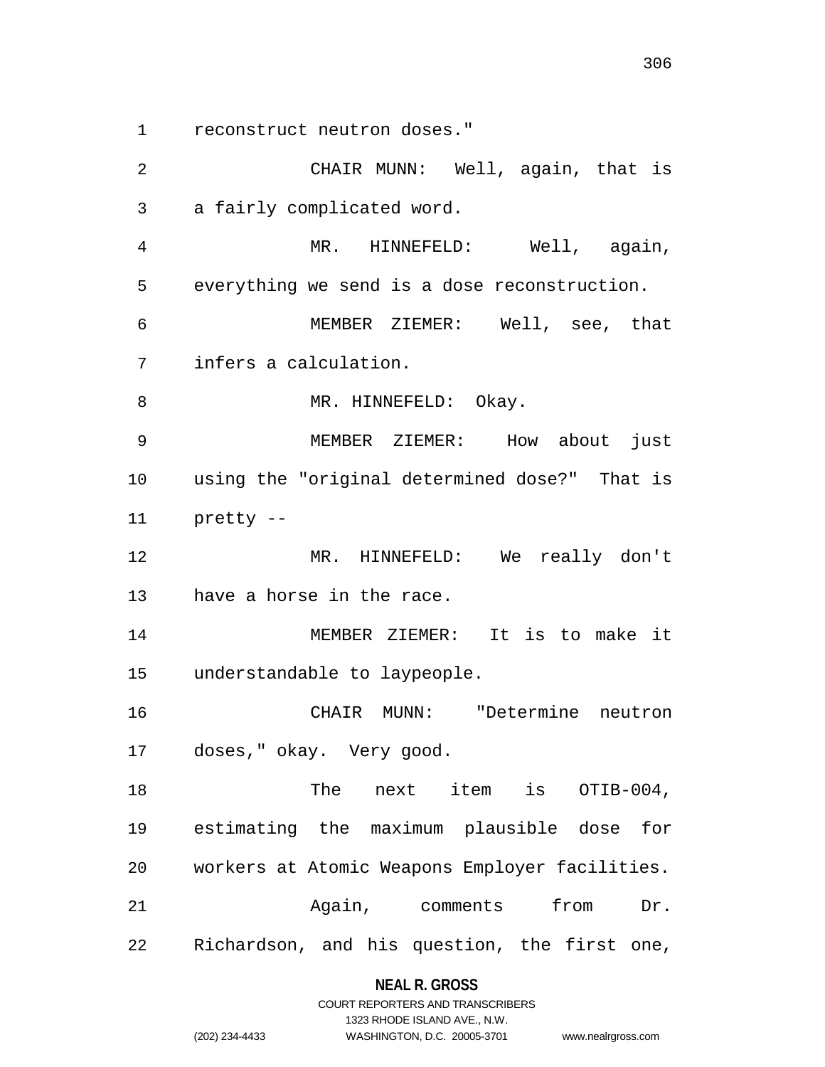reconstruct neutron doses."

CHAIR MUNN: Well, again, that is a fairly complicated word.

MR. HINNEFELD: Well, again, everything we send is a dose reconstruction.

MEMBER ZIEMER: Well, see, that infers a calculation.

MR. HINNEFELD: Okay.

MEMBER ZIEMER: How about just using the "original determined dose?" That is pretty --

MR. HINNEFELD: We really don't have a horse in the race.

MEMBER ZIEMER: It is to make it understandable to laypeople.

CHAIR MUNN: "Determine neutron doses," okay. Very good.

The next item is OTIB-004, estimating the maximum plausible dose for workers at Atomic Weapons Employer facilities.

Again, comments from Dr. Richardson, and his question, the first one,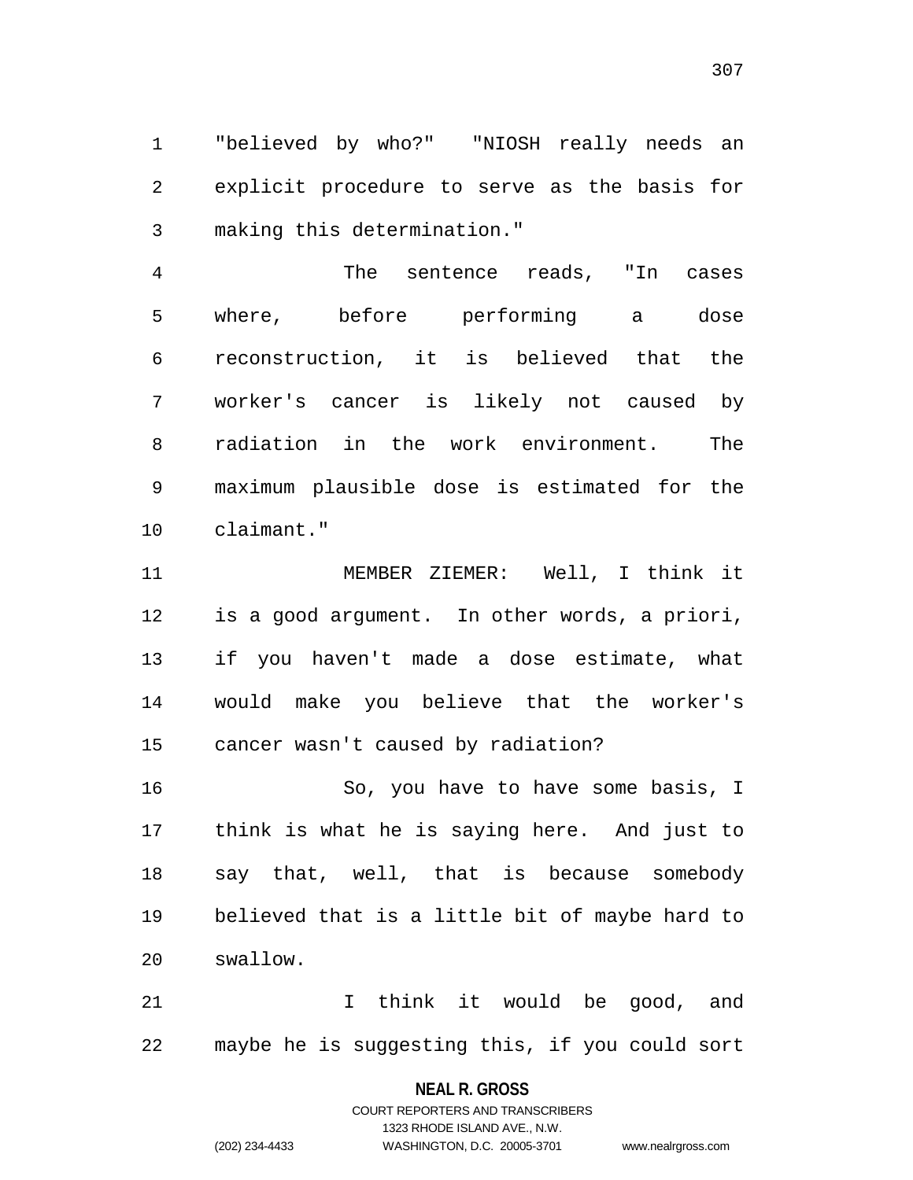"believed by who?" "NIOSH really needs an explicit procedure to serve as the basis for making this determination."

The sentence reads, "In cases where, before performing a dose reconstruction, it is believed that the worker's cancer is likely not caused by radiation in the work environment. The maximum plausible dose is estimated for the claimant."

MEMBER ZIEMER: Well, I think it is a good argument. In other words, a priori, if you haven't made a dose estimate, what would make you believe that the worker's cancer wasn't caused by radiation?

So, you have to have some basis, I think is what he is saying here. And just to say that, well, that is because somebody believed that is a little bit of maybe hard to swallow.

I think it would be good, and maybe he is suggesting this, if you could sort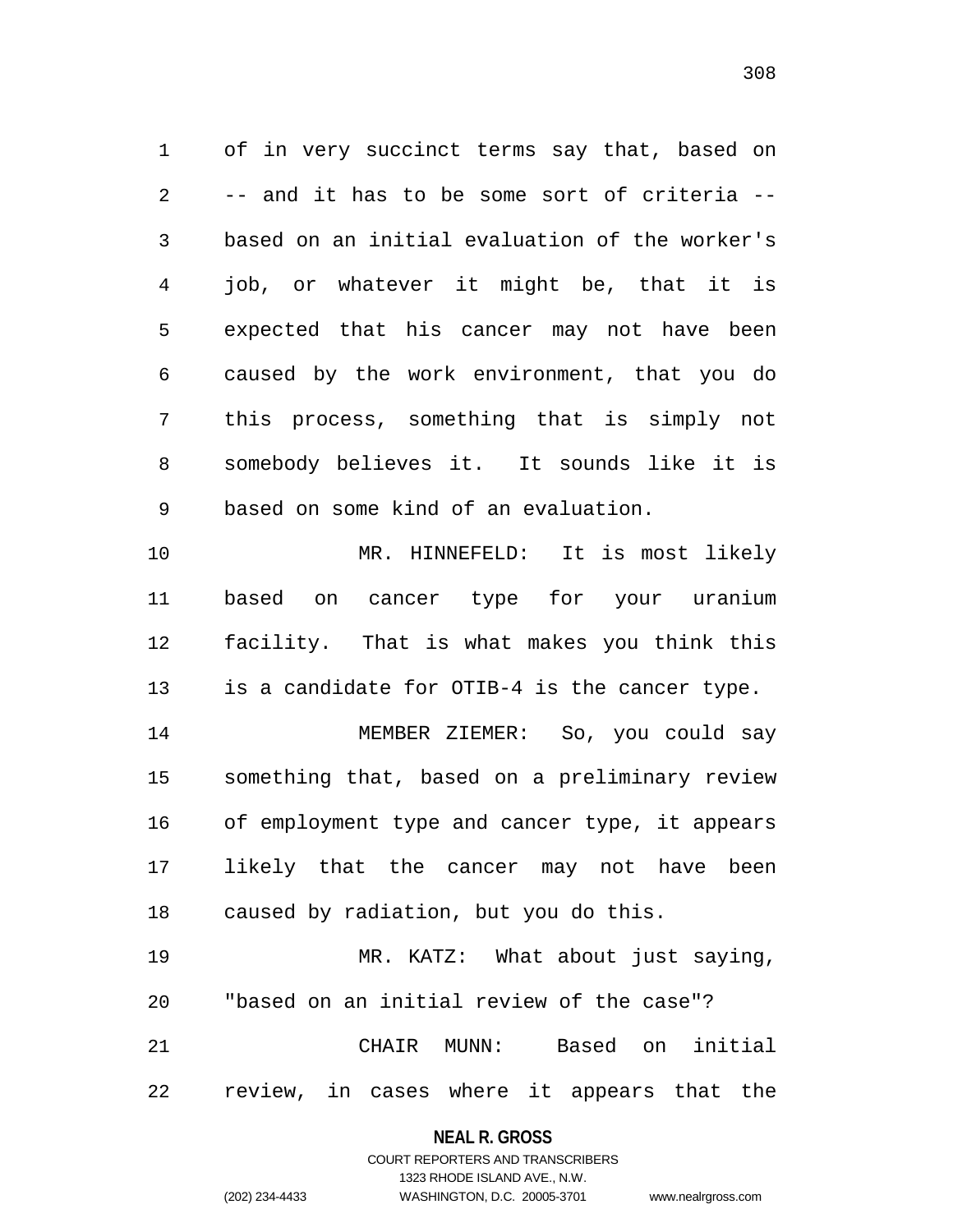of in very succinct terms say that, based on -- and it has to be some sort of criteria -- based on an initial evaluation of the worker's job, or whatever it might be, that it is expected that his cancer may not have been caused by the work environment, that you do this process, something that is simply not somebody believes it. It sounds like it is based on some kind of an evaluation.

MR. HINNEFELD: It is most likely based on cancer type for your uranium facility. That is what makes you think this is a candidate for OTIB-4 is the cancer type.

MEMBER ZIEMER: So, you could say something that, based on a preliminary review of employment type and cancer type, it appears likely that the cancer may not have been caused by radiation, but you do this.

MR. KATZ: What about just saying, "based on an initial review of the case"?

CHAIR MUNN: Based on initial review, in cases where it appears that the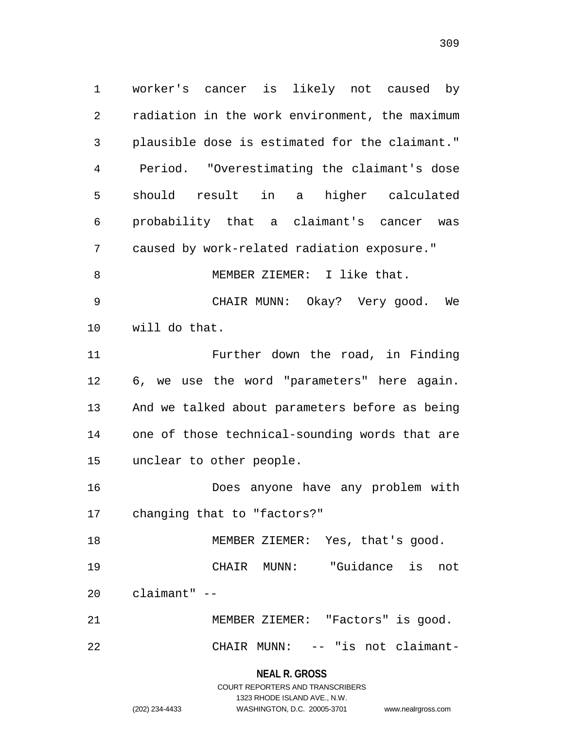worker's cancer is likely not caused by radiation in the work environment, the maximum plausible dose is estimated for the claimant." Period. "Overestimating the claimant's dose should result in a higher calculated probability that a claimant's cancer was caused by work-related radiation exposure."

MEMBER ZIEMER: I like that.

CHAIR MUNN: Okay? Very good. We will do that.

Further down the road, in Finding 6, we use the word "parameters" here again. And we talked about parameters before as being one of those technical-sounding words that are unclear to other people.

Does anyone have any problem with changing that to "factors?"

MEMBER ZIEMER: Yes, that's good.

CHAIR MUNN: "Guidance is not claimant" --

MEMBER ZIEMER: "Factors" is good.

CHAIR MUNN: -- "is not claimant-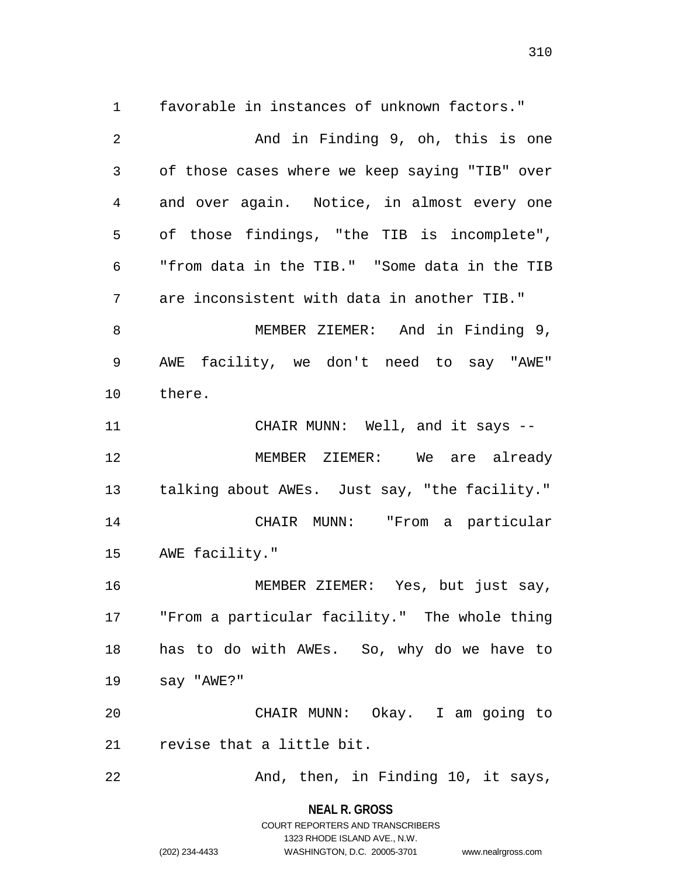favorable in instances of unknown factors."

And in Finding 9, oh, this is one of those cases where we keep saying "TIB" over and over again. Notice, in almost every one of those findings, "the TIB is incomplete", "from data in the TIB." "Some data in the TIB are inconsistent with data in another TIB."

MEMBER ZIEMER: And in Finding 9, AWE facility, we don't need to say "AWE" there.

CHAIR MUNN: Well, and it says --

MEMBER ZIEMER: We are already talking about AWEs. Just say, "the facility."

CHAIR MUNN: "From a particular AWE facility."

MEMBER ZIEMER: Yes, but just say, "From a particular facility." The whole thing has to do with AWEs. So, why do we have to say "AWE?"

CHAIR MUNN: Okay. I am going to revise that a little bit.

And, then, in Finding 10, it says,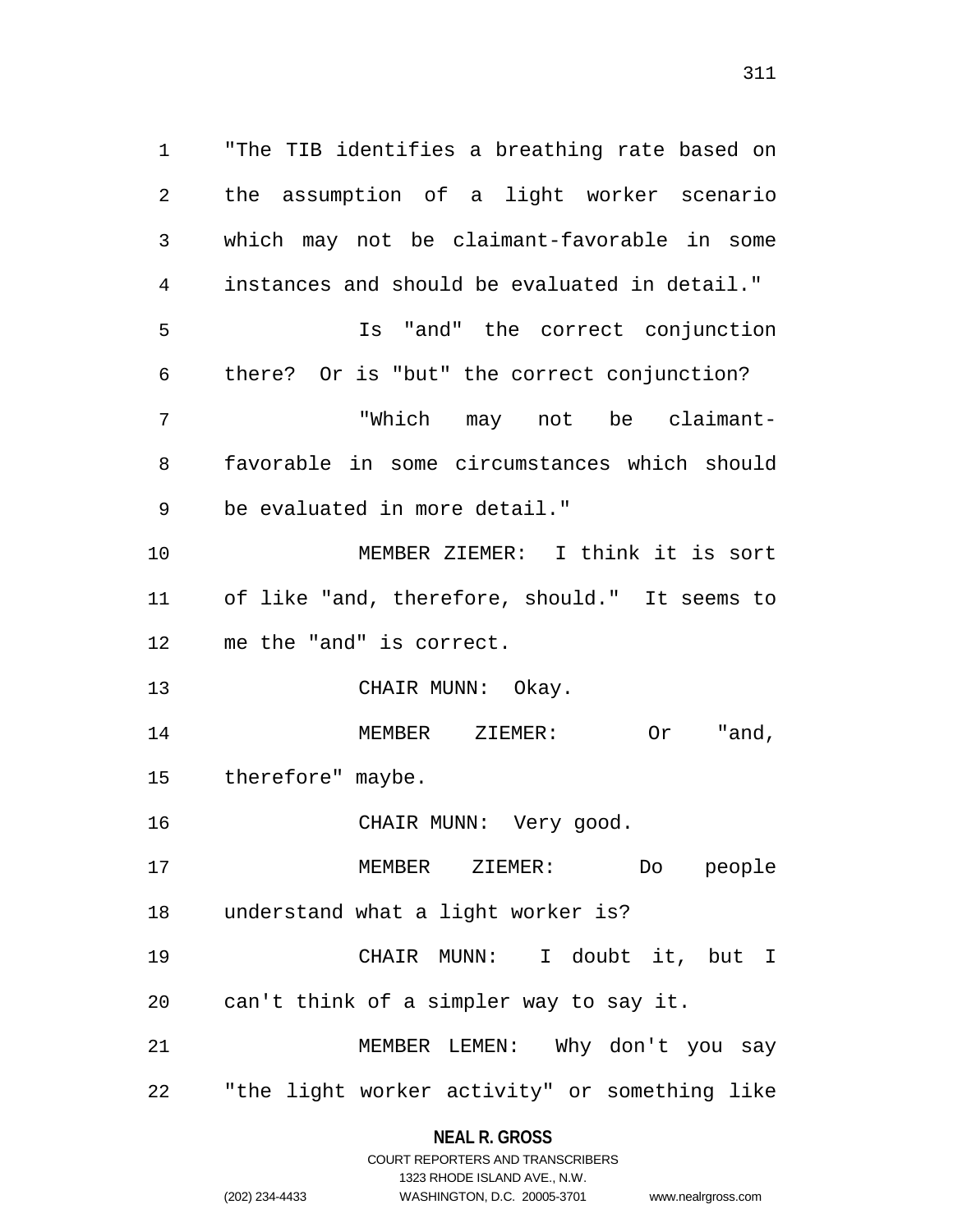"The TIB identifies a breathing rate based on the assumption of a light worker scenario which may not be claimant-favorable in some instances and should be evaluated in detail."

Is "and" the correct conjunction there? Or is "but" the correct conjunction?

"Which may not be claimant-favorable in some circumstances which should be evaluated in more detail."

MEMBER ZIEMER: I think it is sort of like "and, therefore, should." It seems to me the "and" is correct.

CHAIR MUNN: Okay.

MEMBER ZIEMER: Or "and, therefore" maybe.

CHAIR MUNN: Very good.

MEMBER ZIEMER: Do people understand what a light worker is?

CHAIR MUNN: I doubt it, but I can't think of a simpler way to say it.

MEMBER LEMEN: Why don't you say "the light worker activity" or something like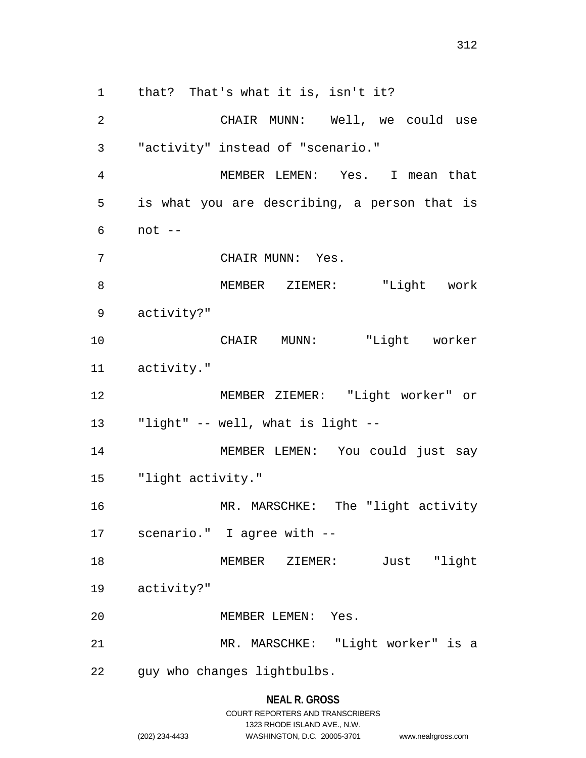that? That's what it is, isn't it?

CHAIR MUNN: Well, we could use "activity" instead of "scenario."

MEMBER LEMEN: Yes. I mean that is what you are describing, a person that is not --

CHAIR MUNN: Yes.

MEMBER ZIEMER: "Light work activity?"

CHAIR MUNN: "Light worker activity."

MEMBER ZIEMER: "Light worker" or "light" -- well, what is light --

MEMBER LEMEN: You could just say "light activity."

MR. MARSCHKE: The "light activity scenario." I agree with --

MEMBER ZIEMER: Just "light activity?"

MEMBER LEMEN: Yes.

MR. MARSCHKE: "Light worker" is a guy who changes lightbulbs.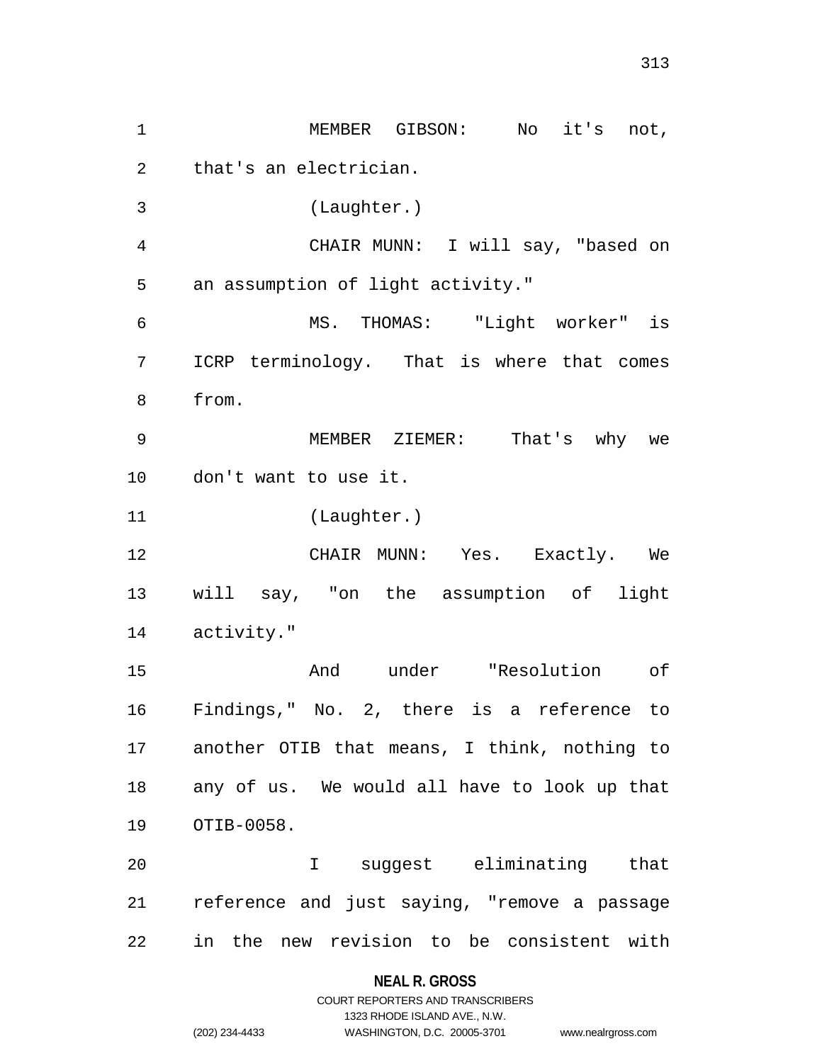MEMBER GIBSON: No it's not, that's an electrician.

(Laughter.)

CHAIR MUNN: I will say, "based on an assumption of light activity."

MS. THOMAS: "Light worker" is ICRP terminology. That is where that comes from.

MEMBER ZIEMER: That's why we don't want to use it.

(Laughter.)

CHAIR MUNN: Yes. Exactly. We will say, "on the assumption of light activity."

And under "Resolution of Findings," No. 2, there is a reference to another OTIB that means, I think, nothing to any of us. We would all have to look up that OTIB-0058.

I suggest eliminating that reference and just saying, "remove a passage in the new revision to be consistent with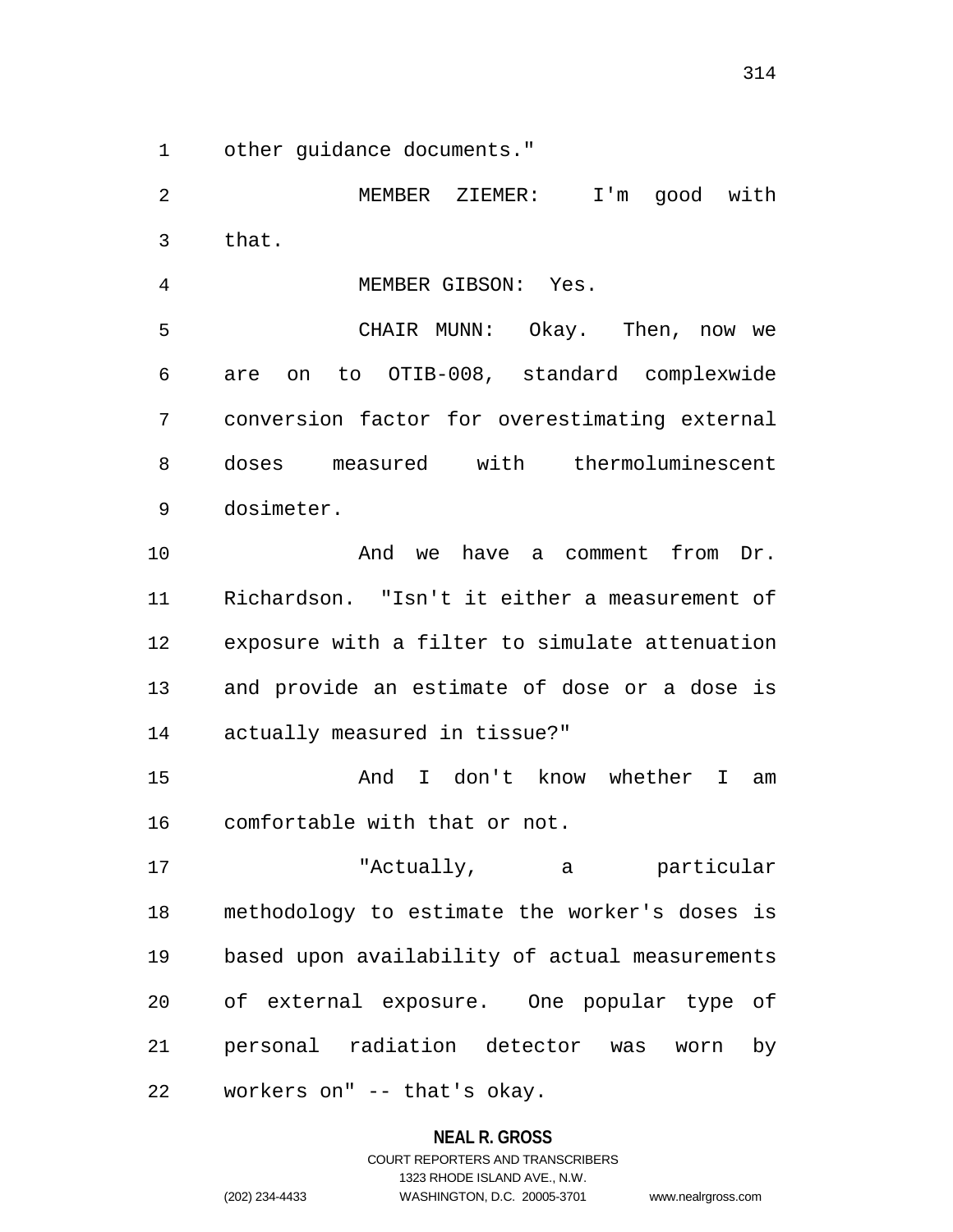other guidance documents."

MEMBER ZIEMER: I'm good with that.

MEMBER GIBSON: Yes.

CHAIR MUNN: Okay. Then, now we are on to OTIB-008, standard complexwide conversion factor for overestimating external doses measured with thermoluminescent dosimeter.

And we have a comment from Dr. Richardson. "Isn't it either a measurement of exposure with a filter to simulate attenuation and provide an estimate of dose or a dose is actually measured in tissue?"

And I don't know whether I am comfortable with that or not.

"Actually, a particular methodology to estimate the worker's doses is based upon availability of actual measurements of external exposure. One popular type of personal radiation detector was worn by workers on" -- that's okay.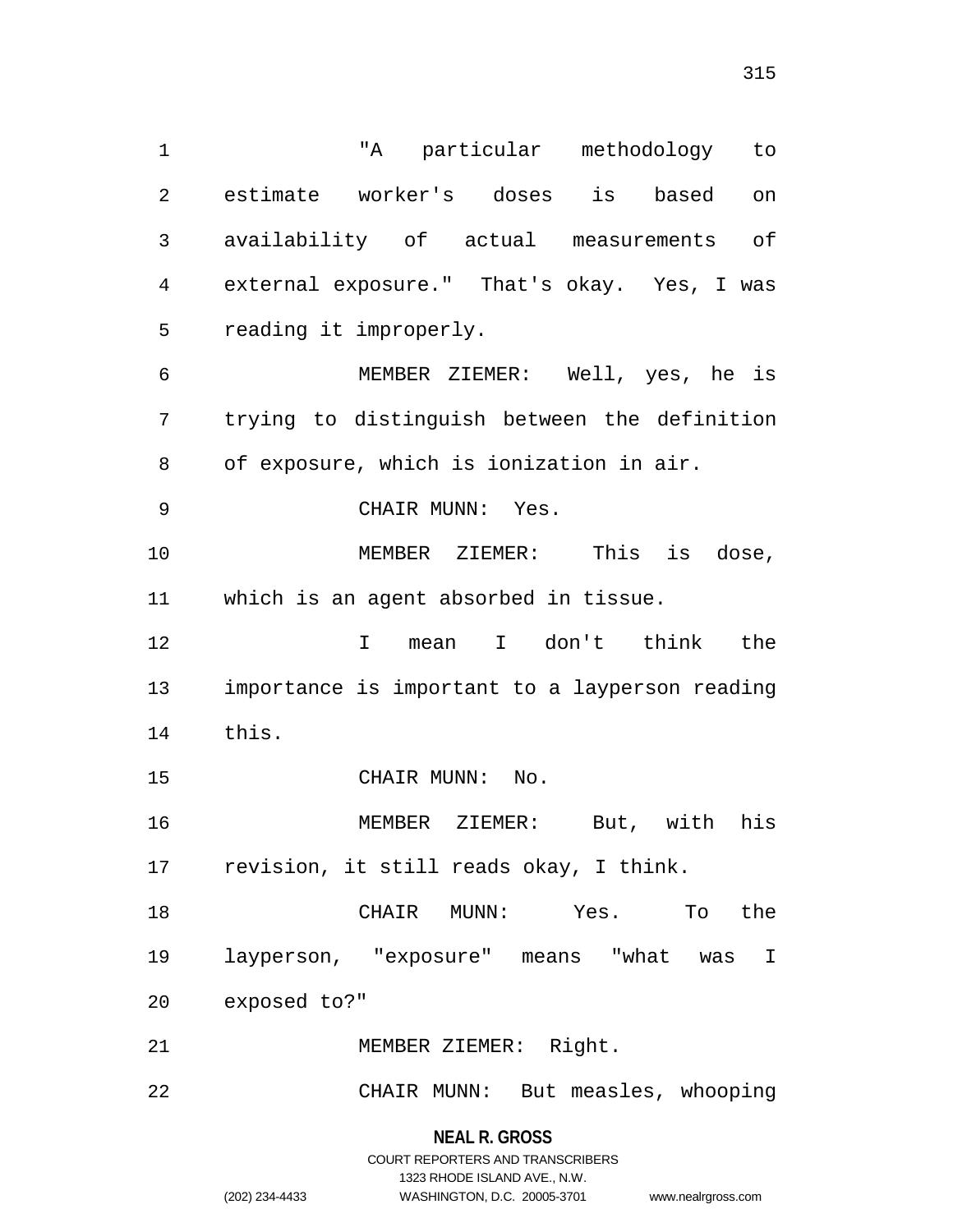"A particular methodology to estimate worker's doses is based on availability of actual measurements of external exposure." That's okay. Yes, I was reading it improperly.

MEMBER ZIEMER: Well, yes, he is trying to distinguish between the definition of exposure, which is ionization in air.

CHAIR MUNN: Yes.

MEMBER ZIEMER: This is dose, which is an agent absorbed in tissue.

I mean I don't think the importance is important to a layperson reading this.

CHAIR MUNN: No.

MEMBER ZIEMER: But, with his revision, it still reads okay, I think.

CHAIR MUNN: Yes. To the layperson, "exposure" means "what was I exposed to?"

MEMBER ZIEMER: Right.

CHAIR MUNN: But measles, whooping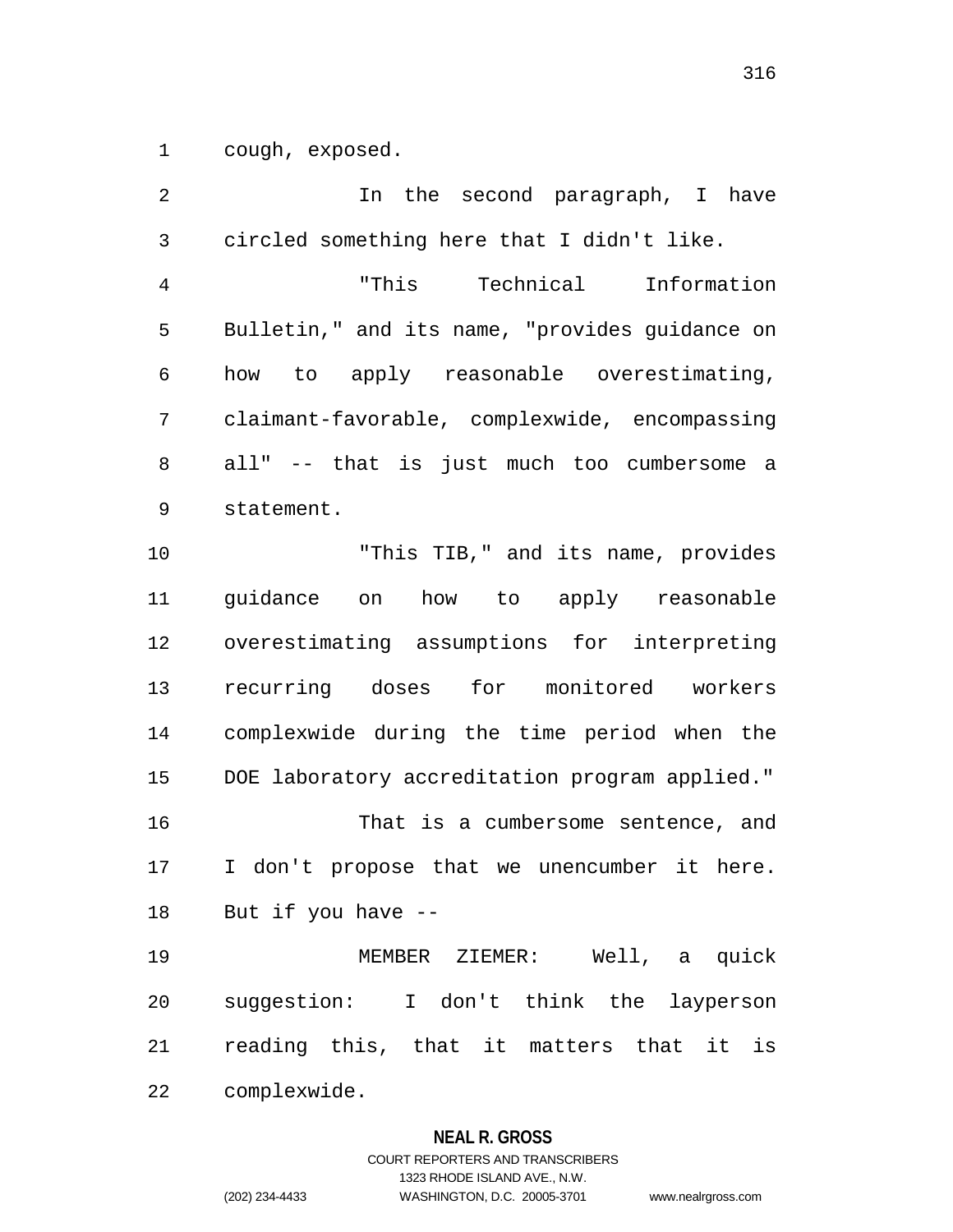cough, exposed.

In the second paragraph, I have circled something here that I didn't like.

"This Technical Information Bulletin," and its name, "provides guidance on how to apply reasonable overestimating, claimant-favorable, complexwide, encompassing all" -- that is just much too cumbersome a statement.

"This TIB," and its name, provides guidance on how to apply reasonable overestimating assumptions for interpreting recurring doses for monitored workers complexwide during the time period when the DOE laboratory accreditation program applied."

That is a cumbersome sentence, and I don't propose that we unencumber it here. But if you have --

MEMBER ZIEMER: Well, a quick suggestion: I don't think the layperson reading this, that it matters that it is complexwide.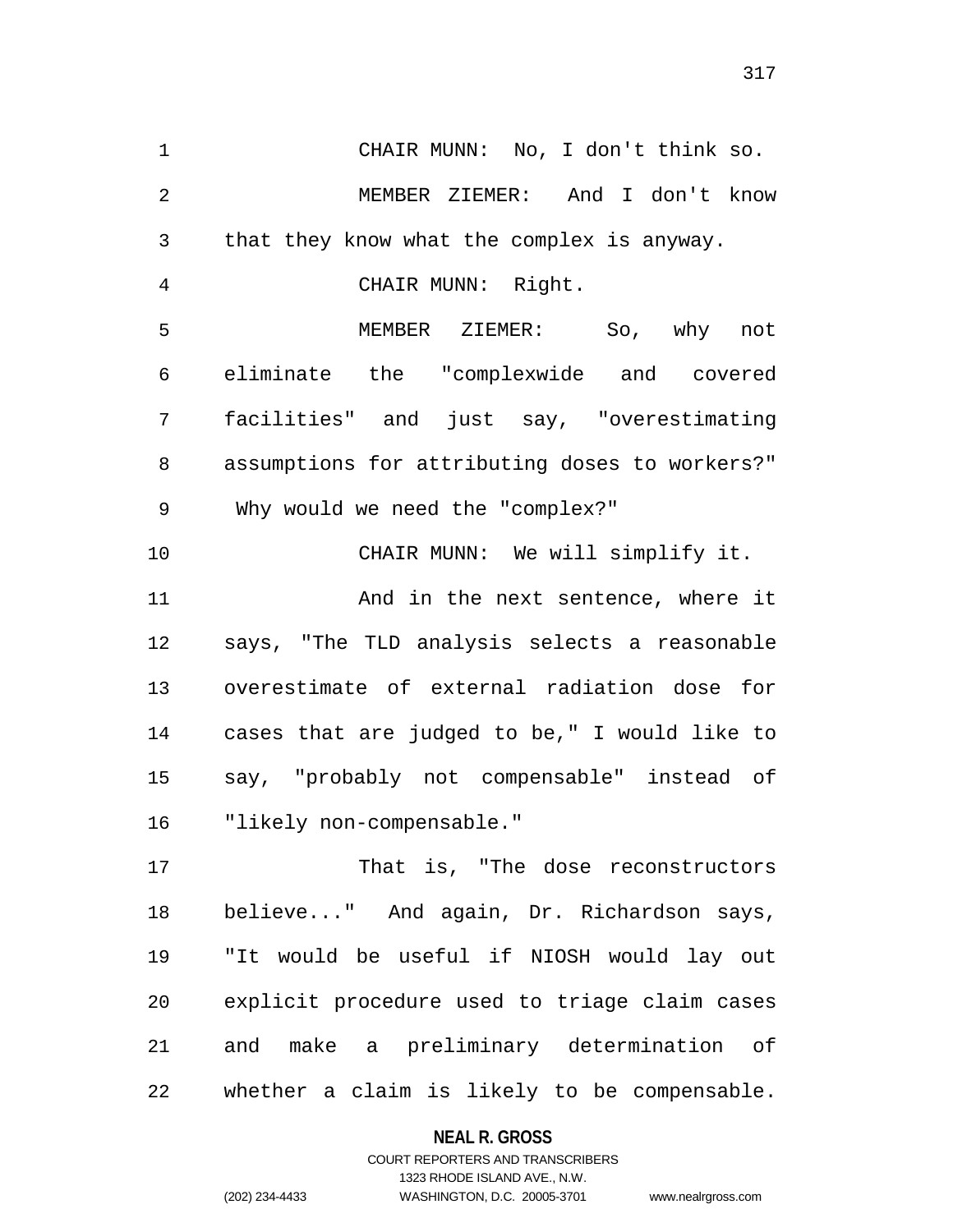CHAIR MUNN: No, I don't think so.

MEMBER ZIEMER: And I don't know that they know what the complex is anyway.

CHAIR MUNN: Right.

MEMBER ZIEMER: So, why not eliminate the "complexwide and covered facilities" and just say, "overestimating assumptions for attributing doses to workers?" Why would we need the "complex?"

CHAIR MUNN: We will simplify it.

And in the next sentence, where it says, "The TLD analysis selects a reasonable overestimate of external radiation dose for cases that are judged to be," I would like to say, "probably not compensable" instead of "likely non-compensable."

That is, "The dose reconstructors believe..." And again, Dr. Richardson says, "It would be useful if NIOSH would lay out explicit procedure used to triage claim cases and make a preliminary determination of whether a claim is likely to be compensable.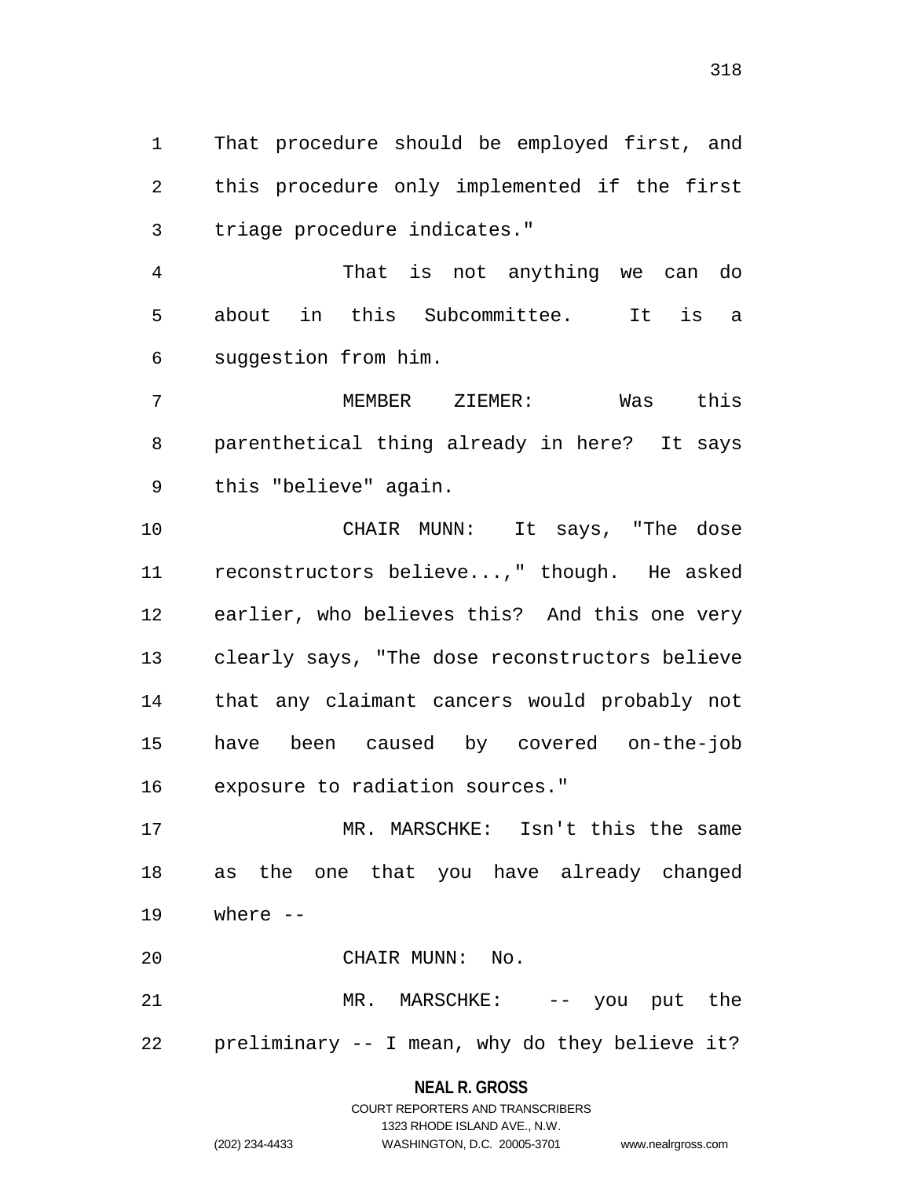That procedure should be employed first, and this procedure only implemented if the first triage procedure indicates."

That is not anything we can do about in this Subcommittee. It is a suggestion from him.

MEMBER ZIEMER: Was this parenthetical thing already in here? It says this "believe" again.

CHAIR MUNN: It says, "The dose reconstructors believe...," though. He asked earlier, who believes this? And this one very clearly says, "The dose reconstructors believe that any claimant cancers would probably not have been caused by covered on-the-job exposure to radiation sources."

MR. MARSCHKE: Isn't this the same as the one that you have already changed where --

CHAIR MUNN: No.

MR. MARSCHKE: -- you put the preliminary -- I mean, why do they believe it?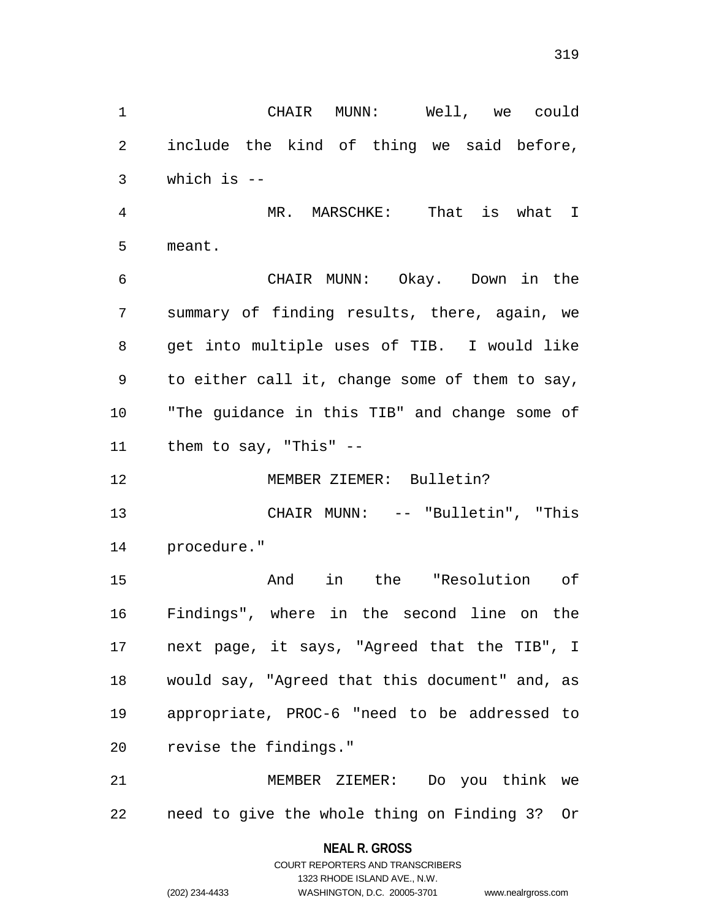CHAIR MUNN: Well, we could include the kind of thing we said before, which is --

MR. MARSCHKE: That is what I meant.

CHAIR MUNN: Okay. Down in the summary of finding results, there, again, we get into multiple uses of TIB. I would like to either call it, change some of them to say, "The guidance in this TIB" and change some of them to say, "This" --

MEMBER ZIEMER: Bulletin?

CHAIR MUNN: -- "Bulletin", "This procedure."

And in the "Resolution of Findings", where in the second line on the next page, it says, "Agreed that the TIB", I would say, "Agreed that this document" and, as appropriate, PROC-6 "need to be addressed to revise the findings."

MEMBER ZIEMER: Do you think we need to give the whole thing on Finding 3? Or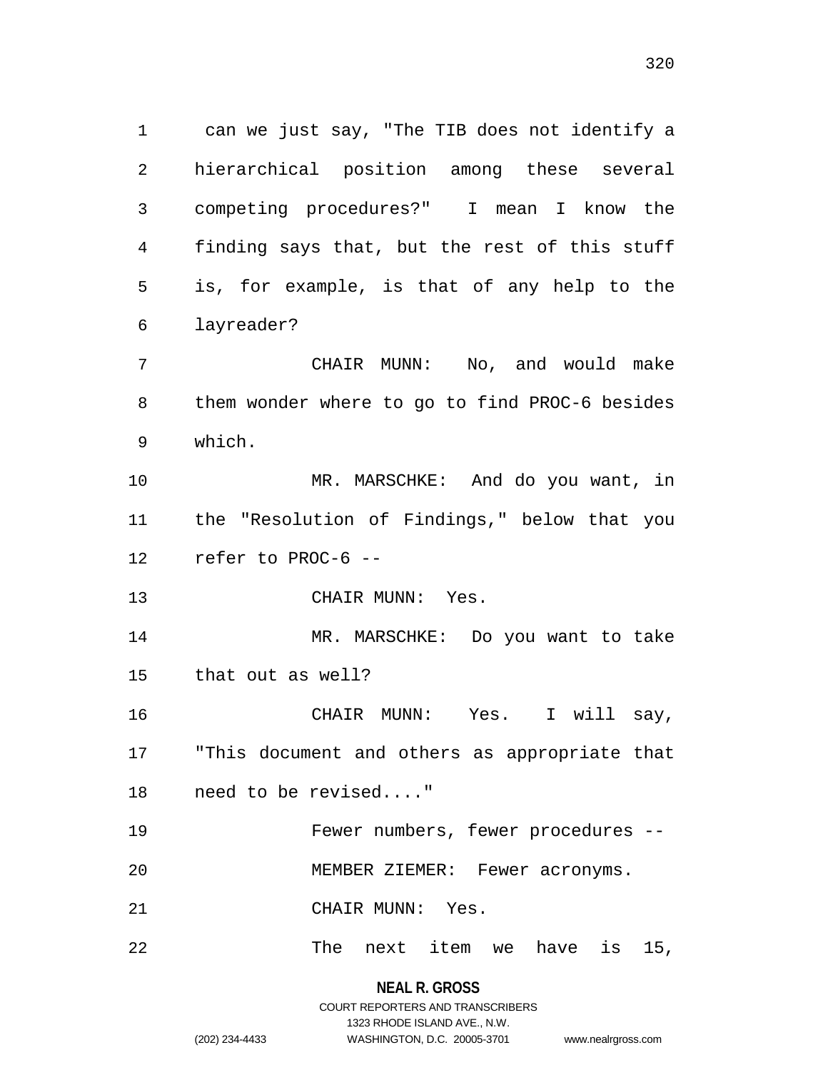can we just say, "The TIB does not identify a hierarchical position among these several competing procedures?" I mean I know the finding says that, but the rest of this stuff is, for example, is that of any help to the layreader?

CHAIR MUNN: No, and would make them wonder where to go to find PROC-6 besides which.

MR. MARSCHKE: And do you want, in the "Resolution of Findings," below that you refer to PROC-6 --

CHAIR MUNN: Yes.

MR. MARSCHKE: Do you want to take that out as well?

CHAIR MUNN: Yes. I will say, "This document and others as appropriate that need to be revised...."

Fewer numbers, fewer procedures --

MEMBER ZIEMER: Fewer acronyms.

CHAIR MUNN: Yes.

The next item we have is 15,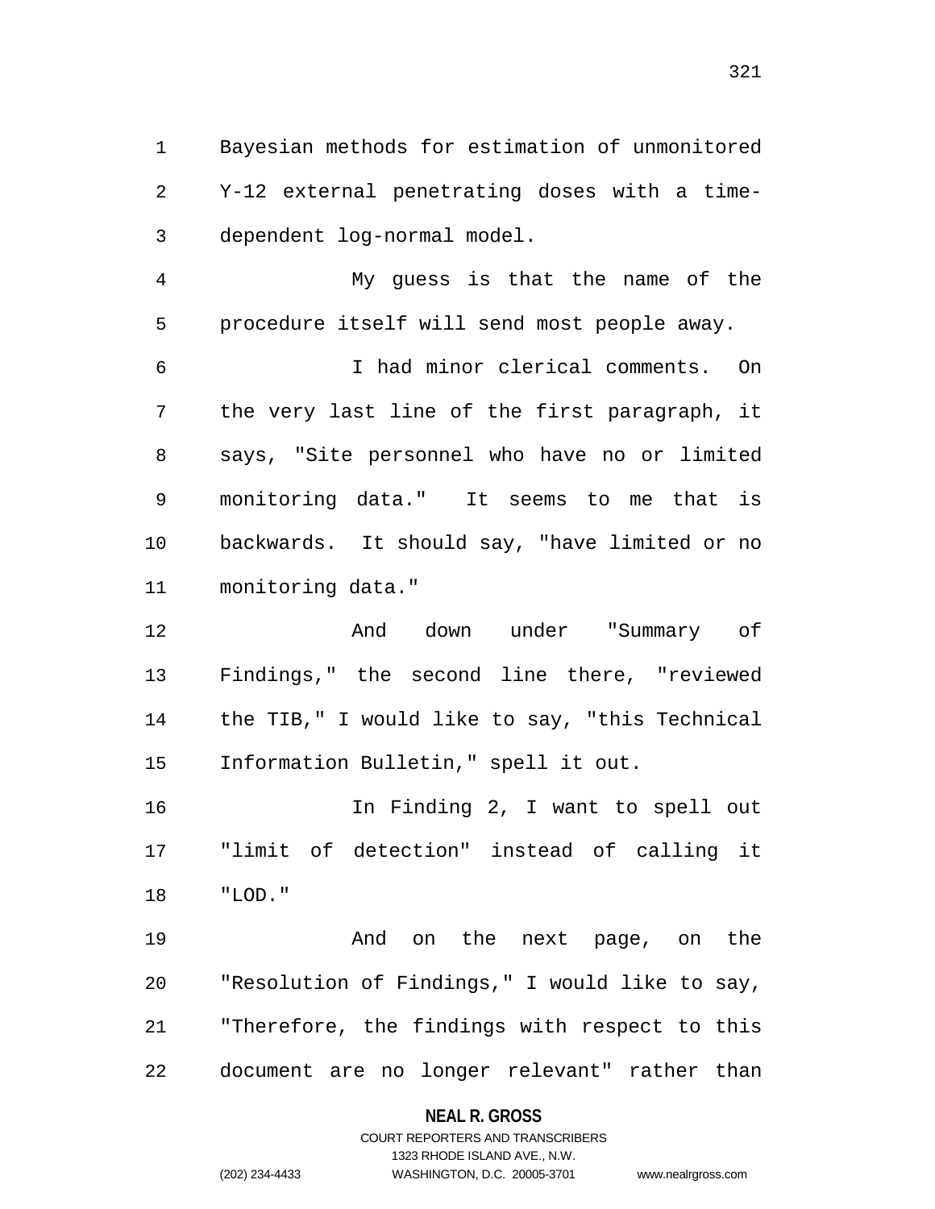Bayesian methods for estimation of unmonitored Y-12 external penetrating doses with a time-dependent log-normal model.

My guess is that the name of the procedure itself will send most people away.

I had minor clerical comments. On the very last line of the first paragraph, it says, "Site personnel who have no or limited monitoring data." It seems to me that is backwards. It should say, "have limited or no monitoring data."

And down under "Summary of Findings," the second line there, "reviewed the TIB," I would like to say, "this Technical Information Bulletin," spell it out.

In Finding 2, I want to spell out "limit of detection" instead of calling it "LOD."

And on the next page, on the "Resolution of Findings," I would like to say, "Therefore, the findings with respect to this document are no longer relevant" rather than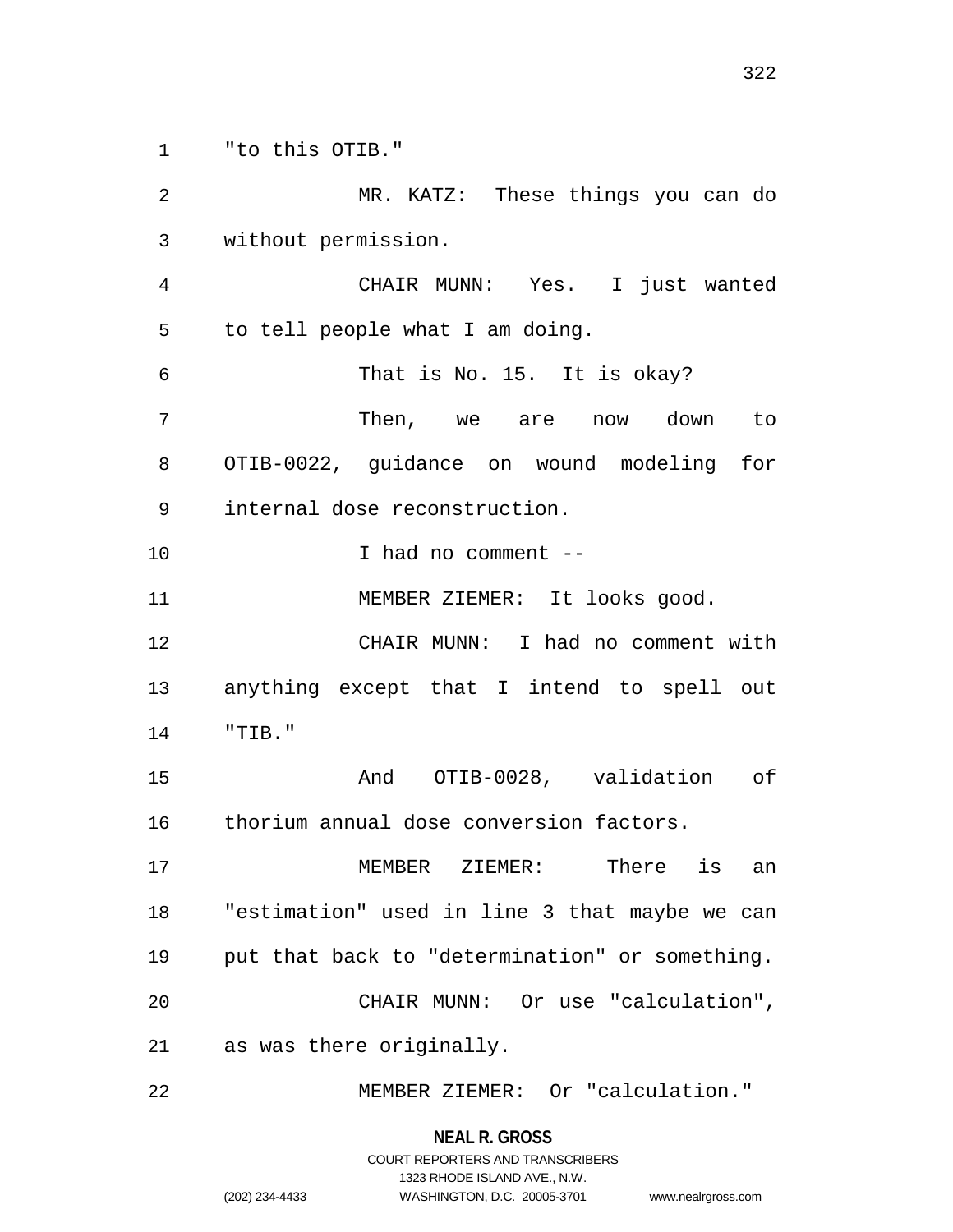"to this OTIB."

MR. KATZ: These things you can do without permission.

CHAIR MUNN: Yes. I just wanted to tell people what I am doing.

That is No. 15. It is okay?

Then, we are now down to OTIB-0022, guidance on wound modeling for internal dose reconstruction.

I had no comment --

MEMBER ZIEMER: It looks good.

CHAIR MUNN: I had no comment with anything except that I intend to spell out "TIB."

And OTIB-0028, validation of thorium annual dose conversion factors.

MEMBER ZIEMER: There is an "estimation" used in line 3 that maybe we can put that back to "determination" or something.

CHAIR MUNN: Or use "calculation", as was there originally.

MEMBER ZIEMER: Or "calculation."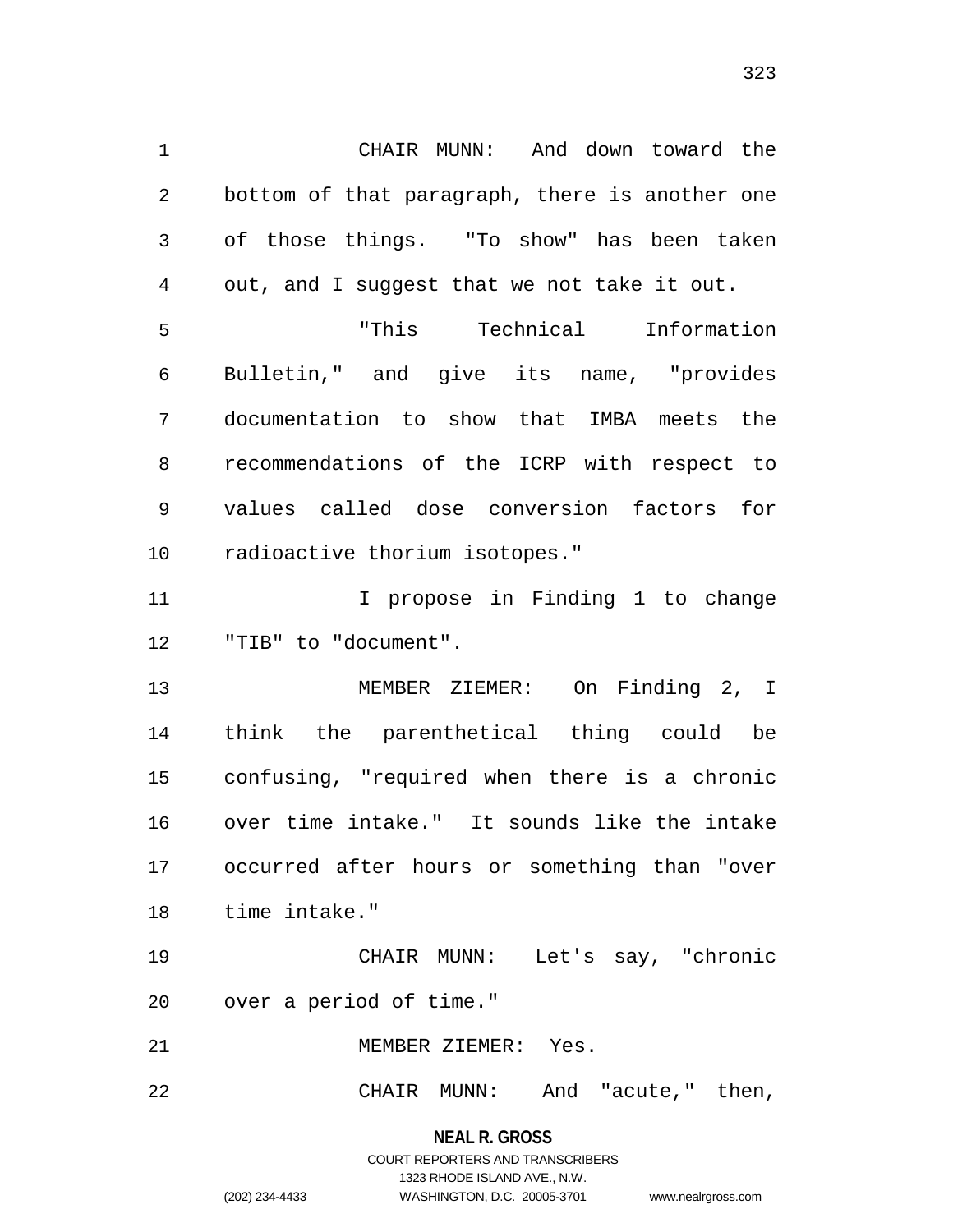CHAIR MUNN: And down toward the bottom of that paragraph, there is another one of those things. "To show" has been taken out, and I suggest that we not take it out.

"This Technical Information Bulletin," and give its name, "provides documentation to show that IMBA meets the recommendations of the ICRP with respect to values called dose conversion factors for radioactive thorium isotopes."

I propose in Finding 1 to change "TIB" to "document".

MEMBER ZIEMER: On Finding 2, I think the parenthetical thing could be confusing, "required when there is a chronic over time intake." It sounds like the intake occurred after hours or something than "over time intake."

CHAIR MUNN: Let's say, "chronic over a period of time."

MEMBER ZIEMER: Yes.

CHAIR MUNN: And "acute," then,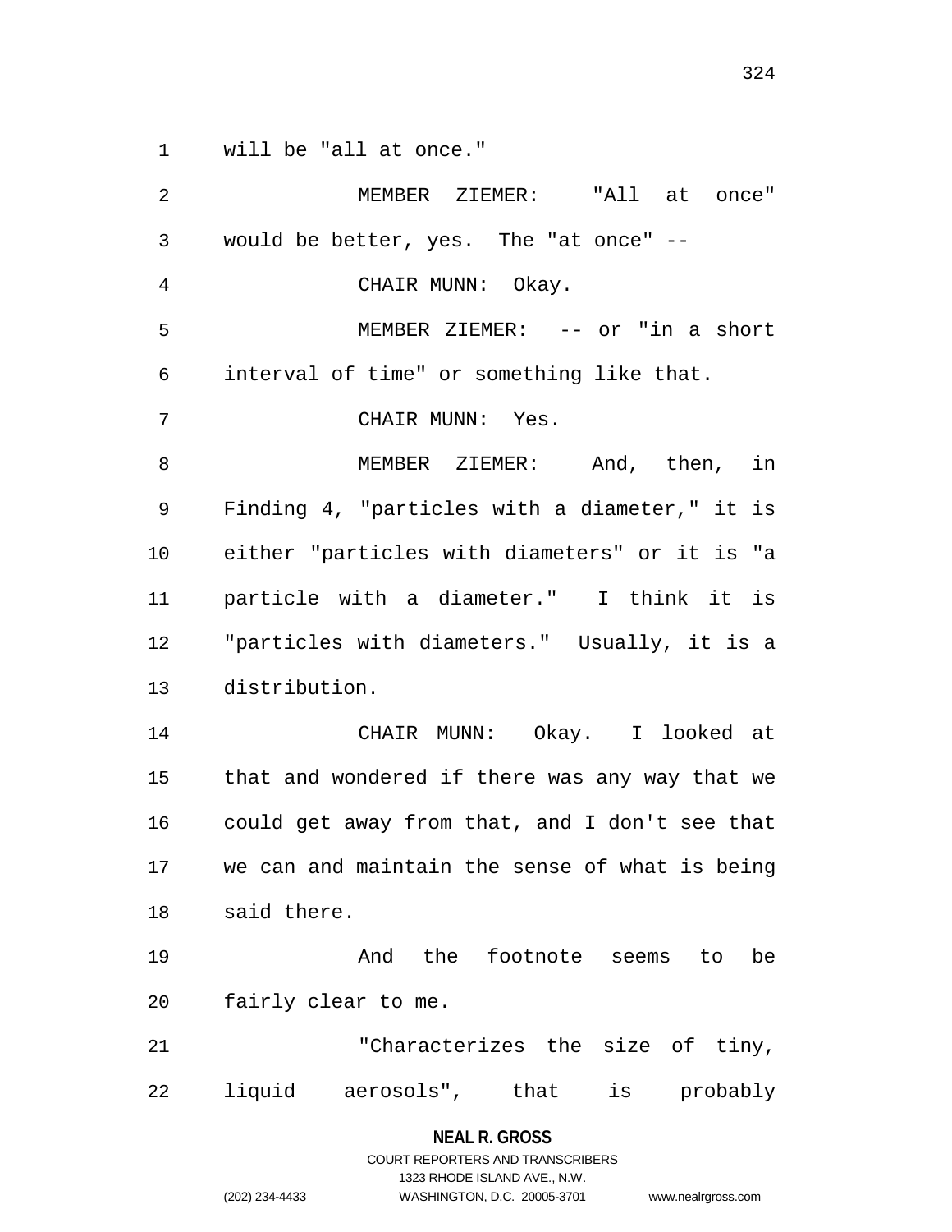will be "all at once."

MEMBER ZIEMER: "All at once" would be better, yes. The "at once" --

CHAIR MUNN: Okay.

MEMBER ZIEMER: -- or "in a short interval of time" or something like that.

CHAIR MUNN: Yes.

MEMBER ZIEMER: And, then, in Finding 4, "particles with a diameter," it is either "particles with diameters" or it is "a particle with a diameter." I think it is "particles with diameters." Usually, it is a distribution.

CHAIR MUNN: Okay. I looked at that and wondered if there was any way that we could get away from that, and I don't see that we can and maintain the sense of what is being said there.

And the footnote seems to be fairly clear to me.

"Characterizes the size of tiny, liquid aerosols", that is probably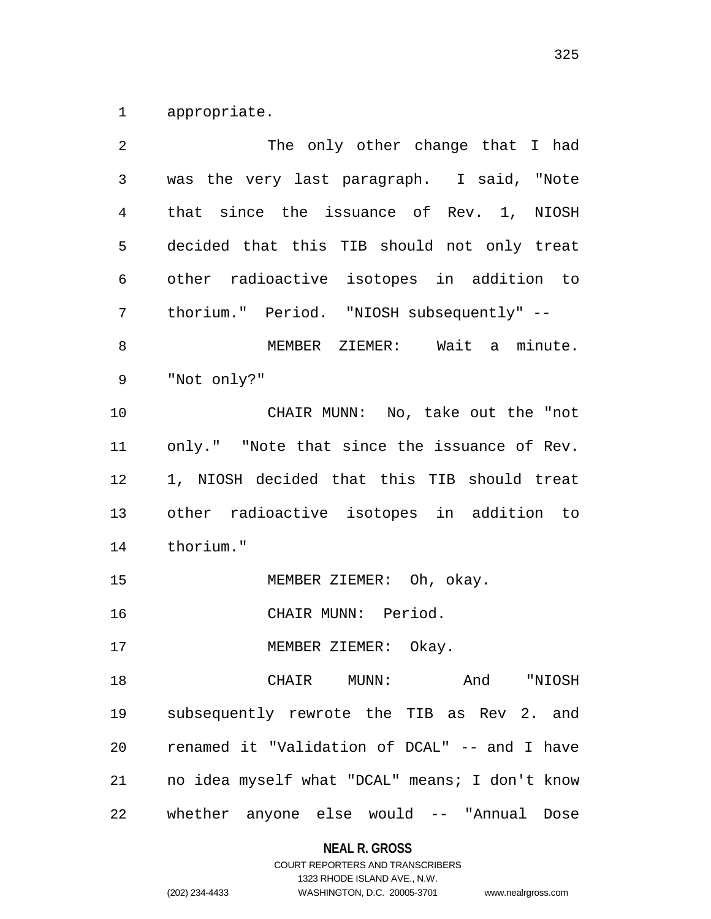appropriate.

The only other change that I had was the very last paragraph. I said, "Note that since the issuance of Rev. 1, NIOSH decided that this TIB should not only treat other radioactive isotopes in addition to thorium." Period. "NIOSH subsequently" --

MEMBER ZIEMER: Wait a minute. "Not only?"

CHAIR MUNN: No, take out the "not only." "Note that since the issuance of Rev. 1, NIOSH decided that this TIB should treat other radioactive isotopes in addition to thorium."

MEMBER ZIEMER: Oh, okay.

CHAIR MUNN: Period.

MEMBER ZIEMER: Okay.

CHAIR MUNN: And "NIOSH subsequently rewrote the TIB as Rev 2. and renamed it "Validation of DCAL" -- and I have no idea myself what "DCAL" means; I don't know whether anyone else would -- "Annual Dose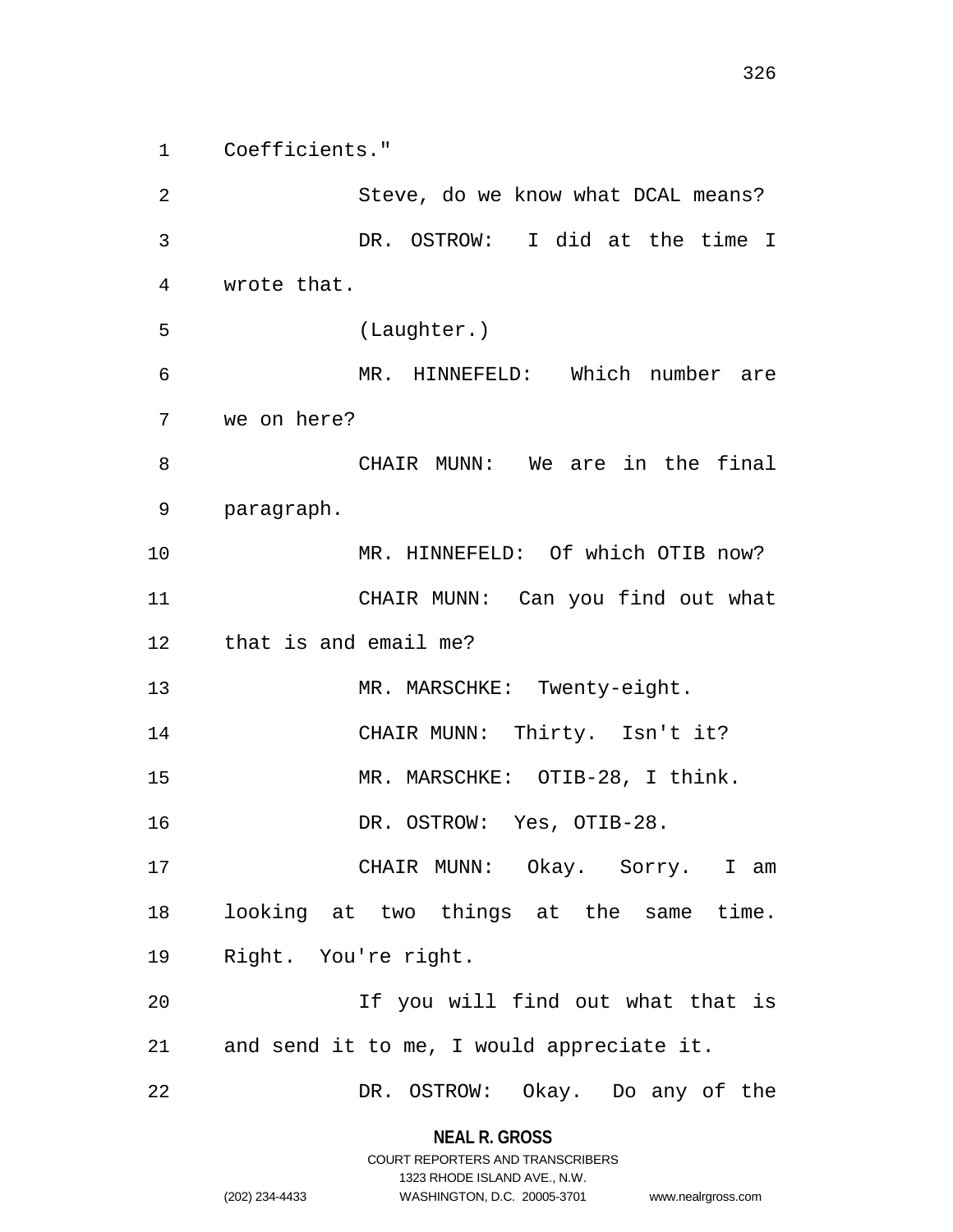Coefficients."

Steve, do we know what DCAL means?

DR. OSTROW: I did at the time I wrote that.

(Laughter.)

MR. HINNEFELD: Which number are we on here?

CHAIR MUNN: We are in the final paragraph.

MR. HINNEFELD: Of which OTIB now?

CHAIR MUNN: Can you find out what that is and email me?

MR. MARSCHKE: Twenty-eight.

CHAIR MUNN: Thirty. Isn't it?

MR. MARSCHKE: OTIB-28, I think.

DR. OSTROW: Yes, OTIB-28.

CHAIR MUNN: Okay. Sorry. I am looking at two things at the same time. Right. You're right.

If you will find out what that is and send it to me, I would appreciate it.

DR. OSTROW: Okay. Do any of the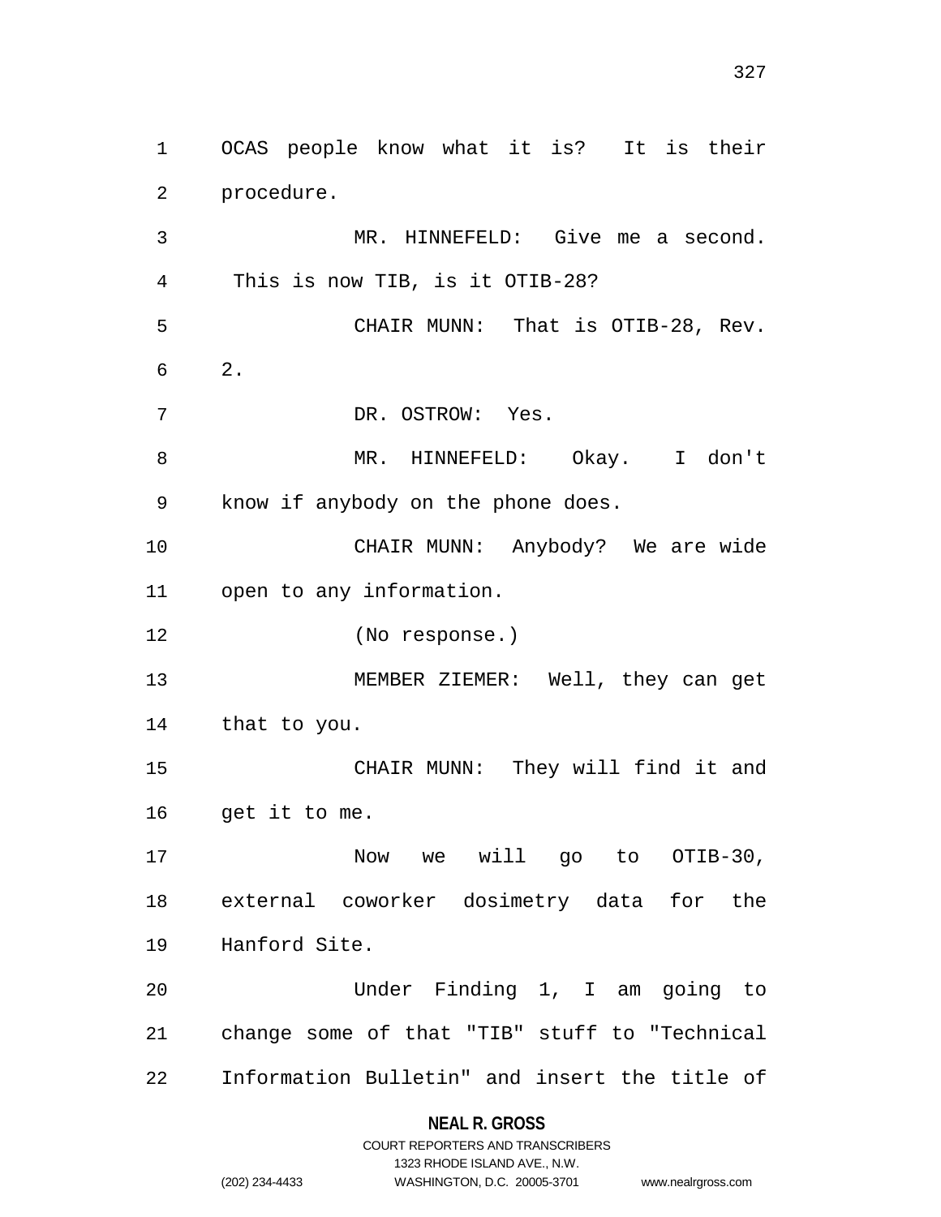OCAS people know what it is? It is their procedure.

MR. HINNEFELD: Give me a second. This is now TIB, is it OTIB-28?

CHAIR MUNN: That is OTIB-28, Rev. 2.

DR. OSTROW: Yes.

MR. HINNEFELD: Okay. I don't know if anybody on the phone does.

CHAIR MUNN: Anybody? We are wide open to any information.

(No response.)

MEMBER ZIEMER: Well, they can get that to you.

CHAIR MUNN: They will find it and get it to me.

Now we will go to OTIB-30, external coworker dosimetry data for the Hanford Site.

Under Finding 1, I am going to change some of that "TIB" stuff to "Technical Information Bulletin" and insert the title of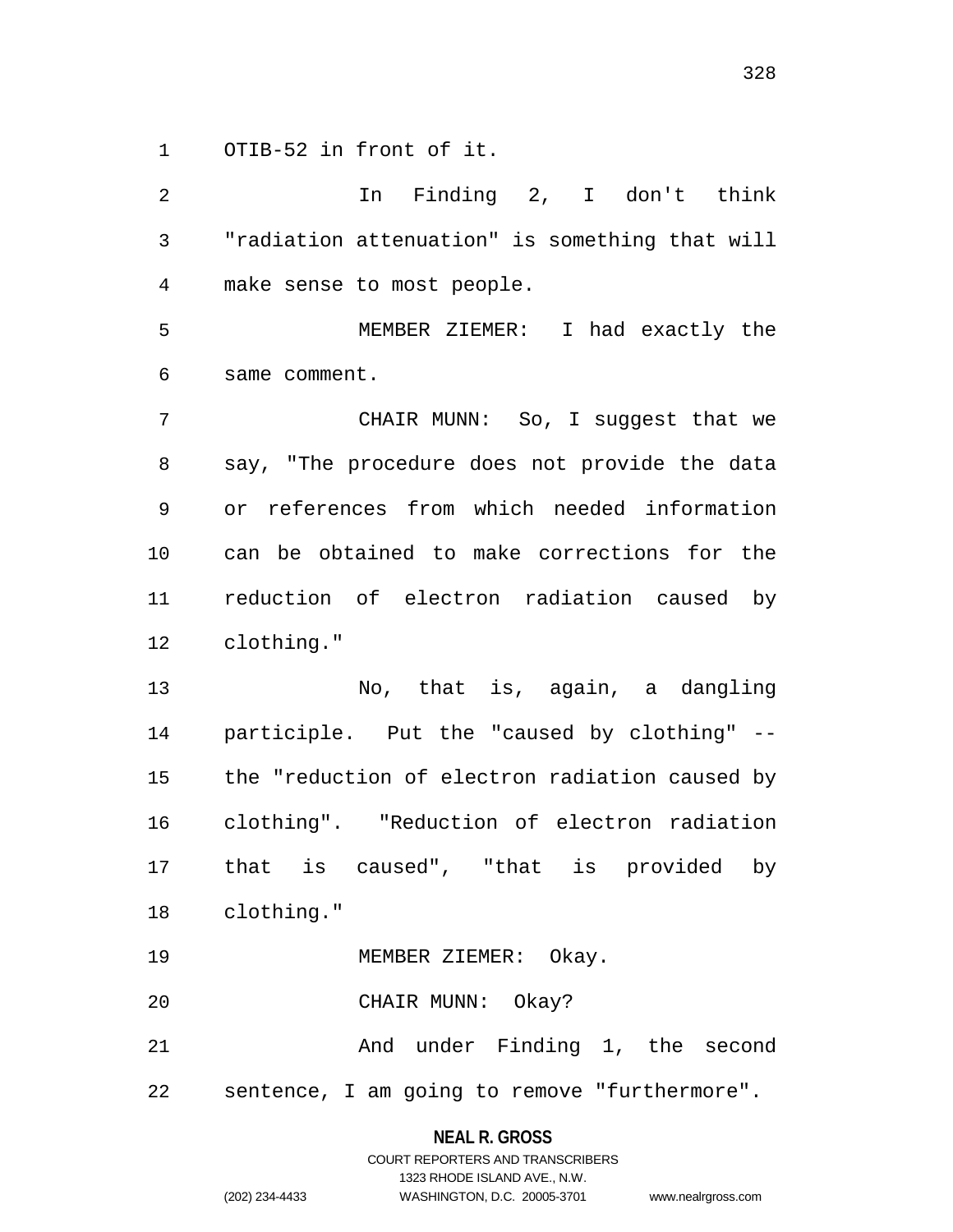OTIB-52 in front of it.

In Finding 2, I don't think "radiation attenuation" is something that will make sense to most people.

MEMBER ZIEMER: I had exactly the same comment.

CHAIR MUNN: So, I suggest that we say, "The procedure does not provide the data or references from which needed information can be obtained to make corrections for the reduction of electron radiation caused by clothing."

No, that is, again, a dangling participle. Put the "caused by clothing" -- the "reduction of electron radiation caused by clothing". "Reduction of electron radiation that is caused", "that is provided by clothing."

MEMBER ZIEMER: Okay.

CHAIR MUNN: Okay?

And under Finding 1, the second sentence, I am going to remove "furthermore".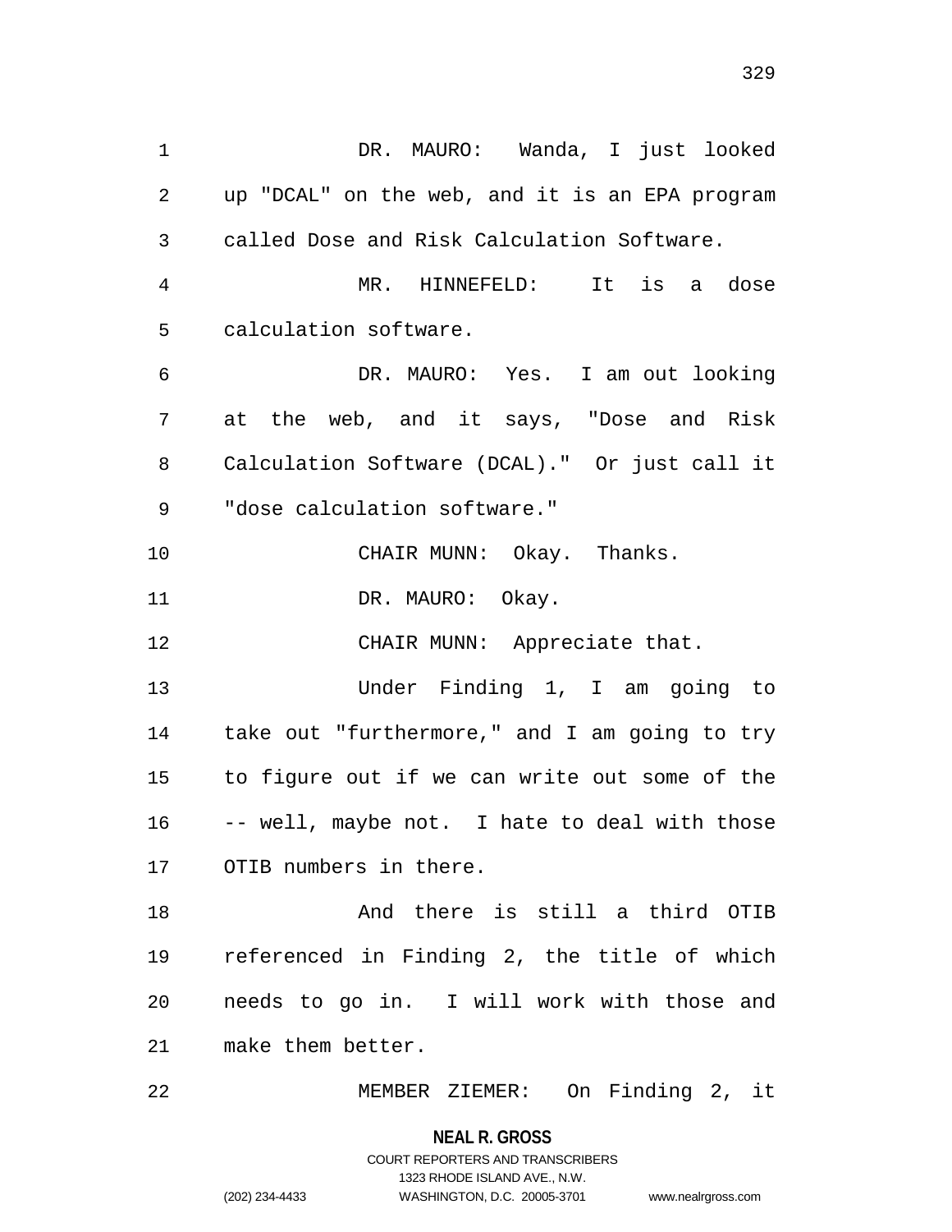DR. MAURO: Wanda, I just looked up "DCAL" on the web, and it is an EPA program called Dose and Risk Calculation Software.

MR. HINNEFELD: It is a dose calculation software.

DR. MAURO: Yes. I am out looking at the web, and it says, "Dose and Risk Calculation Software (DCAL)." Or just call it "dose calculation software."

CHAIR MUNN: Okay. Thanks.

DR. MAURO: Okay.

CHAIR MUNN: Appreciate that.

Under Finding 1, I am going to take out "furthermore," and I am going to try to figure out if we can write out some of the -- well, maybe not. I hate to deal with those OTIB numbers in there.

And there is still a third OTIB referenced in Finding 2, the title of which needs to go in. I will work with those and make them better.

MEMBER ZIEMER: On Finding 2, it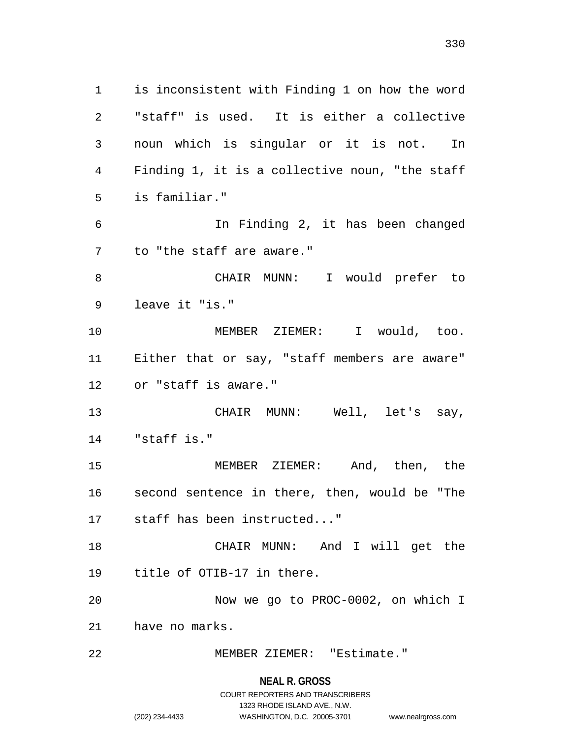is inconsistent with Finding 1 on how the word "staff" is used. It is either a collective noun which is singular or it is not. In Finding 1, it is a collective noun, "the staff is familiar."

In Finding 2, it has been changed to "the staff are aware."

CHAIR MUNN: I would prefer to leave it "is."

MEMBER ZIEMER: I would, too. Either that or say, "staff members are aware" or "staff is aware."

CHAIR MUNN: Well, let's say, "staff is."

MEMBER ZIEMER: And, then, the second sentence in there, then, would be "The staff has been instructed..."

CHAIR MUNN: And I will get the title of OTIB-17 in there.

Now we go to PROC-0002, on which I have no marks.

MEMBER ZIEMER: "Estimate."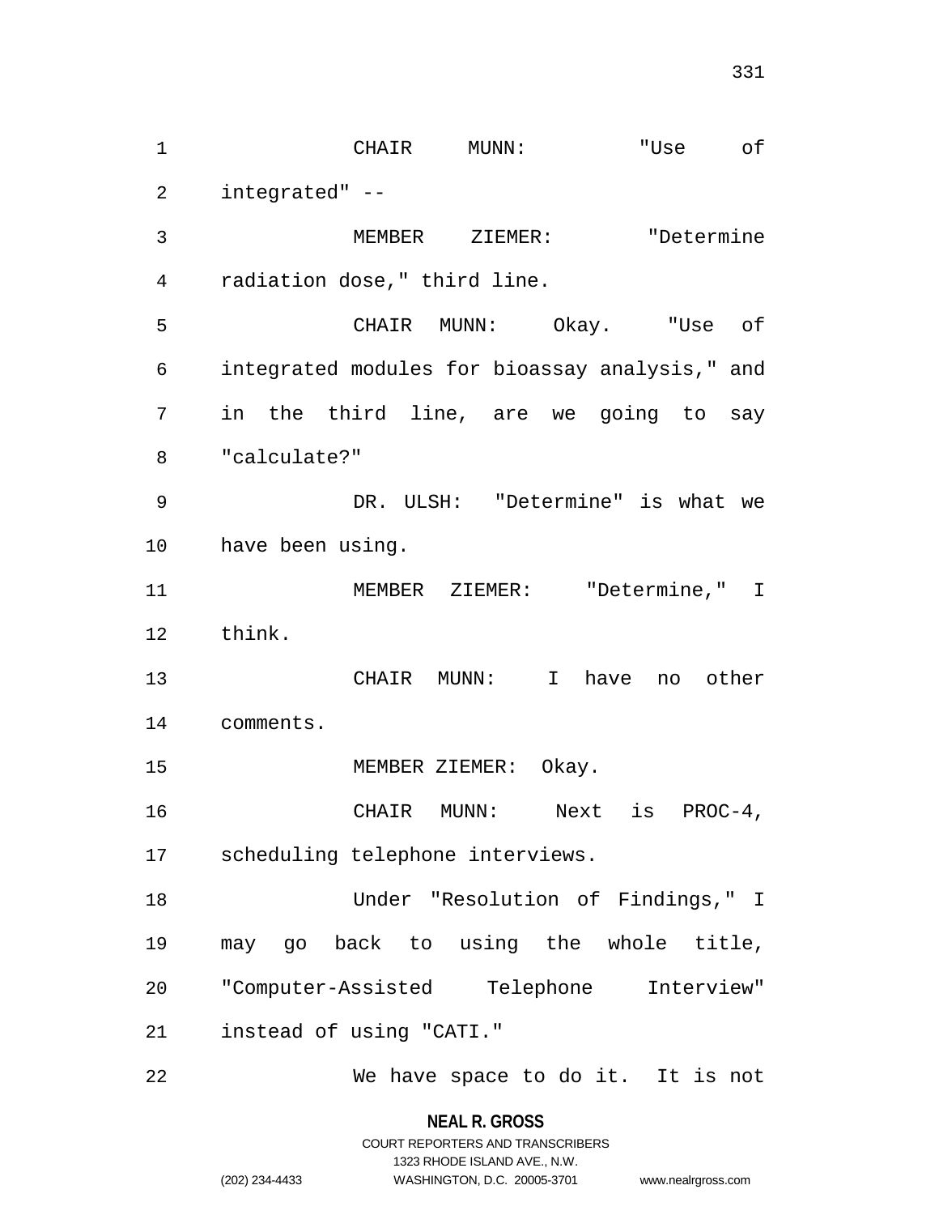CHAIR MUNN: "Use of integrated" --

MEMBER ZIEMER: "Determine radiation dose," third line.

CHAIR MUNN: Okay. "Use of integrated modules for bioassay analysis," and in the third line, are we going to say "calculate?"

DR. ULSH: "Determine" is what we have been using.

MEMBER ZIEMER: "Determine," I think.

CHAIR MUNN: I have no other comments.

MEMBER ZIEMER: Okay.

CHAIR MUNN: Next is PROC-4, scheduling telephone interviews.

Under "Resolution of Findings," I may go back to using the whole title, "Computer-Assisted Telephone Interview" instead of using "CATI."

We have space to do it. It is not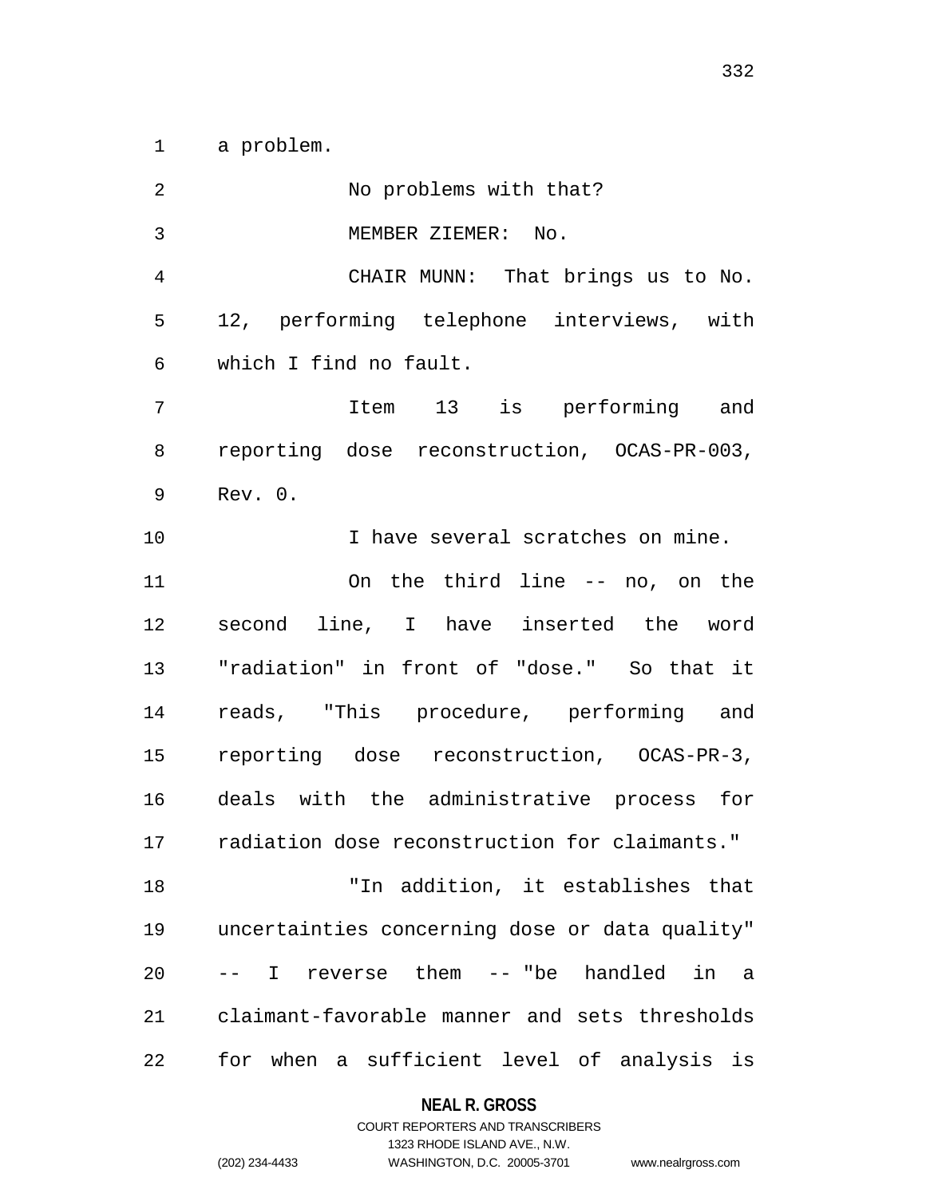a problem.

No problems with that?

MEMBER ZIEMER: No.

CHAIR MUNN: That brings us to No. 12, performing telephone interviews, with which I find no fault.

Item 13 is performing and reporting dose reconstruction, OCAS-PR-003, Rev. 0.

I have several scratches on mine.

On the third line -- no, on the second line, I have inserted the word "radiation" in front of "dose." So that it reads, "This procedure, performing and reporting dose reconstruction, OCAS-PR-3, deals with the administrative process for radiation dose reconstruction for claimants."

"In addition, it establishes that uncertainties concerning dose or data quality" -- I reverse them -- "be handled in a claimant-favorable manner and sets thresholds for when a sufficient level of analysis is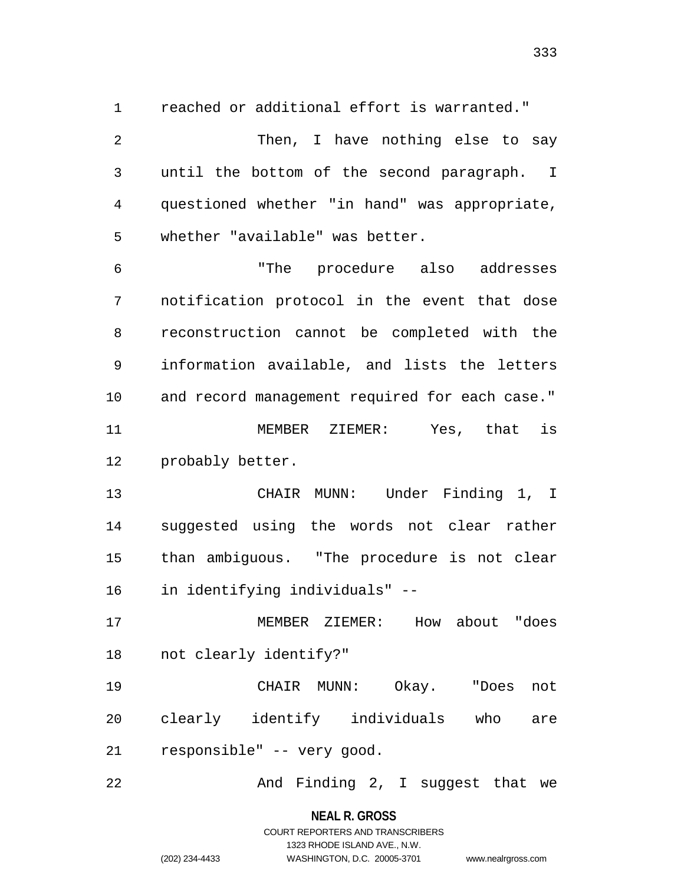reached or additional effort is warranted."

Then, I have nothing else to say until the bottom of the second paragraph. I questioned whether "in hand" was appropriate, whether "available" was better.

"The procedure also addresses notification protocol in the event that dose reconstruction cannot be completed with the information available, and lists the letters and record management required for each case."

MEMBER ZIEMER: Yes, that is probably better.

CHAIR MUNN: Under Finding 1, I suggested using the words not clear rather than ambiguous. "The procedure is not clear in identifying individuals" --

MEMBER ZIEMER: How about "does not clearly identify?"

CHAIR MUNN: Okay. "Does not clearly identify individuals who are responsible" -- very good.

And Finding 2, I suggest that we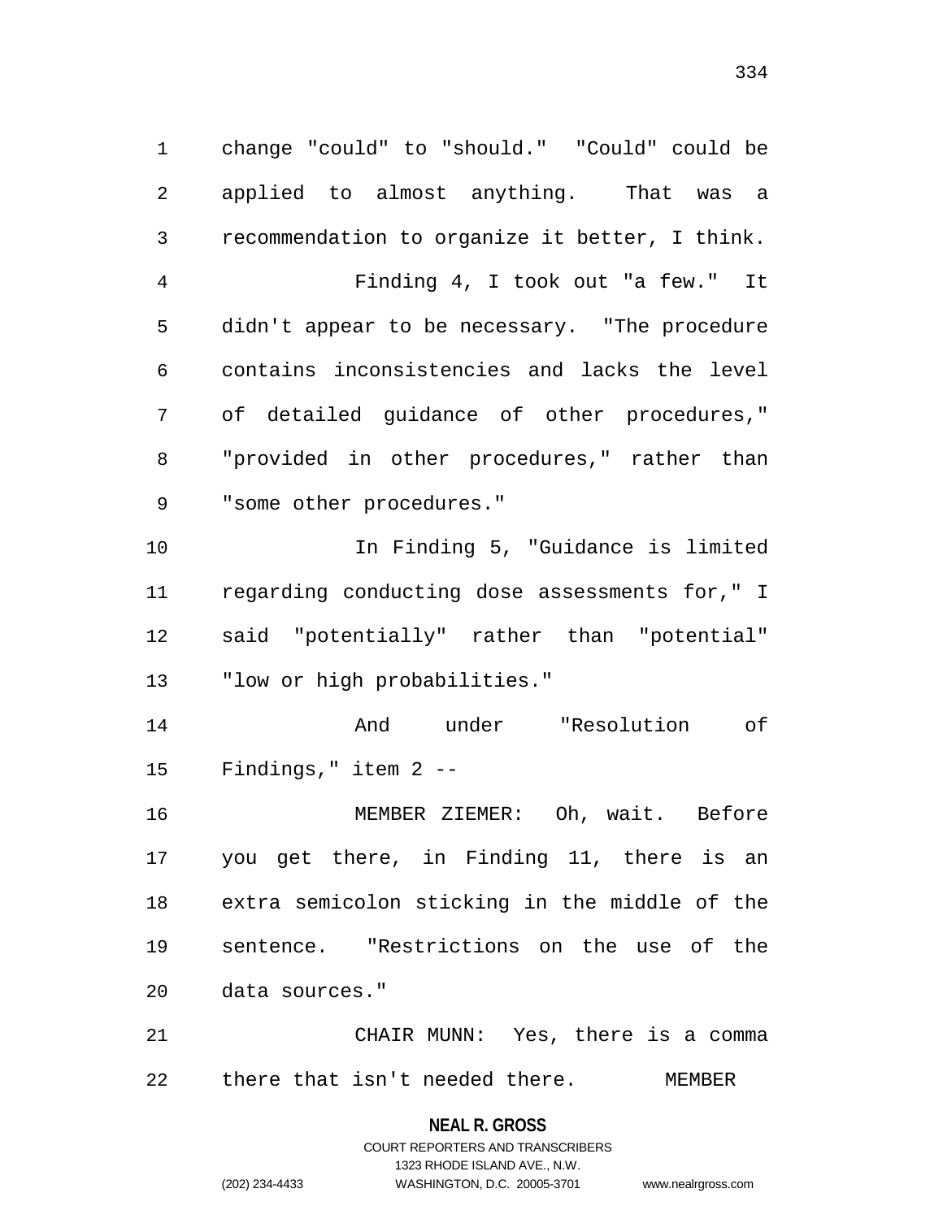change "could" to "should." "Could" could be applied to almost anything. That was a recommendation to organize it better, I think.

Finding 4, I took out "a few." It didn't appear to be necessary. "The procedure contains inconsistencies and lacks the level of detailed guidance of other procedures," "provided in other procedures," rather than "some other procedures."

In Finding 5, "Guidance is limited regarding conducting dose assessments for," I said "potentially" rather than "potential" "low or high probabilities."

And under "Resolution of Findings," item 2 --

MEMBER ZIEMER: Oh, wait. Before you get there, in Finding 11, there is an extra semicolon sticking in the middle of the sentence. "Restrictions on the use of the data sources."

CHAIR MUNN: Yes, there is a comma there that isn't needed there. MEMBER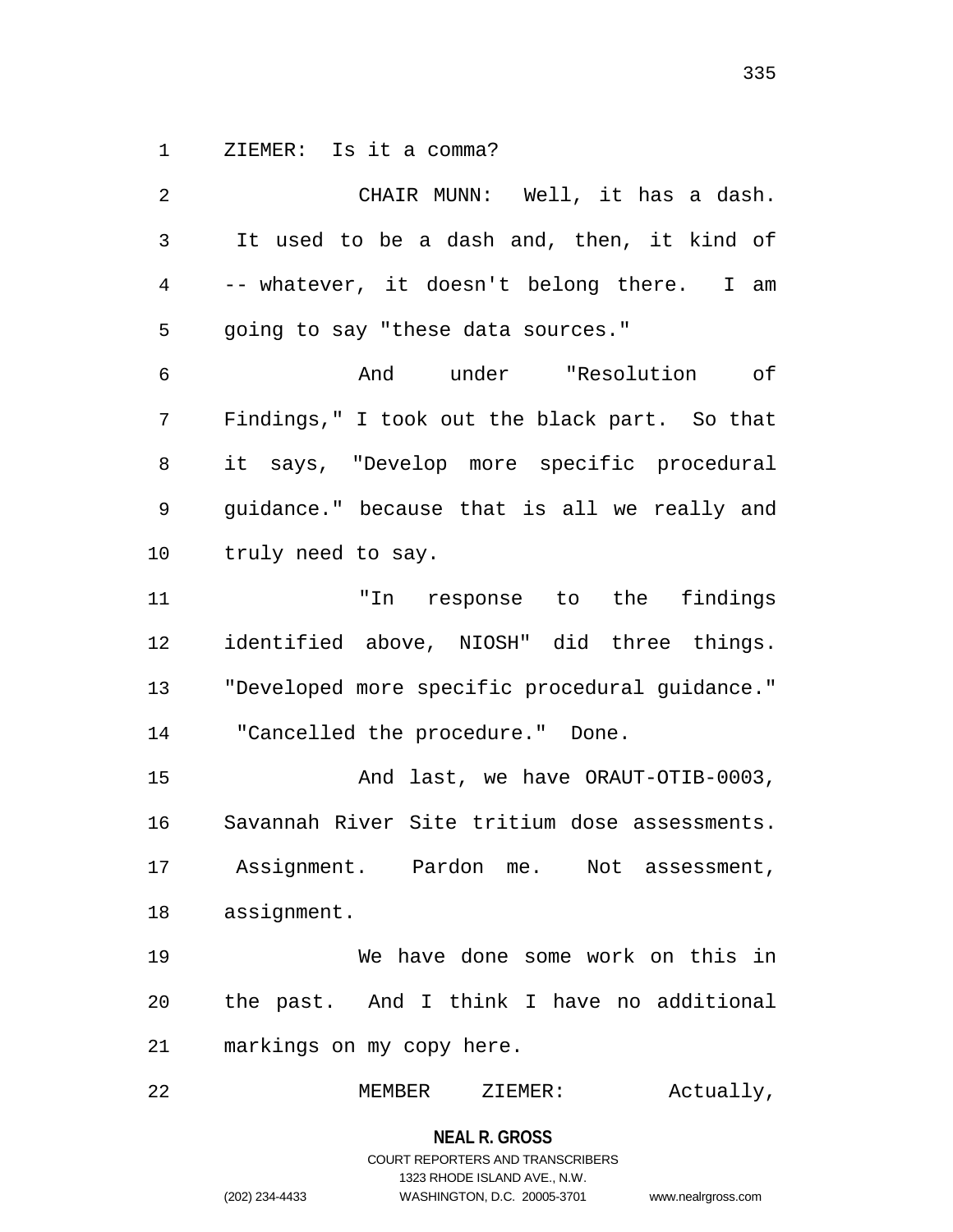ZIEMER: Is it a comma?

CHAIR MUNN: Well, it has a dash. It used to be a dash and, then, it kind of -- whatever, it doesn't belong there. I am going to say "these data sources."

And under "Resolution of Findings," I took out the black part. So that it says, "Develop more specific procedural guidance." because that is all we really and truly need to say.

"In response to the findings identified above, NIOSH" did three things. "Developed more specific procedural guidance." "Cancelled the procedure." Done.

And last, we have ORAUT-OTIB-0003, Savannah River Site tritium dose assessments. Assignment. Pardon me. Not assessment, assignment.

We have done some work on this in the past. And I think I have no additional markings on my copy here.

MEMBER ZIEMER: Actually,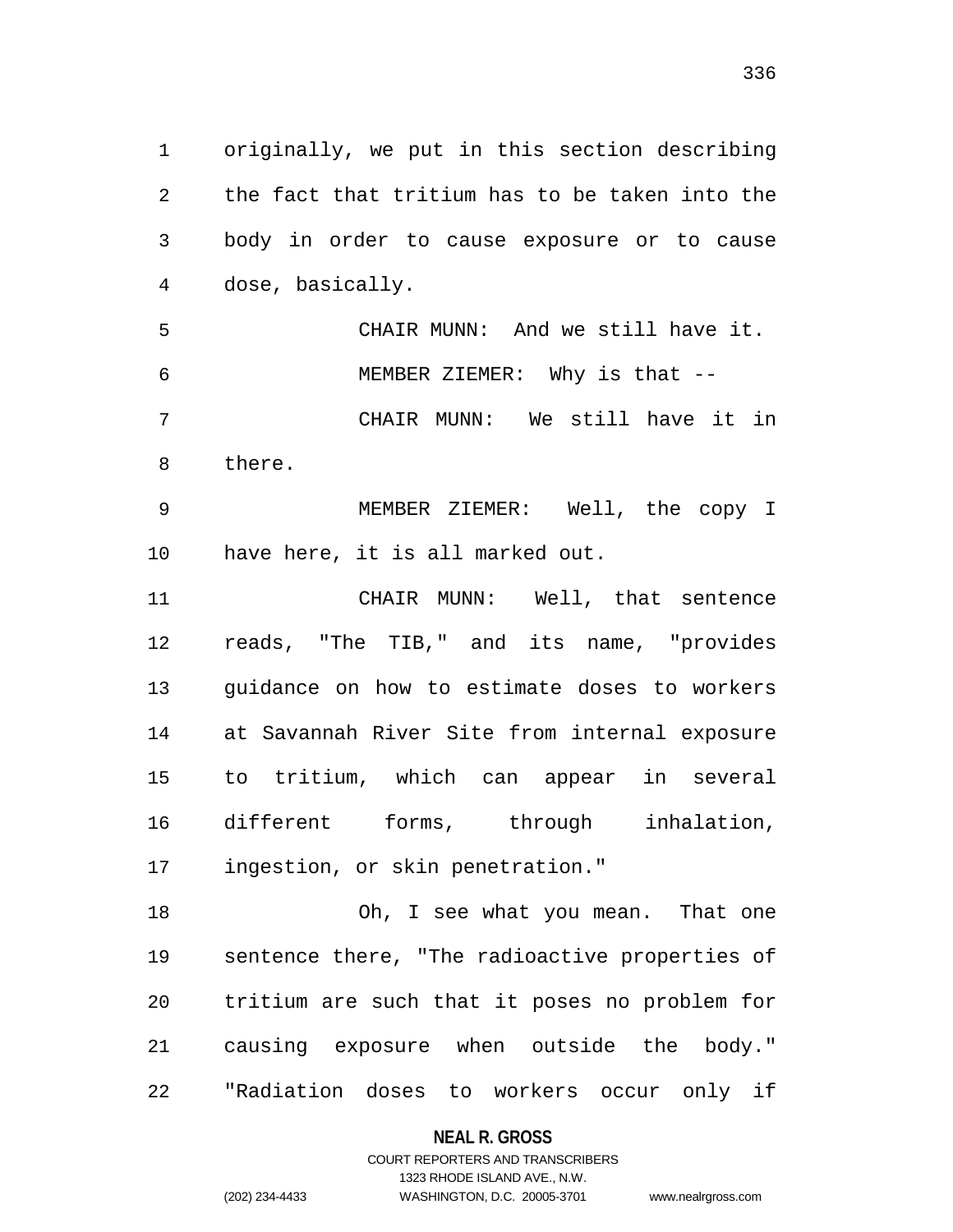originally, we put in this section describing the fact that tritium has to be taken into the body in order to cause exposure or to cause dose, basically.

CHAIR MUNN: And we still have it.

MEMBER ZIEMER: Why is that --

CHAIR MUNN: We still have it in there.

MEMBER ZIEMER: Well, the copy I have here, it is all marked out.

CHAIR MUNN: Well, that sentence reads, "The TIB," and its name, "provides guidance on how to estimate doses to workers at Savannah River Site from internal exposure to tritium, which can appear in several different forms, through inhalation, ingestion, or skin penetration."

Oh, I see what you mean. That one sentence there, "The radioactive properties of tritium are such that it poses no problem for causing exposure when outside the body." "Radiation doses to workers occur only if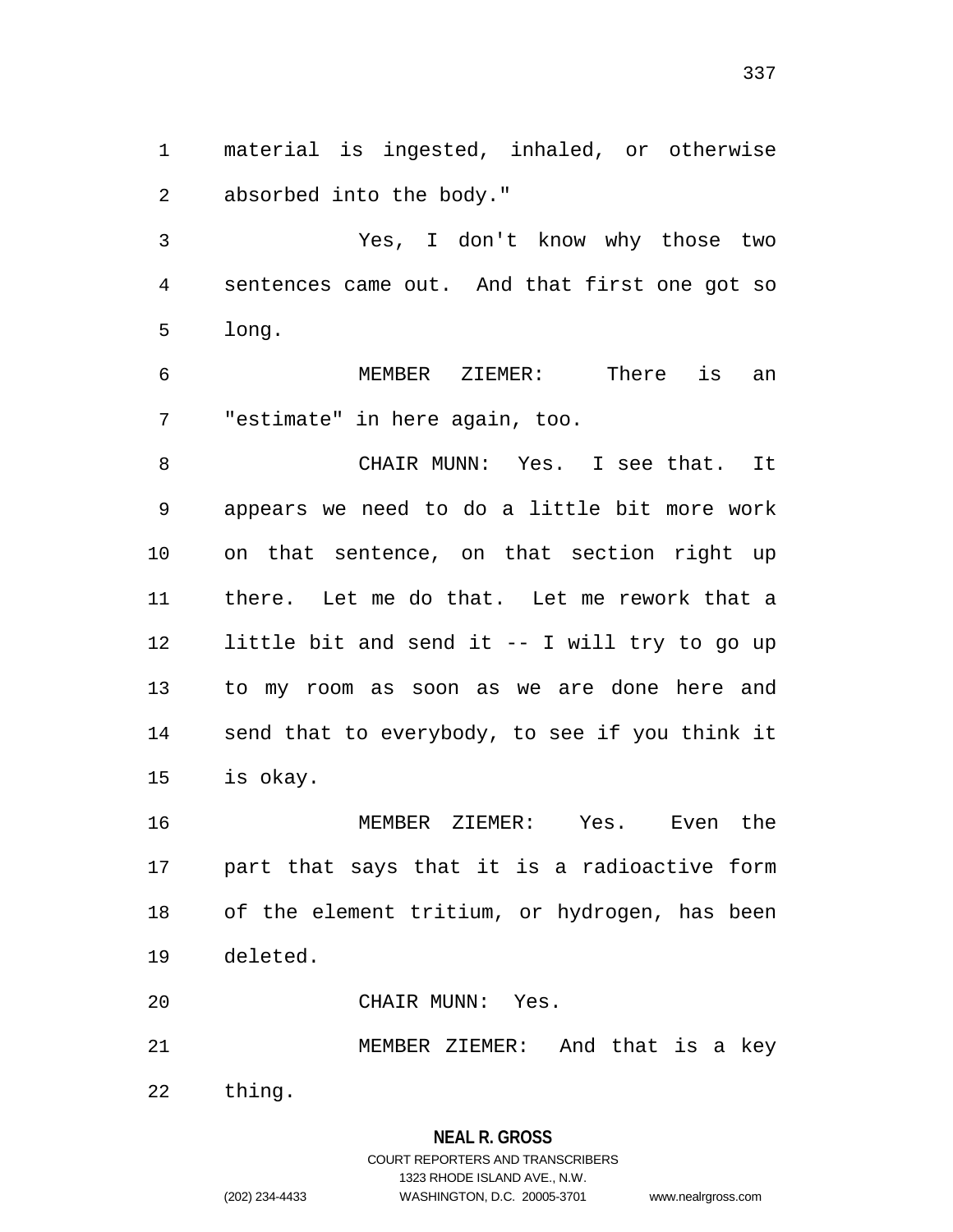material is ingested, inhaled, or otherwise absorbed into the body."

Yes, I don't know why those two sentences came out. And that first one got so long.

MEMBER ZIEMER: There is an "estimate" in here again, too.

CHAIR MUNN: Yes. I see that. It appears we need to do a little bit more work on that sentence, on that section right up there. Let me do that. Let me rework that a little bit and send it -- I will try to go up to my room as soon as we are done here and send that to everybody, to see if you think it is okay.

MEMBER ZIEMER: Yes. Even the part that says that it is a radioactive form of the element tritium, or hydrogen, has been deleted.

CHAIR MUNN: Yes.

MEMBER ZIEMER: And that is a key thing.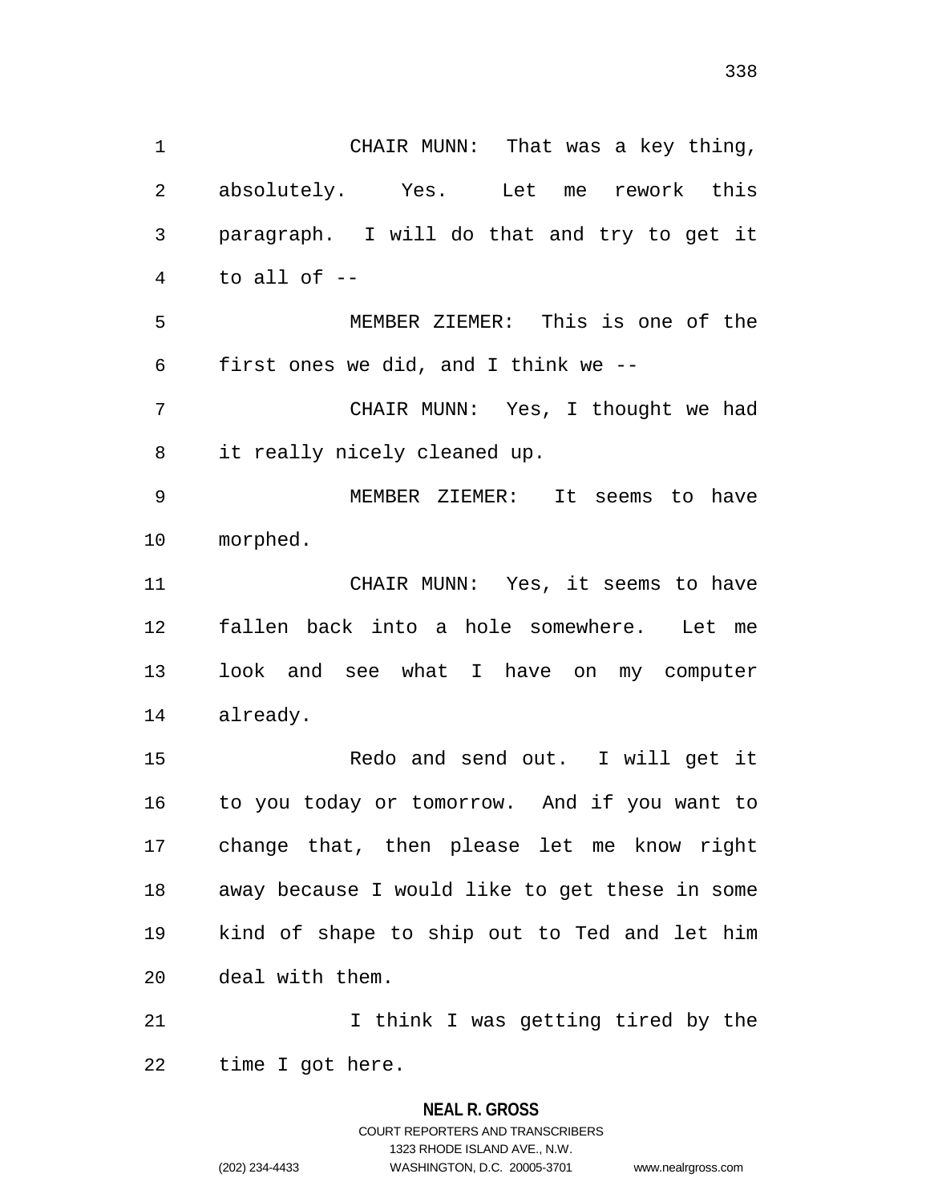CHAIR MUNN: That was a key thing, absolutely. Yes. Let me rework this paragraph. I will do that and try to get it to all of --

MEMBER ZIEMER: This is one of the first ones we did, and I think we --

CHAIR MUNN: Yes, I thought we had it really nicely cleaned up.

MEMBER ZIEMER: It seems to have morphed.

CHAIR MUNN: Yes, it seems to have fallen back into a hole somewhere. Let me look and see what I have on my computer already.

Redo and send out. I will get it to you today or tomorrow. And if you want to change that, then please let me know right away because I would like to get these in some kind of shape to ship out to Ted and let him deal with them.

I think I was getting tired by the time I got here.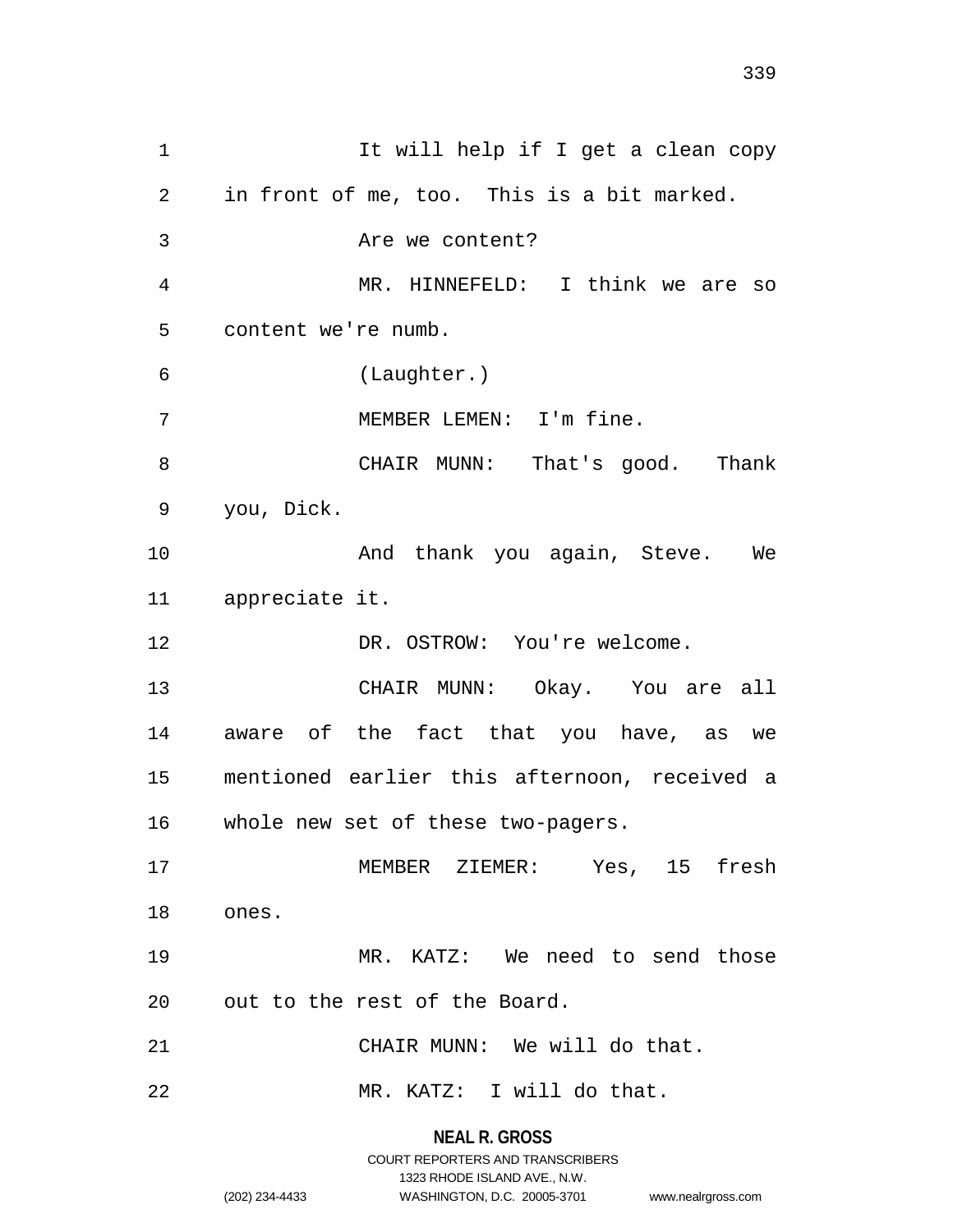It will help if I get a clean copy in front of me, too. This is a bit marked.

Are we content?

MR. HINNEFELD: I think we are so content we're numb.

(Laughter.)

MEMBER LEMEN: I'm fine.

CHAIR MUNN: That's good. Thank you, Dick.

And thank you again, Steve. We appreciate it.

DR. OSTROW: You're welcome.

CHAIR MUNN: Okay. You are all aware of the fact that you have, as we mentioned earlier this afternoon, received a whole new set of these two-pagers.

MEMBER ZIEMER: Yes, 15 fresh ones.

MR. KATZ: We need to send those out to the rest of the Board.

CHAIR MUNN: We will do that.

MR. KATZ: I will do that.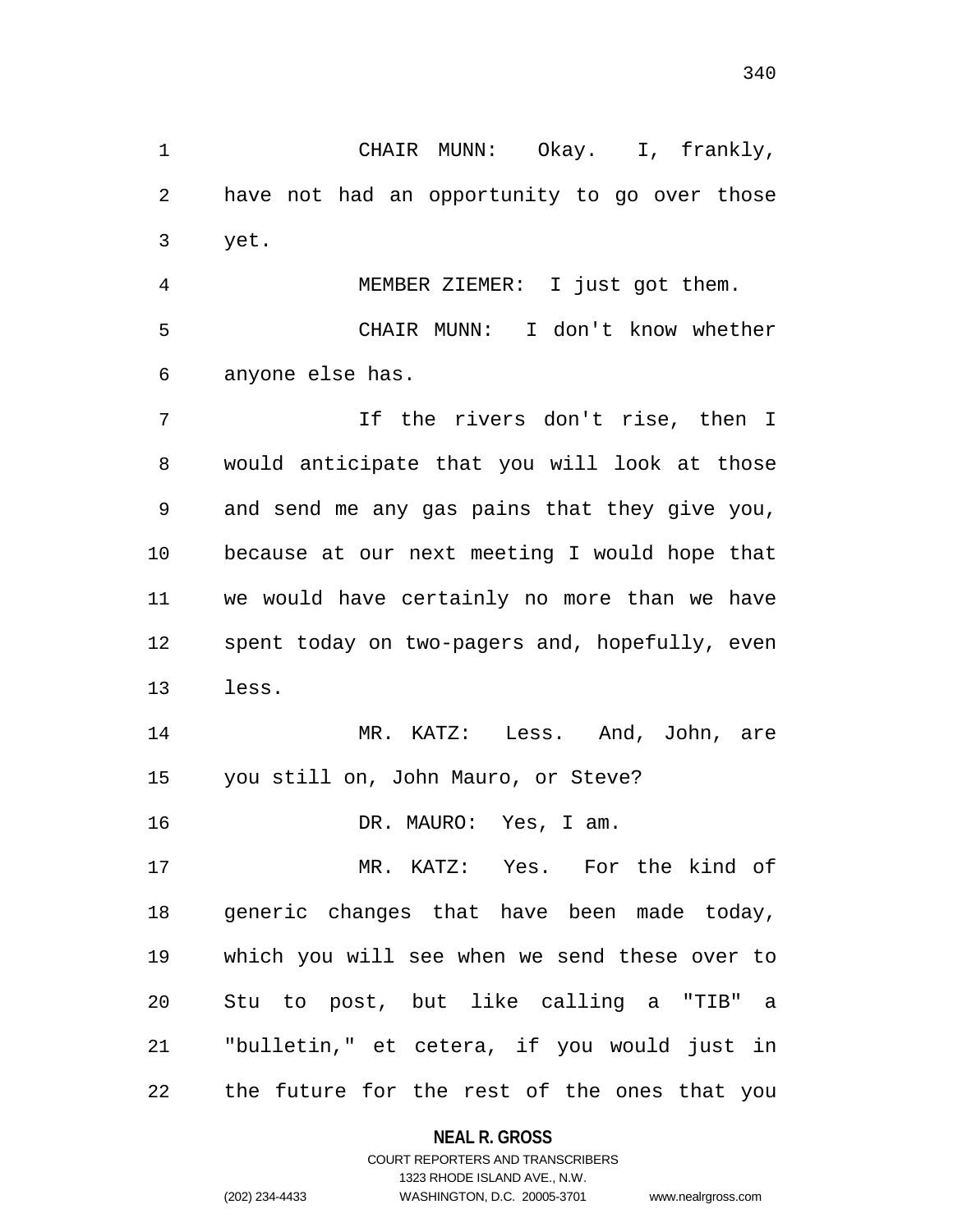CHAIR MUNN: Okay. I, frankly, have not had an opportunity to go over those yet.

MEMBER ZIEMER: I just got them.

CHAIR MUNN: I don't know whether anyone else has.

If the rivers don't rise, then I would anticipate that you will look at those and send me any gas pains that they give you, because at our next meeting I would hope that we would have certainly no more than we have spent today on two-pagers and, hopefully, even less.

MR. KATZ: Less. And, John, are you still on, John Mauro, or Steve?

DR. MAURO: Yes, I am.

MR. KATZ: Yes. For the kind of generic changes that have been made today, which you will see when we send these over to Stu to post, but like calling a "TIB" a "bulletin," et cetera, if you would just in the future for the rest of the ones that you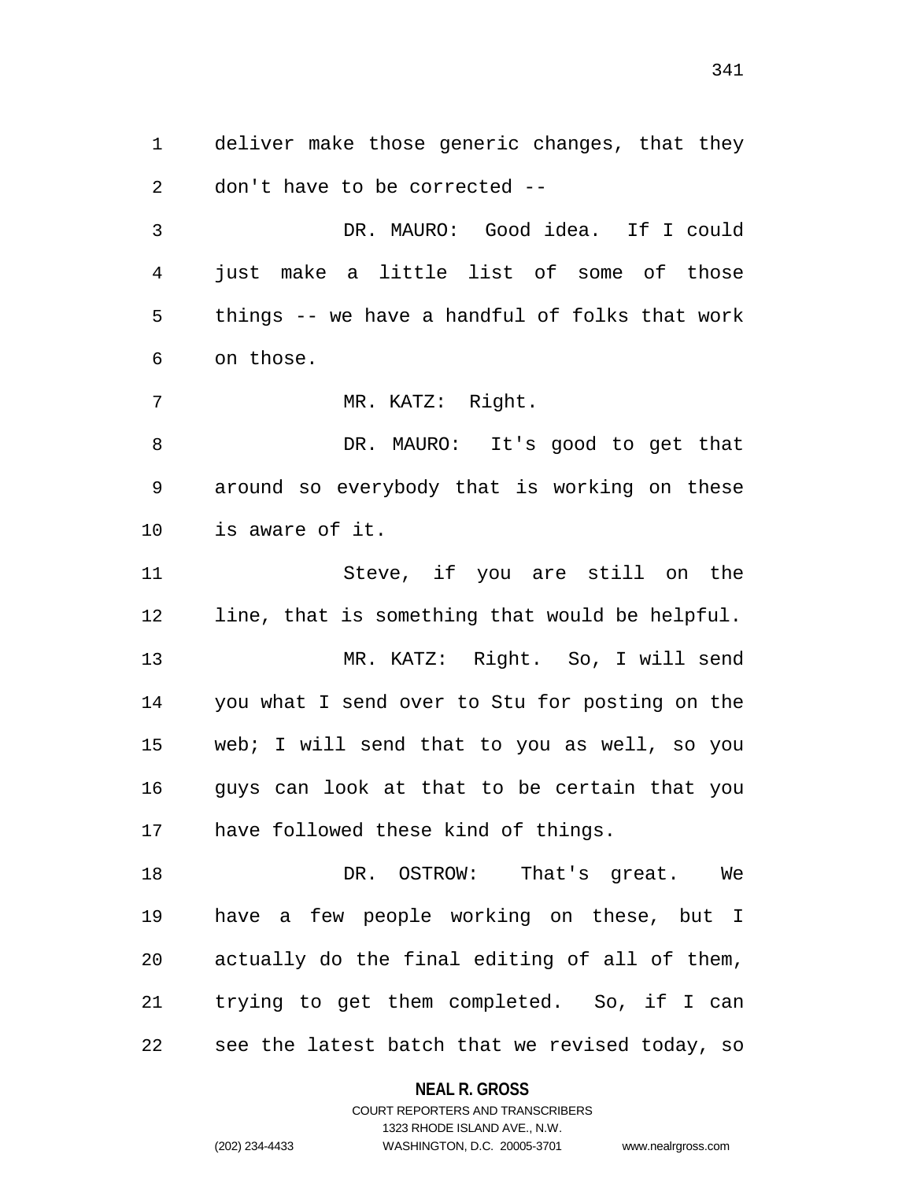deliver make those generic changes, that they don't have to be corrected --

DR. MAURO: Good idea. If I could just make a little list of some of those things -- we have a handful of folks that work on those.

MR. KATZ: Right.

DR. MAURO: It's good to get that around so everybody that is working on these is aware of it.

Steve, if you are still on the line, that is something that would be helpful.

MR. KATZ: Right. So, I will send you what I send over to Stu for posting on the web; I will send that to you as well, so you guys can look at that to be certain that you have followed these kind of things.

DR. OSTROW: That's great. We have a few people working on these, but I actually do the final editing of all of them, trying to get them completed. So, if I can see the latest batch that we revised today, so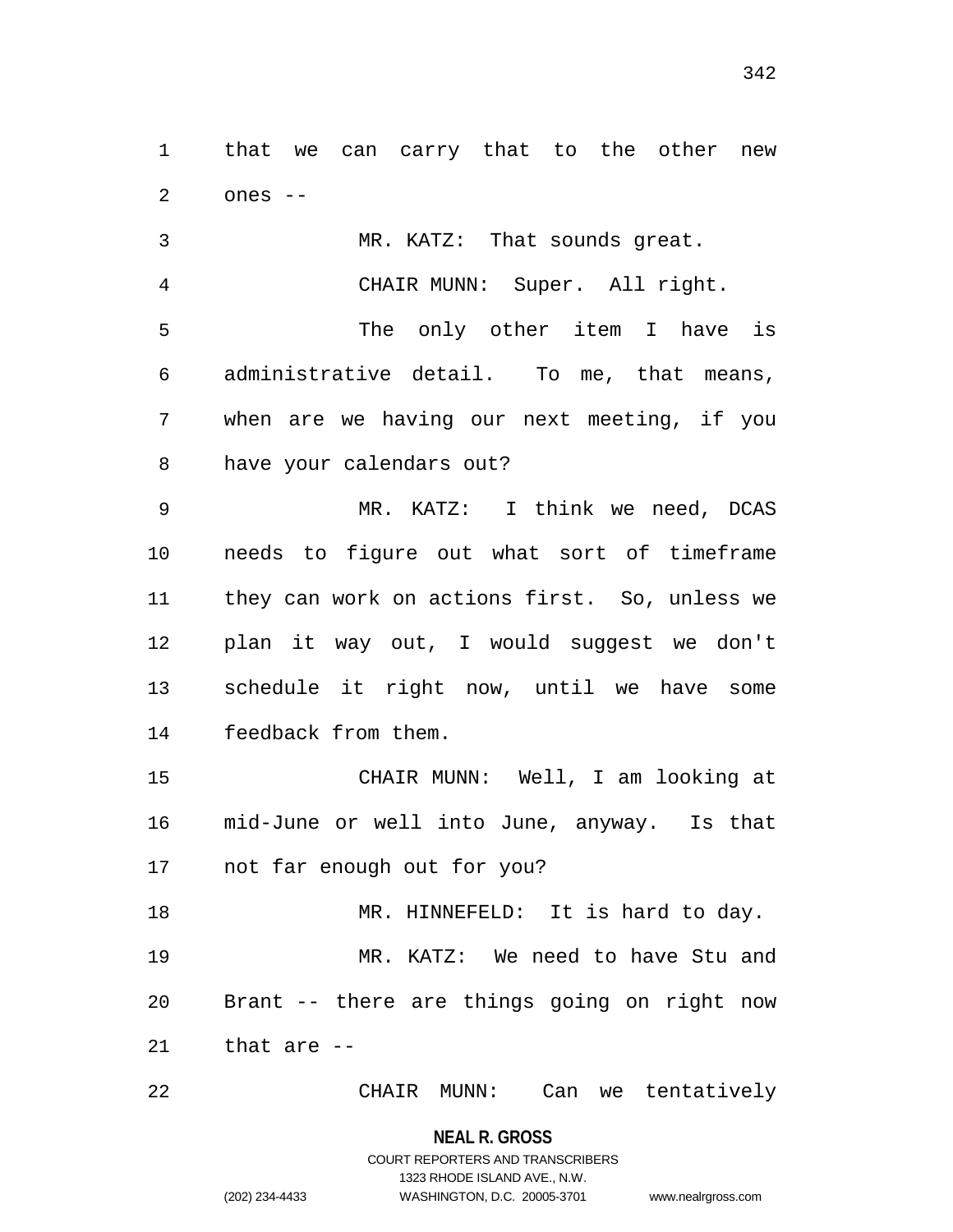that we can carry that to the other new ones --

MR. KATZ: That sounds great.

CHAIR MUNN: Super. All right.

The only other item I have is administrative detail. To me, that means, when are we having our next meeting, if you have your calendars out?

MR. KATZ: I think we need, DCAS needs to figure out what sort of timeframe they can work on actions first. So, unless we plan it way out, I would suggest we don't schedule it right now, until we have some feedback from them.

CHAIR MUNN: Well, I am looking at mid-June or well into June, anyway. Is that not far enough out for you?

MR. HINNEFELD: It is hard to day.

MR. KATZ: We need to have Stu and Brant -- there are things going on right now that are --

CHAIR MUNN: Can we tentatively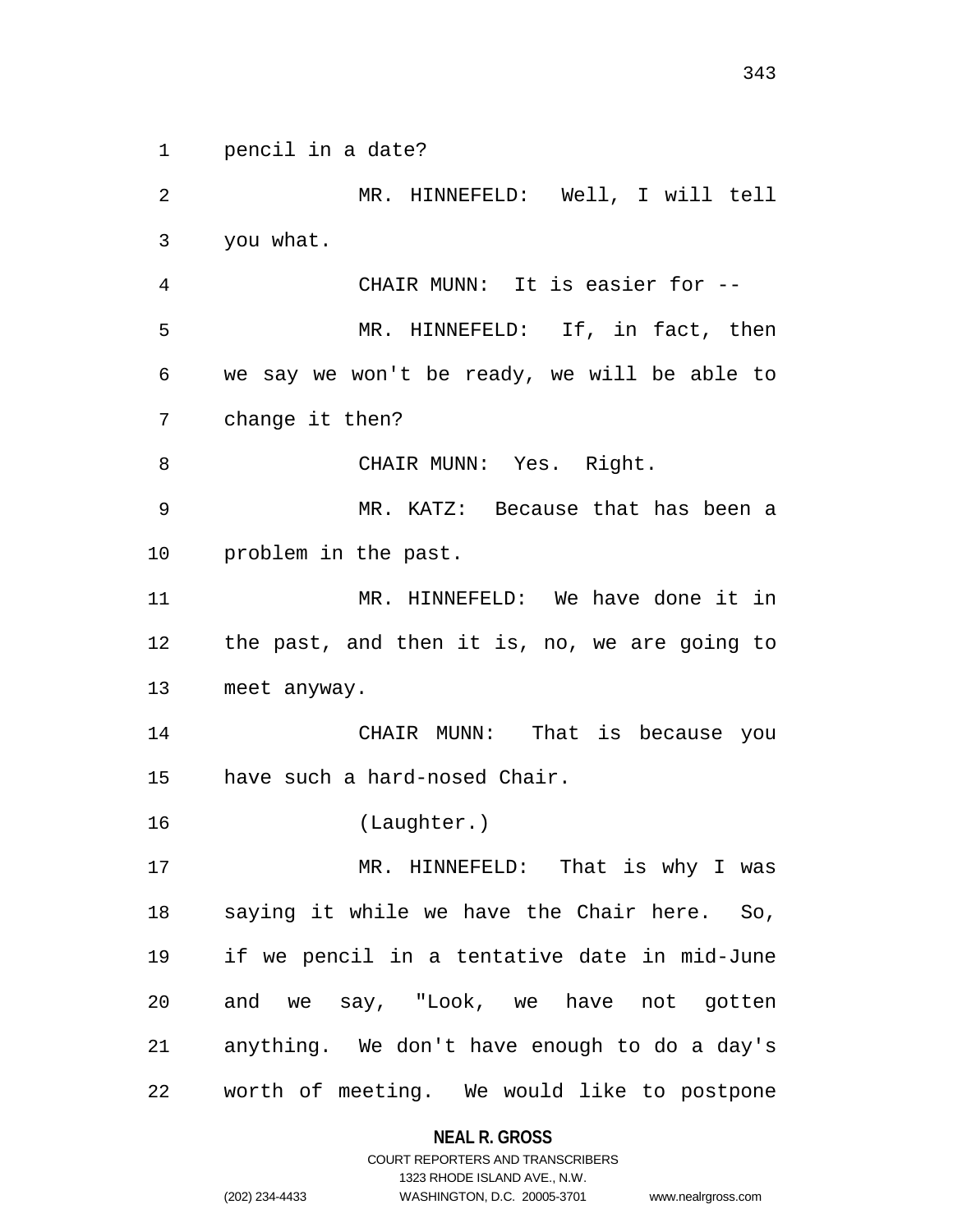pencil in a date?

MR. HINNEFELD: Well, I will tell you what.

CHAIR MUNN: It is easier for --

MR. HINNEFELD: If, in fact, then we say we won't be ready, we will be able to change it then?

CHAIR MUNN: Yes. Right.

MR. KATZ: Because that has been a problem in the past.

MR. HINNEFELD: We have done it in the past, and then it is, no, we are going to meet anyway.

CHAIR MUNN: That is because you have such a hard-nosed Chair.

(Laughter.)

MR. HINNEFELD: That is why I was saying it while we have the Chair here. So, if we pencil in a tentative date in mid-June and we say, "Look, we have not gotten anything. We don't have enough to do a day's worth of meeting. We would like to postpone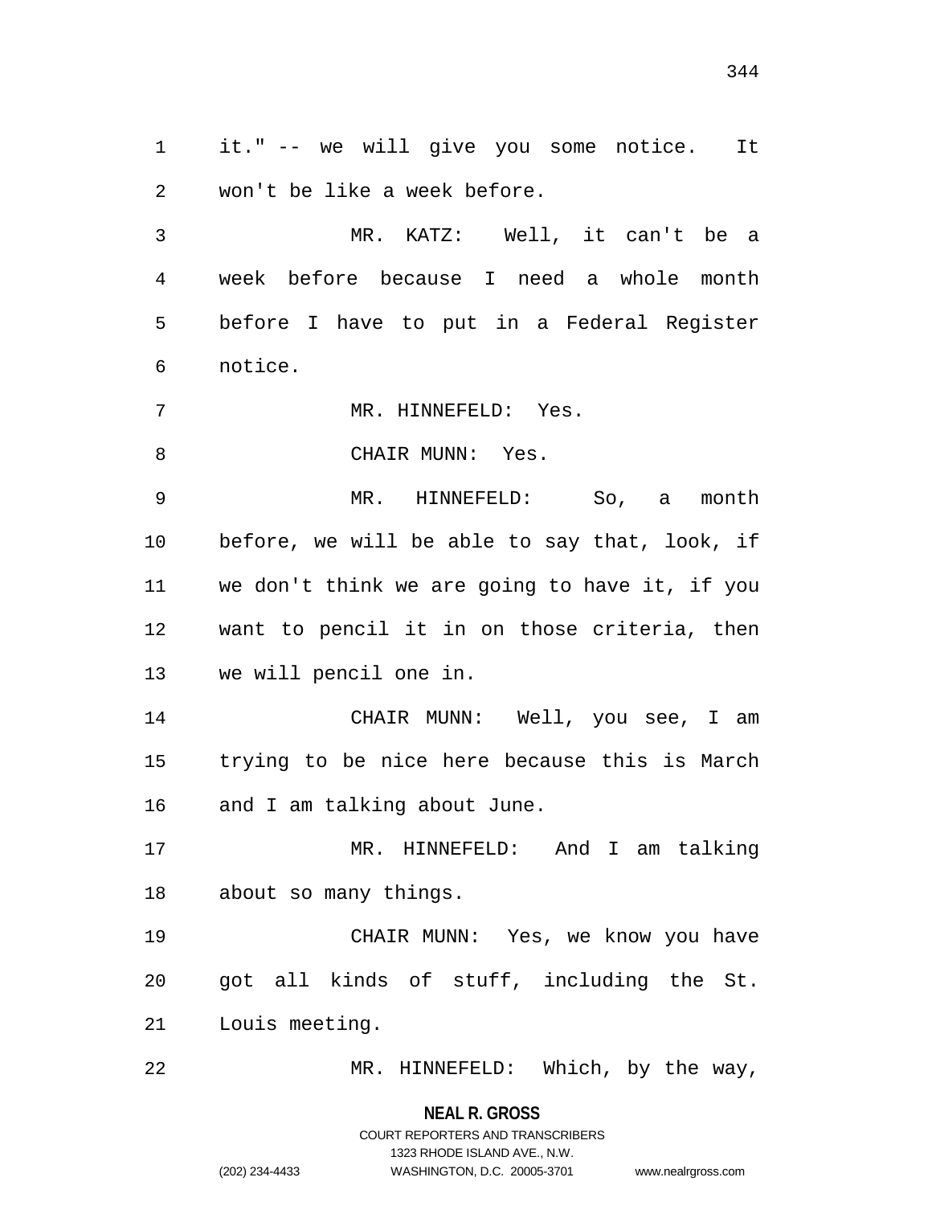it." -- we will give you some notice. It won't be like a week before.

MR. KATZ: Well, it can't be a week before because I need a whole month before I have to put in a Federal Register notice.

MR. HINNEFELD: Yes.

CHAIR MUNN: Yes.

MR. HINNEFELD: So, a month before, we will be able to say that, look, if we don't think we are going to have it, if you want to pencil it in on those criteria, then we will pencil one in.

CHAIR MUNN: Well, you see, I am trying to be nice here because this is March and I am talking about June.

MR. HINNEFELD: And I am talking about so many things.

CHAIR MUNN: Yes, we know you have got all kinds of stuff, including the St. Louis meeting.

MR. HINNEFELD: Which, by the way,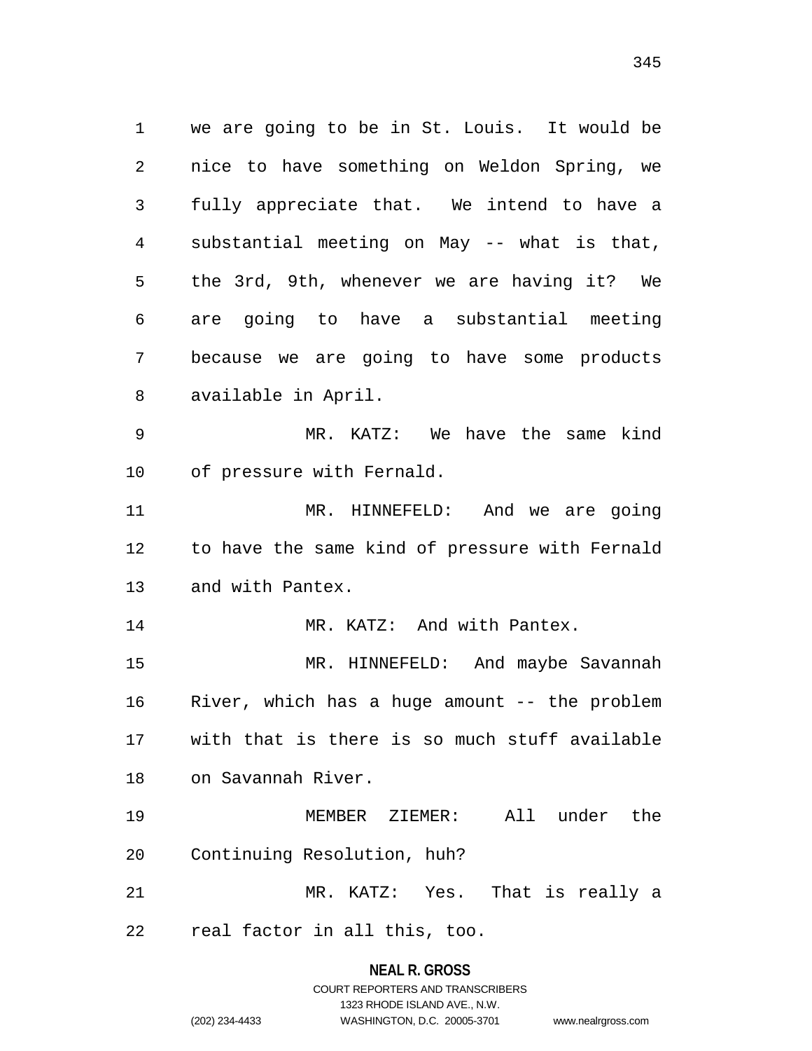we are going to be in St. Louis. It would be nice to have something on Weldon Spring, we fully appreciate that. We intend to have a substantial meeting on May -- what is that, the 3rd, 9th, whenever we are having it? We are going to have a substantial meeting because we are going to have some products available in April.

MR. KATZ: We have the same kind of pressure with Fernald.

MR. HINNEFELD: And we are going to have the same kind of pressure with Fernald and with Pantex.

MR. KATZ: And with Pantex.

MR. HINNEFELD: And maybe Savannah River, which has a huge amount -- the problem with that is there is so much stuff available on Savannah River.

MEMBER ZIEMER: All under the Continuing Resolution, huh?

MR. KATZ: Yes. That is really a real factor in all this, too.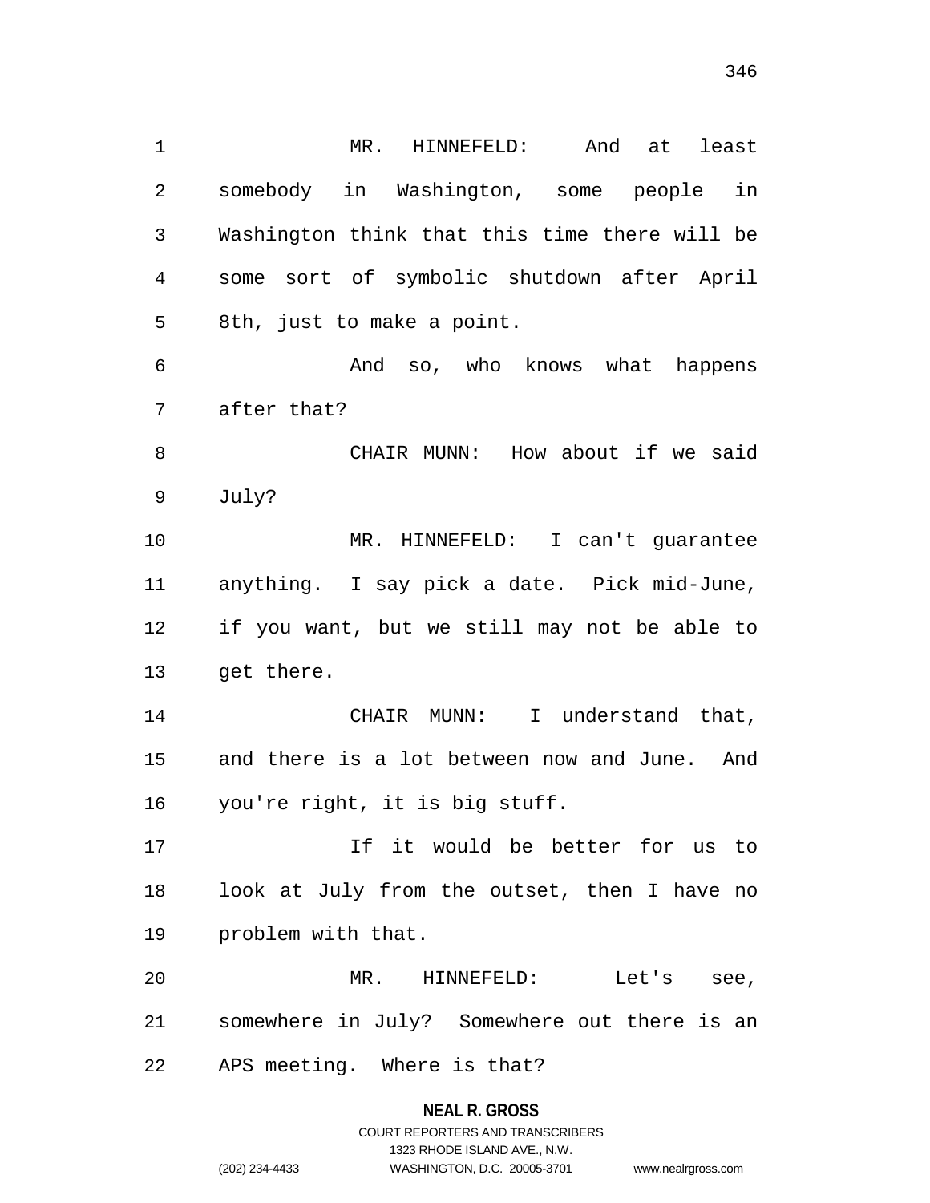MR. HINNEFELD: And at least somebody in Washington, some people in Washington think that this time there will be some sort of symbolic shutdown after April 8th, just to make a point.

And so, who knows what happens after that?

CHAIR MUNN: How about if we said July?

MR. HINNEFELD: I can't guarantee anything. I say pick a date. Pick mid-June, if you want, but we still may not be able to get there.

CHAIR MUNN: I understand that, and there is a lot between now and June. And you're right, it is big stuff.

If it would be better for us to look at July from the outset, then I have no problem with that.

MR. HINNEFELD: Let's see, somewhere in July? Somewhere out there is an APS meeting. Where is that?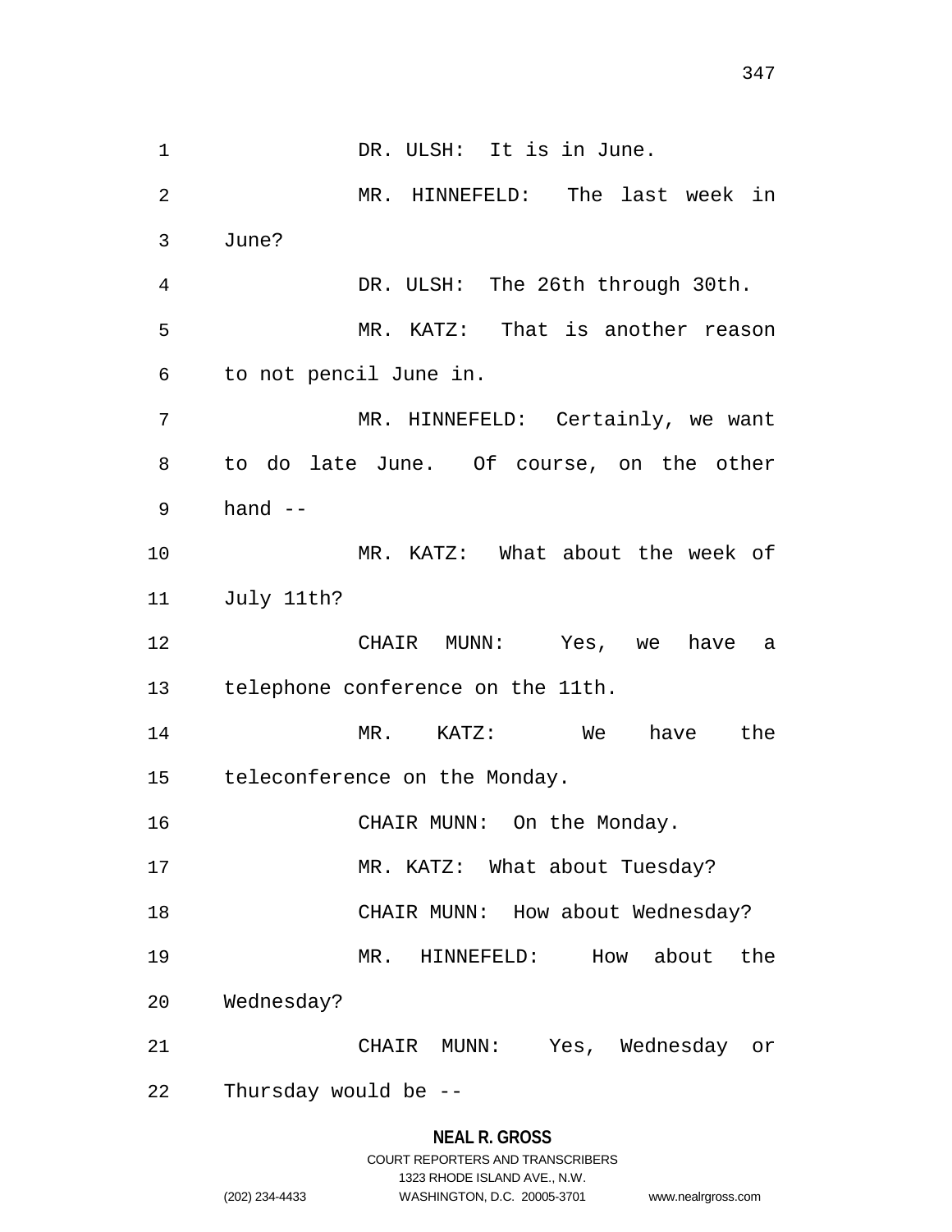DR. ULSH: It is in June.

MR. HINNEFELD: The last week in June?

DR. ULSH: The 26th through 30th.

MR. KATZ: That is another reason to not pencil June in.

MR. HINNEFELD: Certainly, we want to do late June. Of course, on the other hand --

MR. KATZ: What about the week of July 11th?

CHAIR MUNN: Yes, we have a telephone conference on the 11th.

MR. KATZ: We have the teleconference on the Monday.

CHAIR MUNN: On the Monday.

MR. KATZ: What about Tuesday?

CHAIR MUNN: How about Wednesday?

MR. HINNEFELD: How about the Wednesday?

CHAIR MUNN: Yes, Wednesday or Thursday would be --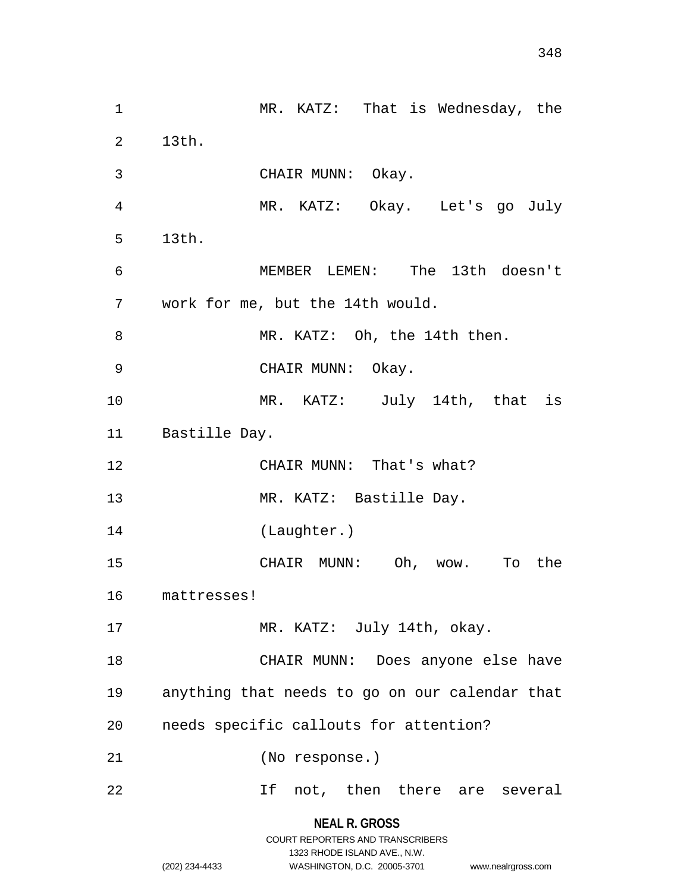MR. KATZ: That is Wednesday, the 13th.

CHAIR MUNN: Okay.

MR. KATZ: Okay. Let's go July 13th.

MEMBER LEMEN: The 13th doesn't work for me, but the 14th would.

MR. KATZ: Oh, the 14th then.

CHAIR MUNN: Okay.

MR. KATZ: July 14th, that is Bastille Day.

CHAIR MUNN: That's what?

MR. KATZ: Bastille Day.

(Laughter.)

CHAIR MUNN: Oh, wow. To the mattresses!

MR. KATZ: July 14th, okay.

CHAIR MUNN: Does anyone else have anything that needs to go on our calendar that needs specific callouts for attention?

(No response.)

If not, then there are several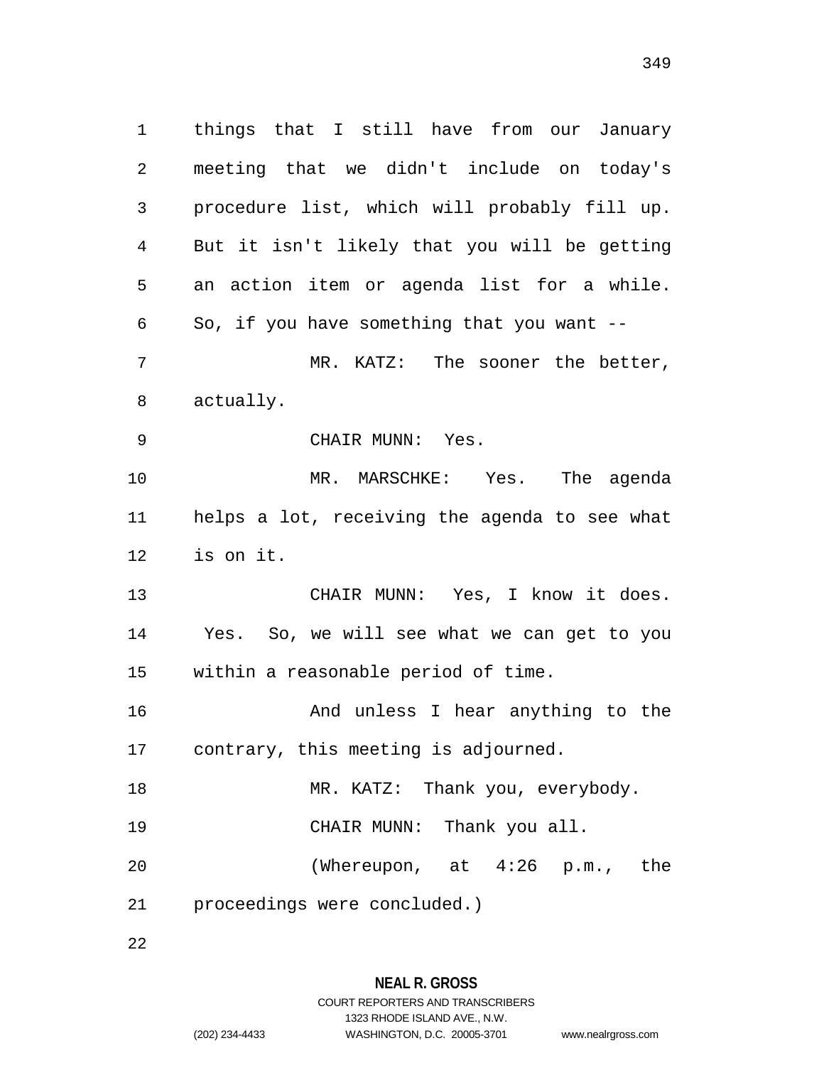things that I still have from our January meeting that we didn't include on today's procedure list, which will probably fill up. But it isn't likely that you will be getting an action item or agenda list for a while. So, if you have something that you want --

MR. KATZ: The sooner the better, actually.

CHAIR MUNN: Yes.

MR. MARSCHKE: Yes. The agenda helps a lot, receiving the agenda to see what is on it.

CHAIR MUNN: Yes, I know it does. Yes. So, we will see what we can get to you within a reasonable period of time.

And unless I hear anything to the contrary, this meeting is adjourned.

MR. KATZ: Thank you, everybody.

CHAIR MUNN: Thank you all.

(Whereupon, at 4:26 p.m., the proceedings were concluded.)